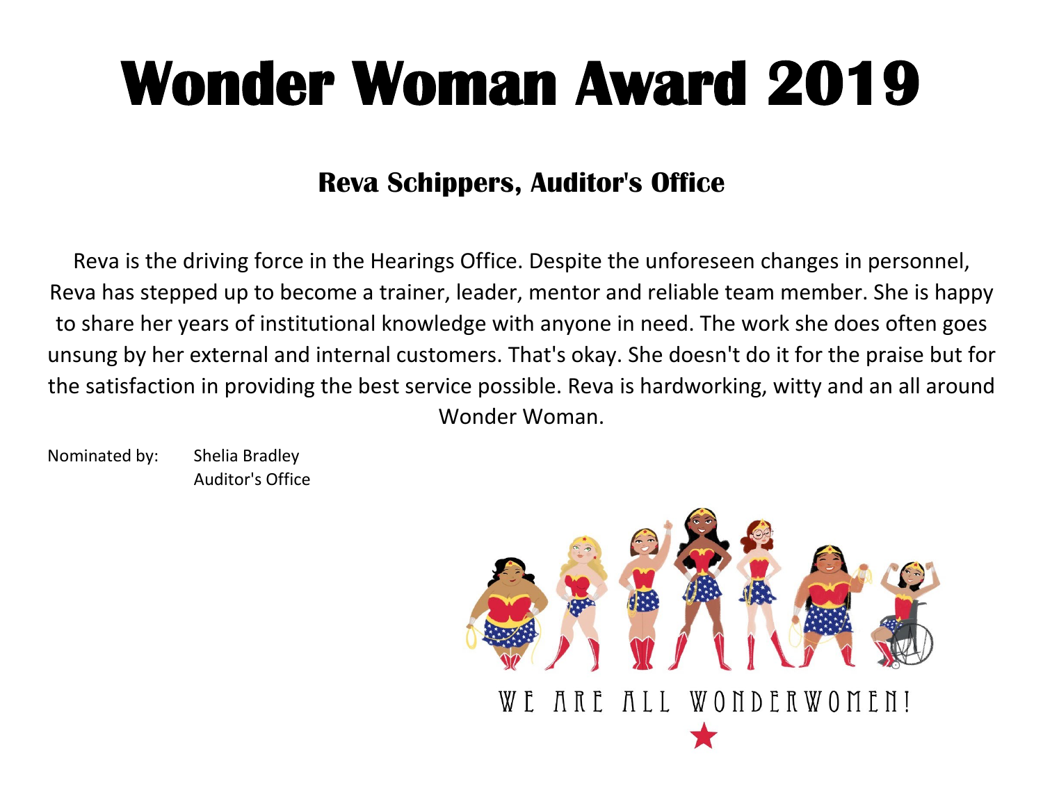# Wonder Woman Award 2019

## Reva Schippers, Auditor's Office

Reva is the driving force in the Hearings Office. Despite the unforeseen changes in personnel, Reva has stepped up to become a trainer, leader, mentor and reliable team member. She is happy to share her years of institutional knowledge with anyone in need. The work she does often goes unsung by her external and internal customers. That's okay. She doesn't do it for the praise but for the satisfaction in providing the best service possible. Reva is hardworking, witty and an all around Wonder Woman.

Nominated by: Shelia Bradley
Auditor's Office

WE ARE ALL WONDERWOMEN!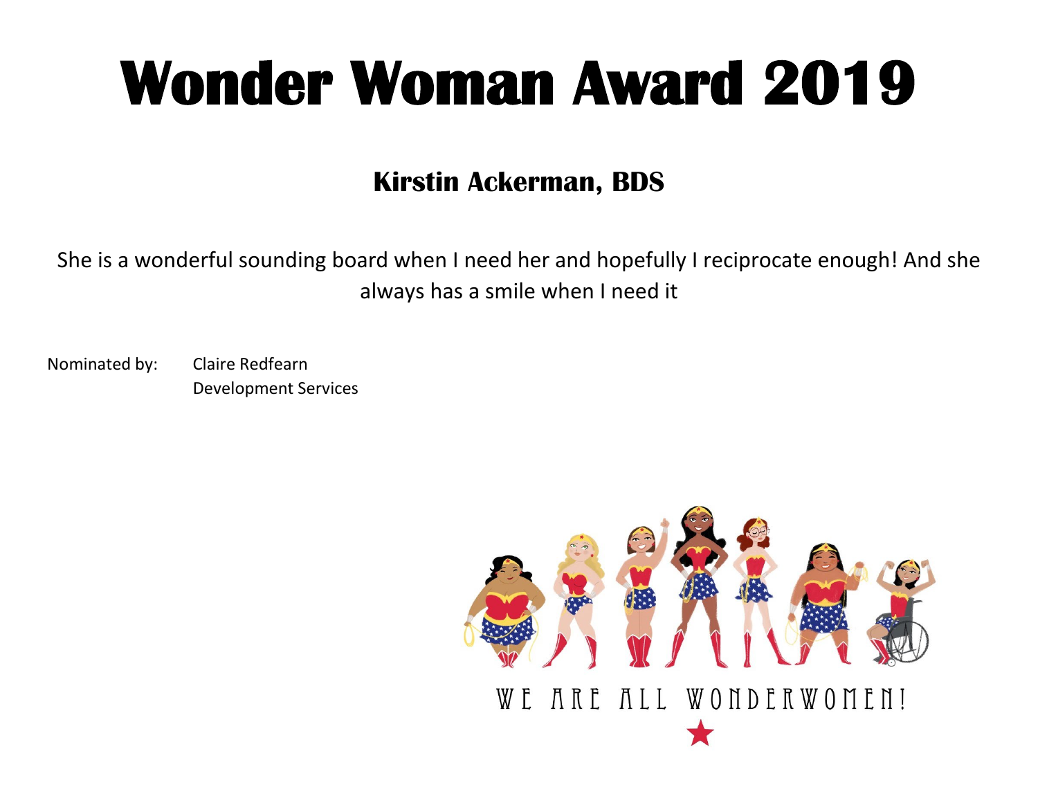# Wonder Woman Award 2019

**Kirstin Ackerman, BDS**

She is a wonderful sounding board when I need her and hopefully I reciprocate enough! And she always has a smile when I need it

Nominated by: Claire Redfearn
Development Services

WE ARE ALL WONDERWOMEN!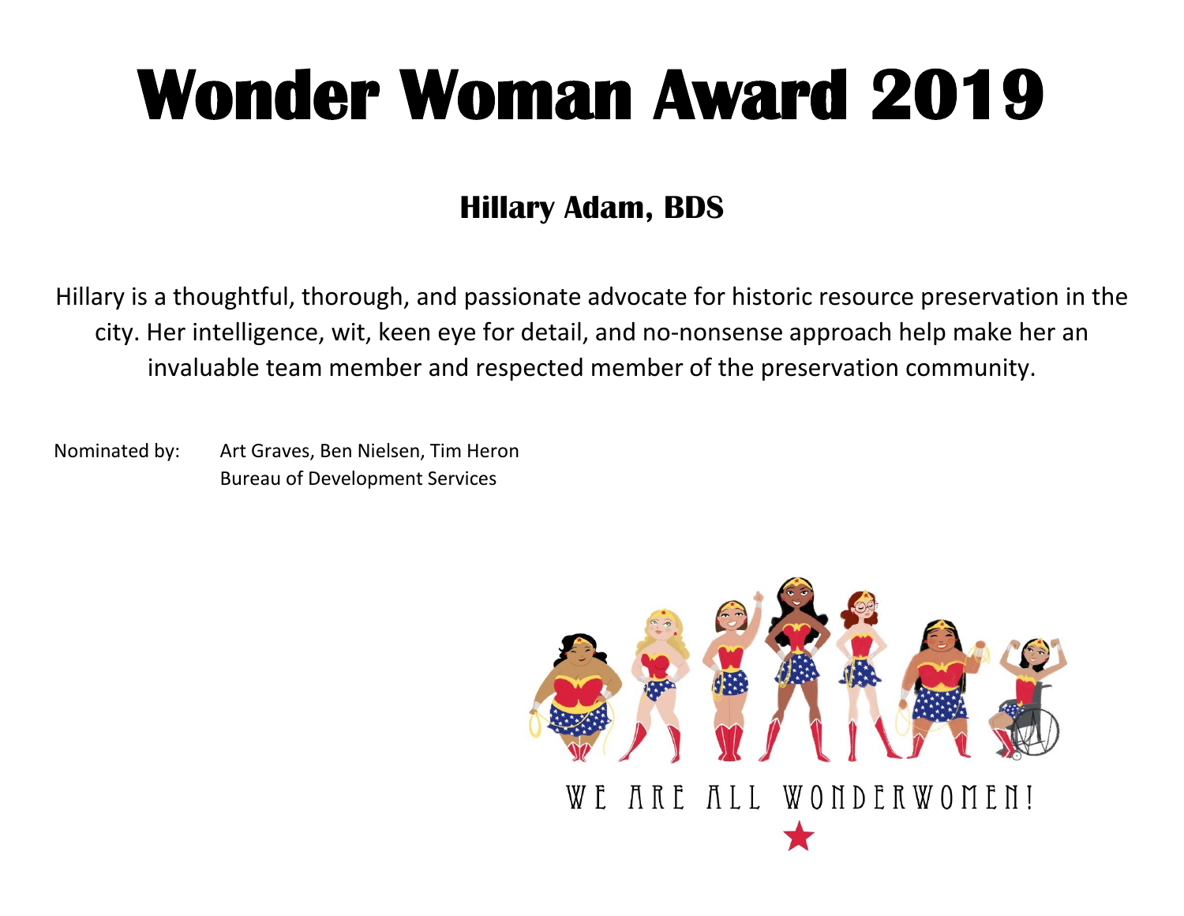# Wonder Woman Award 2019

## Hillary Adam, BDS

Hillary is a thoughtful, thorough, and passionate advocate for historic resource preservation in the city. Her intelligence, wit, keen eye for detail, and no-nonsense approach help make her an invaluable team member and respected member of the preservation community.

Nominated by: Art Graves, Ben Nielsen, Tim Heron
Bureau of Development Services

WE ARE ALL WONDERWOMEN!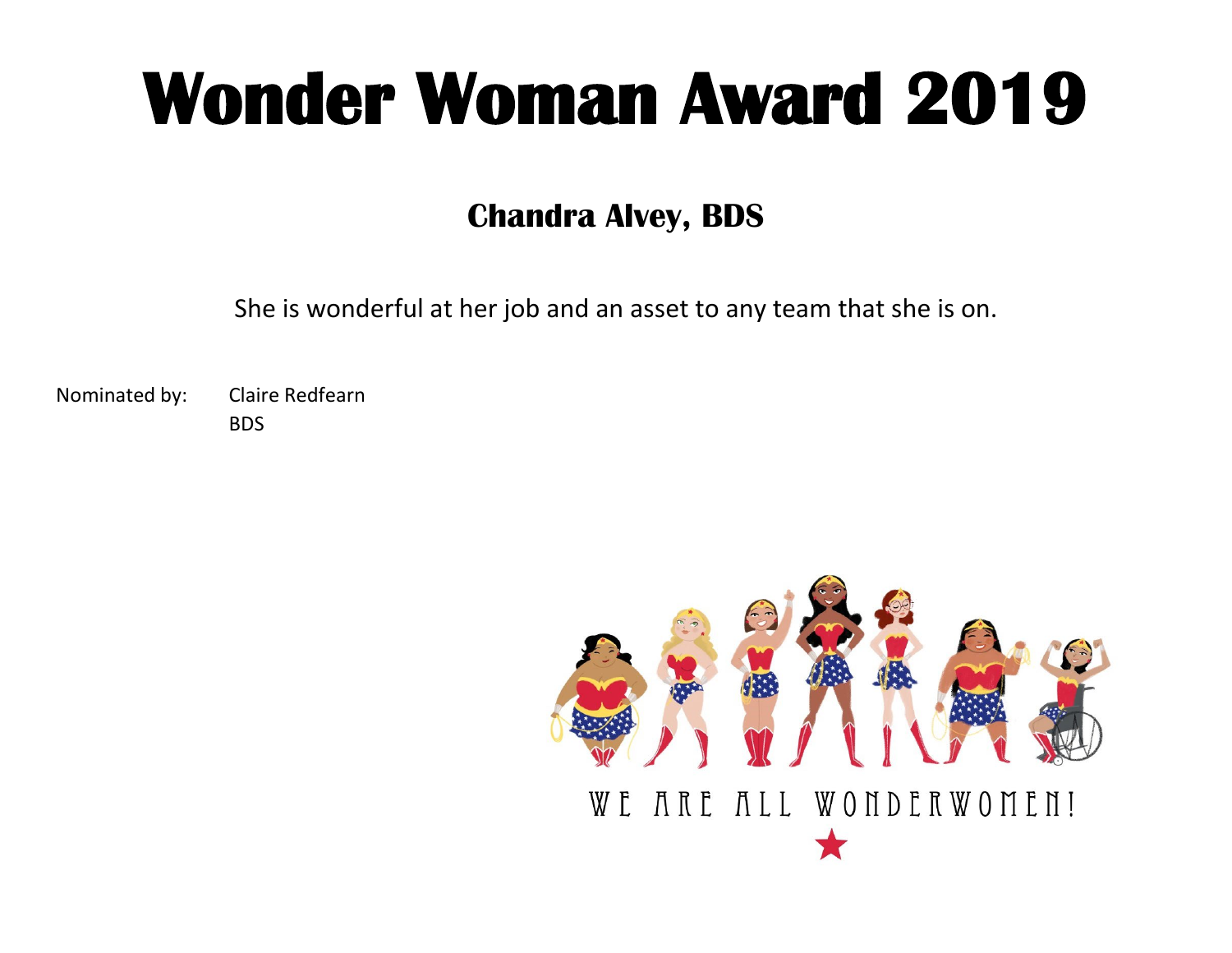# Wonder Woman Award 2019

## Chandra Alvey, BDS

She is wonderful at her job and an asset to any team that she is on.

Nominated by: Claire Redfearn
BDS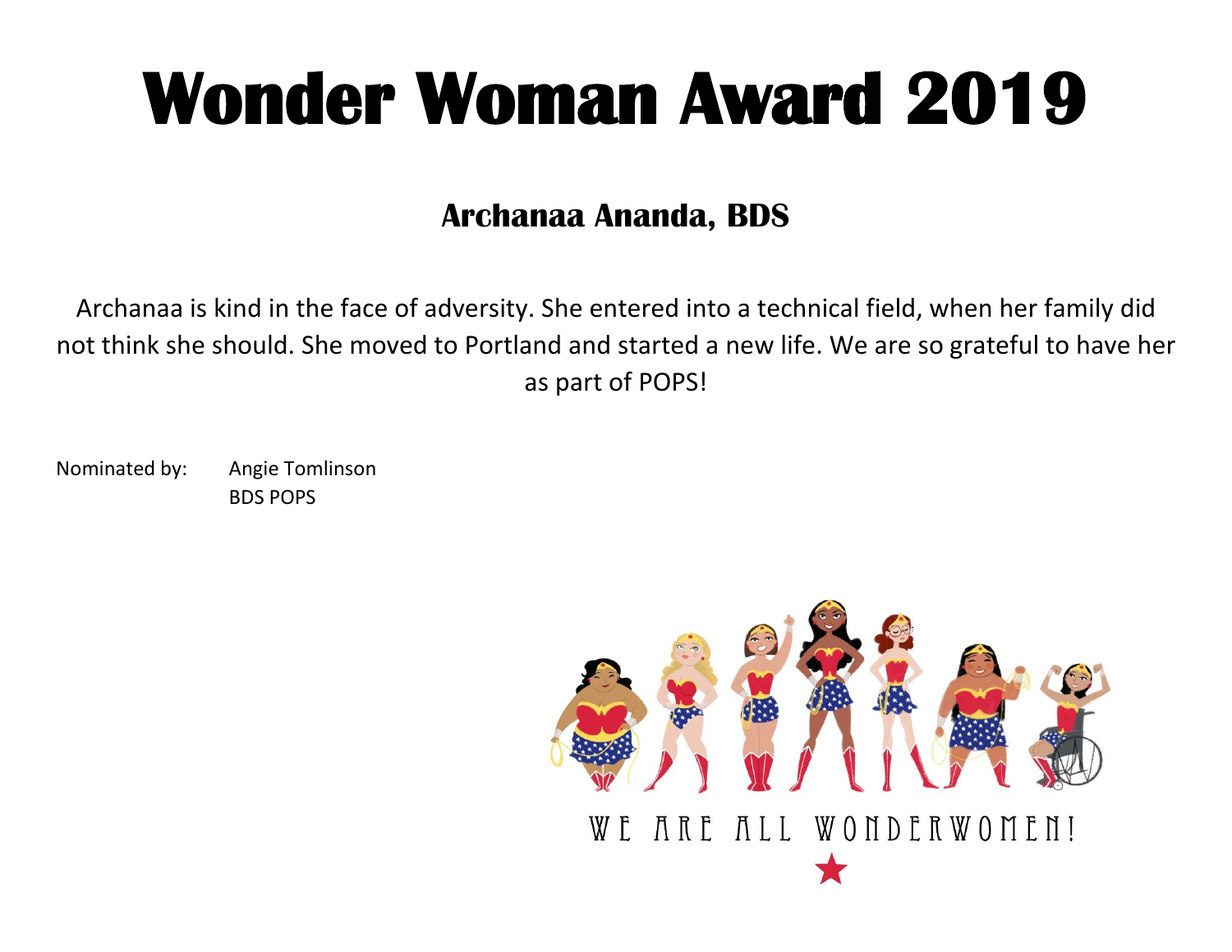# Wonder Woman Award 2019

## Archanaa Ananda, BDS

Archanaa is kind in the face of adversity. She entered into a technical field, when her family did not think she should. She moved to Portland and started a new life. We are so grateful to have her as part of POPS!

Nominated by: Angie Tomlinson
BDS POPS

WE ARE ALL WONDERWOMEN!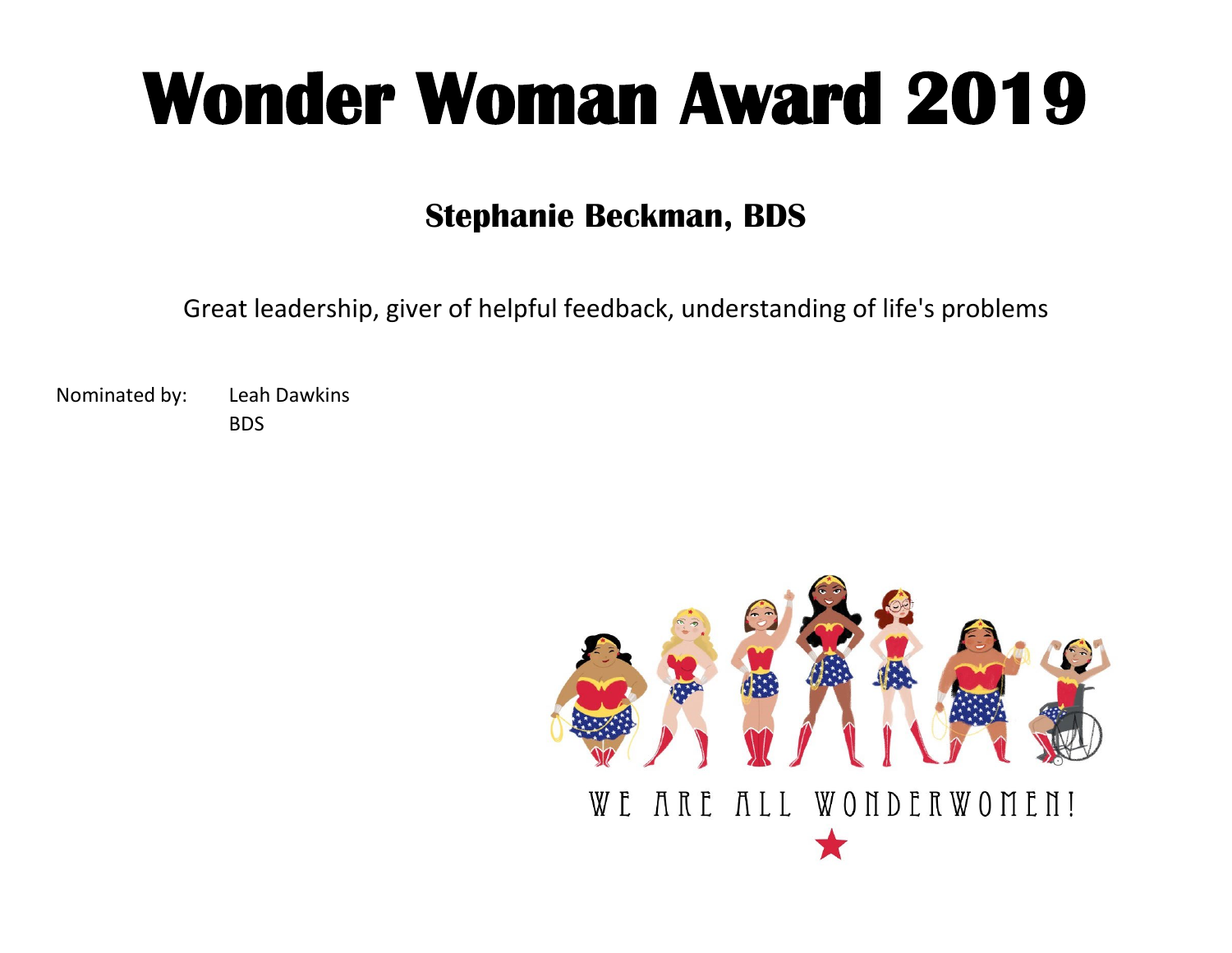# Wonder Woman Award 2019

**Stephanie Beckman, BDS**

Great leadership, giver of helpful feedback, understanding of life's problems

Nominated by: Leah Dawkins
BDS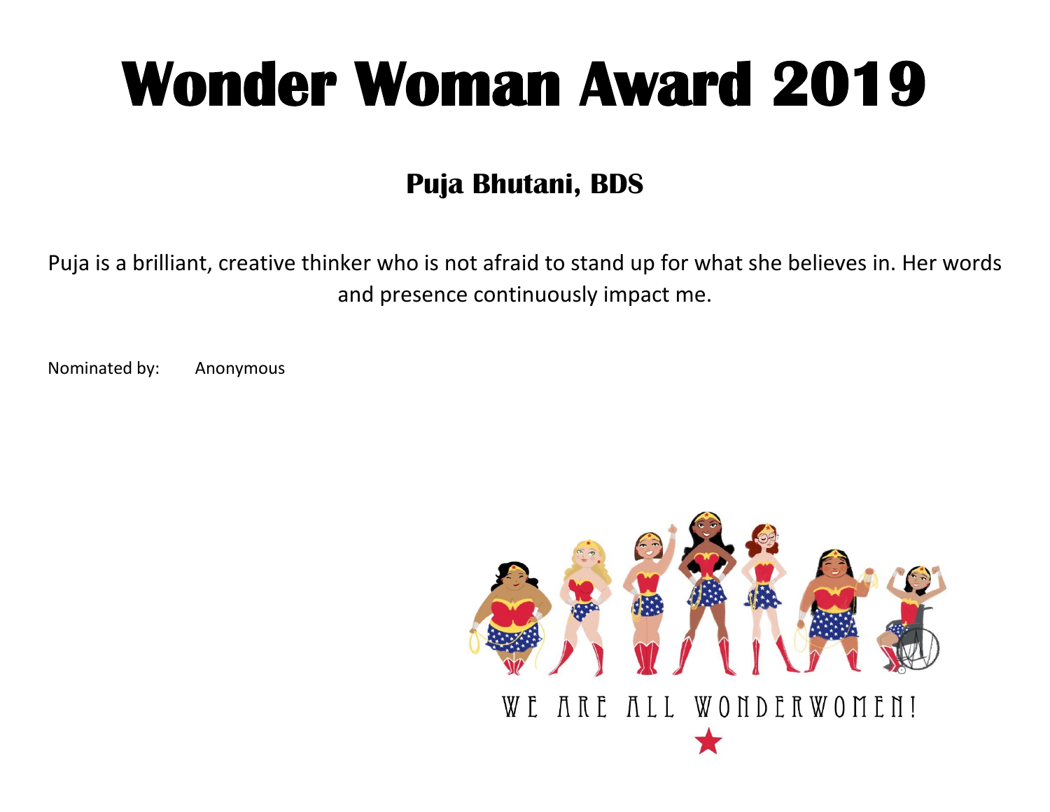# Wonder Woman Award 2019

## Puja Bhutani, BDS

Puja is a brilliant, creative thinker who is not afraid to stand up for what she believes in. Her words and presence continuously impact me.

Nominated by: Anonymous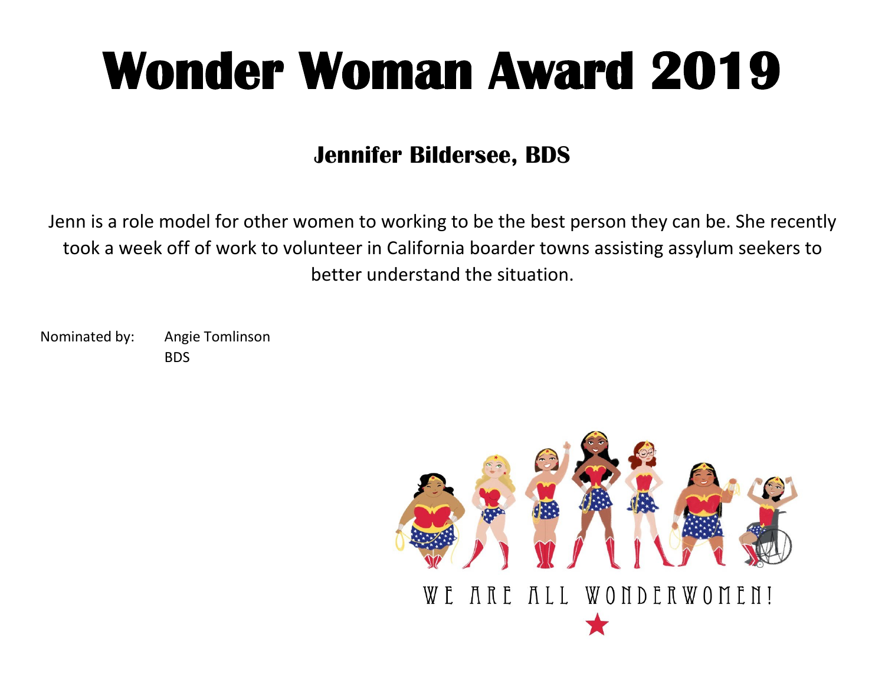# Wonder Woman Award 2019

## Jennifer Bildersee, BDS

Jenn is a role model for other women to working to be the best person they can be. She recently took a week off of work to volunteer in California boarder towns assisting assylum seekers to better understand the situation.

Nominated by: Angie Tomlinson
BDS

WE ARE ALL WONDERWOMEN!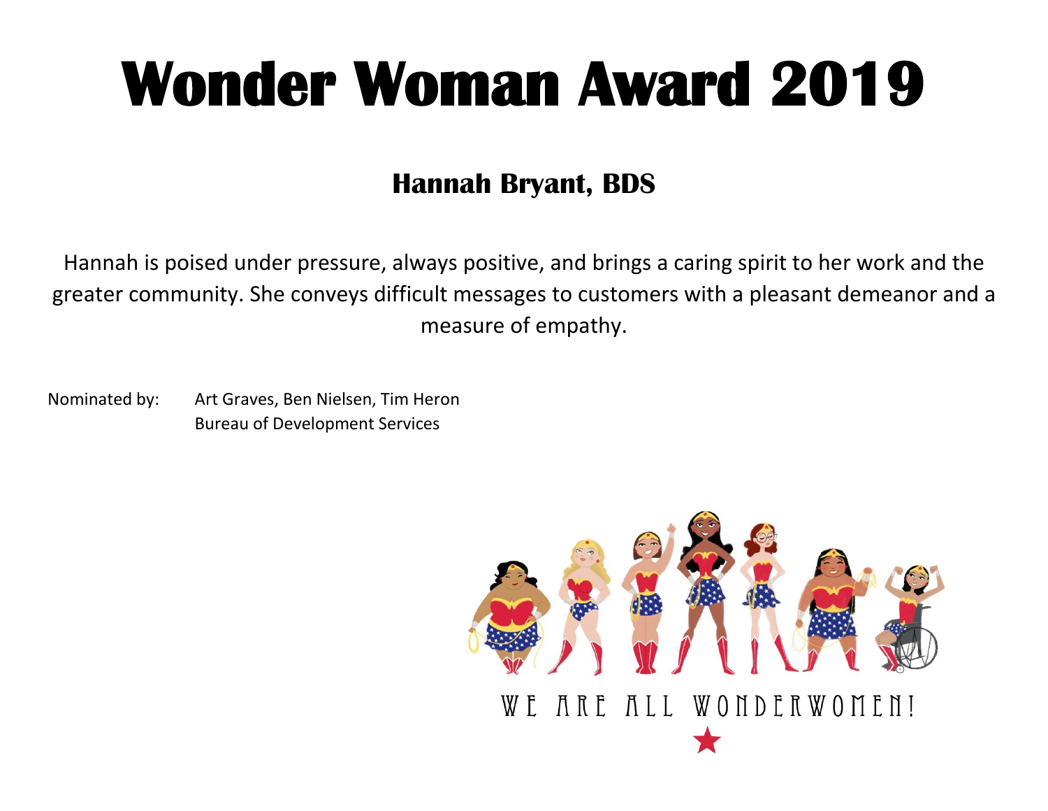# Wonder Woman Award 2019

## Hannah Bryant, BDS

Hannah is poised under pressure, always positive, and brings a caring spirit to her work and the greater community. She conveys difficult messages to customers with a pleasant demeanor and a measure of empathy.

Nominated by: Art Graves, Ben Nielsen, Tim Heron
Bureau of Development Services

WE ARE ALL WONDERWOMEN!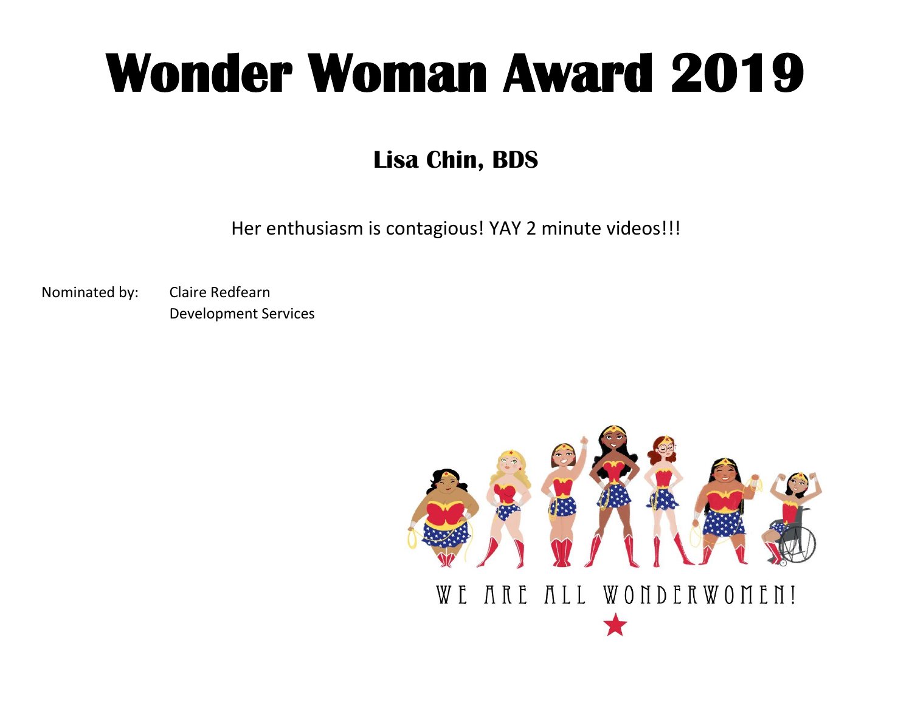# Wonder Woman Award 2019

## Lisa Chin, BDS

Her enthusiasm is contagious! YAY 2 minute videos!!!

Nominated by: Claire Redfearn
Development Services

WE ARE ALL WONDERWOMEN!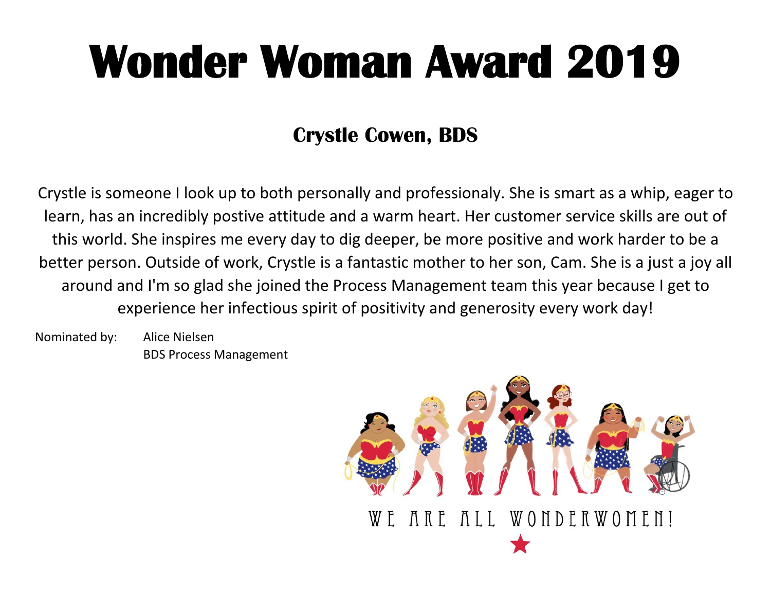# Wonder Woman Award 2019

## Crystle Cowen, BDS

Crystle is someone I look up to both personally and professionaly. She is smart as a whip, eager to learn, has an incredibly postive attitude and a warm heart. Her customer service skills are out of this world. She inspires me every day to dig deeper, be more positive and work harder to be a better person. Outside of work, Crystle is a fantastic mother to her son, Cam. She is a just a joy all around and I'm so glad she joined the Process Management team this year because I get to experience her infectious spirit of positivity and generosity every work day!

Nominated by: Alice Nielsen
BDS Process Management

WE ARE ALL WONDERWOMEN!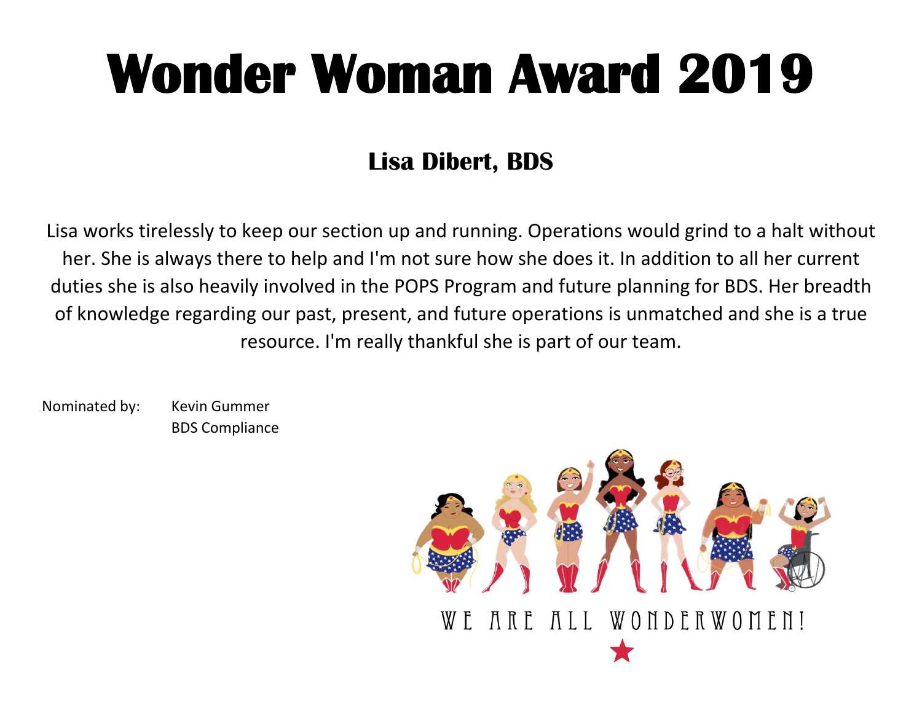# Wonder Woman Award 2019

## Lisa Dibert, BDS

Lisa works tirelessly to keep our section up and running. Operations would grind to a halt without her. She is always there to help and I'm not sure how she does it. In addition to all her current duties she is also heavily involved in the POPS Program and future planning for BDS. Her breadth of knowledge regarding our past, present, and future operations is unmatched and she is a true resource. I'm really thankful she is part of our team.

Nominated by: Kevin Gummer
BDS Compliance

WE ARE ALL WONDERWOMEN!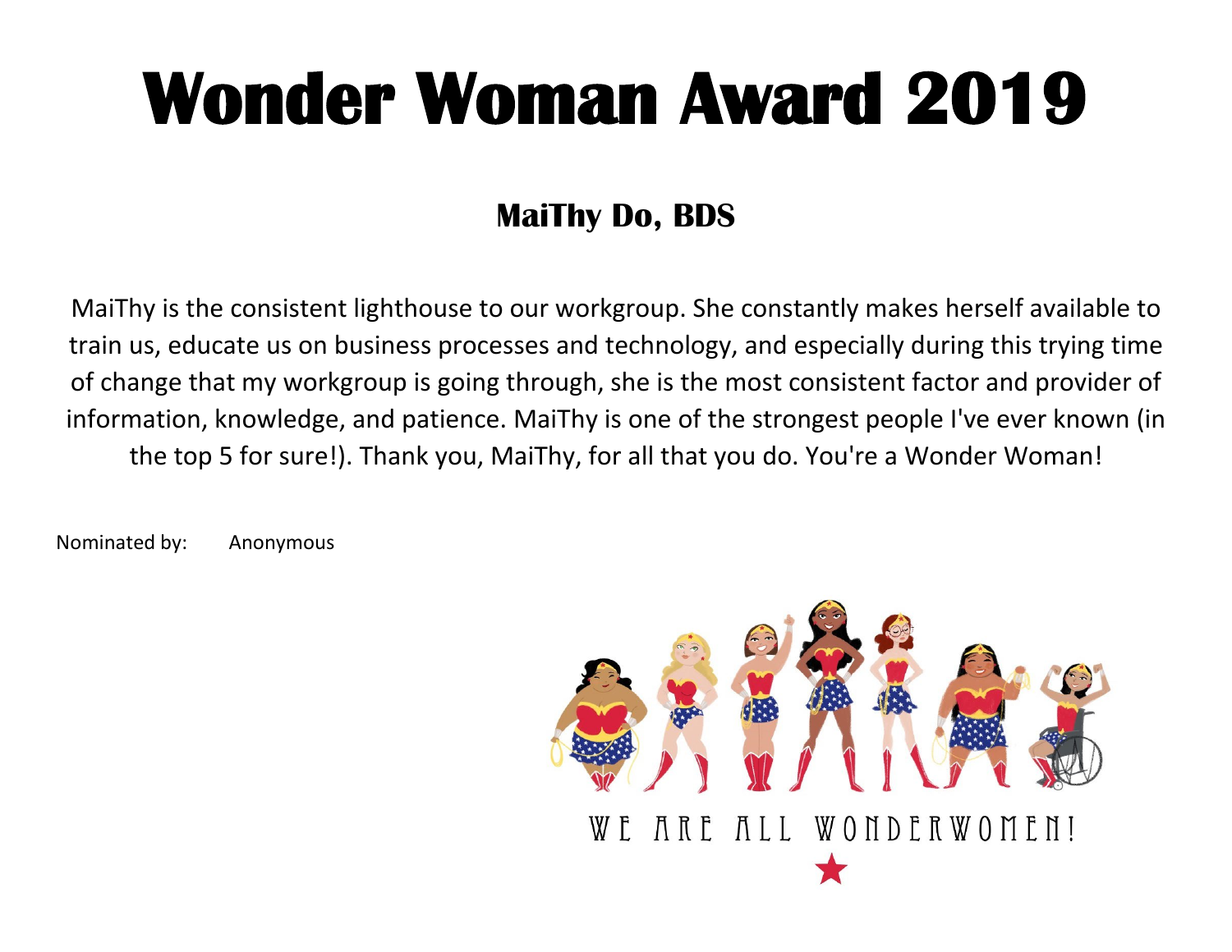# Wonder Woman Award 2019

**MaiThy Do, BDS**

MaiThy is the consistent lighthouse to our workgroup. She constantly makes herself available to train us, educate us on business processes and technology, and especially during this trying time of change that my workgroup is going through, she is the most consistent factor and provider of information, knowledge, and patience. MaiThy is one of the strongest people I've ever known (in the top 5 for sure!). Thank you, MaiThy, for all that you do. You're a Wonder Woman!

Nominated by: Anonymous

WE ARE ALL WONDERWOMEN!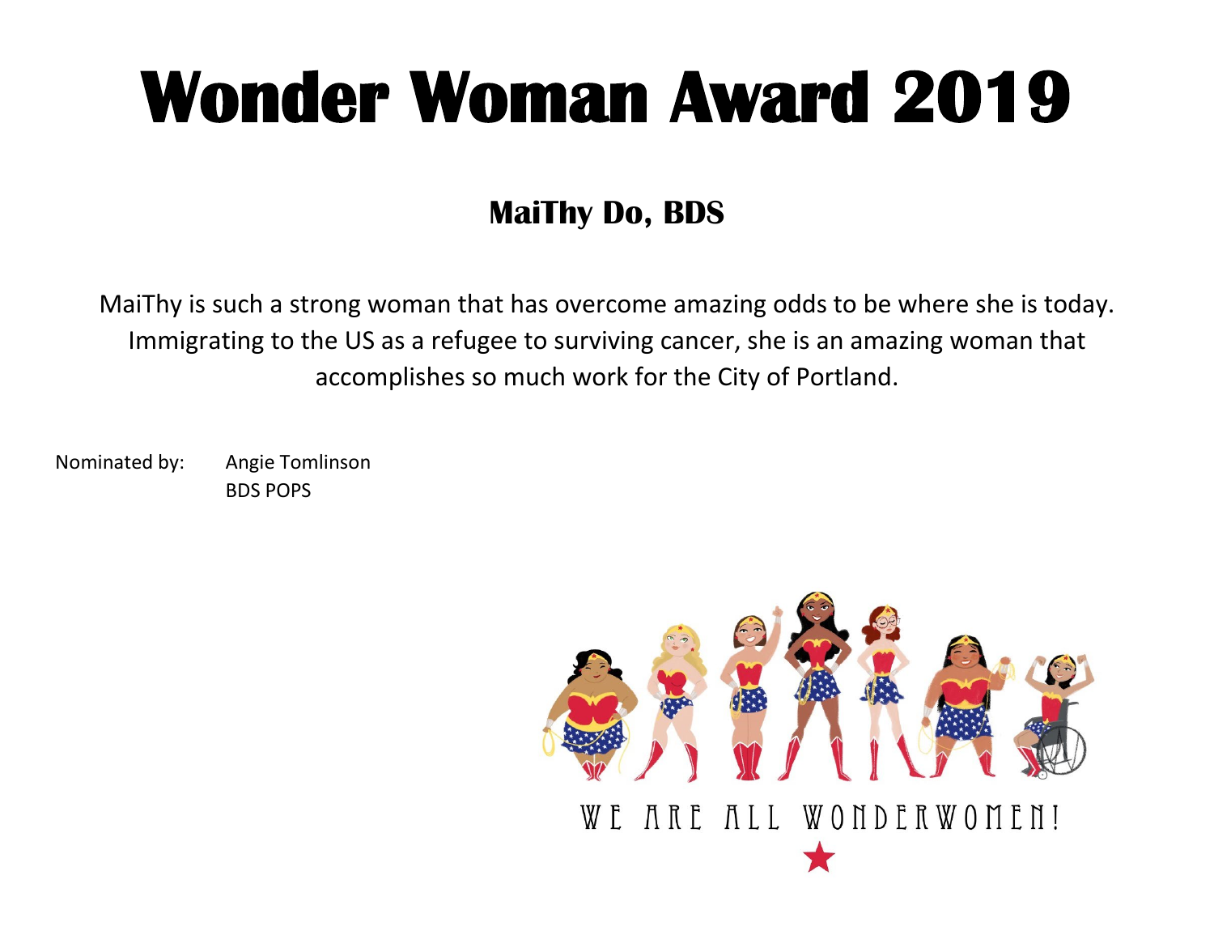# Wonder Woman Award 2019

## MaiThy Do, BDS

MaiThy is such a strong woman that has overcome amazing odds to be where she is today. Immigrating to the US as a refugee to surviving cancer, she is an amazing woman that accomplishes so much work for the City of Portland.

Nominated by: Angie Tomlinson
BDS POPS

WE ARE ALL WONDERWOMEN!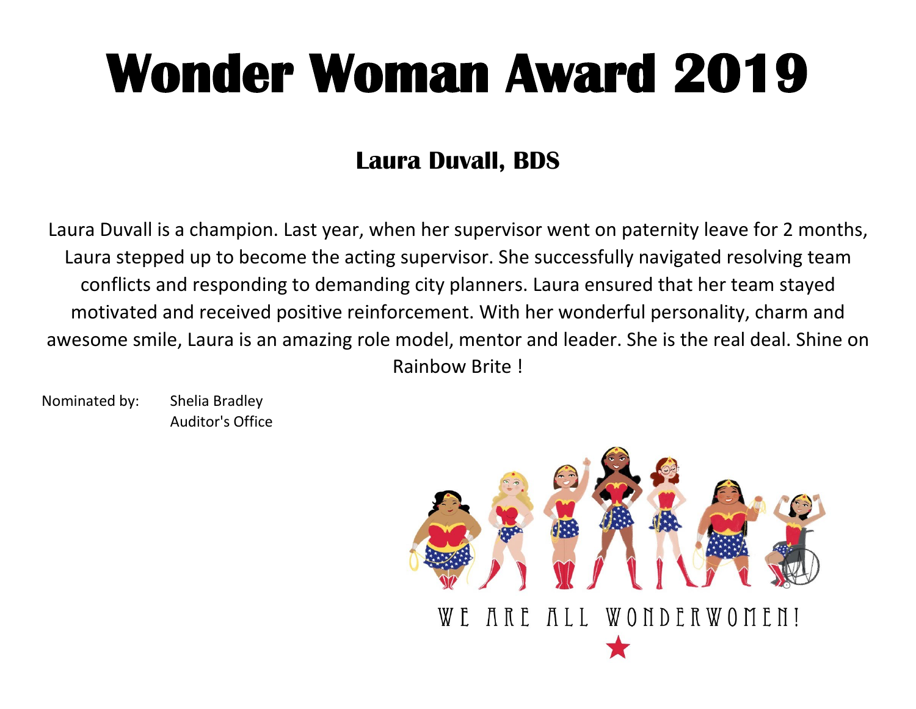# Wonder Woman Award 2019

## Laura Duvall, BDS

Laura Duvall is a champion. Last year, when her supervisor went on paternity leave for 2 months, Laura stepped up to become the acting supervisor. She successfully navigated resolving team conflicts and responding to demanding city planners. Laura ensured that her team stayed motivated and received positive reinforcement. With her wonderful personality, charm and awesome smile, Laura is an amazing role model, mentor and leader. She is the real deal. Shine on Rainbow Brite !

Nominated by: Shelia Bradley
Auditor's Office

WE ARE ALL WONDERWOMEN!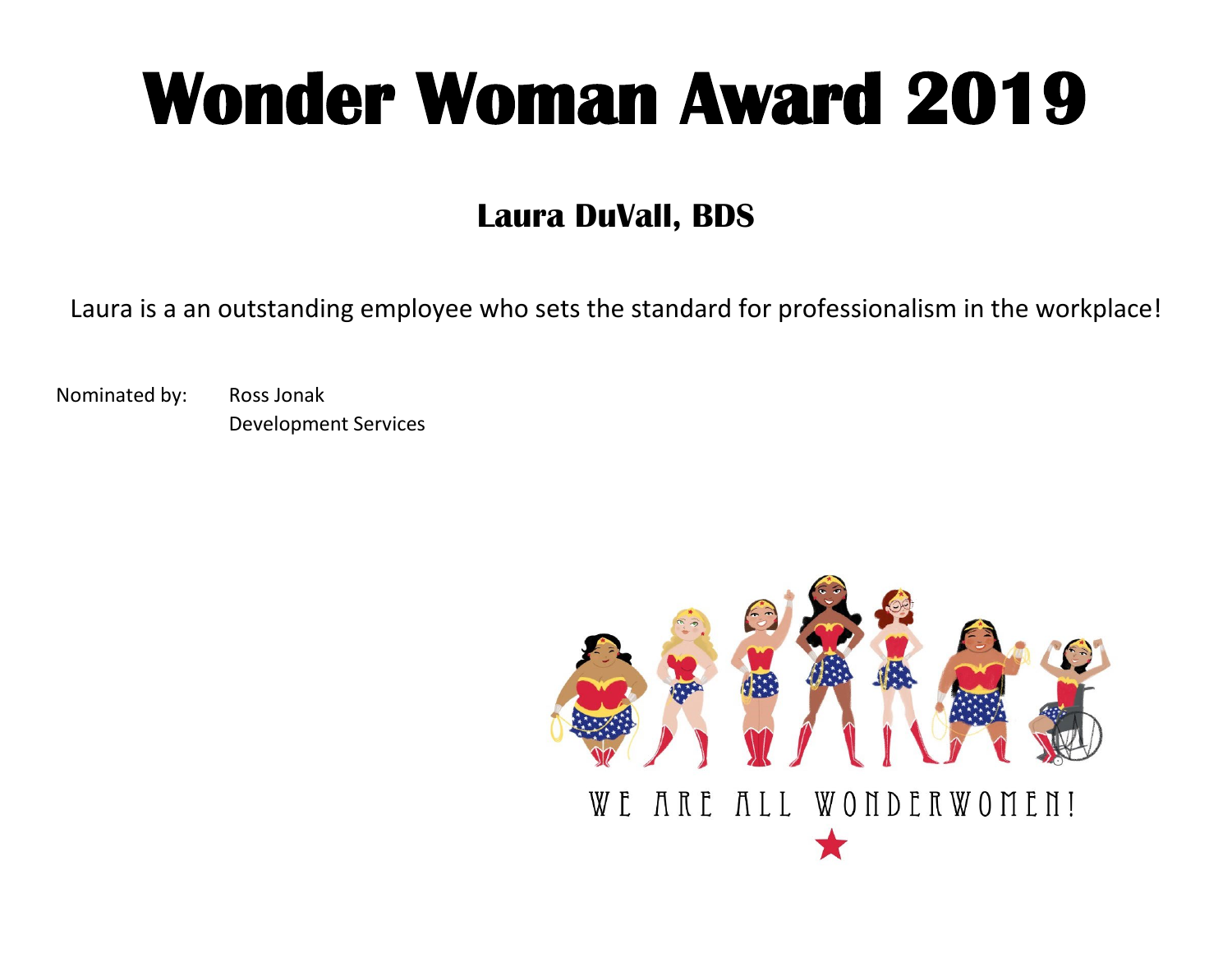# Wonder Woman Award 2019

## Laura DuVall, BDS

Laura is a an outstanding employee who sets the standard for professionalism in the workplace!

Nominated by: Ross Jonak
Development Services

WE ARE ALL WONDERWOMEN!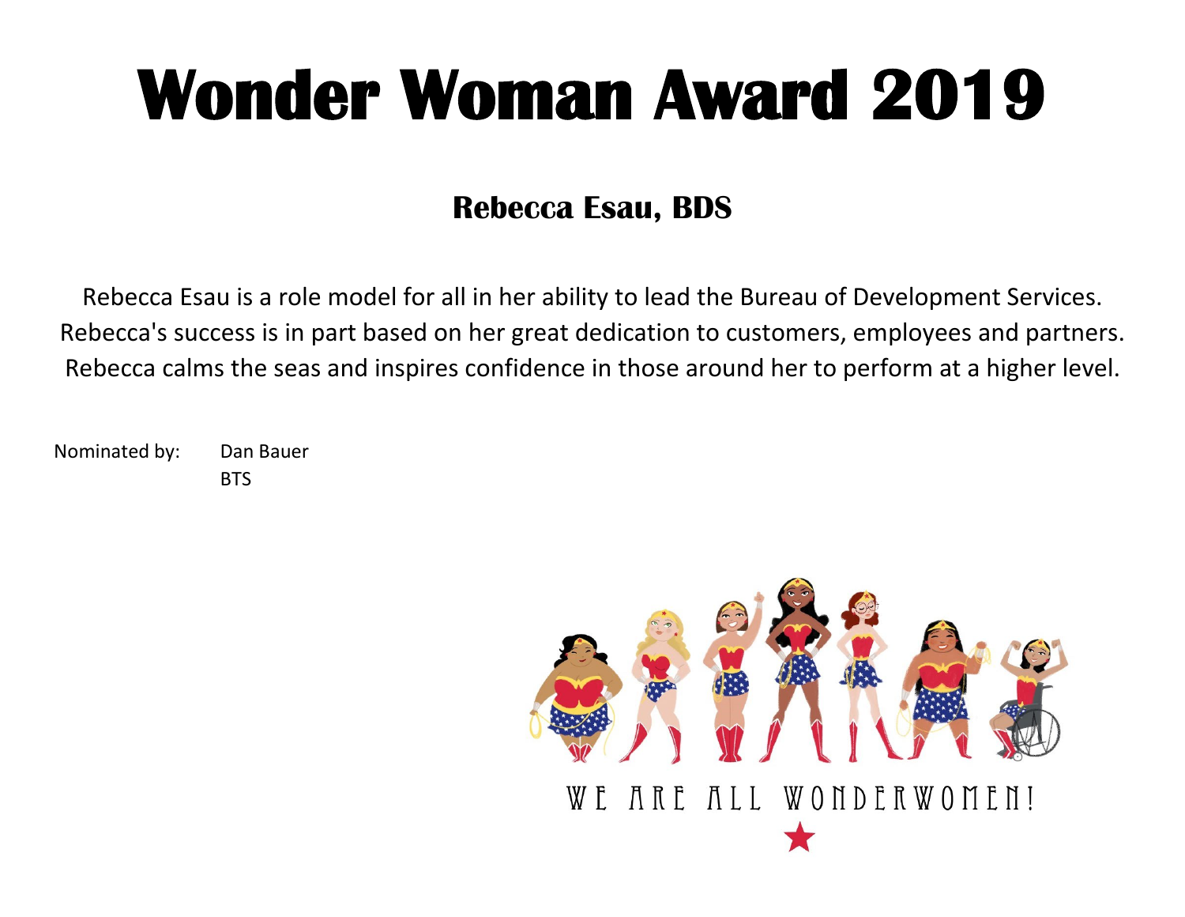# Wonder Woman Award 2019

## Rebecca Esau, BDS

Rebecca Esau is a role model for all in her ability to lead the Bureau of Development Services. Rebecca's success is in part based on her great dedication to customers, employees and partners. Rebecca calms the seas and inspires confidence in those around her to perform at a higher level.

Nominated by: Dan Bauer
BTS

WE ARE ALL WONDERWOMEN!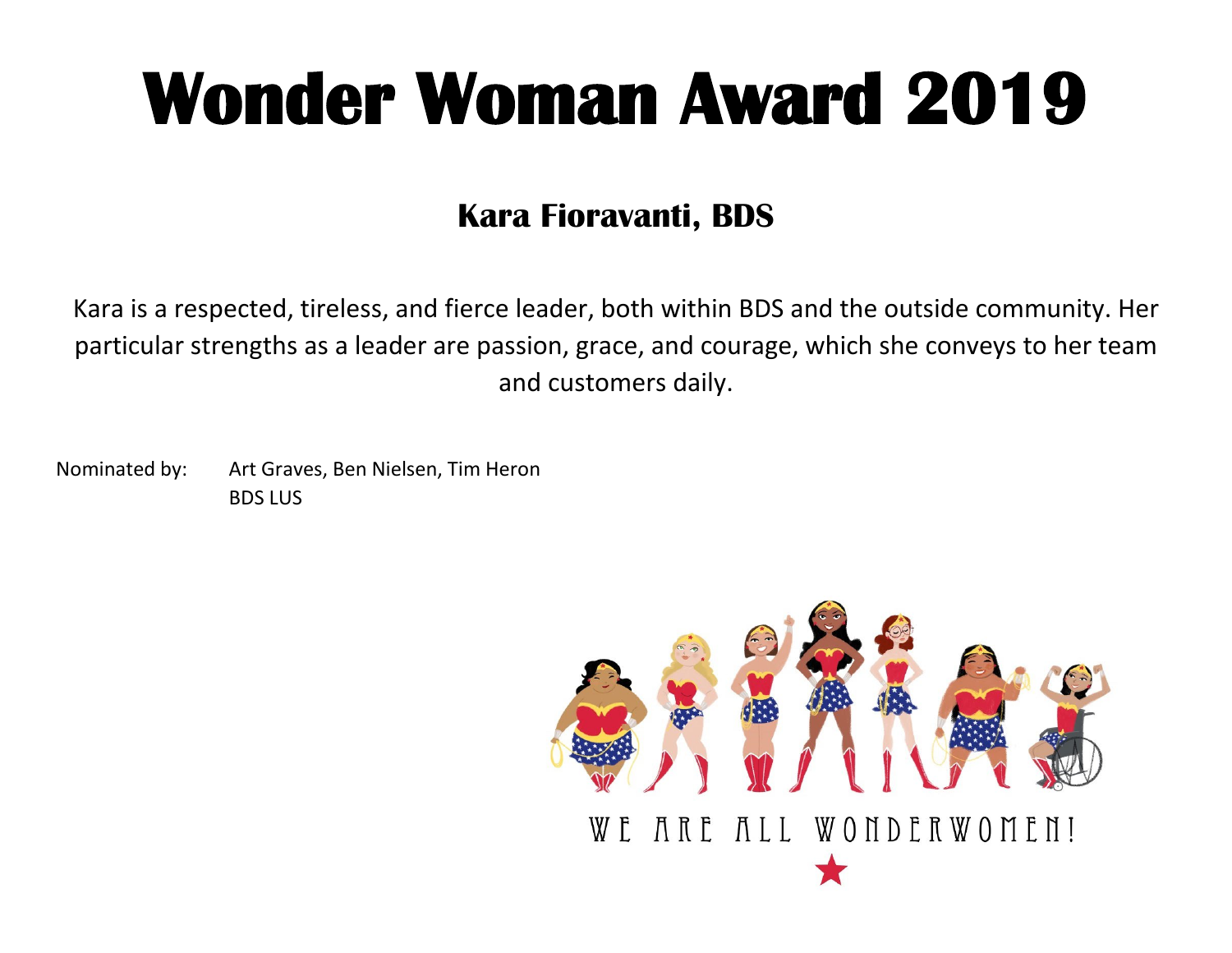# Wonder Woman Award 2019

## Kara Fioravanti, BDS

Kara is a respected, tireless, and fierce leader, both within BDS and the outside community. Her particular strengths as a leader are passion, grace, and courage, which she conveys to her team and customers daily.

Nominated by: Art Graves, Ben Nielsen, Tim Heron
BDS LUS

WE ARE ALL WONDERWOMEN!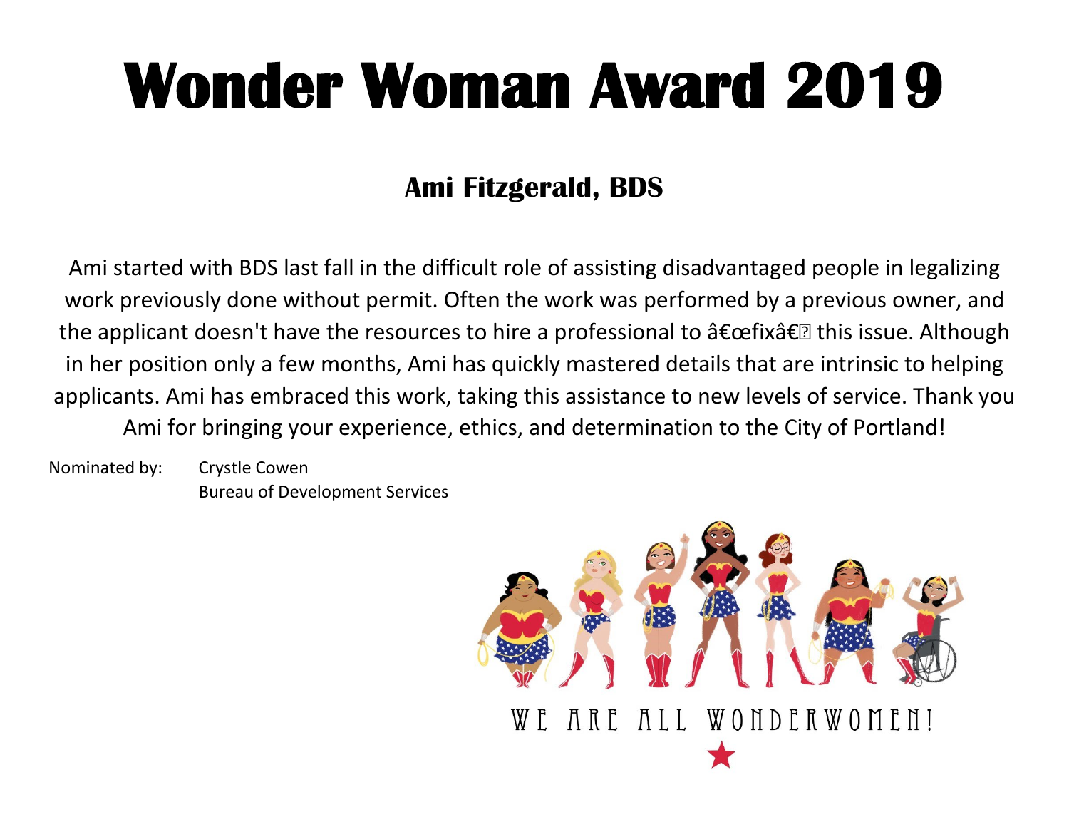# Wonder Woman Award 2019

## Ami Fitzgerald, BDS

Ami started with BDS last fall in the difficult role of assisting disadvantaged people in legalizing work previously done without permit. Often the work was performed by a previous owner, and the applicant doesn't have the resources to hire a professional to â€œfixâ€ this issue. Although in her position only a few months, Ami has quickly mastered details that are intrinsic to helping applicants. Ami has embraced this work, taking this assistance to new levels of service. Thank you Ami for bringing your experience, ethics, and determination to the City of Portland!

Nominated by: Crystle Cowen
Bureau of Development Services

WE ARE ALL WONDERWOMEN!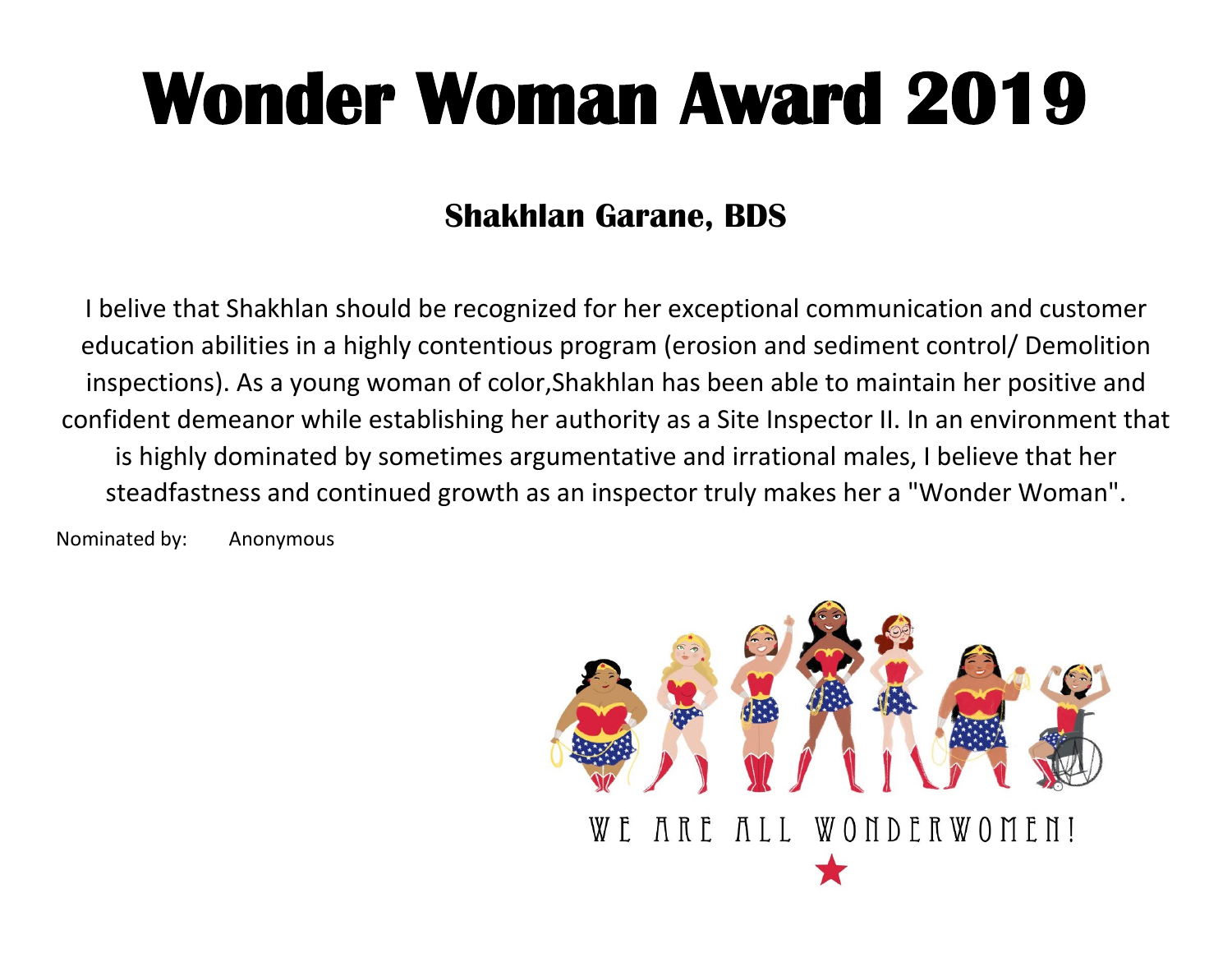# Wonder Woman Award 2019

## Shakhlan Garane, BDS

I belive that Shakhlan should be recognized for her exceptional communication and customer education abilities in a highly contentious program (erosion and sediment control/ Demolition inspections). As a young woman of color,Shakhlan has been able to maintain her positive and confident demeanor while establishing her authority as a Site Inspector II. In an environment that is highly dominated by sometimes argumentative and irrational males, I believe that her steadfastness and continued growth as an inspector truly makes her a "Wonder Woman".

Nominated by: Anonymous

WE ARE ALL WONDERWOMEN!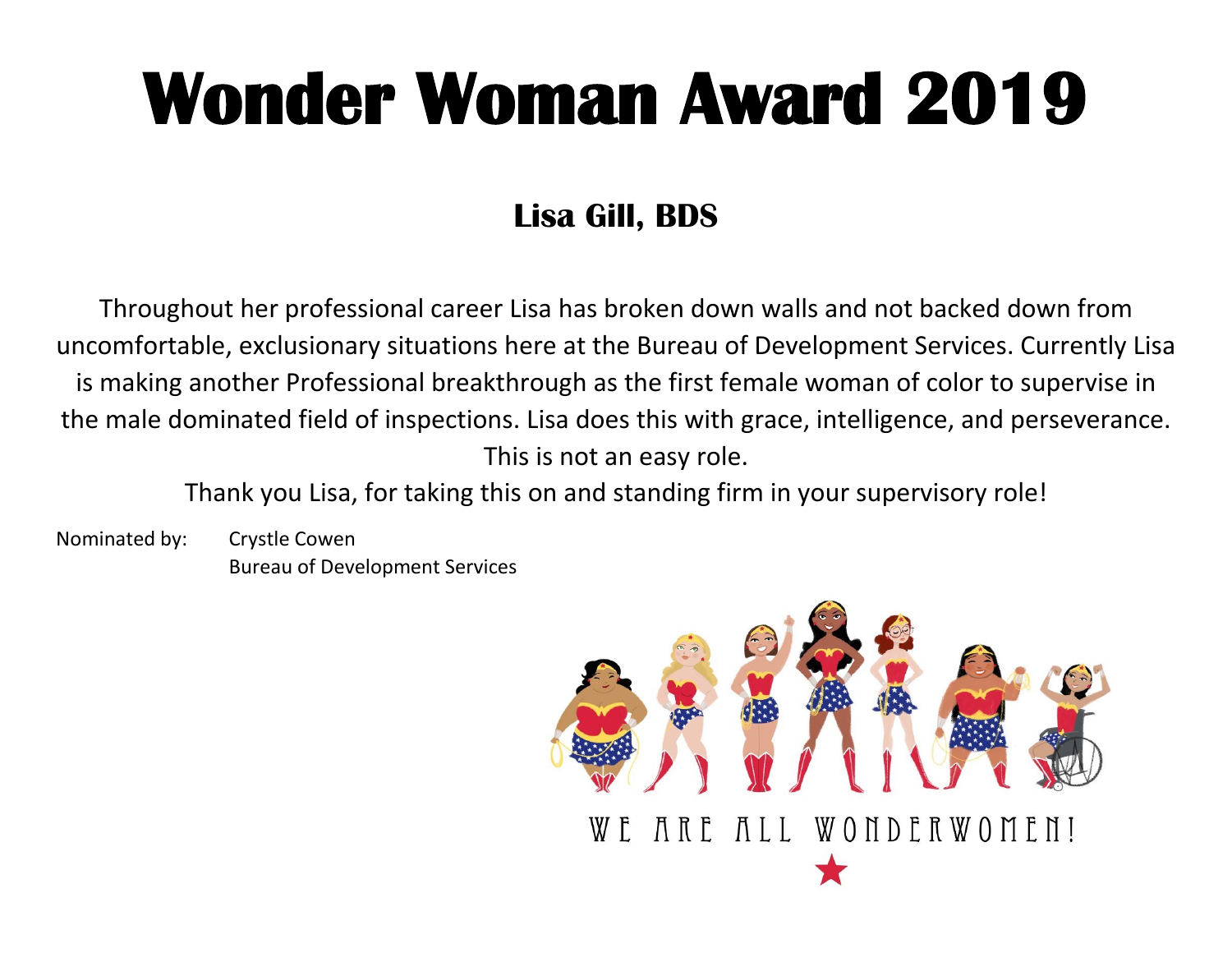# Wonder Woman Award 2019

## Lisa Gill, BDS

Throughout her professional career Lisa has broken down walls and not backed down from uncomfortable, exclusionary situations here at the Bureau of Development Services. Currently Lisa is making another Professional breakthrough as the first female woman of color to supervise in the male dominated field of inspections. Lisa does this with grace, intelligence, and perseverance. This is not an easy role.

Thank you Lisa, for taking this on and standing firm in your supervisory role!

Nominated by: Crystle Cowen
Bureau of Development Services

WE ARE ALL WONDERWOMEN!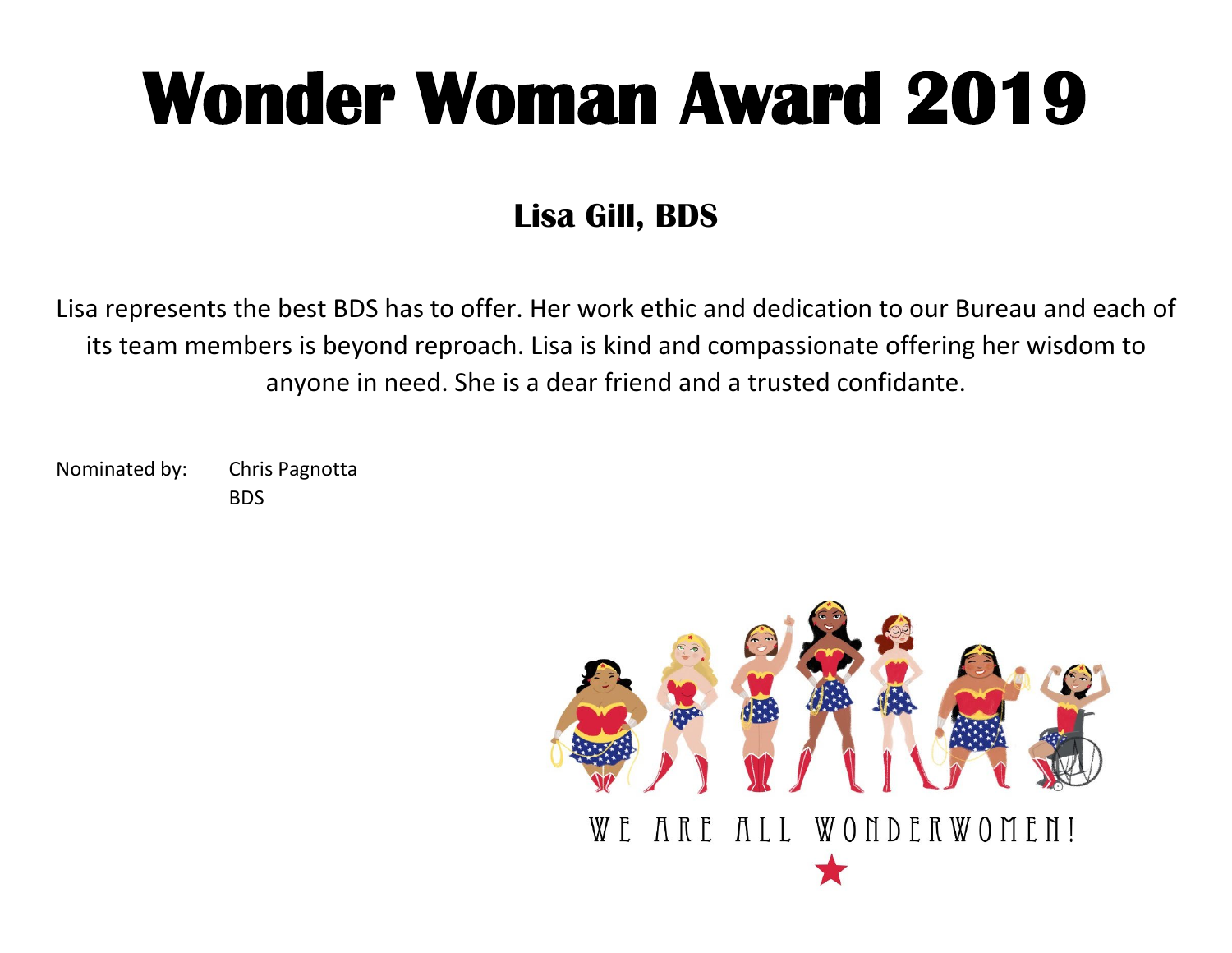# Wonder Woman Award 2019

## Lisa Gill, BDS

Lisa represents the best BDS has to offer. Her work ethic and dedication to our Bureau and each of its team members is beyond reproach. Lisa is kind and compassionate offering her wisdom to anyone in need. She is a dear friend and a trusted confidante.

Nominated by: Chris Pagnotta
BDS

WE ARE ALL WONDERWOMEN!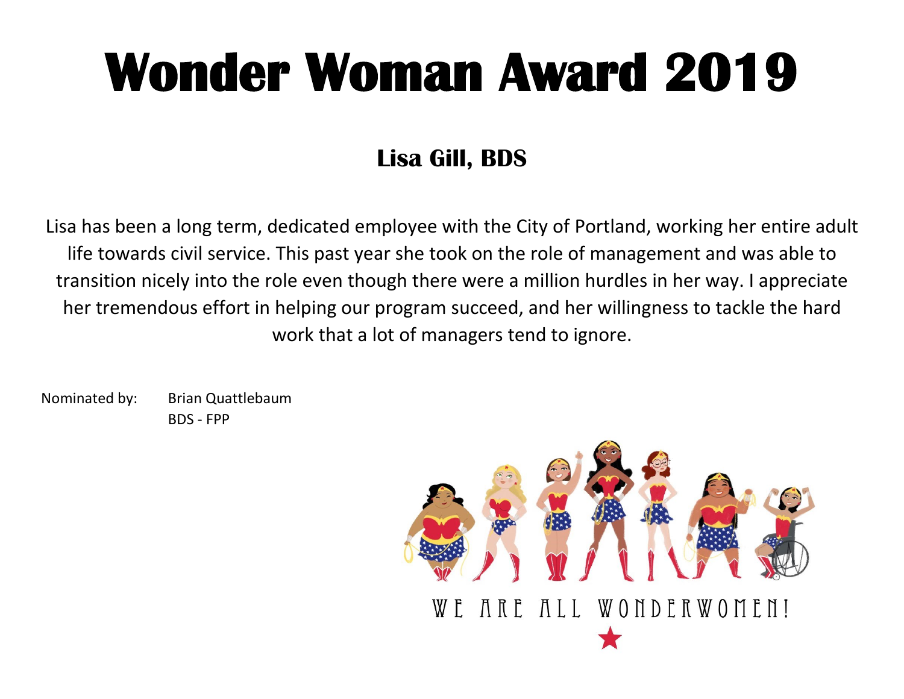# Wonder Woman Award 2019

## Lisa Gill, BDS

Lisa has been a long term, dedicated employee with the City of Portland, working her entire adult life towards civil service. This past year she took on the role of management and was able to transition nicely into the role even though there were a million hurdles in her way. I appreciate her tremendous effort in helping our program succeed, and her willingness to tackle the hard work that a lot of managers tend to ignore.

Nominated by: Brian Quattlebaum
BDS - FPP

WE ARE ALL WONDERWOMEN!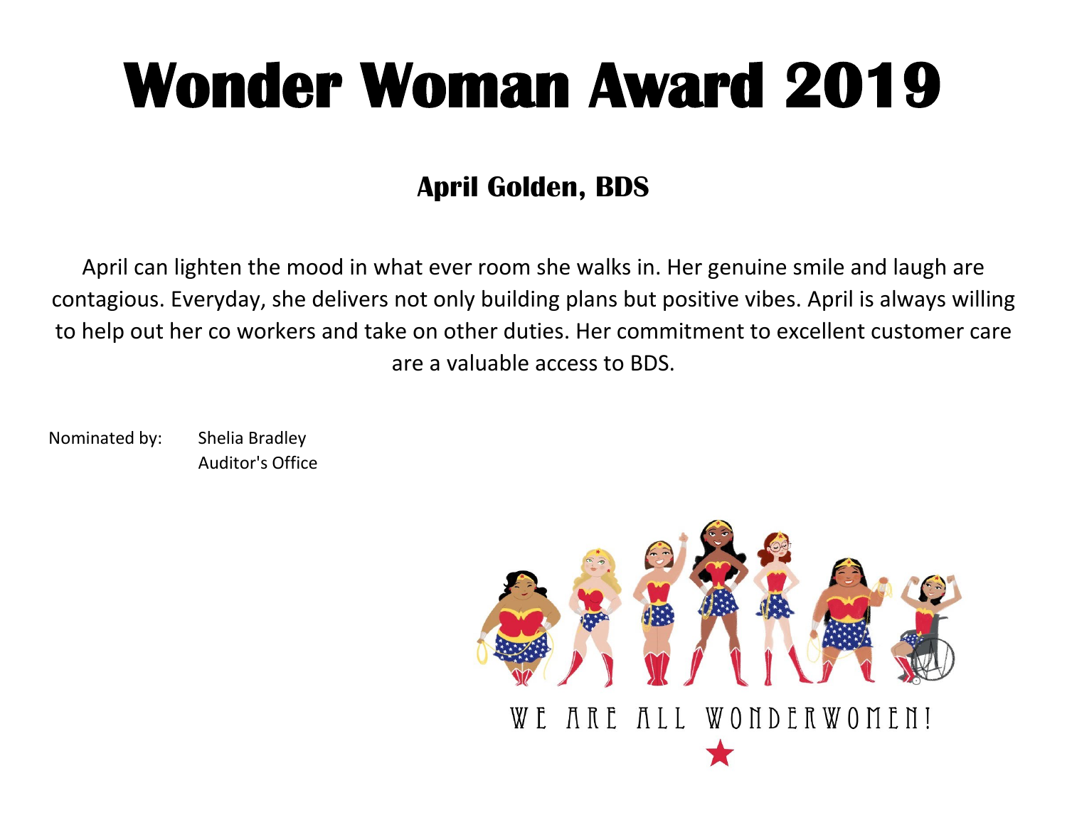# Wonder Woman Award 2019

## April Golden, BDS

April can lighten the mood in what ever room she walks in. Her genuine smile and laugh are contagious. Everyday, she delivers not only building plans but positive vibes. April is always willing to help out her co workers and take on other duties. Her commitment to excellent customer care are a valuable access to BDS.

Nominated by: Shelia Bradley
Auditor's Office

WE ARE ALL WONDERWOMEN!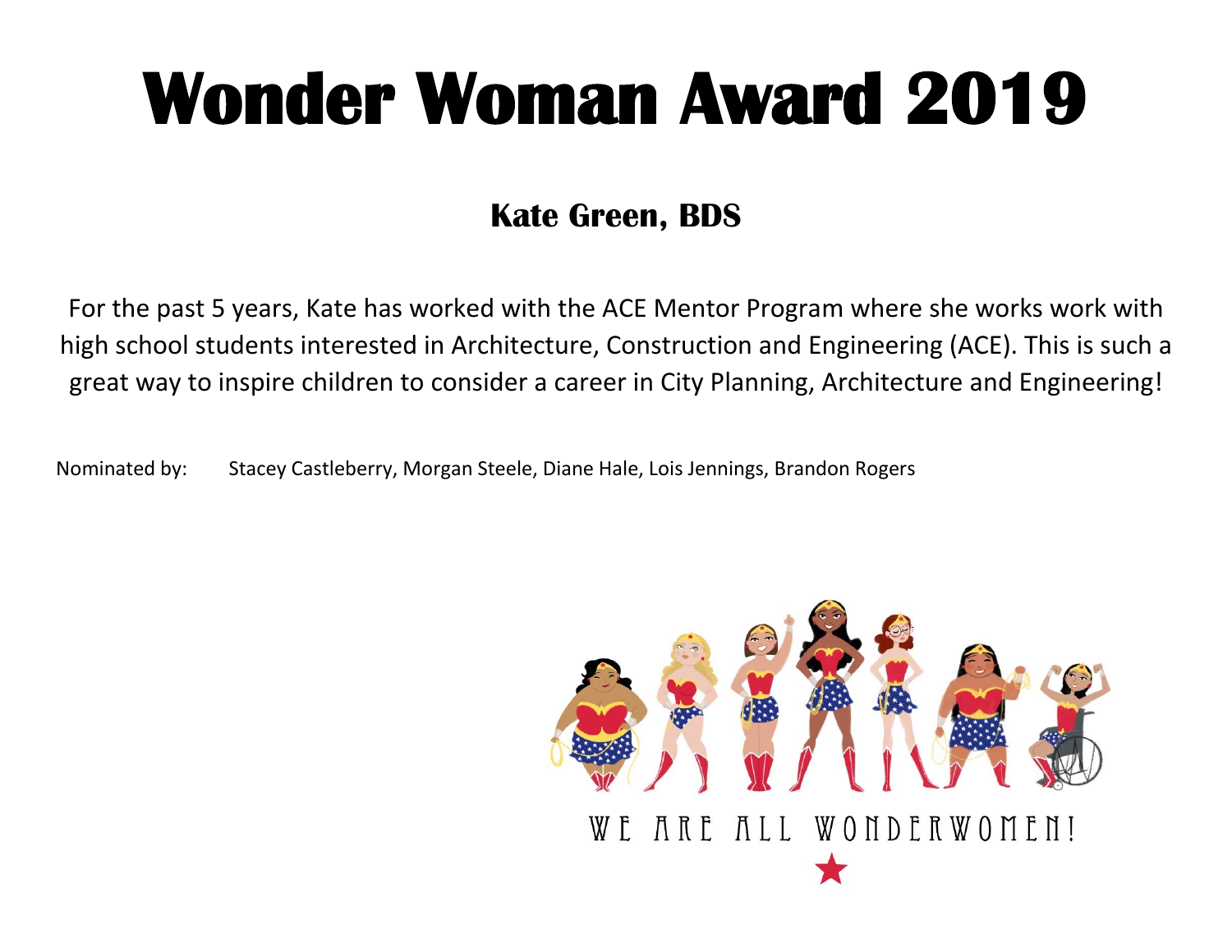# Wonder Woman Award 2019

**Kate Green, BDS**

For the past 5 years, Kate has worked with the ACE Mentor Program where she works work with high school students interested in Architecture, Construction and Engineering (ACE). This is such a great way to inspire children to consider a career in City Planning, Architecture and Engineering!

Nominated by: Stacey Castleberry, Morgan Steele, Diane Hale, Lois Jennings, Brandon Rogers

WE ARE ALL WONDERWOMEN!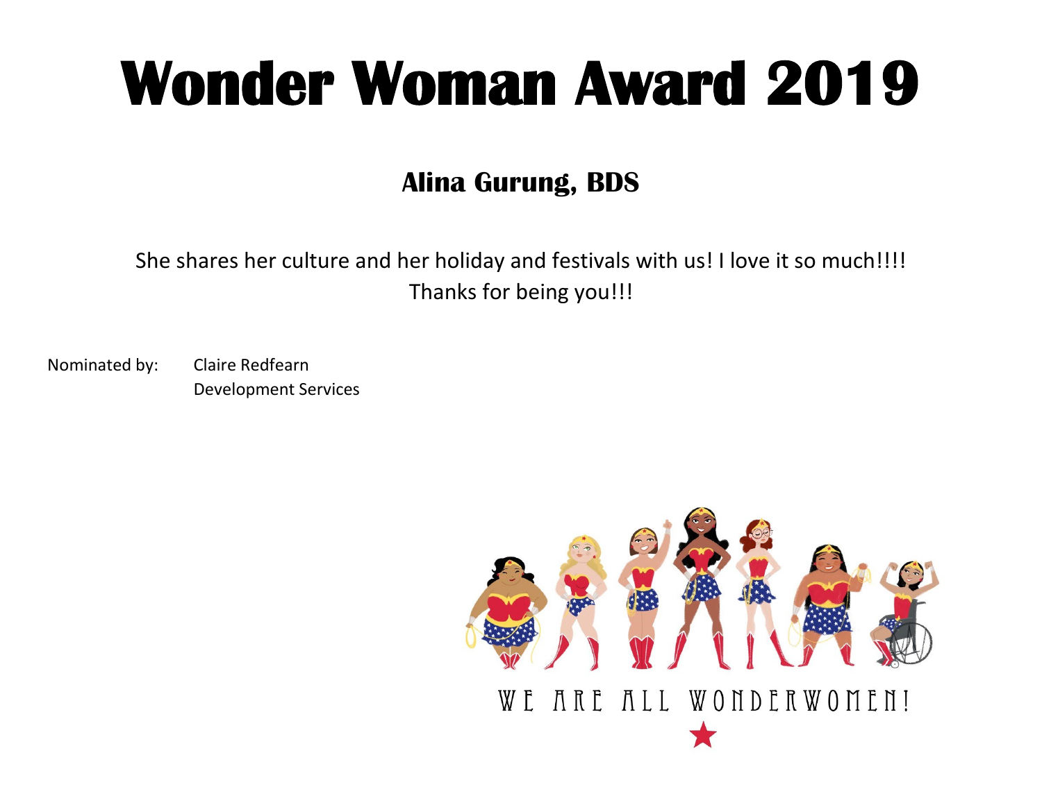# Wonder Woman Award 2019

## Alina Gurung, BDS

She shares her culture and her holiday and festivals with us! I love it so much!!!!
Thanks for being you!!!

Nominated by: Claire Redfearn
Development Services

WE ARE ALL WONDERWOMEN!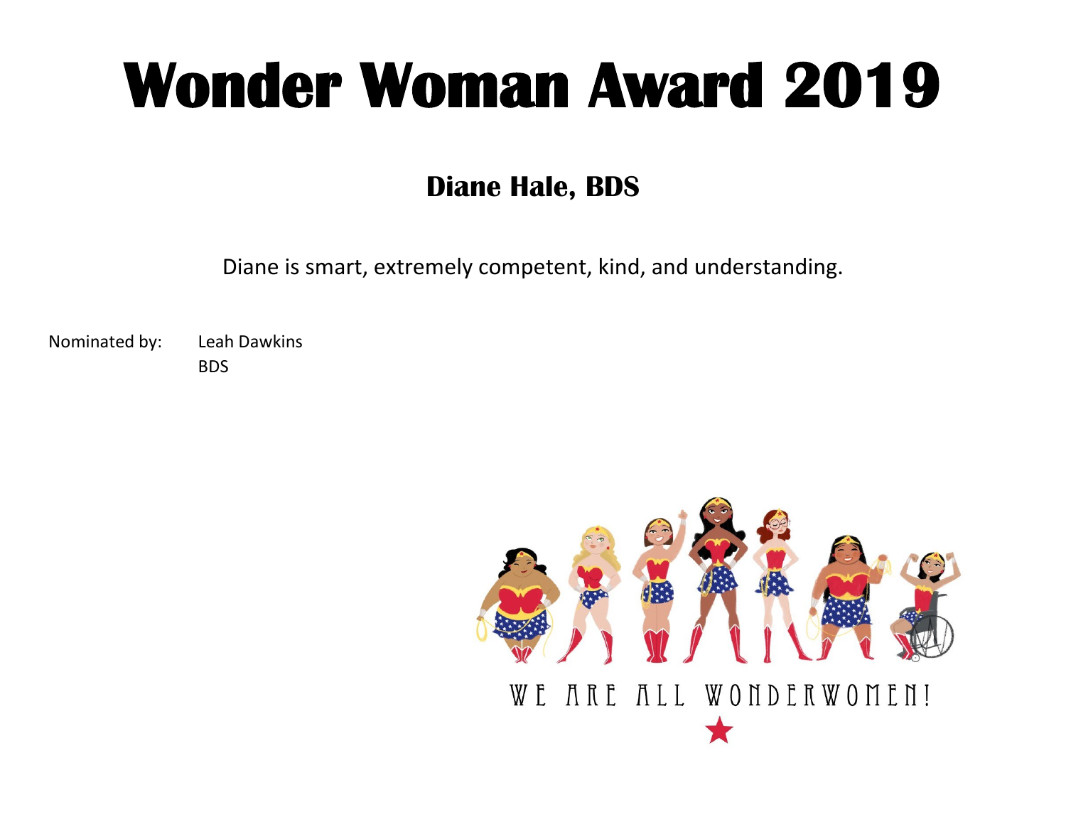# Wonder Woman Award 2019

## Diane Hale, BDS

Diane is smart, extremely competent, kind, and understanding.

Nominated by: Leah Dawkins
BDS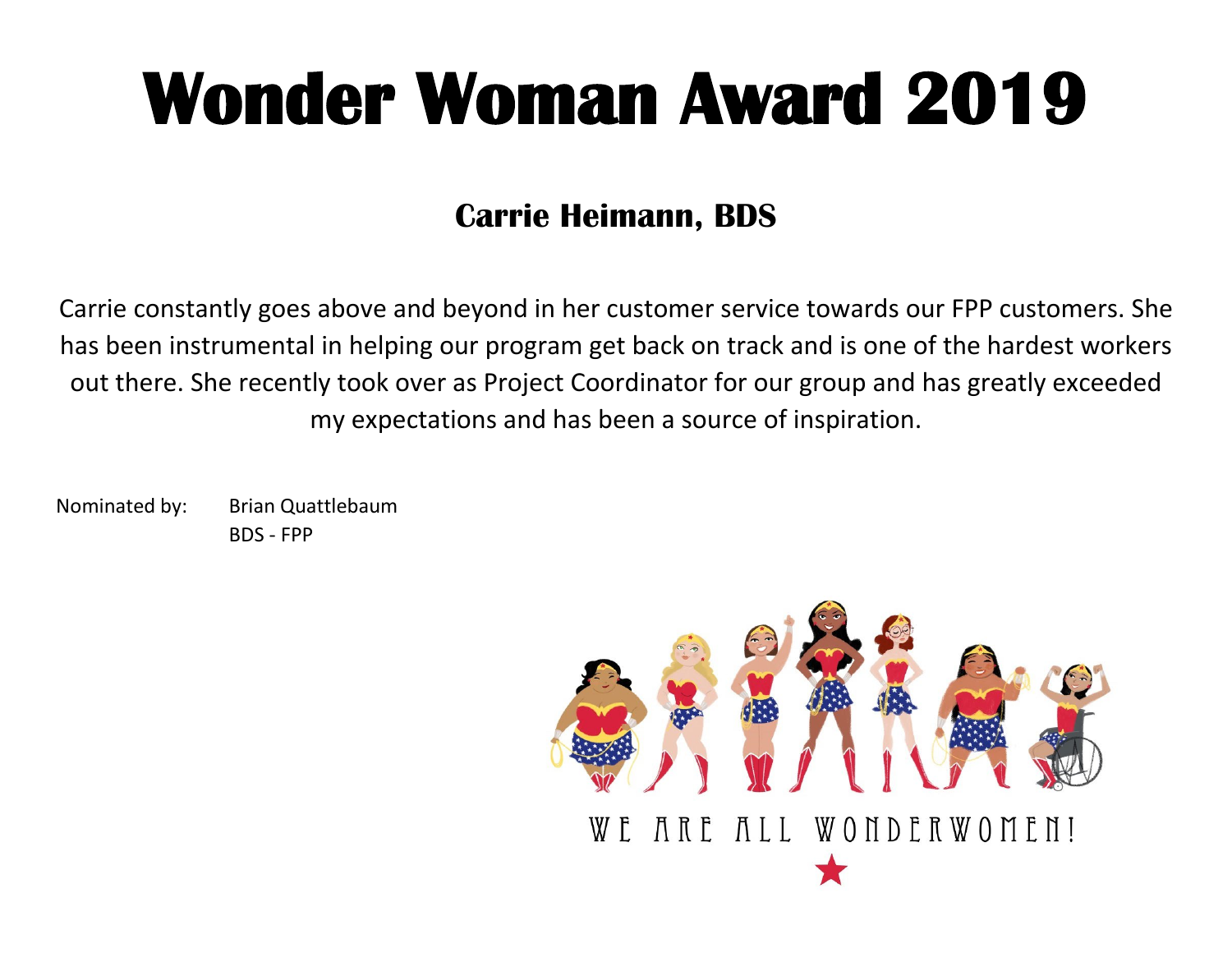# Wonder Woman Award 2019

## Carrie Heimann, BDS

Carrie constantly goes above and beyond in her customer service towards our FPP customers. She has been instrumental in helping our program get back on track and is one of the hardest workers out there. She recently took over as Project Coordinator for our group and has greatly exceeded my expectations and has been a source of inspiration.

Nominated by: Brian Quattlebaum
BDS - FPP

WE ARE ALL WONDERWOMEN!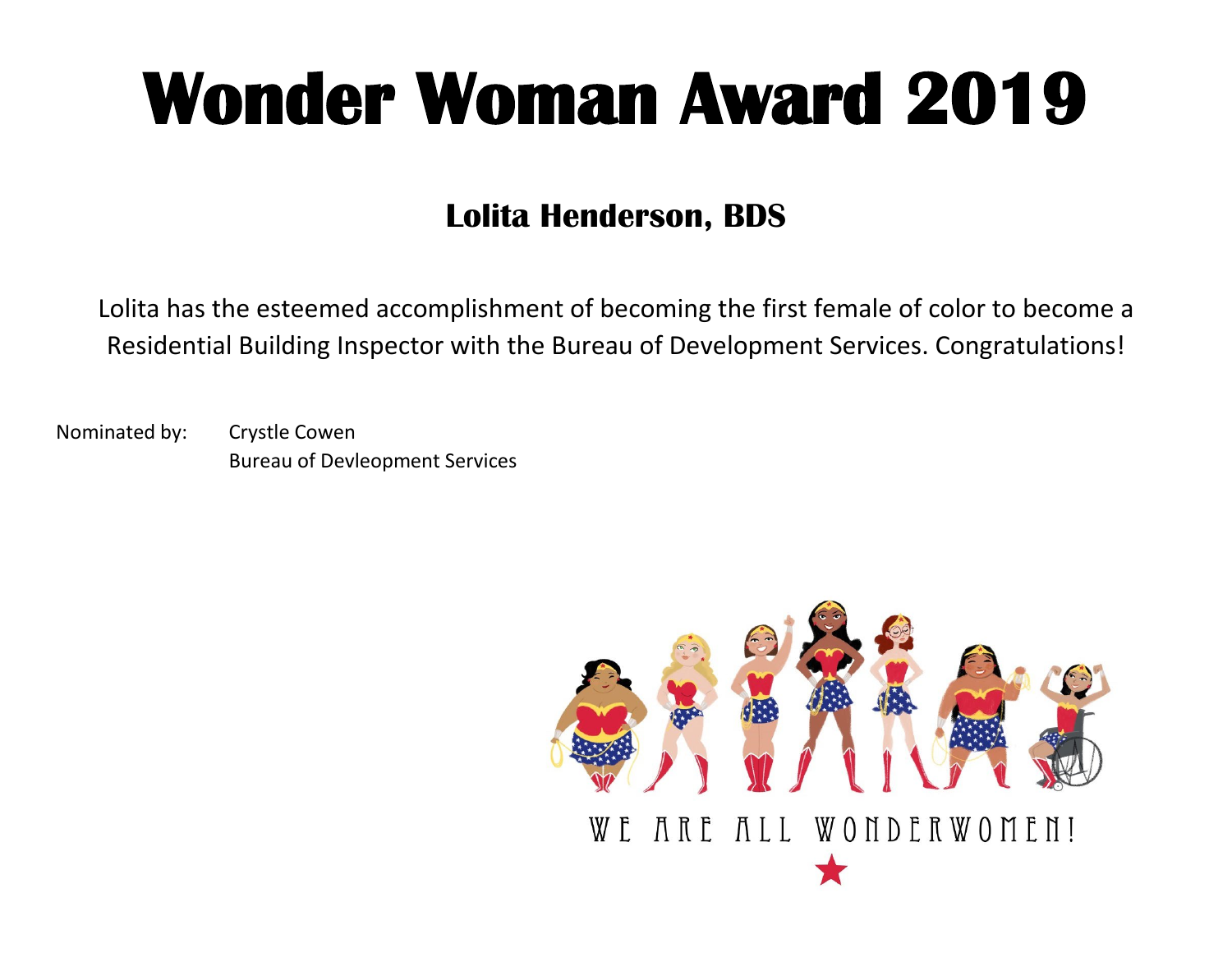# Wonder Woman Award 2019

## Lolita Henderson, BDS

Lolita has the esteemed accomplishment of becoming the first female of color to become a Residential Building Inspector with the Bureau of Development Services. Congratulations!

Nominated by: Crystle Cowen
Bureau of Devleopment Services

WE ARE ALL WONDERWOMEN!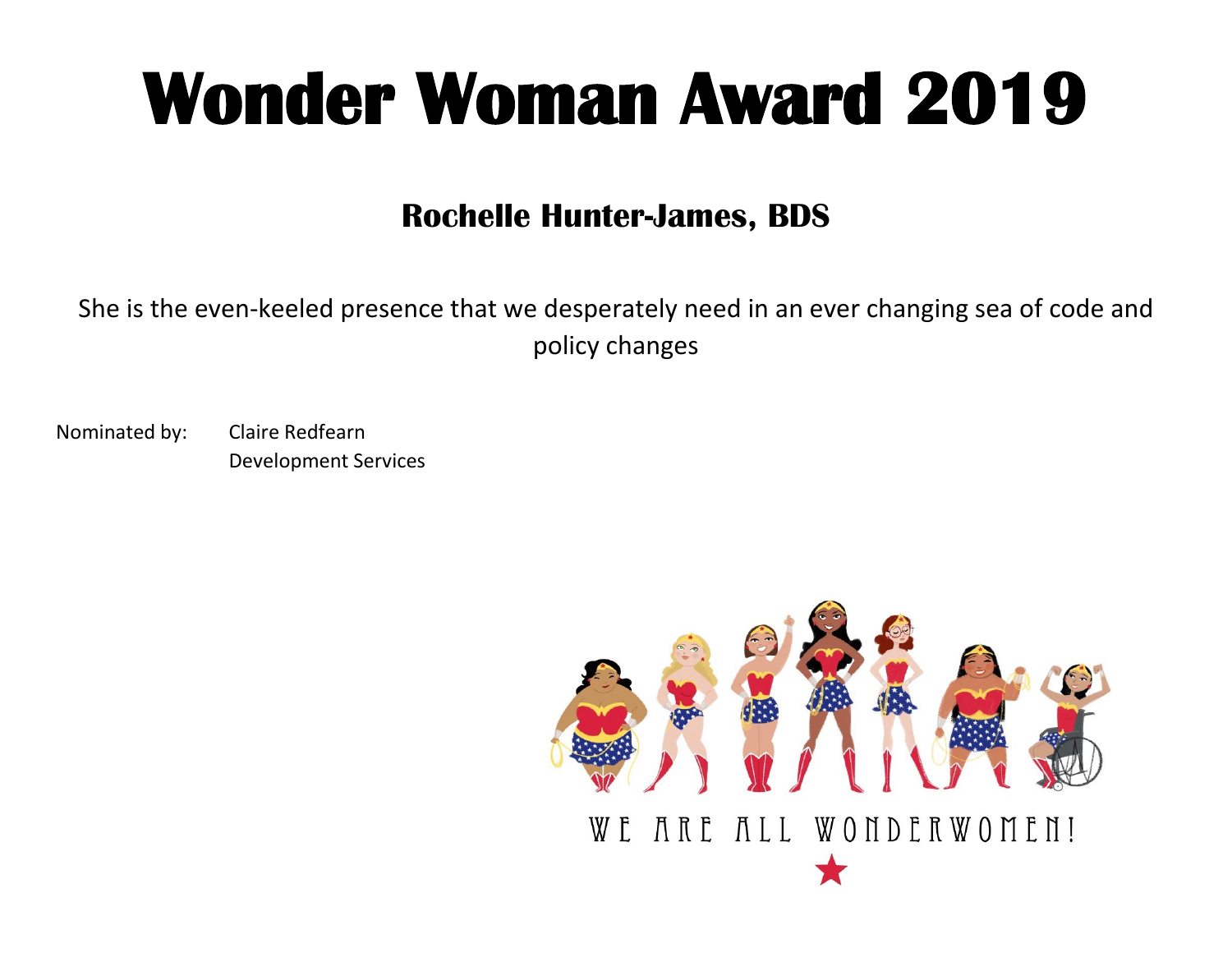# Wonder Woman Award 2019

## Rochelle Hunter-James, BDS

She is the even-keeled presence that we desperately need in an ever changing sea of code and policy changes

Nominated by: Claire Redfearn
Development Services

WE ARE ALL WONDERWOMEN!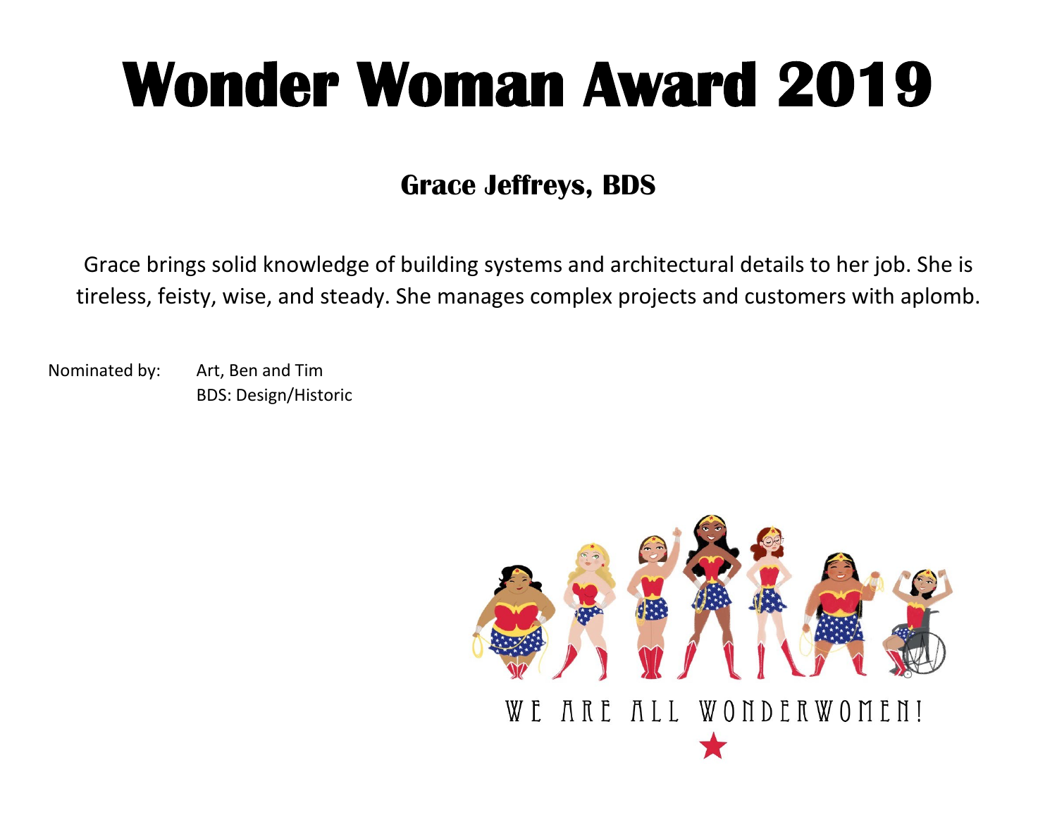# Wonder Woman Award 2019

## Grace Jeffreys, BDS

Grace brings solid knowledge of building systems and architectural details to her job. She is tireless, feisty, wise, and steady. She manages complex projects and customers with aplomb.

Nominated by: Art, Ben and Tim
BDS: Design/Historic

WE ARE ALL WONDERWOMEN!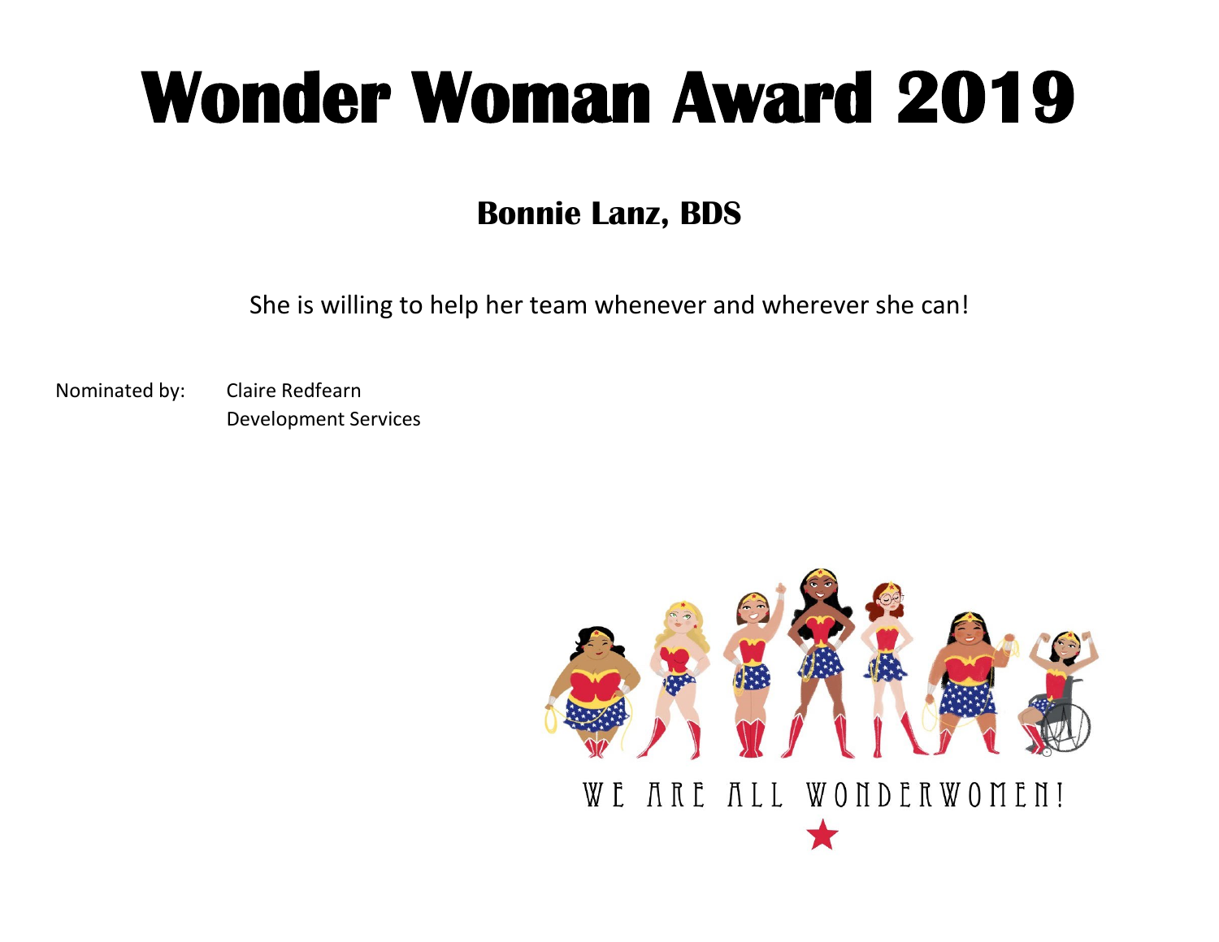# Wonder Woman Award 2019

## Bonnie Lanz, BDS

She is willing to help her team whenever and wherever she can!

Nominated by: Claire Redfearn
Development Services

WE ARE ALL WONDERWOMEN!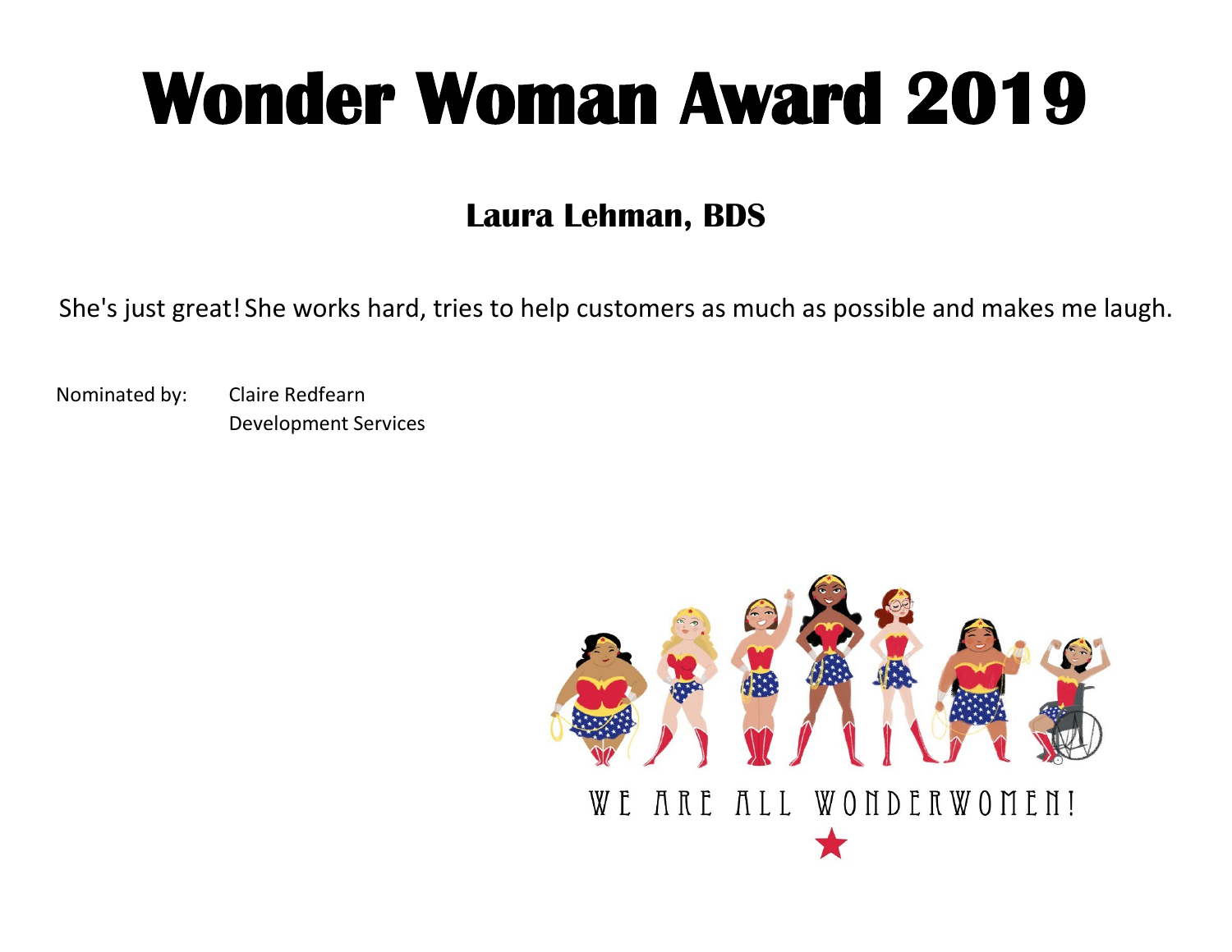# Wonder Woman Award 2019

## Laura Lehman, BDS

She's just great! She works hard, tries to help customers as much as possible and makes me laugh.

Nominated by: Claire Redfearn
Development Services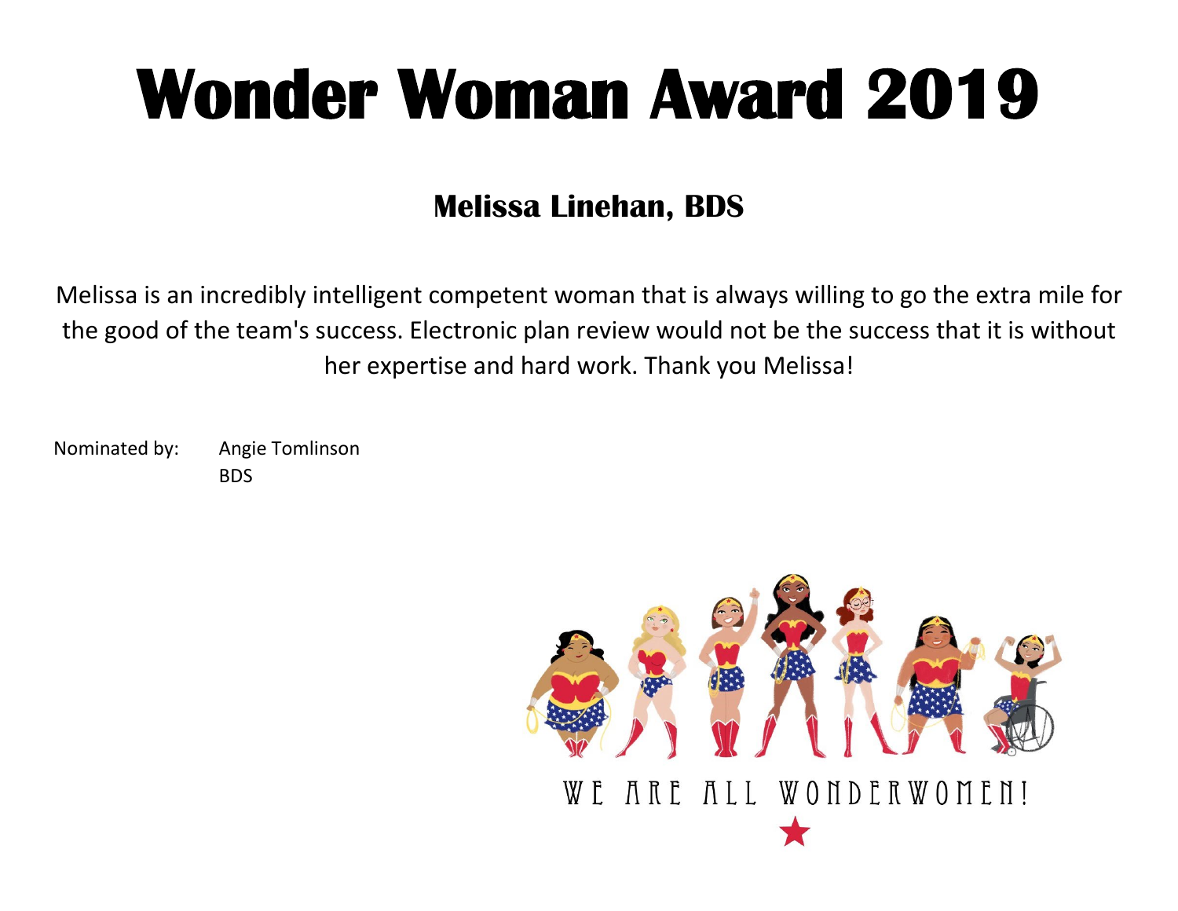# Wonder Woman Award 2019

**Melissa Linehan, BDS**

Melissa is an incredibly intelligent competent woman that is always willing to go the extra mile for the good of the team's success. Electronic plan review would not be the success that it is without her expertise and hard work. Thank you Melissa!

Nominated by: Angie Tomlinson
BDS

WE ARE ALL WONDERWOMEN!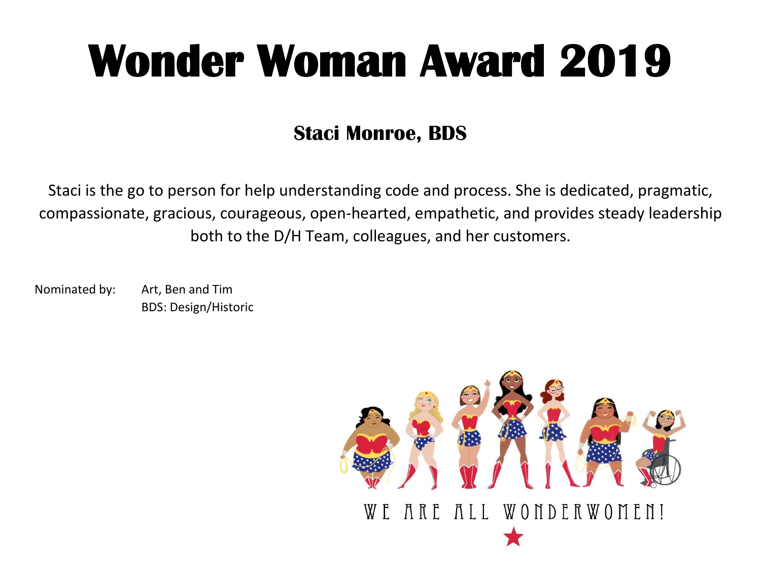# Wonder Woman Award 2019

## Staci Monroe, BDS

Staci is the go to person for help understanding code and process. She is dedicated, pragmatic, compassionate, gracious, courageous, open-hearted, empathetic, and provides steady leadership both to the D/H Team, colleagues, and her customers.

Nominated by: Art, Ben and Tim
BDS: Design/Historic

WE ARE ALL WONDERWOMEN!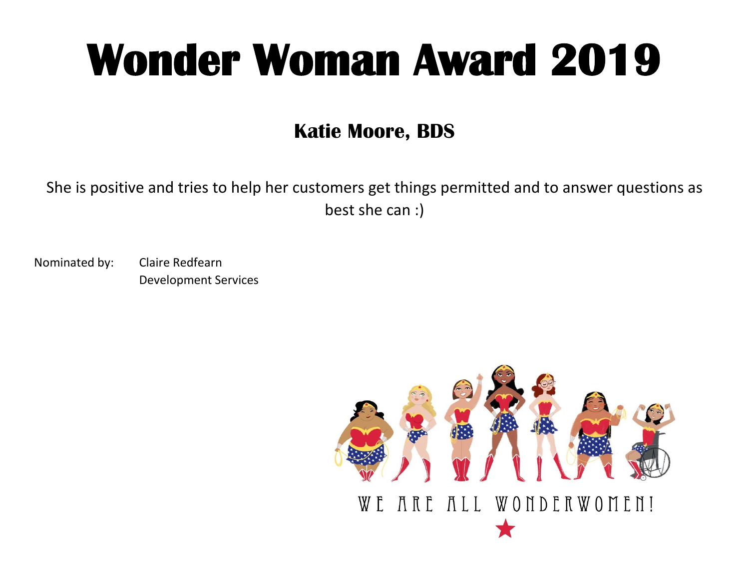# Wonder Woman Award 2019

**Katie Moore, BDS**

She is positive and tries to help her customers get things permitted and to answer questions as best she can :)

Nominated by: Claire Redfearn
Development Services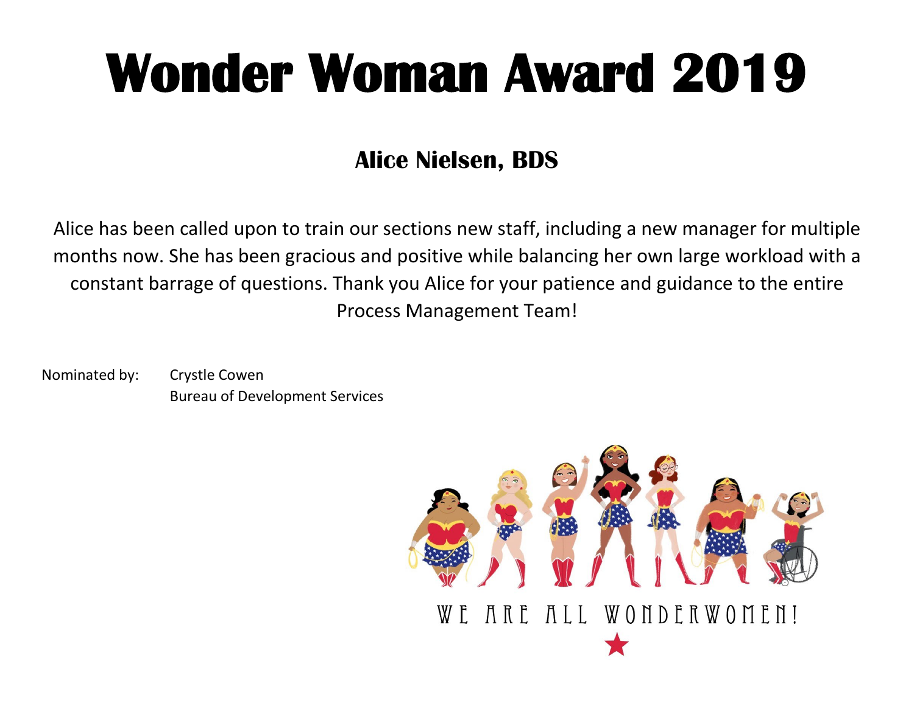# Wonder Woman Award 2019

**Alice Nielsen, BDS**

Alice has been called upon to train our sections new staff, including a new manager for multiple months now. She has been gracious and positive while balancing her own large workload with a constant barrage of questions. Thank you Alice for your patience and guidance to the entire Process Management Team!

Nominated by: Crystle Cowen
Bureau of Development Services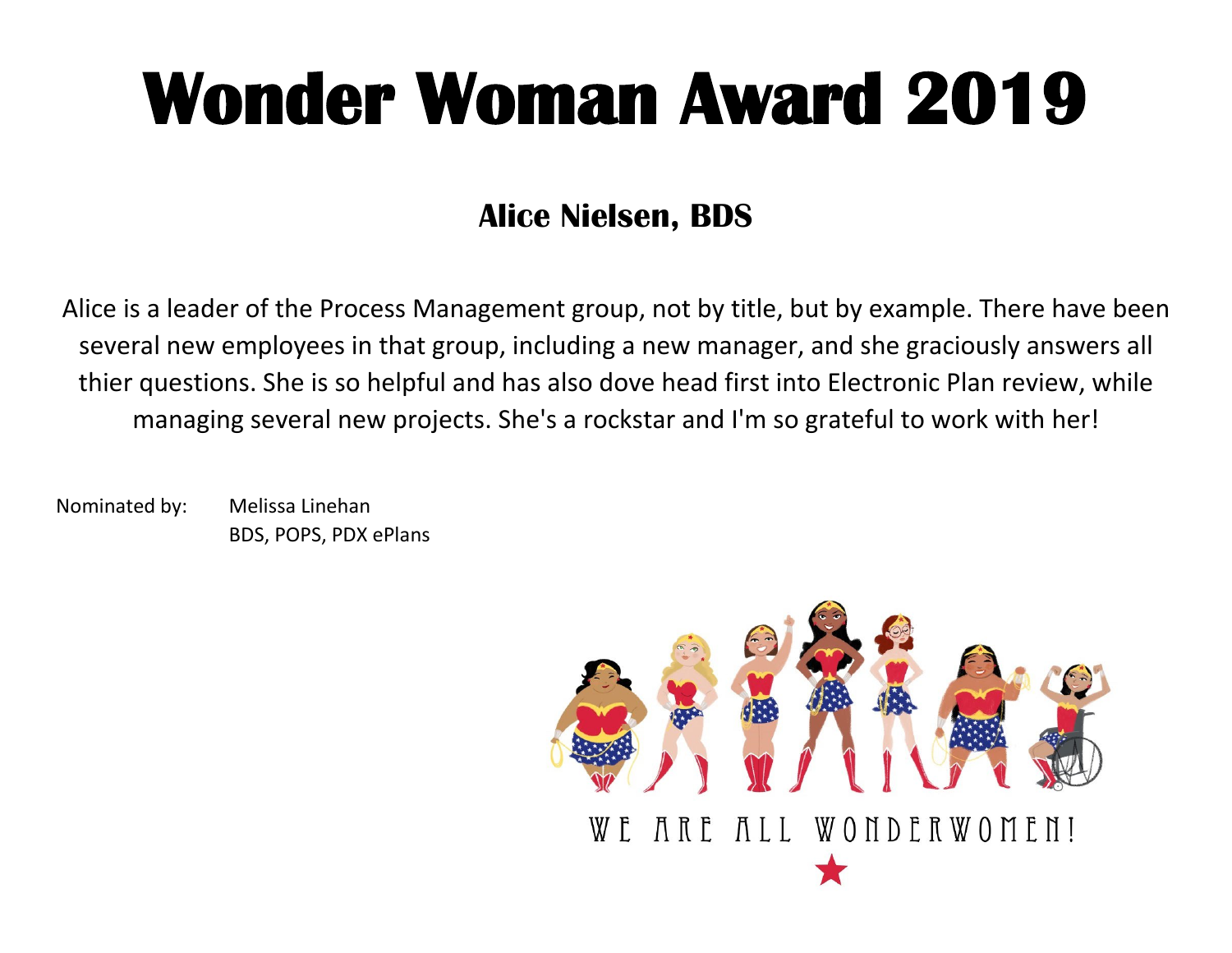# Wonder Woman Award 2019

## Alice Nielsen, BDS

Alice is a leader of the Process Management group, not by title, but by example. There have been several new employees in that group, including a new manager, and she graciously answers all thier questions. She is so helpful and has also dove head first into Electronic Plan review, while managing several new projects. She's a rockstar and I'm so grateful to work with her!

Nominated by: Melissa Linehan
BDS, POPS, PDX ePlans

WE ARE ALL WONDERWOMEN!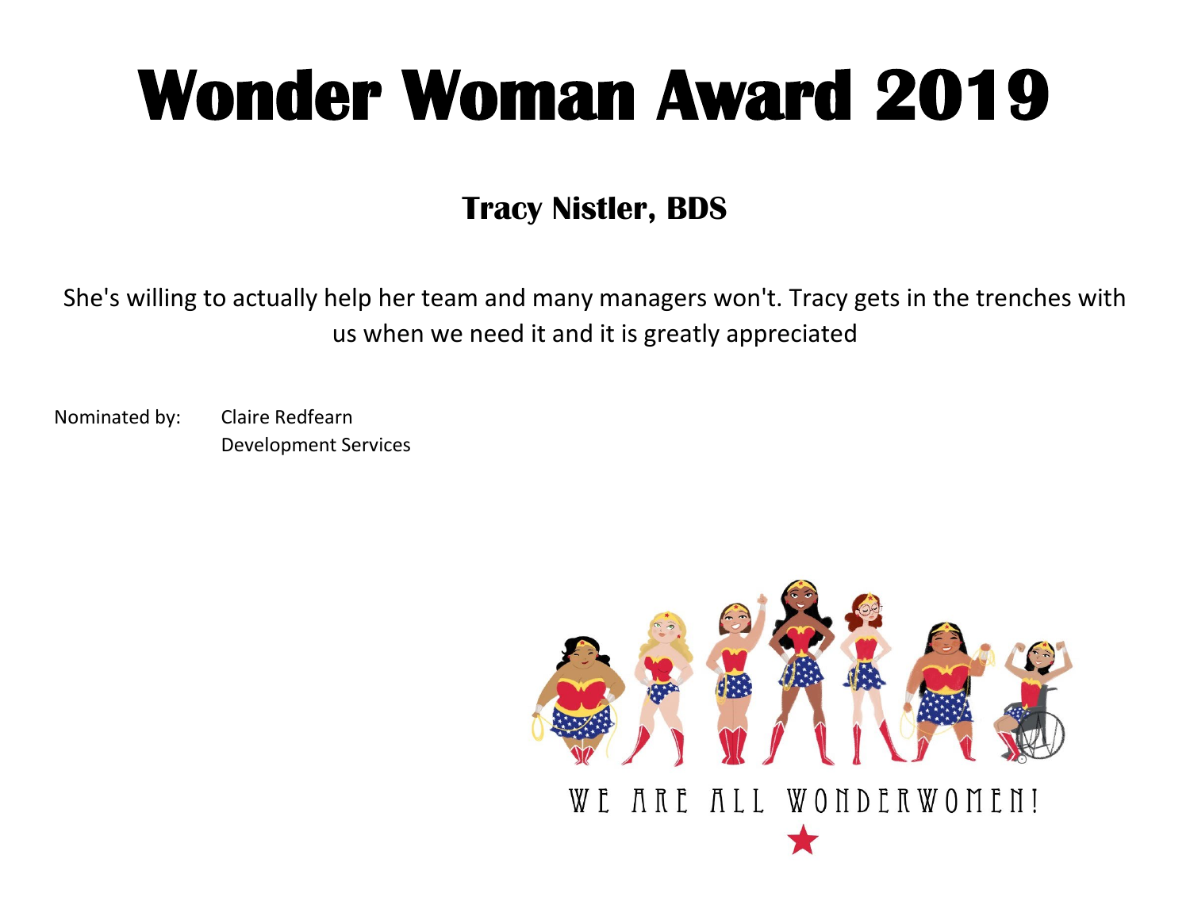# Wonder Woman Award 2019

**Tracy Nistler, BDS**

She's willing to actually help her team and many managers won't. Tracy gets in the trenches with us when we need it and it is greatly appreciated

Nominated by: Claire Redfearn
Development Services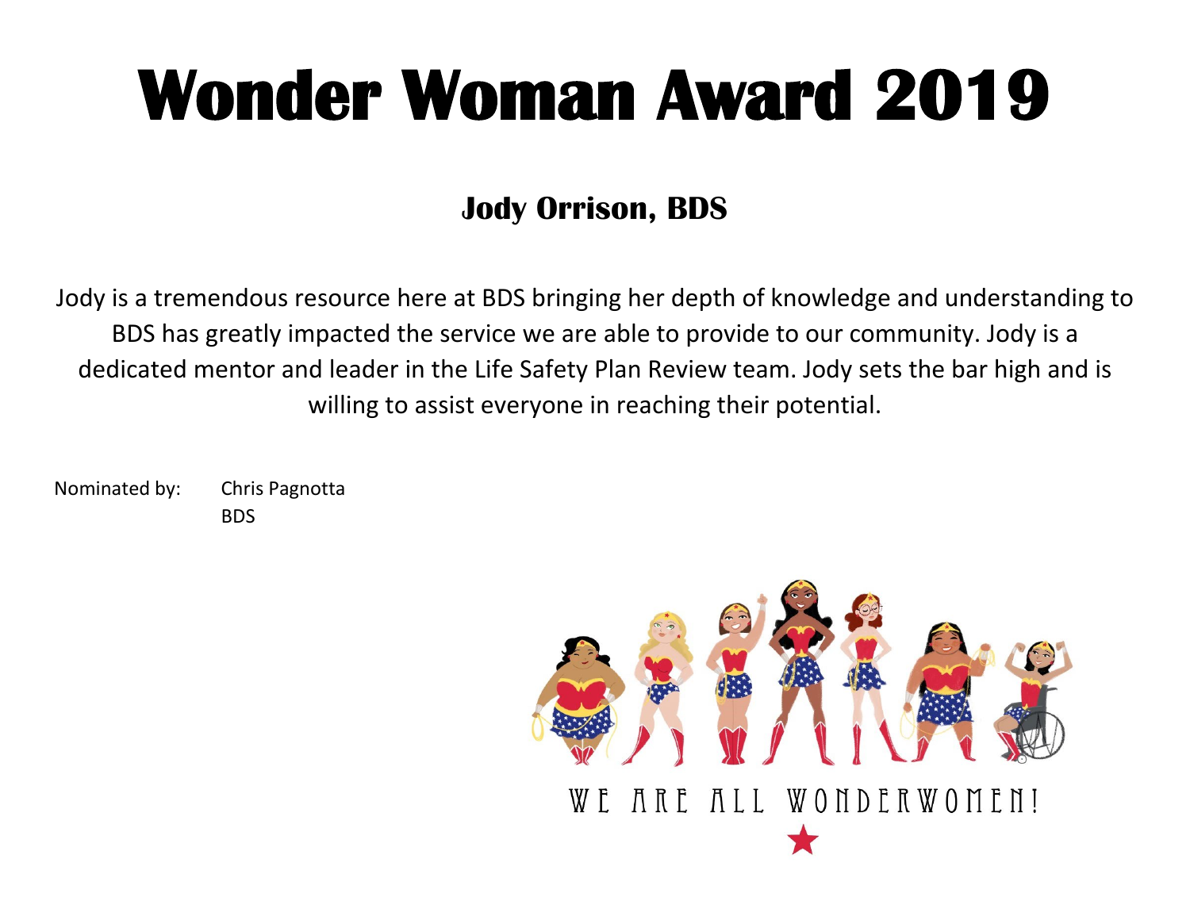# Wonder Woman Award 2019

## Jody Orrison, BDS

Jody is a tremendous resource here at BDS bringing her depth of knowledge and understanding to BDS has greatly impacted the service we are able to provide to our community. Jody is a dedicated mentor and leader in the Life Safety Plan Review team. Jody sets the bar high and is willing to assist everyone in reaching their potential.

Nominated by: Chris Pagnotta
BDS

WE ARE ALL WONDERWOMEN!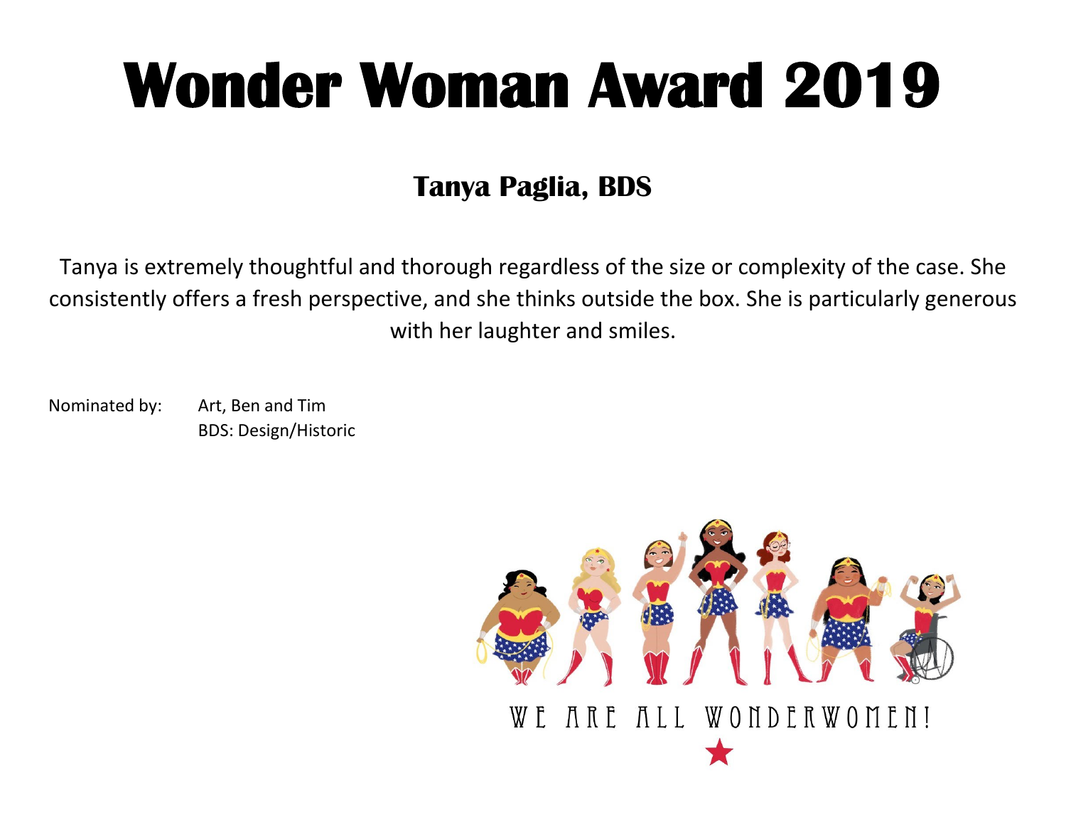# Wonder Woman Award 2019

## Tanya Paglia, BDS

Tanya is extremely thoughtful and thorough regardless of the size or complexity of the case. She consistently offers a fresh perspective, and she thinks outside the box. She is particularly generous with her laughter and smiles.

Nominated by: Art, Ben and Tim
BDS: Design/Historic

WE ARE ALL WONDERWOMEN!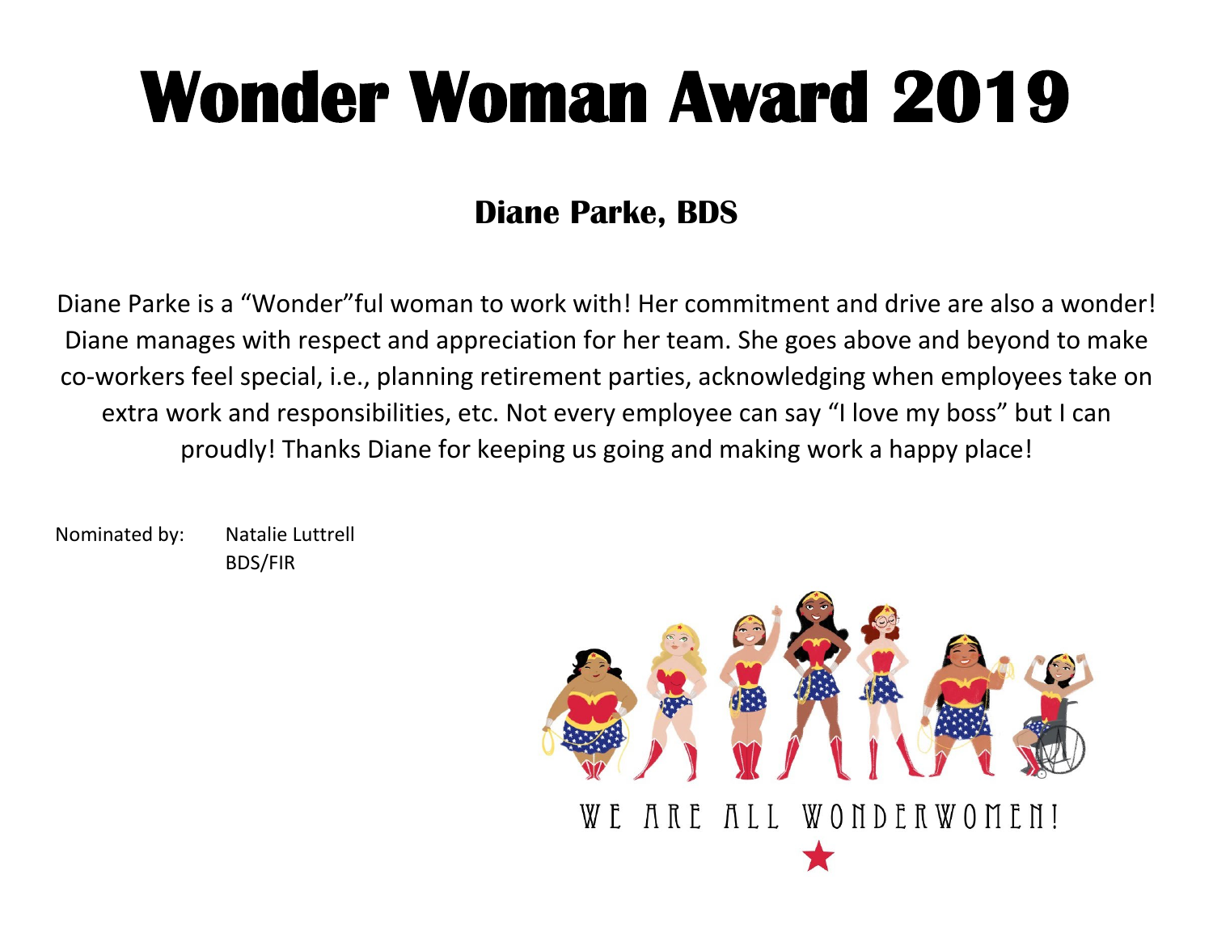# Wonder Woman Award 2019

## Diane Parke, BDS

Diane Parke is a "Wonder"ful woman to work with! Her commitment and drive are also a wonder! Diane manages with respect and appreciation for her team. She goes above and beyond to make co-workers feel special, i.e., planning retirement parties, acknowledging when employees take on extra work and responsibilities, etc. Not every employee can say "I love my boss" but I can proudly! Thanks Diane for keeping us going and making work a happy place!

Nominated by: Natalie Luttrell
BDS/FIR

WE ARE ALL WONDERWOMEN!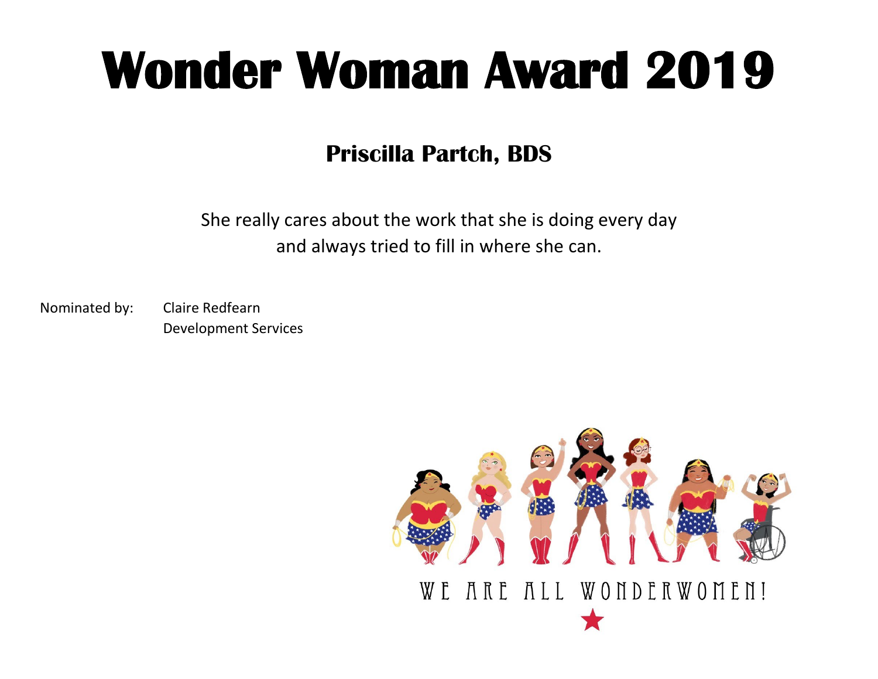# Wonder Woman Award 2019

**Priscilla Partch, BDS**

She really cares about the work that she is doing every day
and always tried to fill in where she can.

Nominated by: Claire Redfearn
Development Services

WE ARE ALL WONDERWOMEN!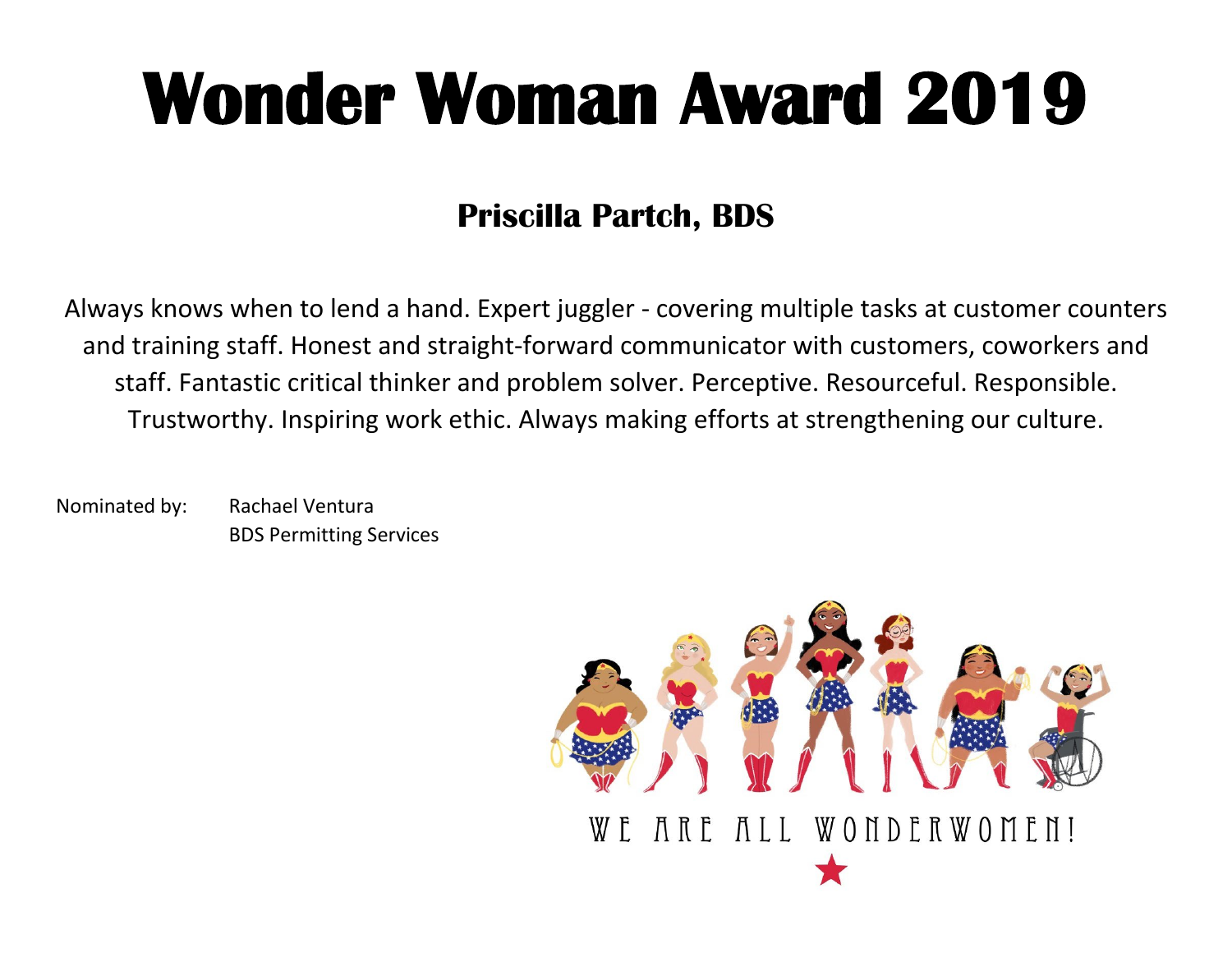# Wonder Woman Award 2019

## Priscilla Partch, BDS

Always knows when to lend a hand. Expert juggler - covering multiple tasks at customer counters and training staff. Honest and straight-forward communicator with customers, coworkers and staff. Fantastic critical thinker and problem solver. Perceptive. Resourceful. Responsible. Trustworthy. Inspiring work ethic. Always making efforts at strengthening our culture.

Nominated by: Rachael Ventura
BDS Permitting Services

WE ARE ALL WONDERWOMEN!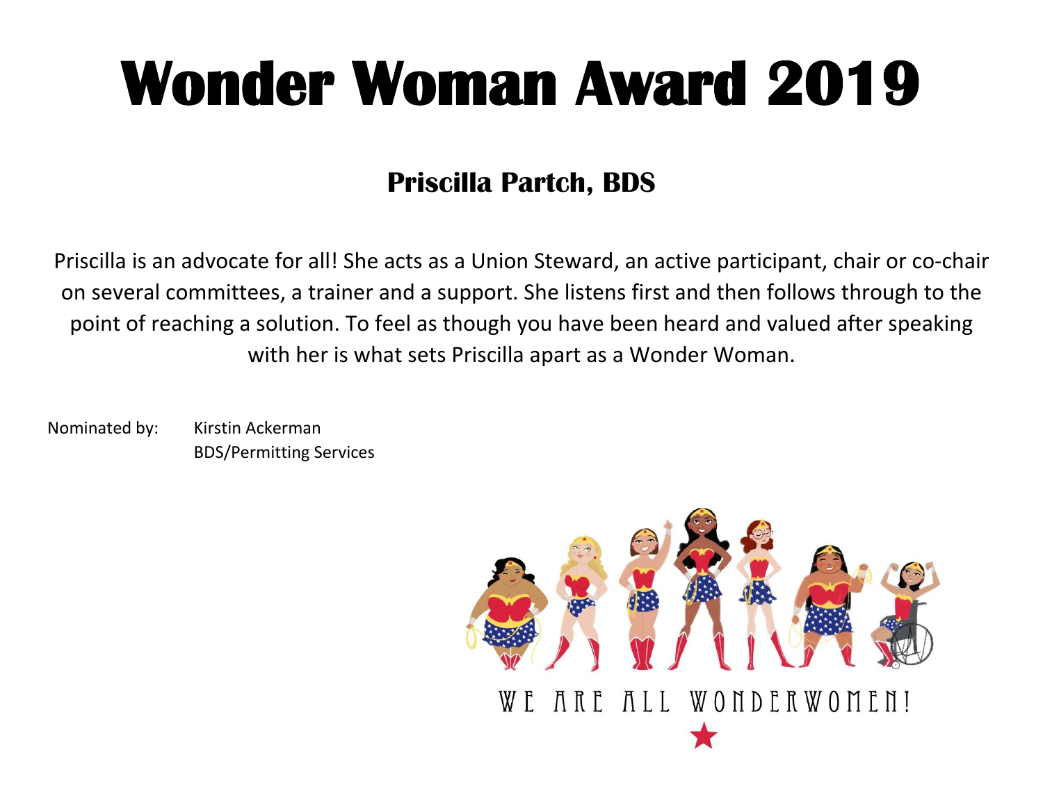# Wonder Woman Award 2019

## Priscilla Partch, BDS

Priscilla is an advocate for all! She acts as a Union Steward, an active participant, chair or co-chair on several committees, a trainer and a support. She listens first and then follows through to the point of reaching a solution. To feel as though you have been heard and valued after speaking with her is what sets Priscilla apart as a Wonder Woman.

Nominated by: Kirstin Ackerman
BDS/Permitting Services

WE ARE ALL WONDERWOMEN!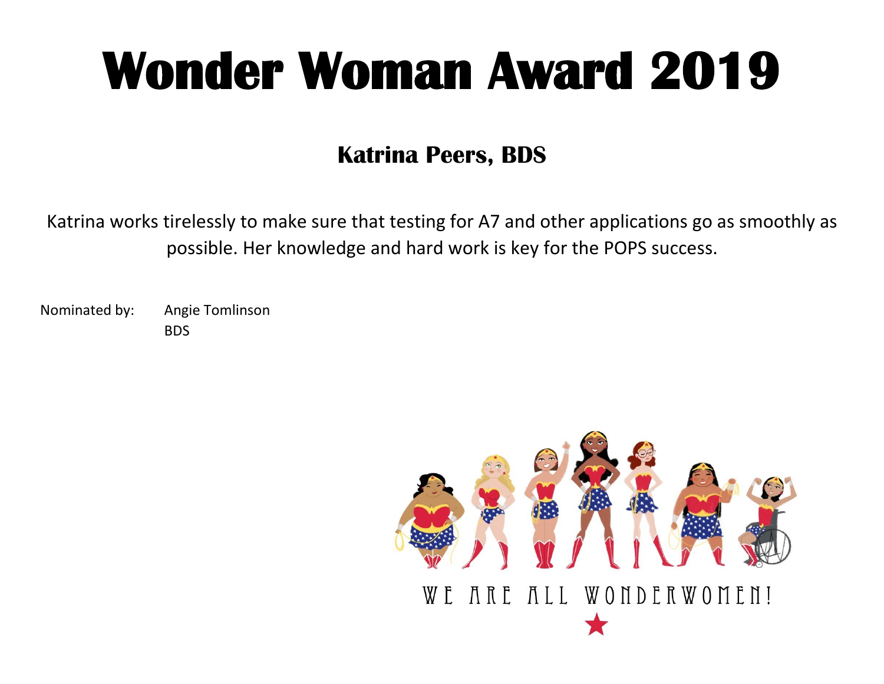# Wonder Woman Award 2019

## Katrina Peers, BDS

Katrina works tirelessly to make sure that testing for A7 and other applications go as smoothly as possible. Her knowledge and hard work is key for the POPS success.

Nominated by: Angie Tomlinson
BDS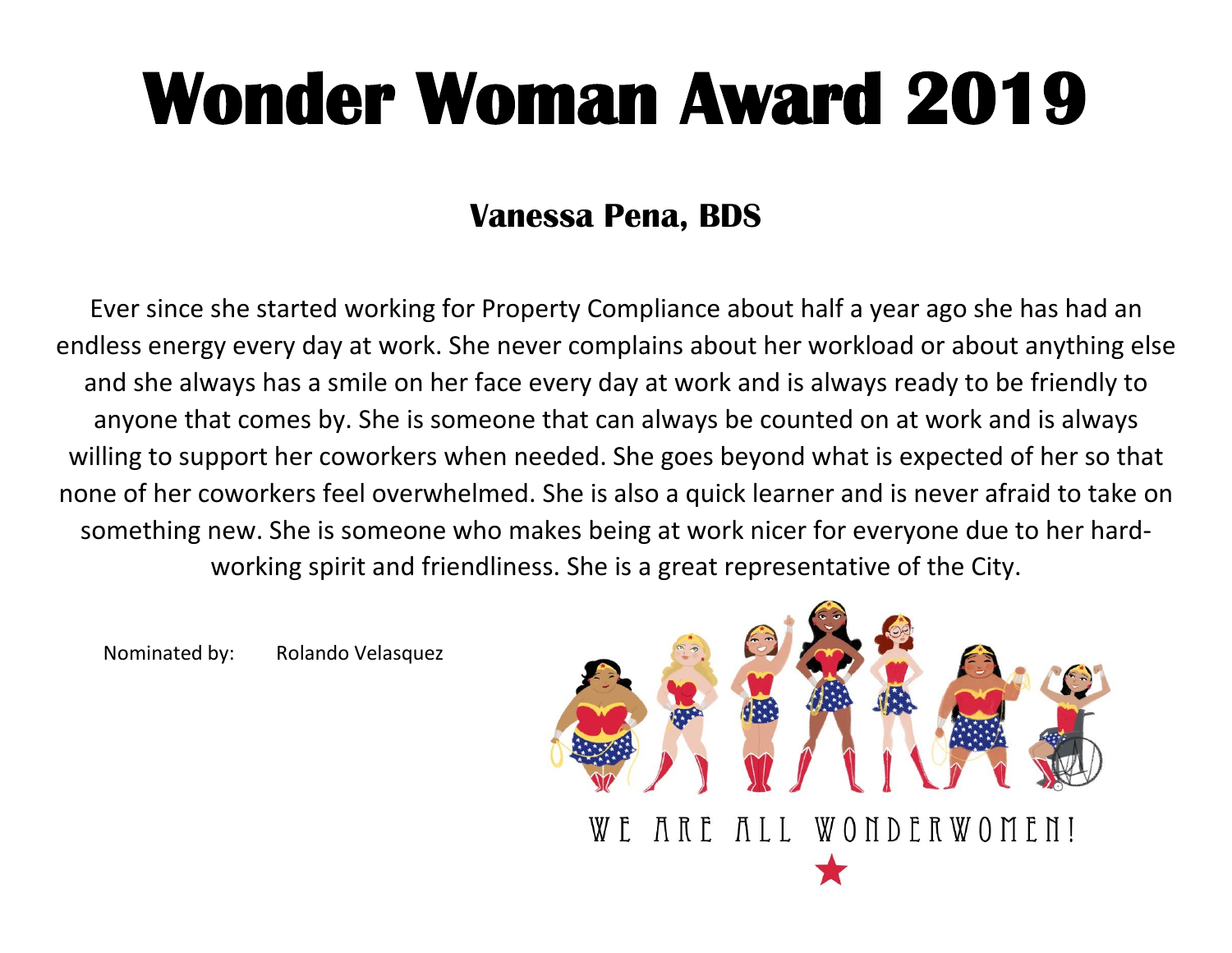# Wonder Woman Award 2019

## Vanessa Pena, BDS

Ever since she started working for Property Compliance about half a year ago she has had an endless energy every day at work. She never complains about her workload or about anything else and she always has a smile on her face every day at work and is always ready to be friendly to anyone that comes by. She is someone that can always be counted on at work and is always willing to support her coworkers when needed. She goes beyond what is expected of her so that none of her coworkers feel overwhelmed. She is also a quick learner and is never afraid to take on something new. She is someone who makes being at work nicer for everyone due to her hard-working spirit and friendliness. She is a great representative of the City.

Nominated by: Rolando Velasquez

WE ARE ALL WONDERWOMEN!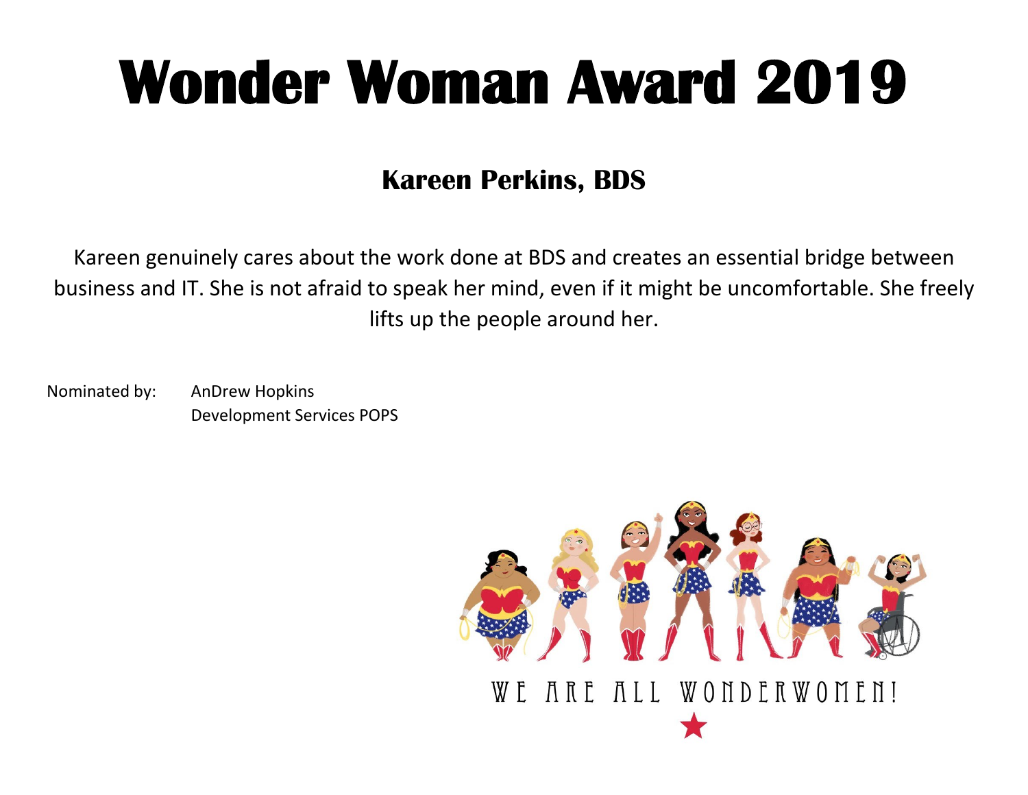# Wonder Woman Award 2019

## Kareen Perkins, BDS

Kareen genuinely cares about the work done at BDS and creates an essential bridge between business and IT. She is not afraid to speak her mind, even if it might be uncomfortable. She freely lifts up the people around her.

Nominated by: AnDrew Hopkins
Development Services POPS

WE ARE ALL WONDERWOMEN!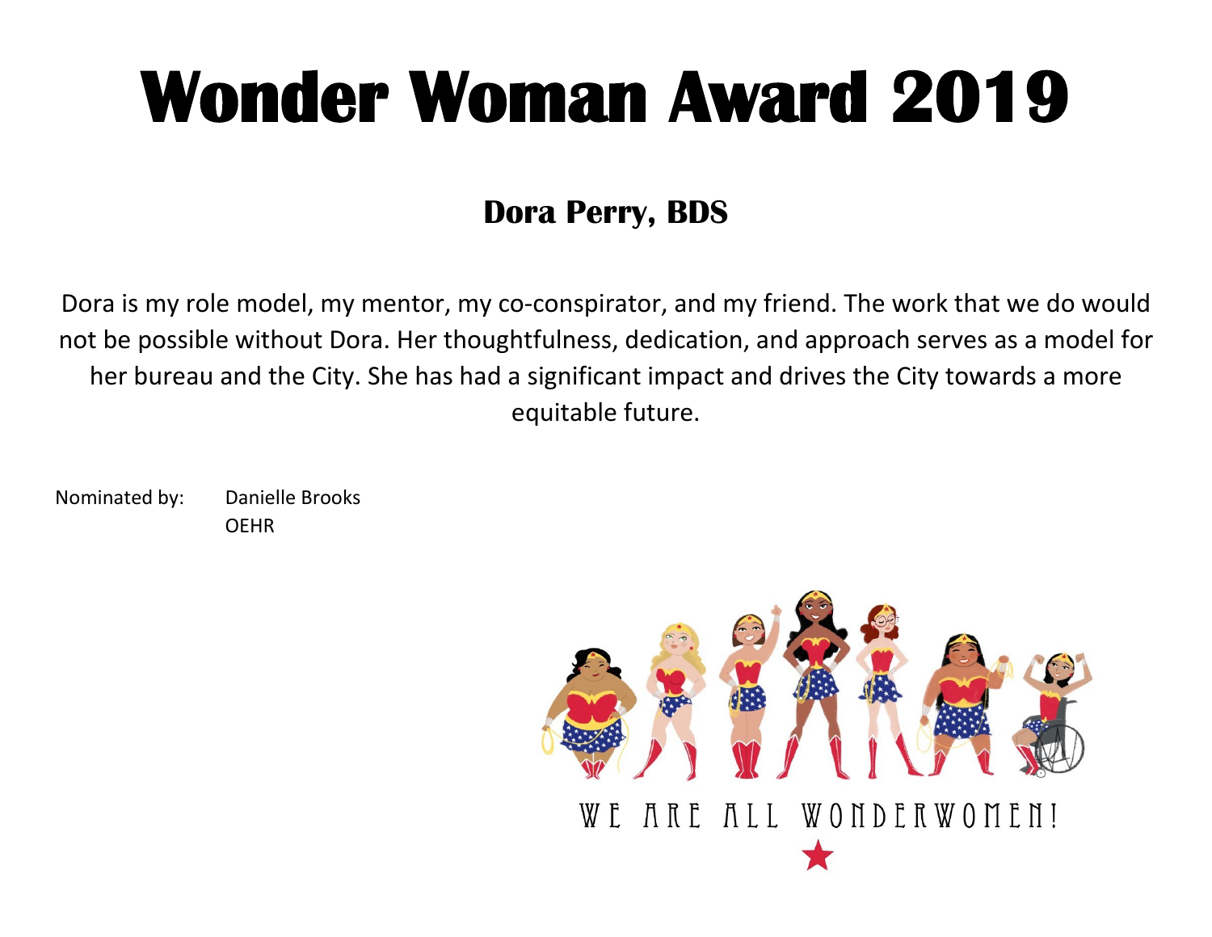# Wonder Woman Award 2019

## Dora Perry, BDS

Dora is my role model, my mentor, my co-conspirator, and my friend. The work that we do would not be possible without Dora. Her thoughtfulness, dedication, and approach serves as a model for her bureau and the City. She has had a significant impact and drives the City towards a more equitable future.

Nominated by: Danielle Brooks
OEHR

WE ARE ALL WONDERWOMEN!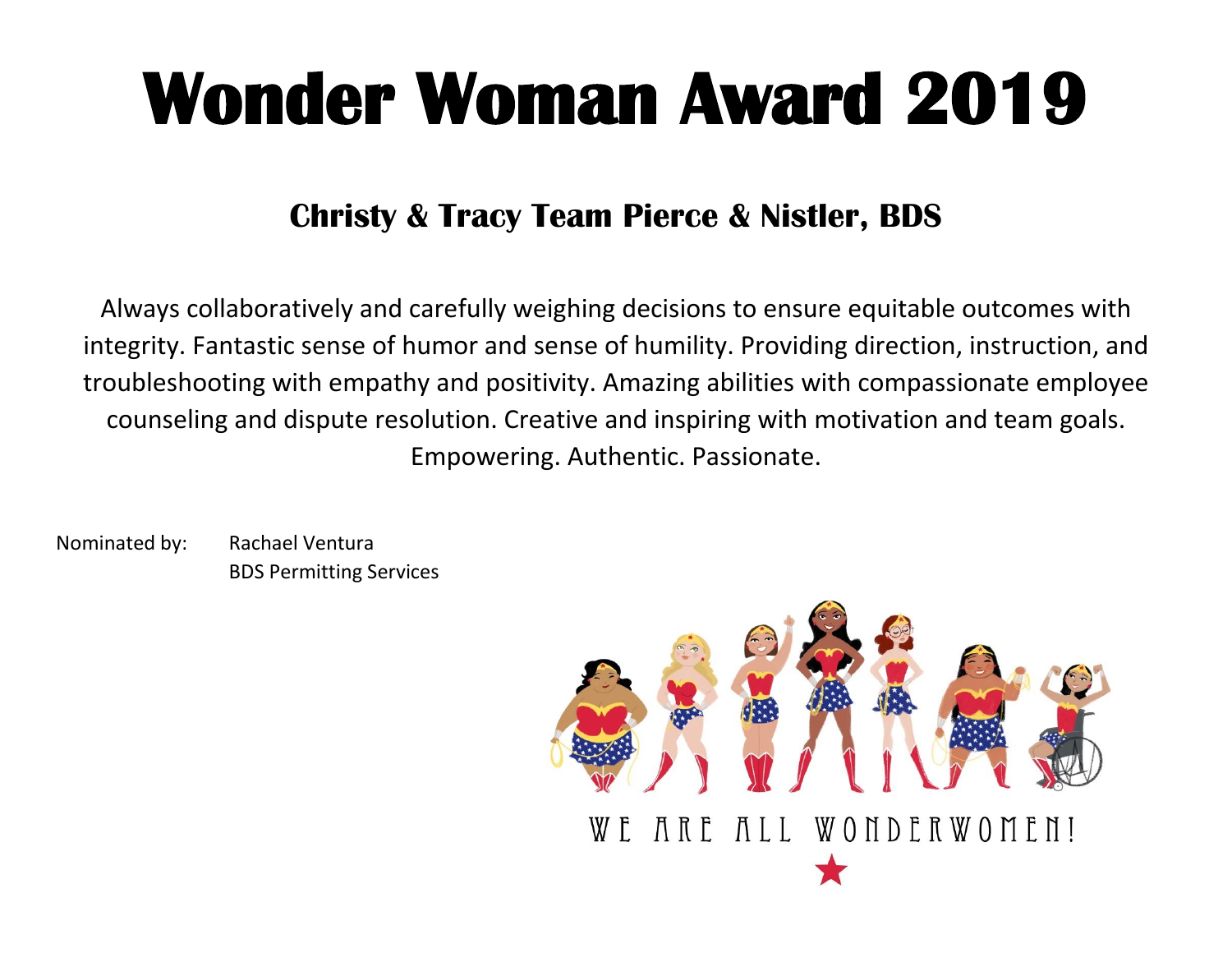# Wonder Woman Award 2019

## Christy & Tracy Team Pierce & Nistler, BDS

Always collaboratively and carefully weighing decisions to ensure equitable outcomes with integrity. Fantastic sense of humor and sense of humility. Providing direction, instruction, and troubleshooting with empathy and positivity. Amazing abilities with compassionate employee counseling and dispute resolution. Creative and inspiring with motivation and team goals. Empowering. Authentic. Passionate.

Nominated by: Rachael Ventura
BDS Permitting Services

WE ARE ALL WONDERWOMEN!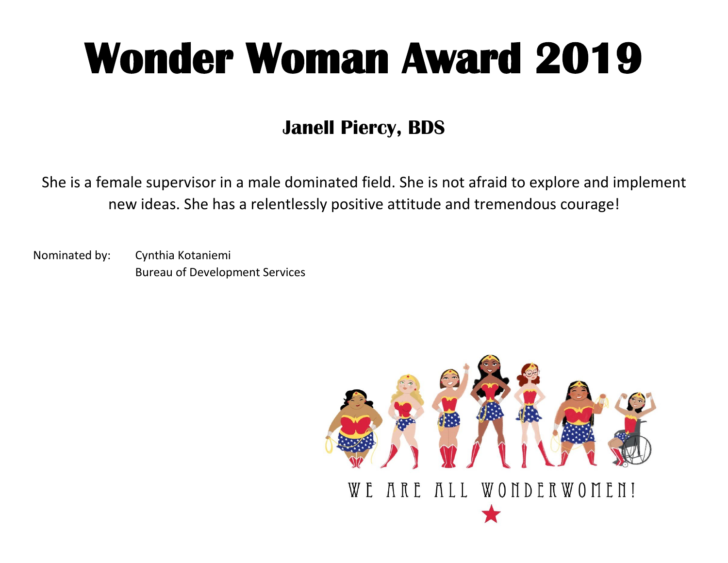# Wonder Woman Award 2019

## Janell Piercy, BDS

She is a female supervisor in a male dominated field. She is not afraid to explore and implement new ideas. She has a relentlessly positive attitude and tremendous courage!

Nominated by: Cynthia Kotaniemi
Bureau of Development Services

WE ARE ALL WONDERWOMEN!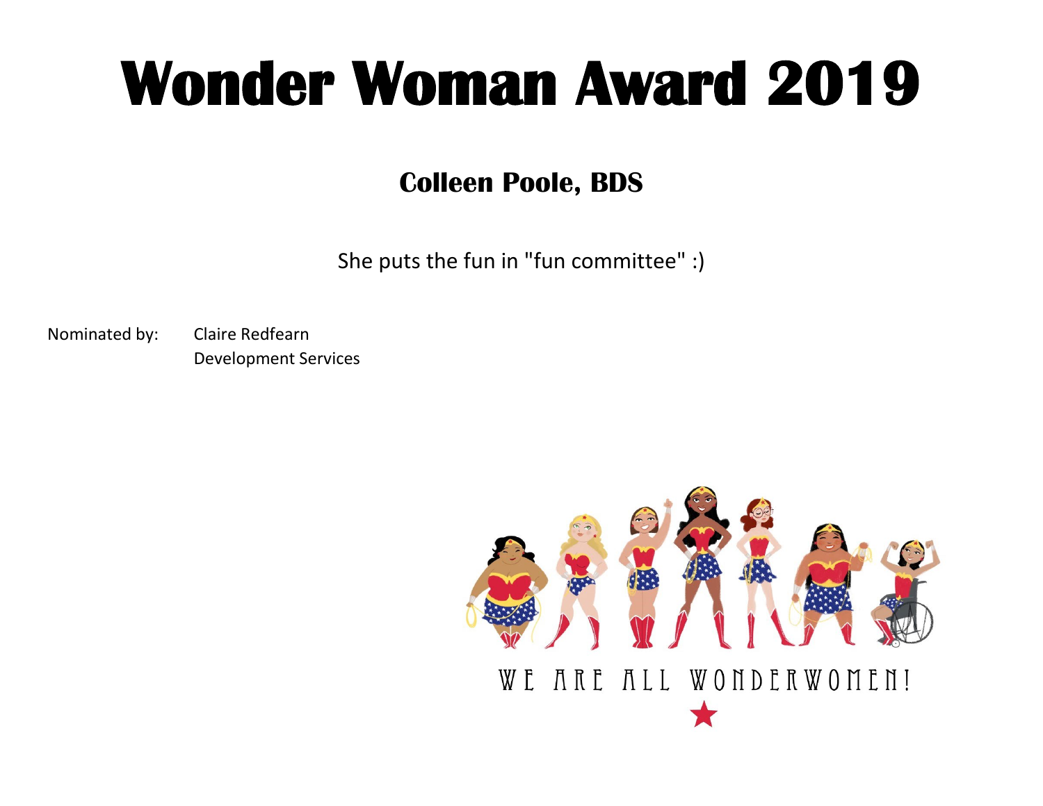# Wonder Woman Award 2019

## Colleen Poole, BDS

She puts the fun in "fun committee" :)

Nominated by: Claire Redfearn
Development Services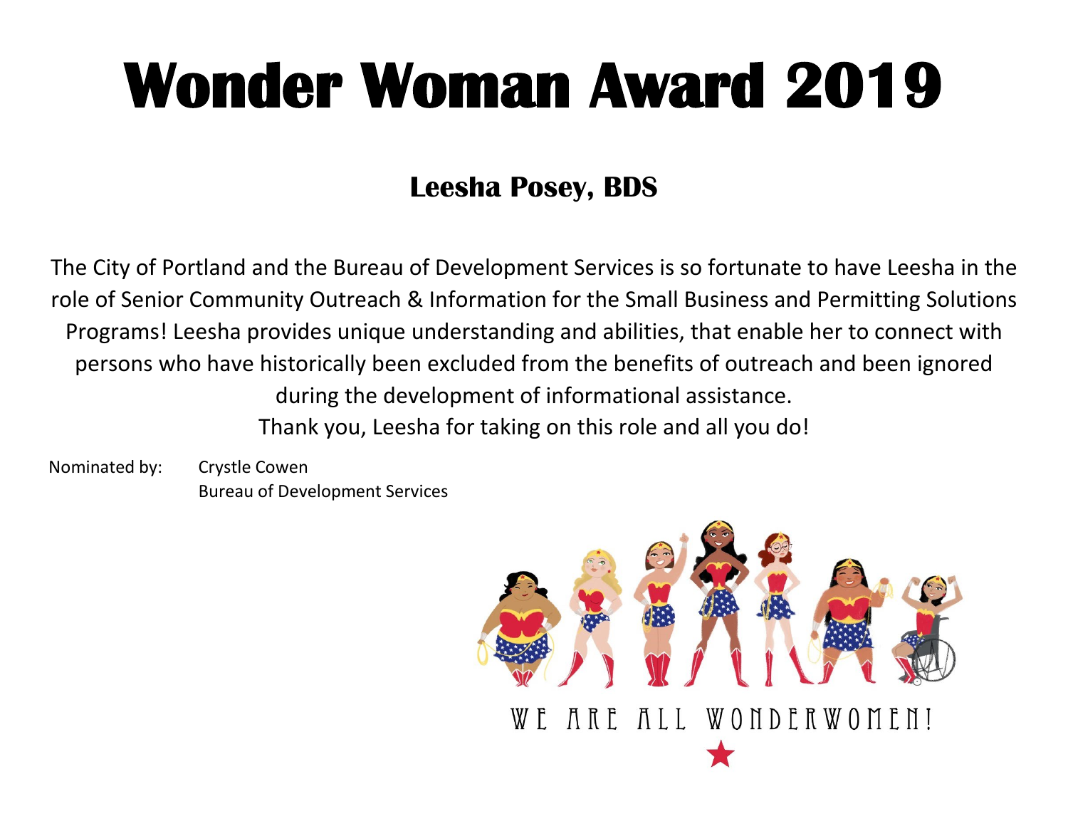# Wonder Woman Award 2019

## Leesha Posey, BDS

The City of Portland and the Bureau of Development Services is so fortunate to have Leesha in the role of Senior Community Outreach & Information for the Small Business and Permitting Solutions Programs! Leesha provides unique understanding and abilities, that enable her to connect with persons who have historically been excluded from the benefits of outreach and been ignored during the development of informational assistance.

Thank you, Leesha for taking on this role and all you do!

Nominated by: Crystle Cowen
Bureau of Development Services

WE ARE ALL WONDERWOMEN!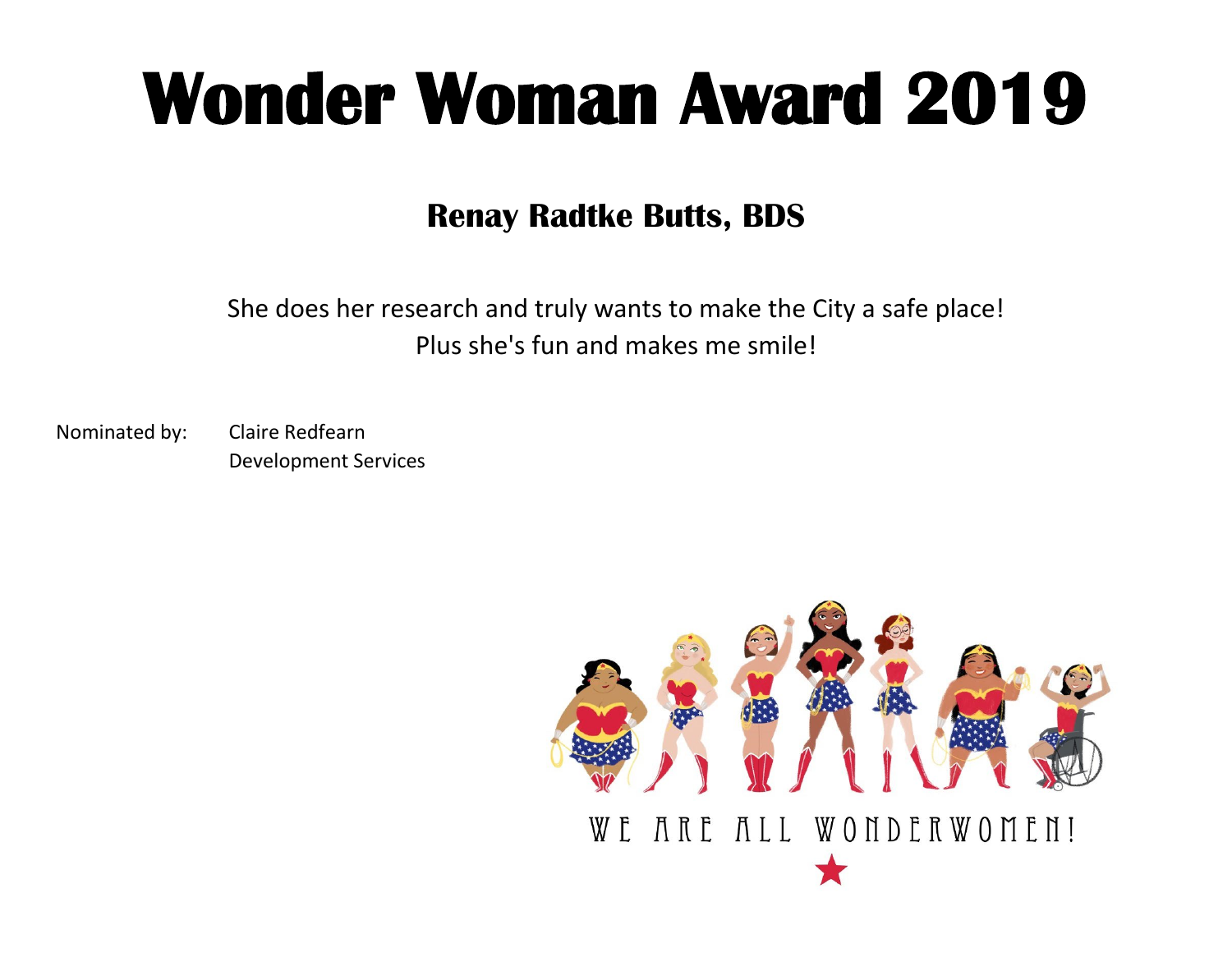# Wonder Woman Award 2019

## Renay Radtke Butts, BDS

She does her research and truly wants to make the City a safe place!
Plus she's fun and makes me smile!

Nominated by: Claire Redfearn
Development Services

WE ARE ALL WONDERWOMEN!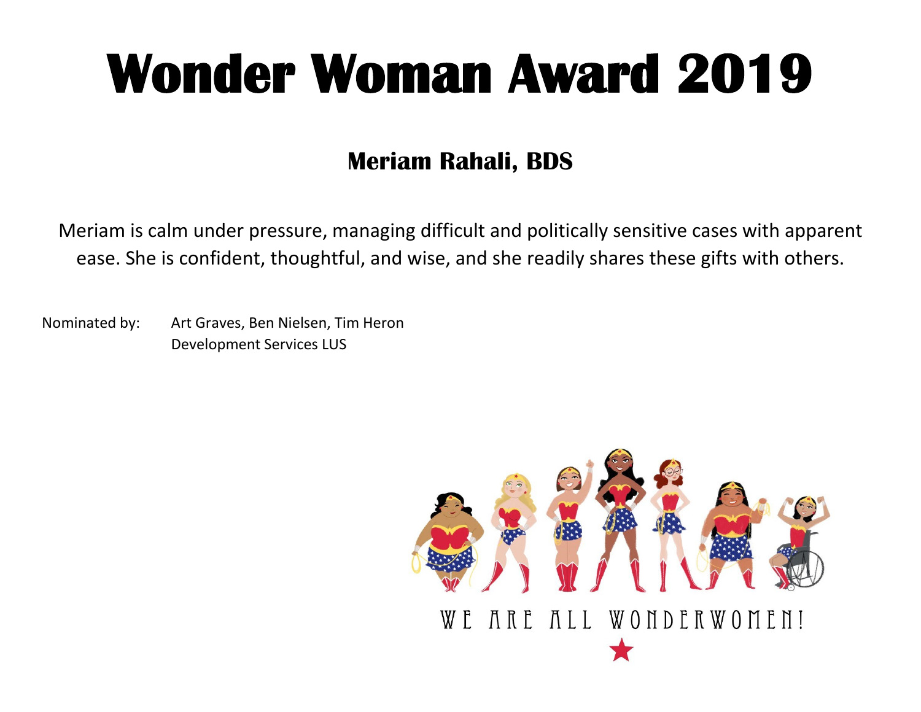# Wonder Woman Award 2019

**Meriam Rahali, BDS**

Meriam is calm under pressure, managing difficult and politically sensitive cases with apparent ease. She is confident, thoughtful, and wise, and she readily shares these gifts with others.

Nominated by: Art Graves, Ben Nielsen, Tim Heron
Development Services LUS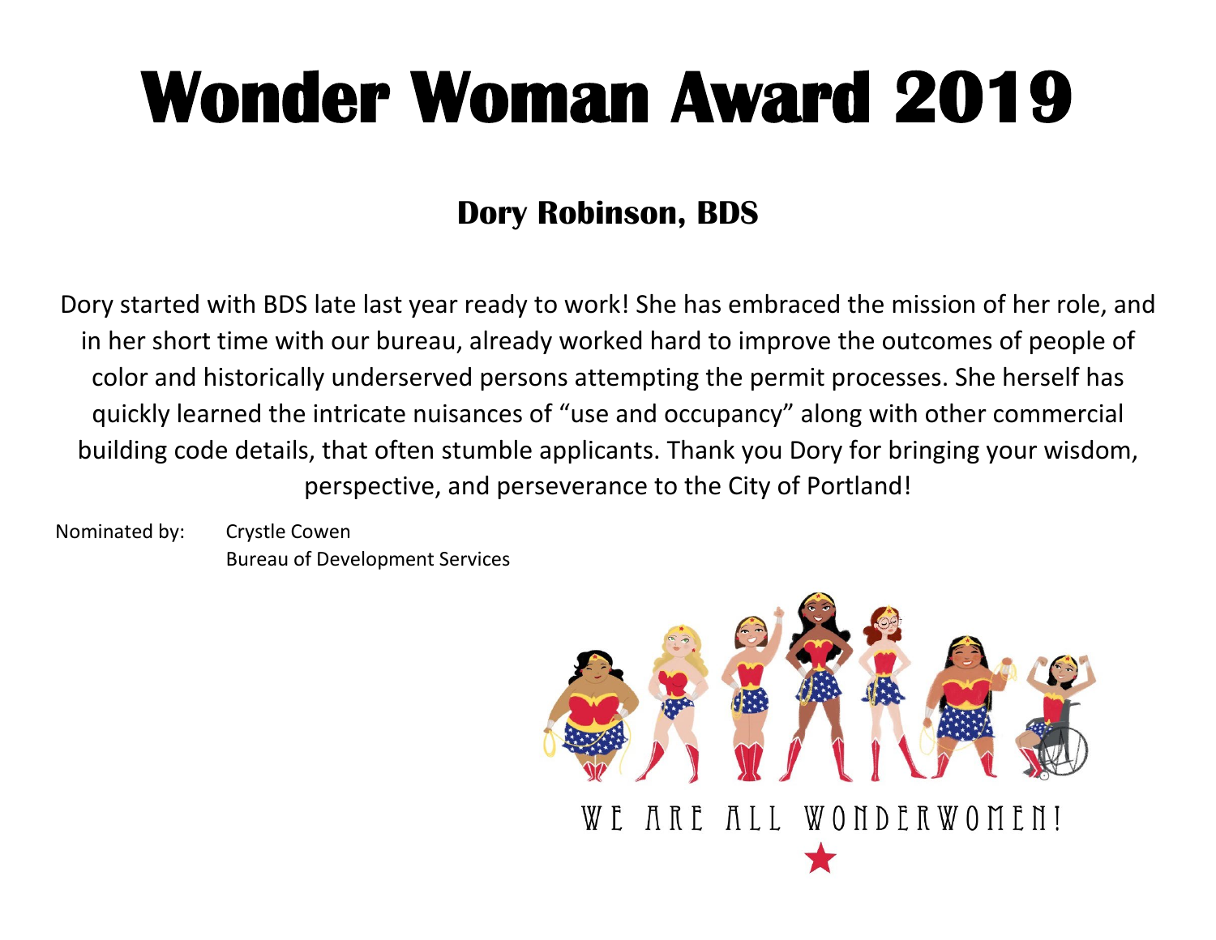# Wonder Woman Award 2019

## Dory Robinson, BDS

Dory started with BDS late last year ready to work! She has embraced the mission of her role, and in her short time with our bureau, already worked hard to improve the outcomes of people of color and historically underserved persons attempting the permit processes. She herself has quickly learned the intricate nuisances of "use and occupancy" along with other commercial building code details, that often stumble applicants. Thank you Dory for bringing your wisdom, perspective, and perseverance to the City of Portland!

Nominated by: Crystle Cowen
Bureau of Development Services

WE ARE ALL WONDERWOMEN!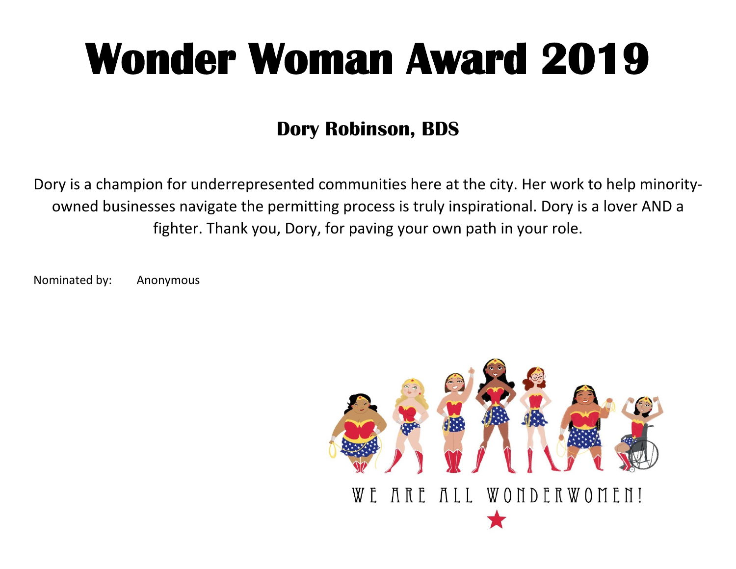# Wonder Woman Award 2019

## Dory Robinson, BDS

Dory is a champion for underrepresented communities here at the city. Her work to help minority-owned businesses navigate the permitting process is truly inspirational. Dory is a lover AND a fighter. Thank you, Dory, for paving your own path in your role.

Nominated by: Anonymous

WE ARE ALL WONDERWOMEN!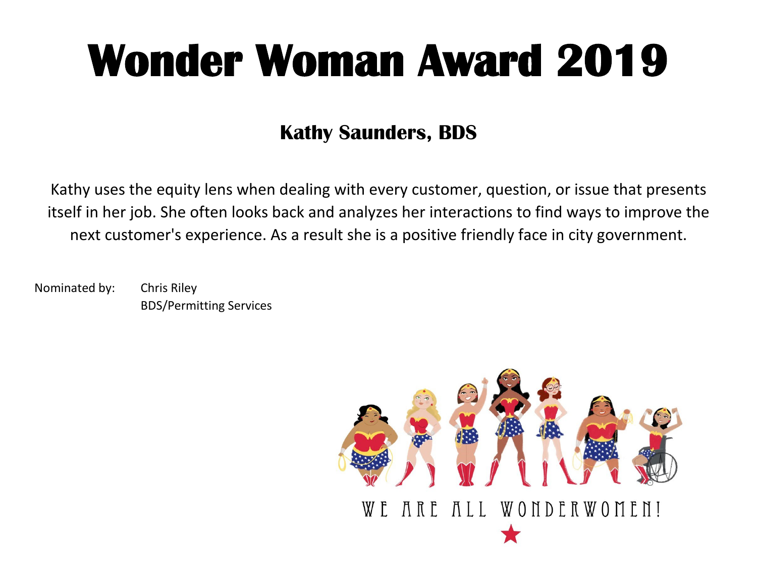# Wonder Woman Award 2019

## Kathy Saunders, BDS

Kathy uses the equity lens when dealing with every customer, question, or issue that presents itself in her job. She often looks back and analyzes her interactions to find ways to improve the next customer's experience. As a result she is a positive friendly face in city government.

Nominated by: Chris Riley
BDS/Permitting Services

WE ARE ALL WONDERWOMEN!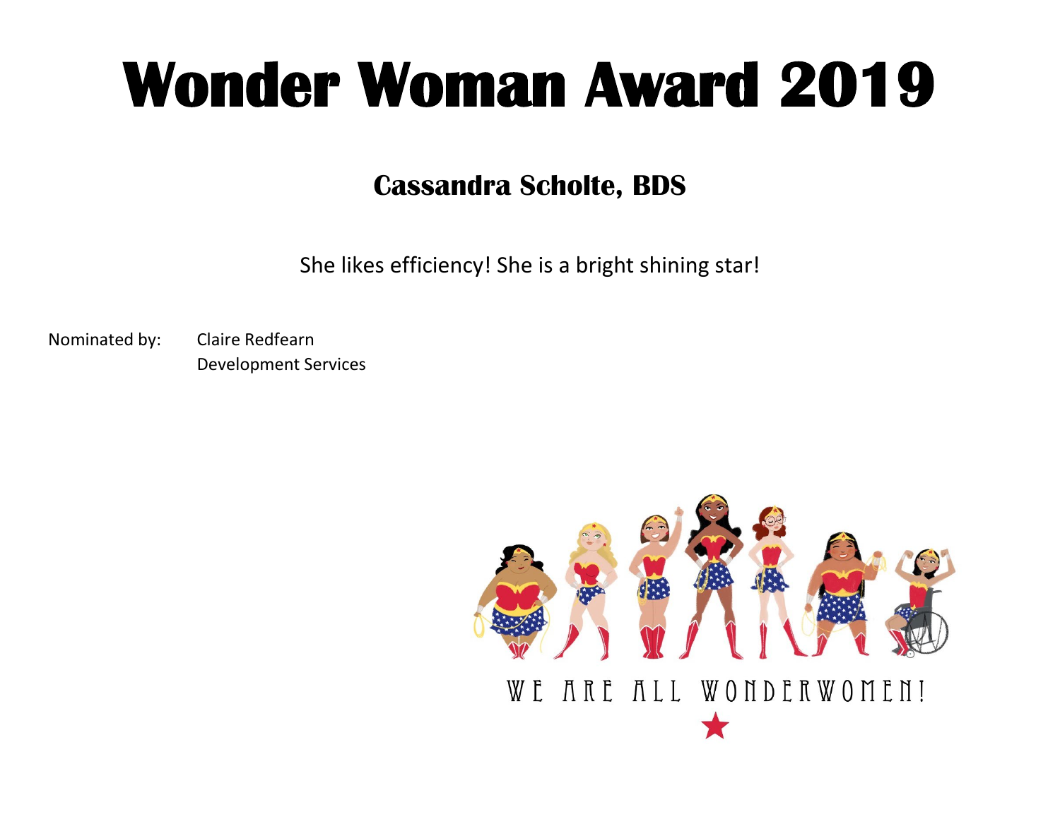# Wonder Woman Award 2019

## Cassandra Scholte, BDS

She likes efficiency! She is a bright shining star!

Nominated by: Claire Redfearn
Development Services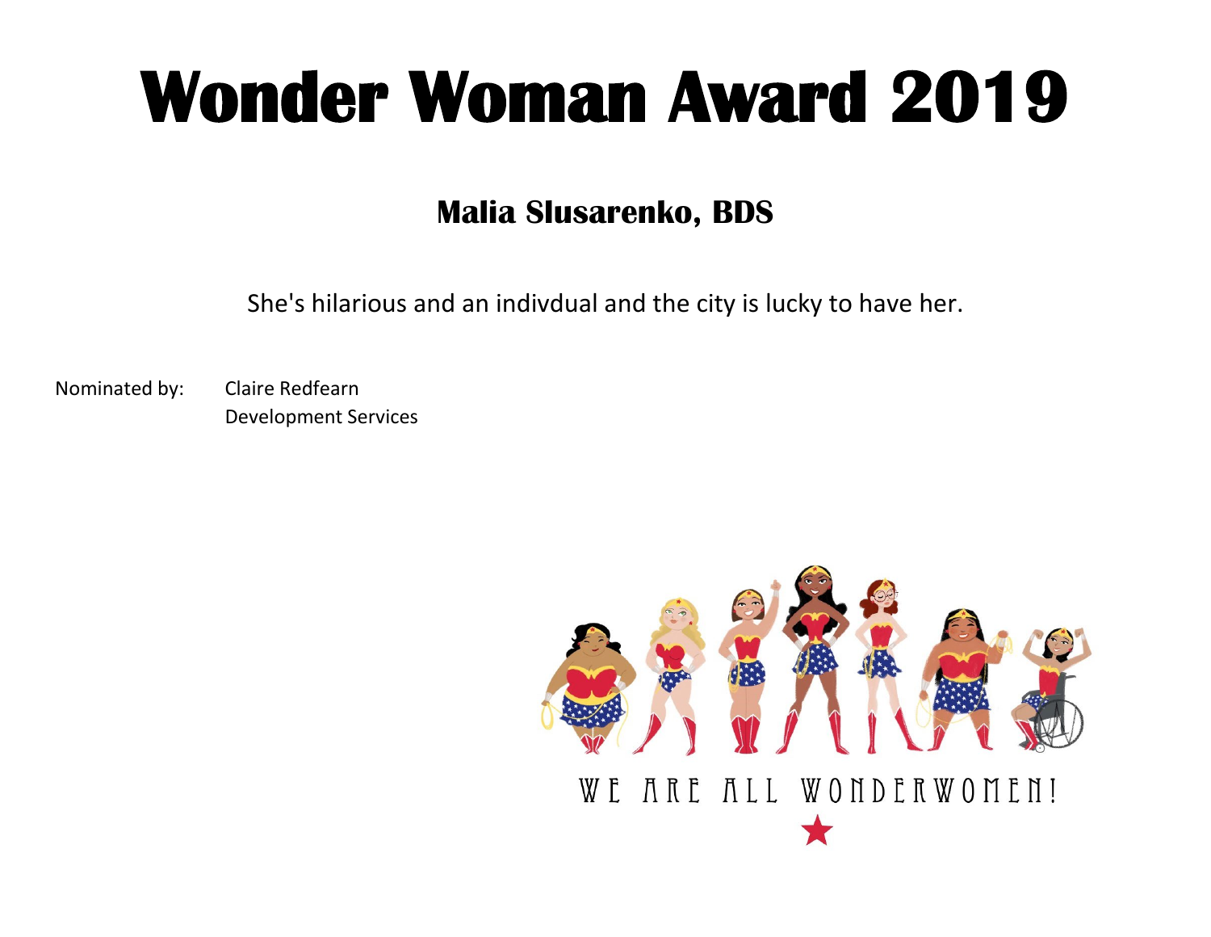# Wonder Woman Award 2019

## Malia Slusarenko, BDS

She's hilarious and an indivdual and the city is lucky to have her.

Nominated by: Claire Redfearn
Development Services

WE ARE ALL WONDERWOMEN!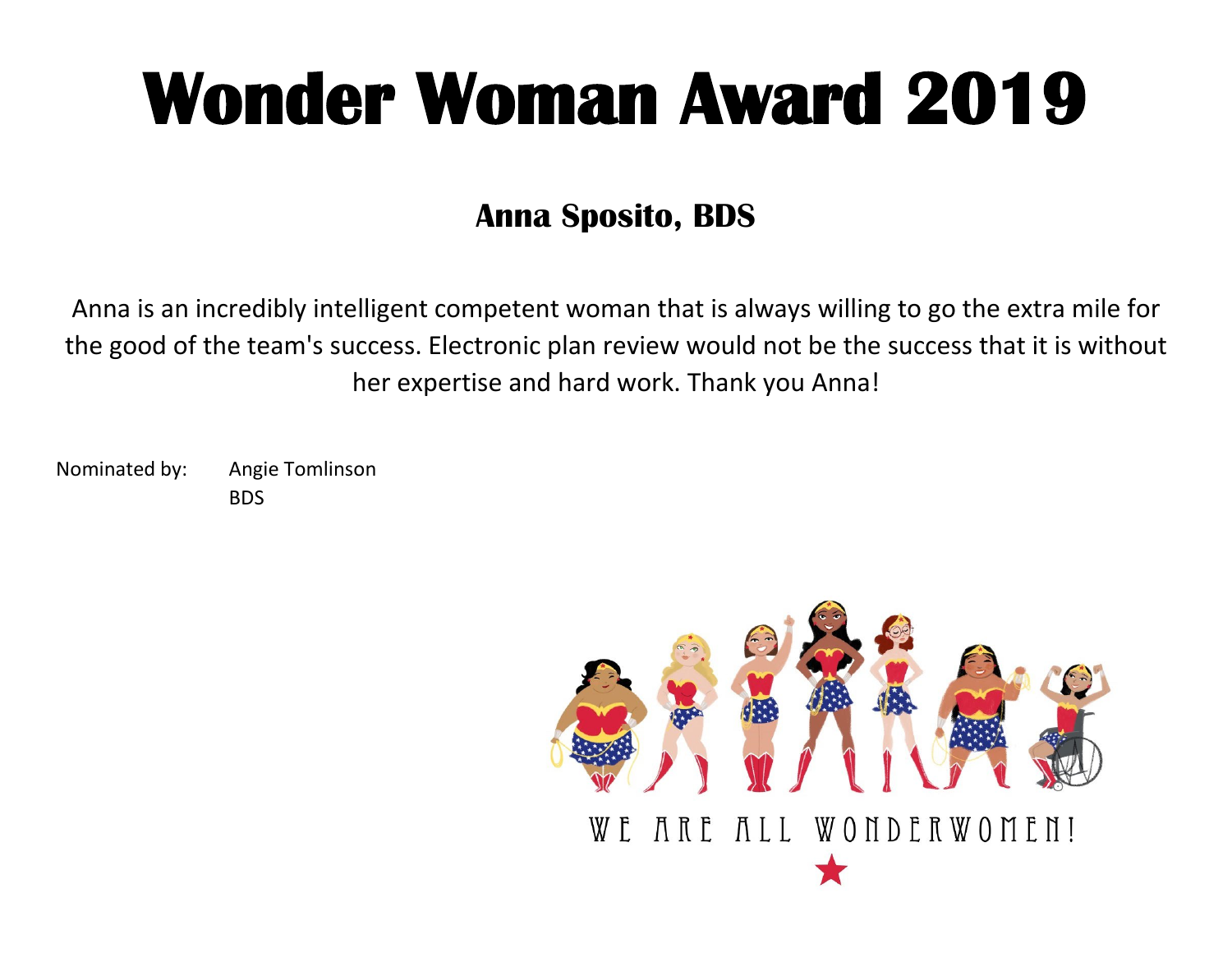# Wonder Woman Award 2019

**Anna Sposito, BDS**

Anna is an incredibly intelligent competent woman that is always willing to go the extra mile for the good of the team's success. Electronic plan review would not be the success that it is without her expertise and hard work. Thank you Anna!

Nominated by: Angie Tomlinson
BDS

WE ARE ALL WONDERWOMEN!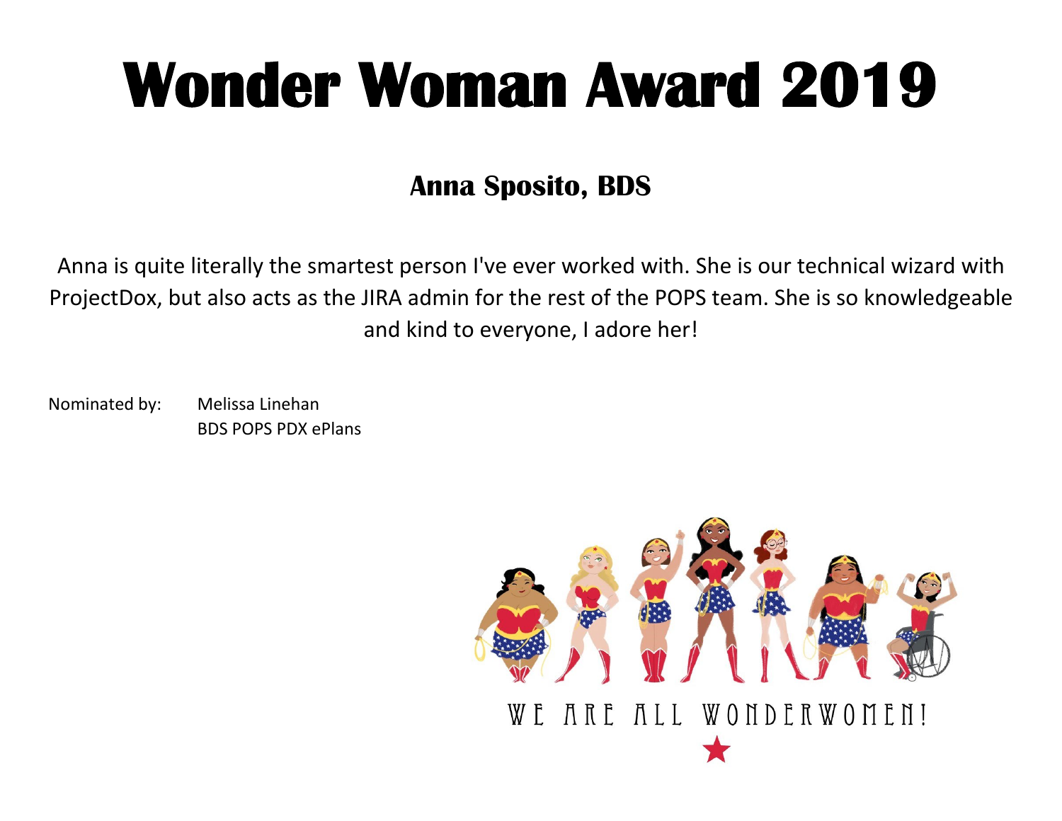# Wonder Woman Award 2019

**Anna Sposito, BDS**

Anna is quite literally the smartest person I've ever worked with. She is our technical wizard with ProjectDox, but also acts as the JIRA admin for the rest of the POPS team. She is so knowledgeable and kind to everyone, I adore her!

Nominated by: Melissa Linehan
BDS POPS PDX ePlans

WE ARE ALL WONDERWOMEN!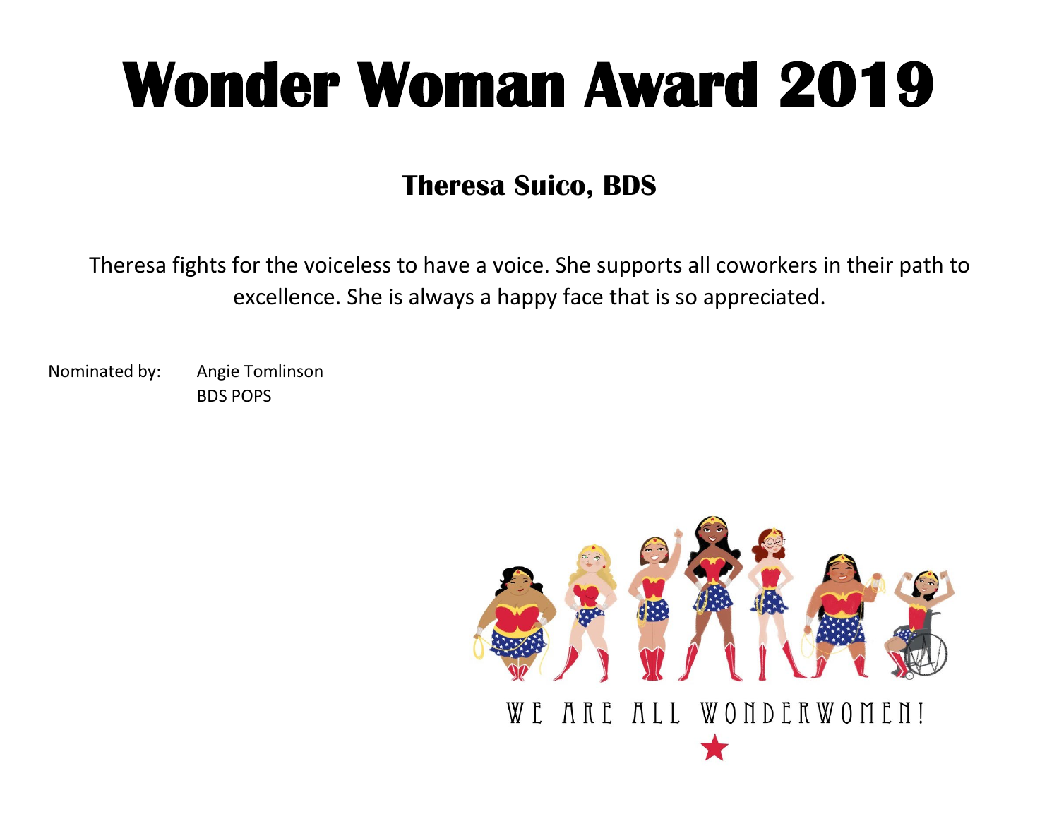# Wonder Woman Award 2019

## Theresa Suico, BDS

Theresa fights for the voiceless to have a voice. She supports all coworkers in their path to excellence. She is always a happy face that is so appreciated.

Nominated by: Angie Tomlinson
BDS POPS

WE ARE ALL WONDERWOMEN!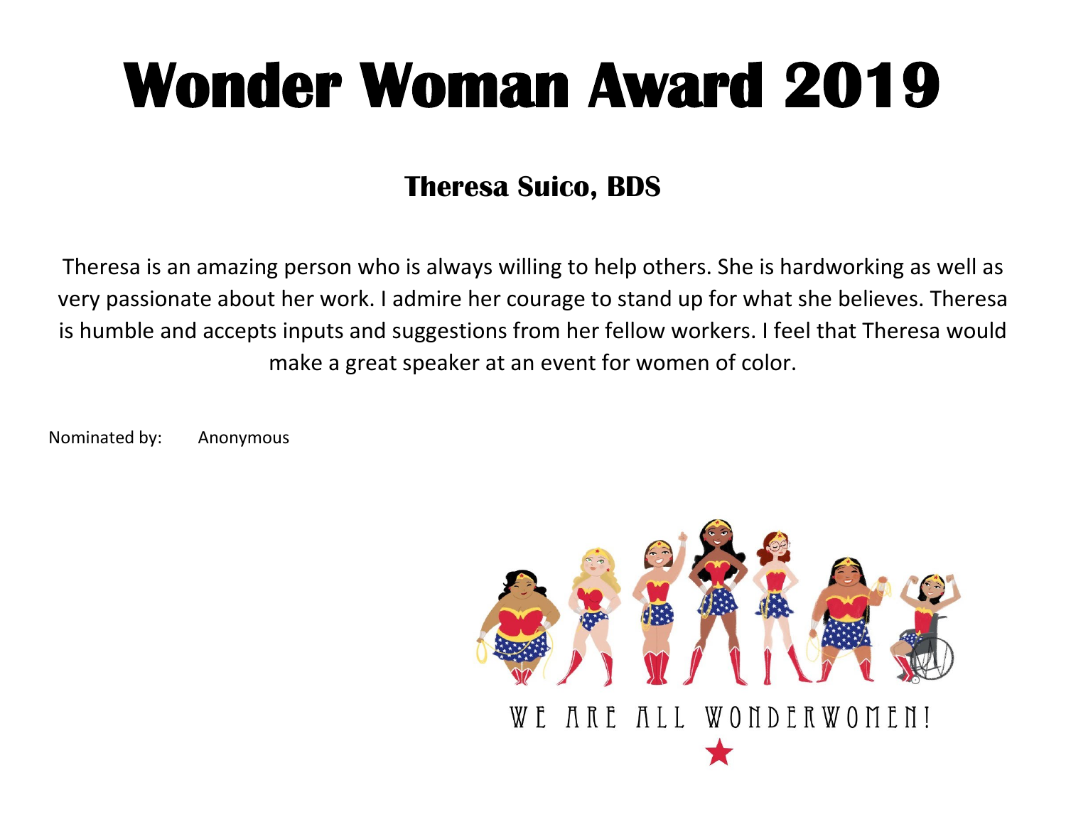# Wonder Woman Award 2019

## Theresa Suico, BDS

Theresa is an amazing person who is always willing to help others. She is hardworking as well as very passionate about her work. I admire her courage to stand up for what she believes. Theresa is humble and accepts inputs and suggestions from her fellow workers. I feel that Theresa would make a great speaker at an event for women of color.

Nominated by: Anonymous

WE ARE ALL WONDERWOMEN!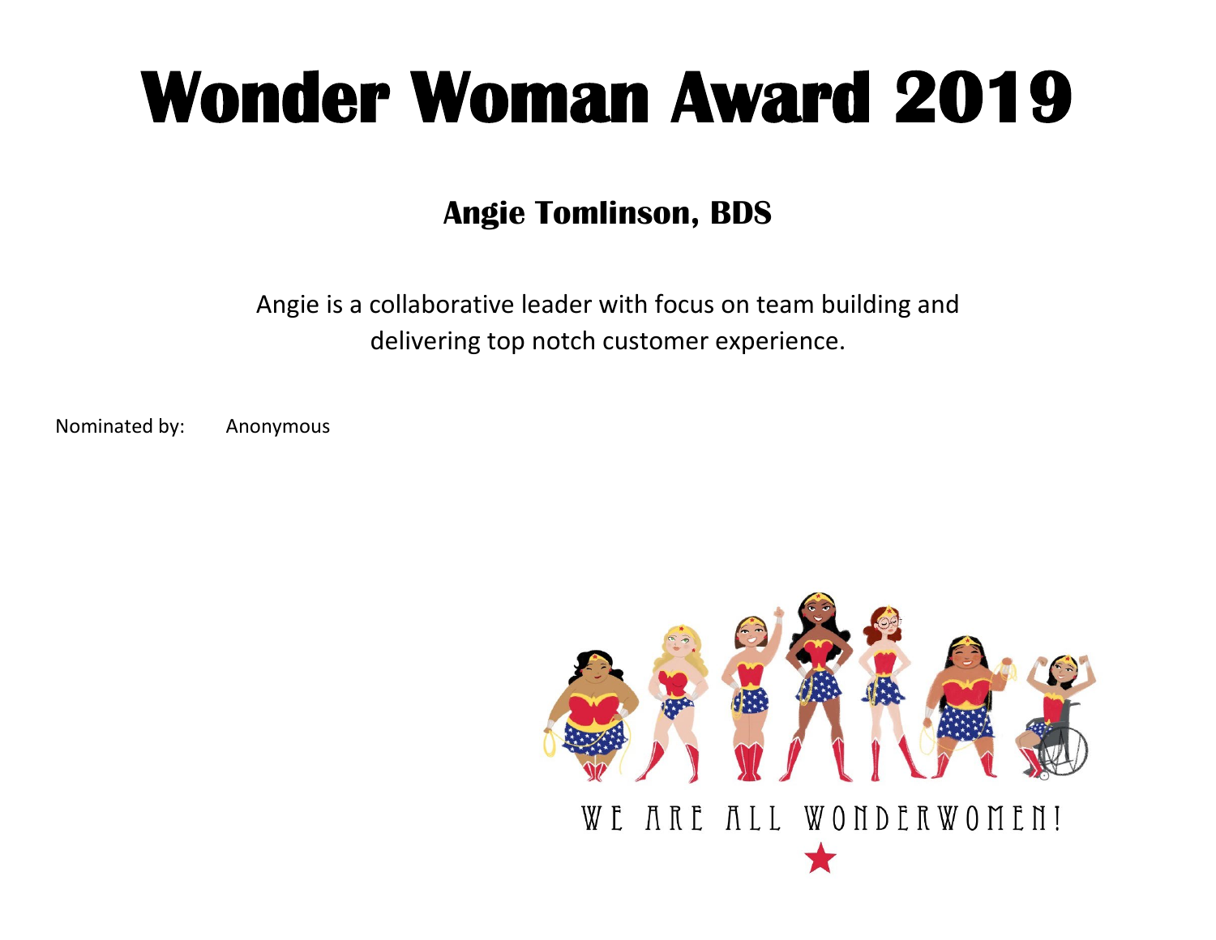# Wonder Woman Award 2019

## Angie Tomlinson, BDS

Angie is a collaborative leader with focus on team building and delivering top notch customer experience.

Nominated by: Anonymous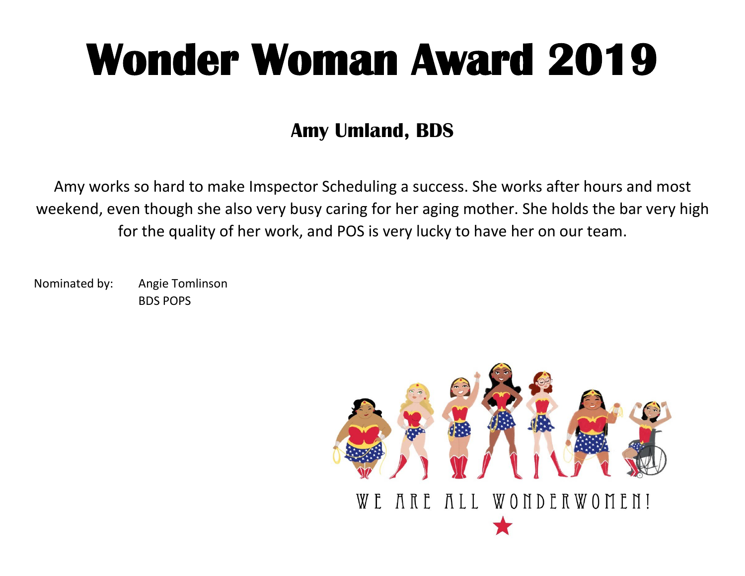# Wonder Woman Award 2019

## Amy Umland, BDS

Amy works so hard to make Imspector Scheduling a success. She works after hours and most weekend, even though she also very busy caring for her aging mother. She holds the bar very high for the quality of her work, and POS is very lucky to have her on our team.

Nominated by: Angie Tomlinson
BDS POPS

WE ARE ALL WONDERWOMEN!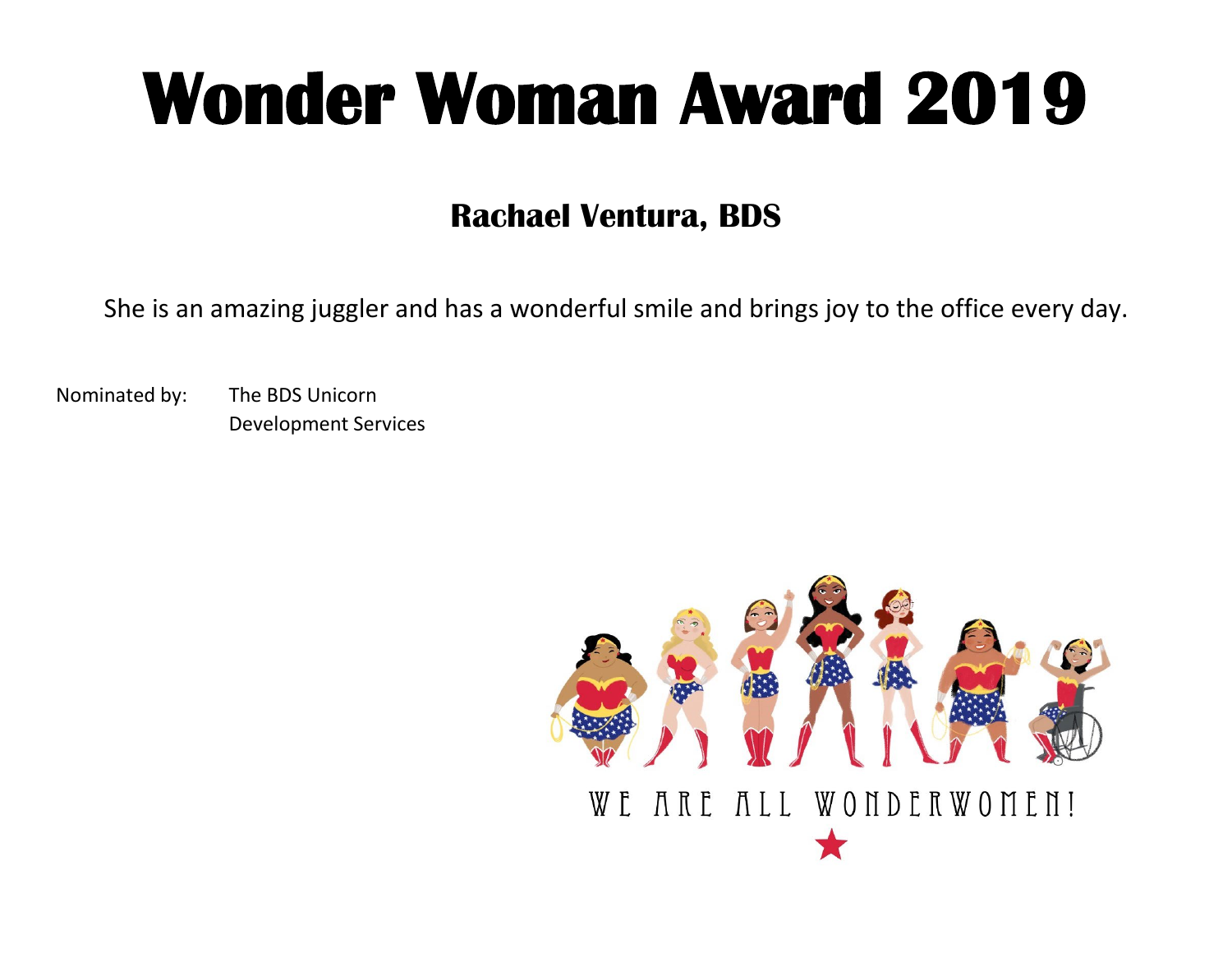# Wonder Woman Award 2019

**Rachael Ventura, BDS**

She is an amazing juggler and has a wonderful smile and brings joy to the office every day.

Nominated by: The BDS Unicorn
Development Services

WE ARE ALL WONDERWOMEN!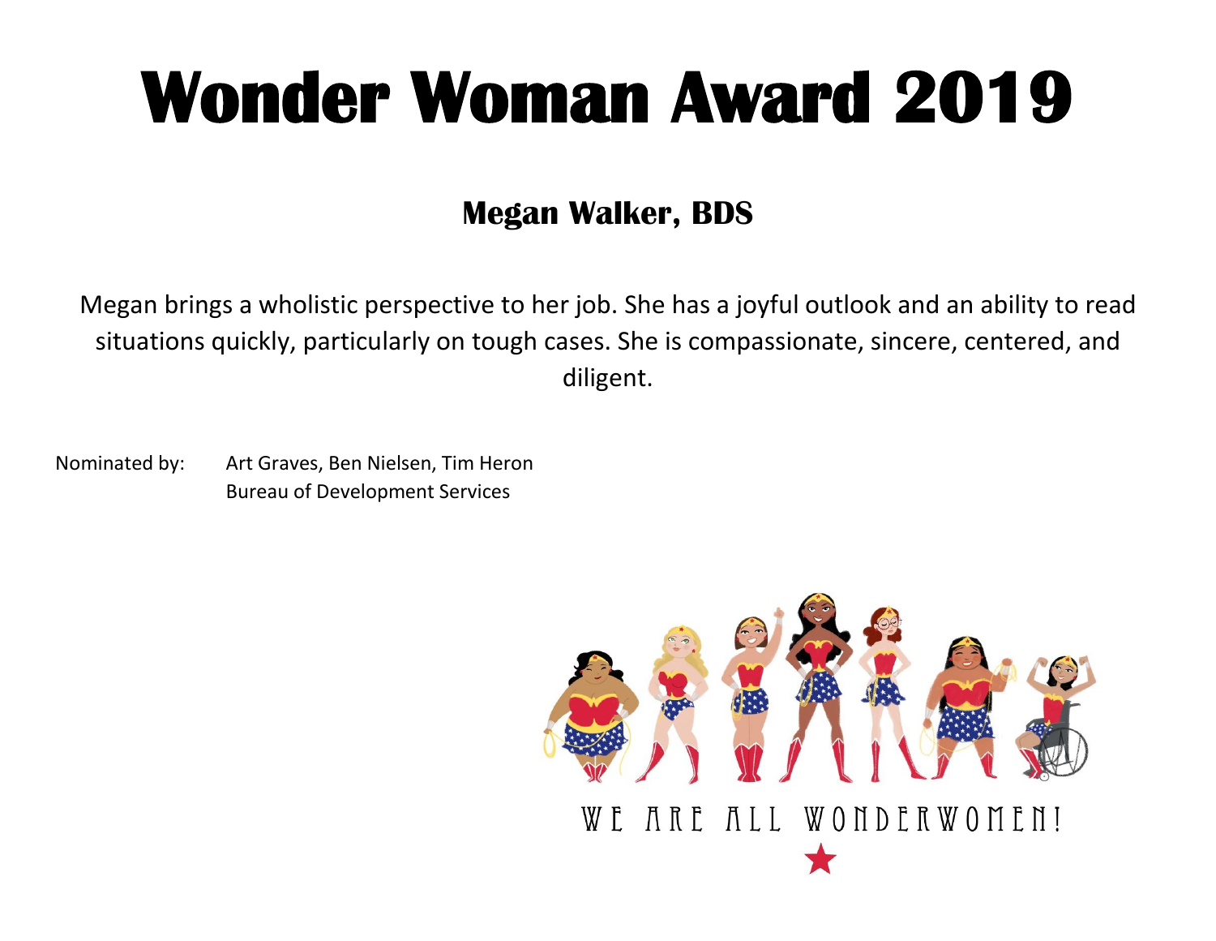# Wonder Woman Award 2019

## Megan Walker, BDS

Megan brings a wholistic perspective to her job. She has a joyful outlook and an ability to read situations quickly, particularly on tough cases. She is compassionate, sincere, centered, and diligent.

Nominated by: Art Graves, Ben Nielsen, Tim Heron
Bureau of Development Services

WE ARE ALL WONDERWOMEN!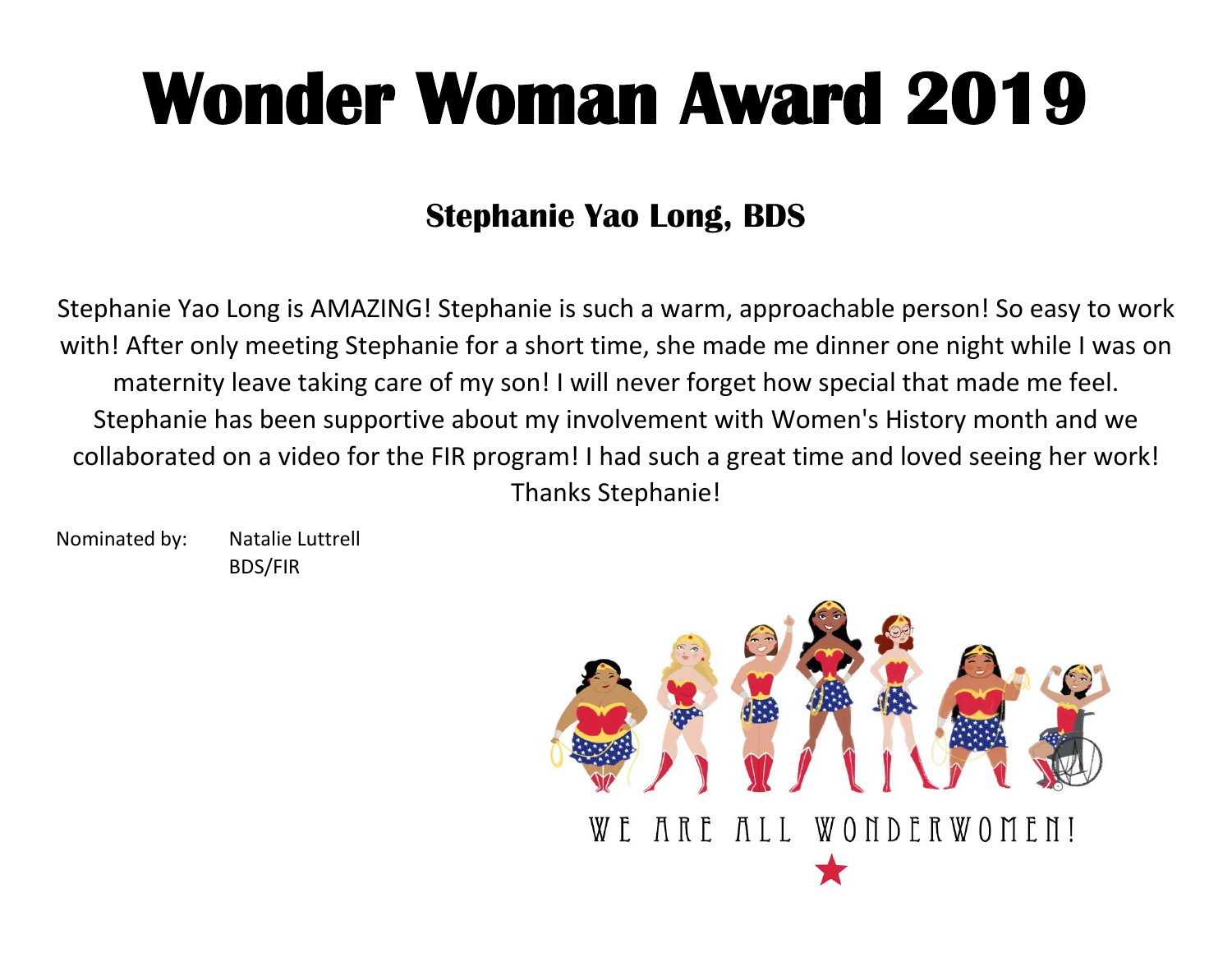# Wonder Woman Award 2019

## Stephanie Yao Long, BDS

Stephanie Yao Long is AMAZING! Stephanie is such a warm, approachable person! So easy to work with! After only meeting Stephanie for a short time, she made me dinner one night while I was on maternity leave taking care of my son! I will never forget how special that made me feel. Stephanie has been supportive about my involvement with Women's History month and we collaborated on a video for the FIR program! I had such a great time and loved seeing her work! Thanks Stephanie!

Nominated by: Natalie Luttrell
BDS/FIR

WE ARE ALL WONDERWOMEN!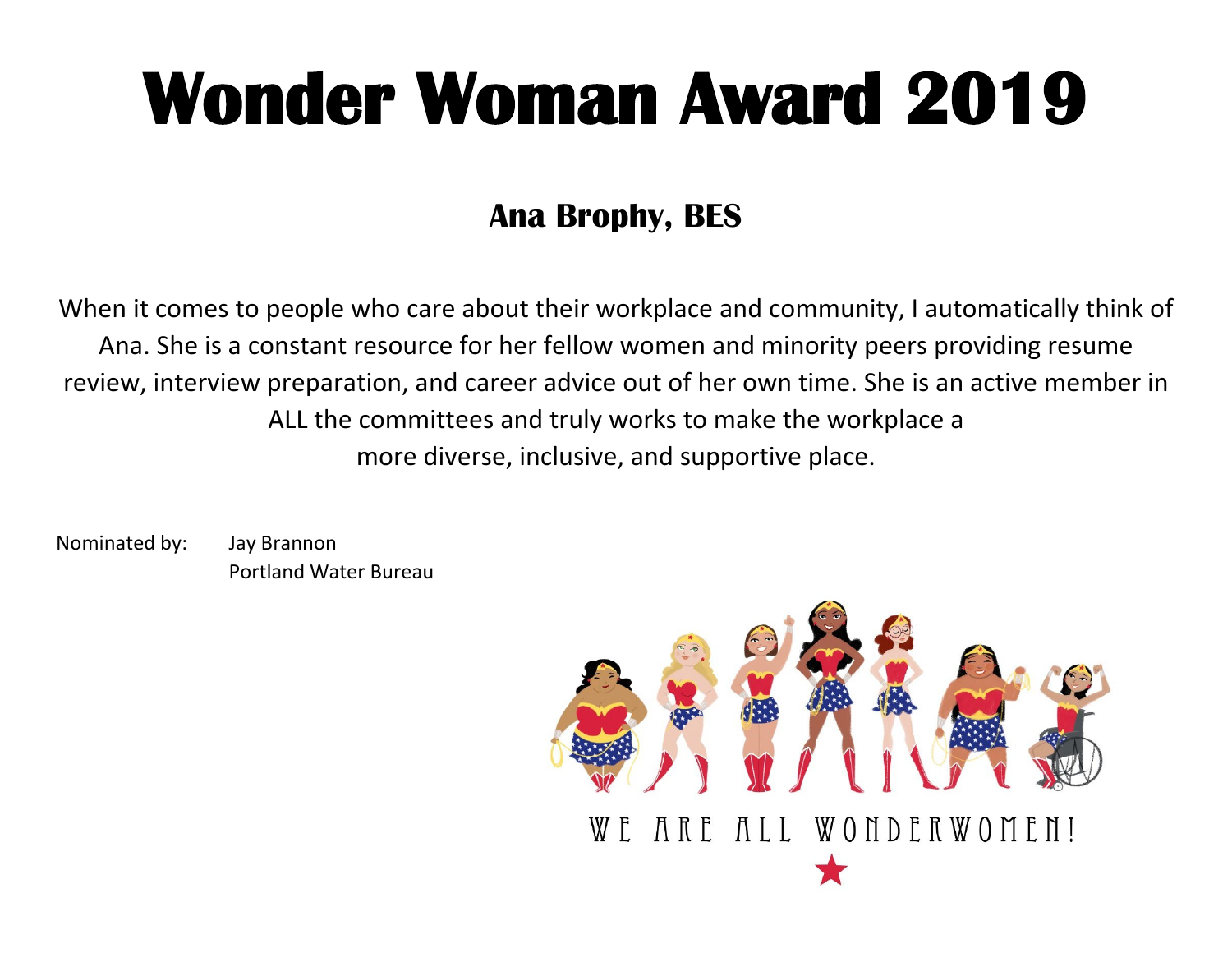# Wonder Woman Award 2019

## Ana Brophy, BES

When it comes to people who care about their workplace and community, I automatically think of Ana. She is a constant resource for her fellow women and minority peers providing resume review, interview preparation, and career advice out of her own time. She is an active member in ALL the committees and truly works to make the workplace a more diverse, inclusive, and supportive place.

Nominated by: Jay Brannon
Portland Water Bureau

WE ARE ALL WONDERWOMEN!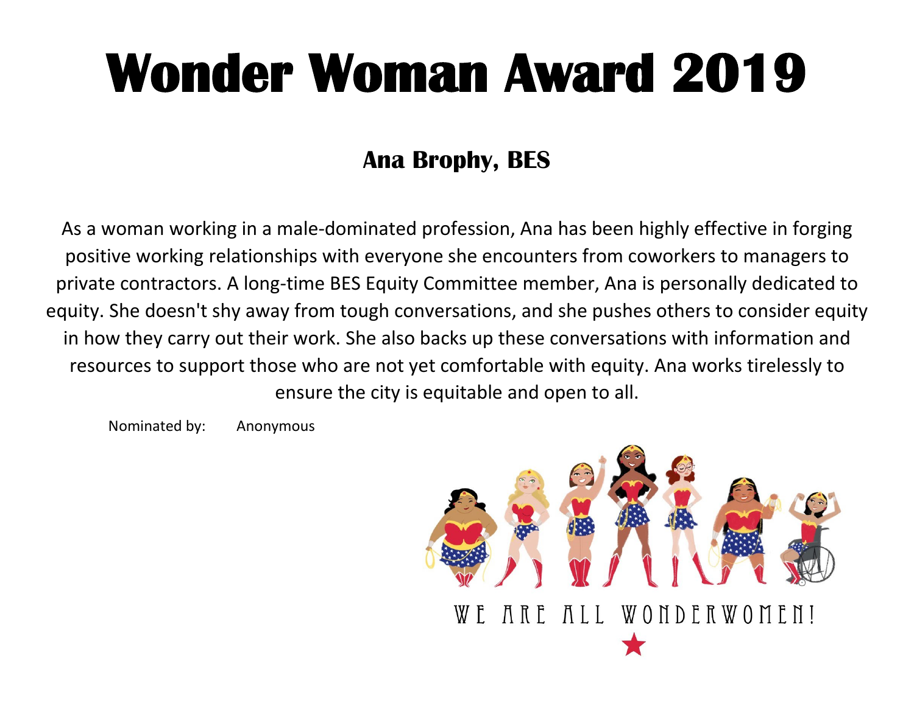# Wonder Woman Award 2019

## Ana Brophy, BES

As a woman working in a male-dominated profession, Ana has been highly effective in forging positive working relationships with everyone she encounters from coworkers to managers to private contractors. A long-time BES Equity Committee member, Ana is personally dedicated to equity. She doesn't shy away from tough conversations, and she pushes others to consider equity in how they carry out their work. She also backs up these conversations with information and resources to support those who are not yet comfortable with equity. Ana works tirelessly to ensure the city is equitable and open to all.

Nominated by: Anonymous

WE ARE ALL WONDERWOMEN!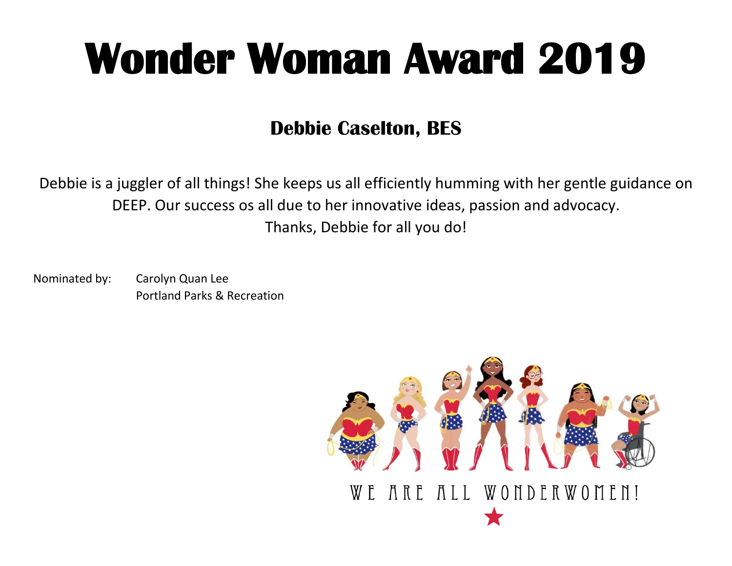# Wonder Woman Award 2019

## Debbie Caselton, BES

Debbie is a juggler of all things! She keeps us all efficiently humming with her gentle guidance on DEEP. Our success os all due to her innovative ideas, passion and advocacy.
Thanks, Debbie for all you do!

Nominated by: Carolyn Quan Lee
Portland Parks & Recreation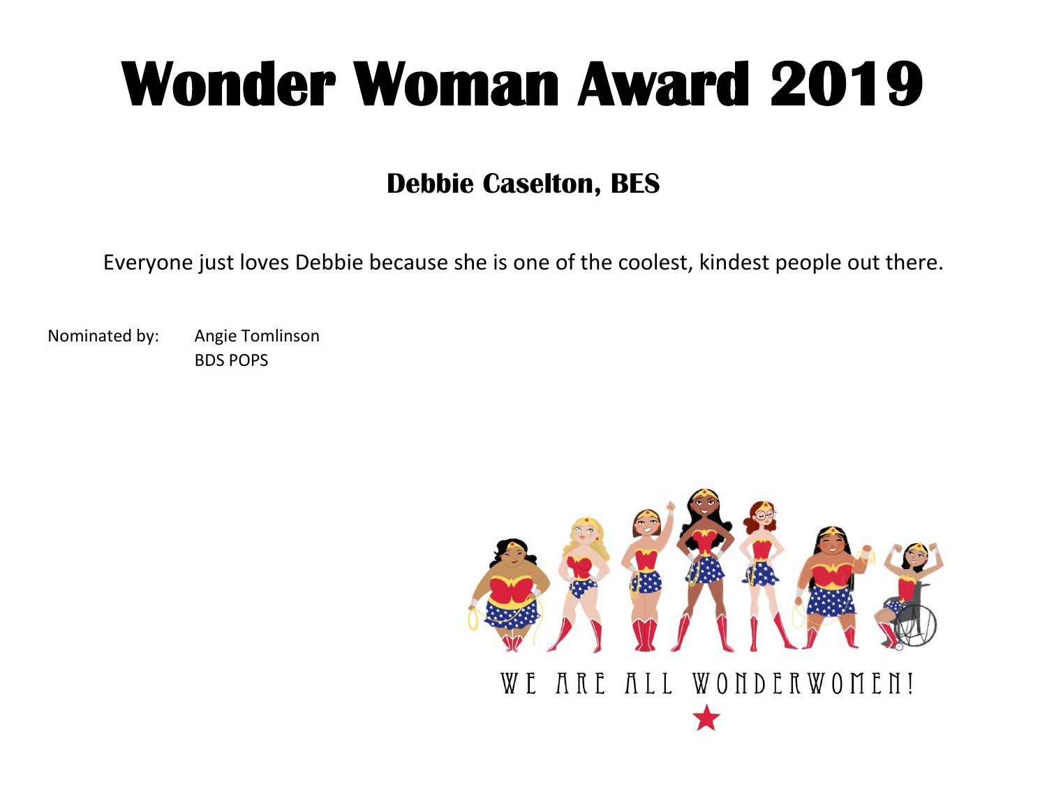# Wonder Woman Award 2019

## Debbie Caselton, BES

Everyone just loves Debbie because she is one of the coolest, kindest people out there.

Nominated by: Angie Tomlinson
BDS POPS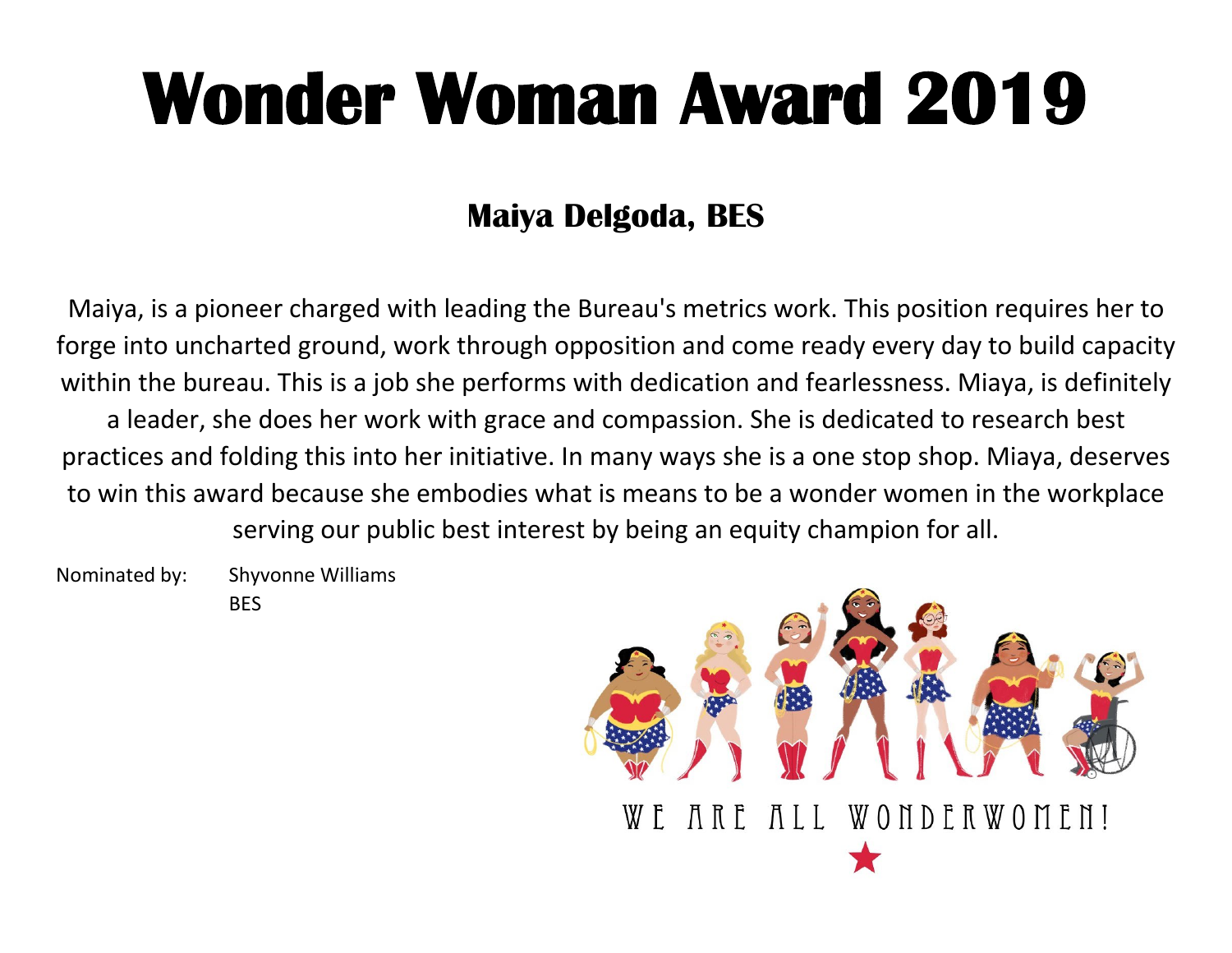# Wonder Woman Award 2019

## Maiya Delgoda, BES

Maiya, is a pioneer charged with leading the Bureau's metrics work. This position requires her to forge into uncharted ground, work through opposition and come ready every day to build capacity within the bureau. This is a job she performs with dedication and fearlessness. Miaya, is definitely a leader, she does her work with grace and compassion. She is dedicated to research best practices and folding this into her initiative. In many ways she is a one stop shop. Miaya, deserves to win this award because she embodies what is means to be a wonder women in the workplace serving our public best interest by being an equity champion for all.

Nominated by: Shyvonne Williams
BES

WE ARE ALL WONDERWOMEN!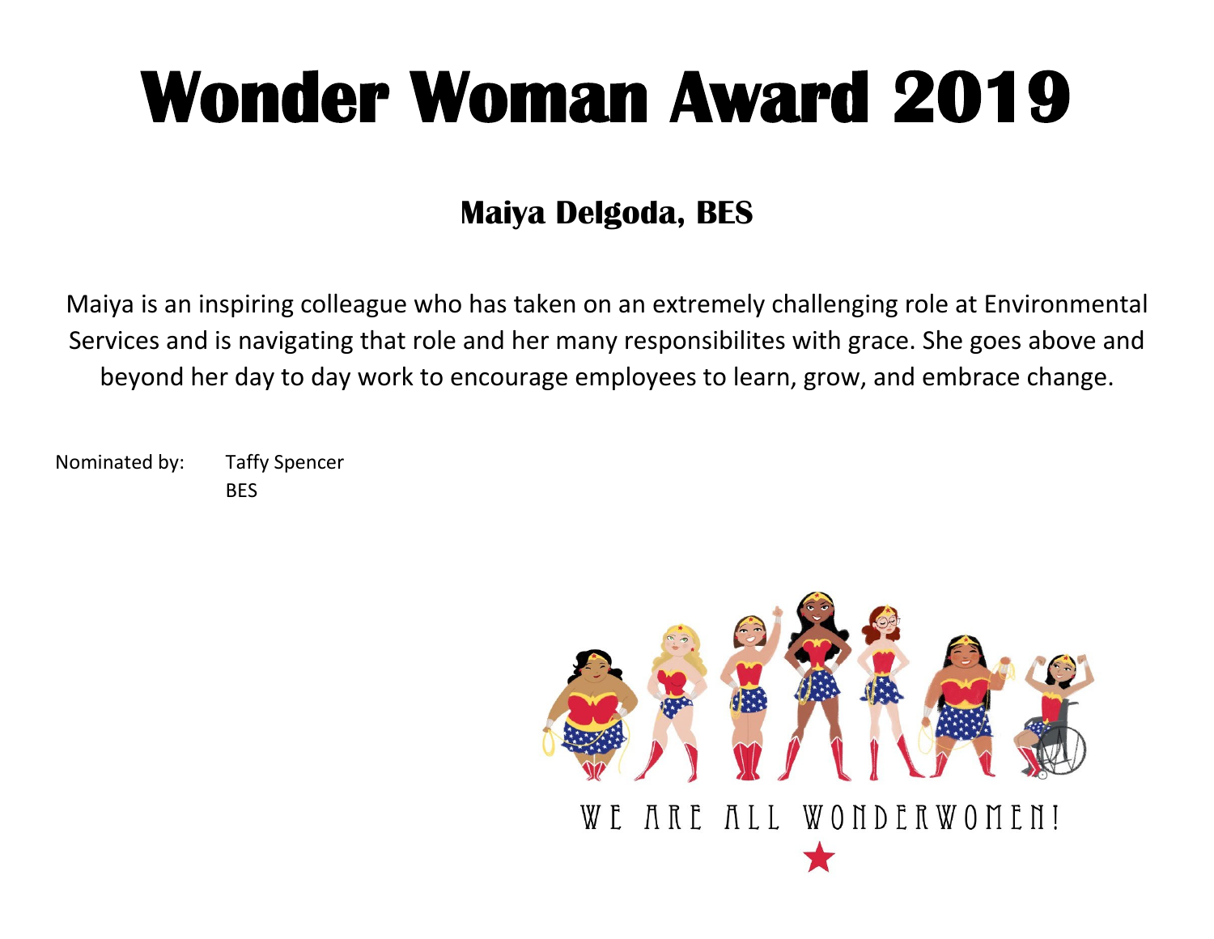# Wonder Woman Award 2019

## Maiya Delgoda, BES

Maiya is an inspiring colleague who has taken on an extremely challenging role at Environmental Services and is navigating that role and her many responsibilites with grace. She goes above and beyond her day to day work to encourage employees to learn, grow, and embrace change.

Nominated by: Taffy Spencer
BES

WE ARE ALL WONDERWOMEN!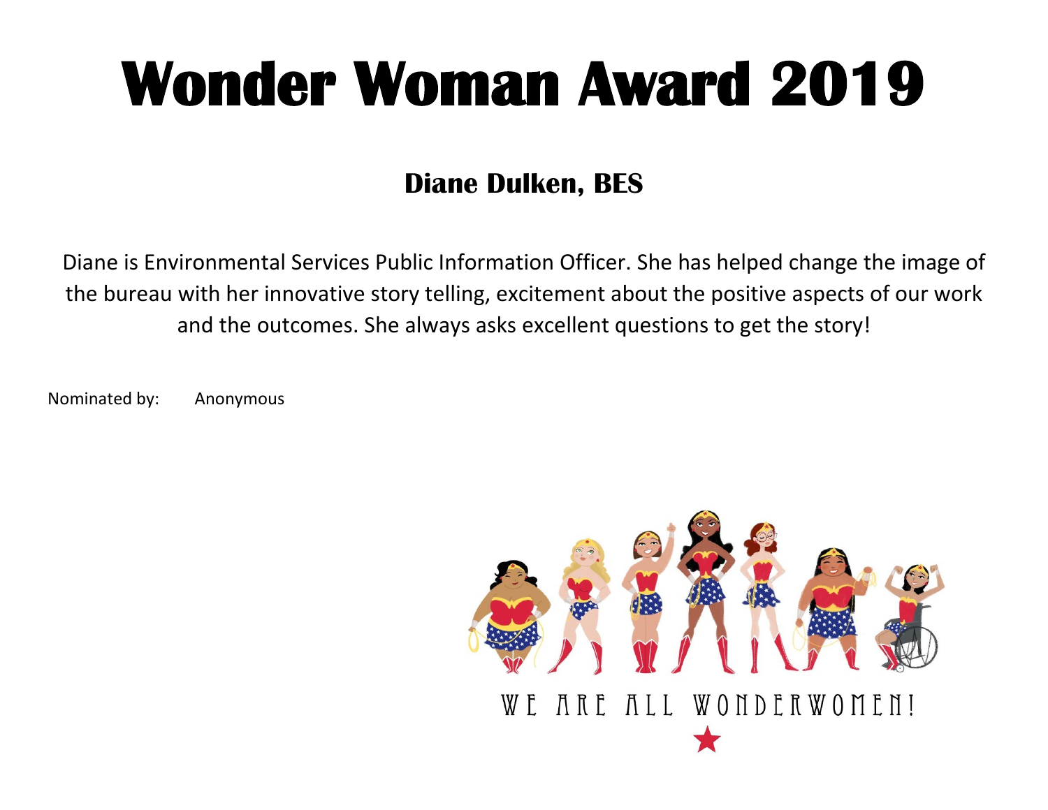# Wonder Woman Award 2019

## Diane Dulken, BES

Diane is Environmental Services Public Information Officer. She has helped change the image of the bureau with her innovative story telling, excitement about the positive aspects of our work and the outcomes. She always asks excellent questions to get the story!

Nominated by: Anonymous

WE ARE ALL WONDERWOMEN!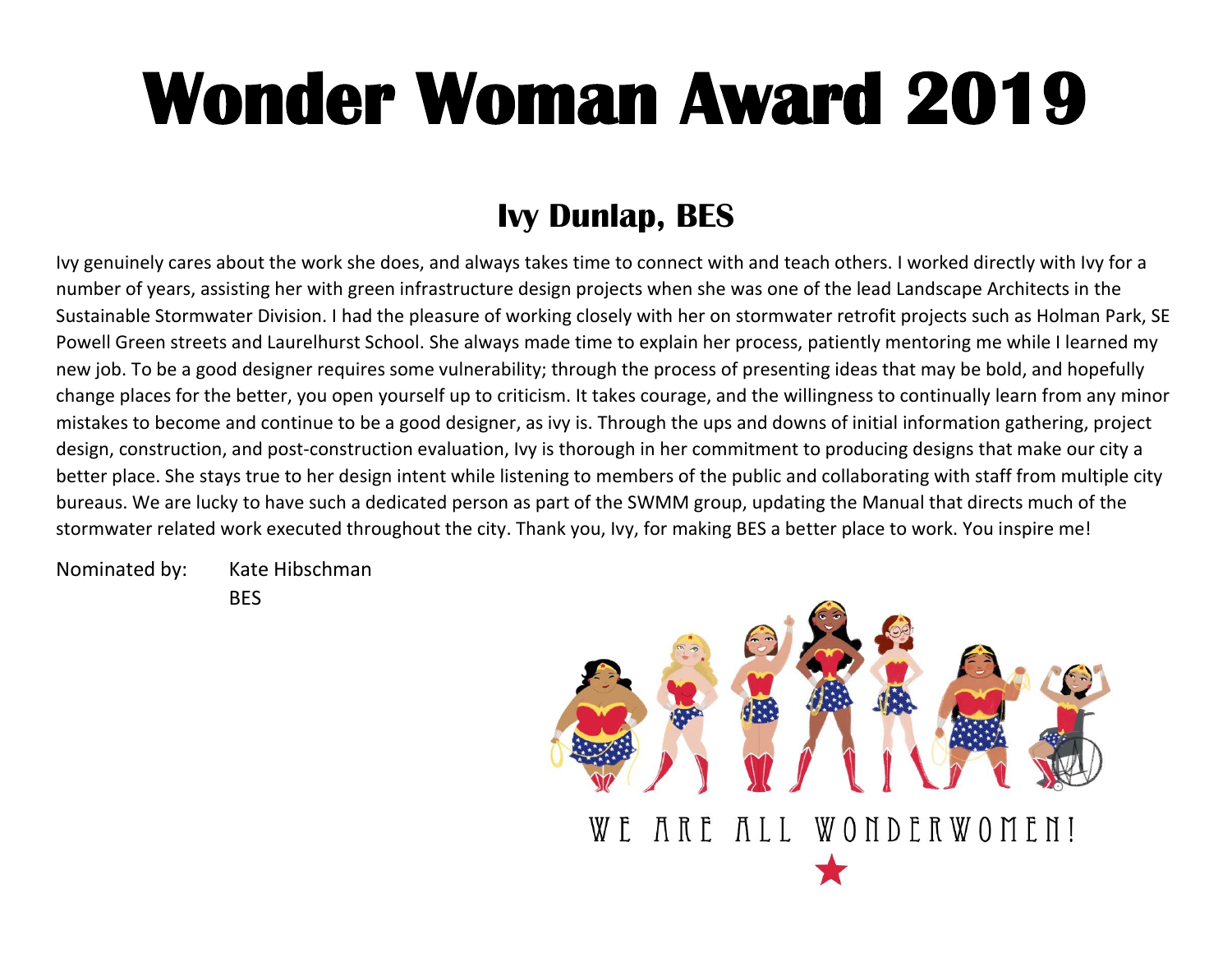# Wonder Woman Award 2019

## Ivy Dunlap, BES

Ivy genuinely cares about the work she does, and always takes time to connect with and teach others. I worked directly with Ivy for a number of years, assisting her with green infrastructure design projects when she was one of the lead Landscape Architects in the Sustainable Stormwater Division. I had the pleasure of working closely with her on stormwater retrofit projects such as Holman Park, SE Powell Green streets and Laurelhurst School. She always made time to explain her process, patiently mentoring me while I learned my new job. To be a good designer requires some vulnerability; through the process of presenting ideas that may be bold, and hopefully change places for the better, you open yourself up to criticism. It takes courage, and the willingness to continually learn from any minor mistakes to become and continue to be a good designer, as ivy is. Through the ups and downs of initial information gathering, project design, construction, and post-construction evaluation, Ivy is thorough in her commitment to producing designs that make our city a better place. She stays true to her design intent while listening to members of the public and collaborating with staff from multiple city bureaus. We are lucky to have such a dedicated person as part of the SWMM group, updating the Manual that directs much of the stormwater related work executed throughout the city. Thank you, Ivy, for making BES a better place to work. You inspire me!

Nominated by: Kate Hibschman
BES

WE ARE ALL WONDERWOMEN!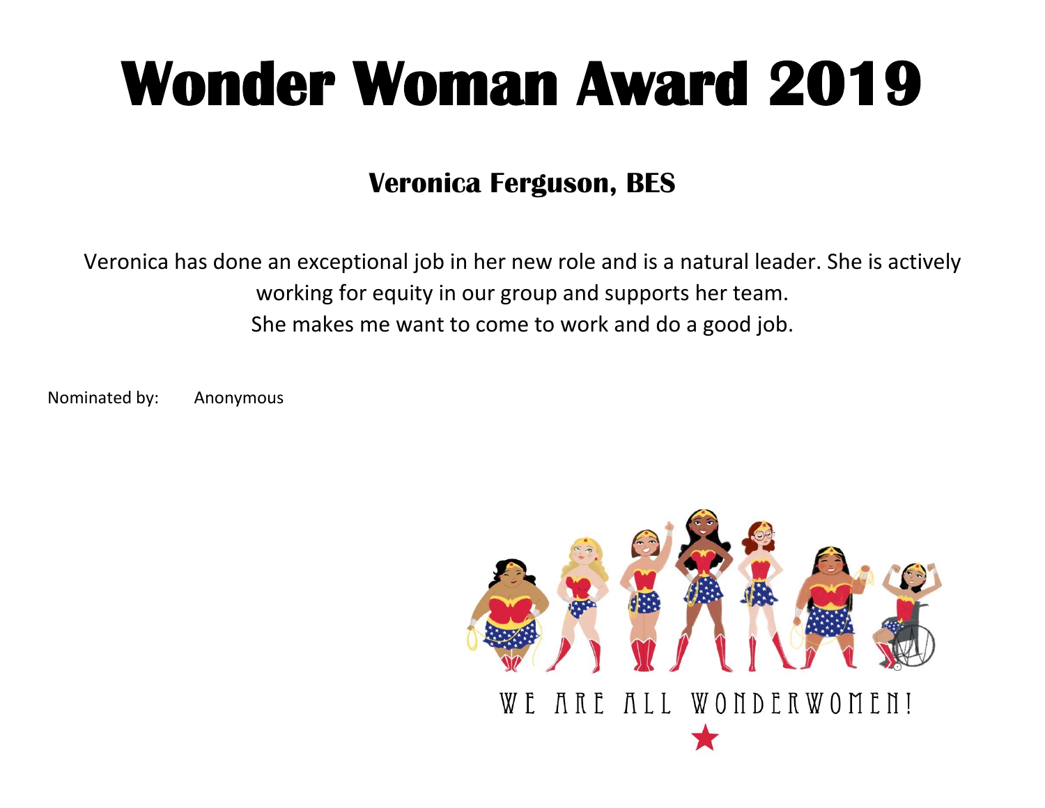# Wonder Woman Award 2019

**Veronica Ferguson, BES**

Veronica has done an exceptional job in her new role and is a natural leader. She is actively working for equity in our group and supports her team.
She makes me want to come to work and do a good job.

Nominated by: Anonymous

WE ARE ALL WONDERWOMEN!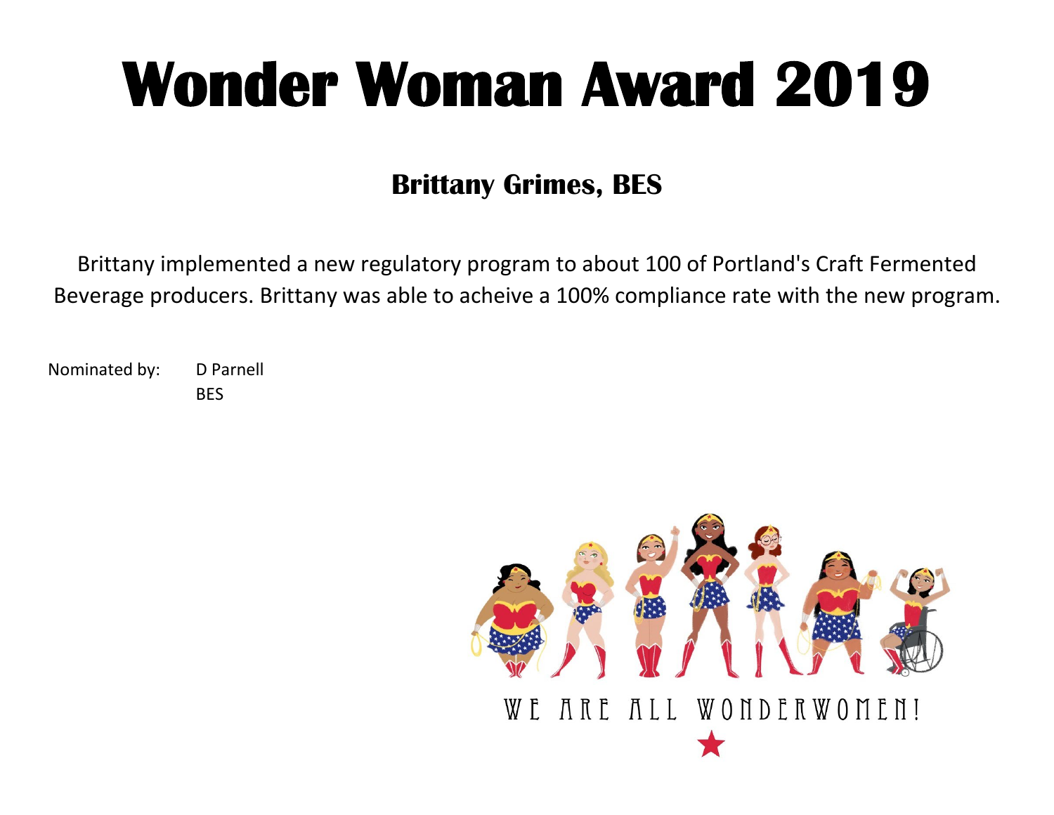# Wonder Woman Award 2019

**Brittany Grimes, BES**

Brittany implemented a new regulatory program to about 100 of Portland's Craft Fermented Beverage producers. Brittany was able to acheive a 100% compliance rate with the new program.

Nominated by: D Parnell
BES

WE ARE ALL WONDERWOMEN!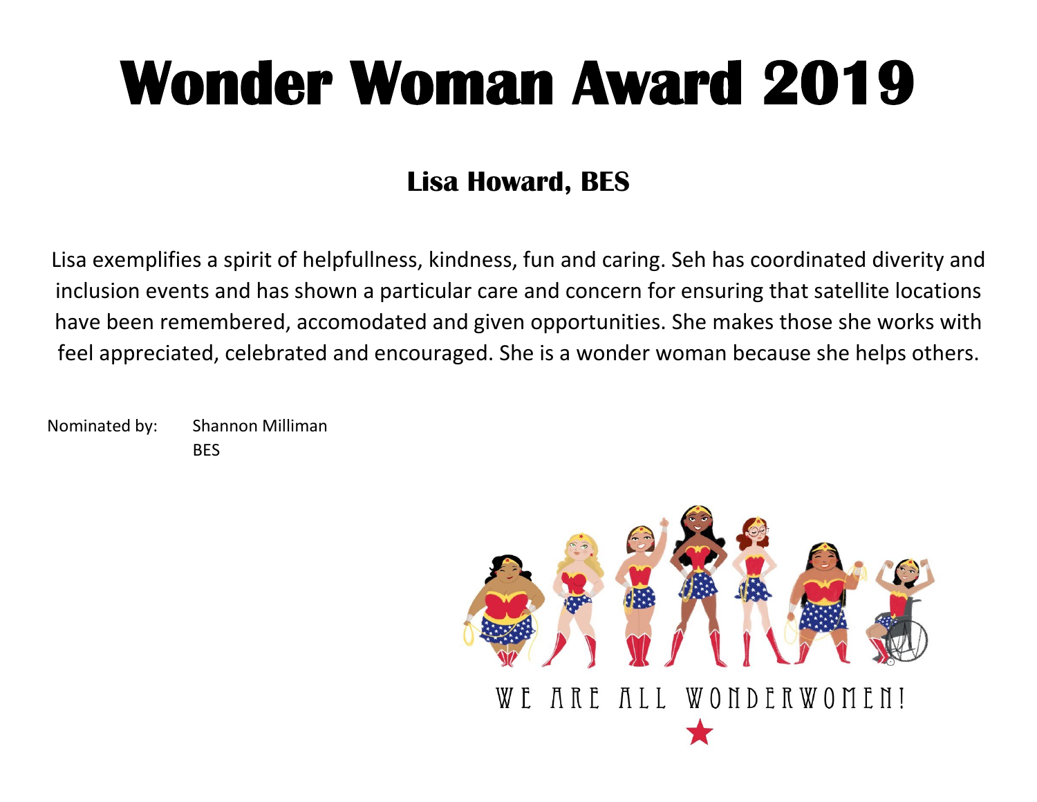# Wonder Woman Award 2019

## Lisa Howard, BES

Lisa exemplifies a spirit of helpfullness, kindness, fun and caring. Seh has coordinated diverity and inclusion events and has shown a particular care and concern for ensuring that satellite locations have been remembered, accomodated and given opportunities. She makes those she works with feel appreciated, celebrated and encouraged. She is a wonder woman because she helps others.

Nominated by: Shannon Milliman
BES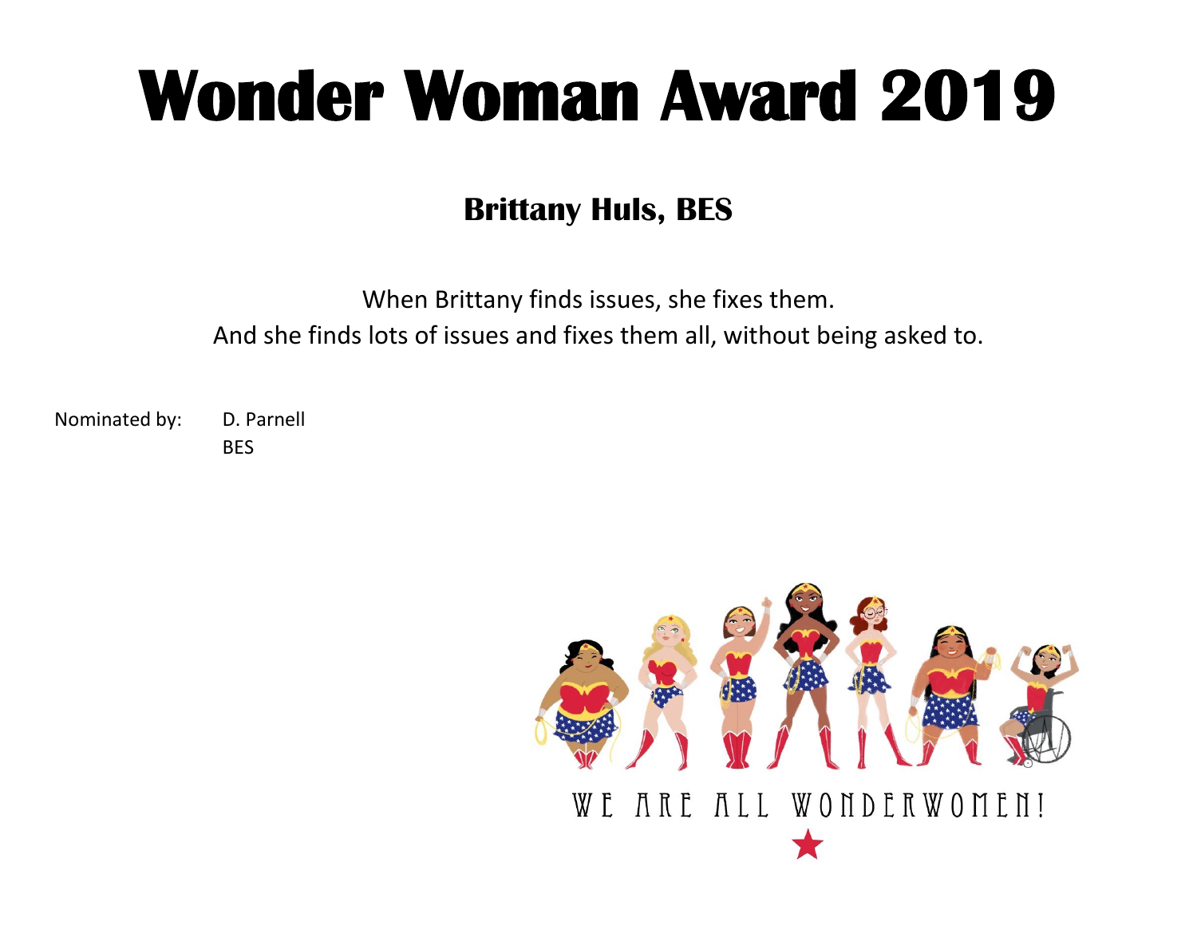# Wonder Woman Award 2019

**Brittany Huls, BES**

When Brittany finds issues, she fixes them.
And she finds lots of issues and fixes them all, without being asked to.

Nominated by: D. Parnell
BES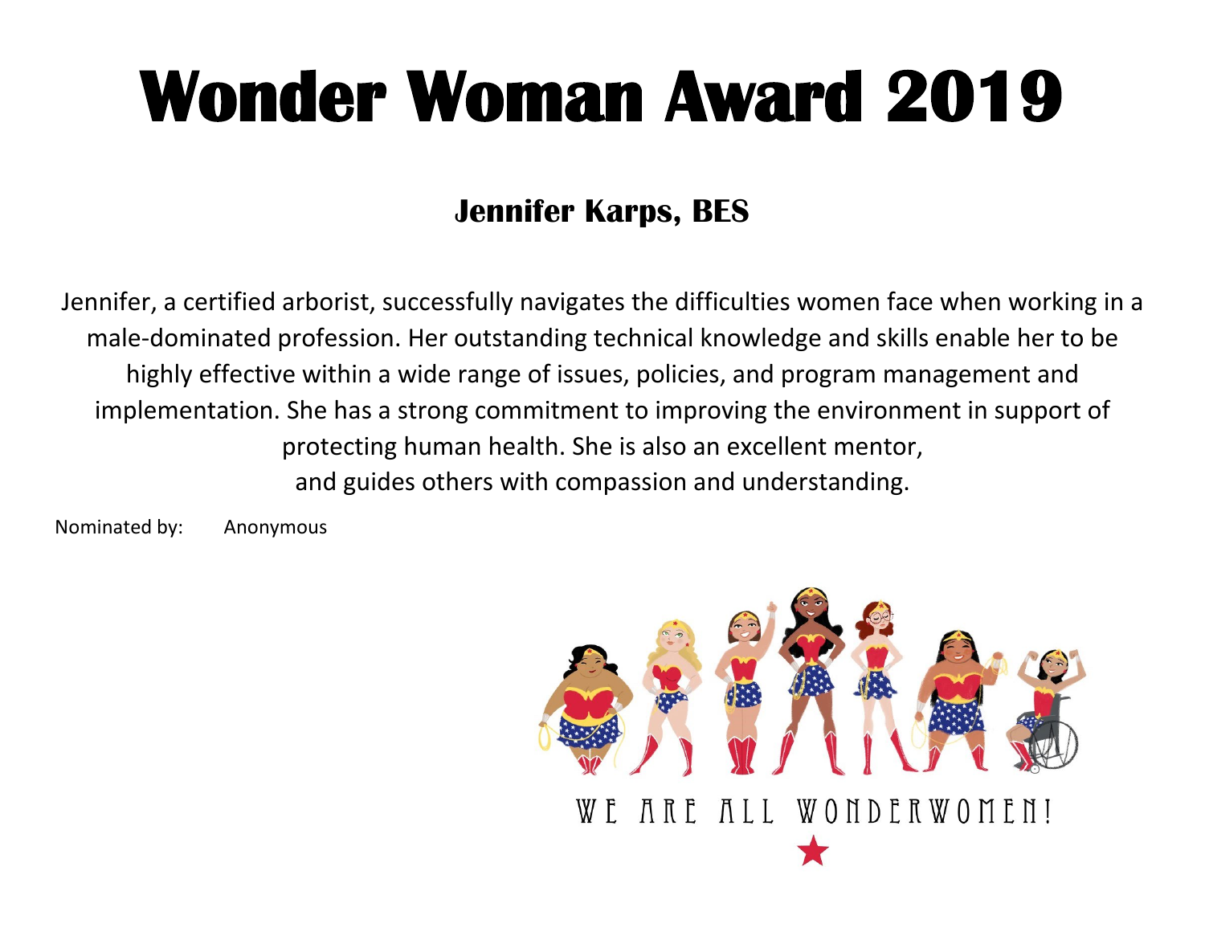# Wonder Woman Award 2019

## Jennifer Karps, BES

Jennifer, a certified arborist, successfully navigates the difficulties women face when working in a male-dominated profession. Her outstanding technical knowledge and skills enable her to be highly effective within a wide range of issues, policies, and program management and implementation. She has a strong commitment to improving the environment in support of protecting human health. She is also an excellent mentor, and guides others with compassion and understanding.

Nominated by: Anonymous

WE ARE ALL WONDERWOMEN!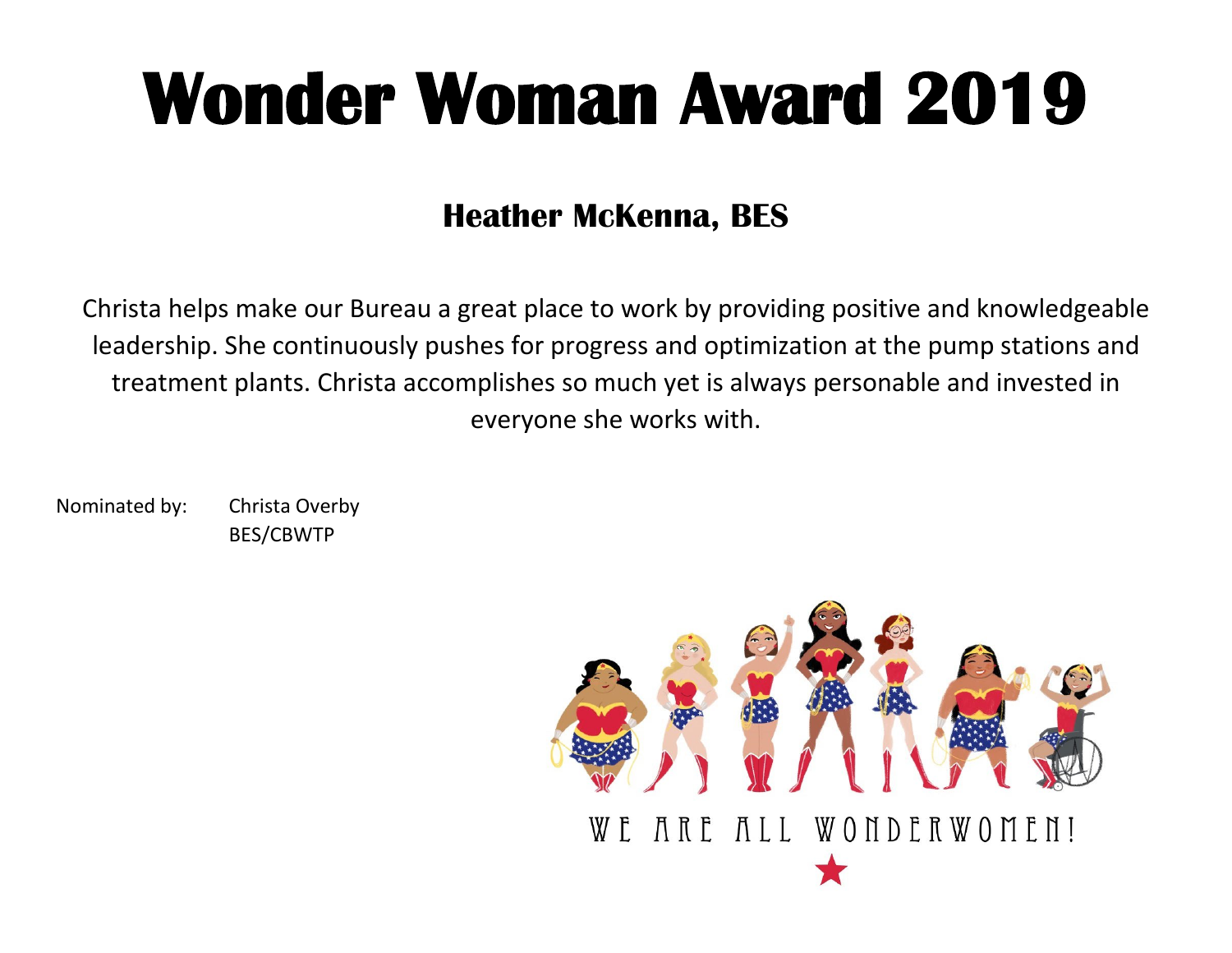# Wonder Woman Award 2019

### Heather McKenna, BES

Christa helps make our Bureau a great place to work by providing positive and knowledgeable leadership. She continuously pushes for progress and optimization at the pump stations and treatment plants. Christa accomplishes so much yet is always personable and invested in everyone she works with.

Nominated by: Christa Overby
BES/CBWTP

WE ARE ALL WONDERWOMEN!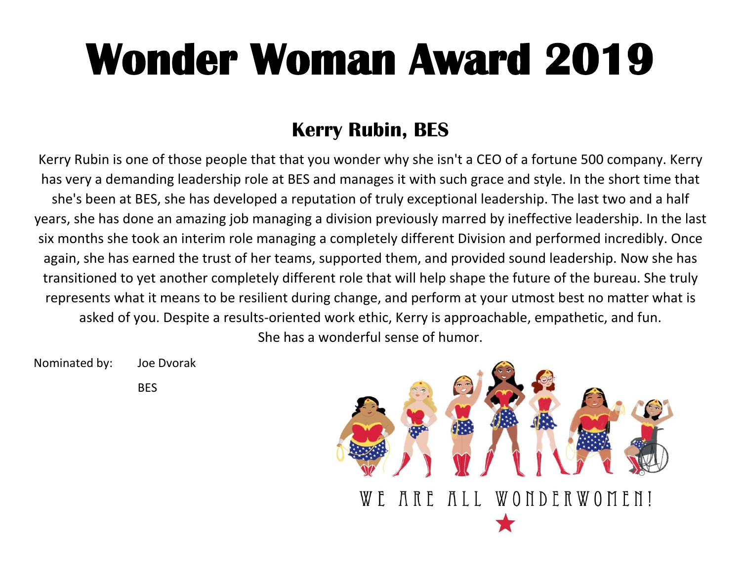# Wonder Woman Award 2019

## Kerry Rubin, BES

Kerry Rubin is one of those people that that you wonder why she isn't a CEO of a fortune 500 company. Kerry has very a demanding leadership role at BES and manages it with such grace and style. In the short time that she's been at BES, she has developed a reputation of truly exceptional leadership. The last two and a half years, she has done an amazing job managing a division previously marred by ineffective leadership. In the last six months she took an interim role managing a completely different Division and performed incredibly. Once again, she has earned the trust of her teams, supported them, and provided sound leadership. Now she has transitioned to yet another completely different role that will help shape the future of the bureau. She truly represents what it means to be resilient during change, and perform at your utmost best no matter what is asked of you. Despite a results-oriented work ethic, Kerry is approachable, empathetic, and fun. She has a wonderful sense of humor.

Nominated by: Joe Dvorak

BES

WE ARE ALL WONDERWOMEN!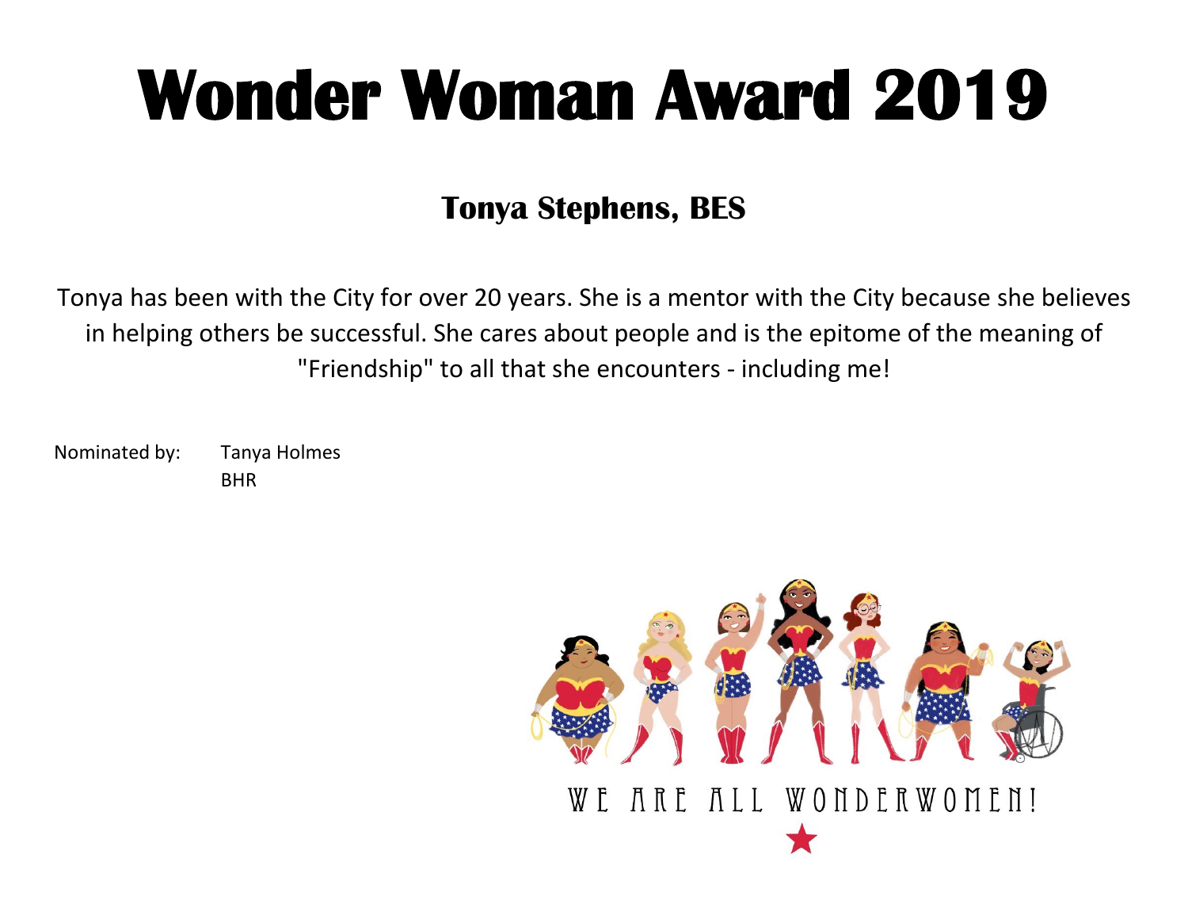# Wonder Woman Award 2019

**Tonya Stephens, BES**

Tonya has been with the City for over 20 years. She is a mentor with the City because she believes in helping others be successful. She cares about people and is the epitome of the meaning of "Friendship" to all that she encounters - including me!

Nominated by: Tanya Holmes
BHR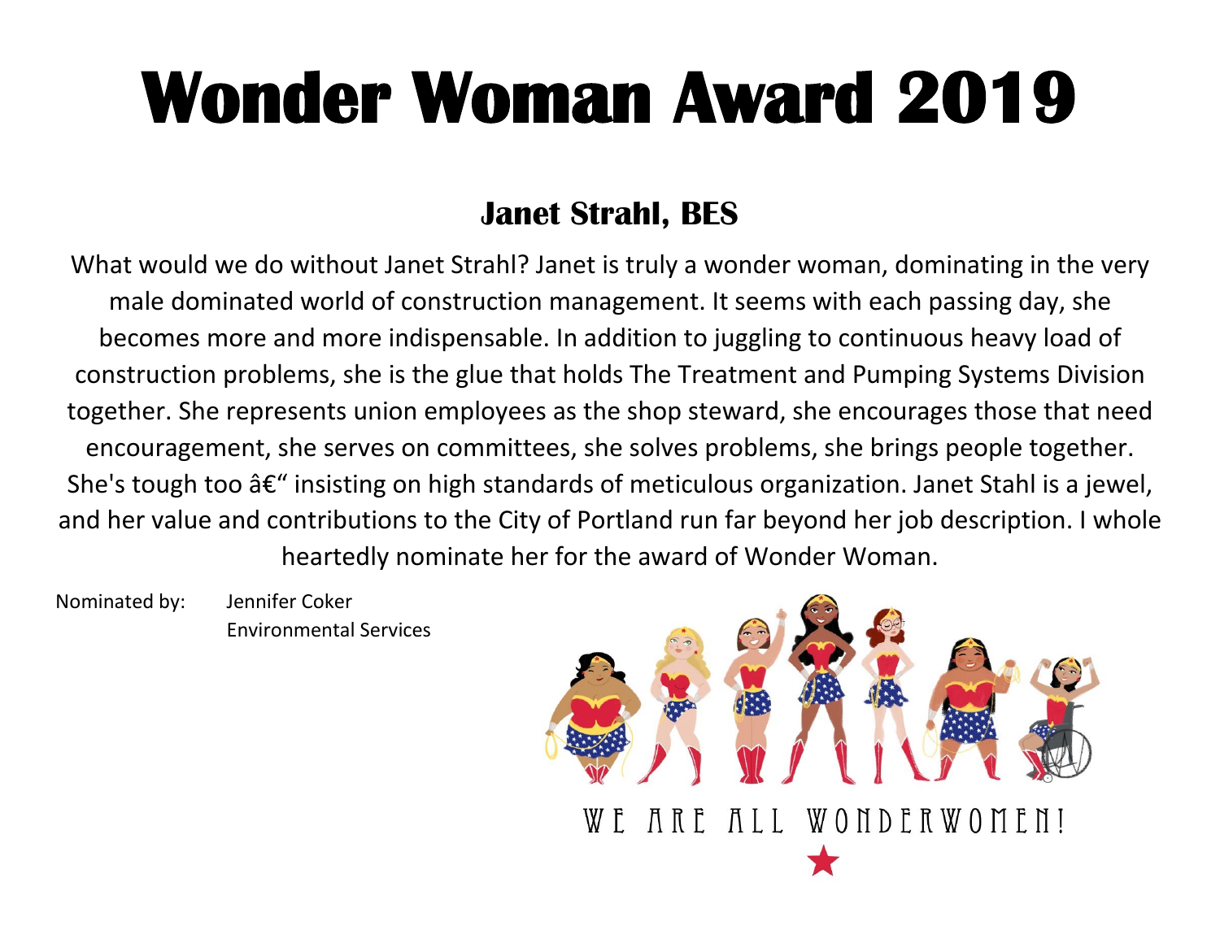# Wonder Woman Award 2019

## Janet Strahl, BES

What would we do without Janet Strahl? Janet is truly a wonder woman, dominating in the very male dominated world of construction management. It seems with each passing day, she becomes more and more indispensable. In addition to juggling to continuous heavy load of construction problems, she is the glue that holds The Treatment and Pumping Systems Division together. She represents union employees as the shop steward, she encourages those that need encouragement, she serves on committees, she solves problems, she brings people together. She's tough too â€" insisting on high standards of meticulous organization. Janet Stahl is a jewel, and her value and contributions to the City of Portland run far beyond her job description. I whole heartedly nominate her for the award of Wonder Woman.

Nominated by: Jennifer Coker
Environmental Services

WE ARE ALL WONDERWOMEN!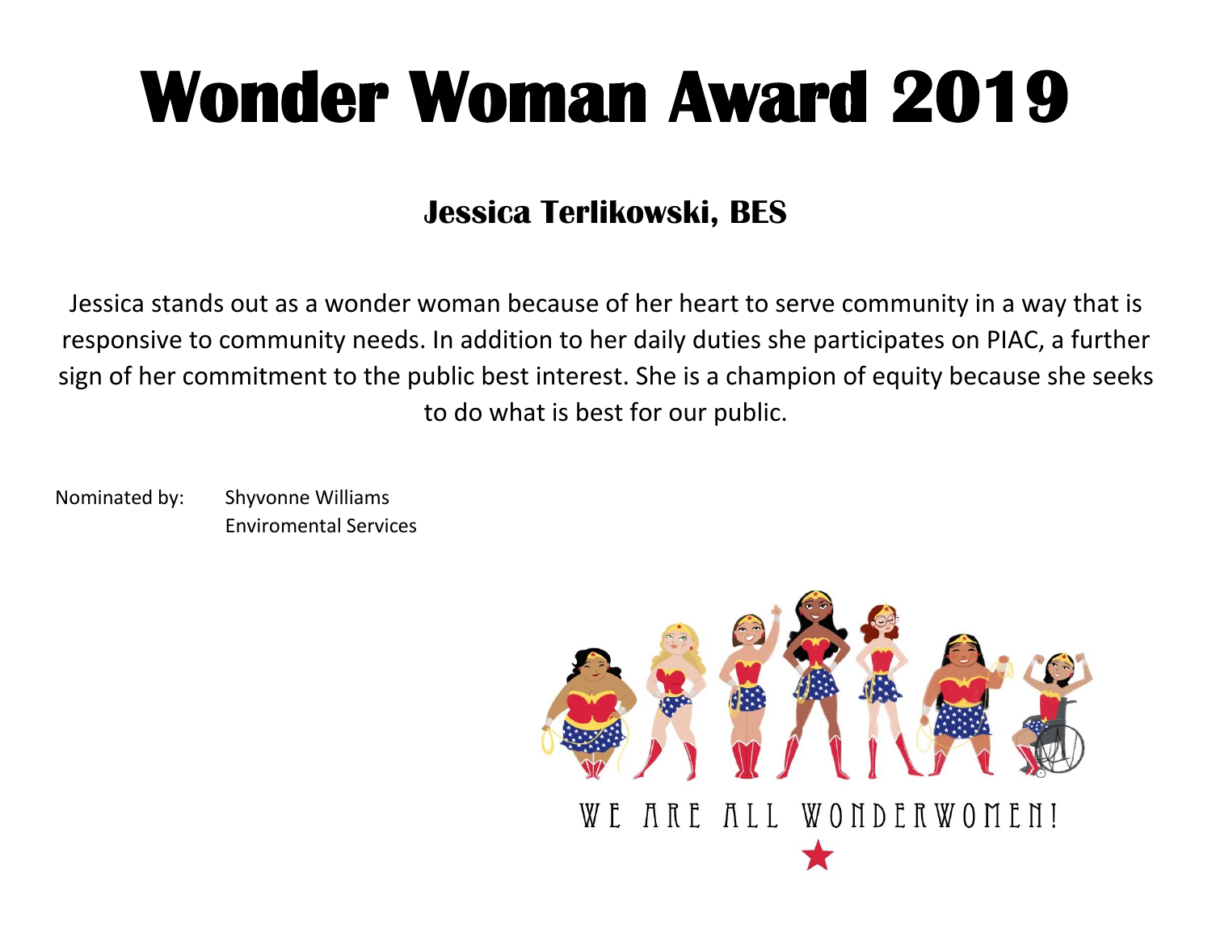# Wonder Woman Award 2019

## Jessica Terlikowski, BES

Jessica stands out as a wonder woman because of her heart to serve community in a way that is responsive to community needs. In addition to her daily duties she participates on PIAC, a further sign of her commitment to the public best interest. She is a champion of equity because she seeks to do what is best for our public.

Nominated by: Shyvonne Williams
Enviromental Services

WE ARE ALL WONDERWOMEN!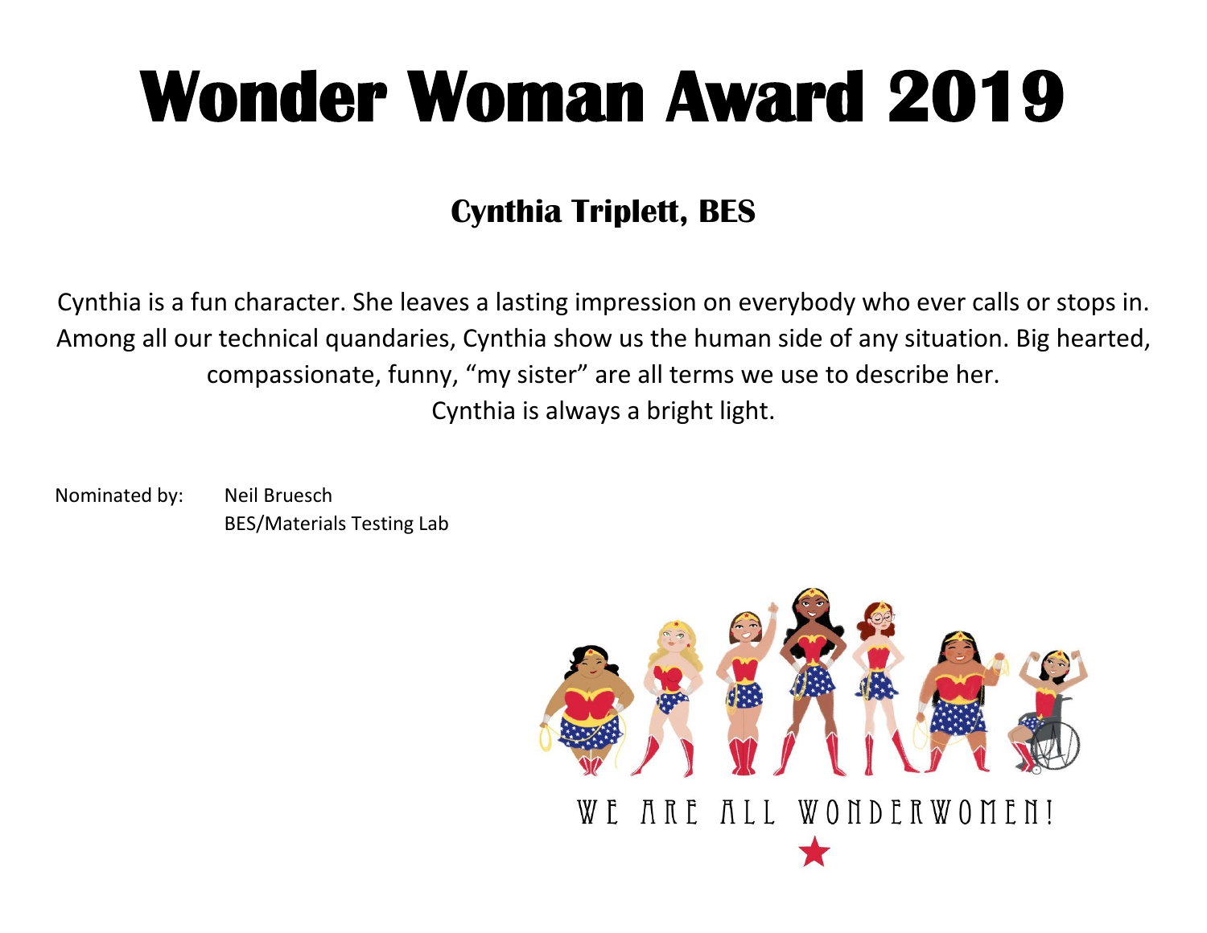# Wonder Woman Award 2019

## Cynthia Triplett, BES

Cynthia is a fun character. She leaves a lasting impression on everybody who ever calls or stops in. Among all our technical quandaries, Cynthia show us the human side of any situation. Big hearted, compassionate, funny, "my sister" are all terms we use to describe her.
Cynthia is always a bright light.

Nominated by: Neil Bruesch
BES/Materials Testing Lab

WE ARE ALL WONDERWOMEN!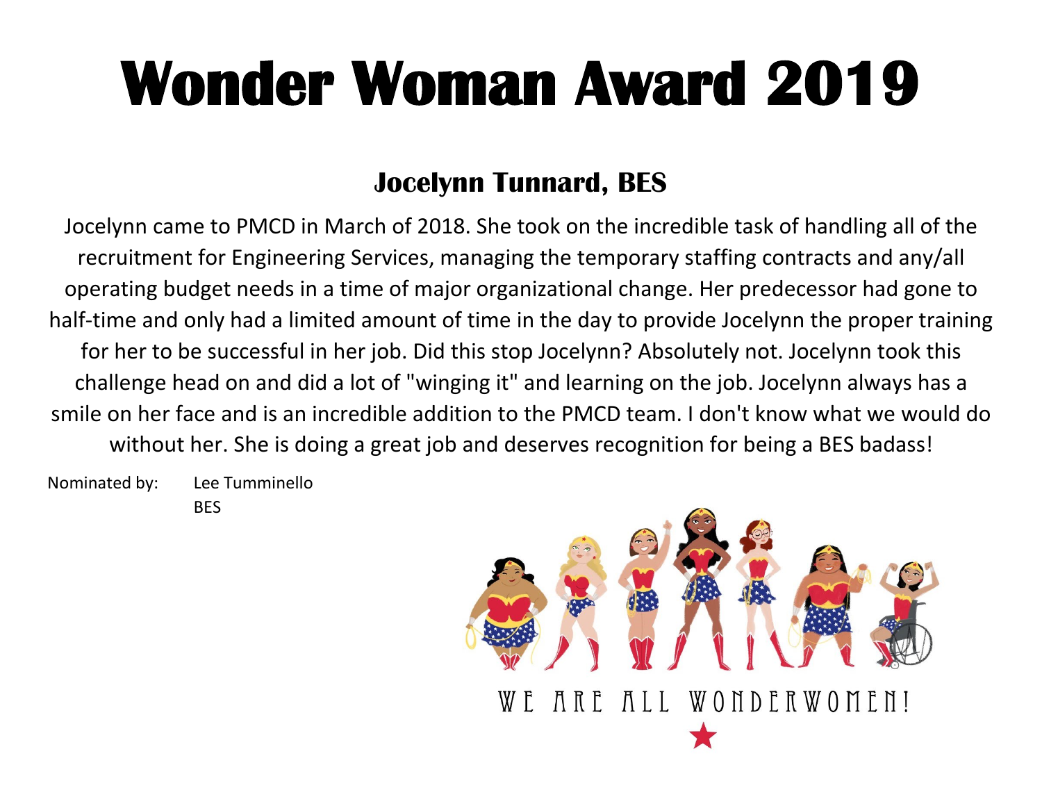# Wonder Woman Award 2019

## Jocelynn Tunnard, BES

Jocelynn came to PMCD in March of 2018. She took on the incredible task of handling all of the recruitment for Engineering Services, managing the temporary staffing contracts and any/all operating budget needs in a time of major organizational change. Her predecessor had gone to half-time and only had a limited amount of time in the day to provide Jocelynn the proper training for her to be successful in her job. Did this stop Jocelynn? Absolutely not. Jocelynn took this challenge head on and did a lot of "winging it" and learning on the job. Jocelynn always has a smile on her face and is an incredible addition to the PMCD team. I don't know what we would do without her. She is doing a great job and deserves recognition for being a BES badass!

Nominated by: Lee Tumminello
BES

WE ARE ALL WONDERWOMEN!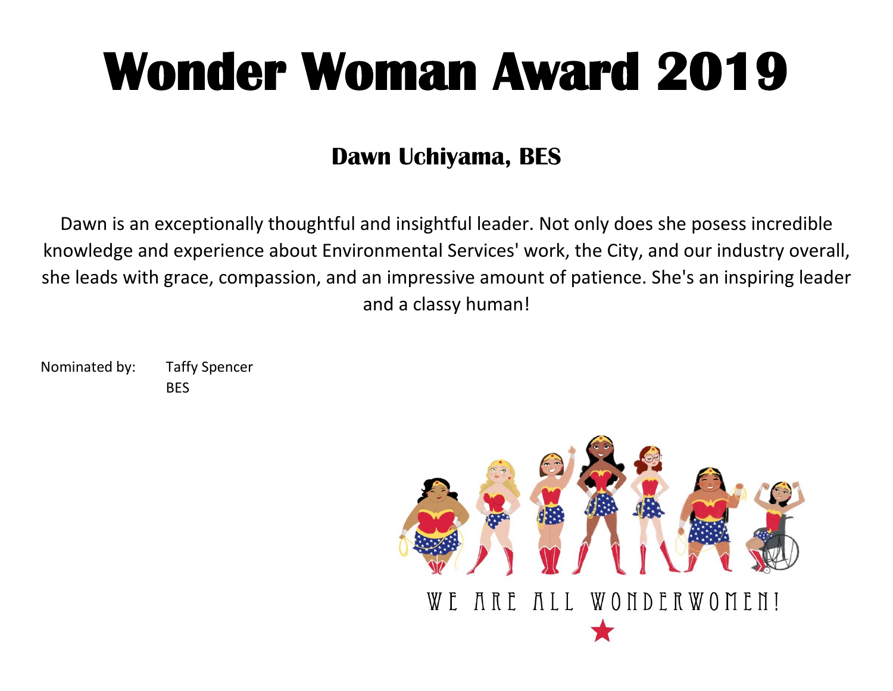# Wonder Woman Award 2019

## Dawn Uchiyama, BES

Dawn is an exceptionally thoughtful and insightful leader. Not only does she posess incredible knowledge and experience about Environmental Services' work, the City, and our industry overall, she leads with grace, compassion, and an impressive amount of patience. She's an inspiring leader and a classy human!

Nominated by: Taffy Spencer
BES

WE ARE ALL WONDERWOMEN!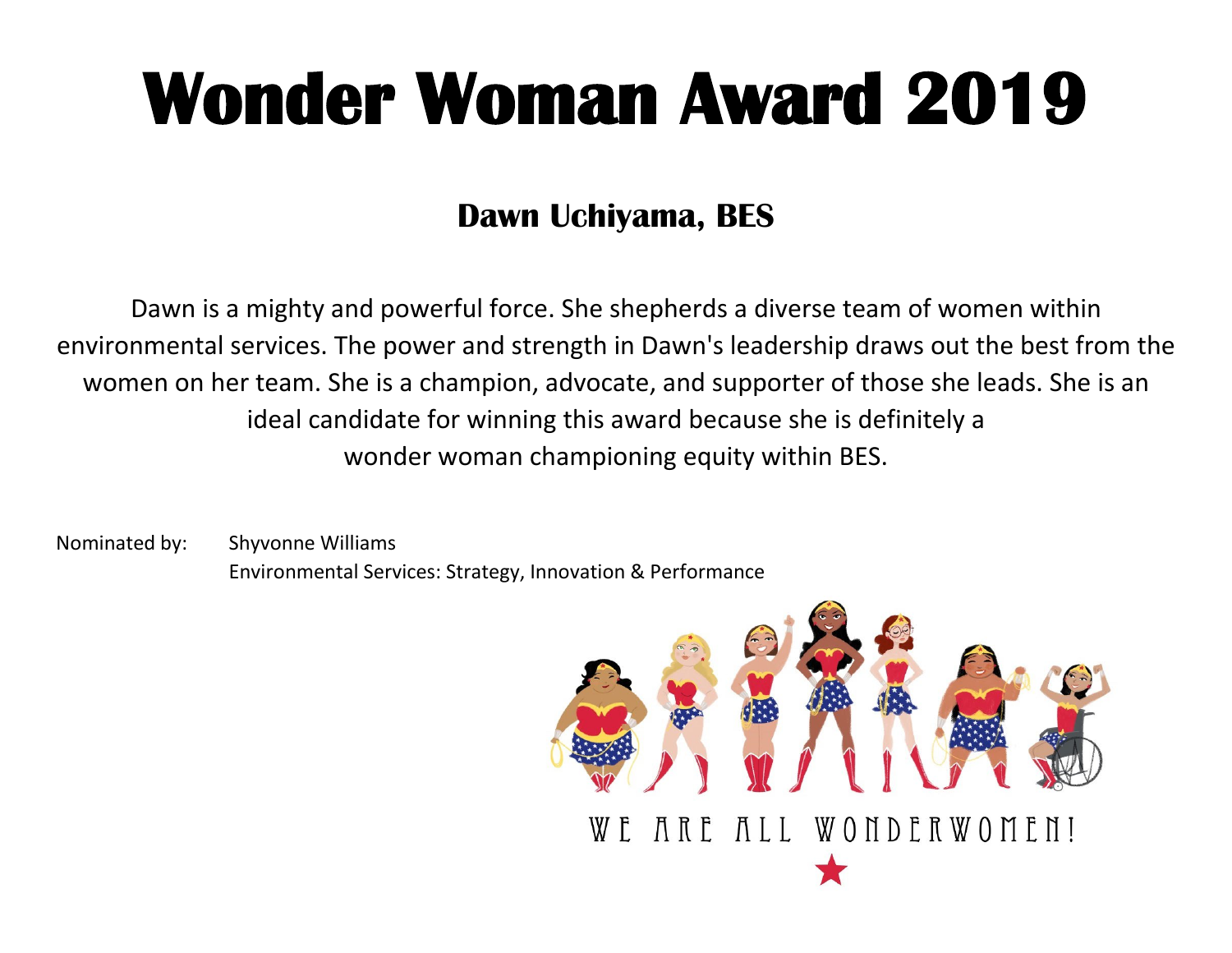# Wonder Woman Award 2019

## Dawn Uchiyama, BES

Dawn is a mighty and powerful force. She shepherds a diverse team of women within environmental services. The power and strength in Dawn's leadership draws out the best from the women on her team. She is a champion, advocate, and supporter of those she leads. She is an ideal candidate for winning this award because she is definitely a wonder woman championing equity within BES.

Nominated by: Shyvonne Williams
Environmental Services: Strategy, Innovation & Performance

WE ARE ALL WONDERWOMEN!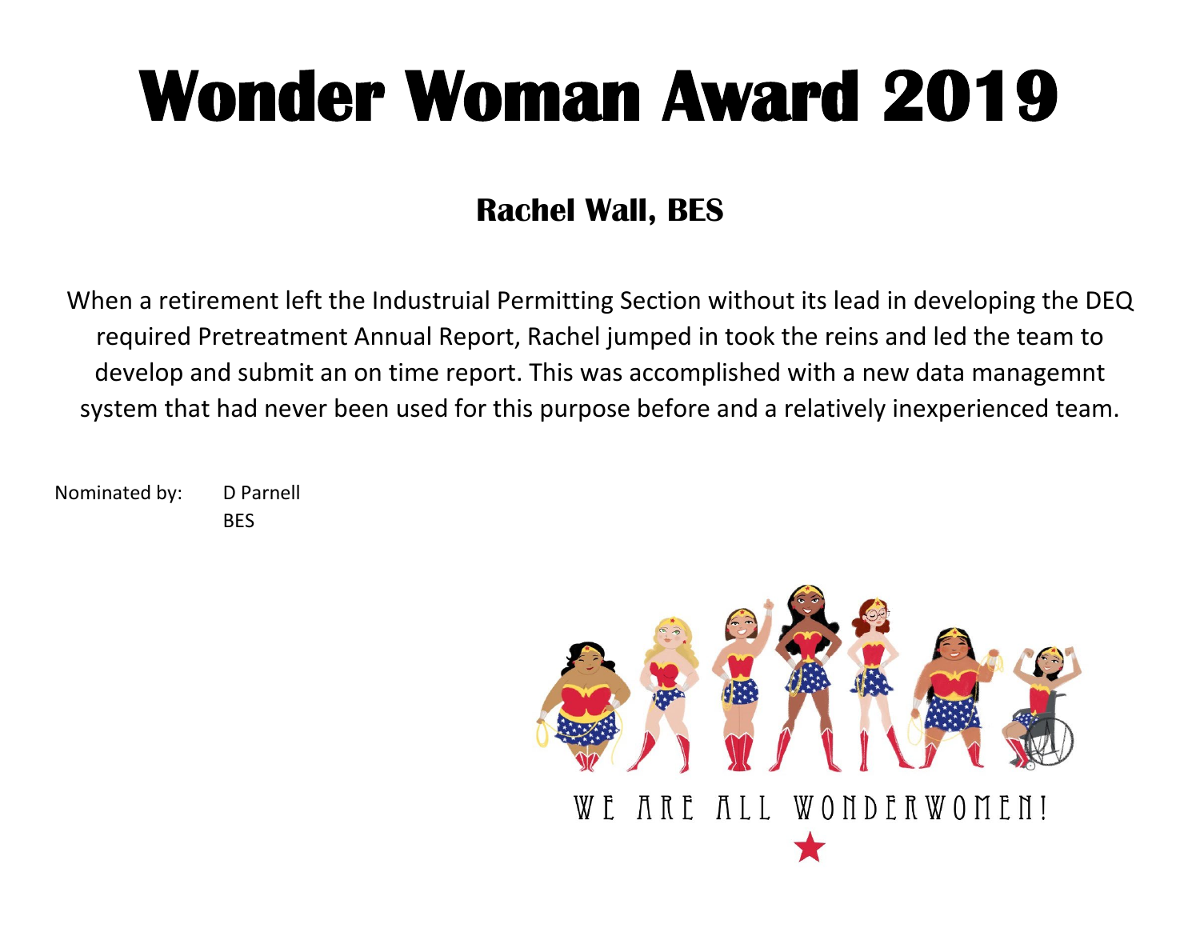# Wonder Woman Award 2019

**Rachel Wall, BES**

When a retirement left the Industruial Permitting Section without its lead in developing the DEQ required Pretreatment Annual Report, Rachel jumped in took the reins and led the team to develop and submit an on time report. This was accomplished with a new data managemnt system that had never been used for this purpose before and a relatively inexperienced team.

Nominated by: D Parnell
BES

WE ARE ALL WONDERWOMEN!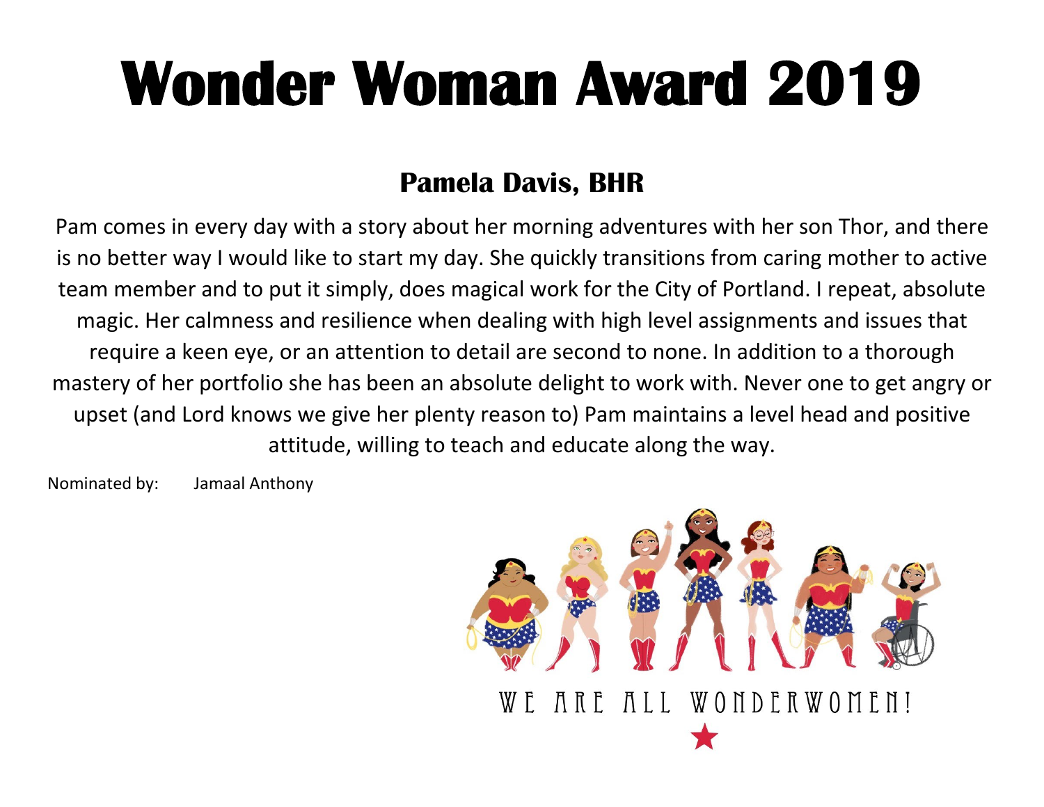# Wonder Woman Award 2019

## Pamela Davis, BHR

Pam comes in every day with a story about her morning adventures with her son Thor, and there is no better way I would like to start my day. She quickly transitions from caring mother to active team member and to put it simply, does magical work for the City of Portland. I repeat, absolute magic. Her calmness and resilience when dealing with high level assignments and issues that require a keen eye, or an attention to detail are second to none. In addition to a thorough mastery of her portfolio she has been an absolute delight to work with. Never one to get angry or upset (and Lord knows we give her plenty reason to) Pam maintains a level head and positive attitude, willing to teach and educate along the way.

Nominated by: Jamaal Anthony

WE ARE ALL WONDERWOMEN!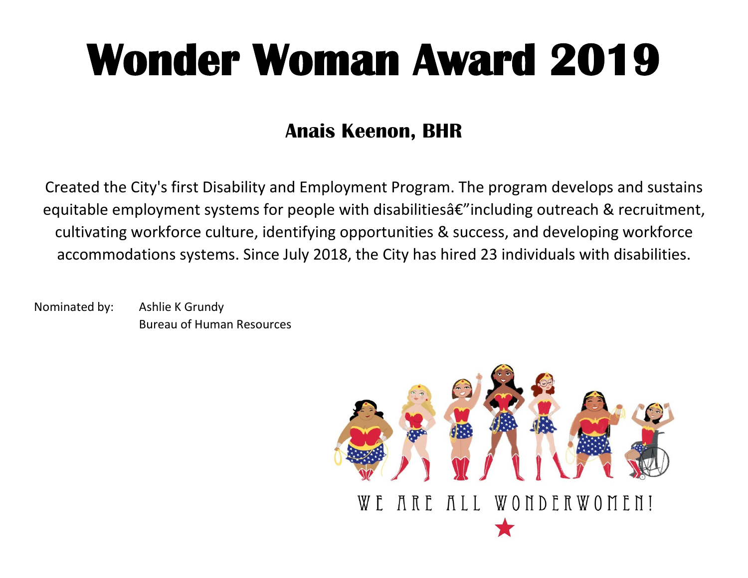# Wonder Woman Award 2019

## Anais Keenon, BHR

Created the City's first Disability and Employment Program. The program develops and sustains equitable employment systems for people with disabilitiesâ€"including outreach & recruitment, cultivating workforce culture, identifying opportunities & success, and developing workforce accommodations systems. Since July 2018, the City has hired 23 individuals with disabilities.

Nominated by: Ashlie K Grundy
Bureau of Human Resources

WE ARE ALL WONDERWOMEN!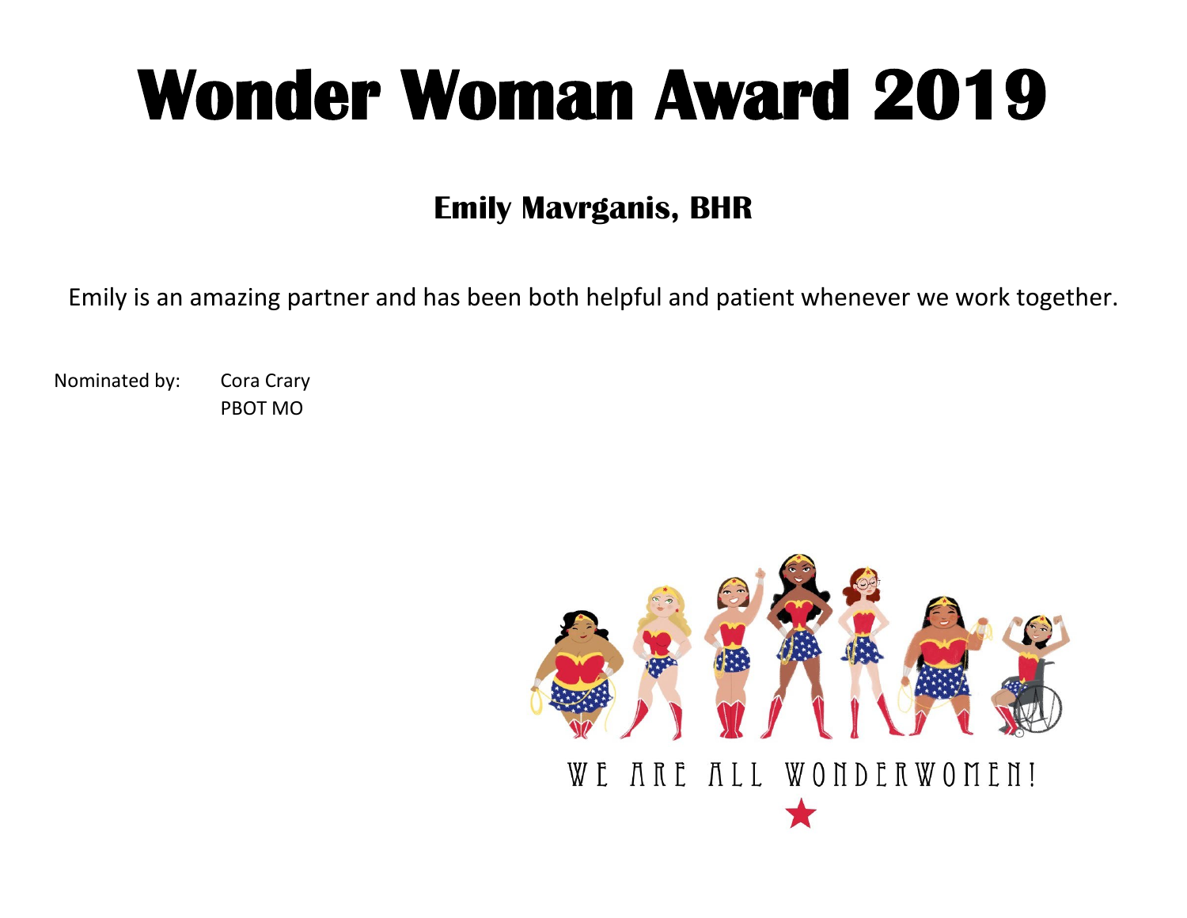# Wonder Woman Award 2019

## Emily Mavrganis, BHR

Emily is an amazing partner and has been both helpful and patient whenever we work together.

Nominated by: Cora Crary
PBOT MO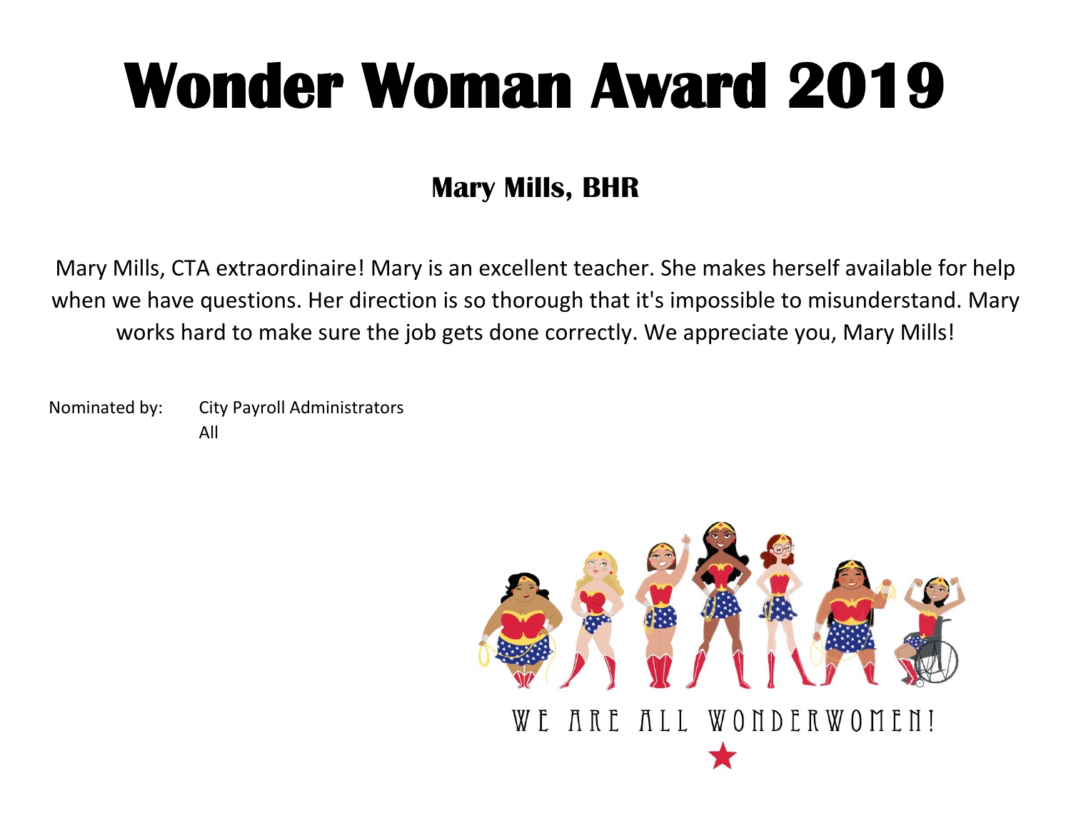# Wonder Woman Award 2019

## Mary Mills, BHR

Mary Mills, CTA extraordinaire! Mary is an excellent teacher. She makes herself available for help when we have questions. Her direction is so thorough that it's impossible to misunderstand. Mary works hard to make sure the job gets done correctly. We appreciate you, Mary Mills!

Nominated by: City Payroll Administrators
All

WE ARE ALL WONDERWOMEN!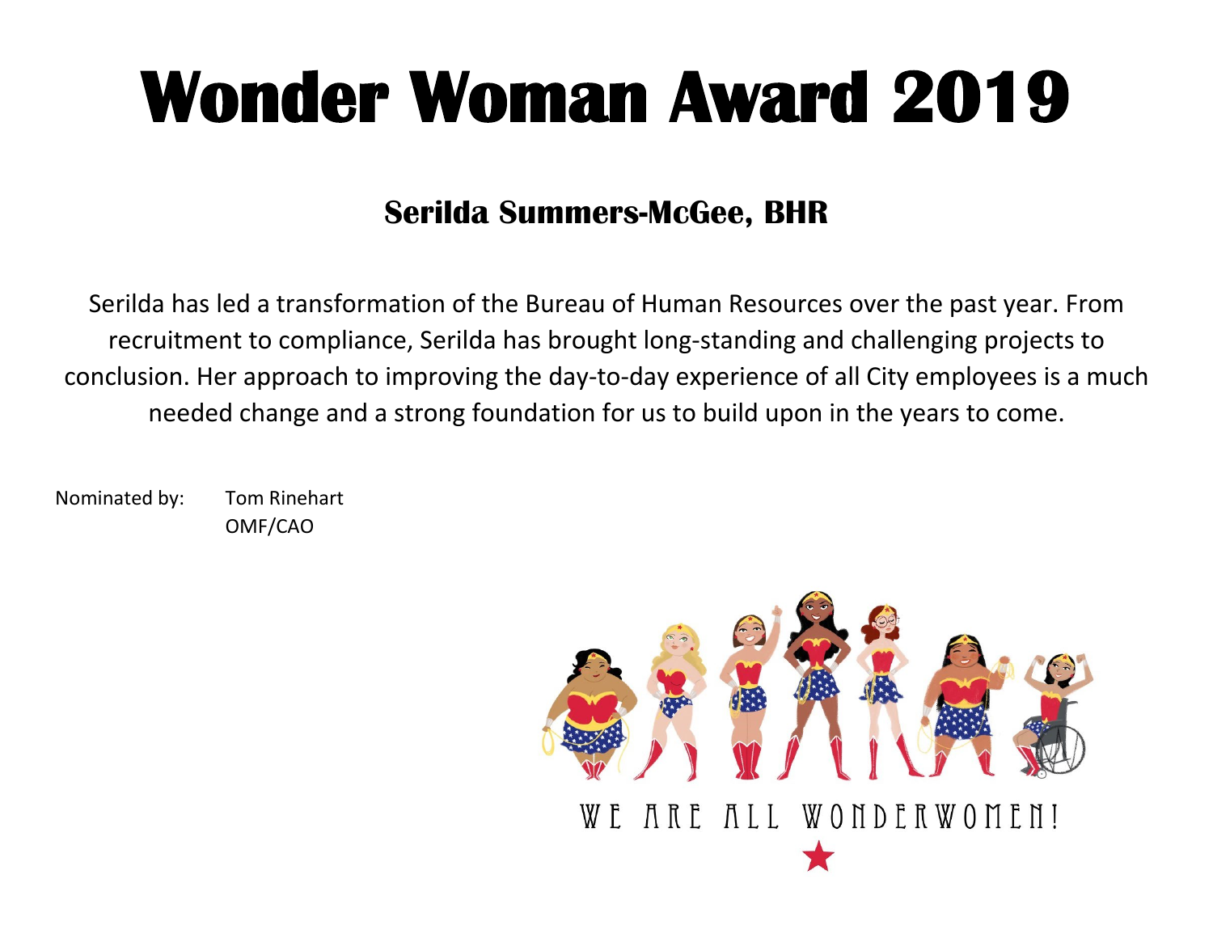# Wonder Woman Award 2019

## Serilda Summers-McGee, BHR

Serilda has led a transformation of the Bureau of Human Resources over the past year. From recruitment to compliance, Serilda has brought long-standing and challenging projects to conclusion. Her approach to improving the day-to-day experience of all City employees is a much needed change and a strong foundation for us to build upon in the years to come.

Nominated by: Tom Rinehart
OMF/CAO

WE ARE ALL WONDERWOMEN!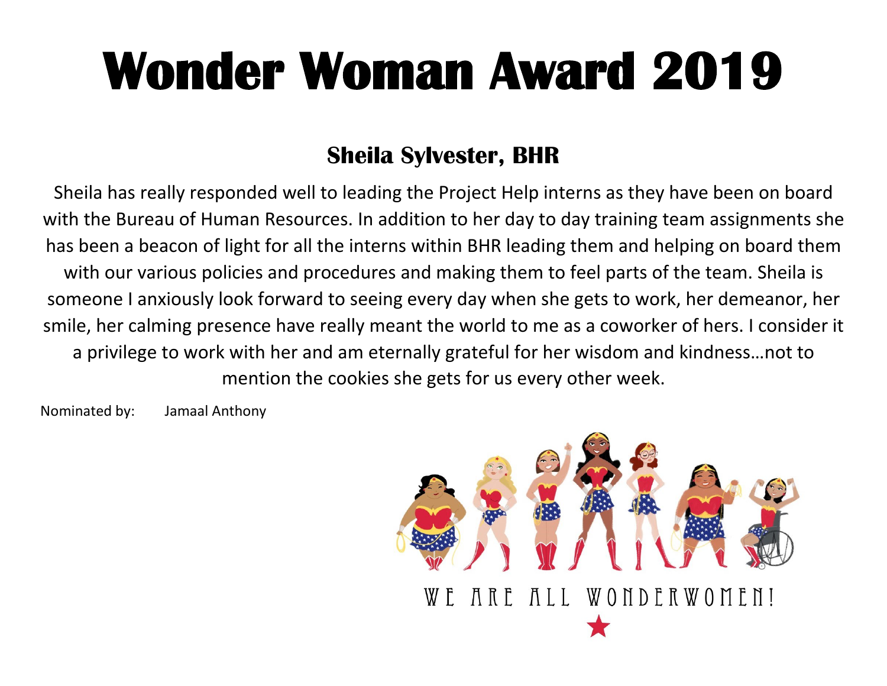# Wonder Woman Award 2019

## Sheila Sylvester, BHR

Sheila has really responded well to leading the Project Help interns as they have been on board with the Bureau of Human Resources. In addition to her day to day training team assignments she has been a beacon of light for all the interns within BHR leading them and helping on board them with our various policies and procedures and making them to feel parts of the team. Sheila is someone I anxiously look forward to seeing every day when she gets to work, her demeanor, her smile, her calming presence have really meant the world to me as a coworker of hers. I consider it a privilege to work with her and am eternally grateful for her wisdom and kindness…not to mention the cookies she gets for us every other week.

Nominated by: Jamaal Anthony

WE ARE ALL WONDERWOMEN!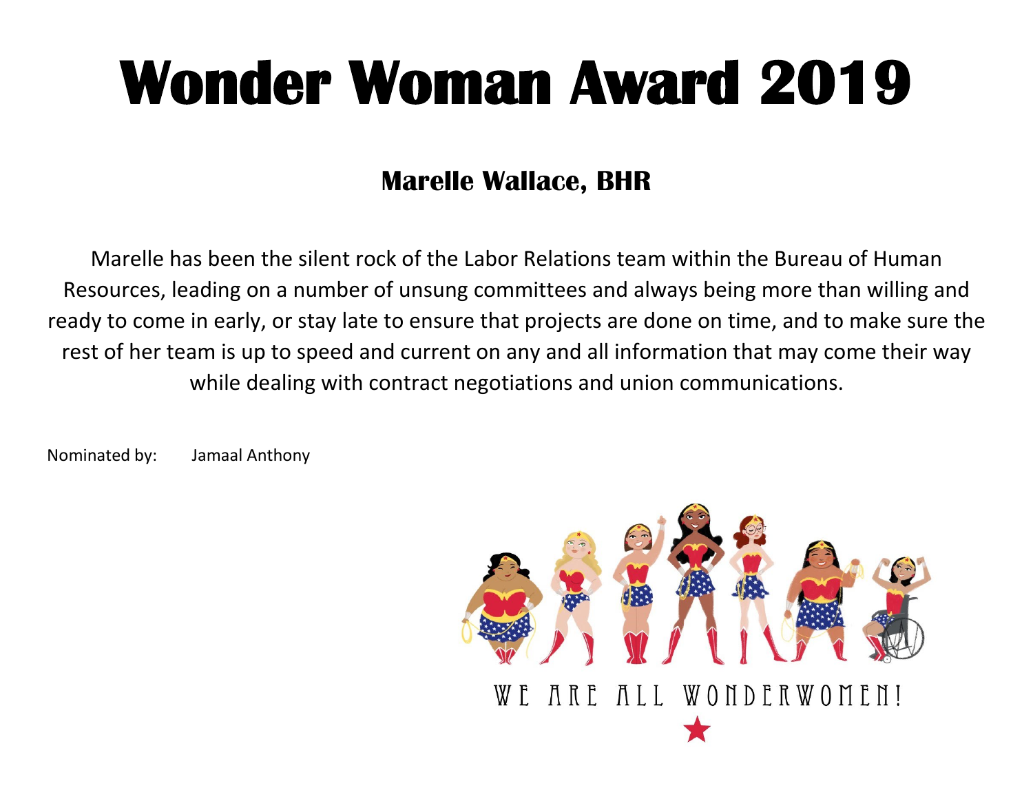# Wonder Woman Award 2019

## Marelle Wallace, BHR

Marelle has been the silent rock of the Labor Relations team within the Bureau of Human Resources, leading on a number of unsung committees and always being more than willing and ready to come in early, or stay late to ensure that projects are done on time, and to make sure the rest of her team is up to speed and current on any and all information that may come their way while dealing with contract negotiations and union communications.

Nominated by: Jamaal Anthony

WE ARE ALL WONDERWOMEN!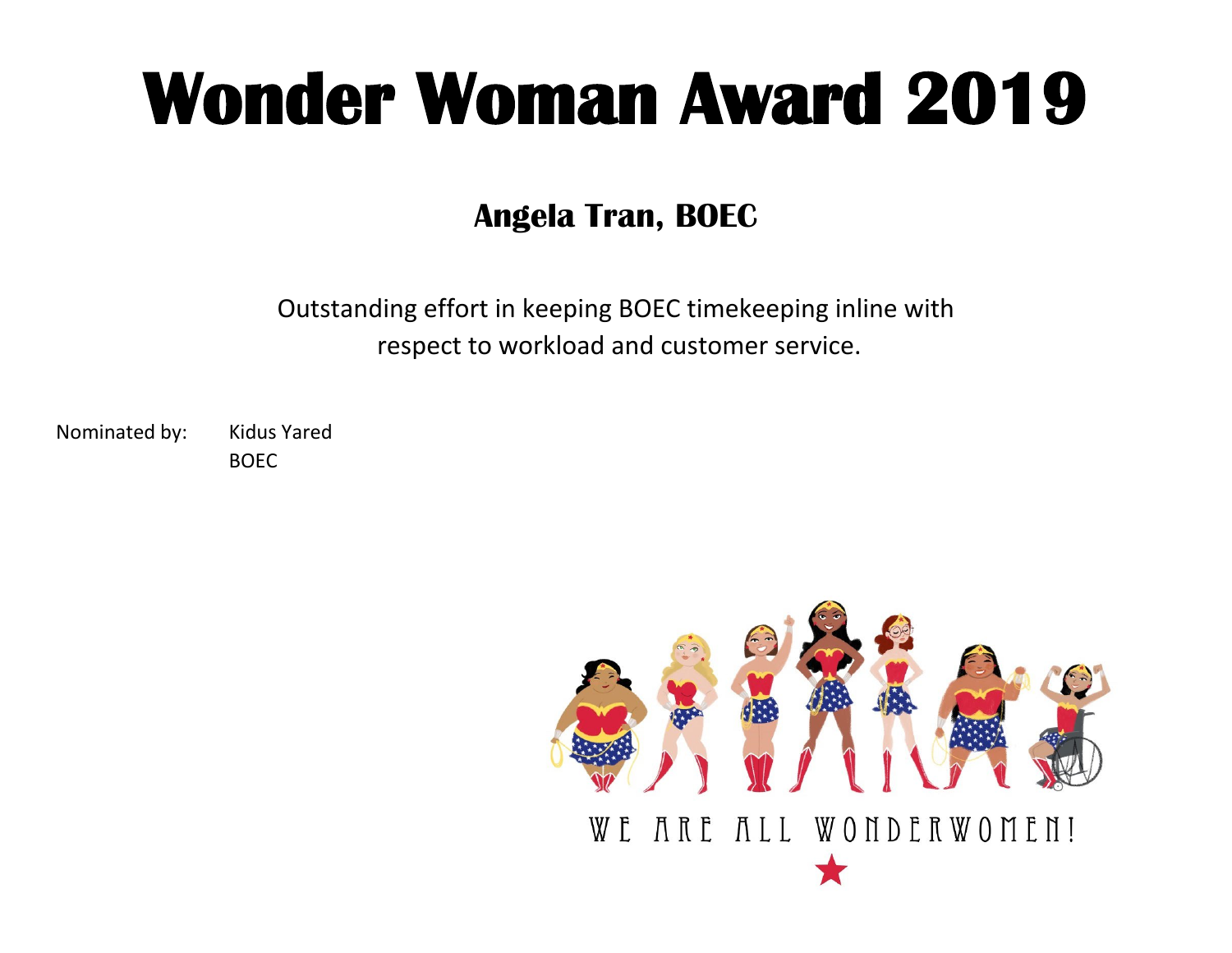# Wonder Woman Award 2019

## Angela Tran, BOEC

Outstanding effort in keeping BOEC timekeeping inline with respect to workload and customer service.

Nominated by: Kidus Yared
BOEC

WE ARE ALL WONDERWOMEN!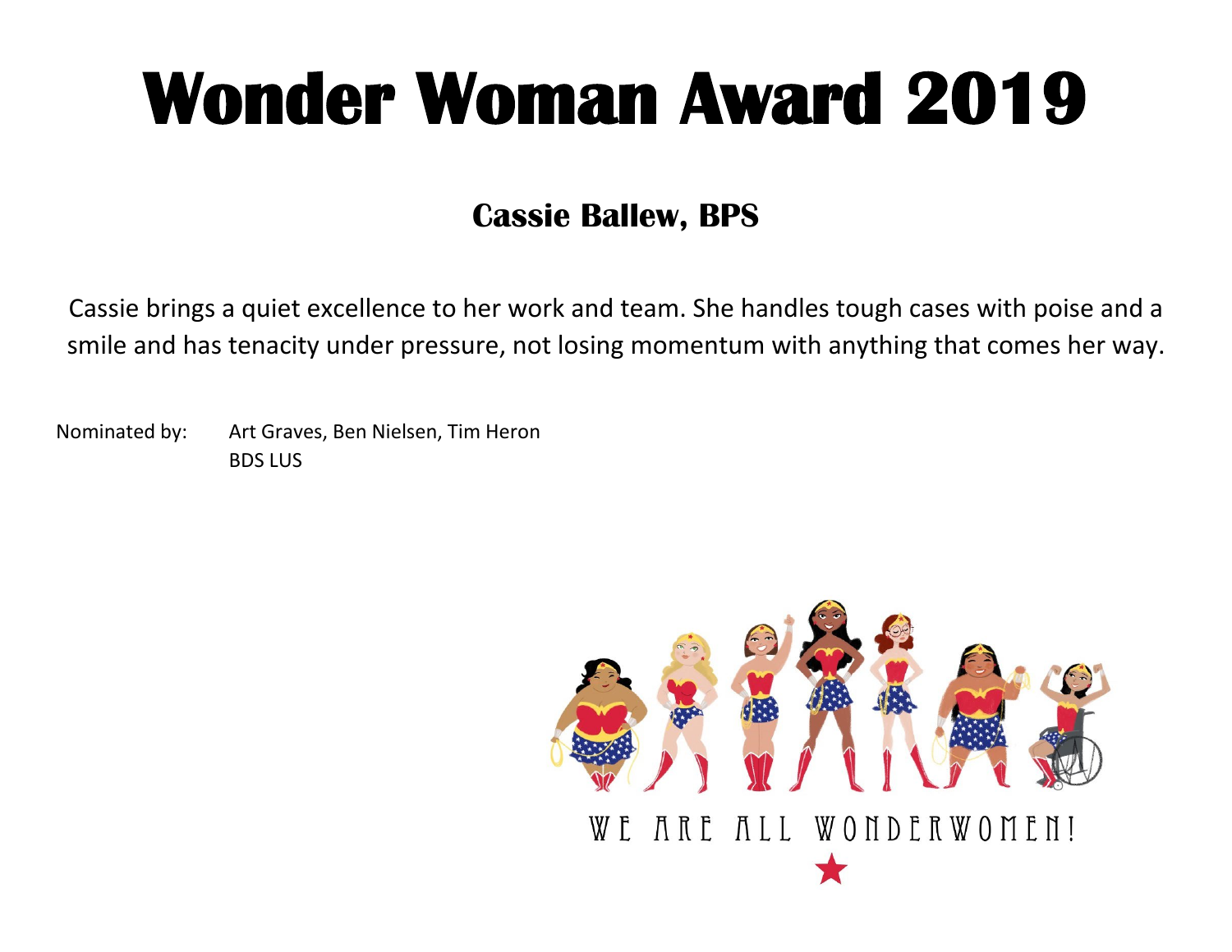# Wonder Woman Award 2019

**Cassie Ballew, BPS**

Cassie brings a quiet excellence to her work and team. She handles tough cases with poise and a smile and has tenacity under pressure, not losing momentum with anything that comes her way.

Nominated by: Art Graves, Ben Nielsen, Tim Heron
BDS LUS

WE ARE ALL WONDERWOMEN!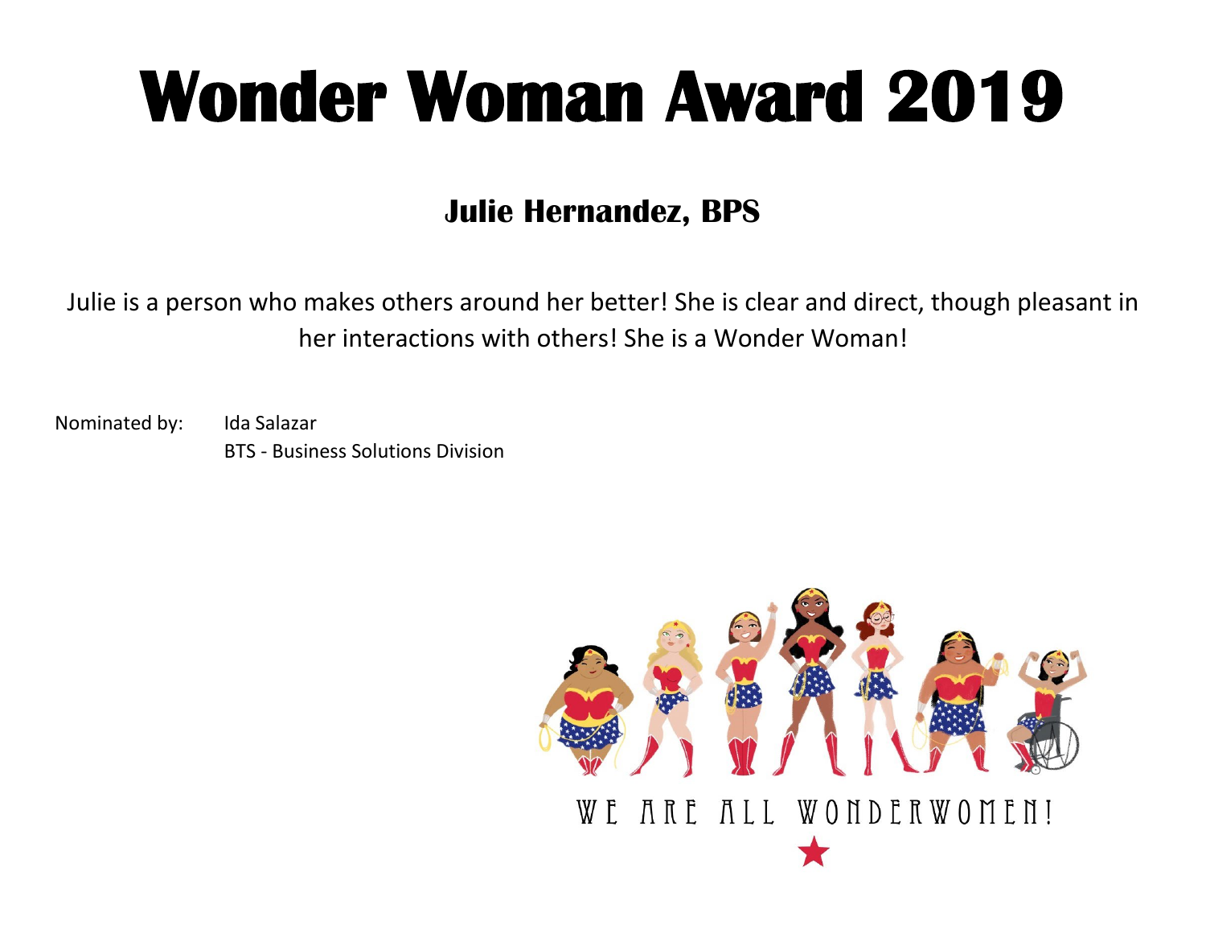# Wonder Woman Award 2019

## Julie Hernandez, BPS

Julie is a person who makes others around her better! She is clear and direct, though pleasant in her interactions with others! She is a Wonder Woman!

Nominated by: Ida Salazar
BTS - Business Solutions Division

WE ARE ALL WONDERWOMEN!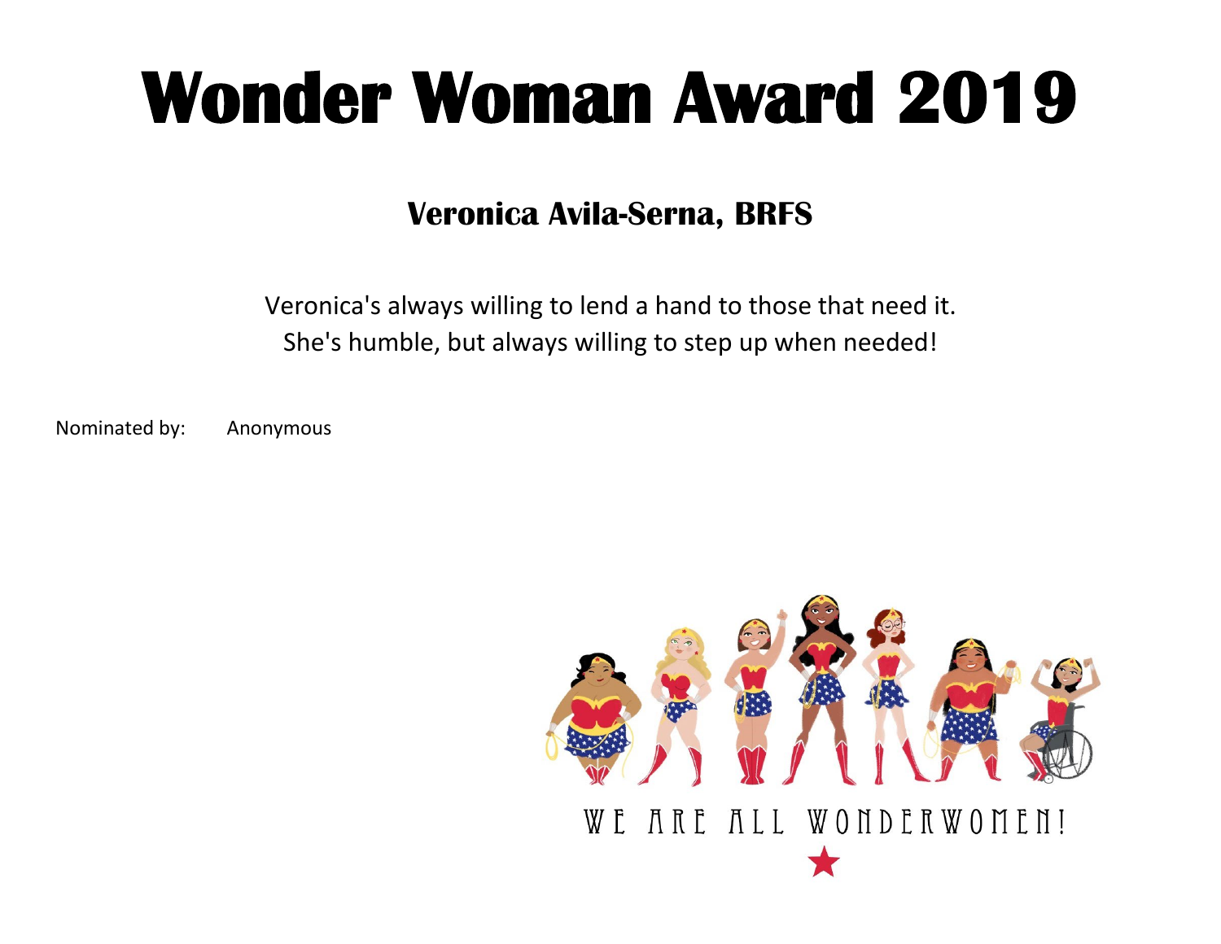# Wonder Woman Award 2019

**Veronica Avila-Serna, BRFS**

Veronica's always willing to lend a hand to those that need it.
She's humble, but always willing to step up when needed!

Nominated by: Anonymous

WE ARE ALL WONDERWOMEN!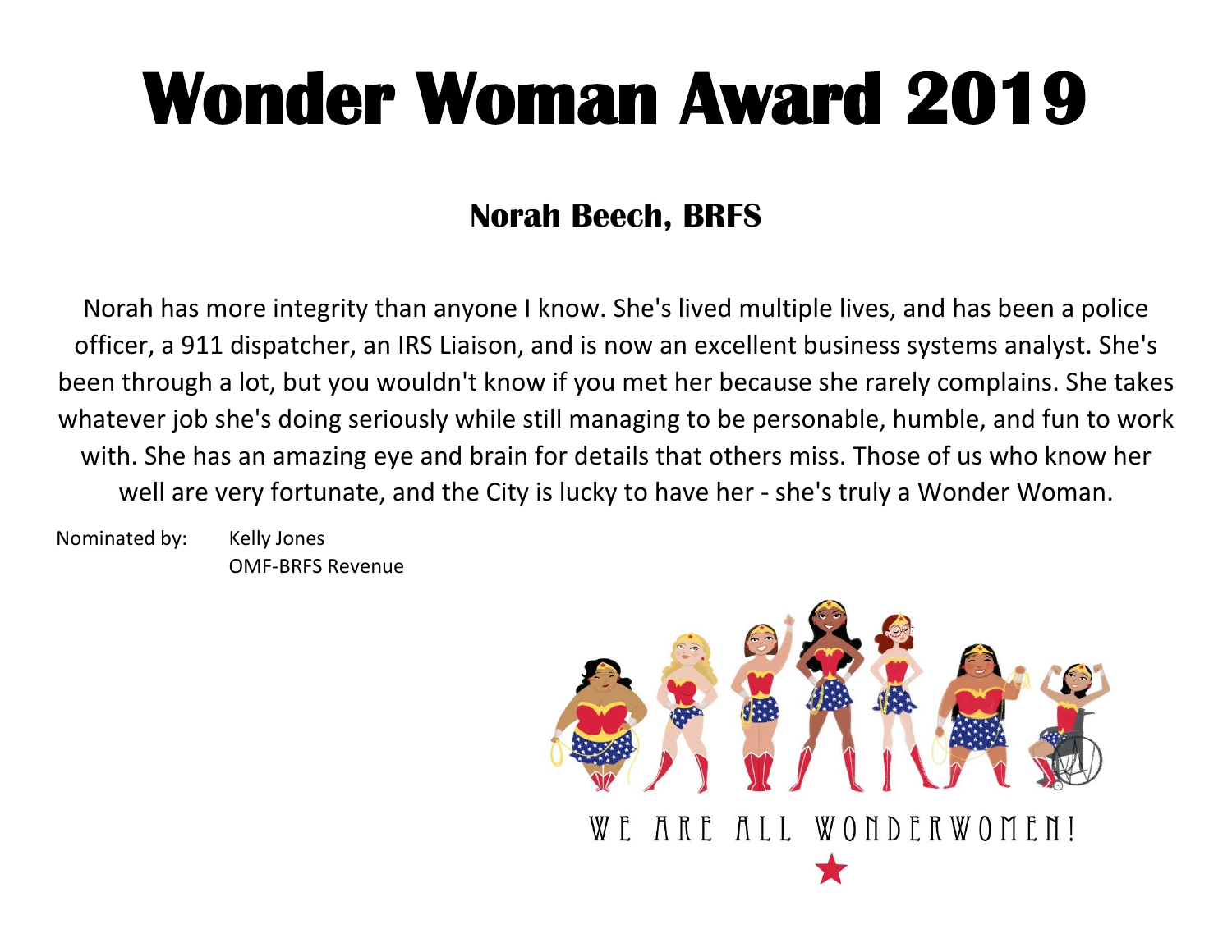# Wonder Woman Award 2019

## Norah Beech, BRFS

Norah has more integrity than anyone I know. She's lived multiple lives, and has been a police officer, a 911 dispatcher, an IRS Liaison, and is now an excellent business systems analyst. She's been through a lot, but you wouldn't know if you met her because she rarely complains. She takes whatever job she's doing seriously while still managing to be personable, humble, and fun to work with. She has an amazing eye and brain for details that others miss. Those of us who know her well are very fortunate, and the City is lucky to have her - she's truly a Wonder Woman.

Nominated by: Kelly Jones
OMF-BRFS Revenue

WE ARE ALL WONDERWOMEN!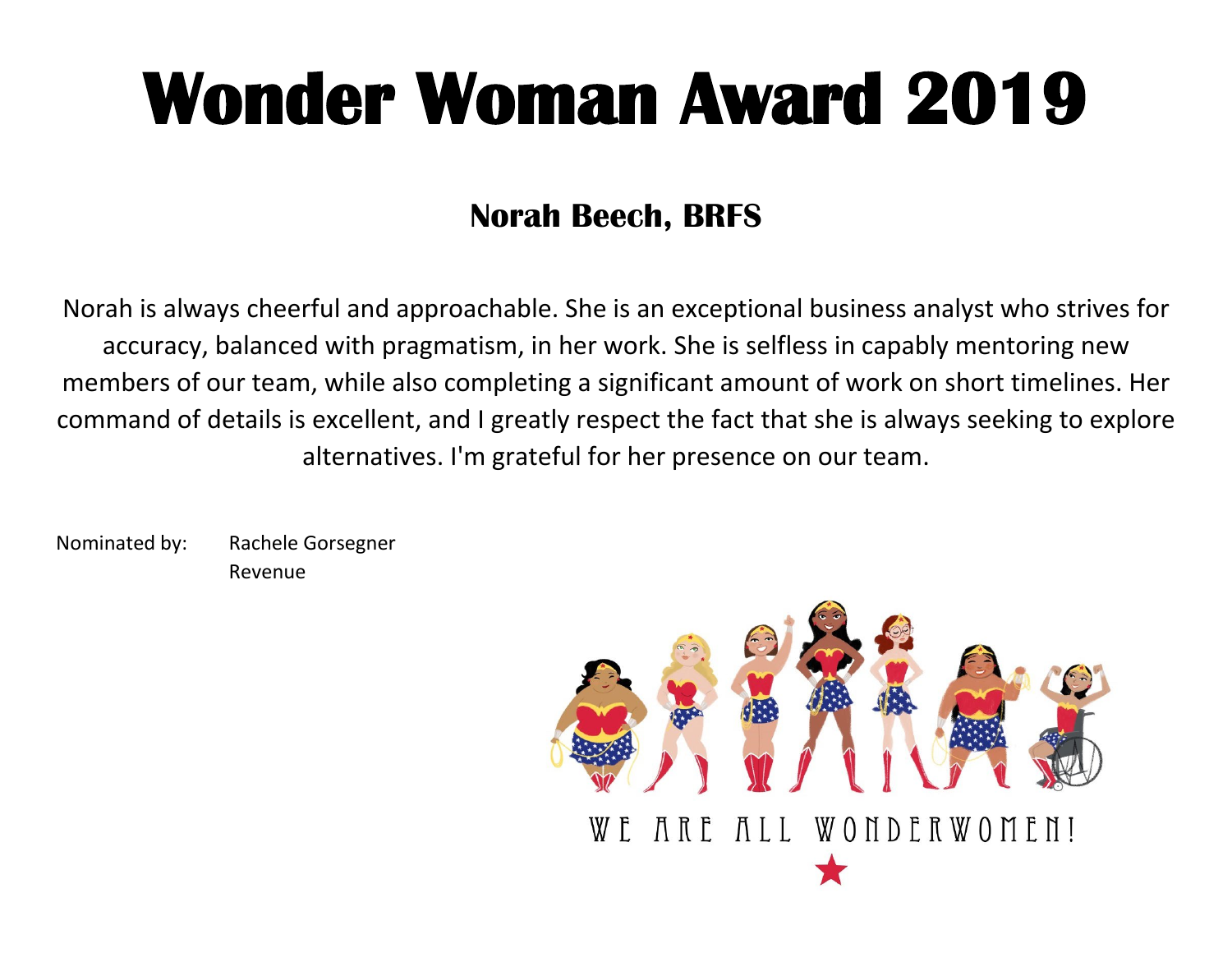# Wonder Woman Award 2019

## Norah Beech, BRFS

Norah is always cheerful and approachable. She is an exceptional business analyst who strives for accuracy, balanced with pragmatism, in her work. She is selfless in capably mentoring new members of our team, while also completing a significant amount of work on short timelines. Her command of details is excellent, and I greatly respect the fact that she is always seeking to explore alternatives. I'm grateful for her presence on our team.

Nominated by: Rachele Gorsegner
Revenue

WE ARE ALL WONDERWOMEN!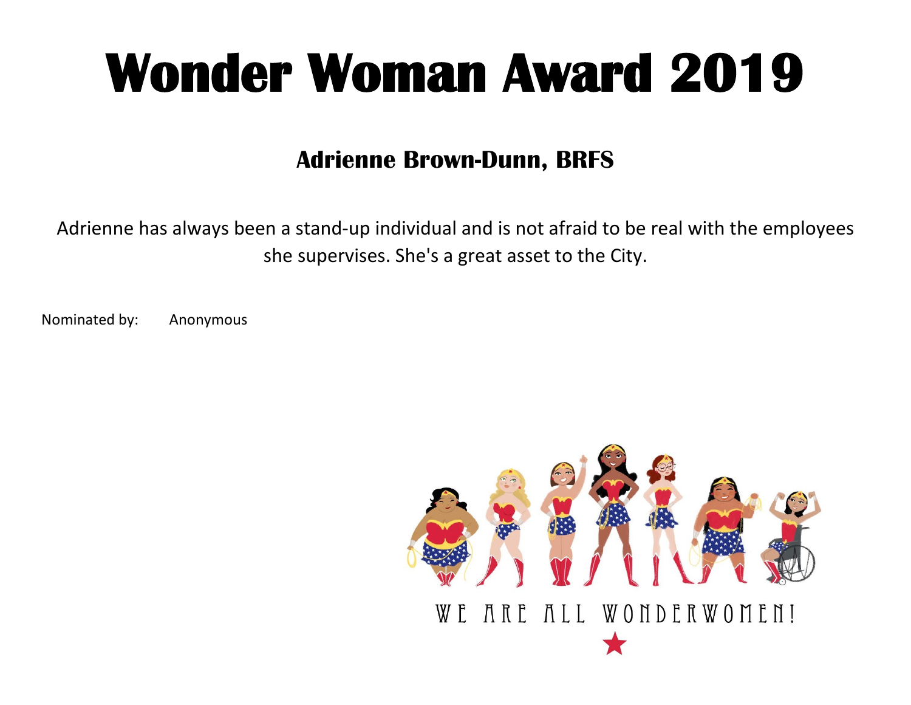# Wonder Woman Award 2019

## Adrienne Brown-Dunn, BRFS

Adrienne has always been a stand-up individual and is not afraid to be real with the employees she supervises. She's a great asset to the City.

Nominated by: Anonymous

WE ARE ALL WONDERWOMEN!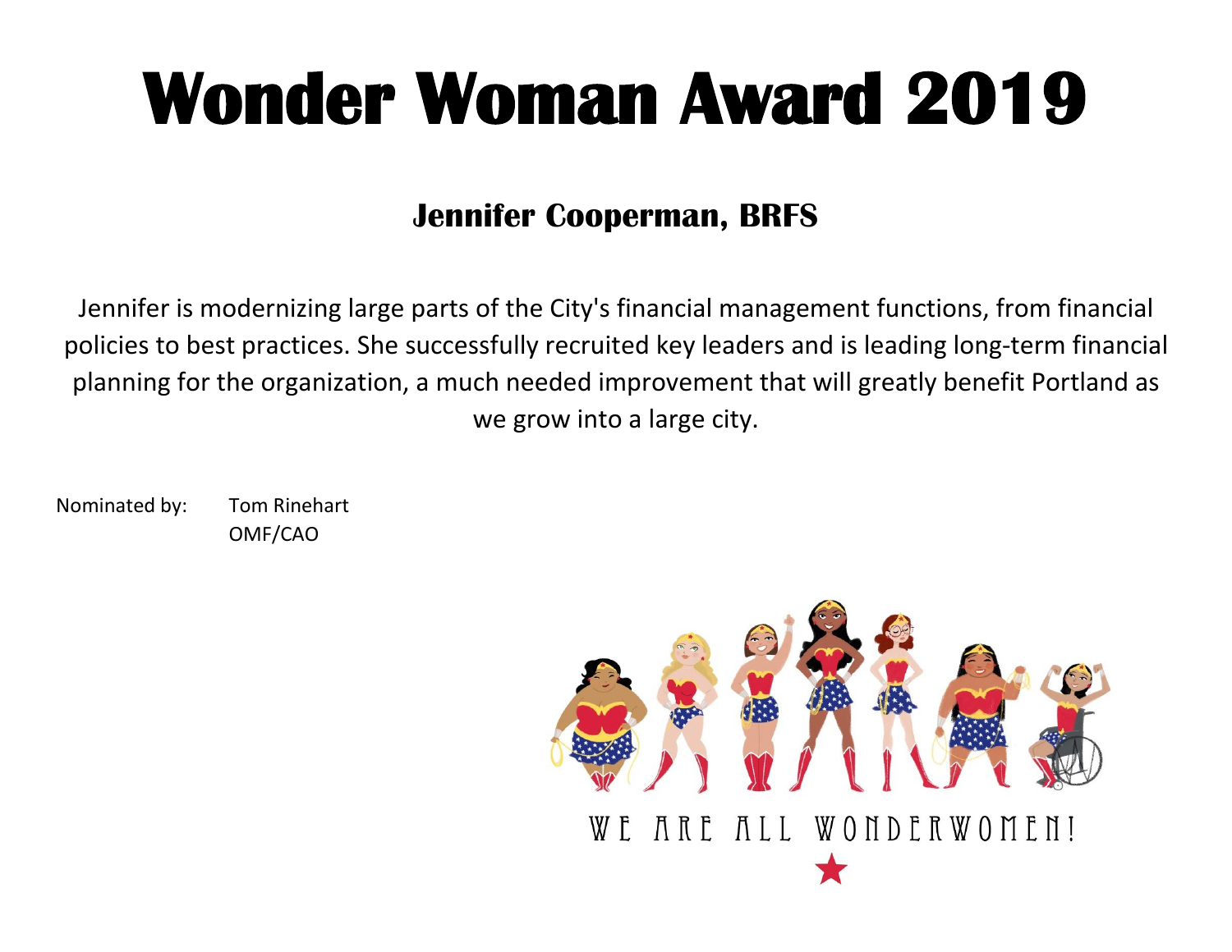# Wonder Woman Award 2019

## Jennifer Cooperman, BRFS

Jennifer is modernizing large parts of the City's financial management functions, from financial policies to best practices. She successfully recruited key leaders and is leading long-term financial planning for the organization, a much needed improvement that will greatly benefit Portland as we grow into a large city.

Nominated by: Tom Rinehart
OMF/CAO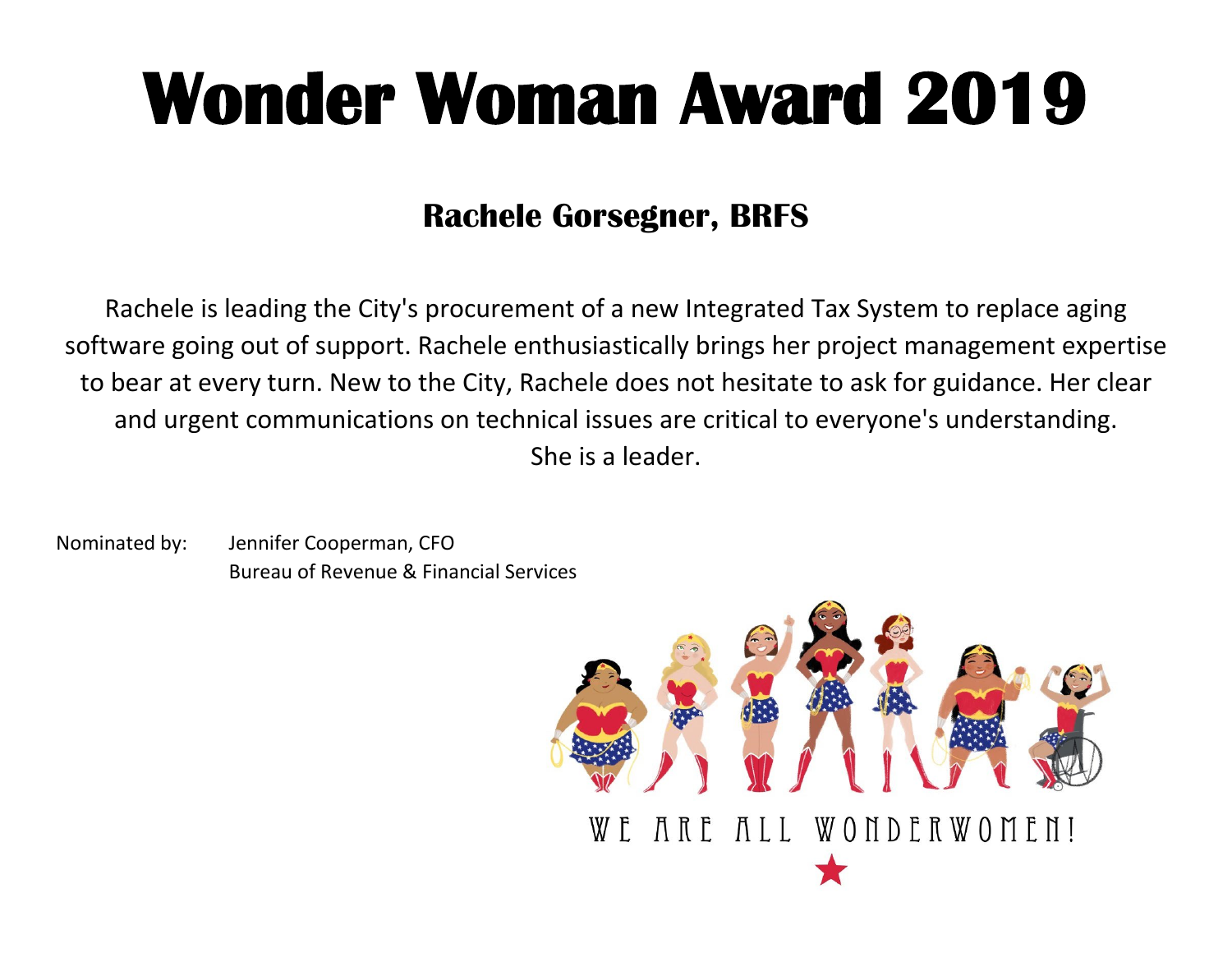# Wonder Woman Award 2019

## Rachele Gorsegner, BRFS

Rachele is leading the City's procurement of a new Integrated Tax System to replace aging software going out of support. Rachele enthusiastically brings her project management expertise to bear at every turn. New to the City, Rachele does not hesitate to ask for guidance. Her clear and urgent communications on technical issues are critical to everyone's understanding. She is a leader.

Nominated by: Jennifer Cooperman, CFO
Bureau of Revenue & Financial Services

WE ARE ALL WONDERWOMEN!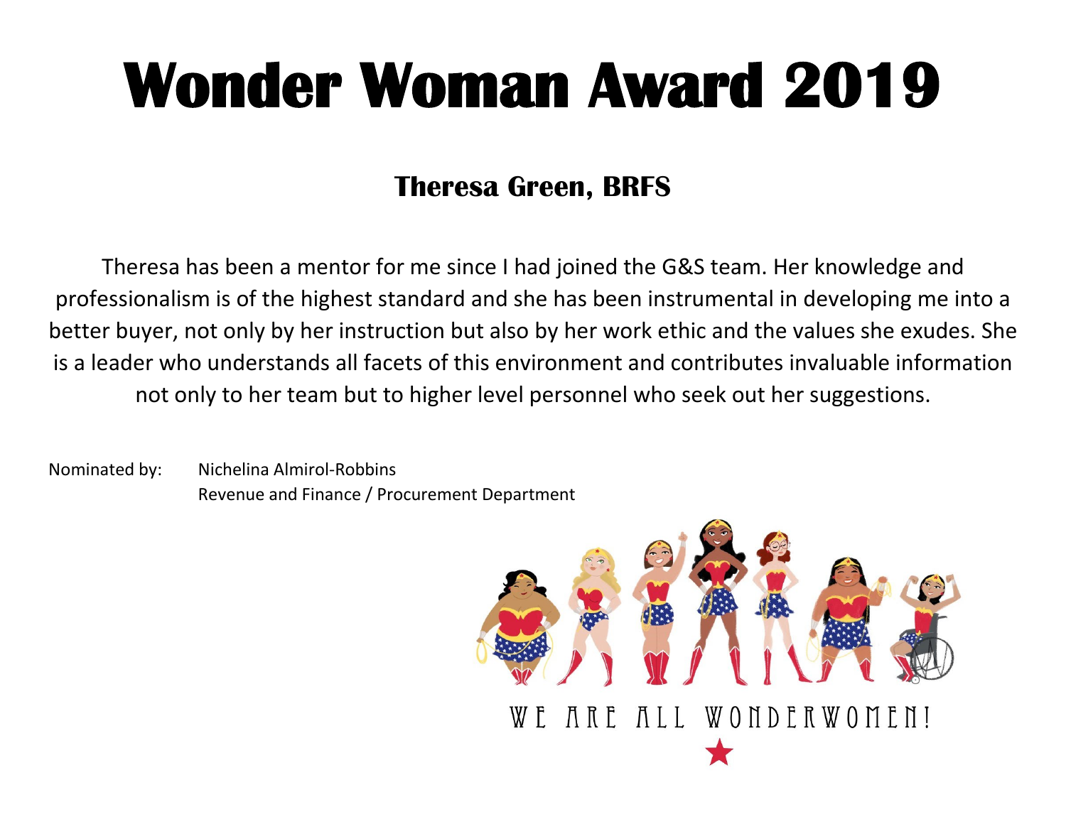# Wonder Woman Award 2019

**Theresa Green, BRFS**

Theresa has been a mentor for me since I had joined the G&S team. Her knowledge and professionalism is of the highest standard and she has been instrumental in developing me into a better buyer, not only by her instruction but also by her work ethic and the values she exudes. She is a leader who understands all facets of this environment and contributes invaluable information not only to her team but to higher level personnel who seek out her suggestions.

Nominated by: Nichelina Almirol-Robbins
Revenue and Finance / Procurement Department

WE ARE ALL WONDERWOMEN!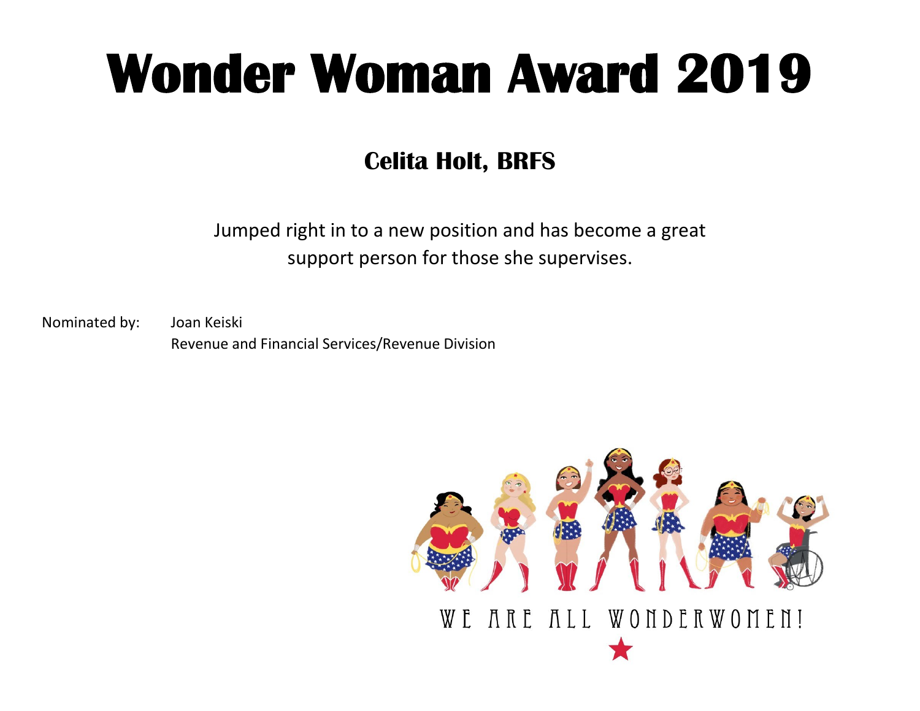# Wonder Woman Award 2019

## Celita Holt, BRFS

Jumped right in to a new position and has become a great support person for those she supervises.

Nominated by: Joan Keiski
Revenue and Financial Services/Revenue Division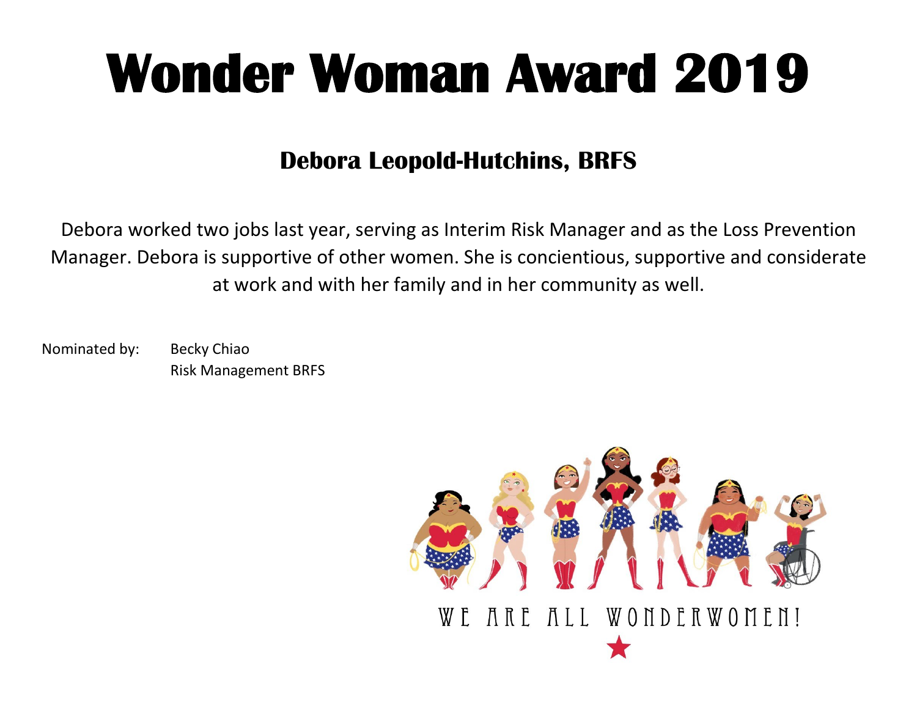# Wonder Woman Award 2019

## Debora Leopold-Hutchins, BRFS

Debora worked two jobs last year, serving as Interim Risk Manager and as the Loss Prevention Manager. Debora is supportive of other women. She is concientious, supportive and considerate at work and with her family and in her community as well.

Nominated by: Becky Chiao
Risk Management BRFS

WE ARE ALL WONDERWOMEN!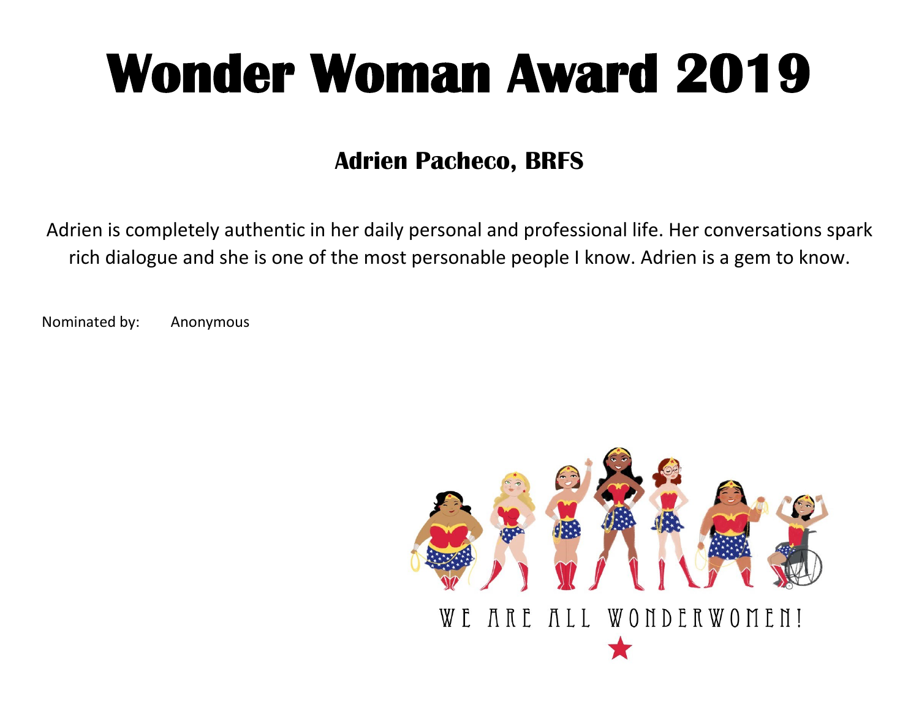# Wonder Woman Award 2019

**Adrien Pacheco, BRFS**

Adrien is completely authentic in her daily personal and professional life. Her conversations spark rich dialogue and she is one of the most personable people I know. Adrien is a gem to know.

Nominated by: Anonymous

WE ARE ALL WONDERWOMEN!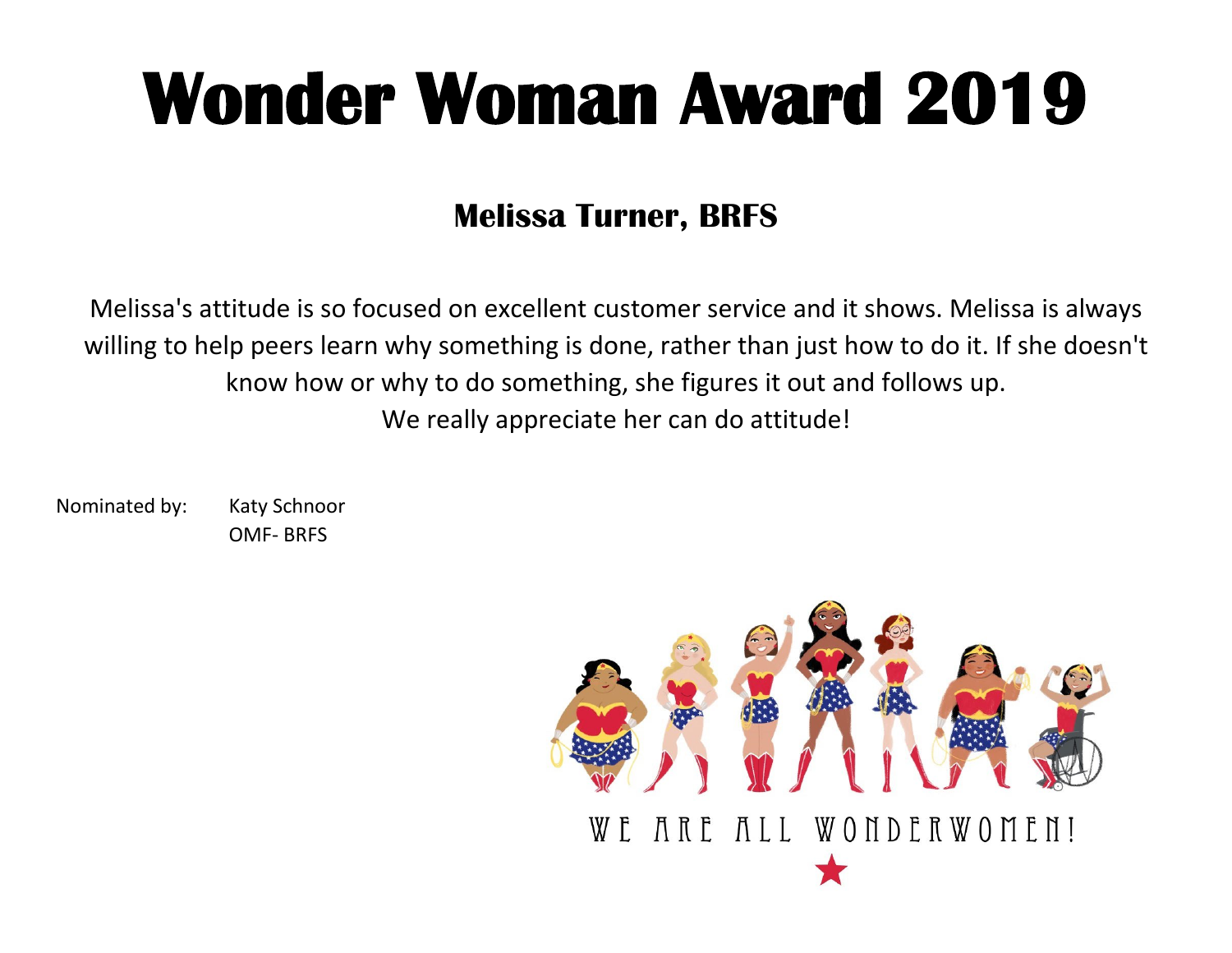# Wonder Woman Award 2019

## Melissa Turner, BRFS

Melissa's attitude is so focused on excellent customer service and it shows. Melissa is always willing to help peers learn why something is done, rather than just how to do it. If she doesn't know how or why to do something, she figures it out and follows up.
We really appreciate her can do attitude!

Nominated by: Katy Schnoor
OMF- BRFS

WE ARE ALL WONDERWOMEN!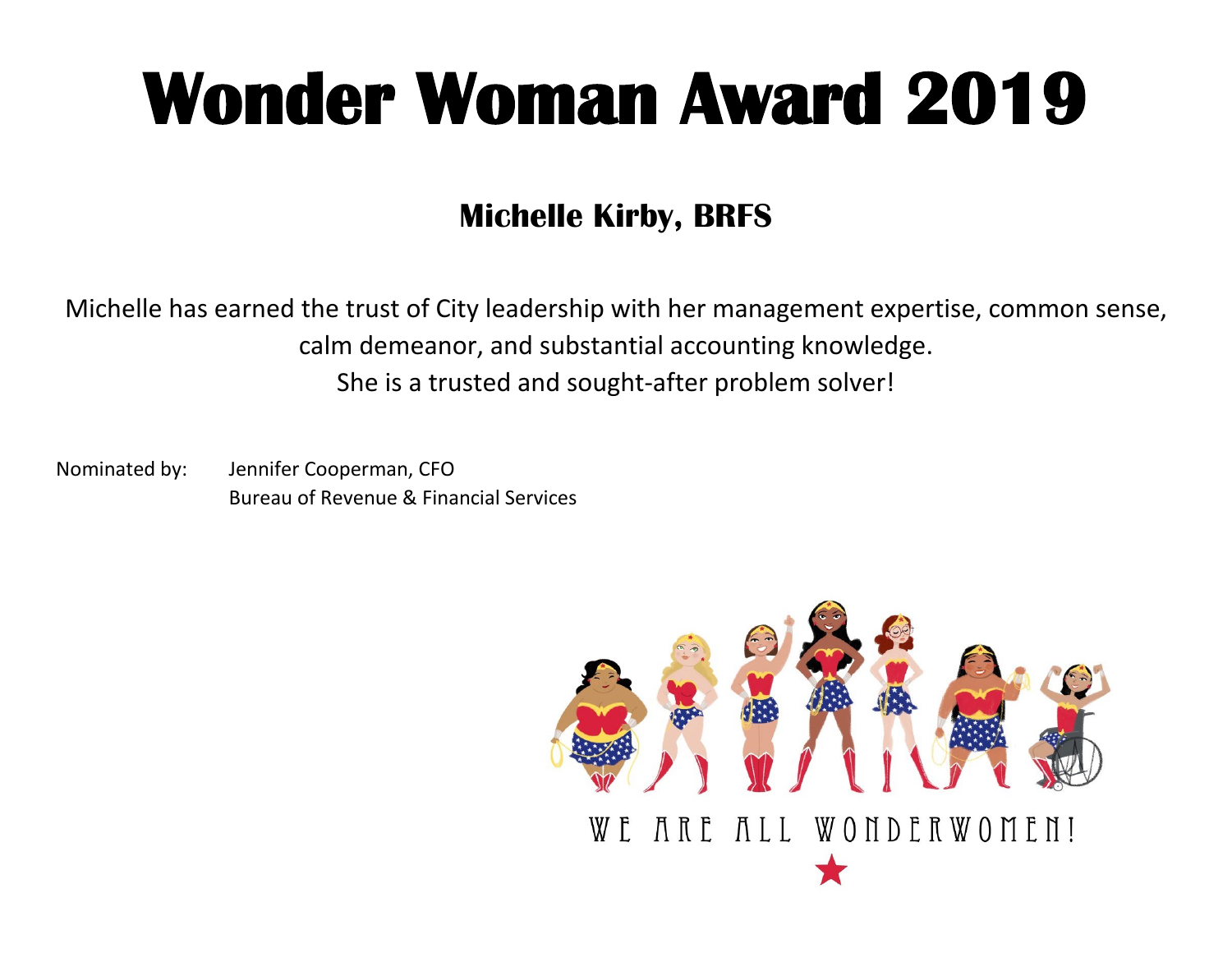# Wonder Woman Award 2019

**Michelle Kirby, BRFS**

Michelle has earned the trust of City leadership with her management expertise, common sense, calm demeanor, and substantial accounting knowledge.
She is a trusted and sought-after problem solver!

Nominated by: Jennifer Cooperman, CFO
Bureau of Revenue & Financial Services

WE ARE ALL WONDERWOMEN!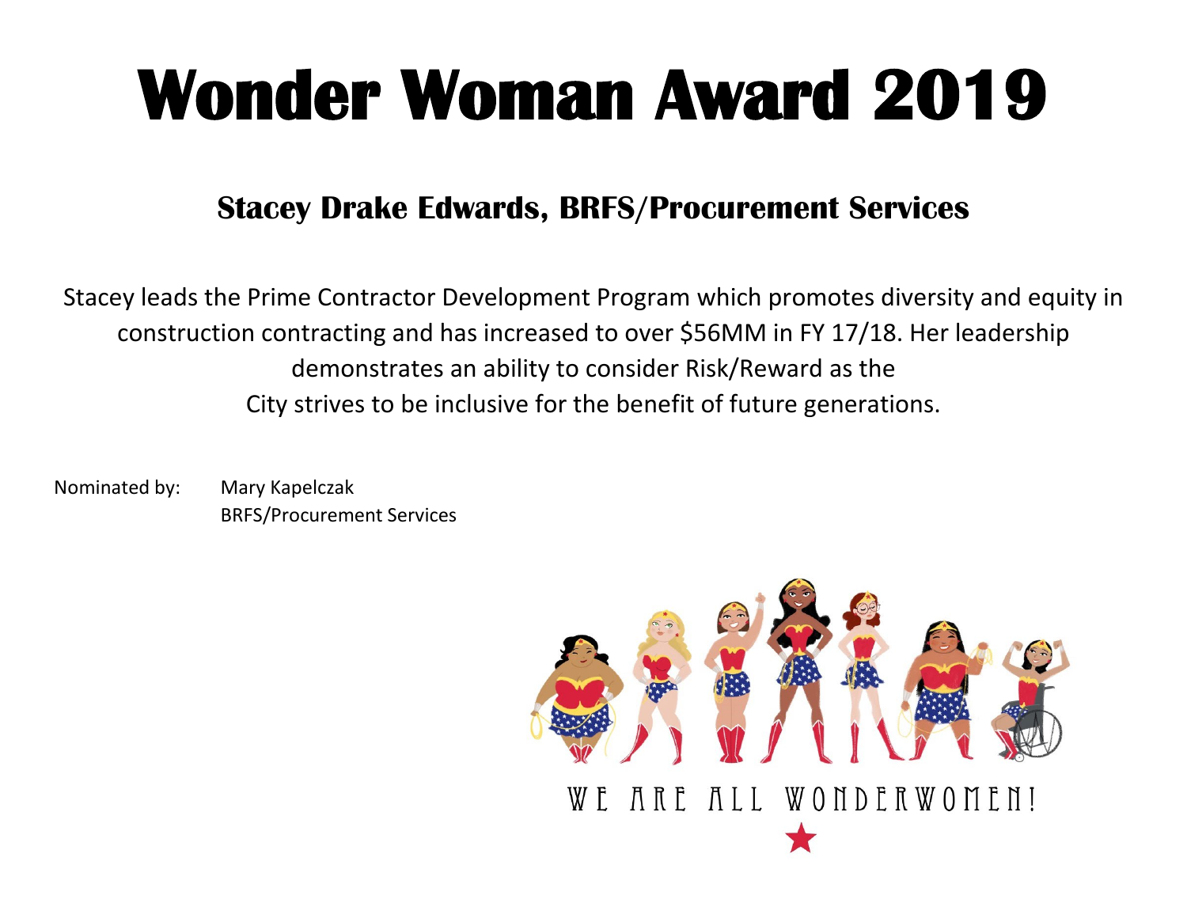# Wonder Woman Award 2019

## Stacey Drake Edwards, BRFS/Procurement Services

Stacey leads the Prime Contractor Development Program which promotes diversity and equity in construction contracting and has increased to over $56MM in FY 17/18. Her leadership demonstrates an ability to consider Risk/Reward as the City strives to be inclusive for the benefit of future generations.

Nominated by: Mary Kapelczak
BRFS/Procurement Services

WE ARE ALL WONDERWOMEN!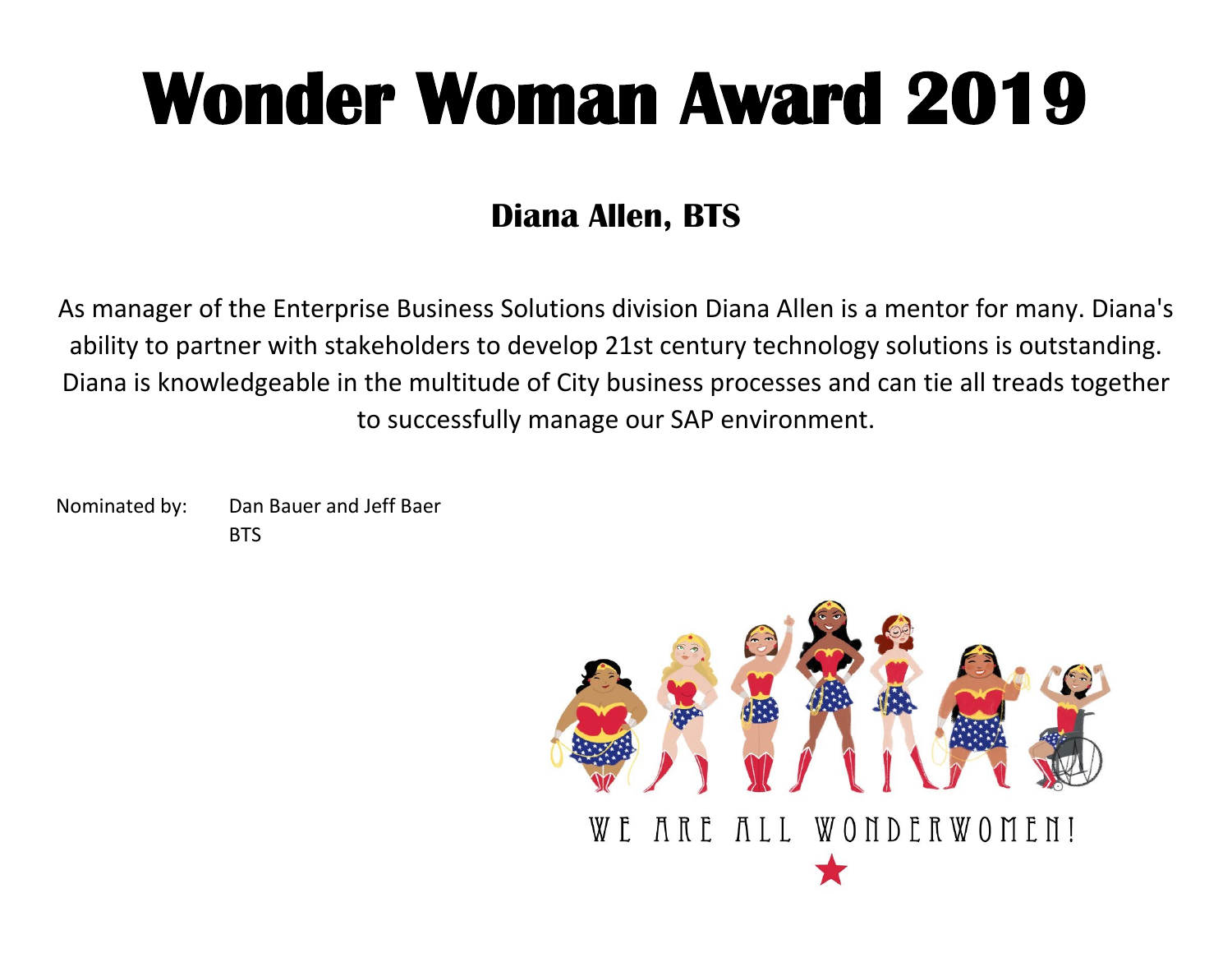# Wonder Woman Award 2019

## Diana Allen, BTS

As manager of the Enterprise Business Solutions division Diana Allen is a mentor for many. Diana's ability to partner with stakeholders to develop 21st century technology solutions is outstanding. Diana is knowledgeable in the multitude of City business processes and can tie all treads together to successfully manage our SAP environment.

Nominated by: Dan Bauer and Jeff Baer
BTS

WE ARE ALL WONDERWOMEN!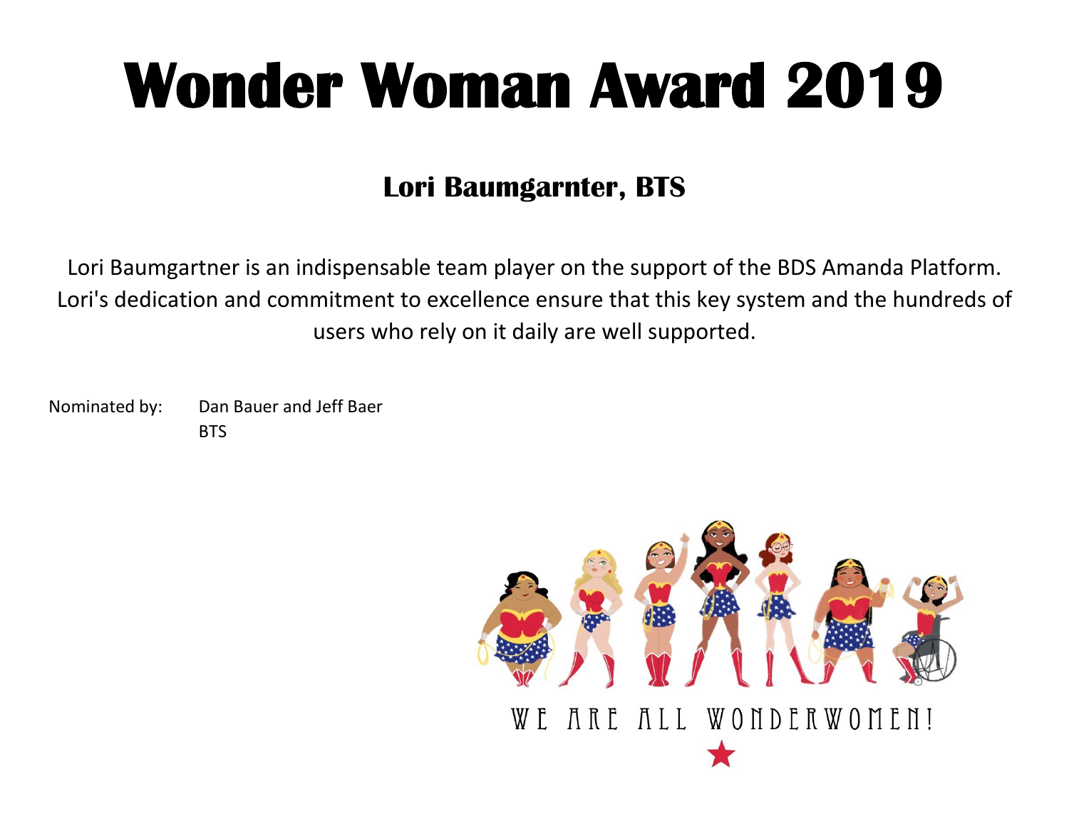# Wonder Woman Award 2019

## Lori Baumgarnter, BTS

Lori Baumgartner is an indispensable team player on the support of the BDS Amanda Platform. Lori's dedication and commitment to excellence ensure that this key system and the hundreds of users who rely on it daily are well supported.

Nominated by: Dan Bauer and Jeff Baer
BTS

WE ARE ALL WONDERWOMEN!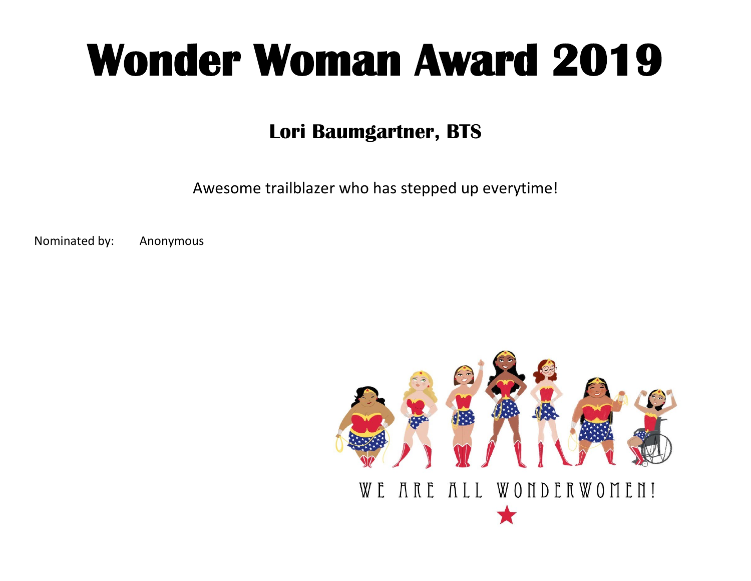# Wonder Woman Award 2019

**Lori Baumgartner, BTS**

Awesome trailblazer who has stepped up everytime!

Nominated by: Anonymous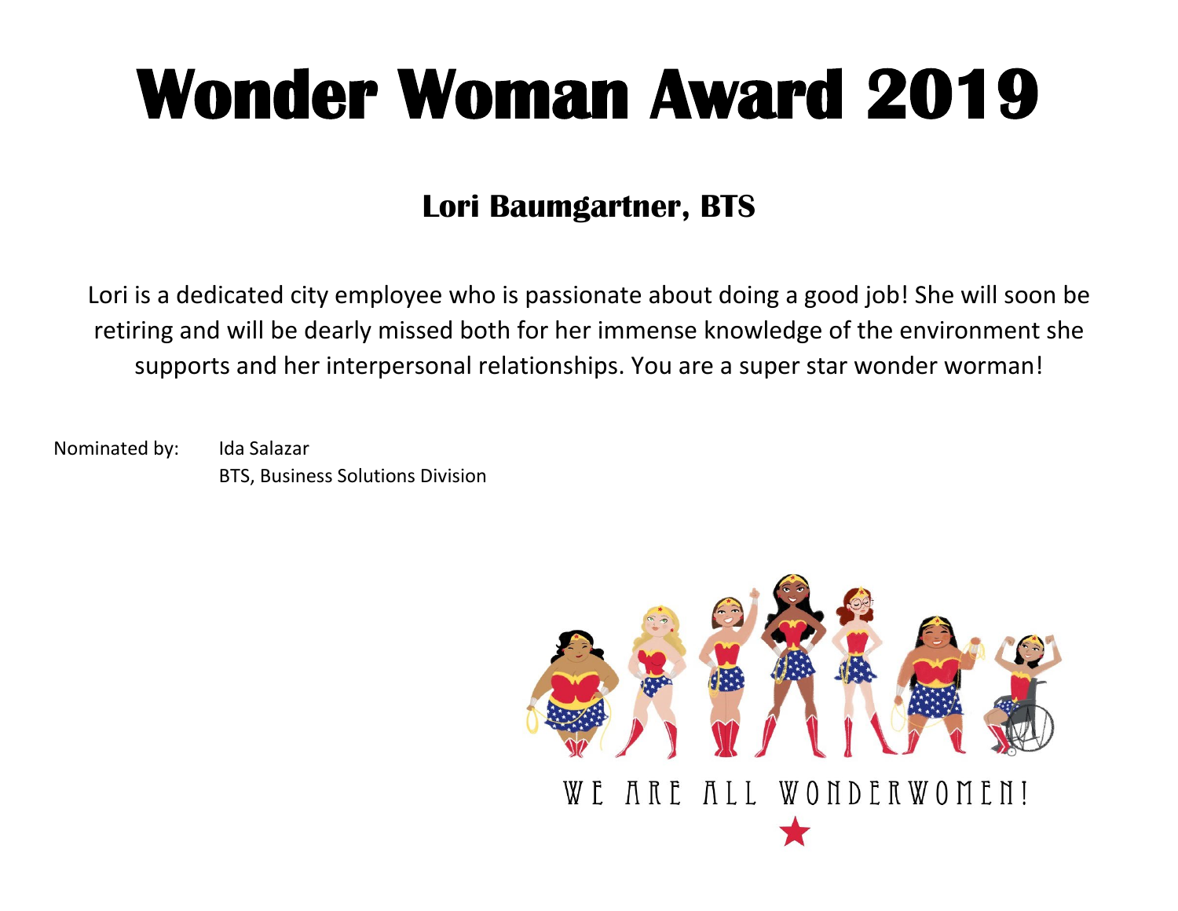# Wonder Woman Award 2019

## Lori Baumgartner, BTS

Lori is a dedicated city employee who is passionate about doing a good job! She will soon be retiring and will be dearly missed both for her immense knowledge of the environment she supports and her interpersonal relationships. You are a super star wonder worman!

Nominated by: Ida Salazar
BTS, Business Solutions Division

WE ARE ALL WONDERWOMEN!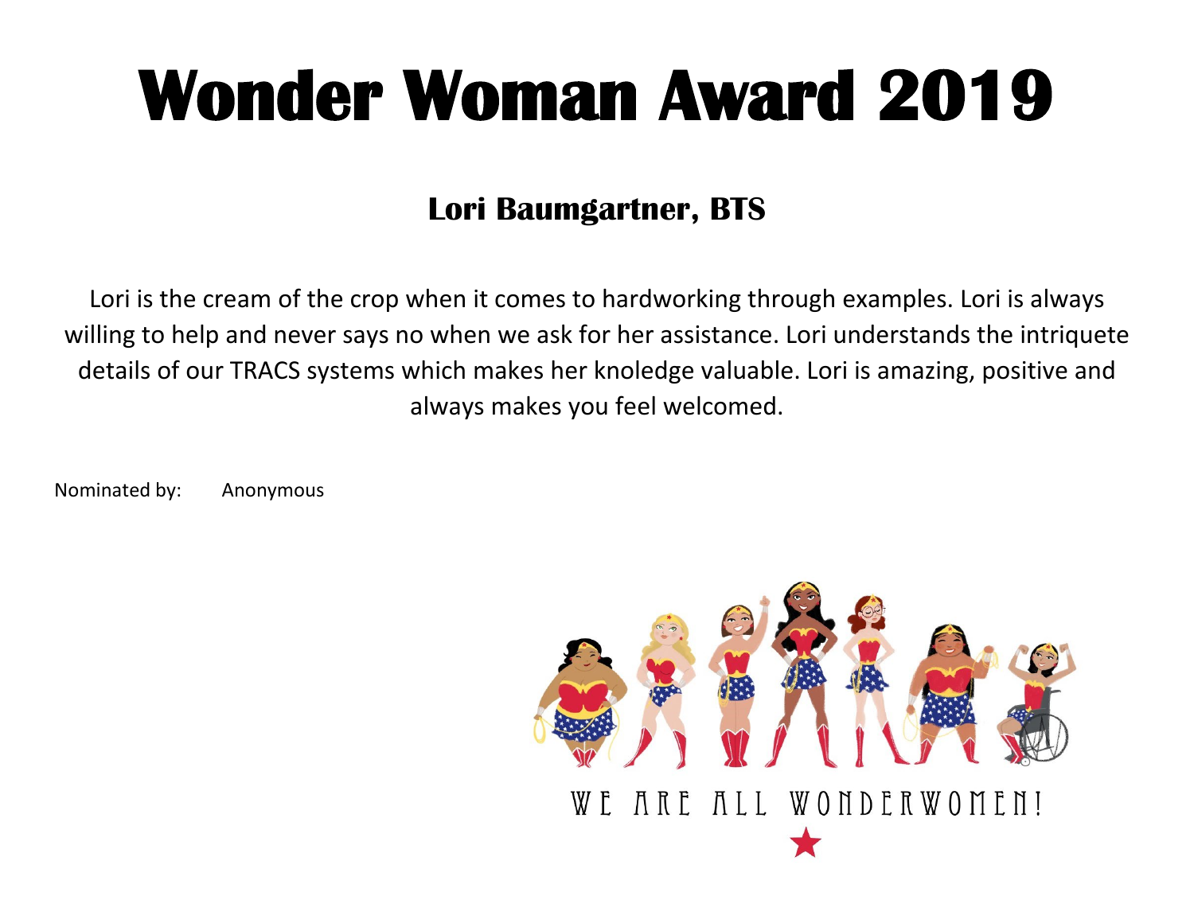# Wonder Woman Award 2019

## Lori Baumgartner, BTS

Lori is the cream of the crop when it comes to hardworking through examples. Lori is always willing to help and never says no when we ask for her assistance. Lori understands the intriquete details of our TRACS systems which makes her knoledge valuable. Lori is amazing, positive and always makes you feel welcomed.

Nominated by: Anonymous

WE ARE ALL WONDERWOMEN!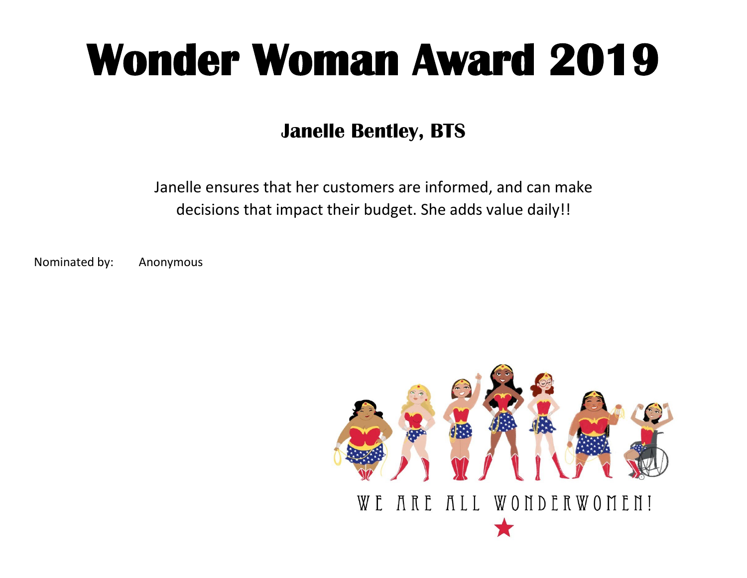# Wonder Woman Award 2019

**Janelle Bentley, BTS**

Janelle ensures that her customers are informed, and can make decisions that impact their budget. She adds value daily!!

Nominated by: Anonymous

WE ARE ALL WONDERWOMEN!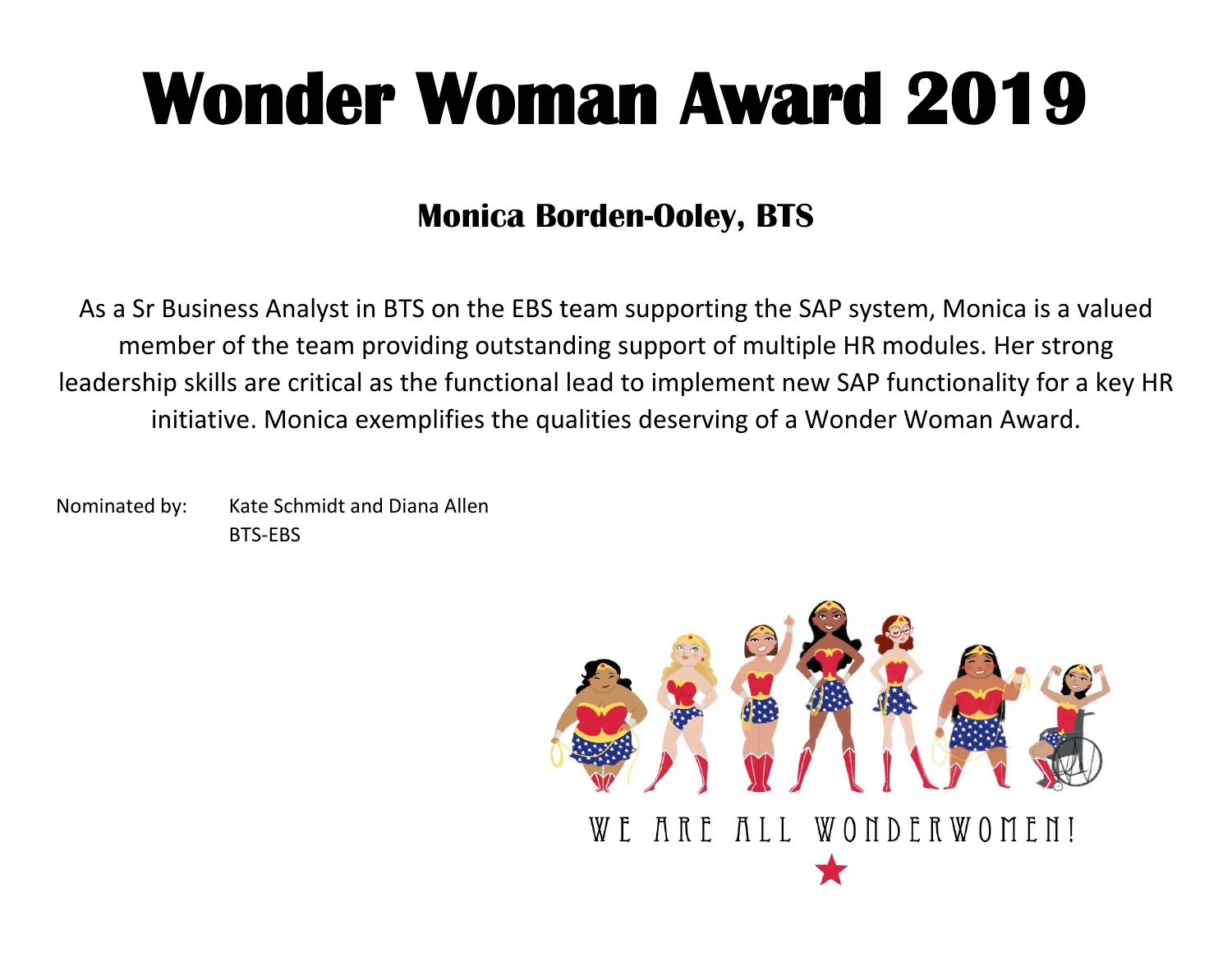# Wonder Woman Award 2019

## Monica Borden-Ooley, BTS

As a Sr Business Analyst in BTS on the EBS team supporting the SAP system, Monica is a valued member of the team providing outstanding support of multiple HR modules. Her strong leadership skills are critical as the functional lead to implement new SAP functionality for a key HR initiative. Monica exemplifies the qualities deserving of a Wonder Woman Award.

Nominated by: Kate Schmidt and Diana Allen
BTS-EBS

WE ARE ALL WONDERWOMEN!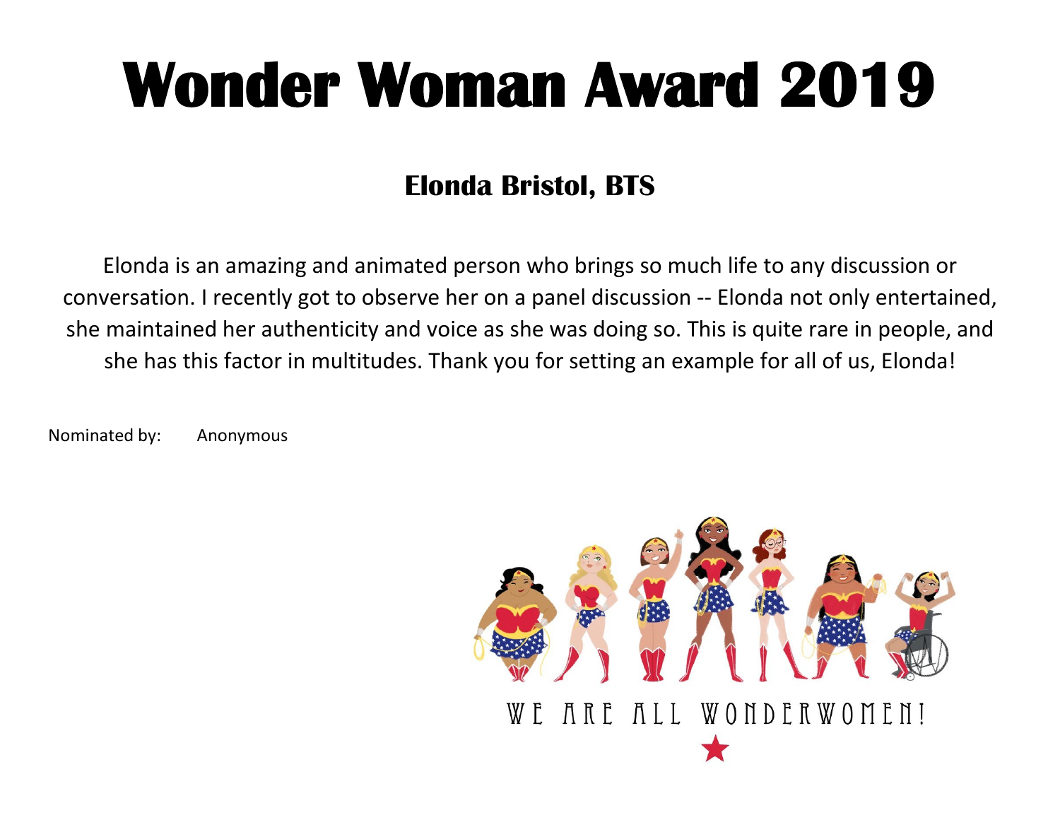# Wonder Woman Award 2019

## Elonda Bristol, BTS

Elonda is an amazing and animated person who brings so much life to any discussion or conversation. I recently got to observe her on a panel discussion -- Elonda not only entertained, she maintained her authenticity and voice as she was doing so. This is quite rare in people, and she has this factor in multitudes. Thank you for setting an example for all of us, Elonda!

Nominated by: Anonymous

WE ARE ALL WONDERWOMEN!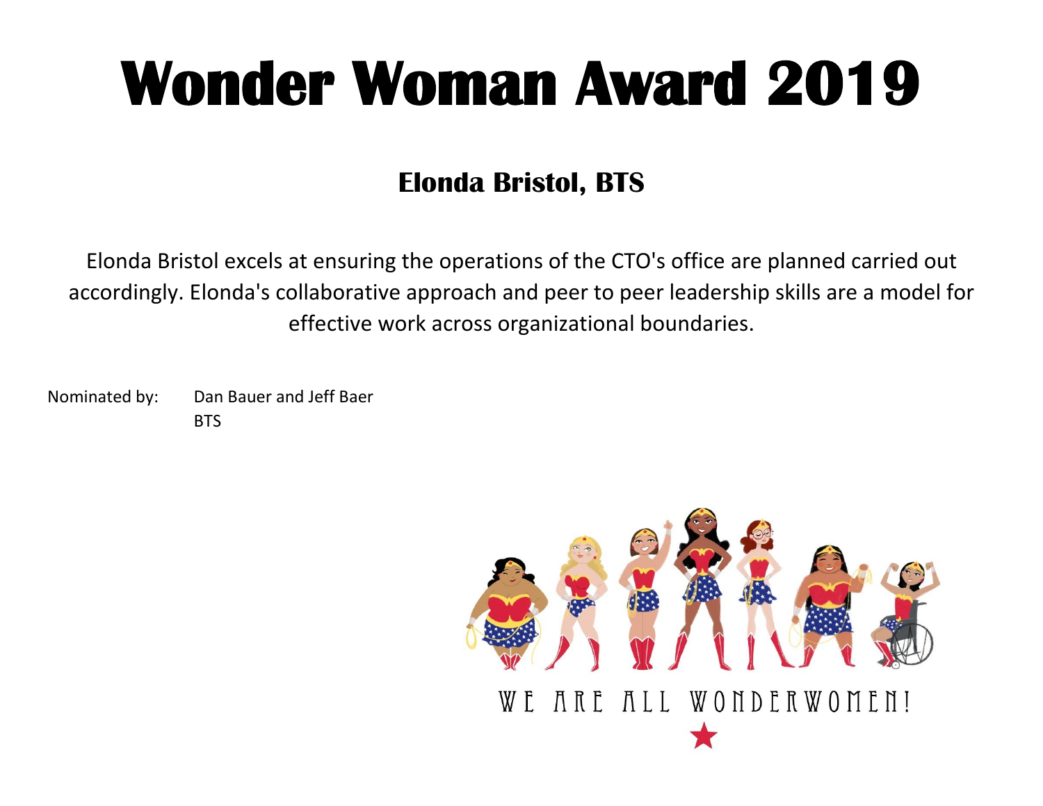# Wonder Woman Award 2019

## Elonda Bristol, BTS

Elonda Bristol excels at ensuring the operations of the CTO's office are planned carried out accordingly. Elonda's collaborative approach and peer to peer leadership skills are a model for effective work across organizational boundaries.

Nominated by: Dan Bauer and Jeff Baer
BTS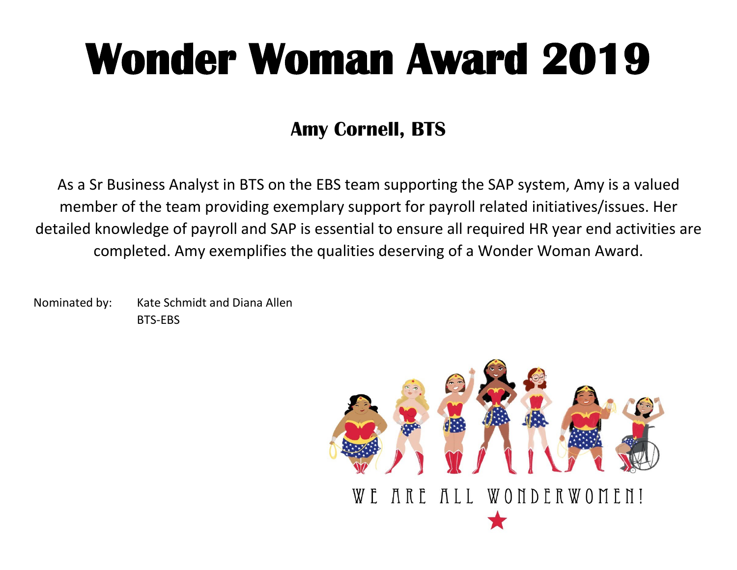# Wonder Woman Award 2019

## Amy Cornell, BTS

As a Sr Business Analyst in BTS on the EBS team supporting the SAP system, Amy is a valued member of the team providing exemplary support for payroll related initiatives/issues. Her detailed knowledge of payroll and SAP is essential to ensure all required HR year end activities are completed. Amy exemplifies the qualities deserving of a Wonder Woman Award.

Nominated by: Kate Schmidt and Diana Allen
BTS-EBS

WE ARE ALL WONDERWOMEN!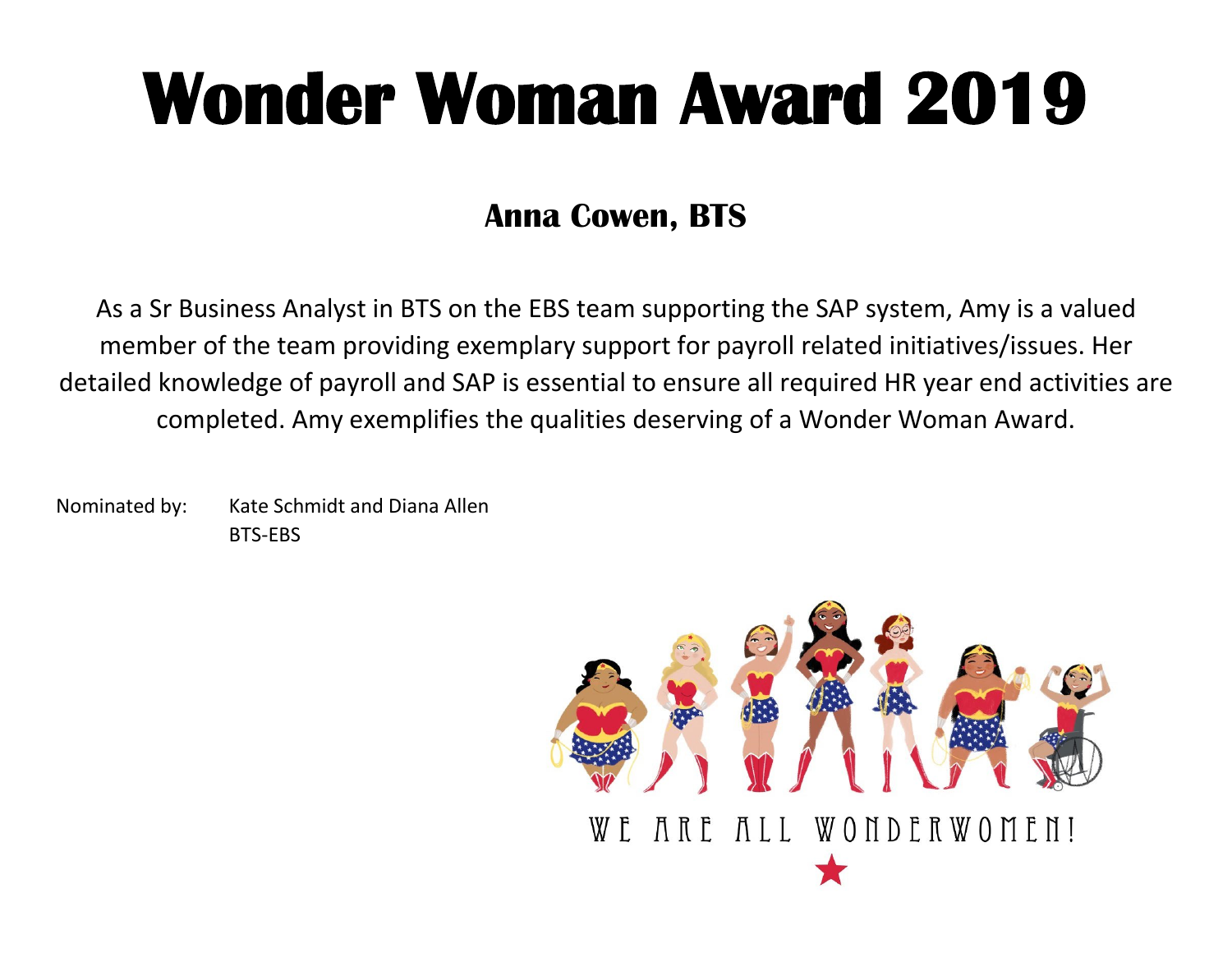# Wonder Woman Award 2019

## Anna Cowen, BTS

As a Sr Business Analyst in BTS on the EBS team supporting the SAP system, Amy is a valued member of the team providing exemplary support for payroll related initiatives/issues. Her detailed knowledge of payroll and SAP is essential to ensure all required HR year end activities are completed. Amy exemplifies the qualities deserving of a Wonder Woman Award.

Nominated by: Kate Schmidt and Diana Allen
BTS-EBS

WE ARE ALL WONDERWOMEN!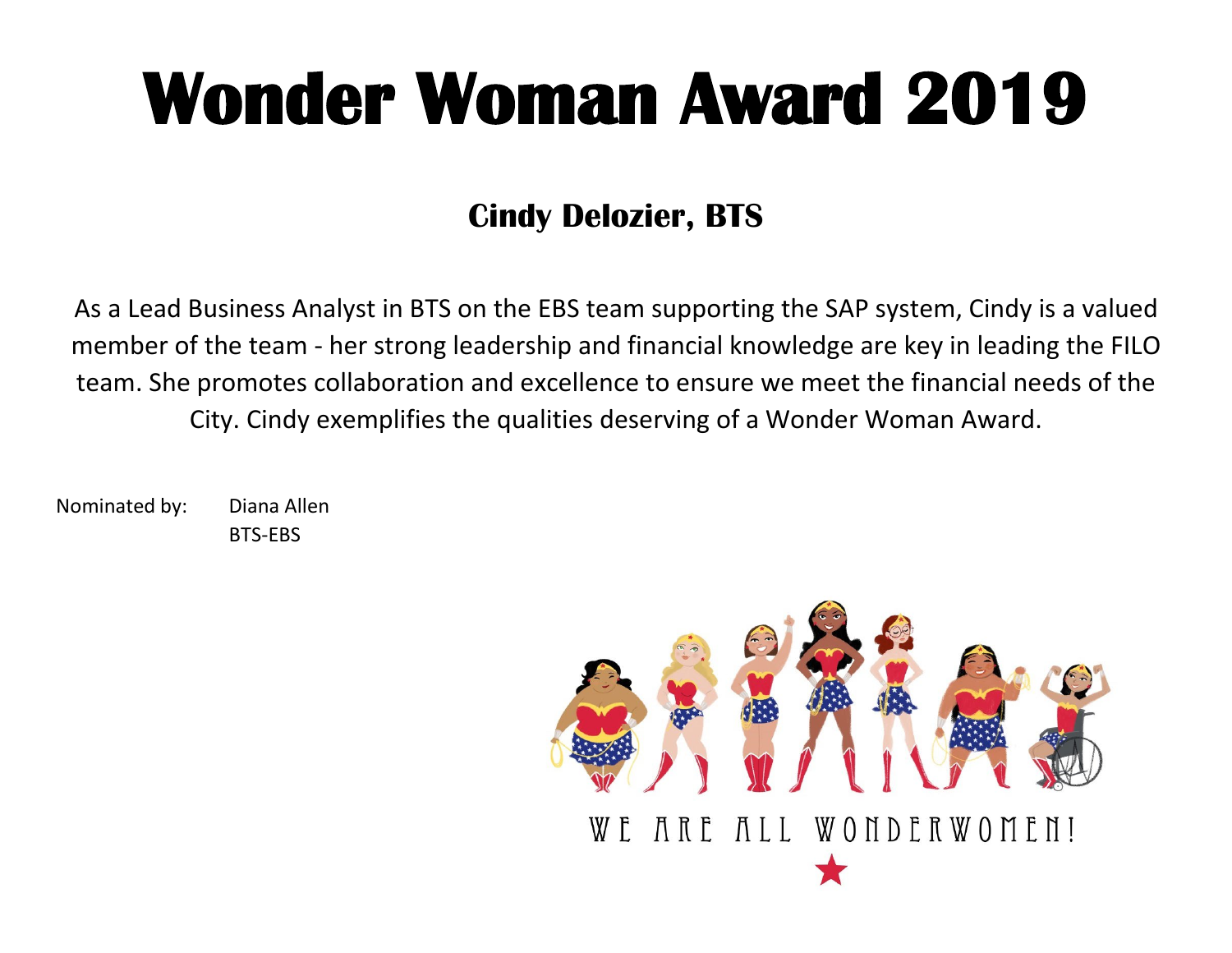# Wonder Woman Award 2019

## Cindy Delozier, BTS

As a Lead Business Analyst in BTS on the EBS team supporting the SAP system, Cindy is a valued member of the team - her strong leadership and financial knowledge are key in leading the FILO team. She promotes collaboration and excellence to ensure we meet the financial needs of the City. Cindy exemplifies the qualities deserving of a Wonder Woman Award.

Nominated by: Diana Allen
BTS-EBS

WE ARE ALL WONDERWOMEN!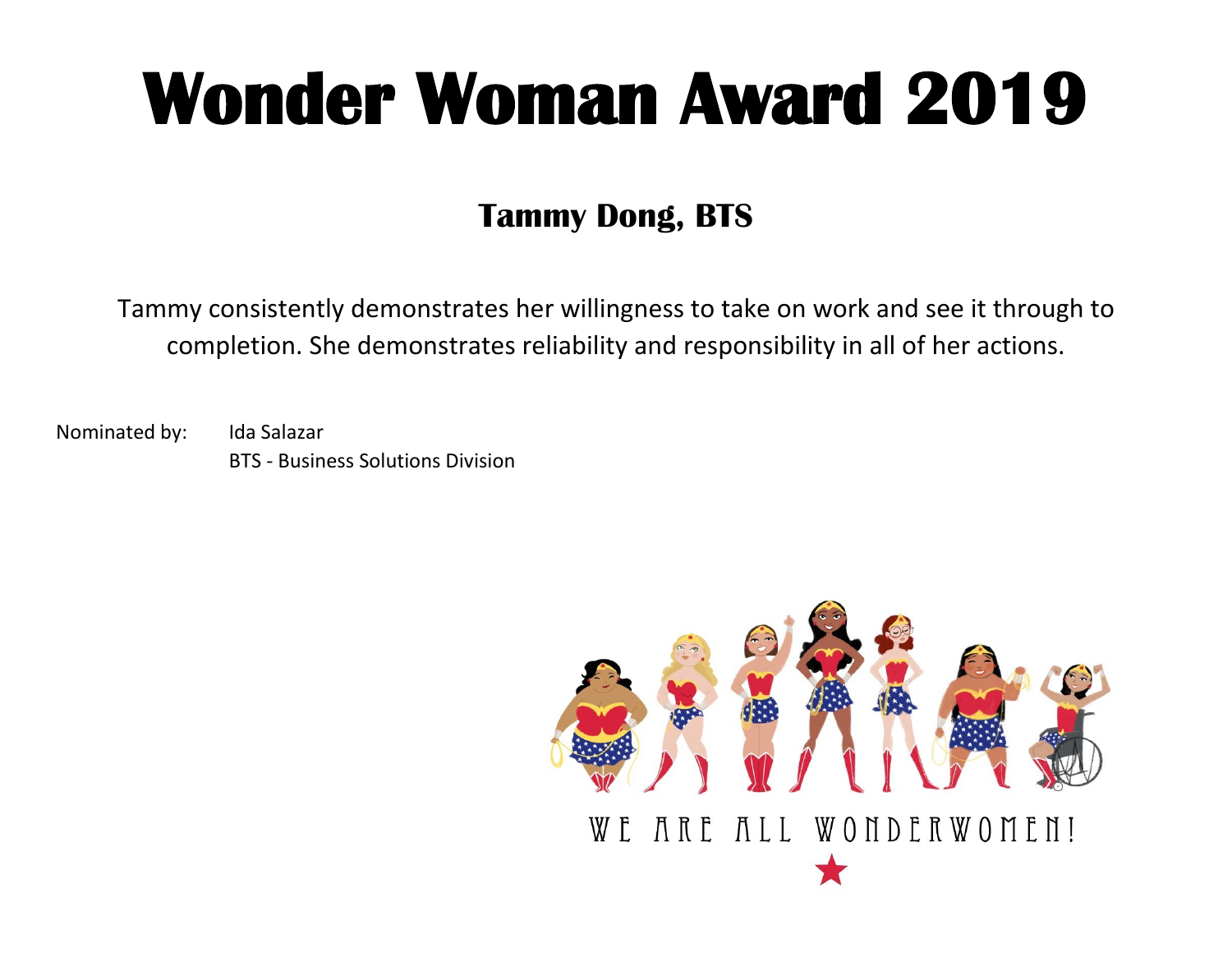# Wonder Woman Award 2019

**Tammy Dong, BTS**

Tammy consistently demonstrates her willingness to take on work and see it through to completion. She demonstrates reliability and responsibility in all of her actions.

Nominated by: Ida Salazar
BTS - Business Solutions Division

WE ARE ALL WONDERWOMEN!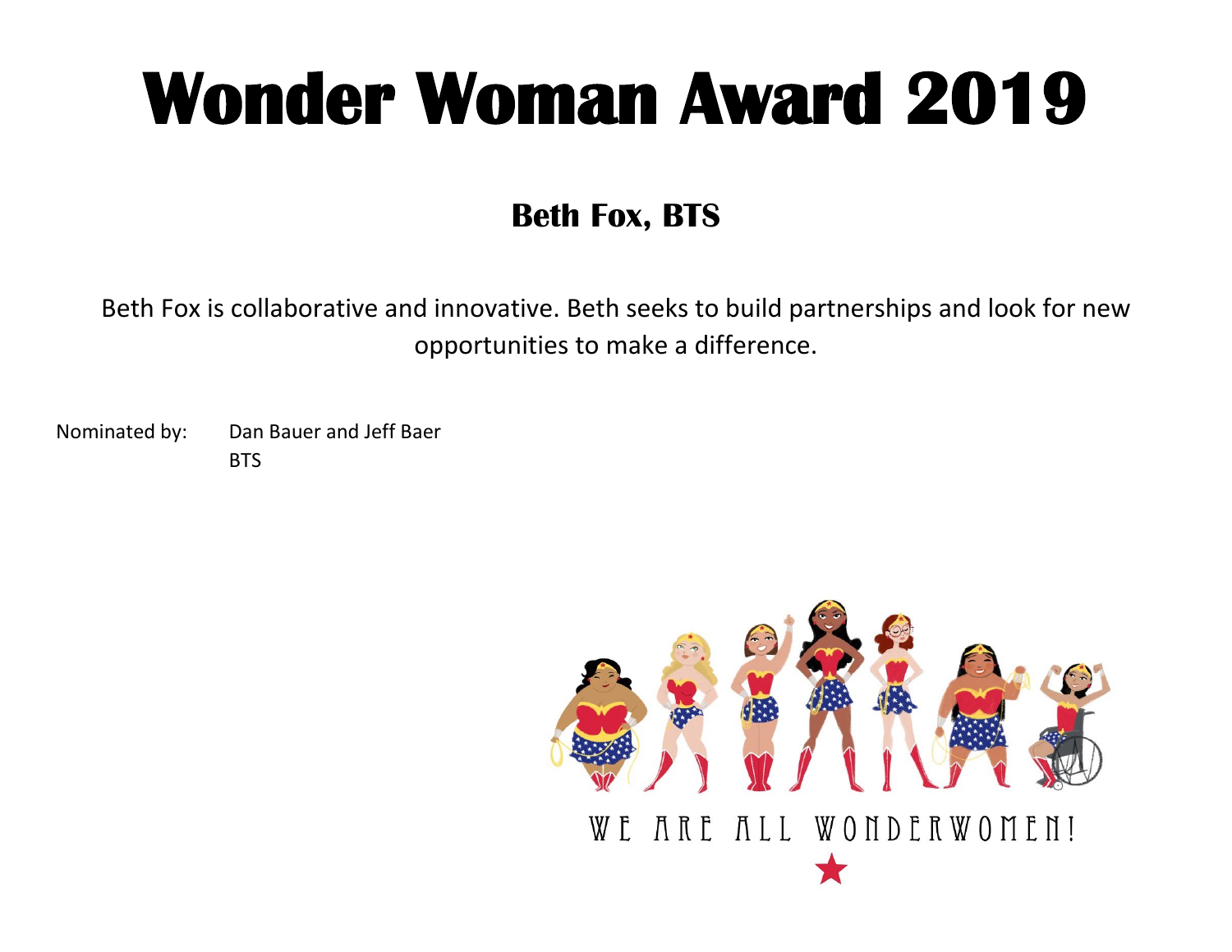# Wonder Woman Award 2019

## Beth Fox, BTS

Beth Fox is collaborative and innovative. Beth seeks to build partnerships and look for new opportunities to make a difference.

Nominated by: Dan Bauer and Jeff Baer
BTS

WE ARE ALL WONDERWOMEN!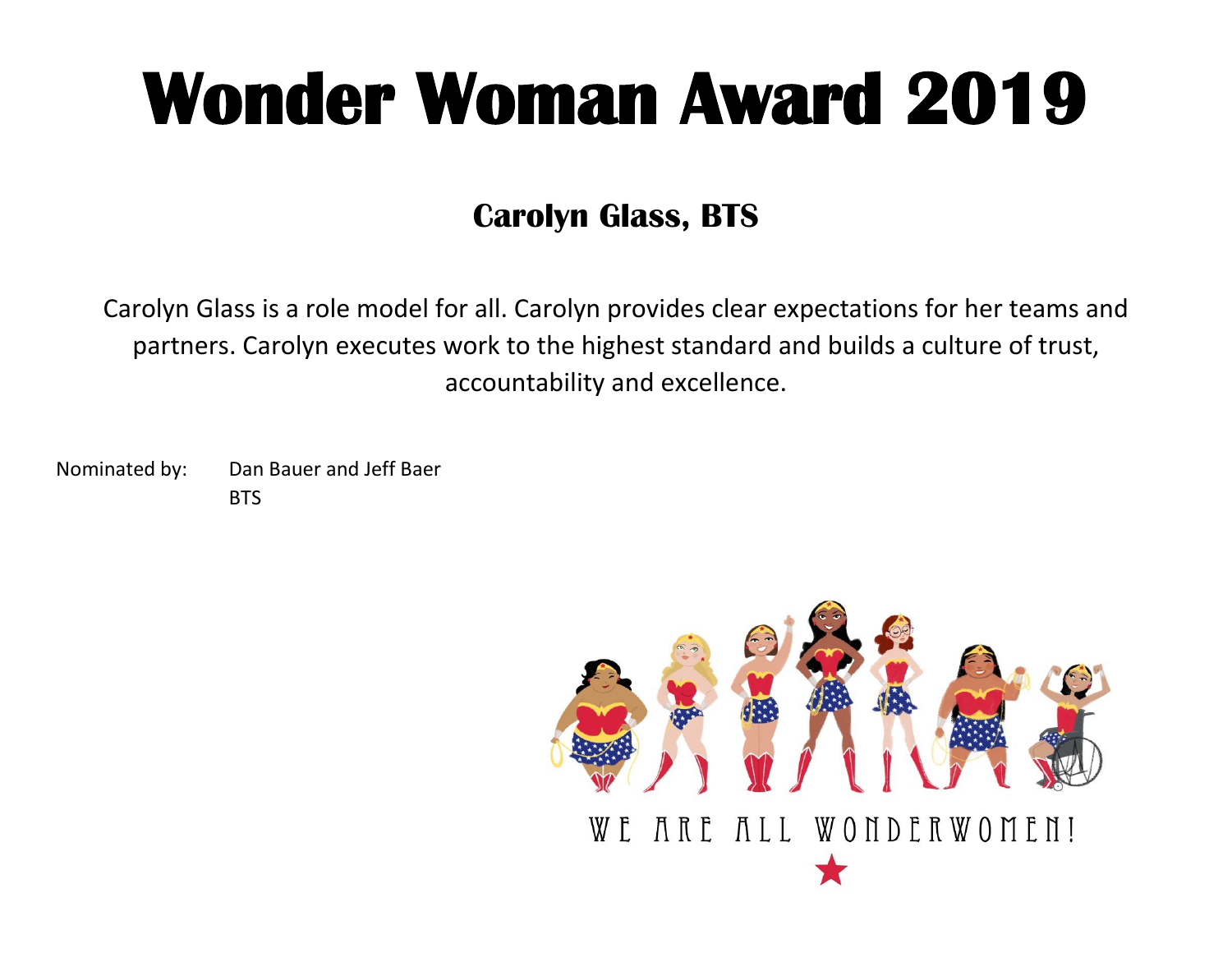# Wonder Woman Award 2019

## Carolyn Glass, BTS

Carolyn Glass is a role model for all. Carolyn provides clear expectations for her teams and partners. Carolyn executes work to the highest standard and builds a culture of trust, accountability and excellence.

Nominated by: Dan Bauer and Jeff Baer
BTS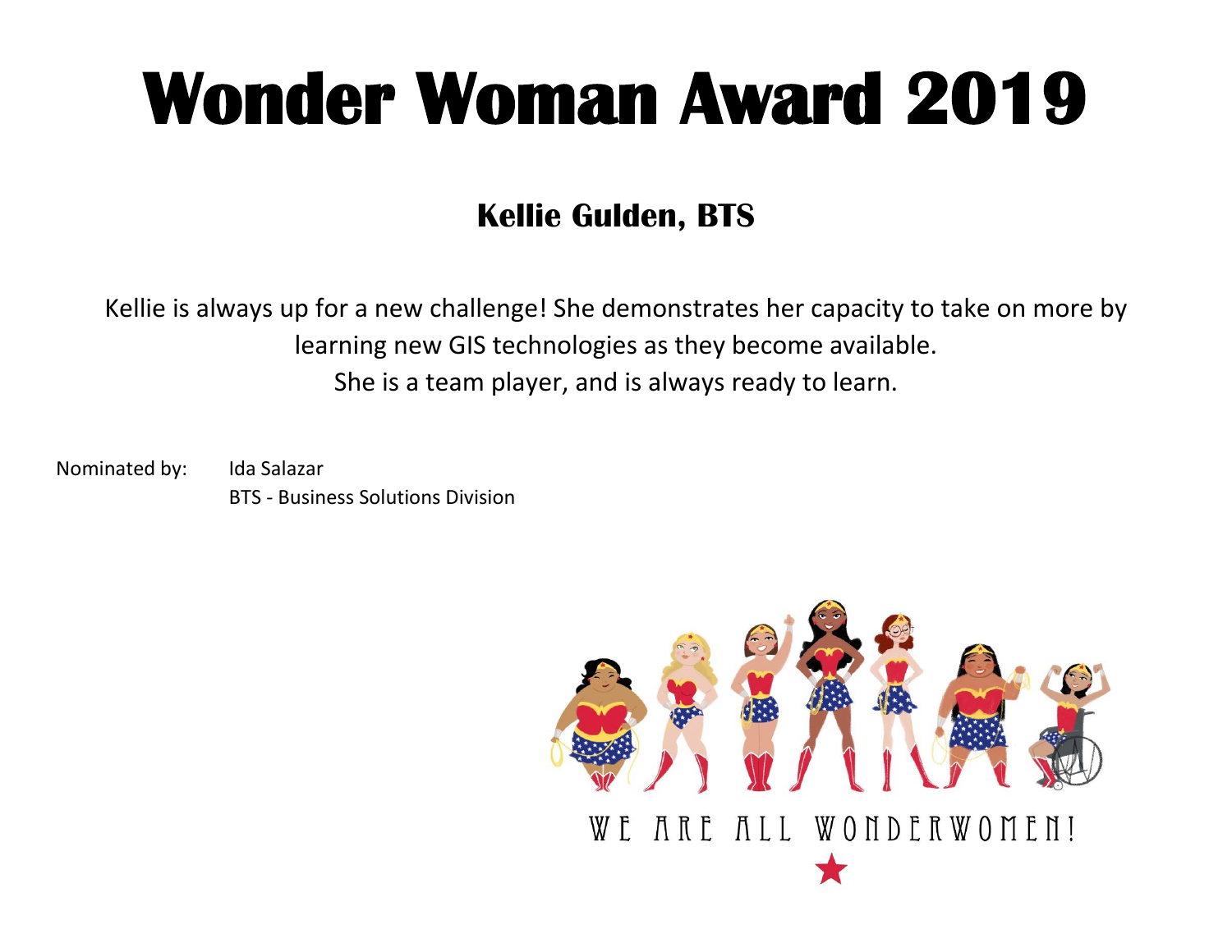# Wonder Woman Award 2019

## Kellie Gulden, BTS

Kellie is always up for a new challenge! She demonstrates her capacity to take on more by learning new GIS technologies as they become available.
She is a team player, and is always ready to learn.

Nominated by: Ida Salazar
BTS - Business Solutions Division

WE ARE ALL WONDERWOMEN!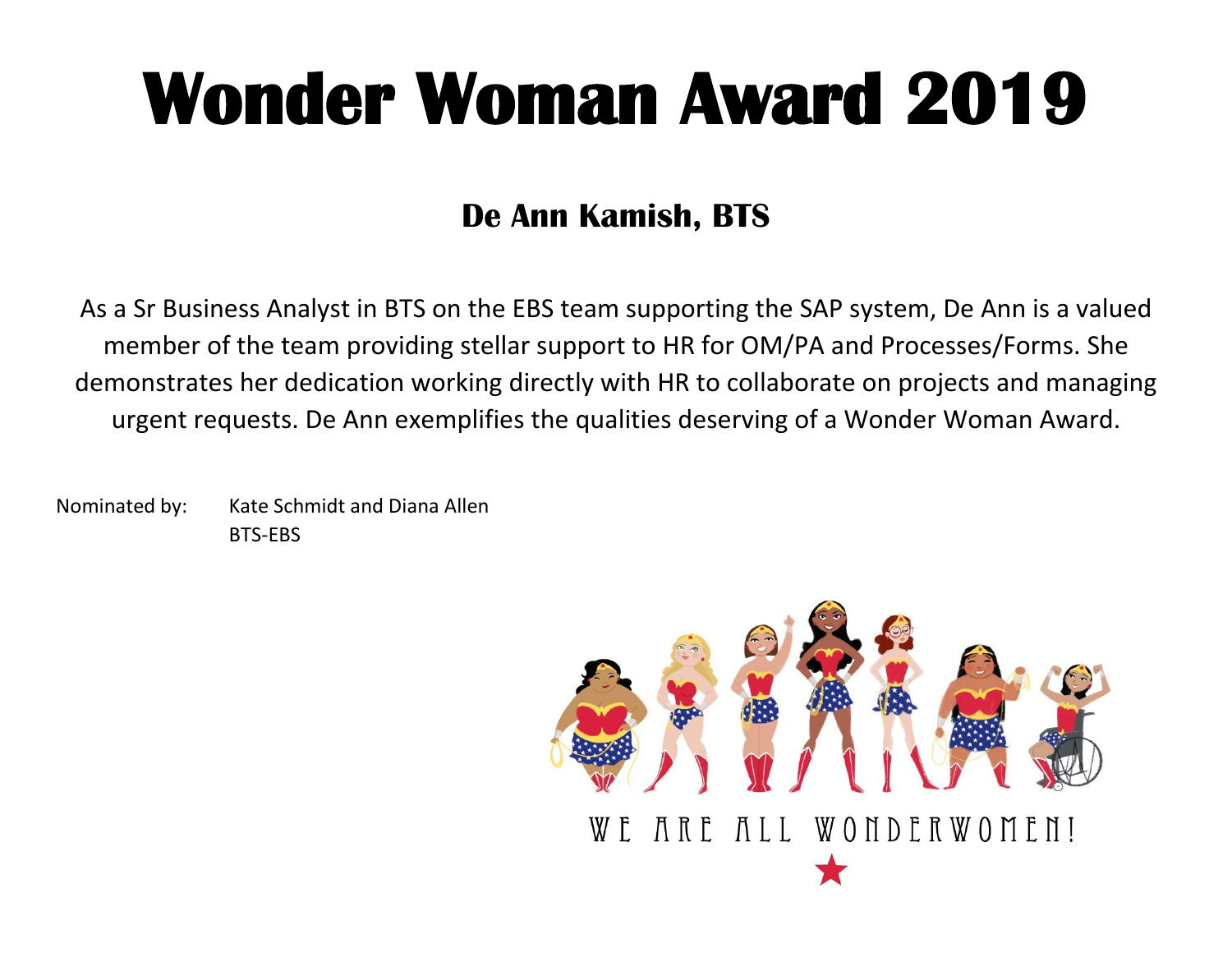# Wonder Woman Award 2019

## De Ann Kamish, BTS

As a Sr Business Analyst in BTS on the EBS team supporting the SAP system, De Ann is a valued member of the team providing stellar support to HR for OM/PA and Processes/Forms. She demonstrates her dedication working directly with HR to collaborate on projects and managing urgent requests. De Ann exemplifies the qualities deserving of a Wonder Woman Award.

Nominated by: Kate Schmidt and Diana Allen
BTS-EBS

WE ARE ALL WONDERWOMEN!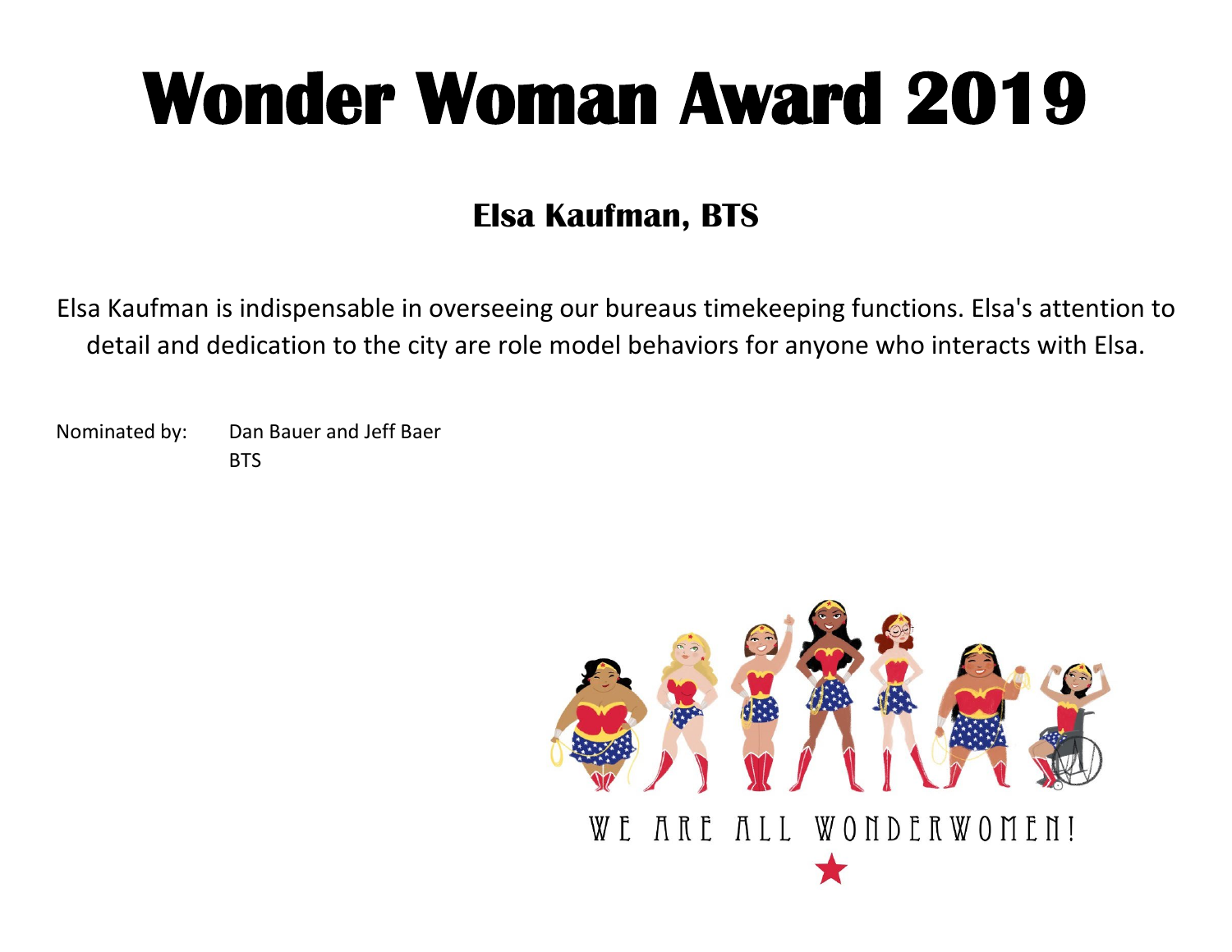# Wonder Woman Award 2019

## Elsa Kaufman, BTS

Elsa Kaufman is indispensable in overseeing our bureaus timekeeping functions. Elsa's attention to detail and dedication to the city are role model behaviors for anyone who interacts with Elsa.

Nominated by: Dan Bauer and Jeff Baer
BTS

WE ARE ALL WONDERWOMEN!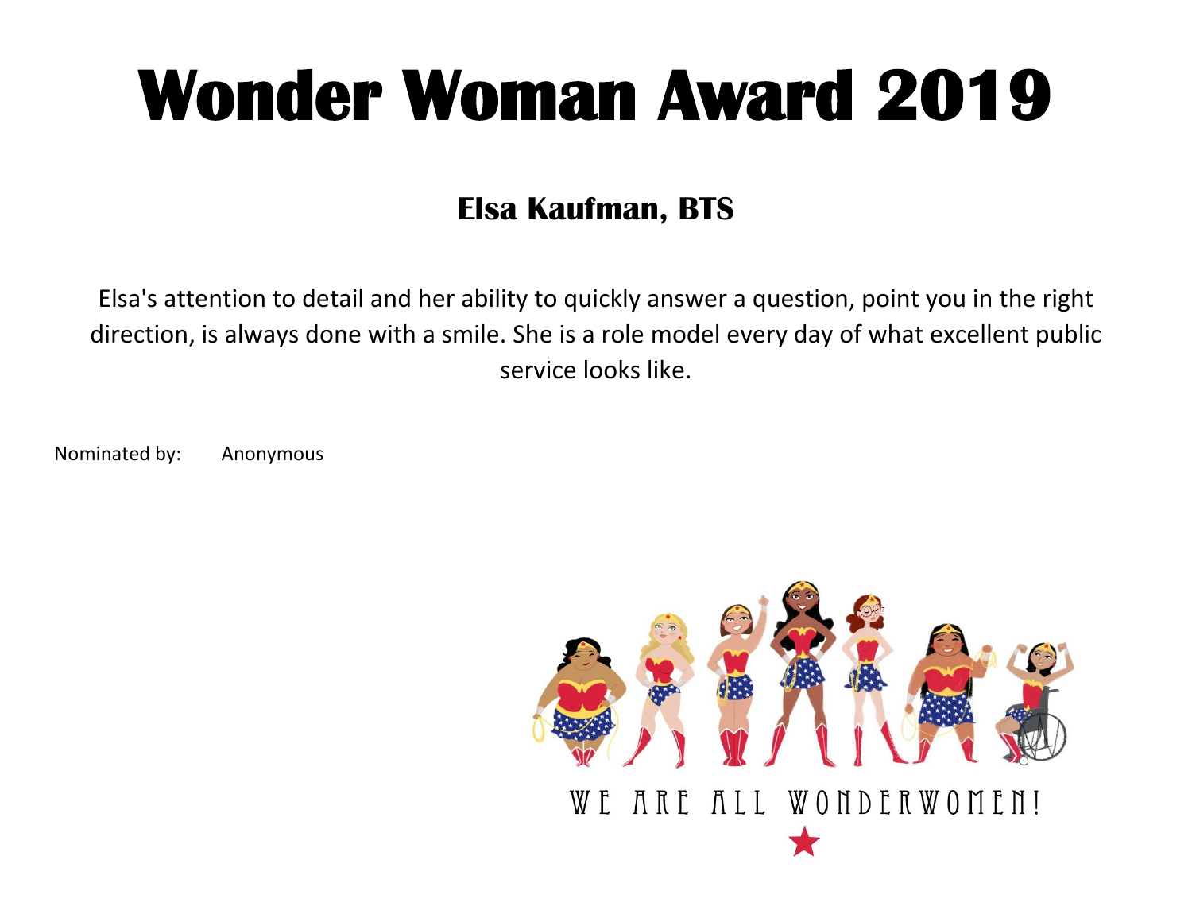# Wonder Woman Award 2019

## Elsa Kaufman, BTS

Elsa's attention to detail and her ability to quickly answer a question, point you in the right direction, is always done with a smile. She is a role model every day of what excellent public service looks like.

Nominated by: Anonymous

WE ARE ALL WONDERWOMEN!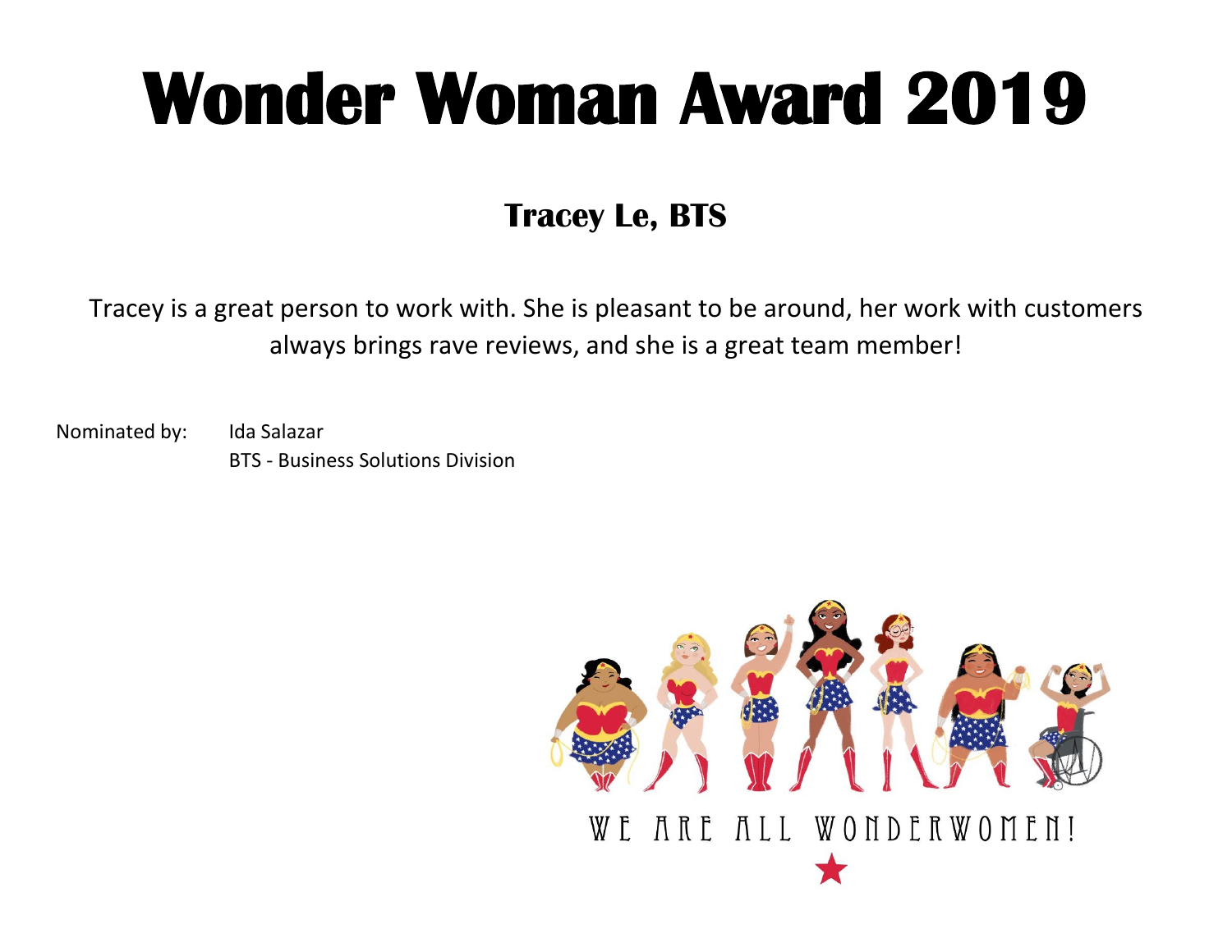# Wonder Woman Award 2019

## Tracey Le, BTS

Tracey is a great person to work with. She is pleasant to be around, her work with customers always brings rave reviews, and she is a great team member!

Nominated by: Ida Salazar
BTS - Business Solutions Division

WE ARE ALL WONDERWOMEN!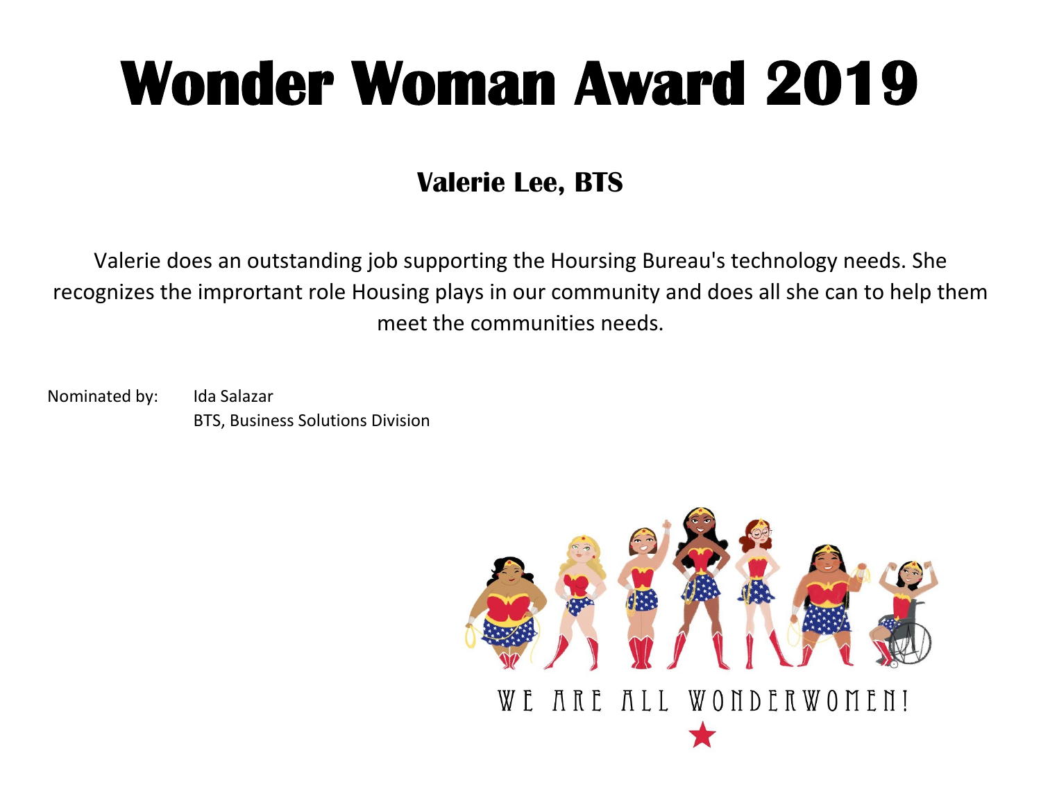# Wonder Woman Award 2019

## Valerie Lee, BTS

Valerie does an outstanding job supporting the Hoursing Bureau's technology needs. She recognizes the imprortant role Housing plays in our community and does all she can to help them meet the communities needs.

Nominated by: Ida Salazar
BTS, Business Solutions Division

WE ARE ALL WONDERWOMEN!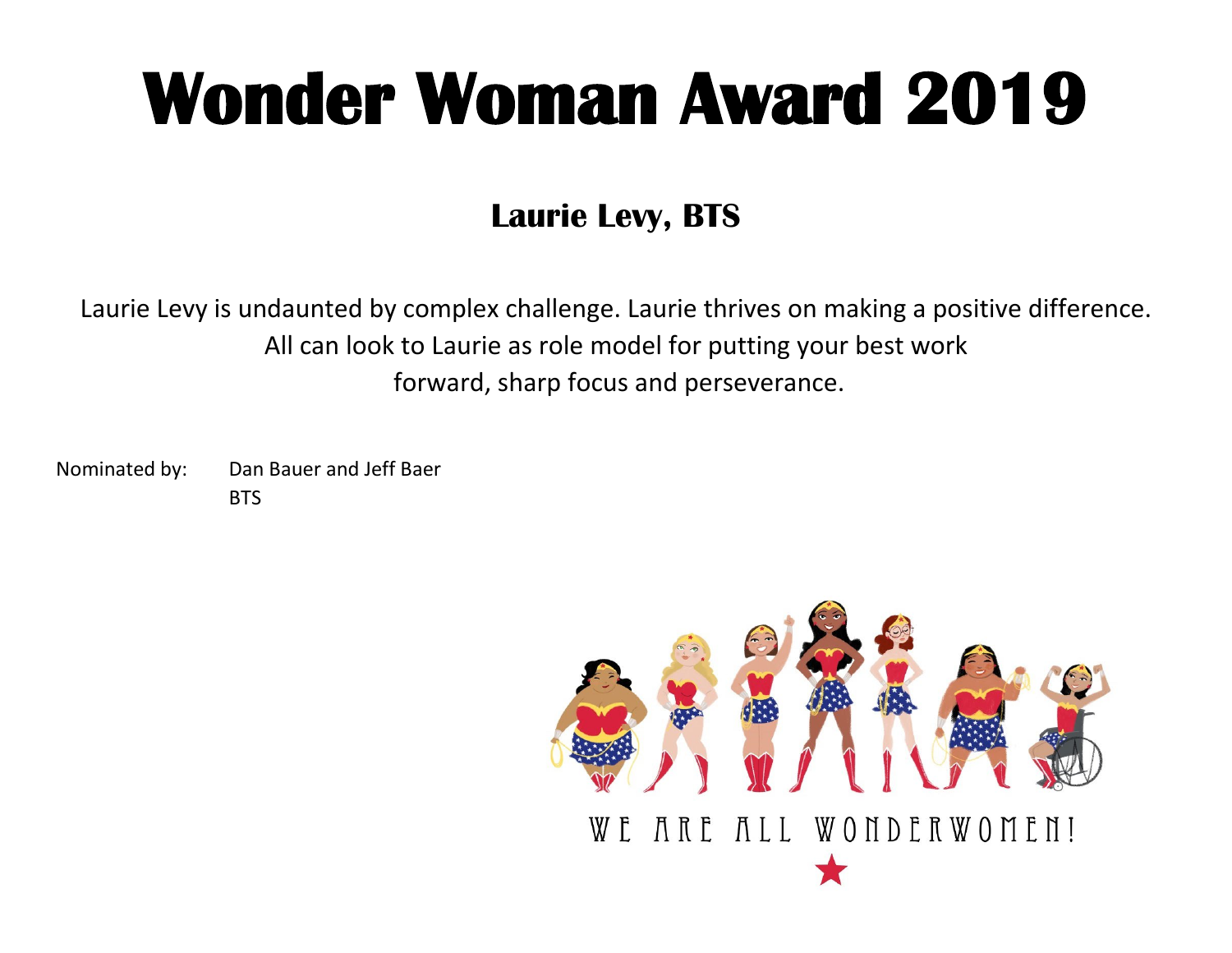# Wonder Woman Award 2019

## Laurie Levy, BTS

Laurie Levy is undaunted by complex challenge. Laurie thrives on making a positive difference. All can look to Laurie as role model for putting your best work forward, sharp focus and perseverance.

Nominated by: Dan Bauer and Jeff Baer
BTS

WE ARE ALL WONDERWOMEN!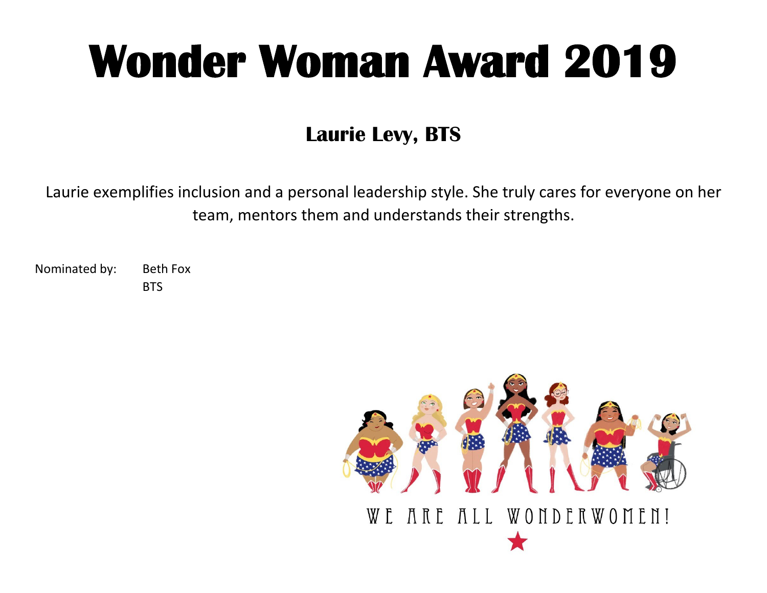# Wonder Woman Award 2019

## Laurie Levy, BTS

Laurie exemplifies inclusion and a personal leadership style. She truly cares for everyone on her team, mentors them and understands their strengths.

Nominated by: Beth Fox
BTS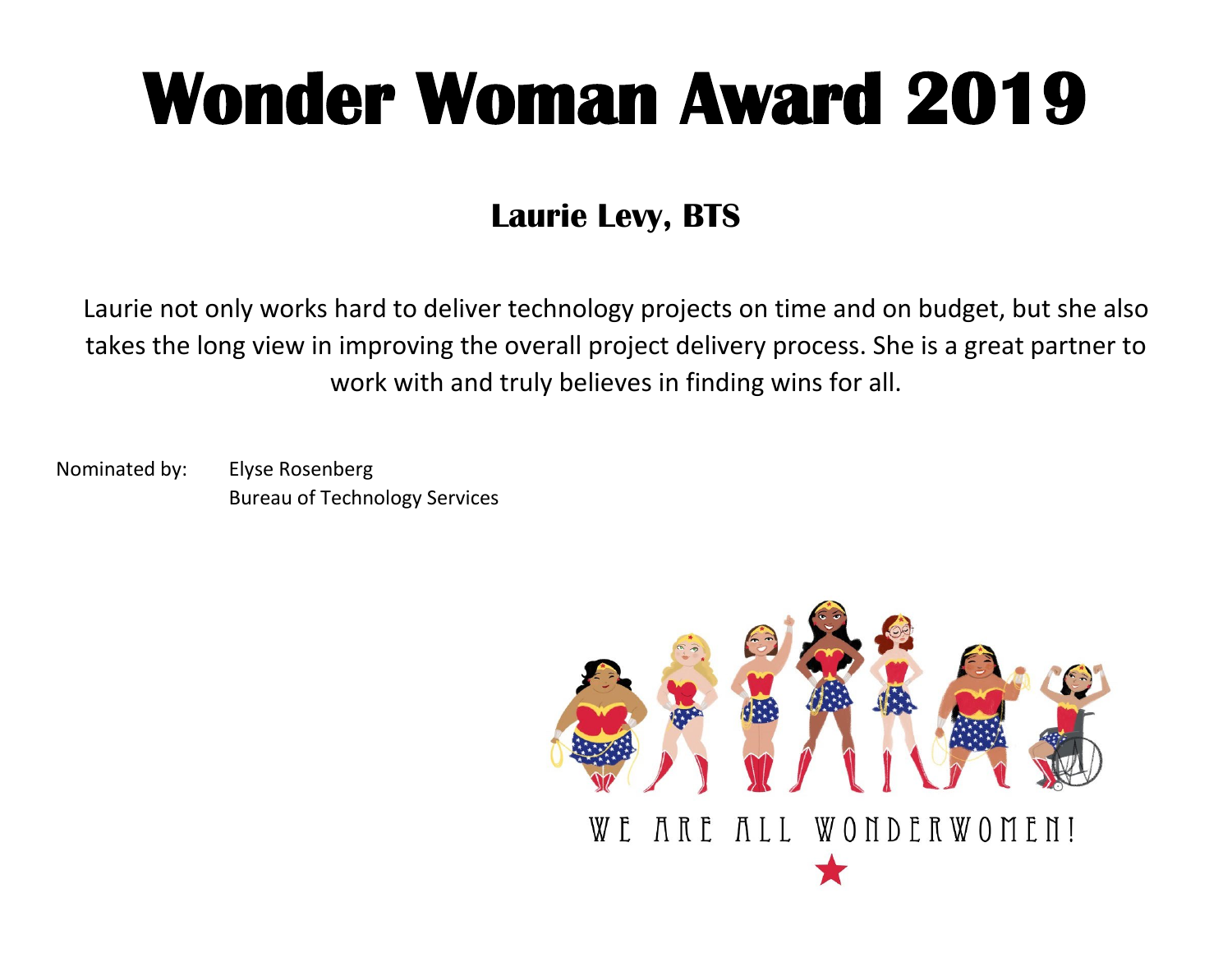# Wonder Woman Award 2019

## Laurie Levy, BTS

Laurie not only works hard to deliver technology projects on time and on budget, but she also takes the long view in improving the overall project delivery process. She is a great partner to work with and truly believes in finding wins for all.

Nominated by: Elyse Rosenberg
Bureau of Technology Services

WE ARE ALL WONDERWOMEN!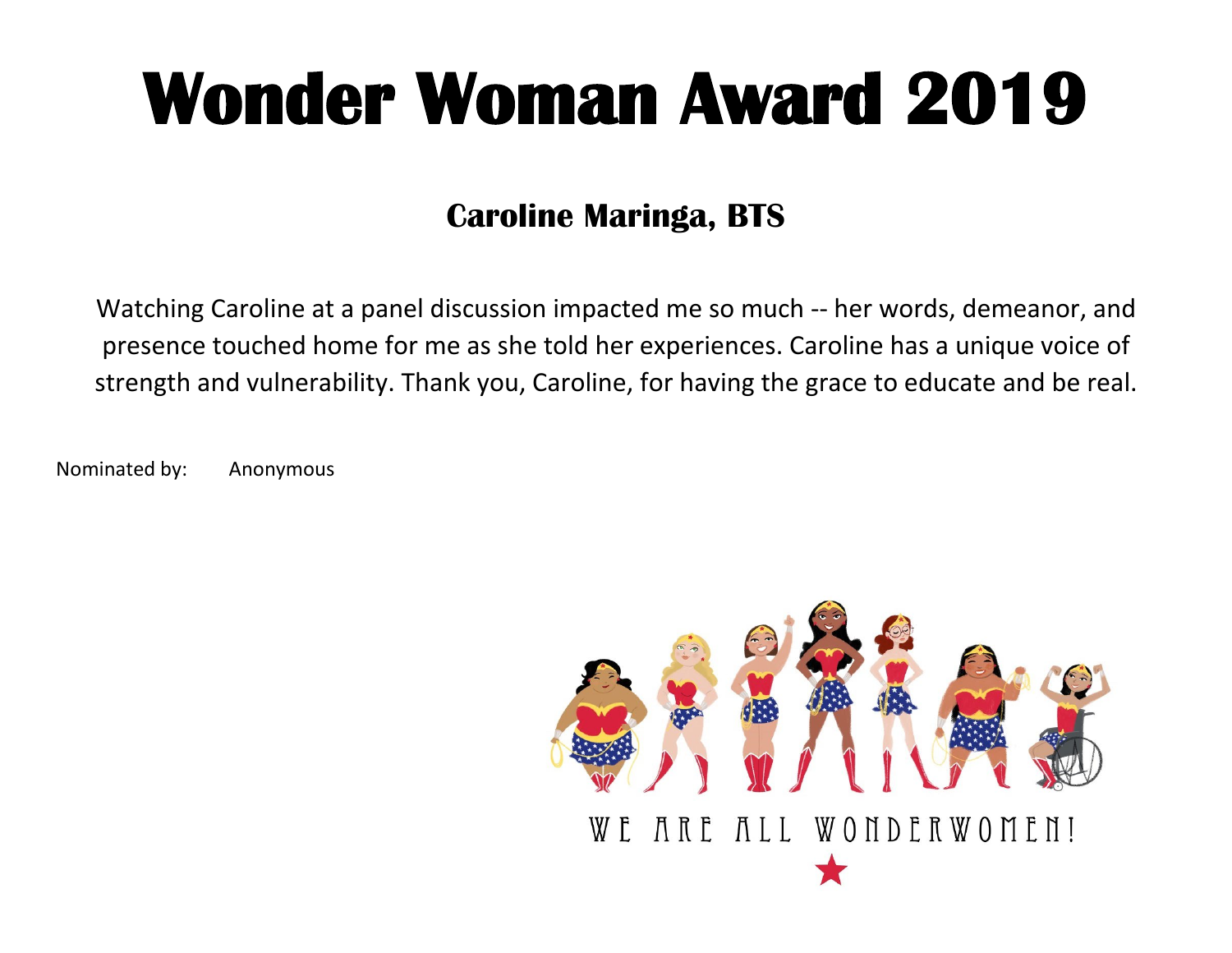# Wonder Woman Award 2019

## Caroline Maringa, BTS

Watching Caroline at a panel discussion impacted me so much -- her words, demeanor, and presence touched home for me as she told her experiences. Caroline has a unique voice of strength and vulnerability. Thank you, Caroline, for having the grace to educate and be real.

Nominated by: Anonymous

WE ARE ALL WONDERWOMEN!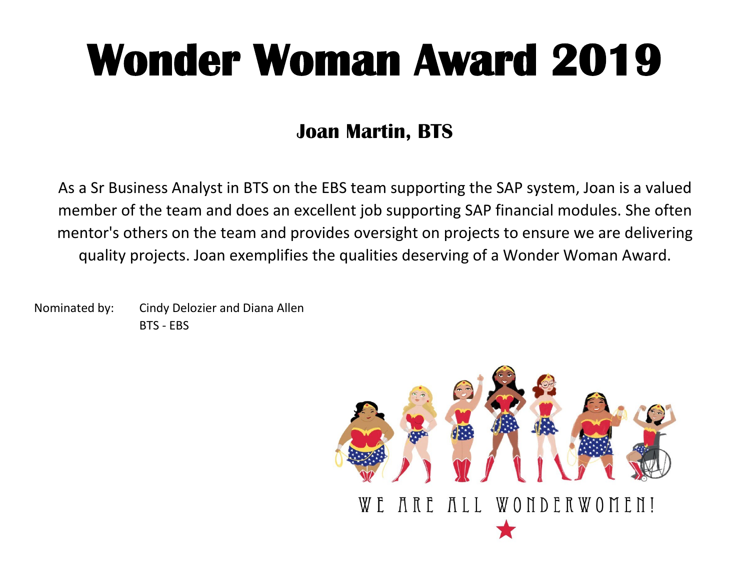# Wonder Woman Award 2019

## Joan Martin, BTS

As a Sr Business Analyst in BTS on the EBS team supporting the SAP system, Joan is a valued member of the team and does an excellent job supporting SAP financial modules. She often mentor's others on the team and provides oversight on projects to ensure we are delivering quality projects. Joan exemplifies the qualities deserving of a Wonder Woman Award.

Nominated by: Cindy Delozier and Diana Allen
BTS - EBS

WE ARE ALL WONDERWOMEN!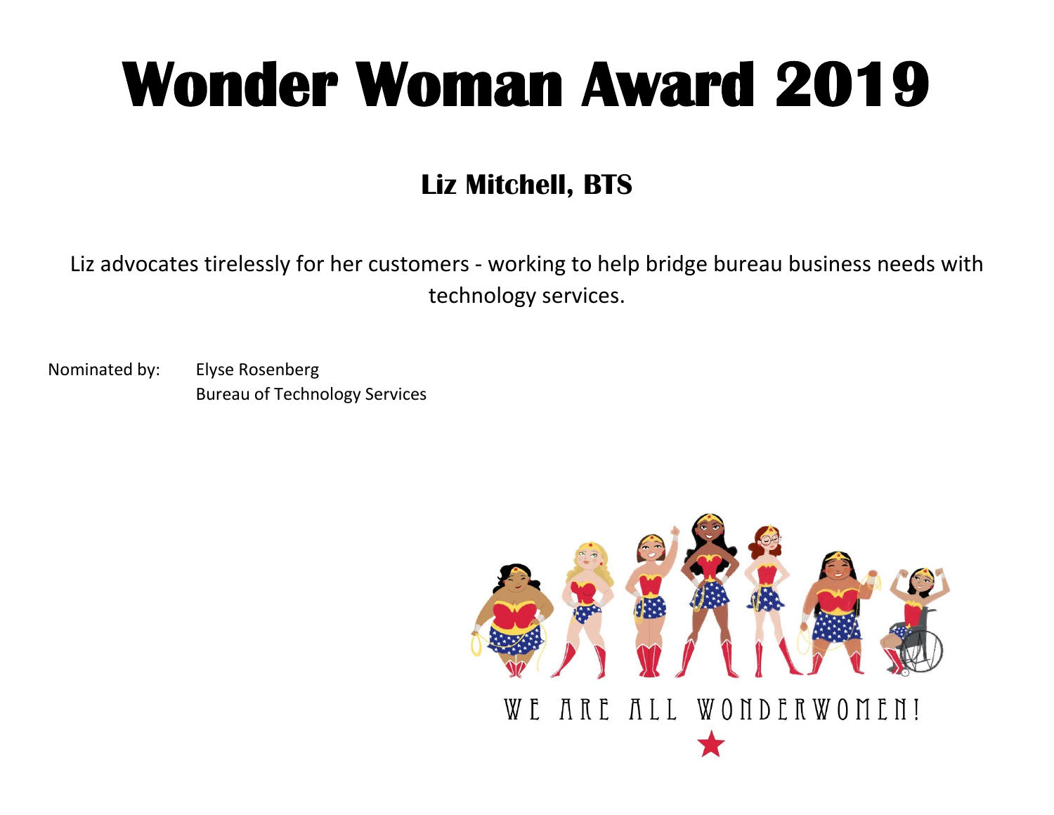# Wonder Woman Award 2019

**Liz Mitchell, BTS**

Liz advocates tirelessly for her customers - working to help bridge bureau business needs with technology services.

Nominated by: Elyse Rosenberg
Bureau of Technology Services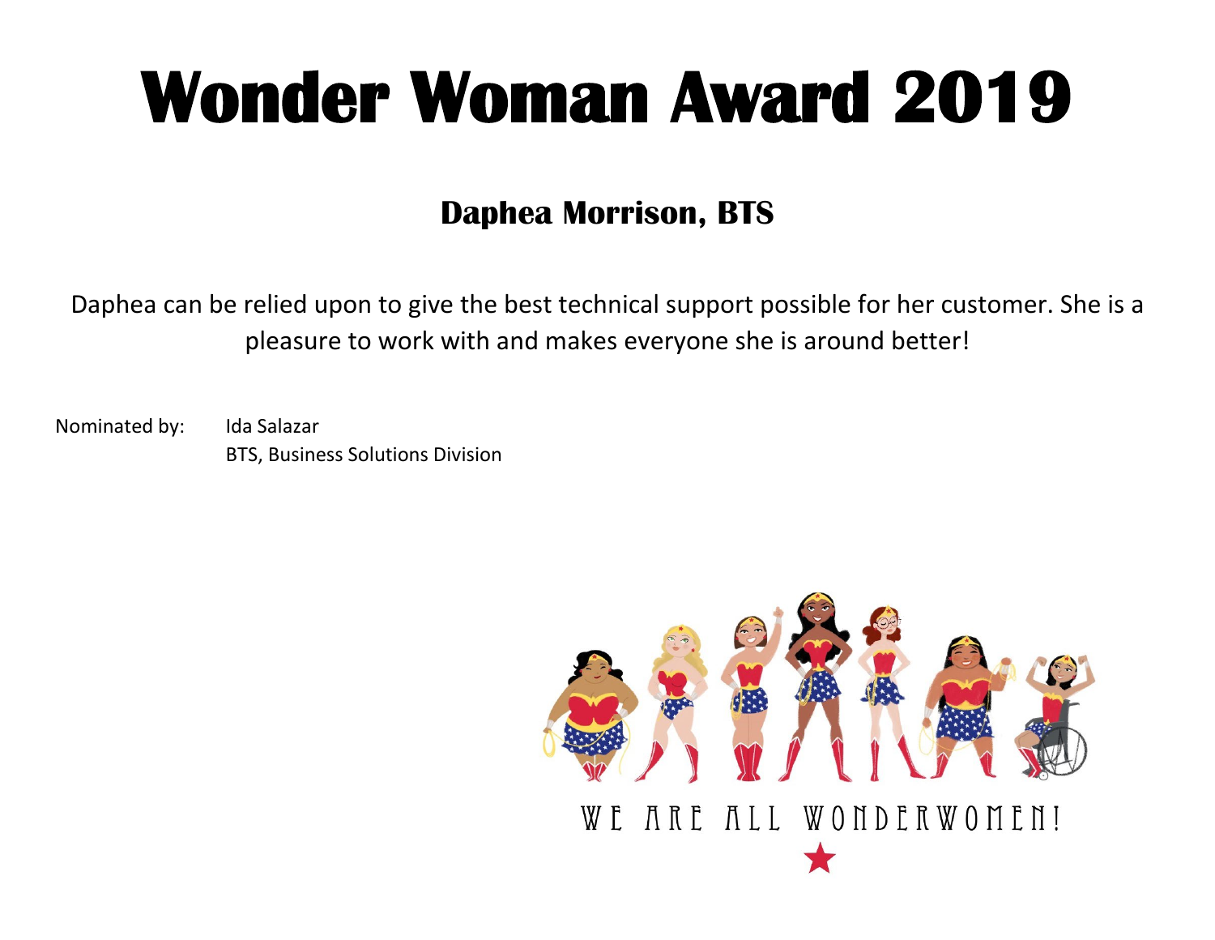# Wonder Woman Award 2019

## Daphea Morrison, BTS

Daphea can be relied upon to give the best technical support possible for her customer. She is a pleasure to work with and makes everyone she is around better!

Nominated by: Ida Salazar
BTS, Business Solutions Division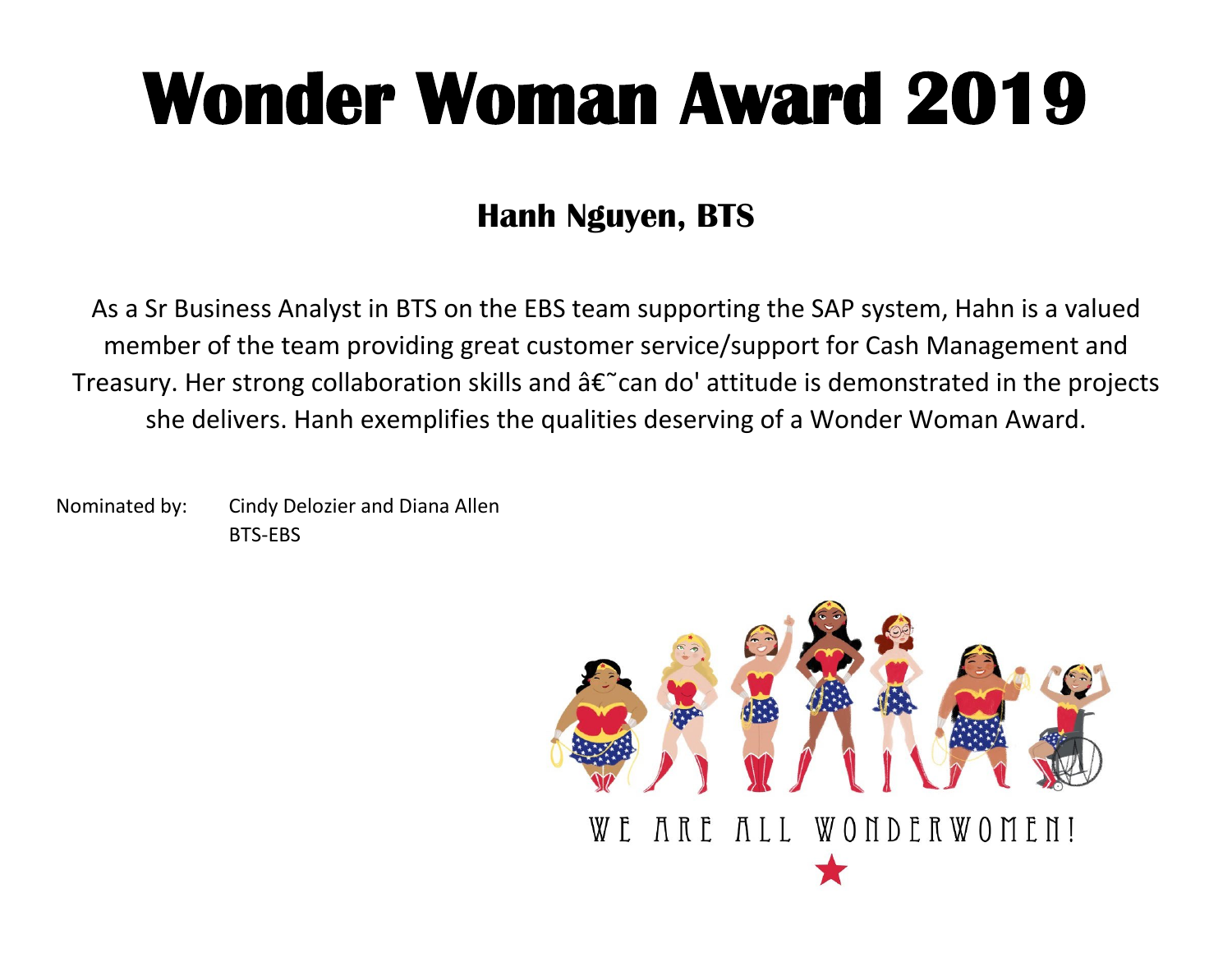# Wonder Woman Award 2019

**Hanh Nguyen, BTS**

As a Sr Business Analyst in BTS on the EBS team supporting the SAP system, Hahn is a valued member of the team providing great customer service/support for Cash Management and Treasury. Her strong collaboration skills and â€˜can do' attitude is demonstrated in the projects she delivers. Hanh exemplifies the qualities deserving of a Wonder Woman Award.

Nominated by: Cindy Delozier and Diana Allen
BTS-EBS

WE ARE ALL WONDERWOMEN!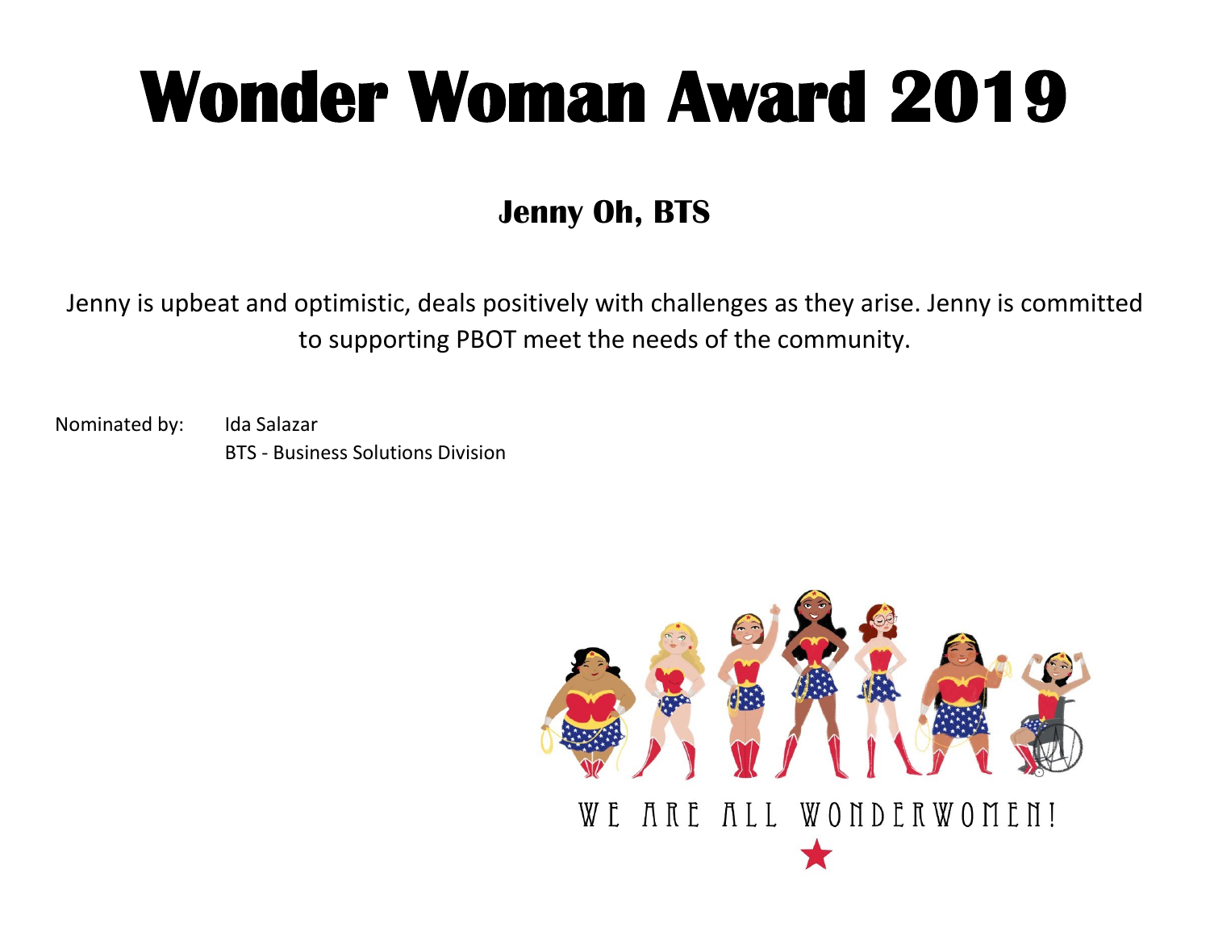# Wonder Woman Award 2019

## Jenny Oh, BTS

Jenny is upbeat and optimistic, deals positively with challenges as they arise. Jenny is committed to supporting PBOT meet the needs of the community.

Nominated by: Ida Salazar
BTS - Business Solutions Division

WE ARE ALL WONDERWOMEN!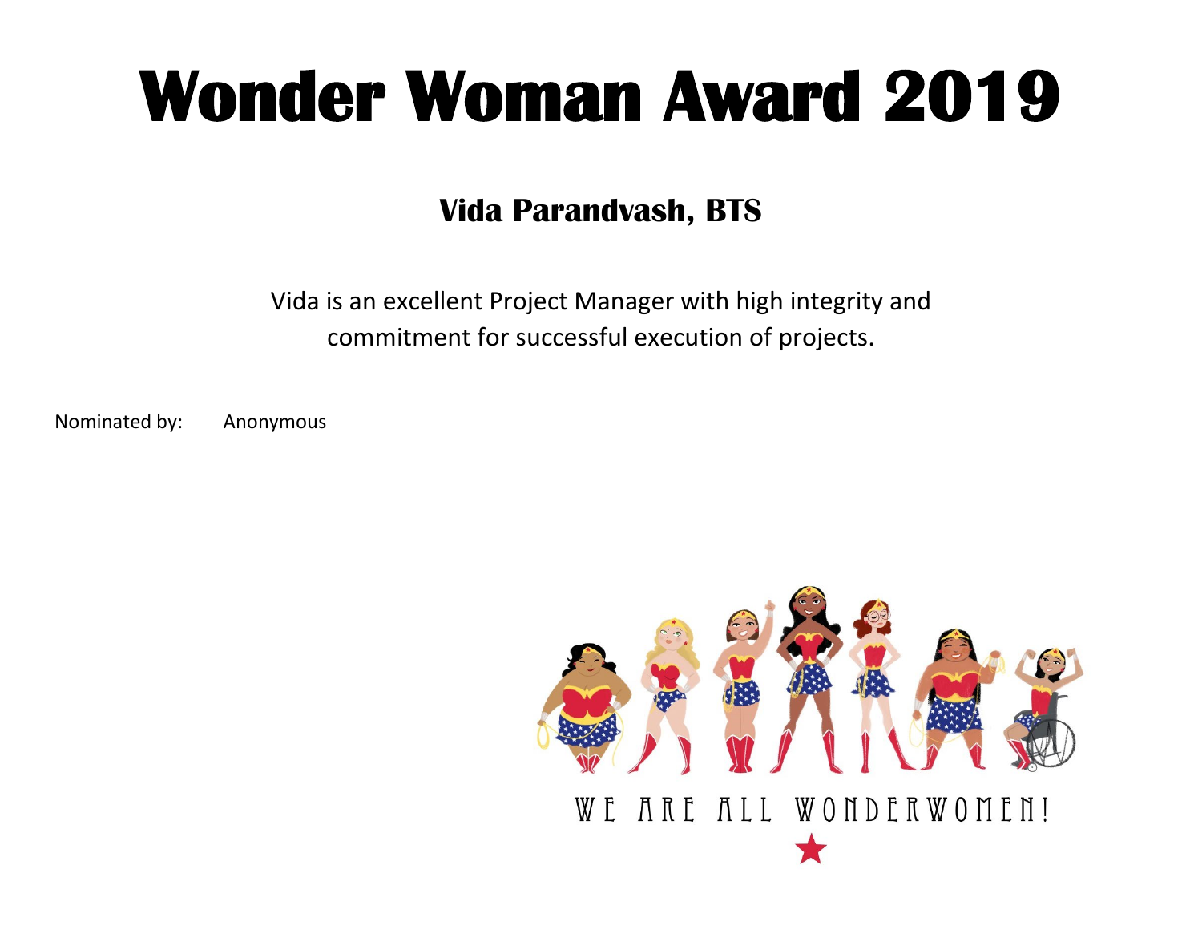# Wonder Woman Award 2019

**Vida Parandvash, BTS**

Vida is an excellent Project Manager with high integrity and commitment for successful execution of projects.

Nominated by: Anonymous

WE ARE ALL WONDERWOMEN!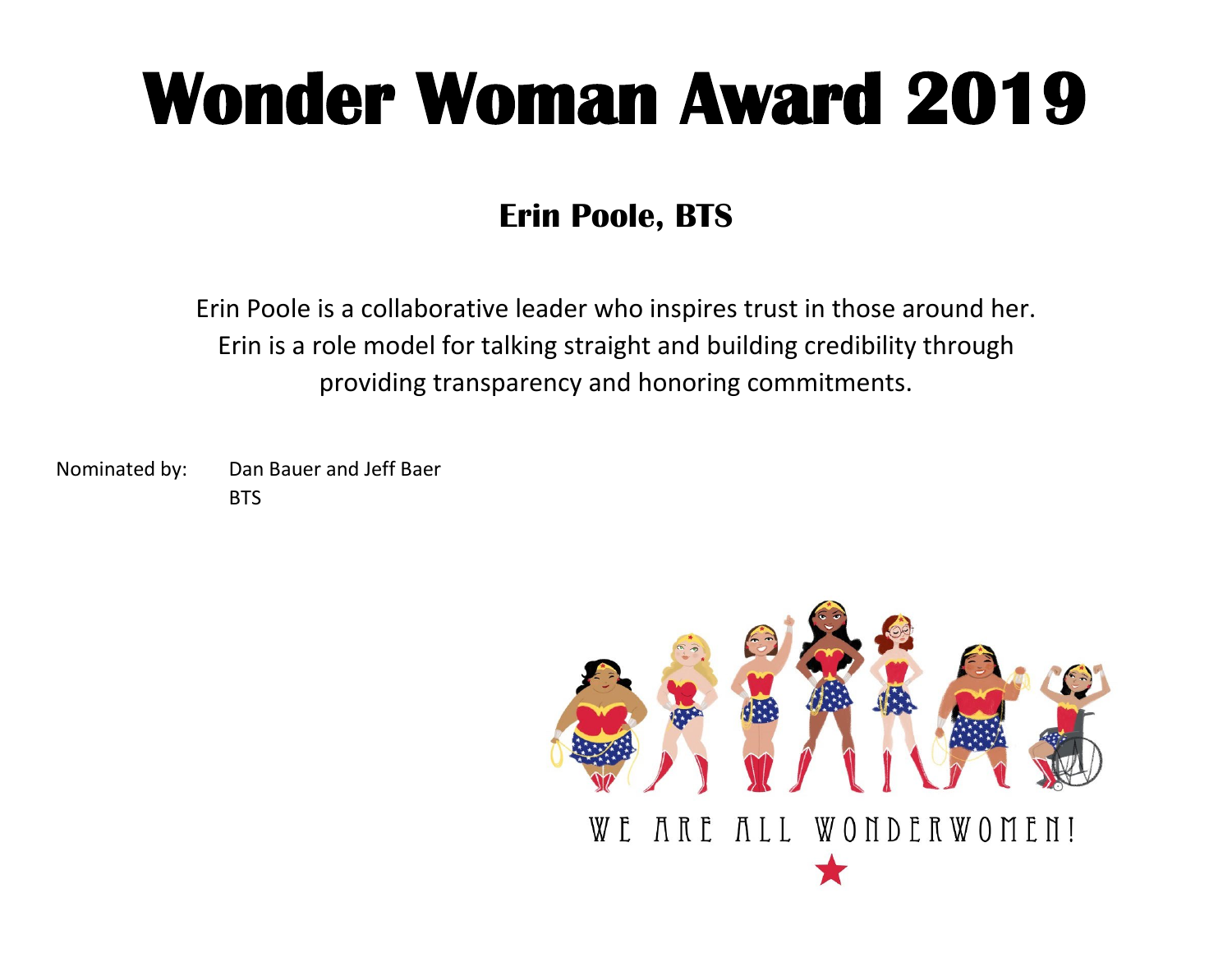# Wonder Woman Award 2019

## Erin Poole, BTS

Erin Poole is a collaborative leader who inspires trust in those around her. Erin is a role model for talking straight and building credibility through providing transparency and honoring commitments.

Nominated by: Dan Bauer and Jeff Baer
BTS

WE ARE ALL WONDERWOMEN!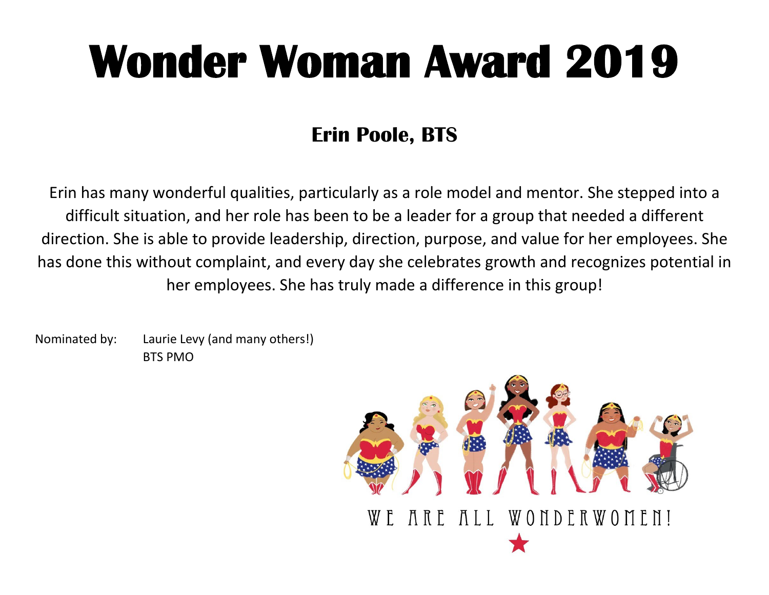# Wonder Woman Award 2019

## Erin Poole, BTS

Erin has many wonderful qualities, particularly as a role model and mentor. She stepped into a difficult situation, and her role has been to be a leader for a group that needed a different direction. She is able to provide leadership, direction, purpose, and value for her employees. She has done this without complaint, and every day she celebrates growth and recognizes potential in her employees. She has truly made a difference in this group!

Nominated by: Laurie Levy (and many others!)
BTS PMO

WE ARE ALL WONDERWOMEN!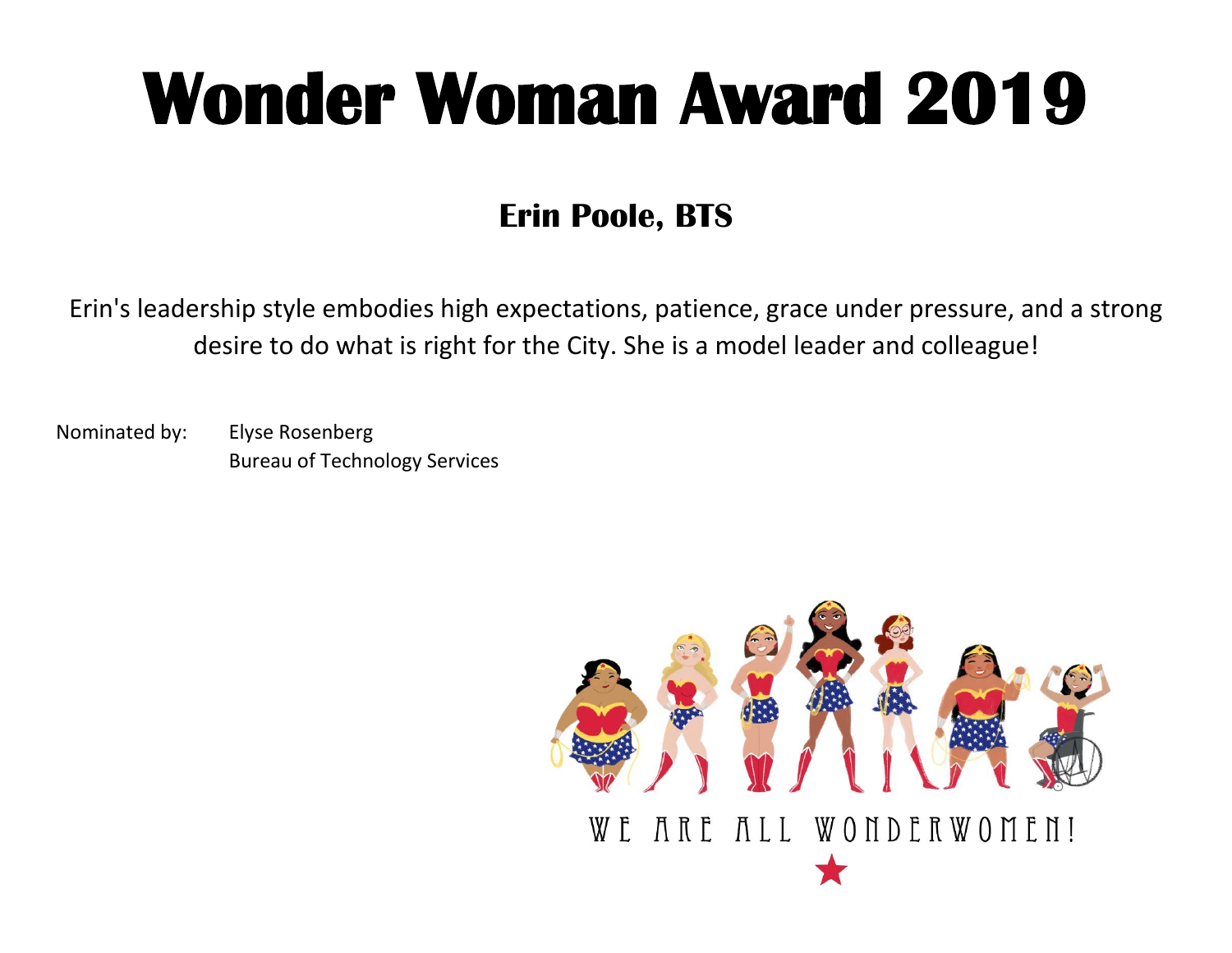# Wonder Woman Award 2019

## Erin Poole, BTS

Erin's leadership style embodies high expectations, patience, grace under pressure, and a strong desire to do what is right for the City. She is a model leader and colleague!

Nominated by: Elyse Rosenberg
Bureau of Technology Services

WE ARE ALL WONDERWOMEN!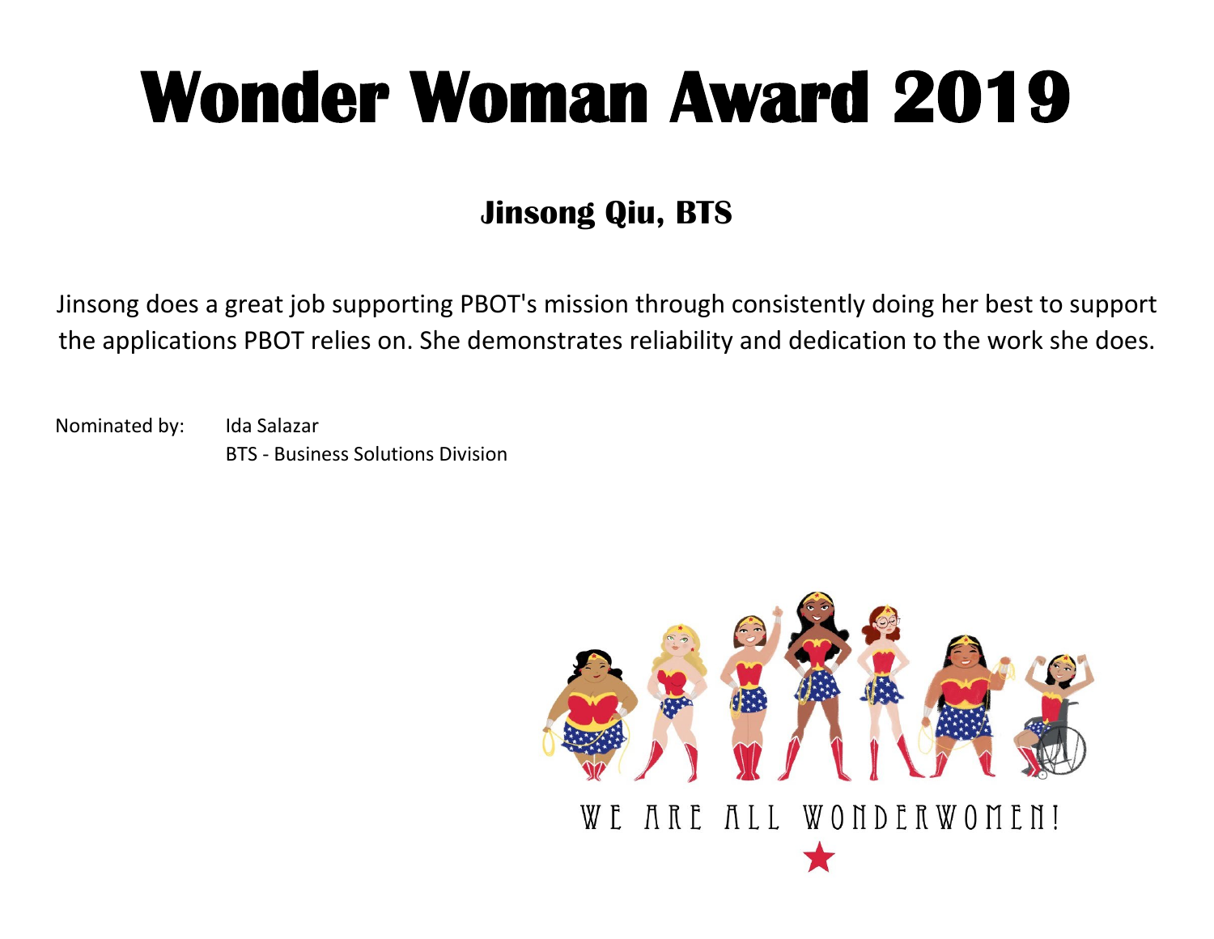# Wonder Woman Award 2019

## Jinsong Qiu, BTS

Jinsong does a great job supporting PBOT's mission through consistently doing her best to support the applications PBOT relies on. She demonstrates reliability and dedication to the work she does.

Nominated by: Ida Salazar
BTS - Business Solutions Division

WE ARE ALL WONDERWOMEN!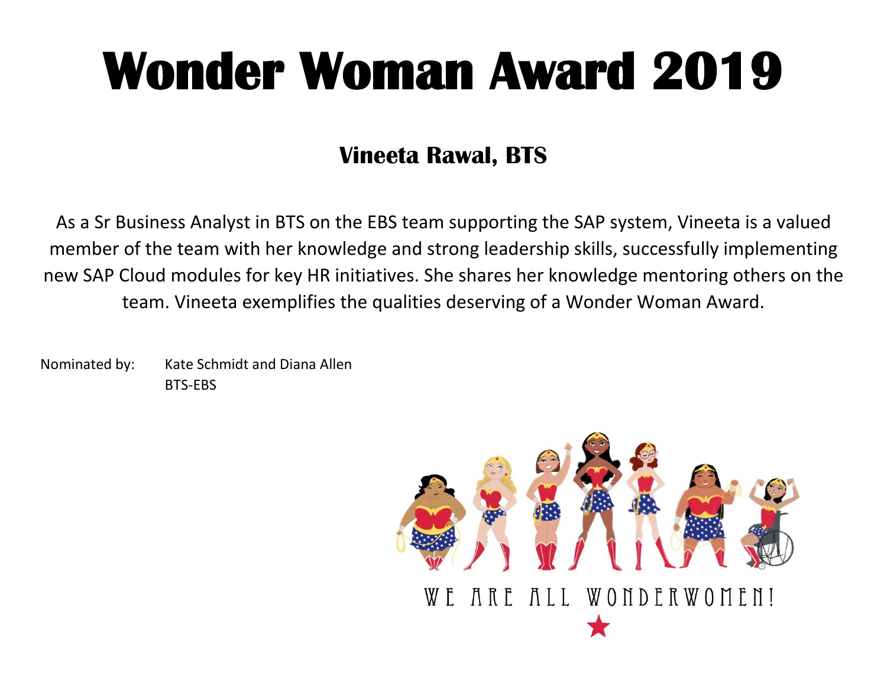# Wonder Woman Award 2019

## Vineeta Rawal, BTS

As a Sr Business Analyst in BTS on the EBS team supporting the SAP system, Vineeta is a valued member of the team with her knowledge and strong leadership skills, successfully implementing new SAP Cloud modules for key HR initiatives. She shares her knowledge mentoring others on the team. Vineeta exemplifies the qualities deserving of a Wonder Woman Award.

Nominated by: Kate Schmidt and Diana Allen
BTS-EBS

WE ARE ALL WONDERWOMEN!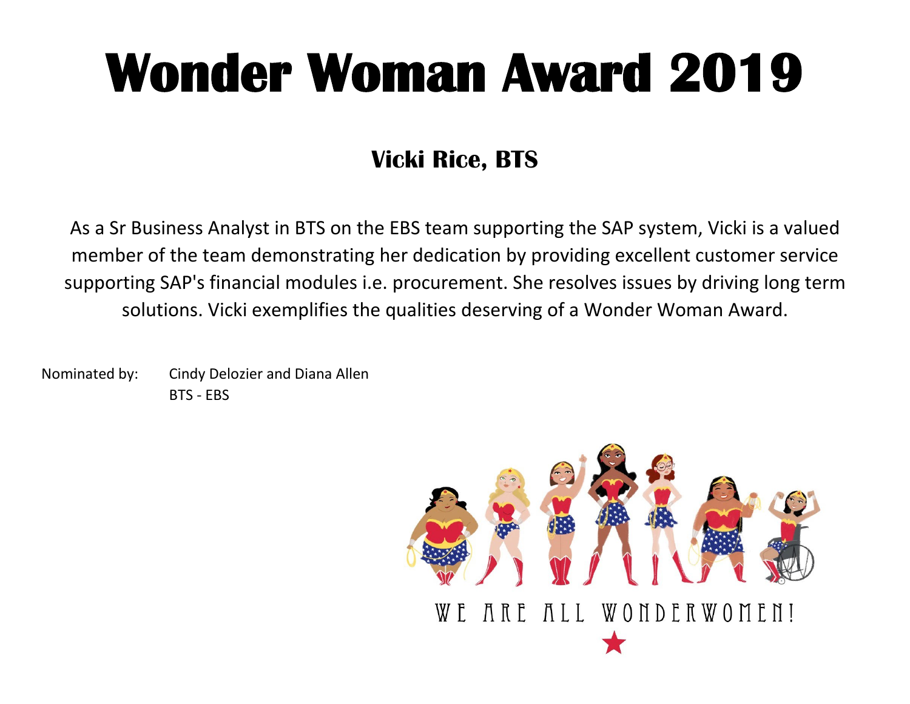# Wonder Woman Award 2019

## Vicki Rice, BTS

As a Sr Business Analyst in BTS on the EBS team supporting the SAP system, Vicki is a valued member of the team demonstrating her dedication by providing excellent customer service supporting SAP's financial modules i.e. procurement. She resolves issues by driving long term solutions. Vicki exemplifies the qualities deserving of a Wonder Woman Award.

Nominated by: Cindy Delozier and Diana Allen
BTS - EBS

WE ARE ALL WONDERWOMEN!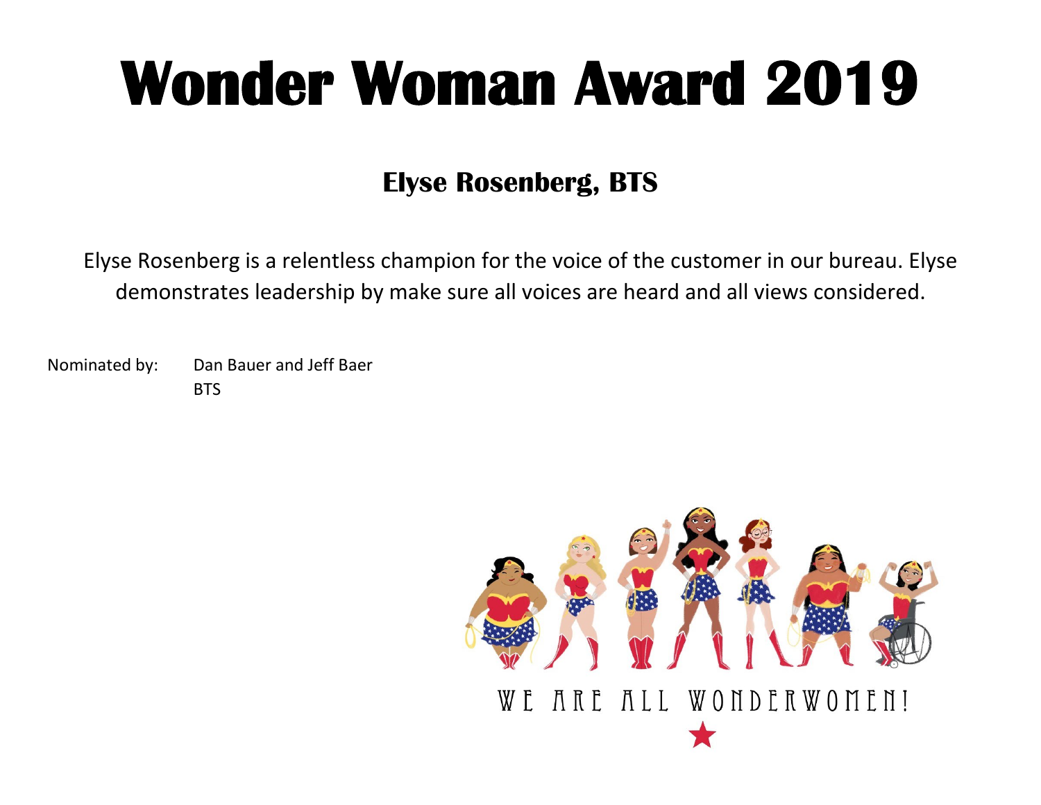# Wonder Woman Award 2019

## Elyse Rosenberg, BTS

Elyse Rosenberg is a relentless champion for the voice of the customer in our bureau. Elyse demonstrates leadership by make sure all voices are heard and all views considered.

Nominated by: Dan Bauer and Jeff Baer
BTS

WE ARE ALL WONDERWOMEN!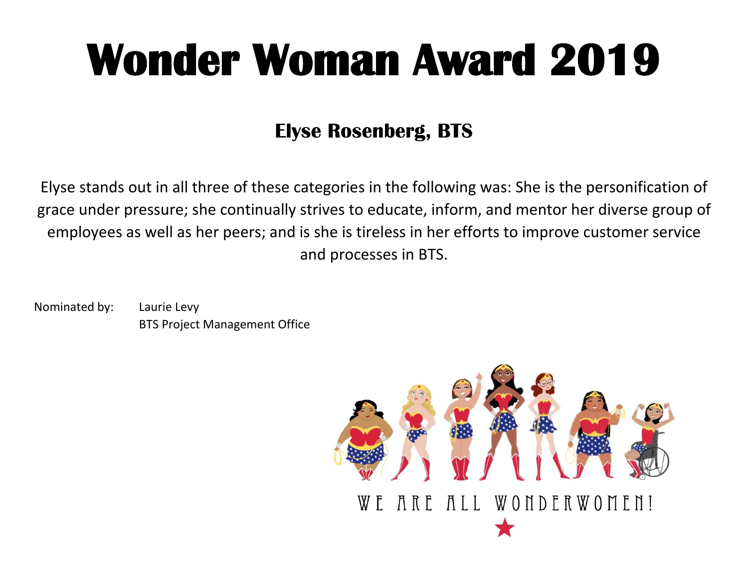# Wonder Woman Award 2019

## Elyse Rosenberg, BTS

Elyse stands out in all three of these categories in the following was: She is the personification of grace under pressure; she continually strives to educate, inform, and mentor her diverse group of employees as well as her peers; and is she is tireless in her efforts to improve customer service and processes in BTS.

Nominated by: Laurie Levy
BTS Project Management Office

WE ARE ALL WONDERWOMEN!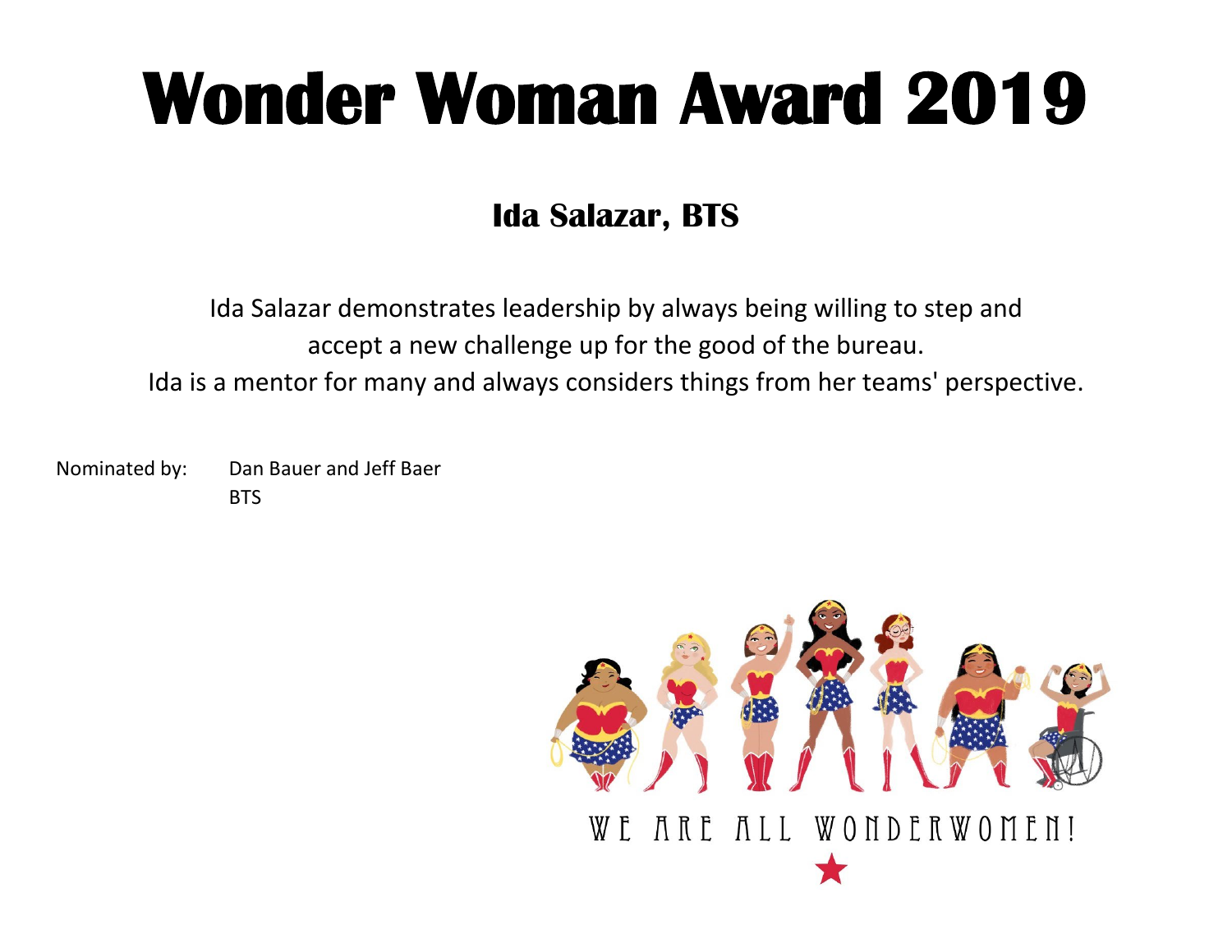# Wonder Woman Award 2019

## Ida Salazar, BTS

Ida Salazar demonstrates leadership by always being willing to step and accept a new challenge up for the good of the bureau.
Ida is a mentor for many and always considers things from her teams' perspective.

Nominated by: Dan Bauer and Jeff Baer
BTS

WE ARE ALL WONDERWOMEN!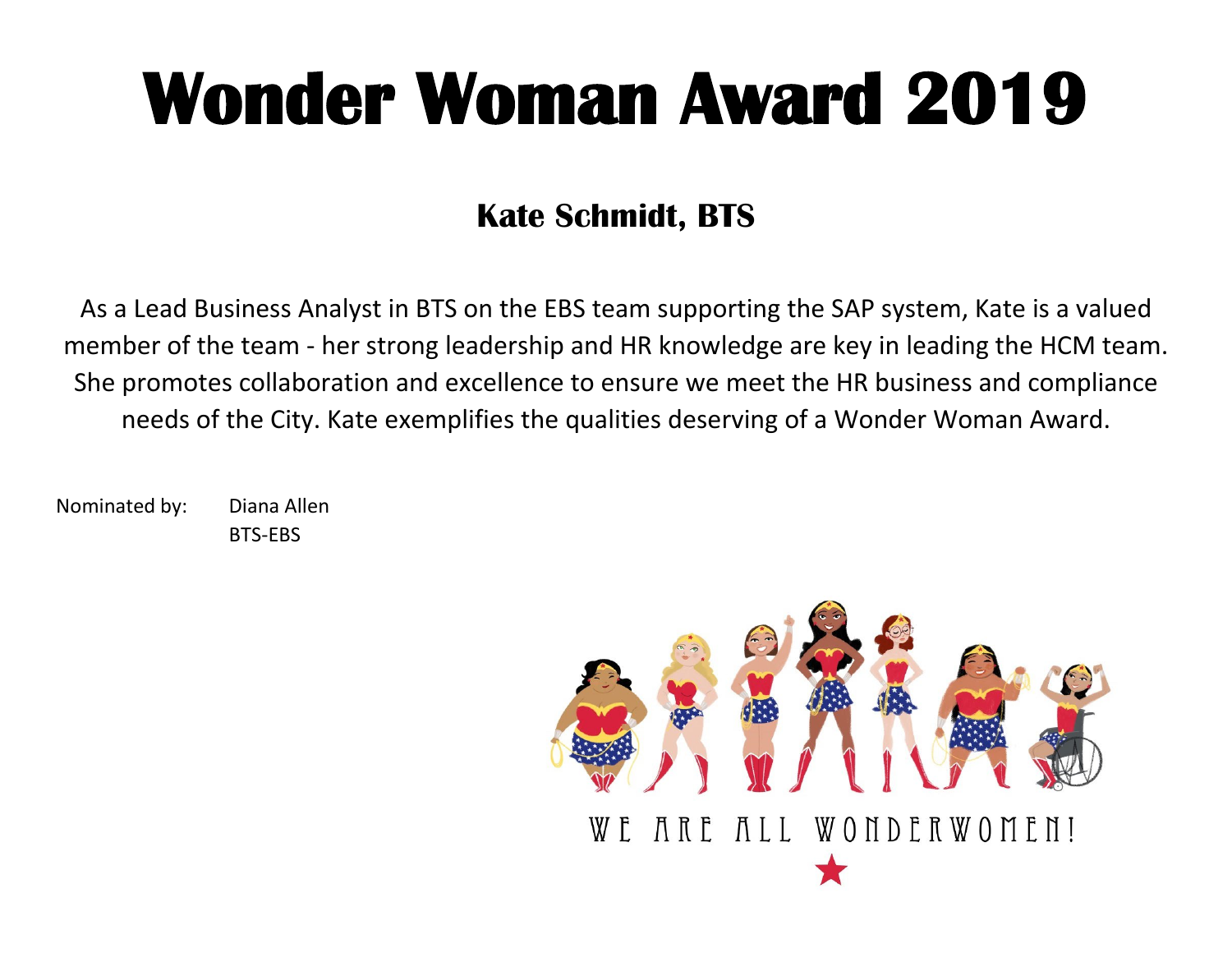# Wonder Woman Award 2019

**Kate Schmidt, BTS**

As a Lead Business Analyst in BTS on the EBS team supporting the SAP system, Kate is a valued member of the team - her strong leadership and HR knowledge are key in leading the HCM team. She promotes collaboration and excellence to ensure we meet the HR business and compliance needs of the City. Kate exemplifies the qualities deserving of a Wonder Woman Award.

Nominated by: Diana Allen
BTS-EBS

WE ARE ALL WONDERWOMEN!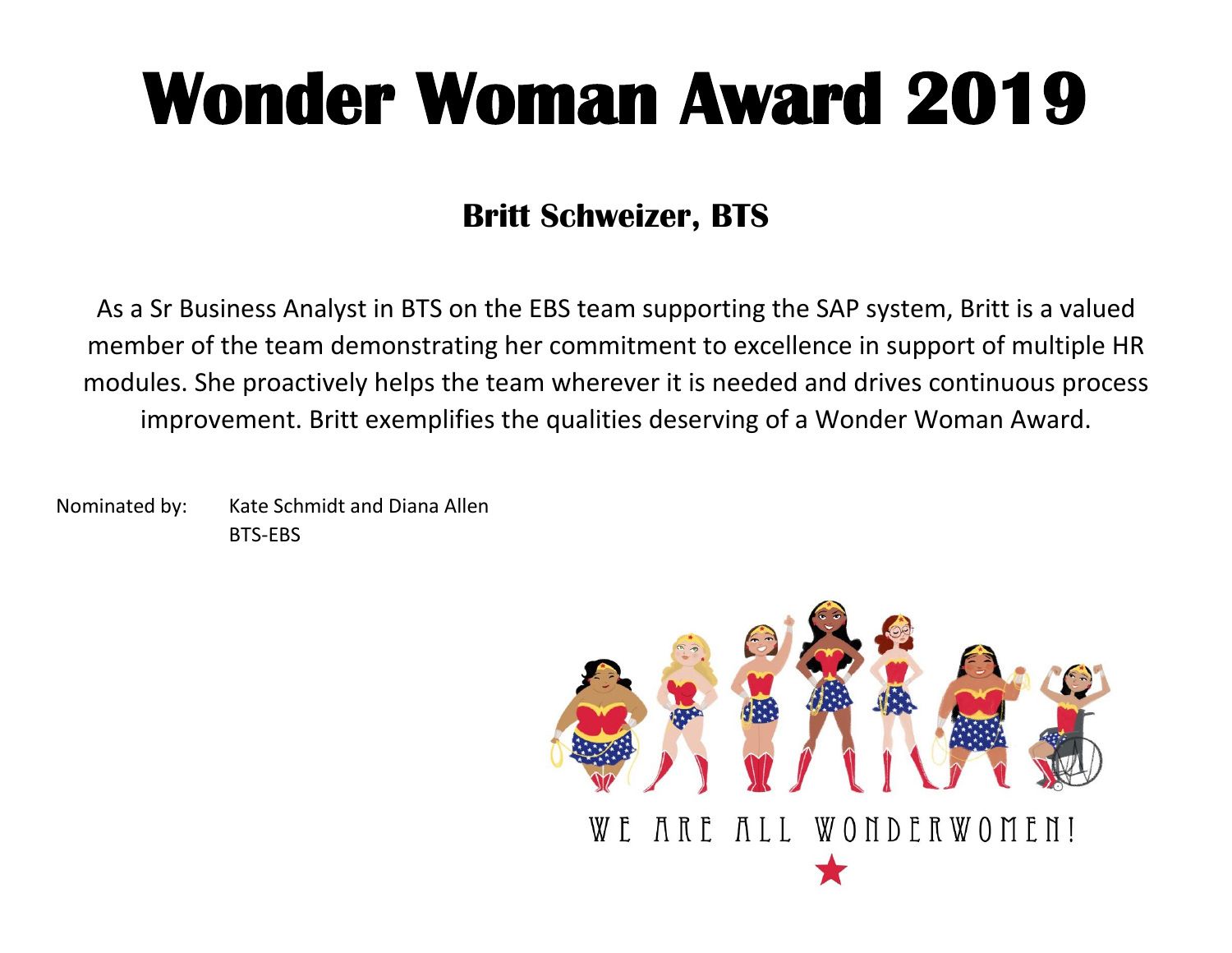# Wonder Woman Award 2019

## Britt Schweizer, BTS

As a Sr Business Analyst in BTS on the EBS team supporting the SAP system, Britt is a valued member of the team demonstrating her commitment to excellence in support of multiple HR modules. She proactively helps the team wherever it is needed and drives continuous process improvement. Britt exemplifies the qualities deserving of a Wonder Woman Award.

Nominated by: Kate Schmidt and Diana Allen
BTS-EBS

WE ARE ALL WONDERWOMEN!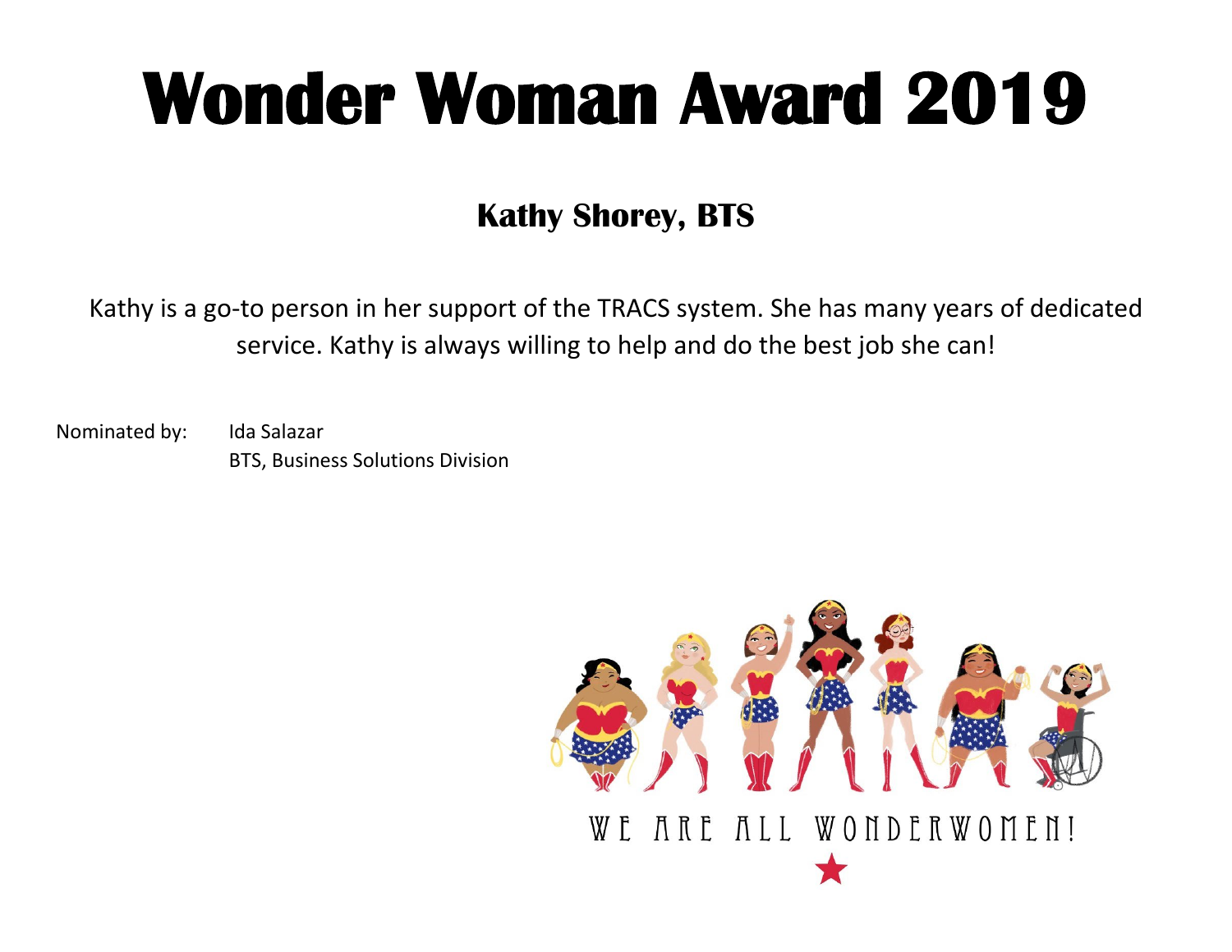# Wonder Woman Award 2019

**Kathy Shorey, BTS**

Kathy is a go-to person in her support of the TRACS system. She has many years of dedicated service. Kathy is always willing to help and do the best job she can!

Nominated by: Ida Salazar
BTS, Business Solutions Division

WE ARE ALL WONDERWOMEN!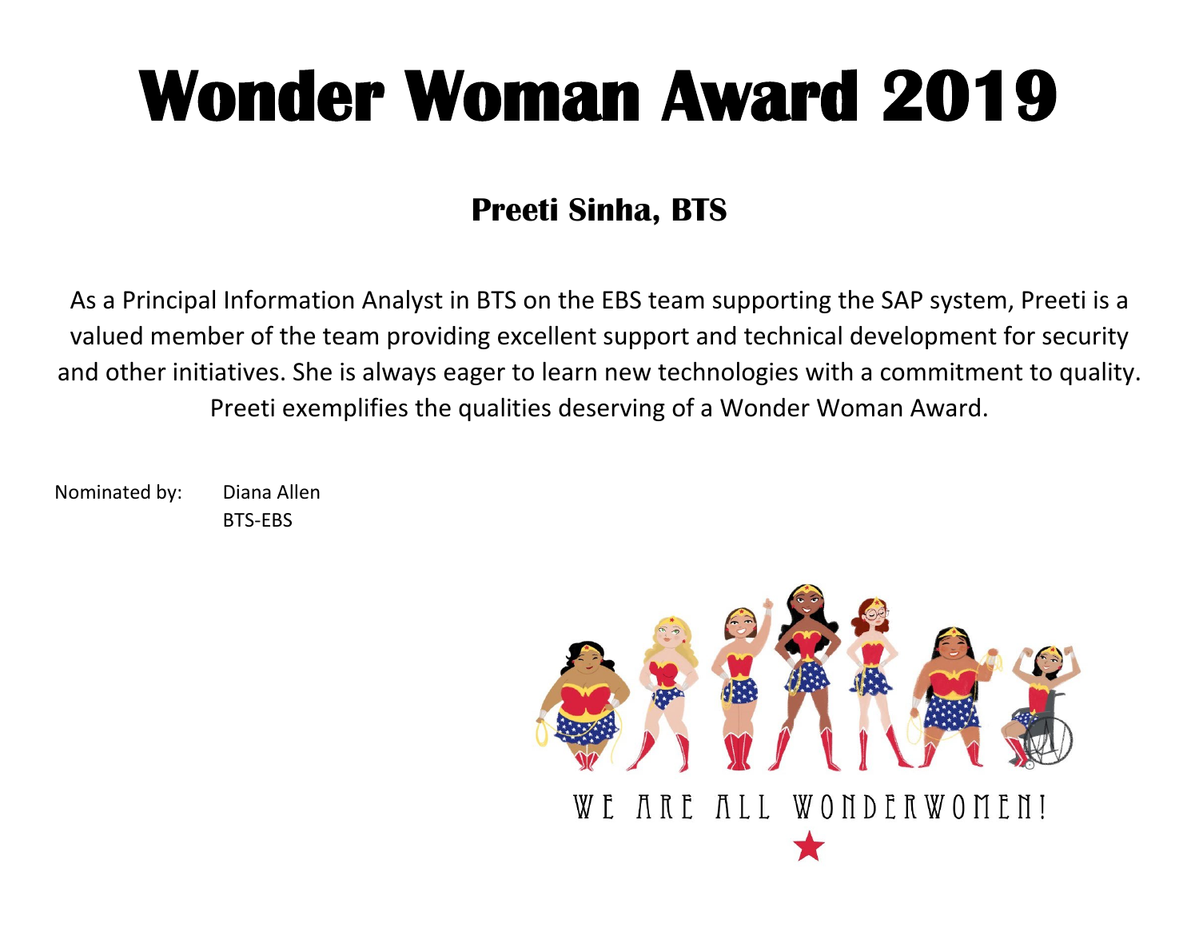# Wonder Woman Award 2019

## Preeti Sinha, BTS

As a Principal Information Analyst in BTS on the EBS team supporting the SAP system, Preeti is a valued member of the team providing excellent support and technical development for security and other initiatives. She is always eager to learn new technologies with a commitment to quality. Preeti exemplifies the qualities deserving of a Wonder Woman Award.

Nominated by: Diana Allen
BTS-EBS

WE ARE ALL WONDERWOMEN!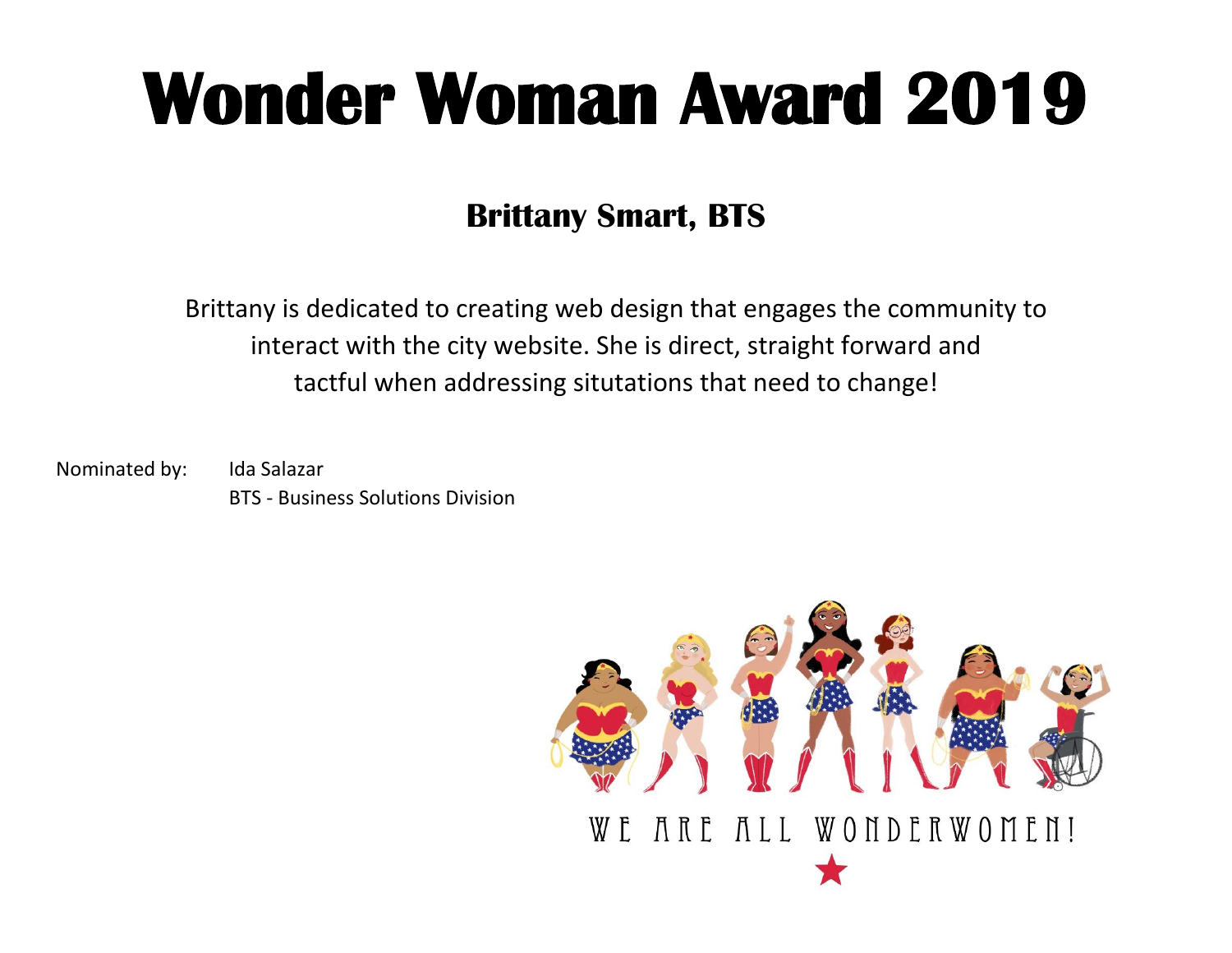# Wonder Woman Award 2019

**Brittany Smart, BTS**

Brittany is dedicated to creating web design that engages the community to interact with the city website. She is direct, straight forward and tactful when addressing situtations that need to change!

Nominated by: Ida Salazar
BTS - Business Solutions Division

WE ARE ALL WONDERWOMEN!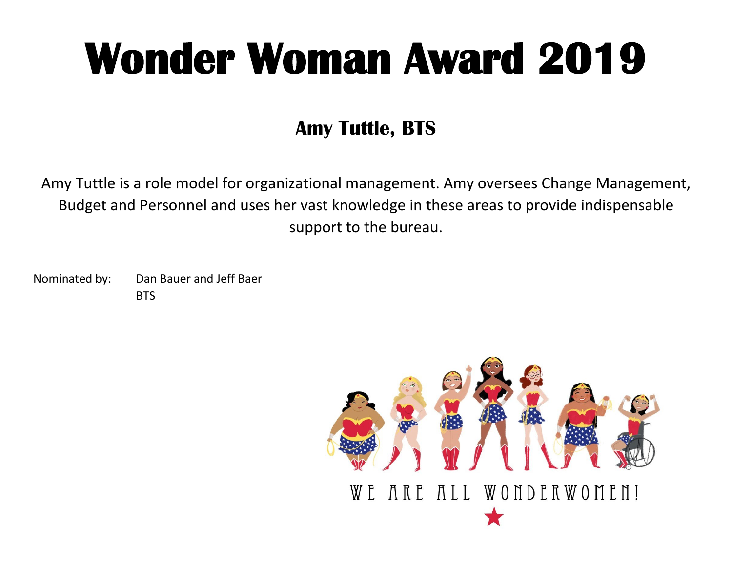# Wonder Woman Award 2019

## Amy Tuttle, BTS

Amy Tuttle is a role model for organizational management. Amy oversees Change Management, Budget and Personnel and uses her vast knowledge in these areas to provide indispensable support to the bureau.

Nominated by: Dan Bauer and Jeff Baer
BTS

WE ARE ALL WONDERWOMEN!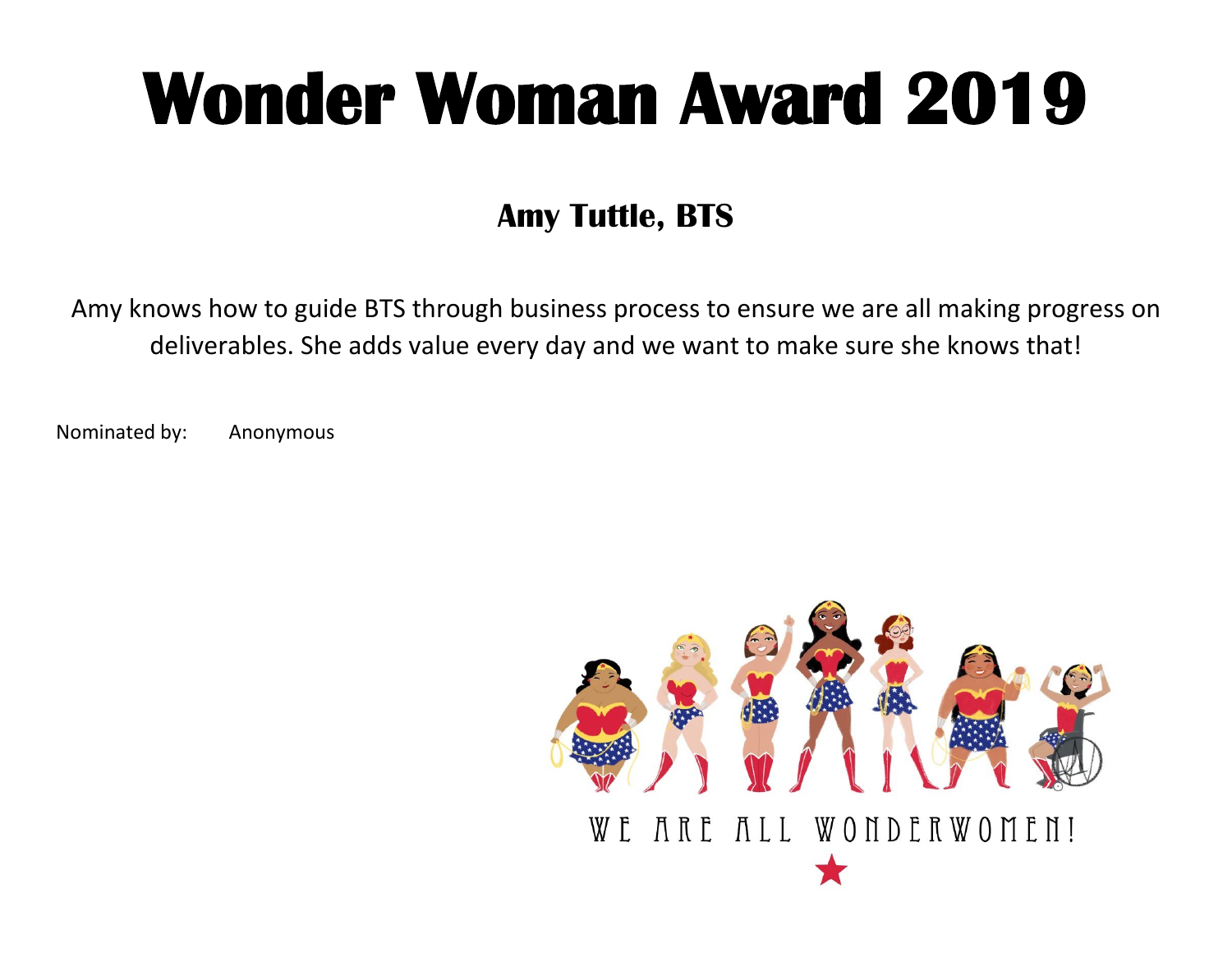# Wonder Woman Award 2019

**Amy Tuttle, BTS**

Amy knows how to guide BTS through business process to ensure we are all making progress on deliverables. She adds value every day and we want to make sure she knows that!

Nominated by: Anonymous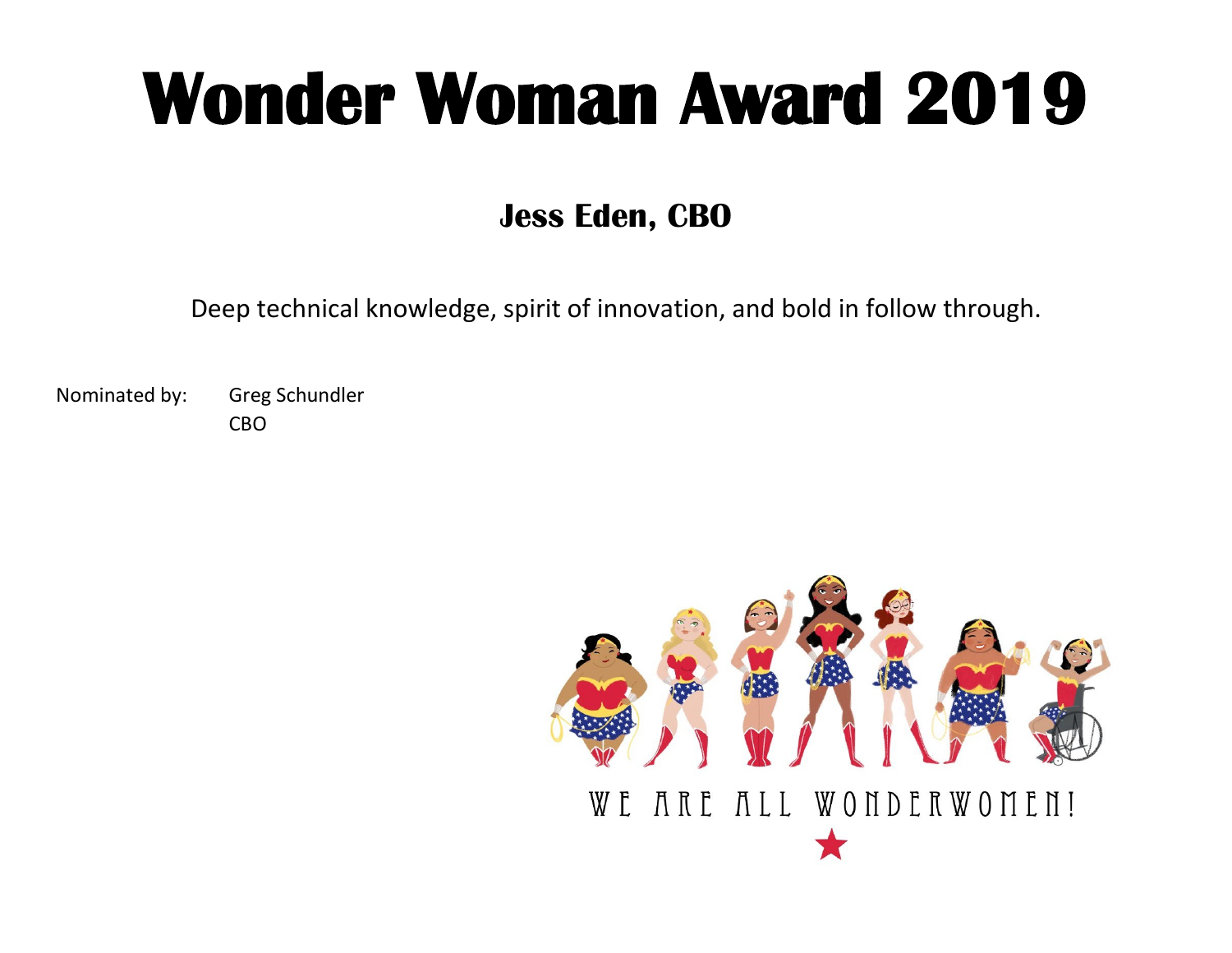# Wonder Woman Award 2019

## Jess Eden, CBO

Deep technical knowledge, spirit of innovation, and bold in follow through.

Nominated by: Greg Schundler
CBO

WE ARE ALL WONDERWOMEN!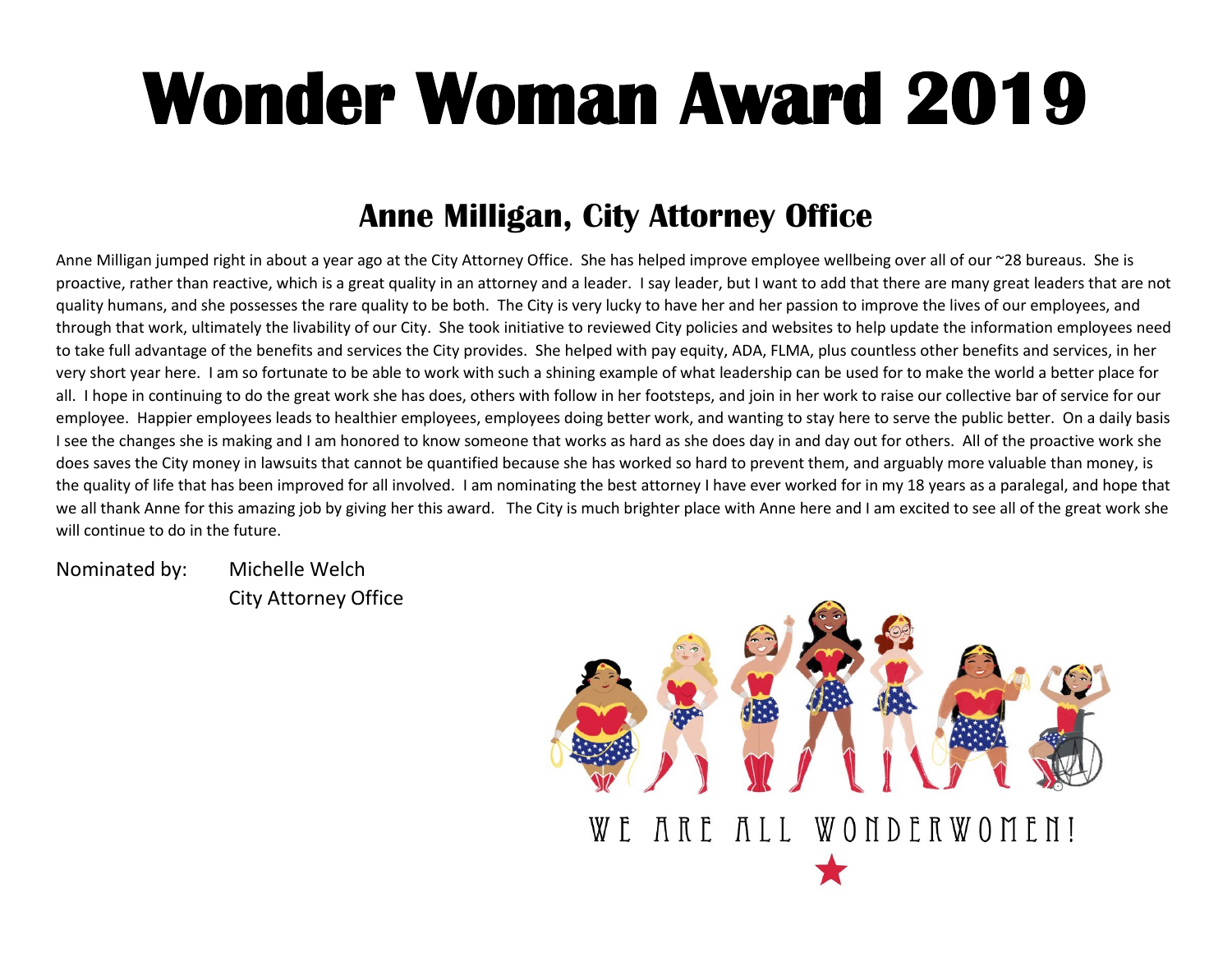# Wonder Woman Award 2019

## Anne Milligan, City Attorney Office

Anne Milligan jumped right in about a year ago at the City Attorney Office. She has helped improve employee wellbeing over all of our ~28 bureaus. She is proactive, rather than reactive, which is a great quality in an attorney and a leader. I say leader, but I want to add that there are many great leaders that are not quality humans, and she possesses the rare quality to be both. The City is very lucky to have her and her passion to improve the lives of our employees, and through that work, ultimately the livability of our City. She took initiative to reviewed City policies and websites to help update the information employees need to take full advantage of the benefits and services the City provides. She helped with pay equity, ADA, FLMA, plus countless other benefits and services, in her very short year here. I am so fortunate to be able to work with such a shining example of what leadership can be used for to make the world a better place for all. I hope in continuing to do the great work she has does, others with follow in her footsteps, and join in her work to raise our collective bar of service for our employee. Happier employees leads to healthier employees, employees doing better work, and wanting to stay here to serve the public better. On a daily basis I see the changes she is making and I am honored to know someone that works as hard as she does day in and day out for others. All of the proactive work she does saves the City money in lawsuits that cannot be quantified because she has worked so hard to prevent them, and arguably more valuable than money, is the quality of life that has been improved for all involved. I am nominating the best attorney I have ever worked for in my 18 years as a paralegal, and hope that we all thank Anne for this amazing job by giving her this award. The City is much brighter place with Anne here and I am excited to see all of the great work she will continue to do in the future.

Nominated by: Michelle Welch
City Attorney Office

WE ARE ALL WONDERWOMEN!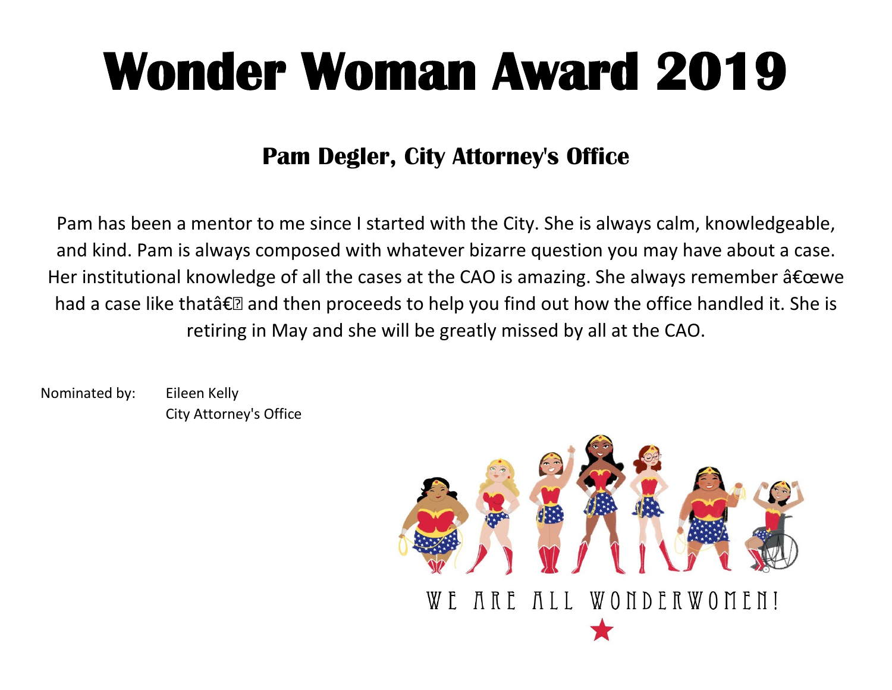# Wonder Woman Award 2019

## Pam Degler, City Attorney's Office

Pam has been a mentor to me since I started with the City. She is always calm, knowledgeable, and kind. Pam is always composed with whatever bizarre question you may have about a case. Her institutional knowledge of all the cases at the CAO is amazing. She always remember â€œwe had a case like thatâ€ and then proceeds to help you find out how the office handled it. She is retiring in May and she will be greatly missed by all at the CAO.

Nominated by: Eileen Kelly
City Attorney's Office

WE ARE ALL WONDERWOMEN!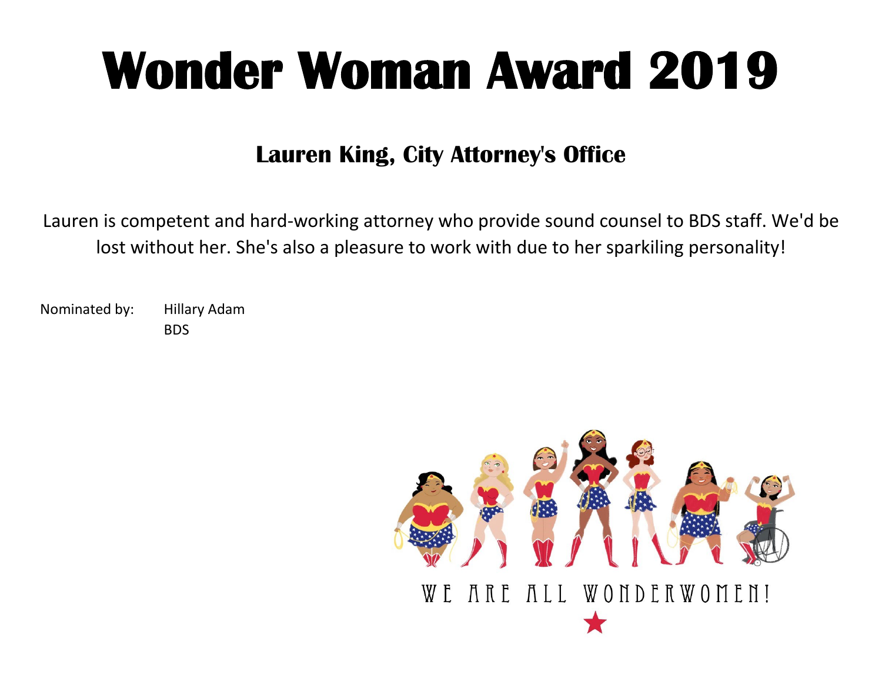# Wonder Woman Award 2019

## Lauren King, City Attorney's Office

Lauren is competent and hard-working attorney who provide sound counsel to BDS staff. We'd be lost without her. She's also a pleasure to work with due to her sparkiling personality!

Nominated by: Hillary Adam
BDS

WE ARE ALL WONDERWOMEN!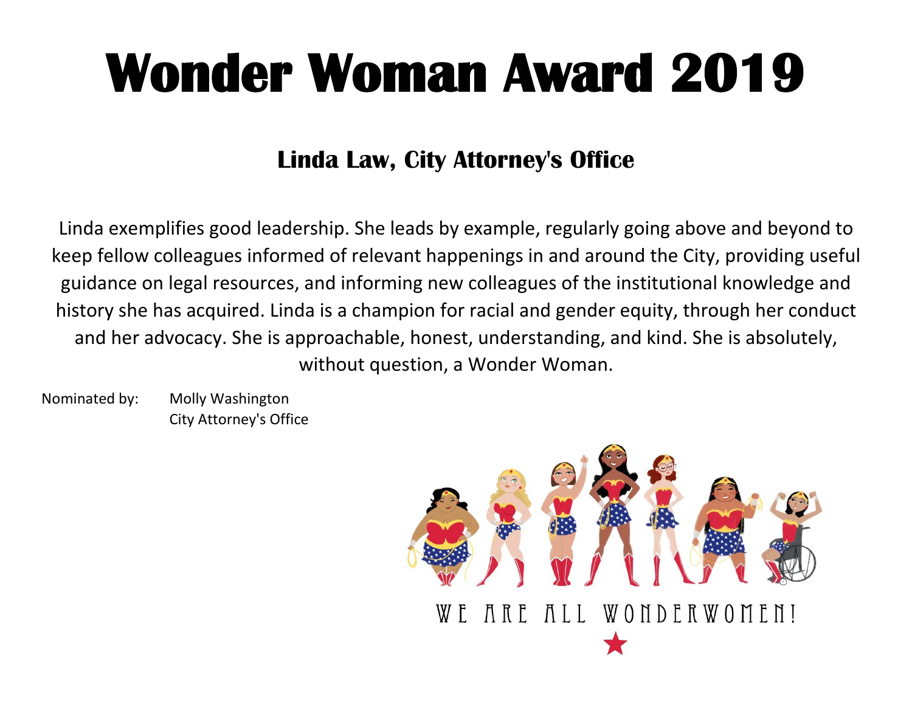# Wonder Woman Award 2019

## Linda Law, City Attorney's Office

Linda exemplifies good leadership. She leads by example, regularly going above and beyond to keep fellow colleagues informed of relevant happenings in and around the City, providing useful guidance on legal resources, and informing new colleagues of the institutional knowledge and history she has acquired. Linda is a champion for racial and gender equity, through her conduct and her advocacy. She is approachable, honest, understanding, and kind. She is absolutely, without question, a Wonder Woman.

Nominated by: Molly Washington
City Attorney's Office

WE ARE ALL WONDERWOMEN!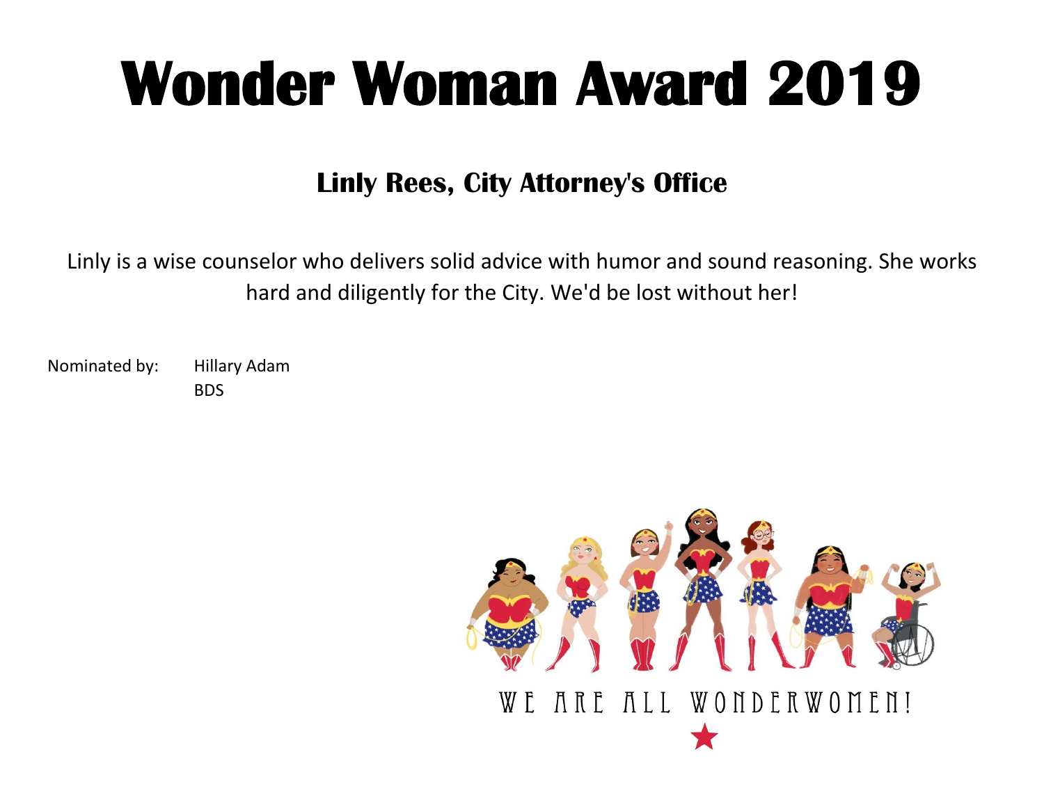# Wonder Woman Award 2019

## Linly Rees, City Attorney's Office

Linly is a wise counselor who delivers solid advice with humor and sound reasoning. She works hard and diligently for the City. We'd be lost without her!

Nominated by: Hillary Adam
BDS

WE ARE ALL WONDERWOMEN!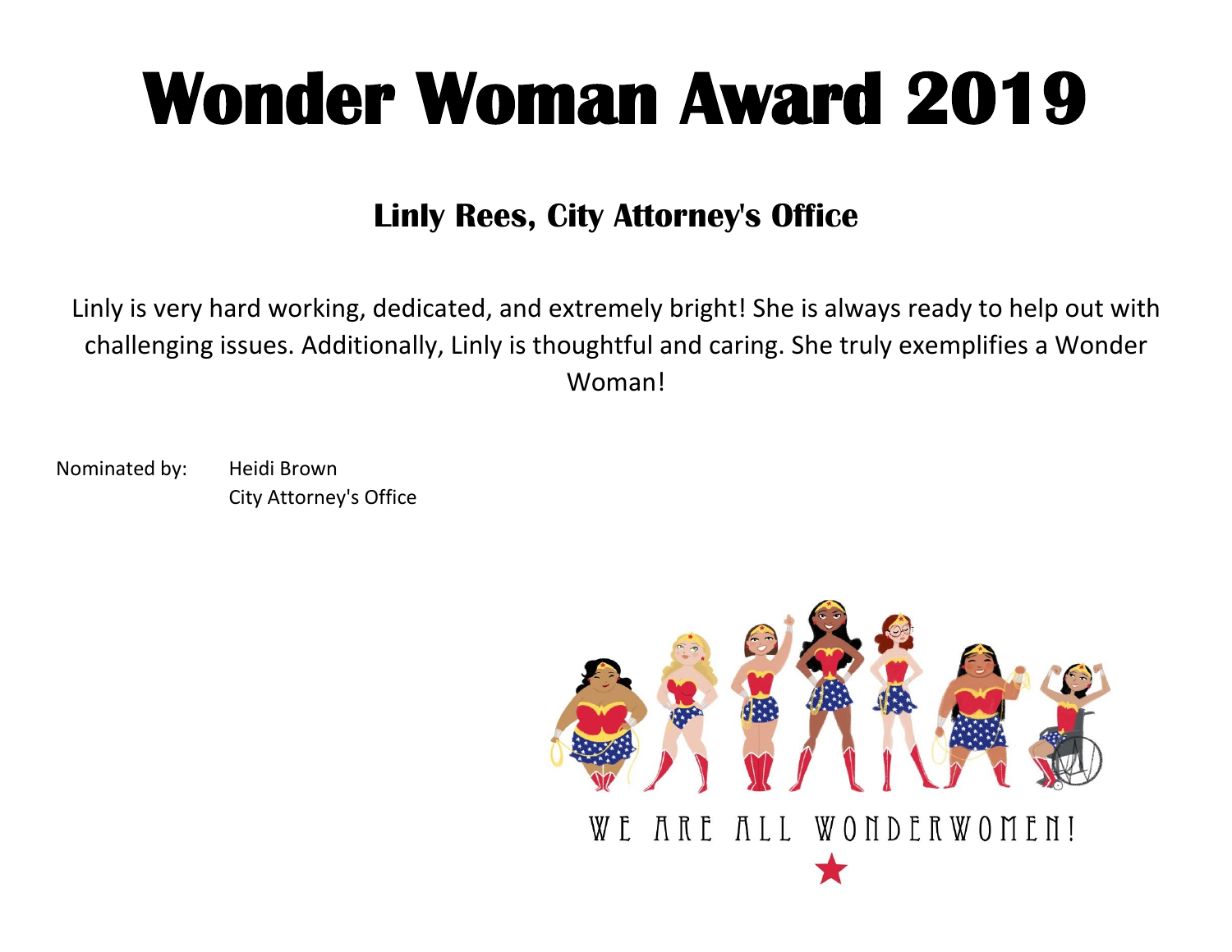# Wonder Woman Award 2019

## Linly Rees, City Attorney's Office

Linly is very hard working, dedicated, and extremely bright! She is always ready to help out with challenging issues. Additionally, Linly is thoughtful and caring. She truly exemplifies a Wonder Woman!

Nominated by: Heidi Brown
City Attorney's Office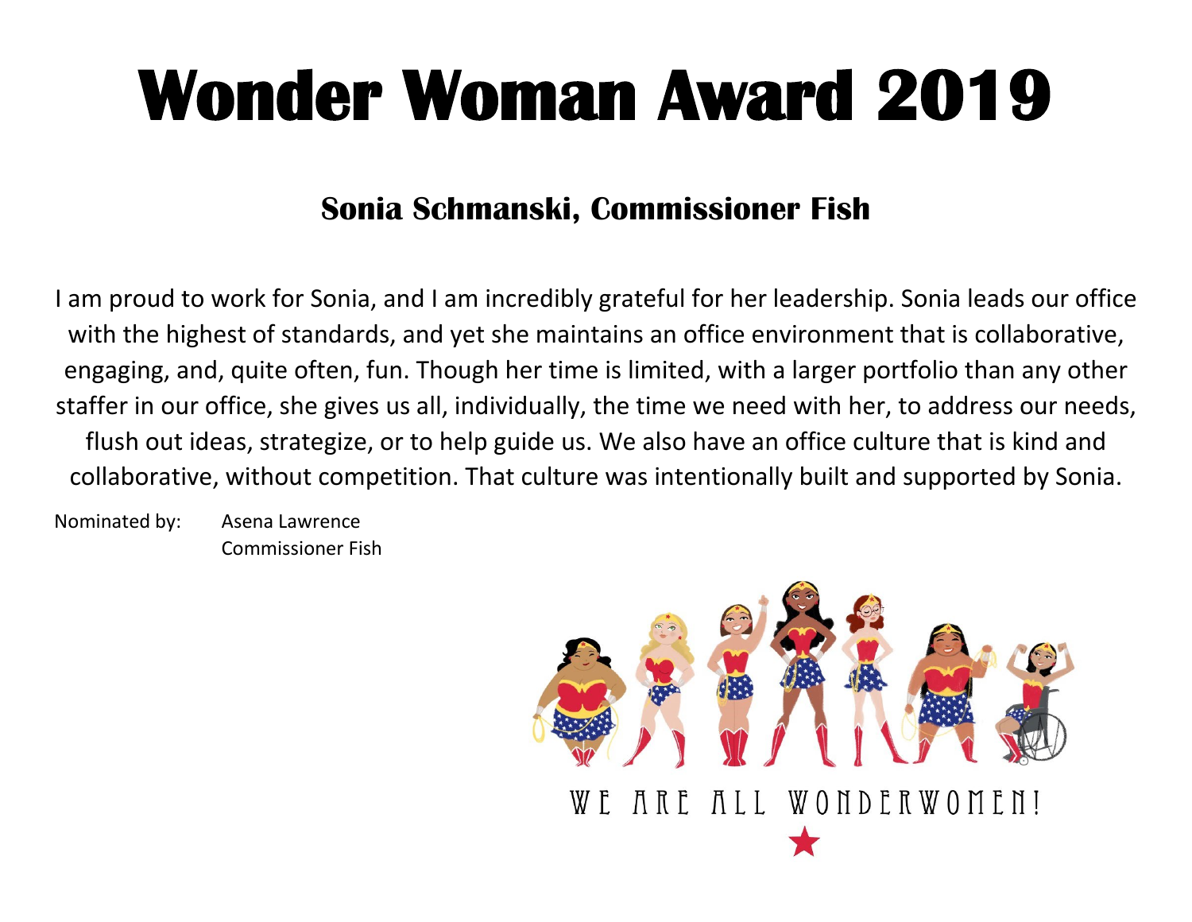# Wonder Woman Award 2019

## Sonia Schmanski, Commissioner Fish

I am proud to work for Sonia, and I am incredibly grateful for her leadership. Sonia leads our office with the highest of standards, and yet she maintains an office environment that is collaborative, engaging, and, quite often, fun. Though her time is limited, with a larger portfolio than any other staffer in our office, she gives us all, individually, the time we need with her, to address our needs, flush out ideas, strategize, or to help guide us. We also have an office culture that is kind and collaborative, without competition. That culture was intentionally built and supported by Sonia.

Nominated by: Asena Lawrence
Commissioner Fish

WE ARE ALL WONDERWOMEN!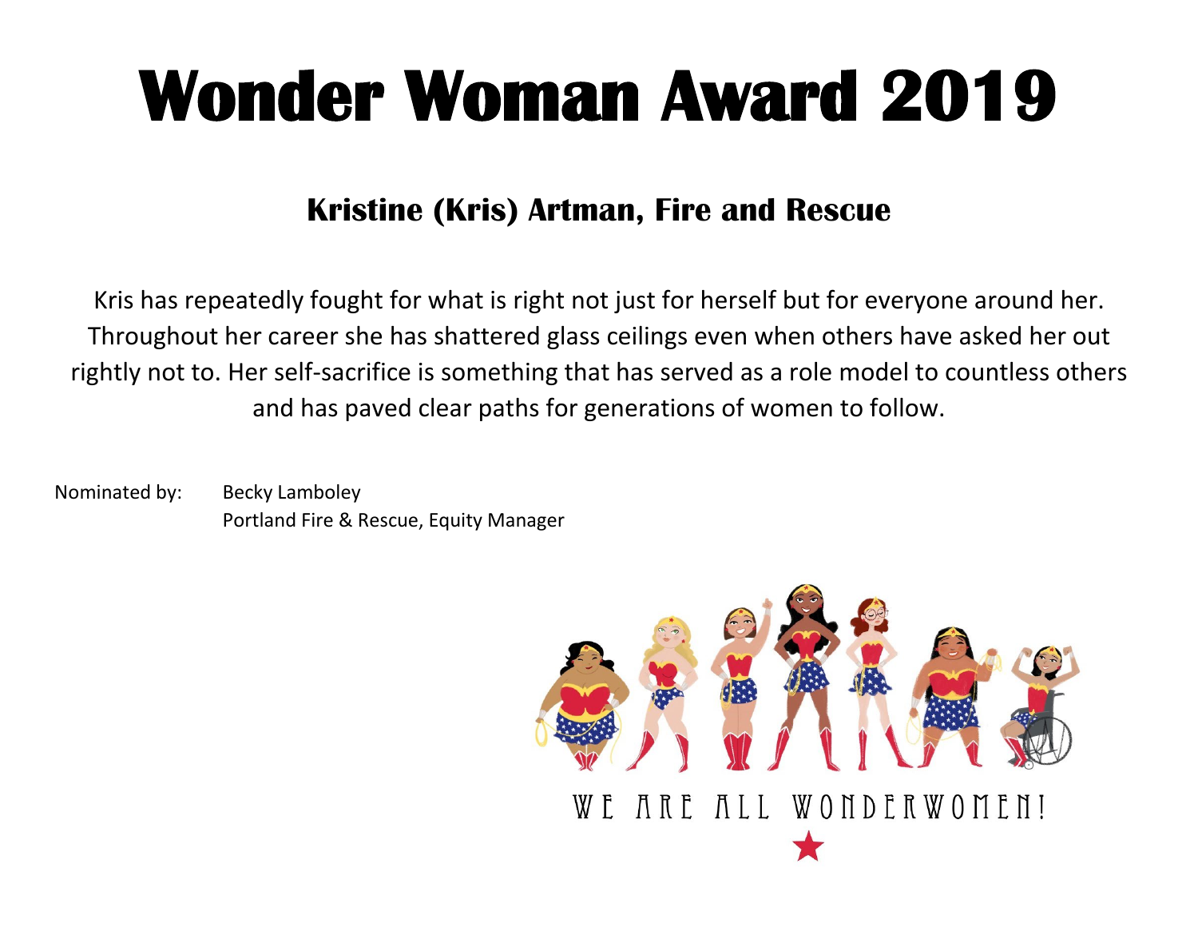# Wonder Woman Award 2019

## Kristine (Kris) Artman, Fire and Rescue

Kris has repeatedly fought for what is right not just for herself but for everyone around her. Throughout her career she has shattered glass ceilings even when others have asked her out rightly not to. Her self-sacrifice is something that has served as a role model to countless others and has paved clear paths for generations of women to follow.

Nominated by: Becky Lamboley
Portland Fire & Rescue, Equity Manager

WE ARE ALL WONDERWOMEN!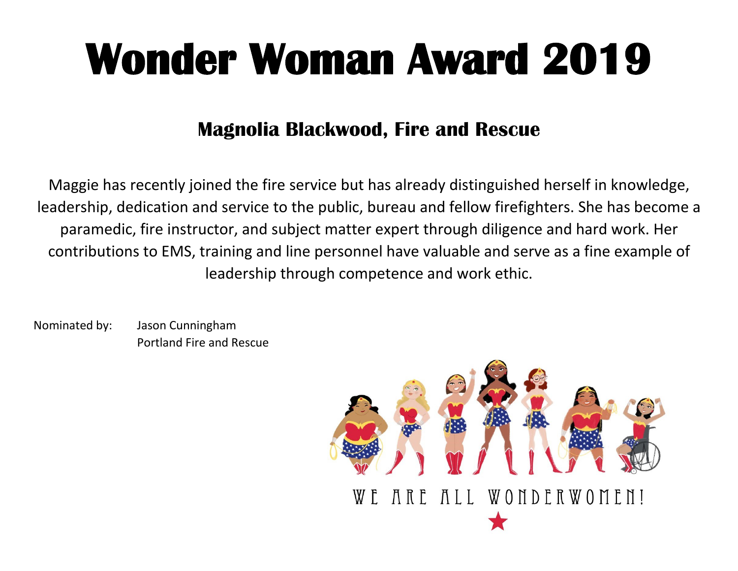# Wonder Woman Award 2019

## Magnolia Blackwood, Fire and Rescue

Maggie has recently joined the fire service but has already distinguished herself in knowledge, leadership, dedication and service to the public, bureau and fellow firefighters. She has become a paramedic, fire instructor, and subject matter expert through diligence and hard work. Her contributions to EMS, training and line personnel have valuable and serve as a fine example of leadership through competence and work ethic.

Nominated by: Jason Cunningham
Portland Fire and Rescue

WE ARE ALL WONDERWOMEN!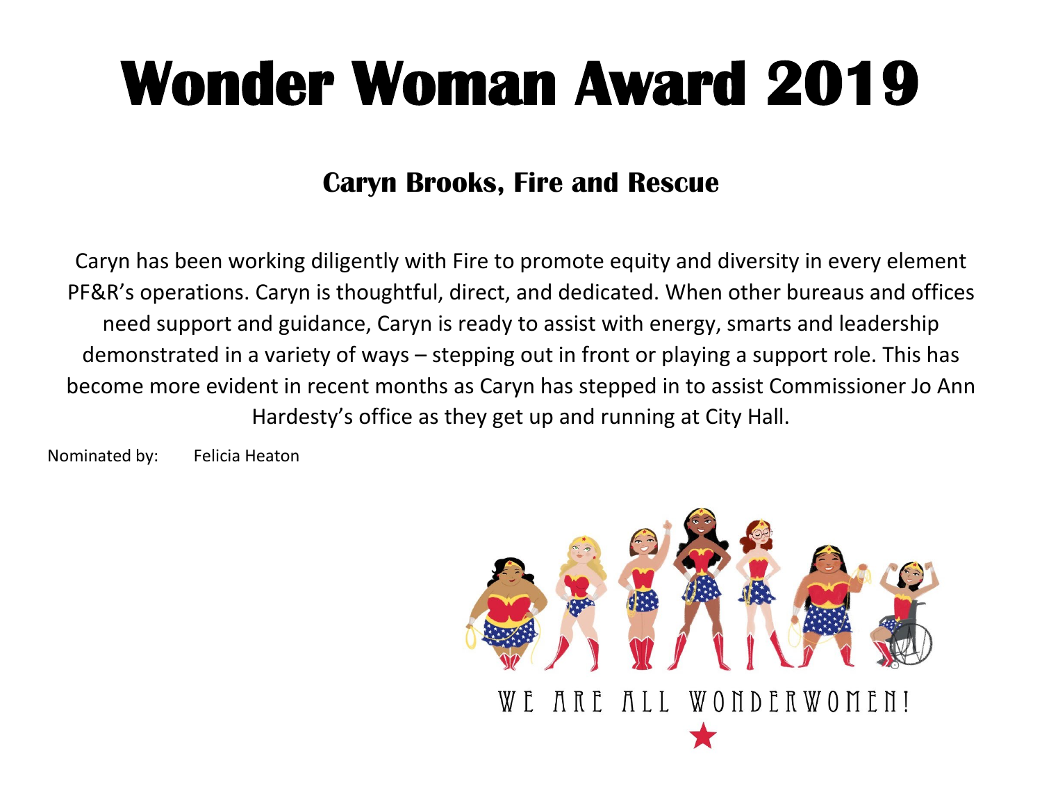# Wonder Woman Award 2019

## Caryn Brooks, Fire and Rescue

Caryn has been working diligently with Fire to promote equity and diversity in every element PF&R's operations. Caryn is thoughtful, direct, and dedicated. When other bureaus and offices need support and guidance, Caryn is ready to assist with energy, smarts and leadership demonstrated in a variety of ways – stepping out in front or playing a support role. This has become more evident in recent months as Caryn has stepped in to assist Commissioner Jo Ann Hardesty's office as they get up and running at City Hall.

Nominated by: Felicia Heaton

WE ARE ALL WONDERWOMEN!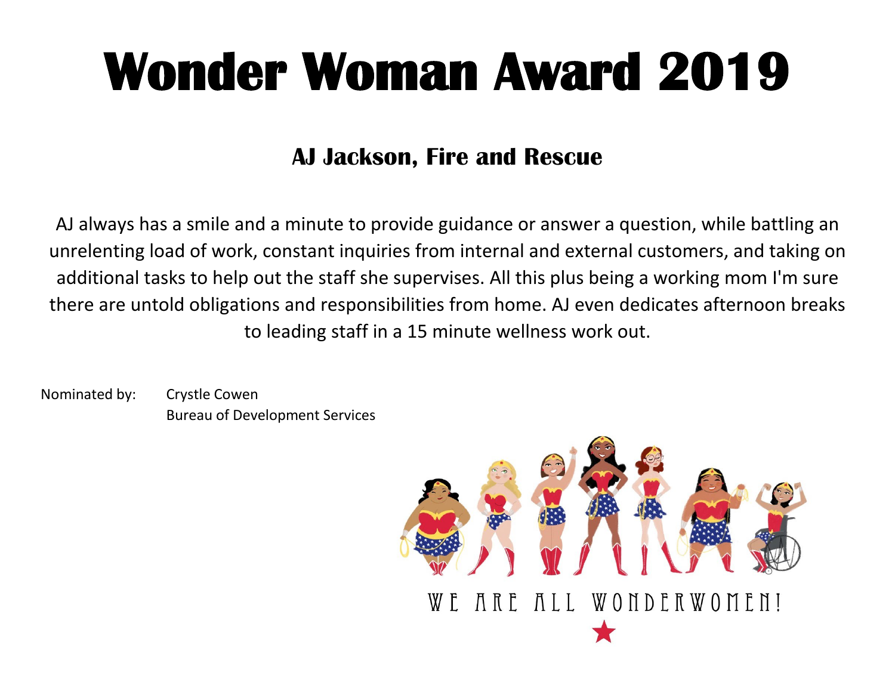# Wonder Woman Award 2019

## AJ Jackson, Fire and Rescue

AJ always has a smile and a minute to provide guidance or answer a question, while battling an unrelenting load of work, constant inquiries from internal and external customers, and taking on additional tasks to help out the staff she supervises. All this plus being a working mom I'm sure there are untold obligations and responsibilities from home. AJ even dedicates afternoon breaks to leading staff in a 15 minute wellness work out.

Nominated by: Crystle Cowen
Bureau of Development Services

WE ARE ALL WONDERWOMEN!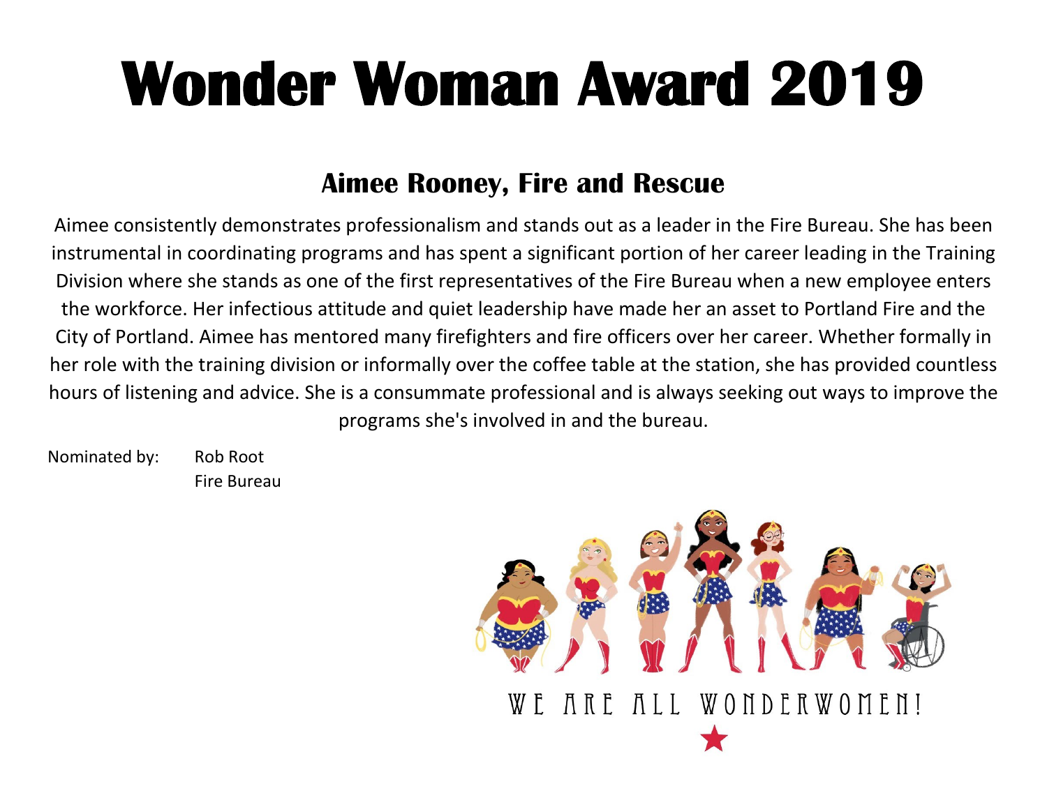# Wonder Woman Award 2019

## Aimee Rooney, Fire and Rescue

Aimee consistently demonstrates professionalism and stands out as a leader in the Fire Bureau. She has been instrumental in coordinating programs and has spent a significant portion of her career leading in the Training Division where she stands as one of the first representatives of the Fire Bureau when a new employee enters the workforce. Her infectious attitude and quiet leadership have made her an asset to Portland Fire and the City of Portland. Aimee has mentored many firefighters and fire officers over her career. Whether formally in her role with the training division or informally over the coffee table at the station, she has provided countless hours of listening and advice. She is a consummate professional and is always seeking out ways to improve the programs she's involved in and the bureau.

Nominated by: Rob Root
Fire Bureau

WE ARE ALL WONDERWOMEN!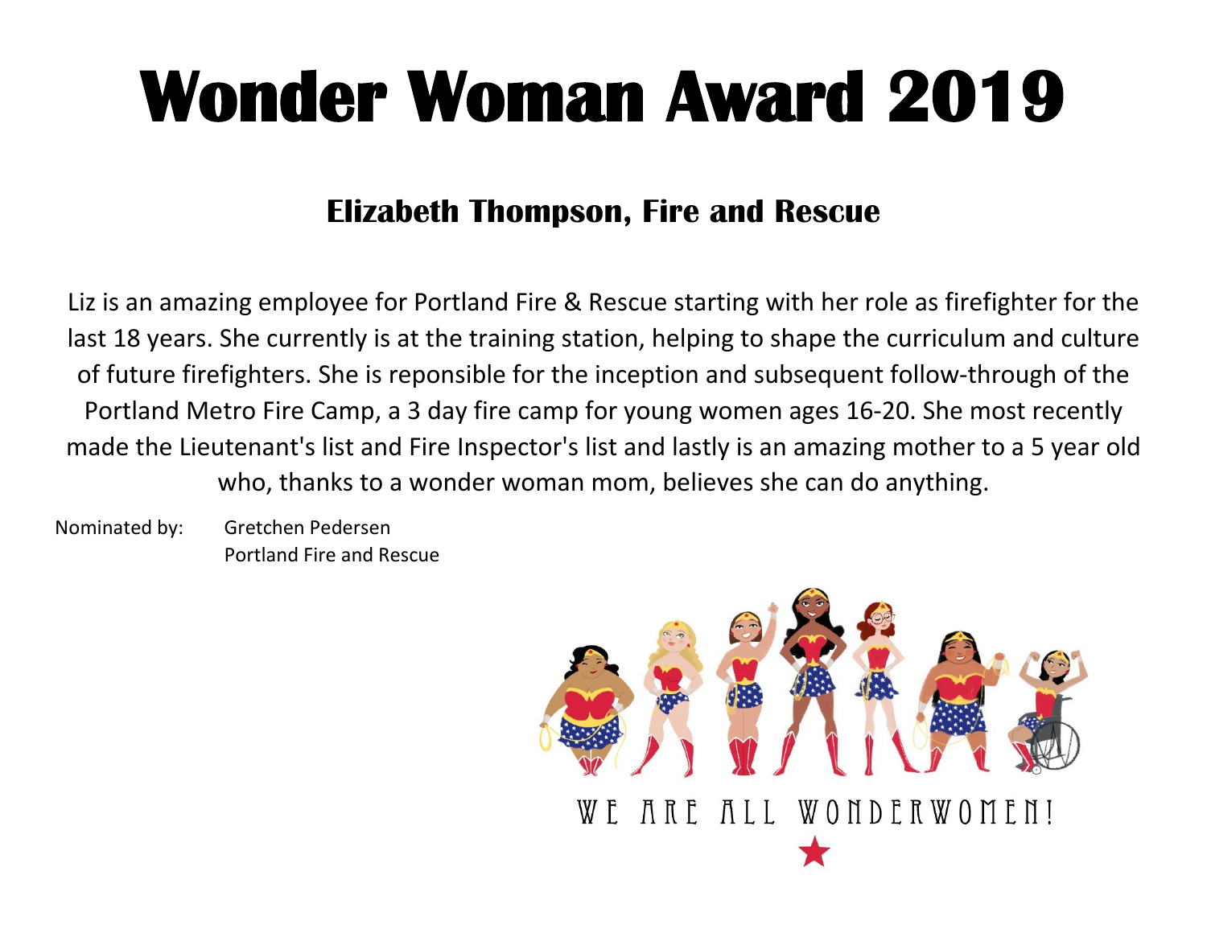# Wonder Woman Award 2019

## Elizabeth Thompson, Fire and Rescue

Liz is an amazing employee for Portland Fire & Rescue starting with her role as firefighter for the last 18 years. She currently is at the training station, helping to shape the curriculum and culture of future firefighters. She is reponsible for the inception and subsequent follow-through of the Portland Metro Fire Camp, a 3 day fire camp for young women ages 16-20. She most recently made the Lieutenant's list and Fire Inspector's list and lastly is an amazing mother to a 5 year old who, thanks to a wonder woman mom, believes she can do anything.

Nominated by: Gretchen Pedersen
Portland Fire and Rescue

WE ARE ALL WONDERWOMEN!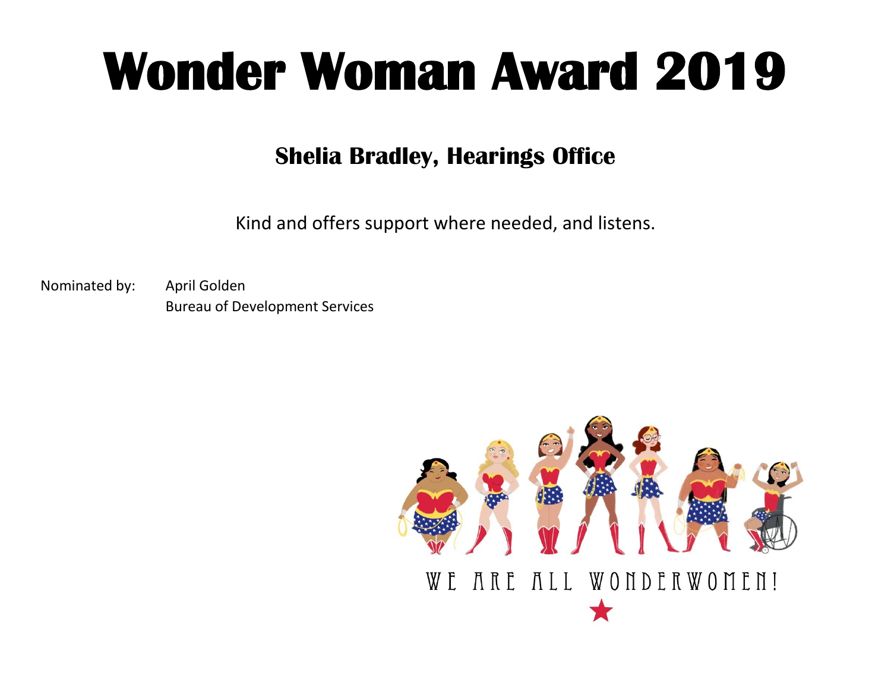# Wonder Woman Award 2019

## Shelia Bradley, Hearings Office

Kind and offers support where needed, and listens.

Nominated by: April Golden
Bureau of Development Services

WE ARE ALL WONDERWOMEN!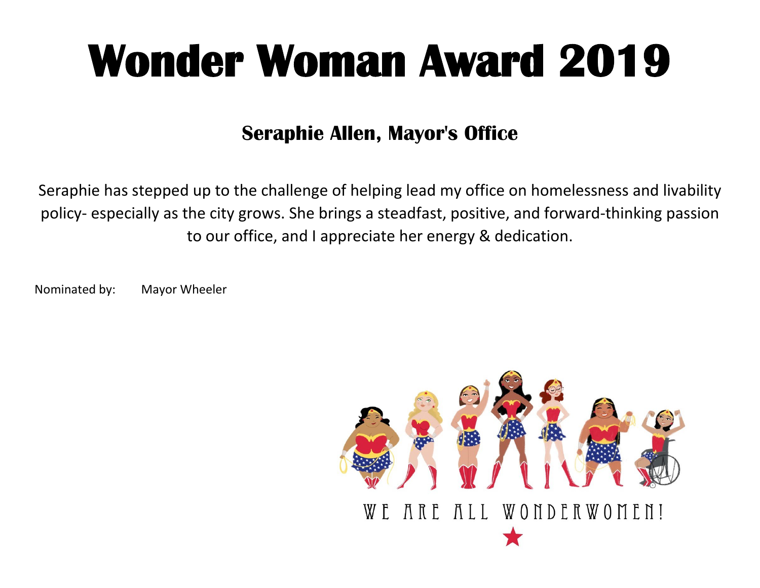# Wonder Woman Award 2019

## Seraphie Allen, Mayor's Office

Seraphie has stepped up to the challenge of helping lead my office on homelessness and livability policy- especially as the city grows. She brings a steadfast, positive, and forward-thinking passion to our office, and I appreciate her energy & dedication.

Nominated by: Mayor Wheeler

WE ARE ALL WONDERWOMEN!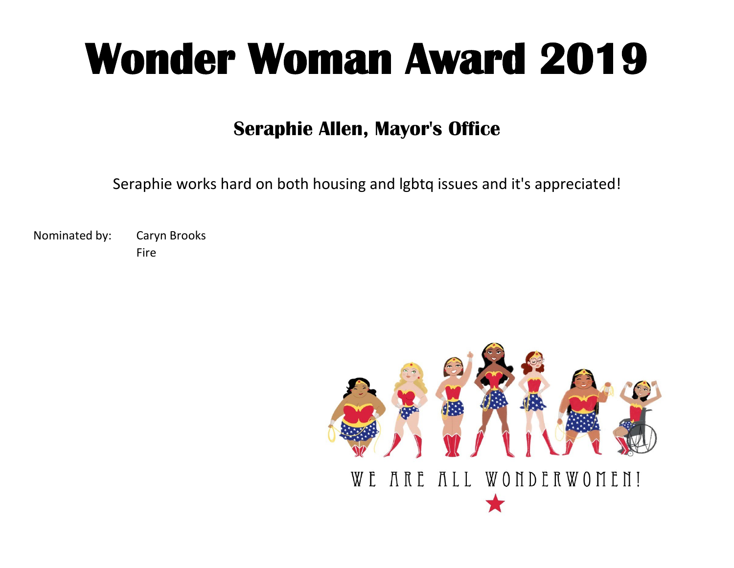# Wonder Woman Award 2019

## Seraphie Allen, Mayor's Office

Seraphie works hard on both housing and lgbtq issues and it's appreciated!

Nominated by: Caryn Brooks
Fire

WE ARE ALL WONDERWOMEN!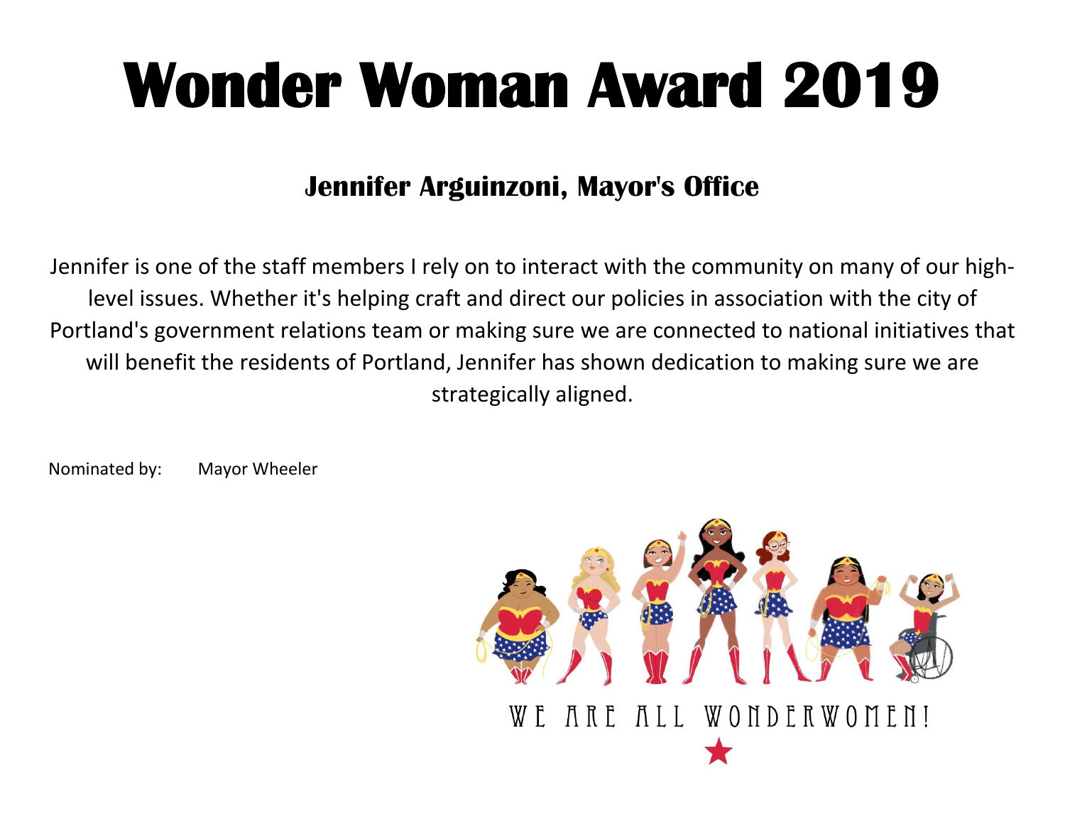# Wonder Woman Award 2019

## Jennifer Arguinzoni, Mayor's Office

Jennifer is one of the staff members I rely on to interact with the community on many of our high-level issues. Whether it's helping craft and direct our policies in association with the city of Portland's government relations team or making sure we are connected to national initiatives that will benefit the residents of Portland, Jennifer has shown dedication to making sure we are strategically aligned.

Nominated by: Mayor Wheeler

WE ARE ALL WONDERWOMEN!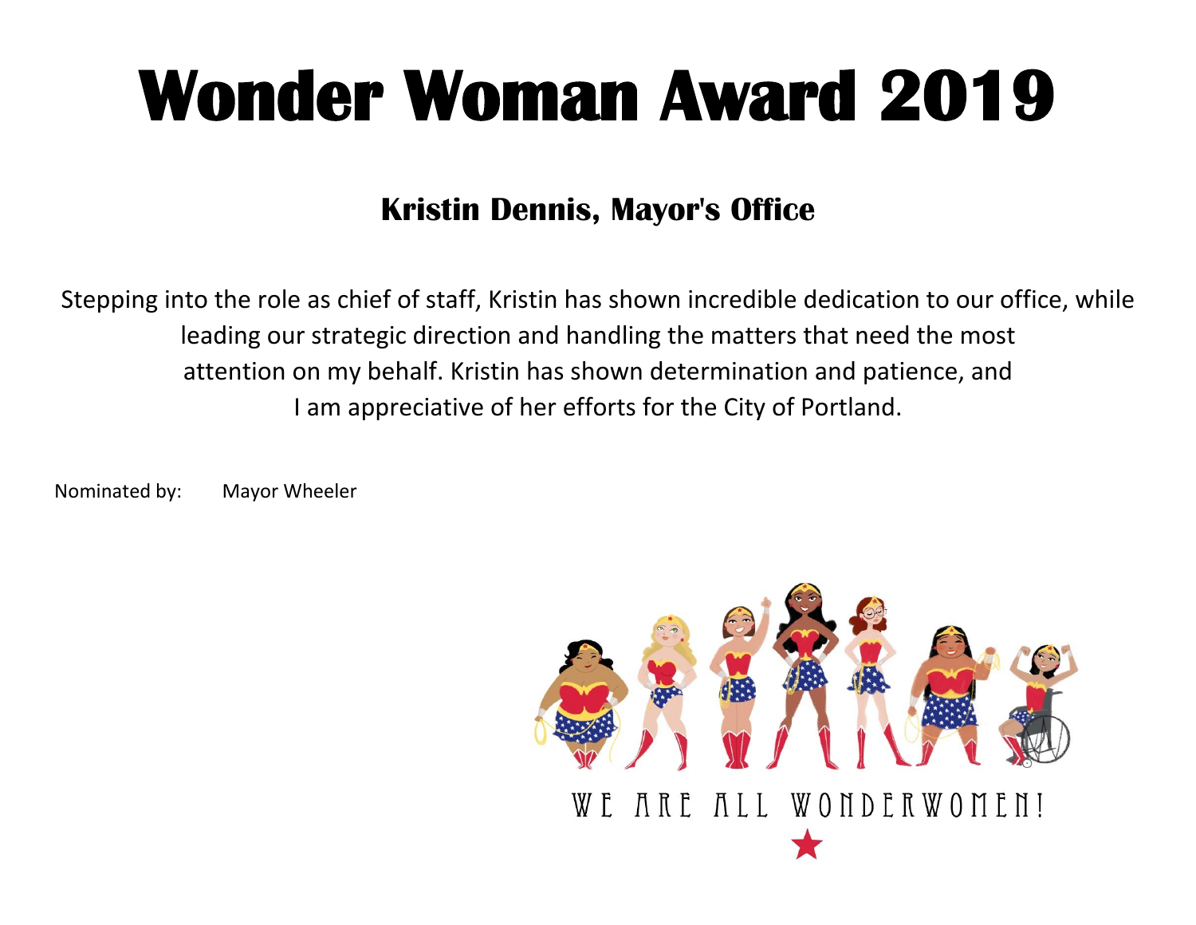# Wonder Woman Award 2019

### Kristin Dennis, Mayor's Office

Stepping into the role as chief of staff, Kristin has shown incredible dedication to our office, while leading our strategic direction and handling the matters that need the most attention on my behalf. Kristin has shown determination and patience, and I am appreciative of her efforts for the City of Portland.

Nominated by: Mayor Wheeler

WE ARE ALL WONDERWOMEN!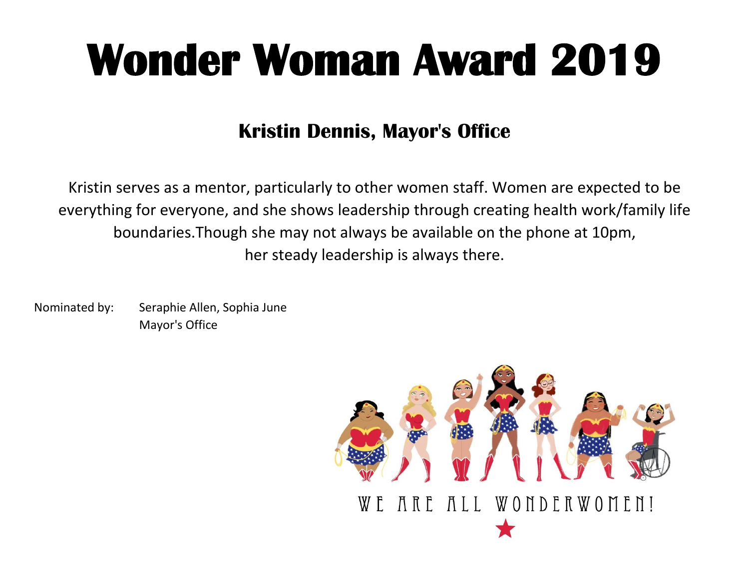# Wonder Woman Award 2019

## Kristin Dennis, Mayor's Office

Kristin serves as a mentor, particularly to other women staff. Women are expected to be everything for everyone, and she shows leadership through creating health work/family life boundaries.Though she may not always be available on the phone at 10pm, her steady leadership is always there.

Nominated by: Seraphie Allen, Sophia June
Mayor's Office

WE ARE ALL WONDERWOMEN!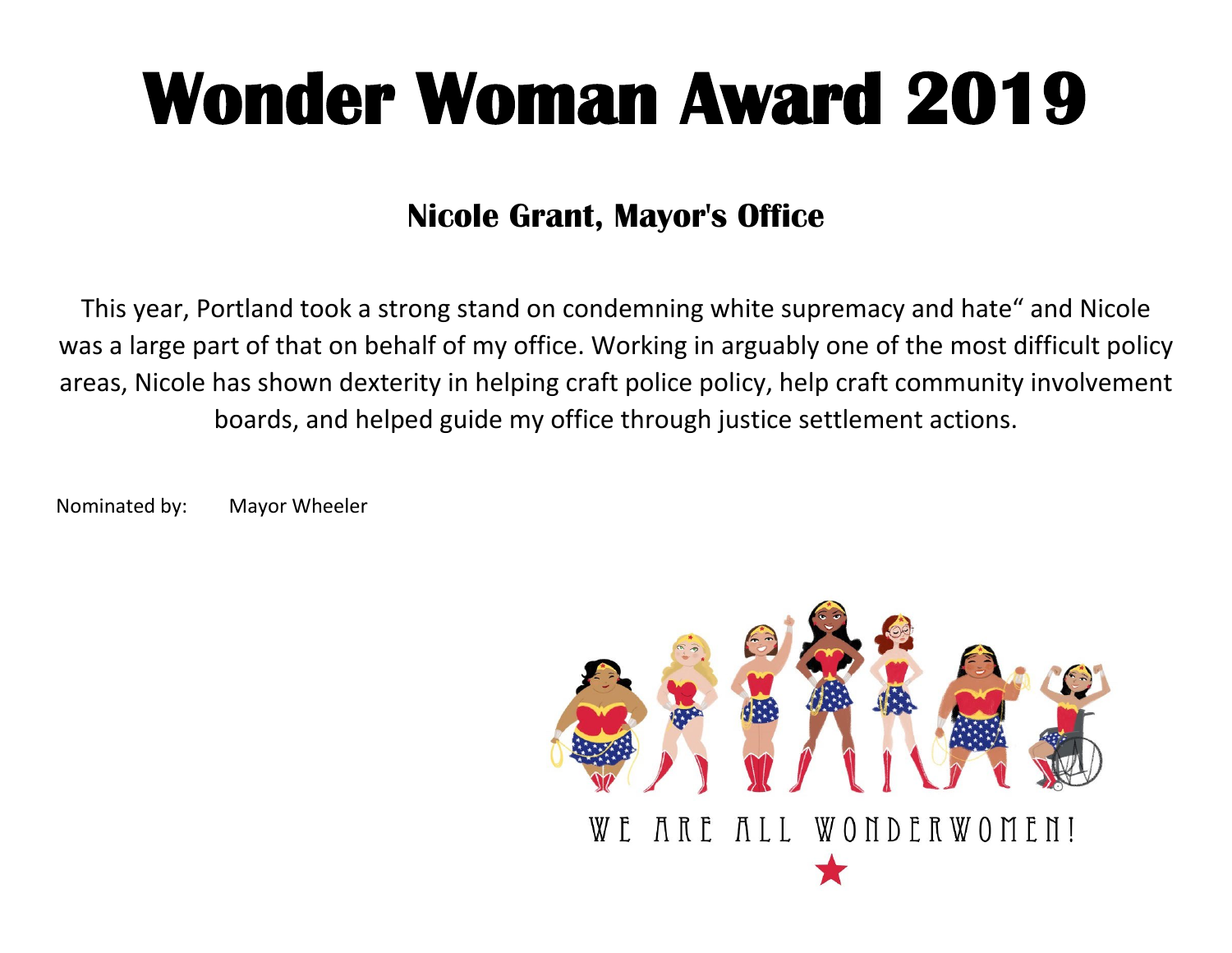# Wonder Woman Award 2019

## Nicole Grant, Mayor's Office

This year, Portland took a strong stand on condemning white supremacy and hate“ and Nicole was a large part of that on behalf of my office. Working in arguably one of the most difficult policy areas, Nicole has shown dexterity in helping craft police policy, help craft community involvement boards, and helped guide my office through justice settlement actions.

Nominated by: Mayor Wheeler

WE ARE ALL WONDERWOMEN!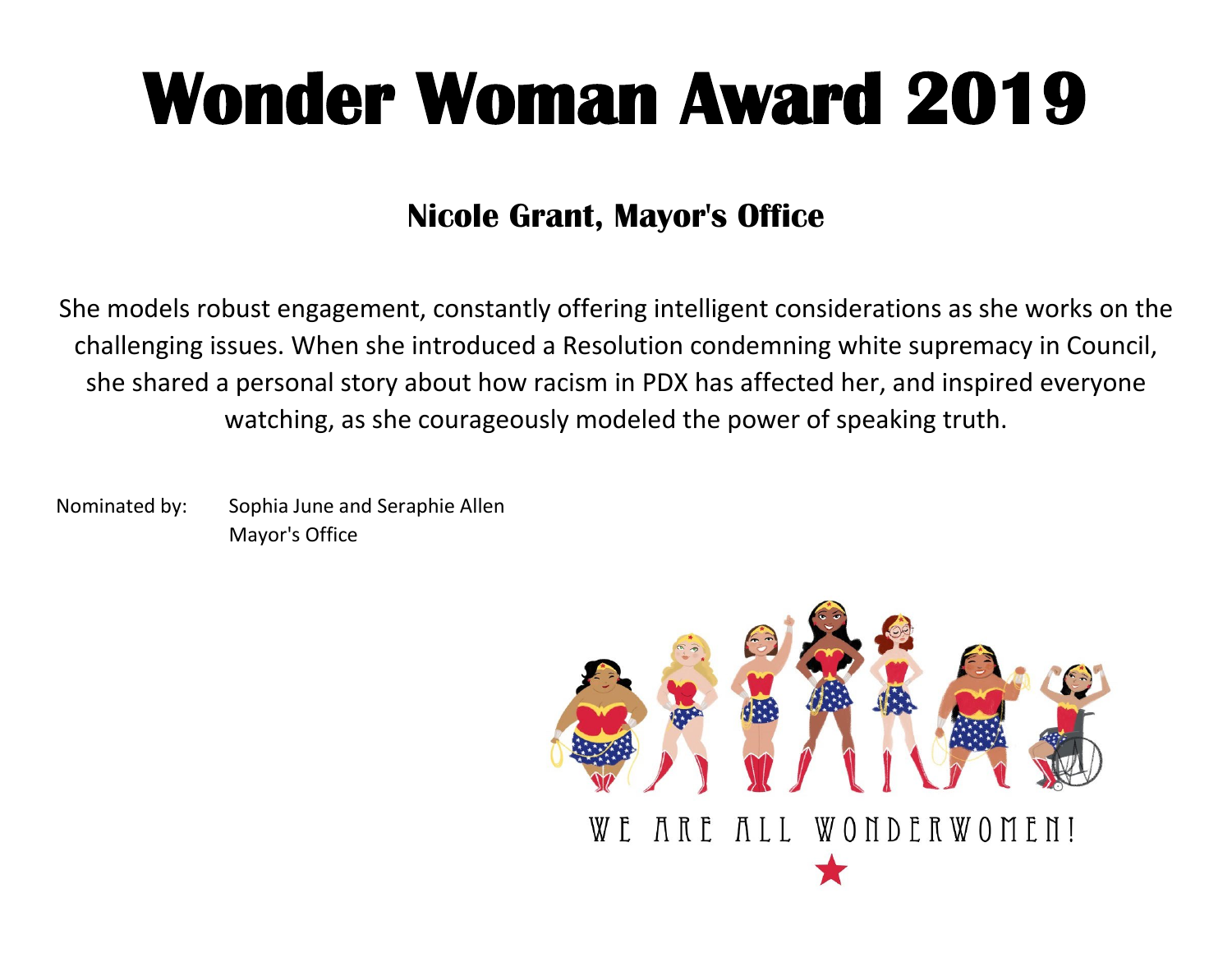# Wonder Woman Award 2019

### Nicole Grant, Mayor's Office

She models robust engagement, constantly offering intelligent considerations as she works on the challenging issues. When she introduced a Resolution condemning white supremacy in Council, she shared a personal story about how racism in PDX has affected her, and inspired everyone watching, as she courageously modeled the power of speaking truth.

Nominated by: Sophia June and Seraphie Allen
Mayor's Office

WE ARE ALL WONDERWOMEN!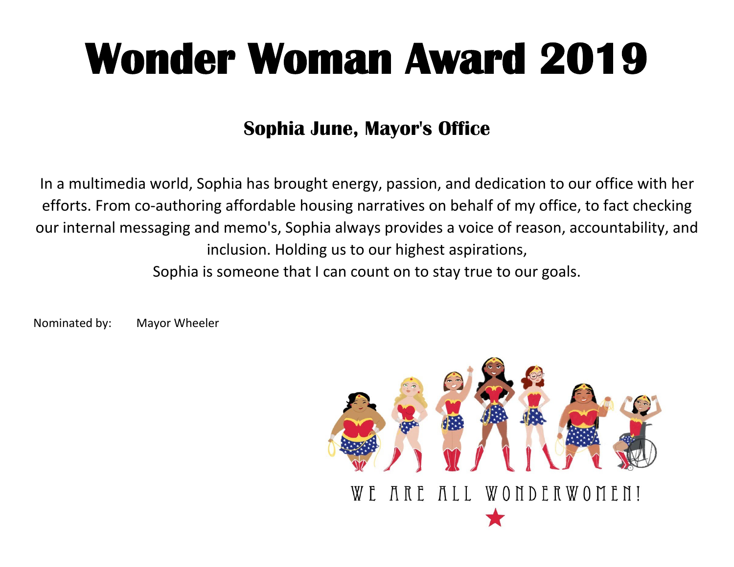# Wonder Woman Award 2019

## Sophia June, Mayor's Office

In a multimedia world, Sophia has brought energy, passion, and dedication to our office with her efforts. From co-authoring affordable housing narratives on behalf of my office, to fact checking our internal messaging and memo's, Sophia always provides a voice of reason, accountability, and inclusion. Holding us to our highest aspirations,
Sophia is someone that I can count on to stay true to our goals.

Nominated by: Mayor Wheeler

WE ARE ALL WONDERWOMEN!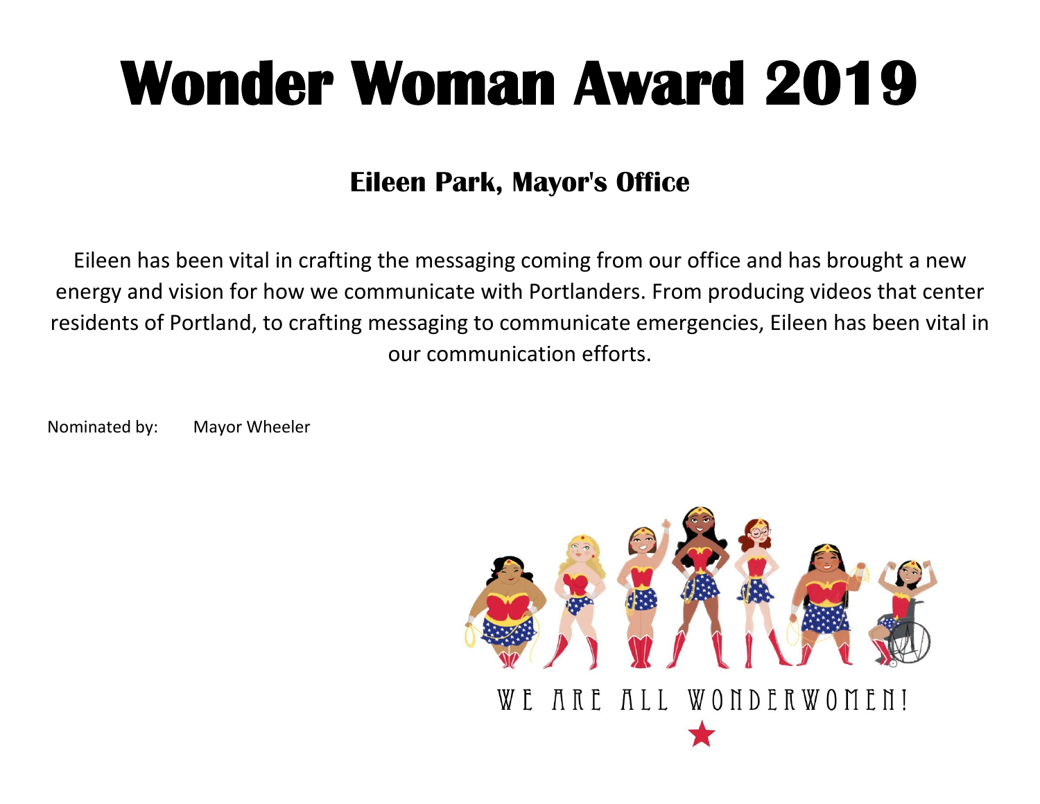# Wonder Woman Award 2019

## Eileen Park, Mayor's Office

Eileen has been vital in crafting the messaging coming from our office and has brought a new energy and vision for how we communicate with Portlanders. From producing videos that center residents of Portland, to crafting messaging to communicate emergencies, Eileen has been vital in our communication efforts.

Nominated by: Mayor Wheeler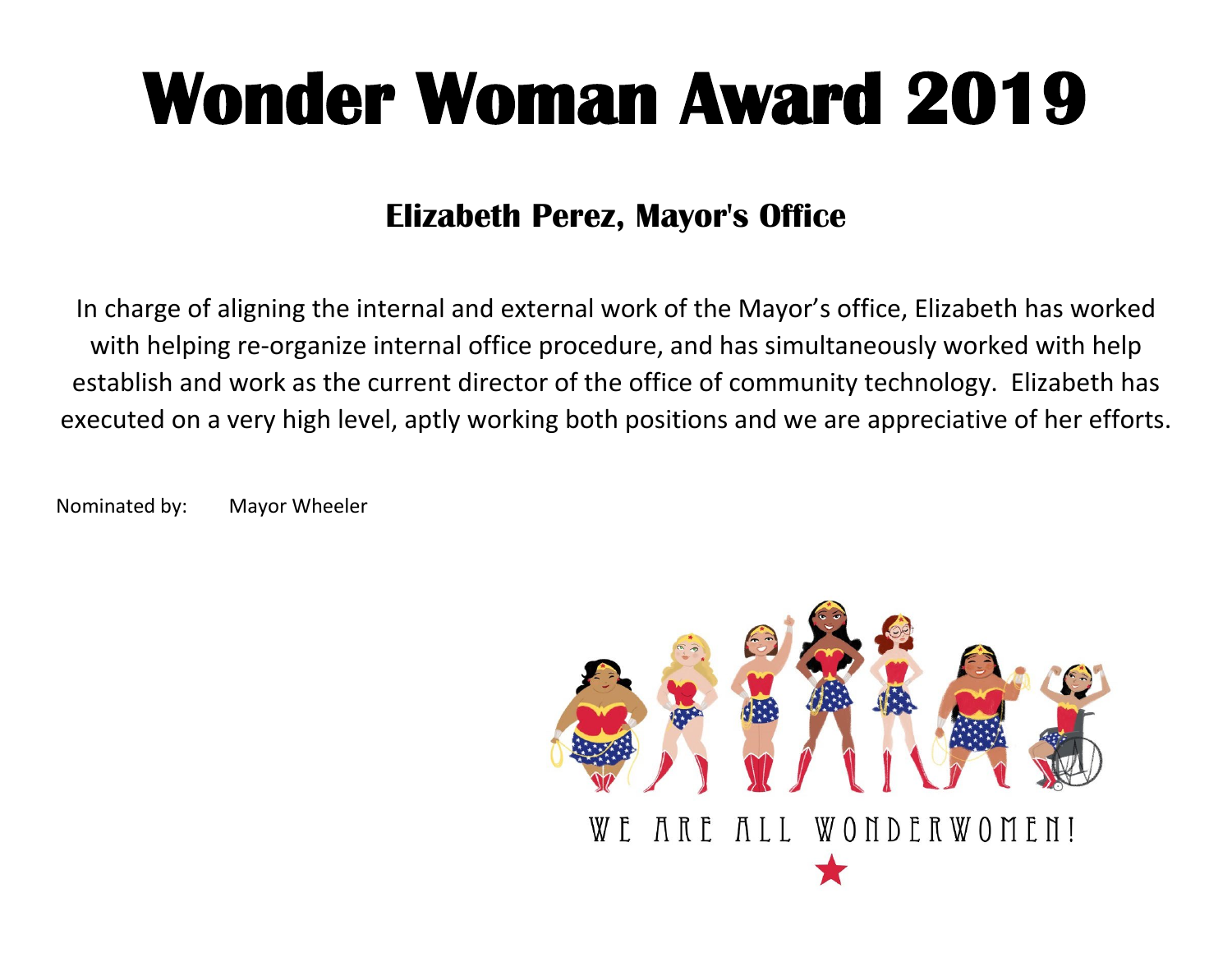# Wonder Woman Award 2019

## Elizabeth Perez, Mayor's Office

In charge of aligning the internal and external work of the Mayor's office, Elizabeth has worked with helping re-organize internal office procedure, and has simultaneously worked with help establish and work as the current director of the office of community technology. Elizabeth has executed on a very high level, aptly working both positions and we are appreciative of her efforts.

Nominated by: Mayor Wheeler

WE ARE ALL WONDERWOMEN!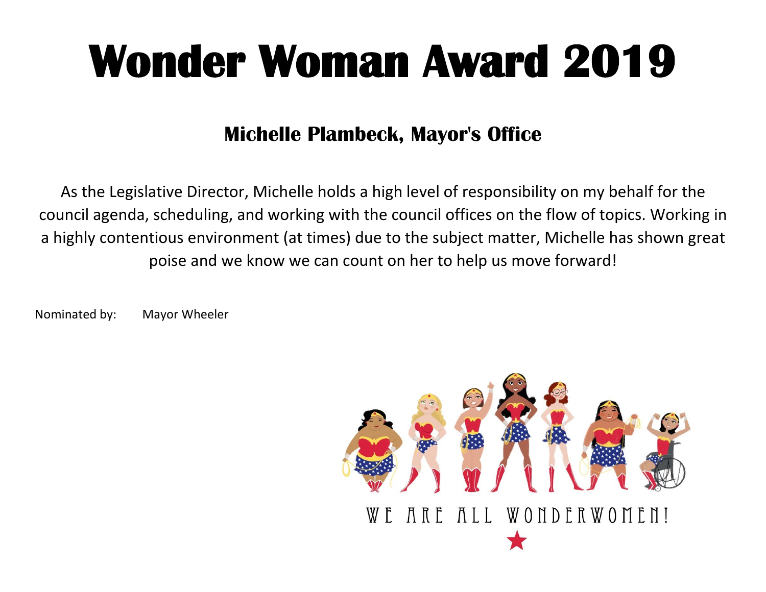# Wonder Woman Award 2019

## Michelle Plambeck, Mayor's Office

As the Legislative Director, Michelle holds a high level of responsibility on my behalf for the council agenda, scheduling, and working with the council offices on the flow of topics. Working in a highly contentious environment (at times) due to the subject matter, Michelle has shown great poise and we know we can count on her to help us move forward!

Nominated by: Mayor Wheeler

WE ARE ALL WONDERWOMEN!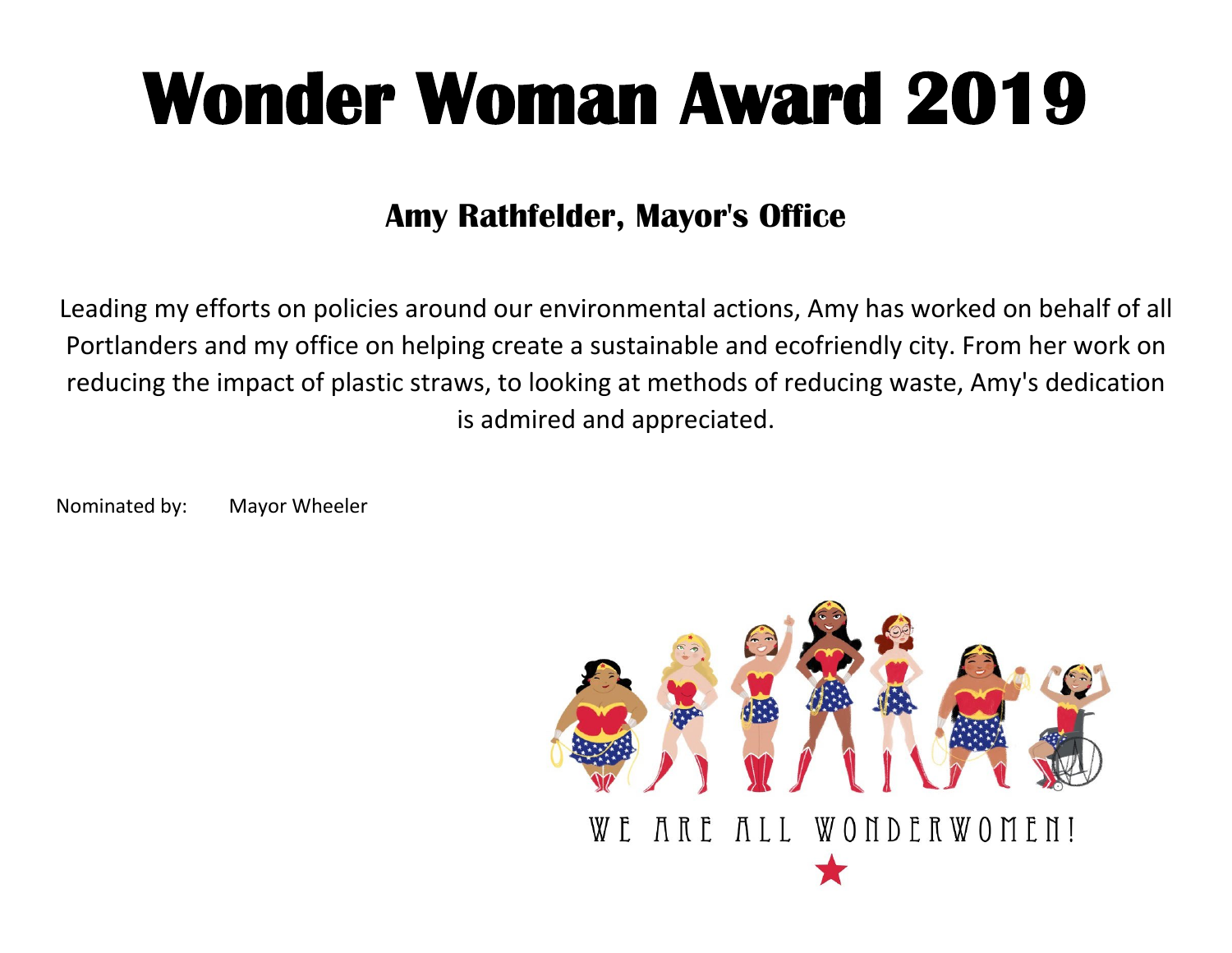# Wonder Woman Award 2019

**Amy Rathfelder, Mayor's Office**

Leading my efforts on policies around our environmental actions, Amy has worked on behalf of all Portlanders and my office on helping create a sustainable and ecofriendly city. From her work on reducing the impact of plastic straws, to looking at methods of reducing waste, Amy's dedication is admired and appreciated.

Nominated by: Mayor Wheeler

WE ARE ALL WONDERWOMEN!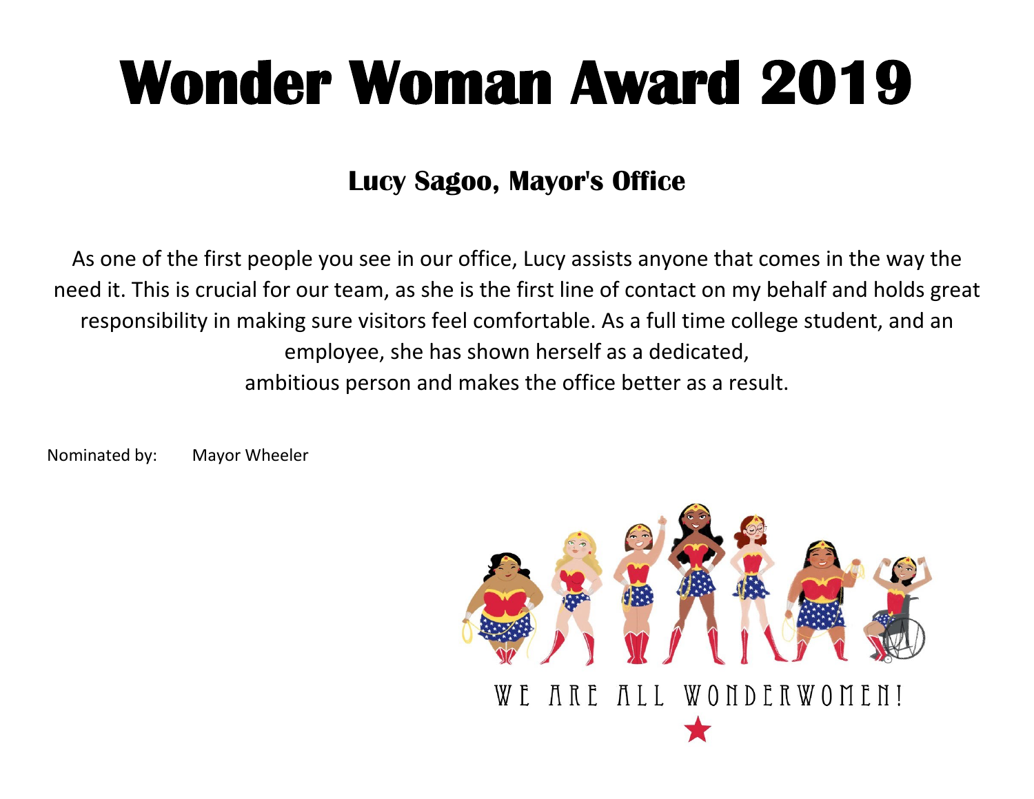# Wonder Woman Award 2019

## Lucy Sagoo, Mayor's Office

As one of the first people you see in our office, Lucy assists anyone that comes in the way the need it. This is crucial for our team, as she is the first line of contact on my behalf and holds great responsibility in making sure visitors feel comfortable. As a full time college student, and an employee, she has shown herself as a dedicated, ambitious person and makes the office better as a result.

Nominated by: Mayor Wheeler

WE ARE ALL WONDERWOMEN!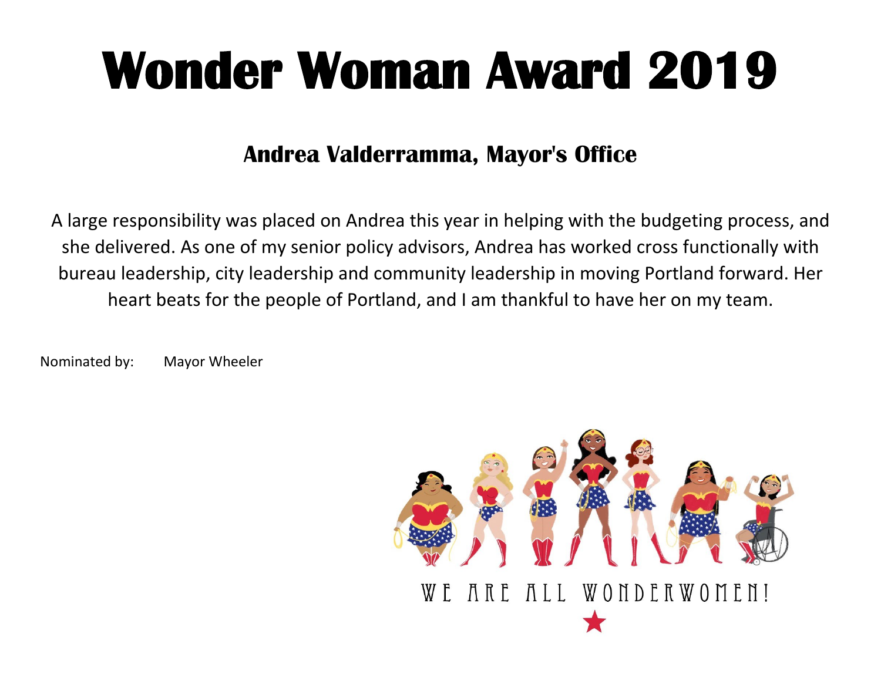# Wonder Woman Award 2019

## Andrea Valderramma, Mayor's Office

A large responsibility was placed on Andrea this year in helping with the budgeting process, and she delivered. As one of my senior policy advisors, Andrea has worked cross functionally with bureau leadership, city leadership and community leadership in moving Portland forward. Her heart beats for the people of Portland, and I am thankful to have her on my team.

Nominated by: Mayor Wheeler

WE ARE ALL WONDERWOMEN!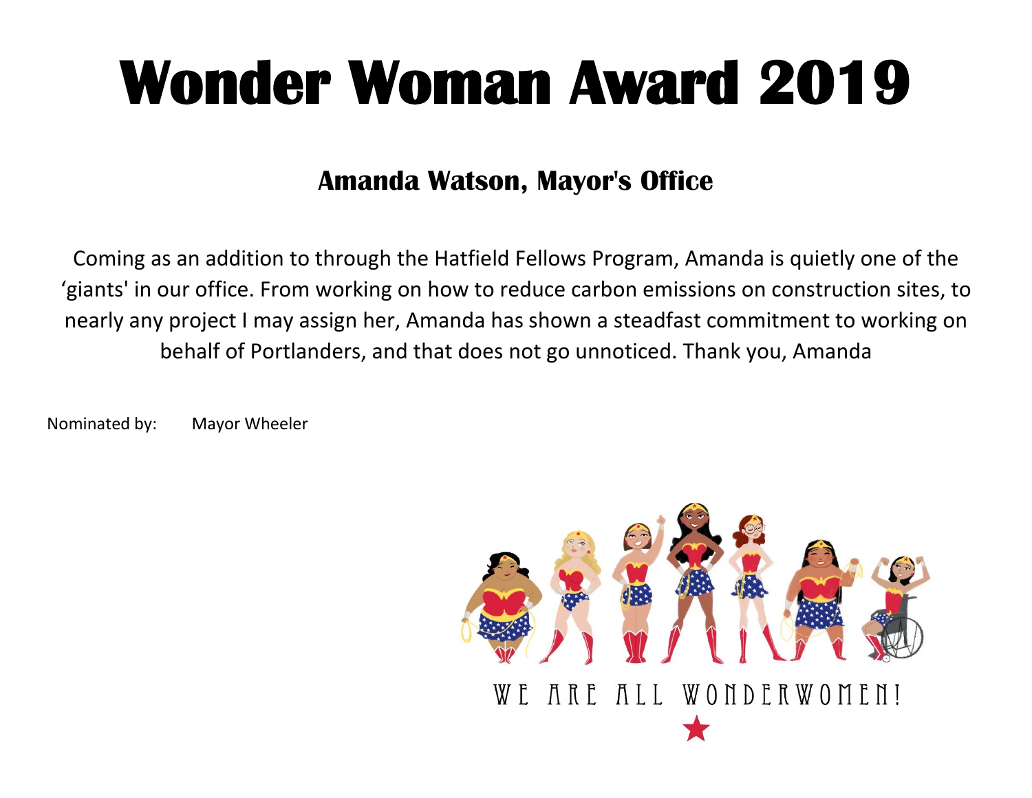# Wonder Woman Award 2019

## Amanda Watson, Mayor's Office

Coming as an addition to through the Hatfield Fellows Program, Amanda is quietly one of the 'giants' in our office. From working on how to reduce carbon emissions on construction sites, to nearly any project I may assign her, Amanda has shown a steadfast commitment to working on behalf of Portlanders, and that does not go unnoticed. Thank you, Amanda

Nominated by: Mayor Wheeler

WE ARE ALL WONDERWOMEN!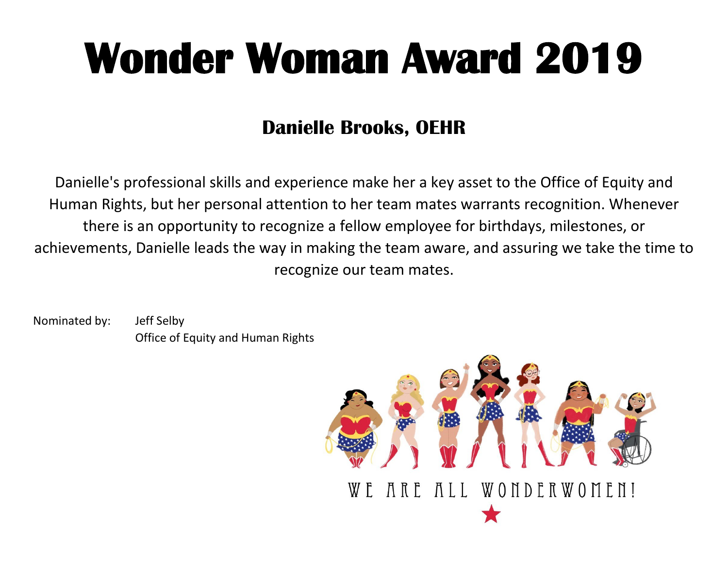# Wonder Woman Award 2019

## Danielle Brooks, OEHR

Danielle's professional skills and experience make her a key asset to the Office of Equity and Human Rights, but her personal attention to her team mates warrants recognition. Whenever there is an opportunity to recognize a fellow employee for birthdays, milestones, or achievements, Danielle leads the way in making the team aware, and assuring we take the time to recognize our team mates.

Nominated by: Jeff Selby
Office of Equity and Human Rights

WE ARE ALL WONDERWOMEN!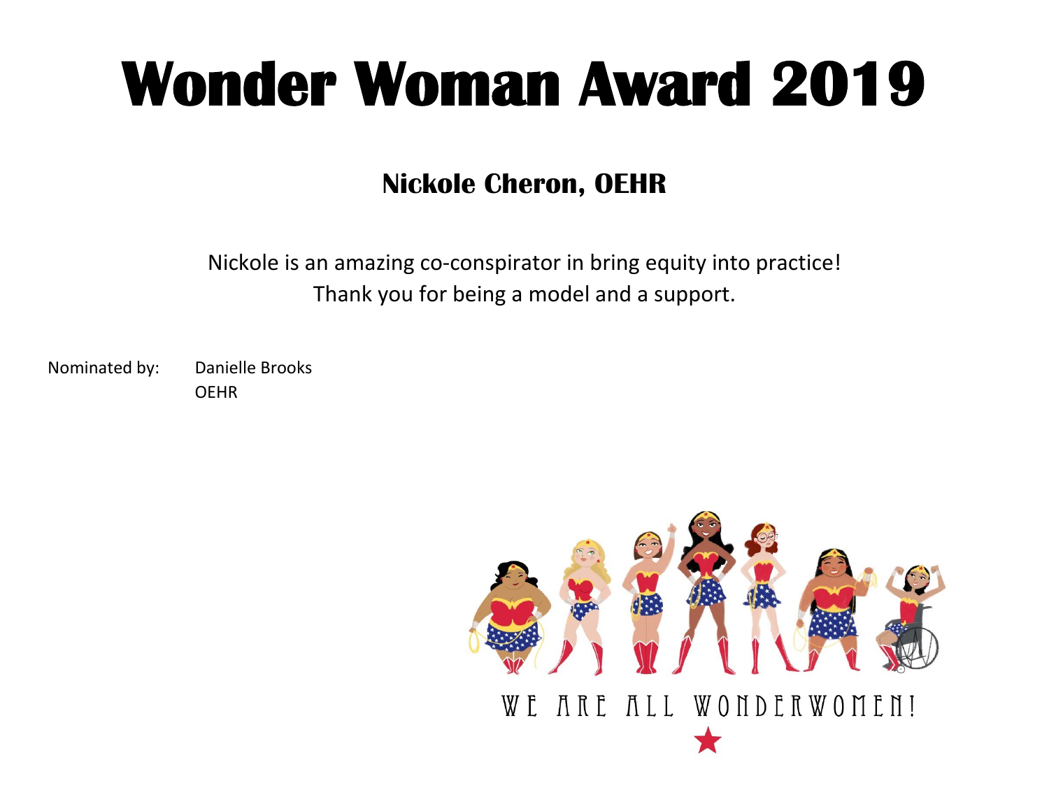# Wonder Woman Award 2019

**Nickole Cheron, OEHR**

Nickole is an amazing co-conspirator in bring equity into practice!
Thank you for being a model and a support.

Nominated by: Danielle Brooks
OEHR

WE ARE ALL WONDERWOMEN!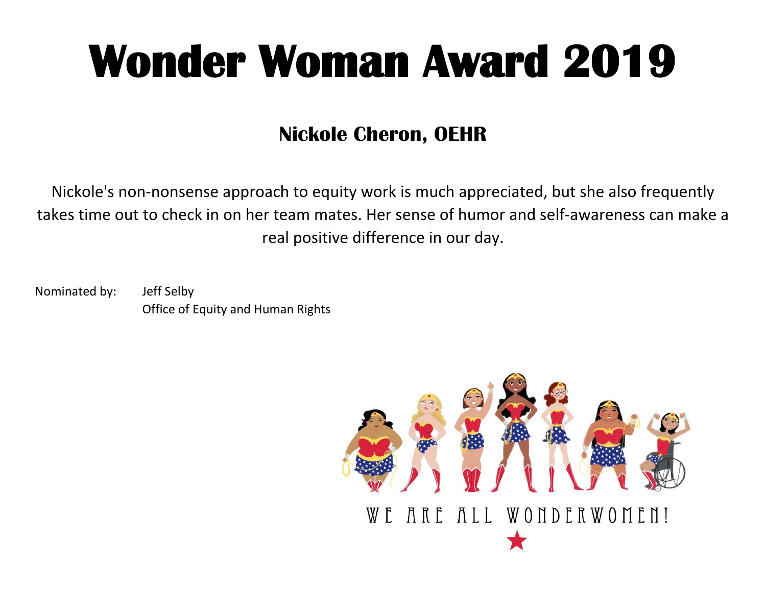# Wonder Woman Award 2019

## Nickole Cheron, OEHR

Nickole's non-nonsense approach to equity work is much appreciated, but she also frequently takes time out to check in on her team mates. Her sense of humor and self-awareness can make a real positive difference in our day.

Nominated by: Jeff Selby
Office of Equity and Human Rights

WE ARE ALL WONDERWOMEN!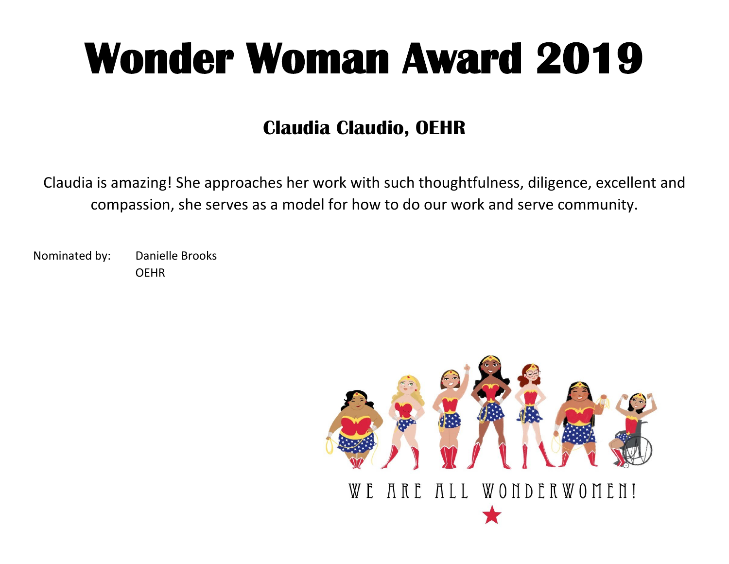# Wonder Woman Award 2019

## Claudia Claudio, OEHR

Claudia is amazing! She approaches her work with such thoughtfulness, diligence, excellent and compassion, she serves as a model for how to do our work and serve community.

Nominated by: Danielle Brooks
OEHR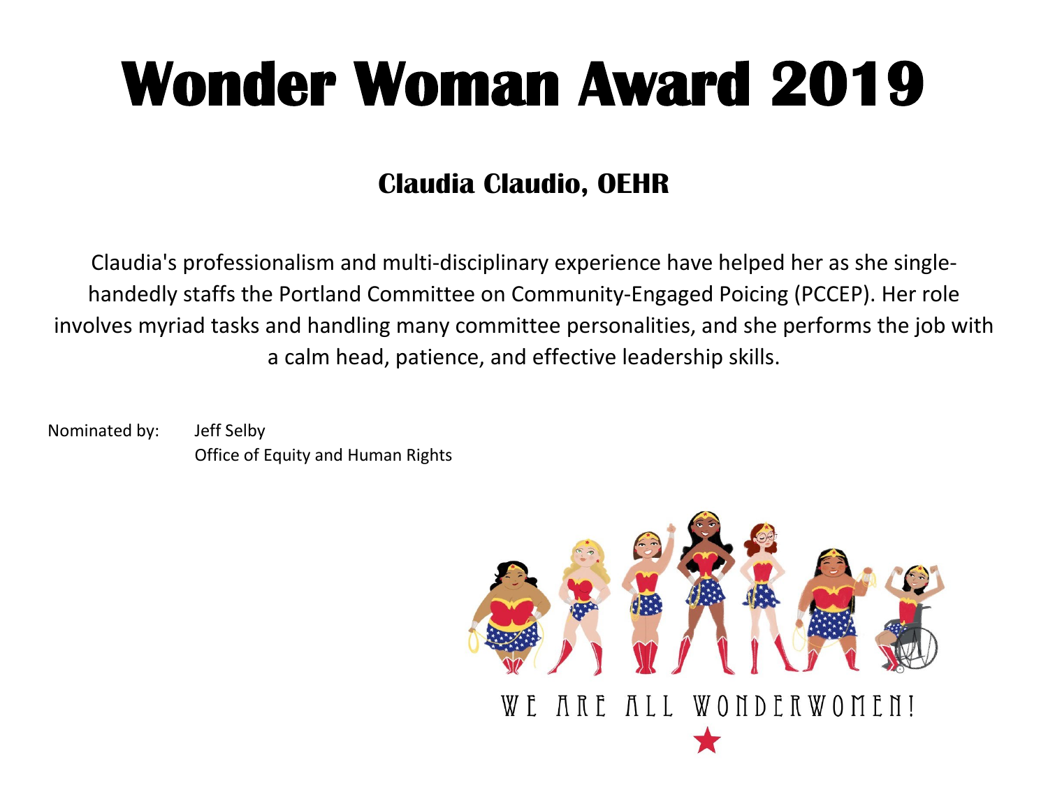# Wonder Woman Award 2019

## Claudia Claudio, OEHR

Claudia's professionalism and multi-disciplinary experience have helped her as she single-handedly staffs the Portland Committee on Community-Engaged Poicing (PCCEP). Her role involves myriad tasks and handling many committee personalities, and she performs the job with a calm head, patience, and effective leadership skills.

Nominated by: Jeff Selby
Office of Equity and Human Rights

WE ARE ALL WONDERWOMEN!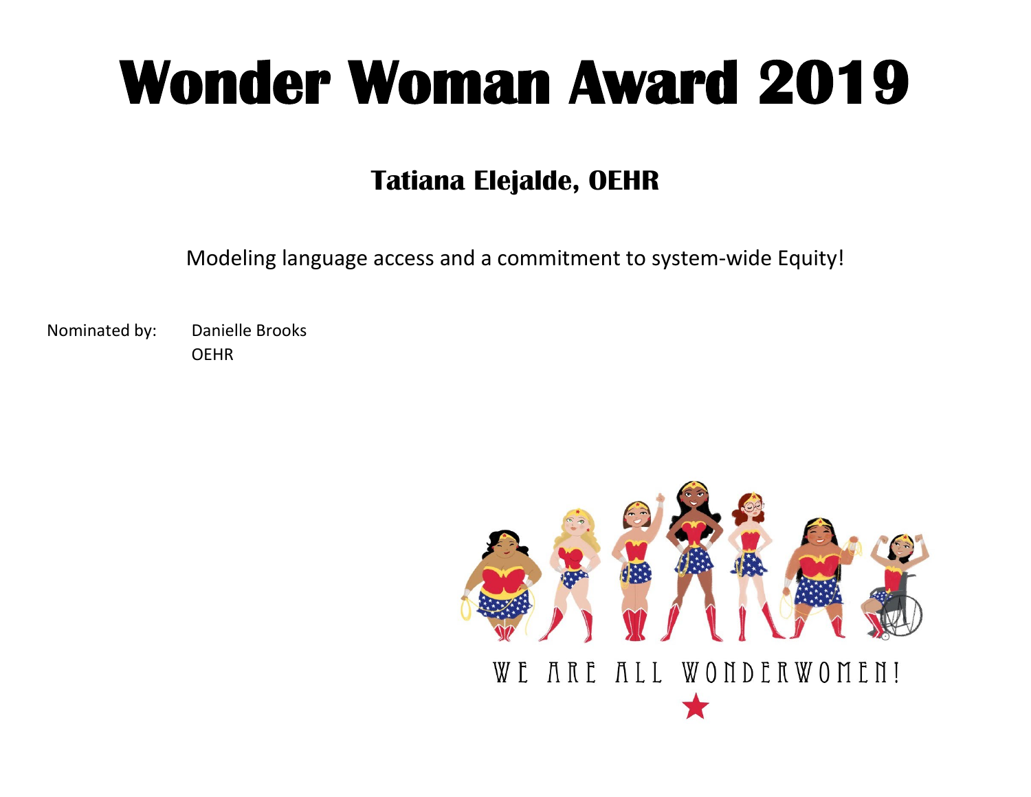# Wonder Woman Award 2019

## Tatiana Elejalde, OEHR

Modeling language access and a commitment to system-wide Equity!

Nominated by: Danielle Brooks
OEHR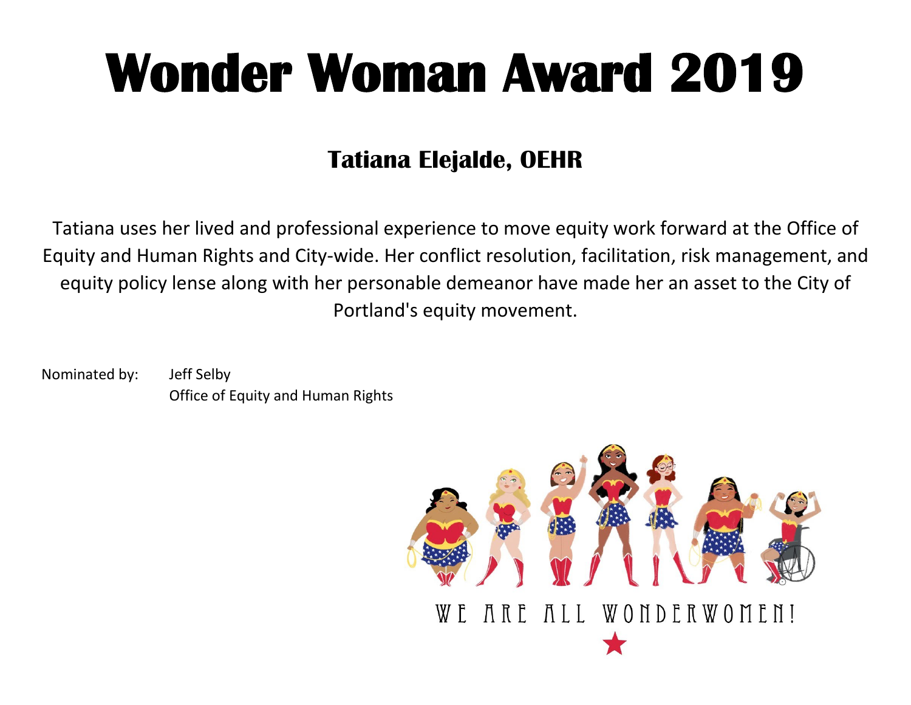# Wonder Woman Award 2019

## Tatiana Elejalde, OEHR

Tatiana uses her lived and professional experience to move equity work forward at the Office of Equity and Human Rights and City-wide. Her conflict resolution, facilitation, risk management, and equity policy lense along with her personable demeanor have made her an asset to the City of Portland's equity movement.

Nominated by: Jeff Selby
Office of Equity and Human Rights

WE ARE ALL WONDERWOMEN!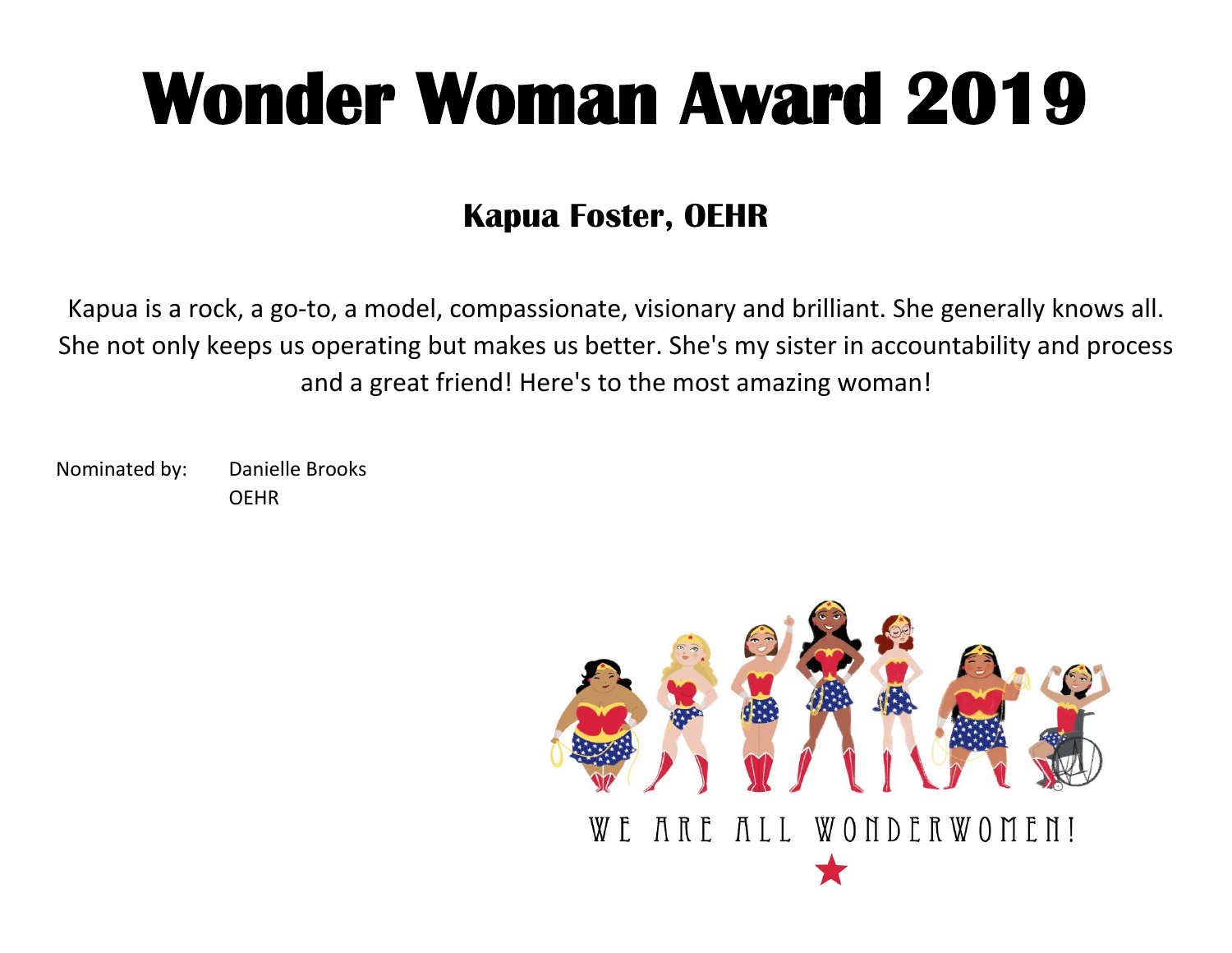# Wonder Woman Award 2019

## Kapua Foster, OEHR

Kapua is a rock, a go-to, a model, compassionate, visionary and brilliant. She generally knows all. She not only keeps us operating but makes us better. She's my sister in accountability and process and a great friend! Here's to the most amazing woman!

Nominated by: Danielle Brooks
OEHR

WE ARE ALL WONDERWOMEN!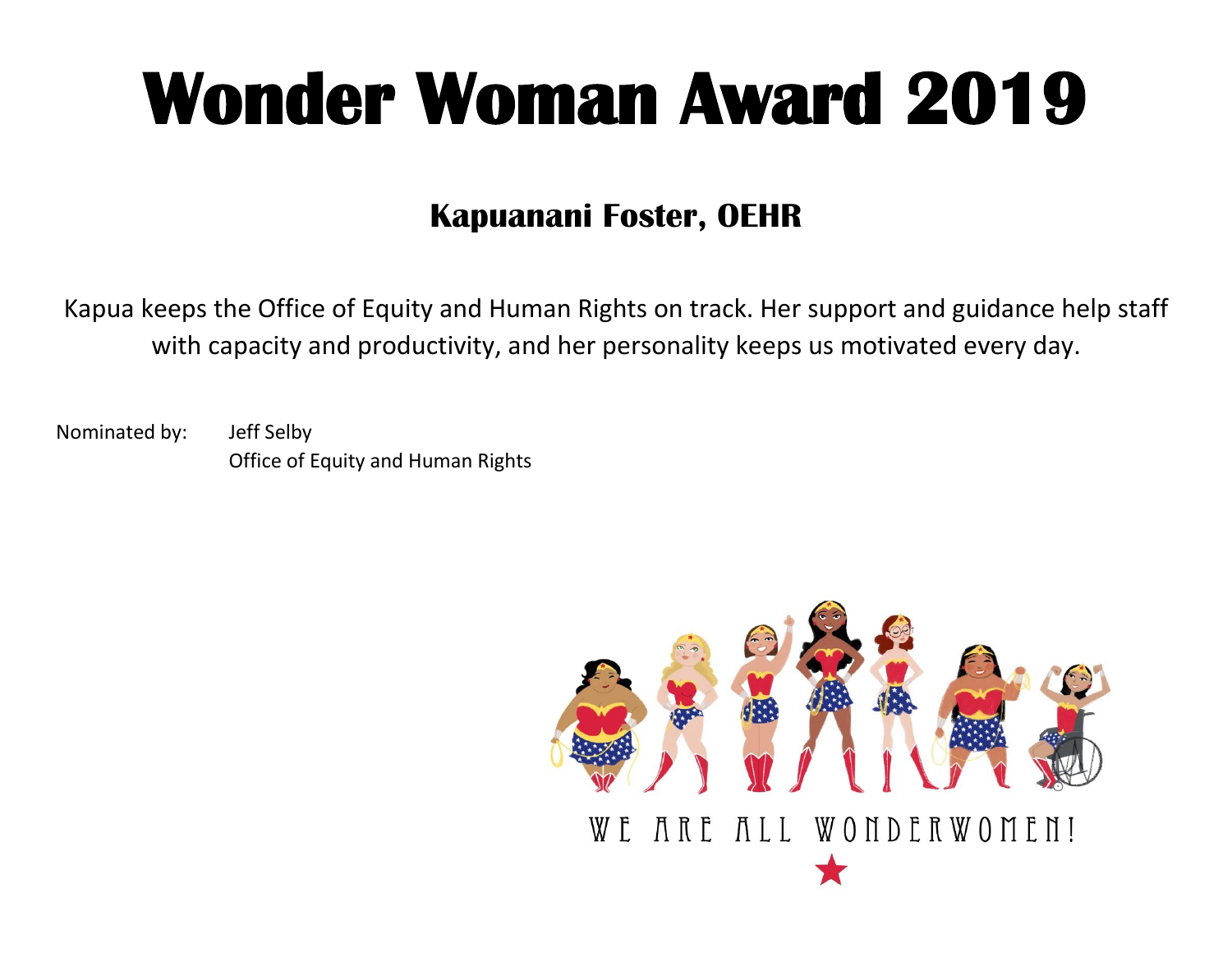# Wonder Woman Award 2019

## Kapuanani Foster, OEHR

Kapua keeps the Office of Equity and Human Rights on track. Her support and guidance help staff with capacity and productivity, and her personality keeps us motivated every day.

Nominated by: Jeff Selby
Office of Equity and Human Rights

WE ARE ALL WONDERWOMEN!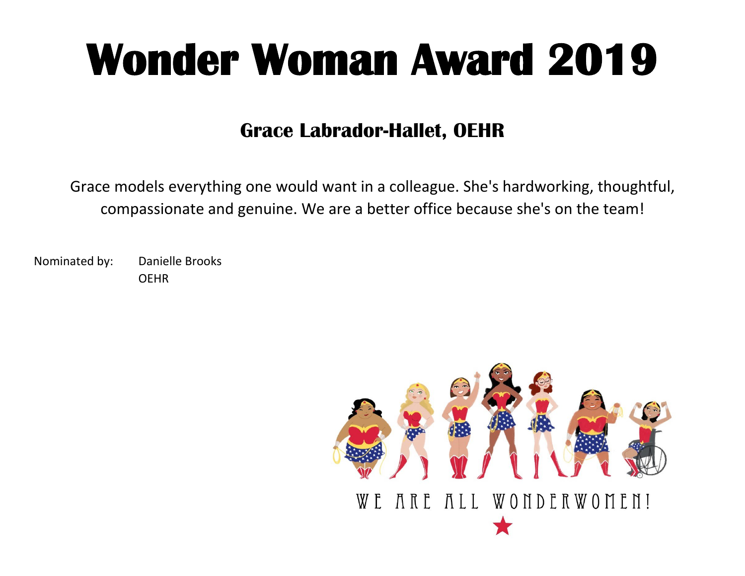# Wonder Woman Award 2019

## Grace Labrador-Hallet, OEHR

Grace models everything one would want in a colleague. She's hardworking, thoughtful, compassionate and genuine. We are a better office because she's on the team!

Nominated by: Danielle Brooks
OEHR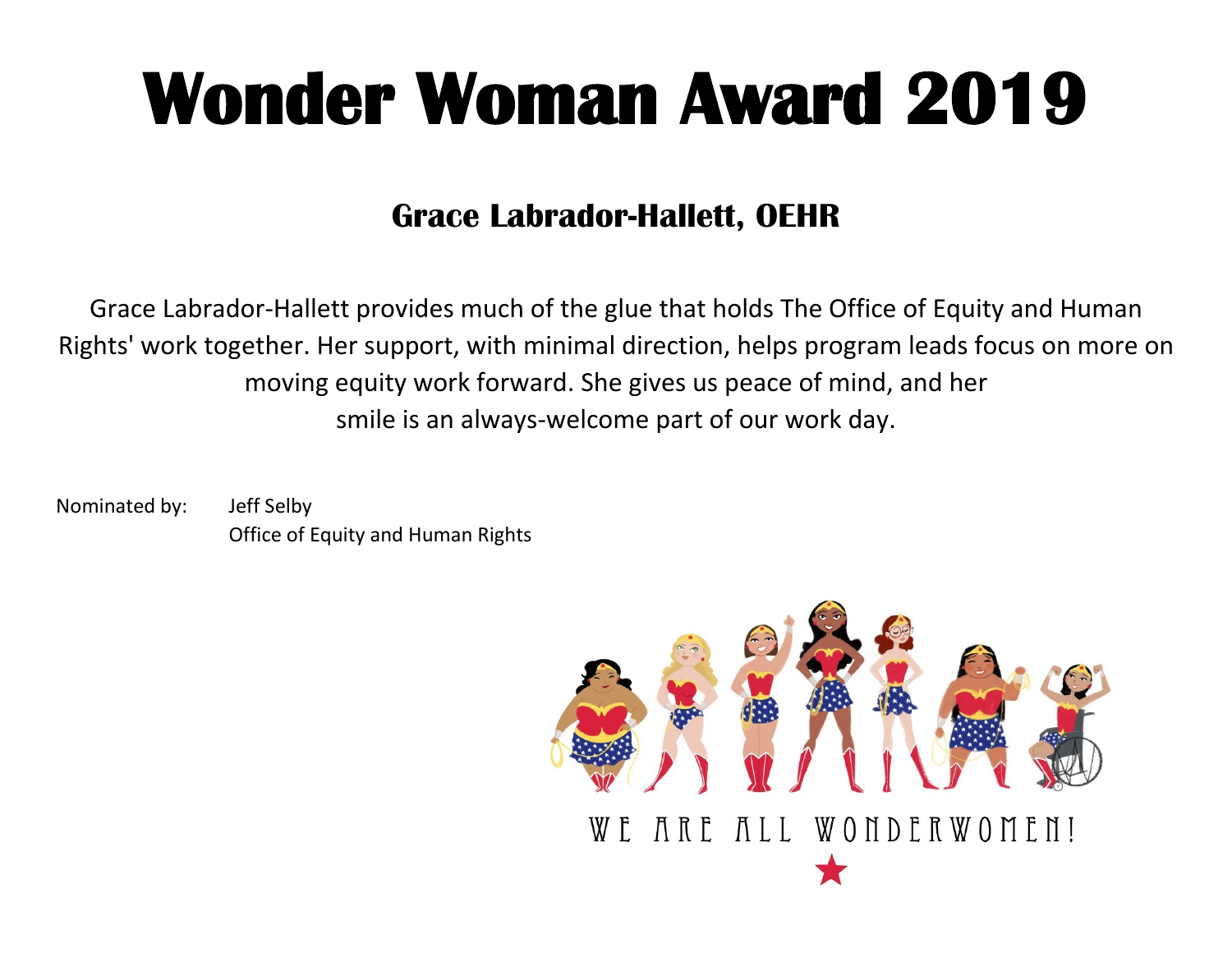# Wonder Woman Award 2019

## Grace Labrador-Hallett, OEHR

Grace Labrador-Hallett provides much of the glue that holds The Office of Equity and Human Rights' work together. Her support, with minimal direction, helps program leads focus on more on moving equity work forward. She gives us peace of mind, and her smile is an always-welcome part of our work day.

Nominated by: Jeff Selby
Office of Equity and Human Rights

WE ARE ALL WONDERWOMEN!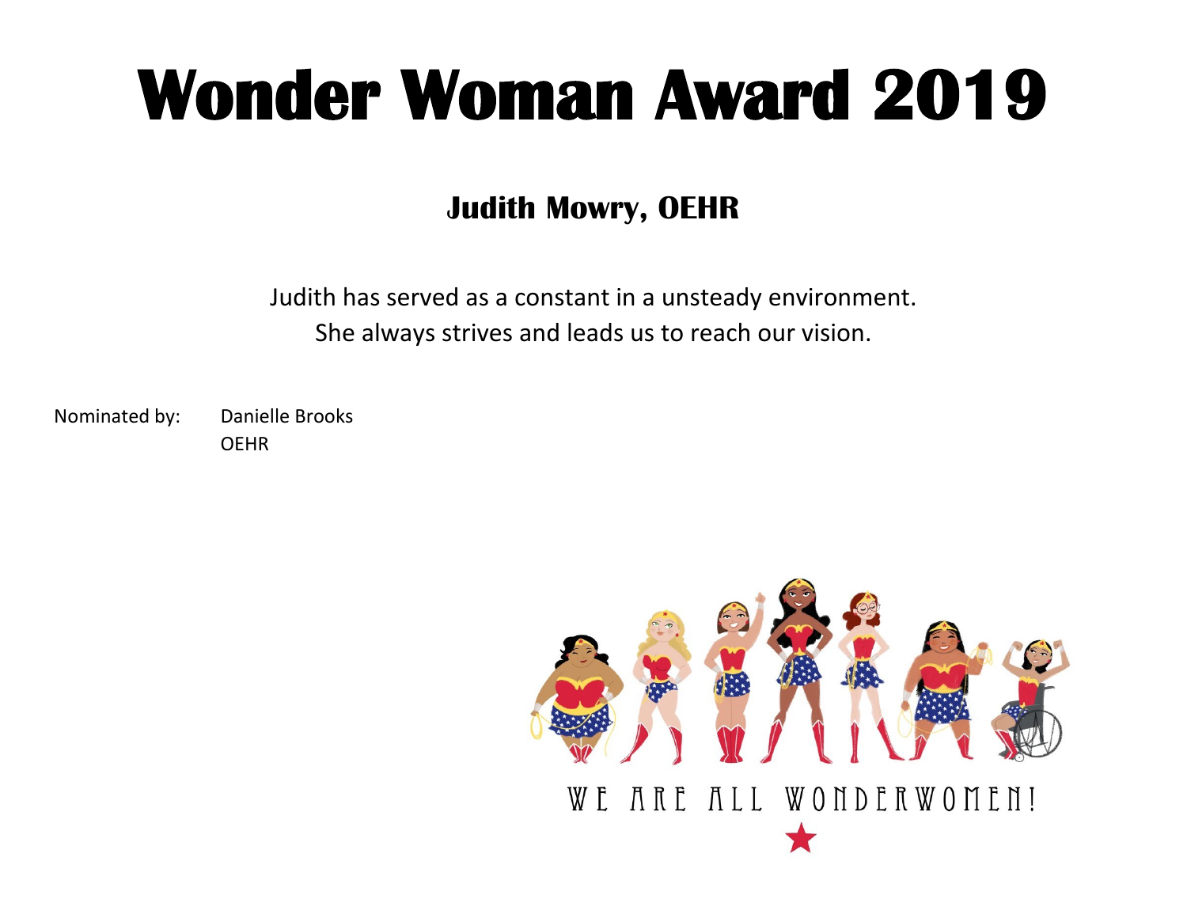# Wonder Woman Award 2019

## Judith Mowry, OEHR

Judith has served as a constant in a unsteady environment.
She always strives and leads us to reach our vision.

Nominated by: Danielle Brooks
OEHR

WE ARE ALL WONDERWOMEN!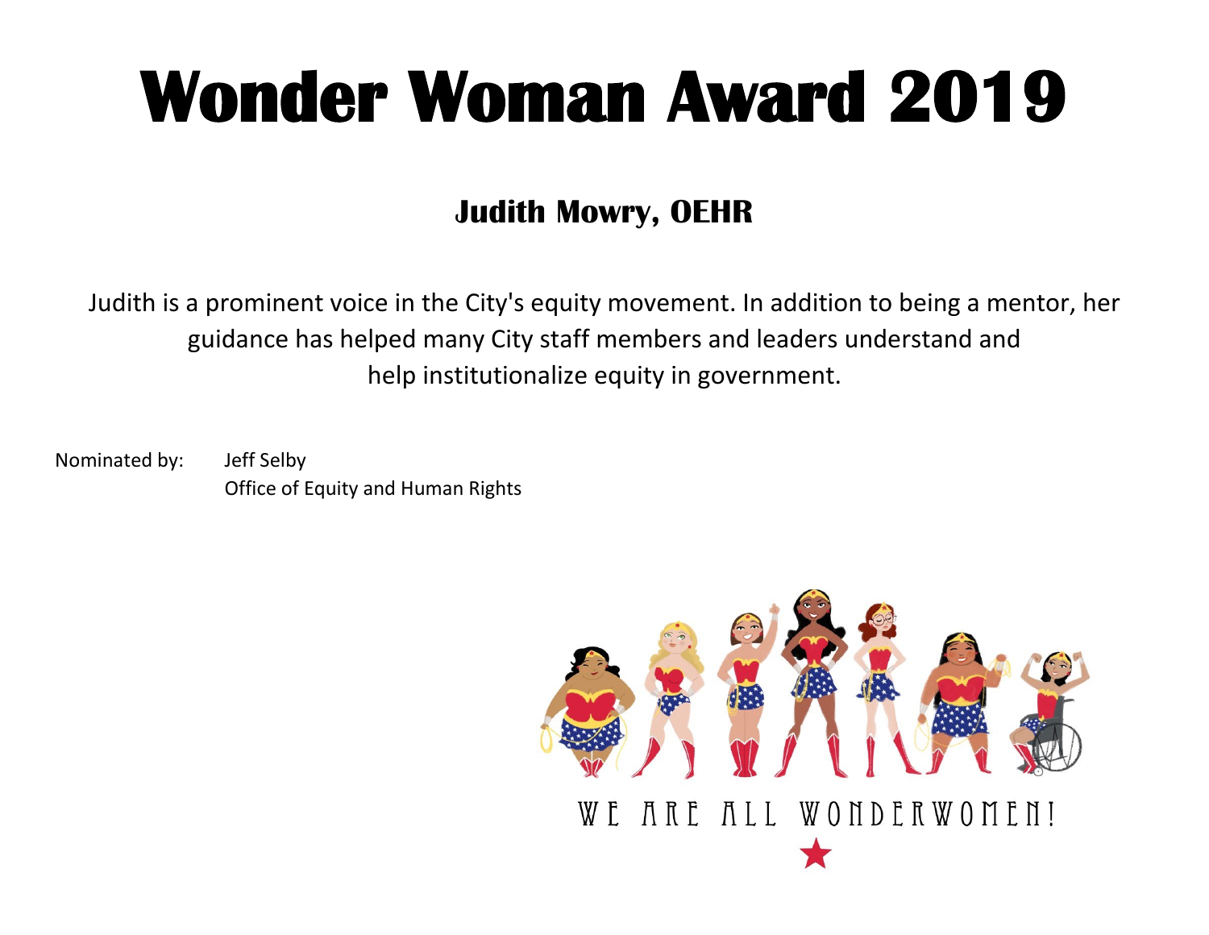# Wonder Woman Award 2019

## Judith Mowry, OEHR

Judith is a prominent voice in the City's equity movement. In addition to being a mentor, her guidance has helped many City staff members and leaders understand and help institutionalize equity in government.

Nominated by: Jeff Selby
Office of Equity and Human Rights

WE ARE ALL WONDERWOMEN!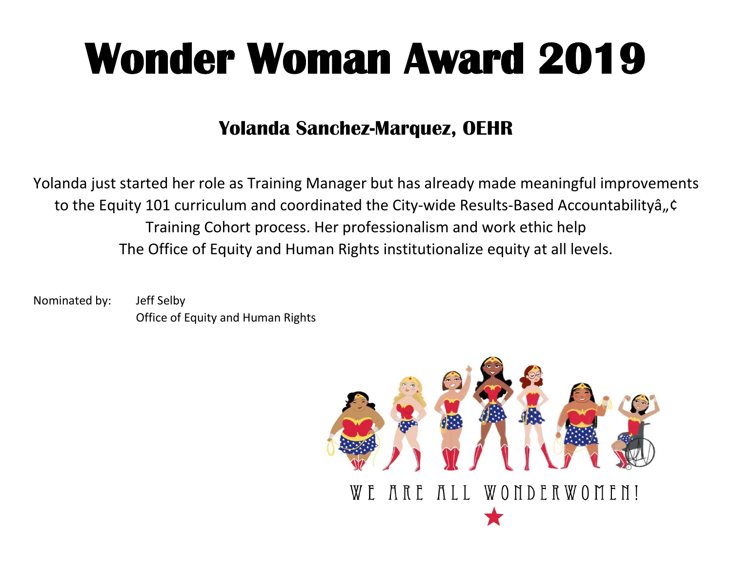# Wonder Woman Award 2019

## Yolanda Sanchez-Marquez, OEHR

Yolanda just started her role as Training Manager but has already made meaningful improvements to the Equity 101 curriculum and coordinated the City-wide Results-Based Accountabilityâ„¢ Training Cohort process. Her professionalism and work ethic help The Office of Equity and Human Rights institutionalize equity at all levels.

Nominated by: Jeff Selby
Office of Equity and Human Rights

WE ARE ALL WONDERWOMEN!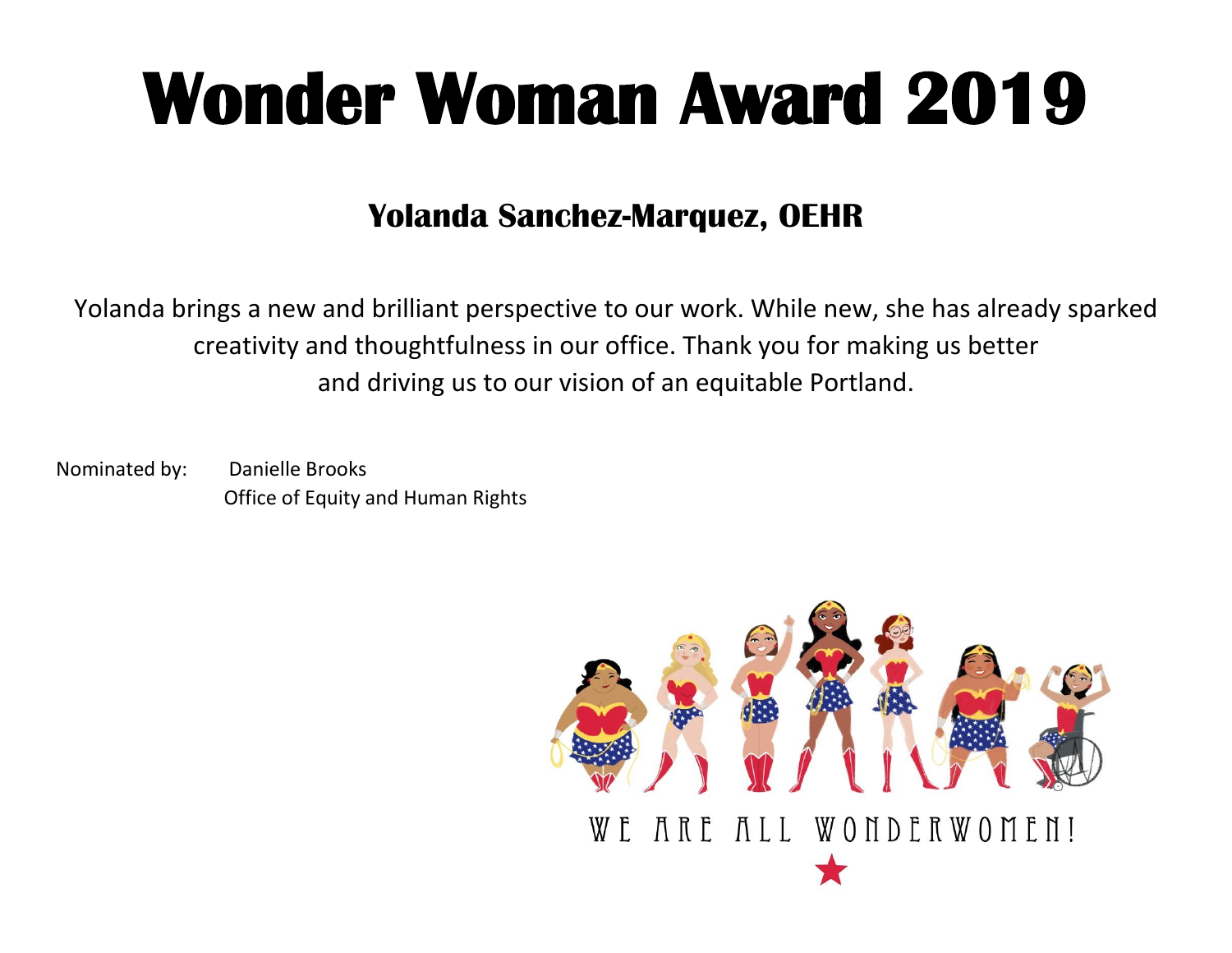# Wonder Woman Award 2019

## Yolanda Sanchez-Marquez, OEHR

Yolanda brings a new and brilliant perspective to our work. While new, she has already sparked creativity and thoughtfulness in our office. Thank you for making us better and driving us to our vision of an equitable Portland.

Nominated by: Danielle Brooks
Office of Equity and Human Rights

WE ARE ALL WONDERWOMEN!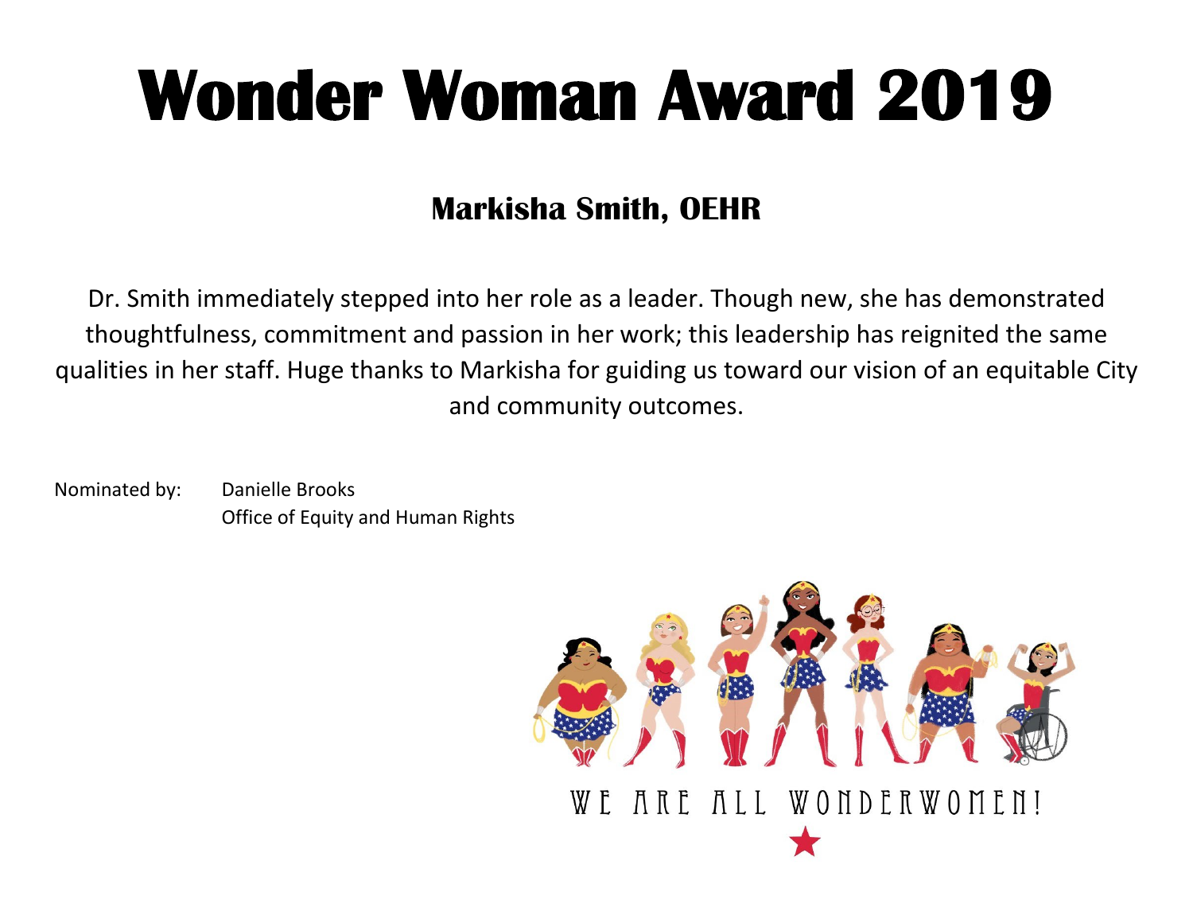# Wonder Woman Award 2019

## Markisha Smith, OEHR

Dr. Smith immediately stepped into her role as a leader. Though new, she has demonstrated thoughtfulness, commitment and passion in her work; this leadership has reignited the same qualities in her staff. Huge thanks to Markisha for guiding us toward our vision of an equitable City and community outcomes.

Nominated by: Danielle Brooks
Office of Equity and Human Rights

WE ARE ALL WONDERWOMEN!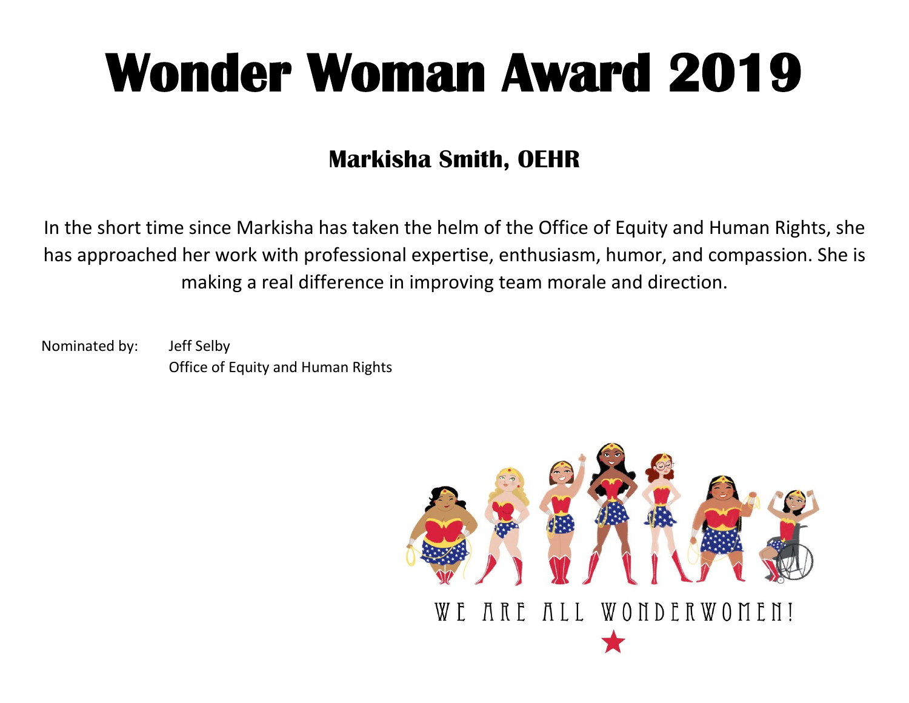# Wonder Woman Award 2019

## Markisha Smith, OEHR

In the short time since Markisha has taken the helm of the Office of Equity and Human Rights, she has approached her work with professional expertise, enthusiasm, humor, and compassion. She is making a real difference in improving team morale and direction.

Nominated by: Jeff Selby
Office of Equity and Human Rights

WE ARE ALL WONDERWOMEN!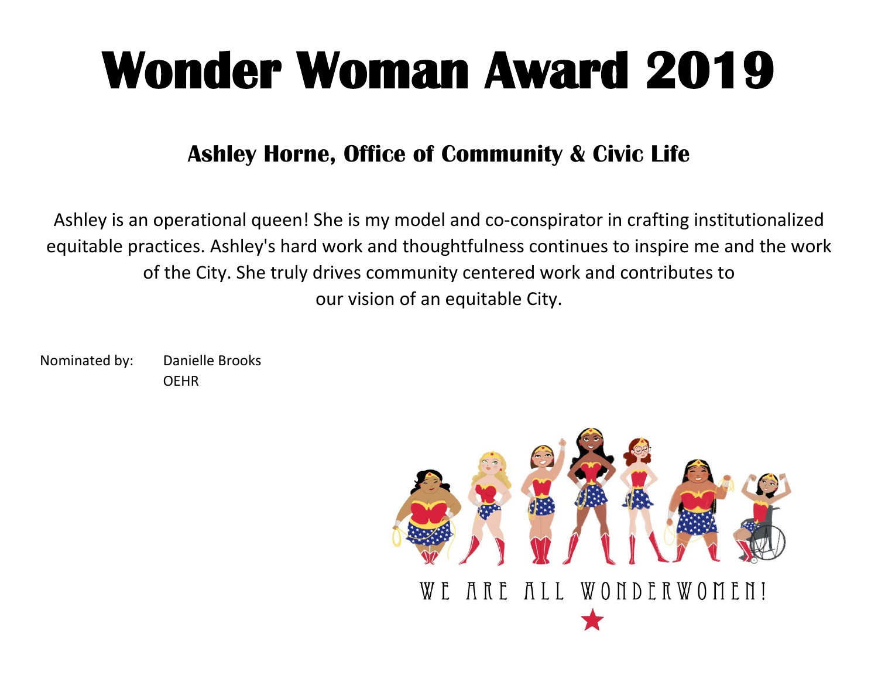# Wonder Woman Award 2019

## Ashley Horne, Office of Community & Civic Life

Ashley is an operational queen! She is my model and co-conspirator in crafting institutionalized equitable practices. Ashley's hard work and thoughtfulness continues to inspire me and the work of the City. She truly drives community centered work and contributes to our vision of an equitable City.

Nominated by: Danielle Brooks
OEHR

WE ARE ALL WONDERWOMEN!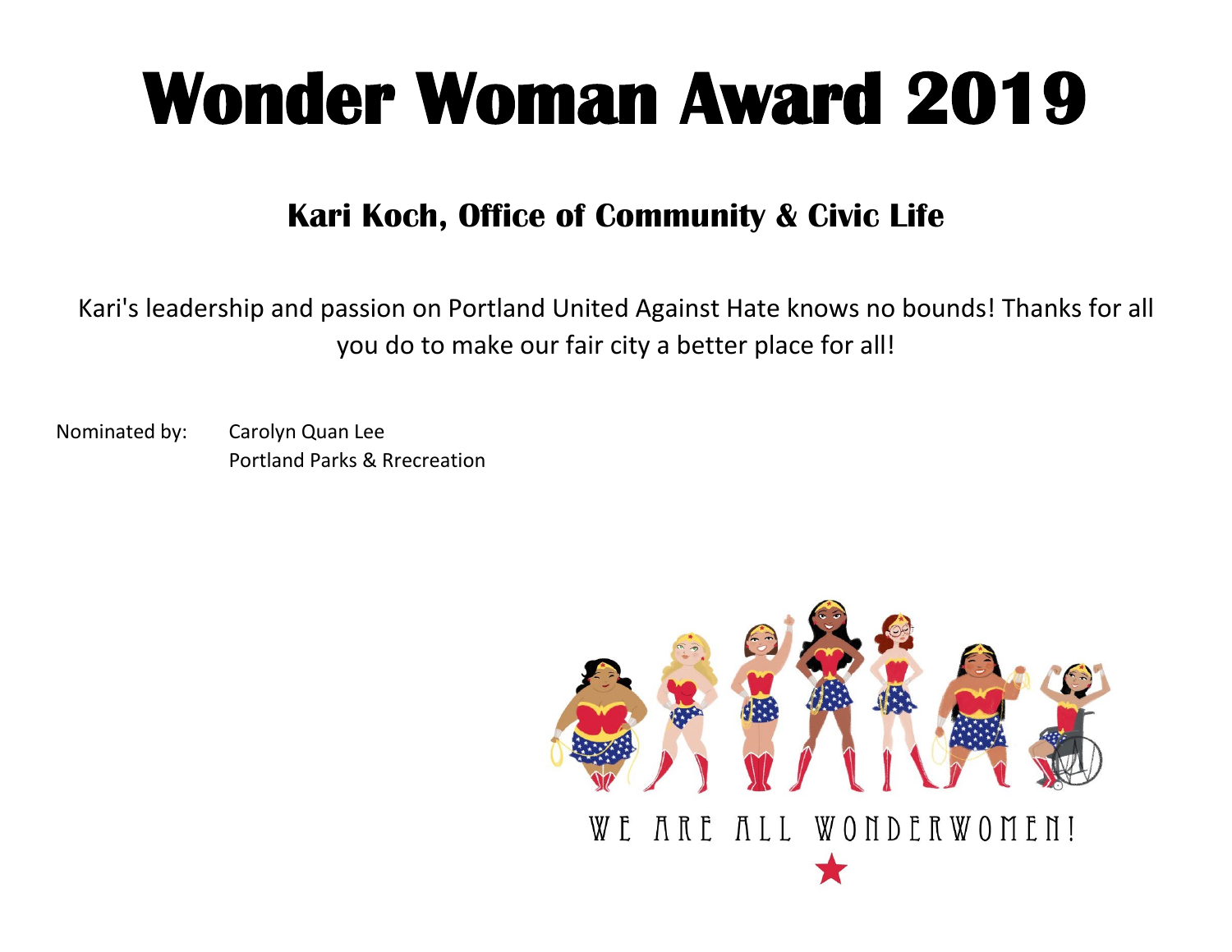# Wonder Woman Award 2019

## Kari Koch, Office of Community & Civic Life

Kari's leadership and passion on Portland United Against Hate knows no bounds! Thanks for all you do to make our fair city a better place for all!

Nominated by: Carolyn Quan Lee
Portland Parks & Rrecreation

WE ARE ALL WONDERWOMEN!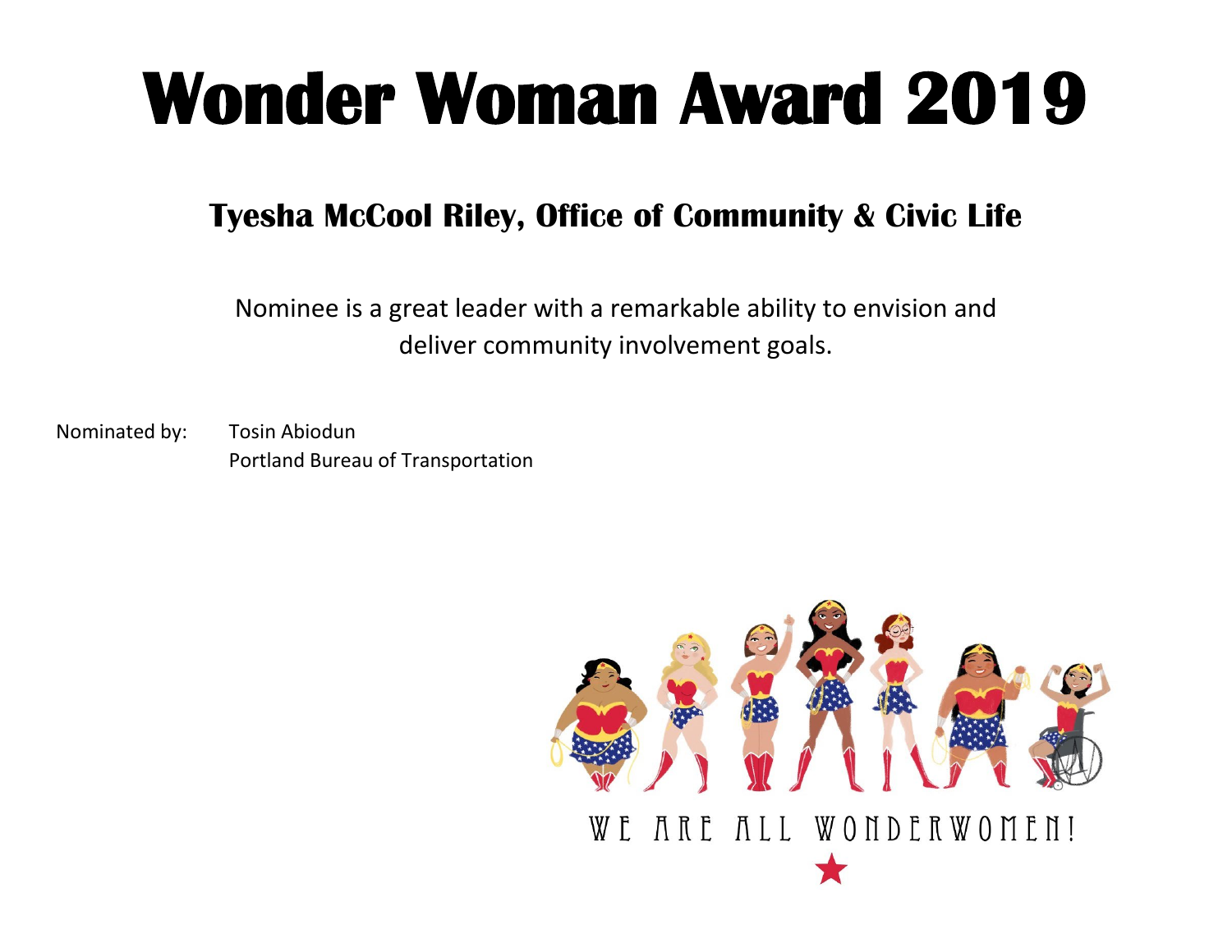# Wonder Woman Award 2019

## Tyesha McCool Riley, Office of Community & Civic Life

Nominee is a great leader with a remarkable ability to envision and deliver community involvement goals.

Nominated by: Tosin Abiodun
Portland Bureau of Transportation

WE ARE ALL WONDERWOMEN!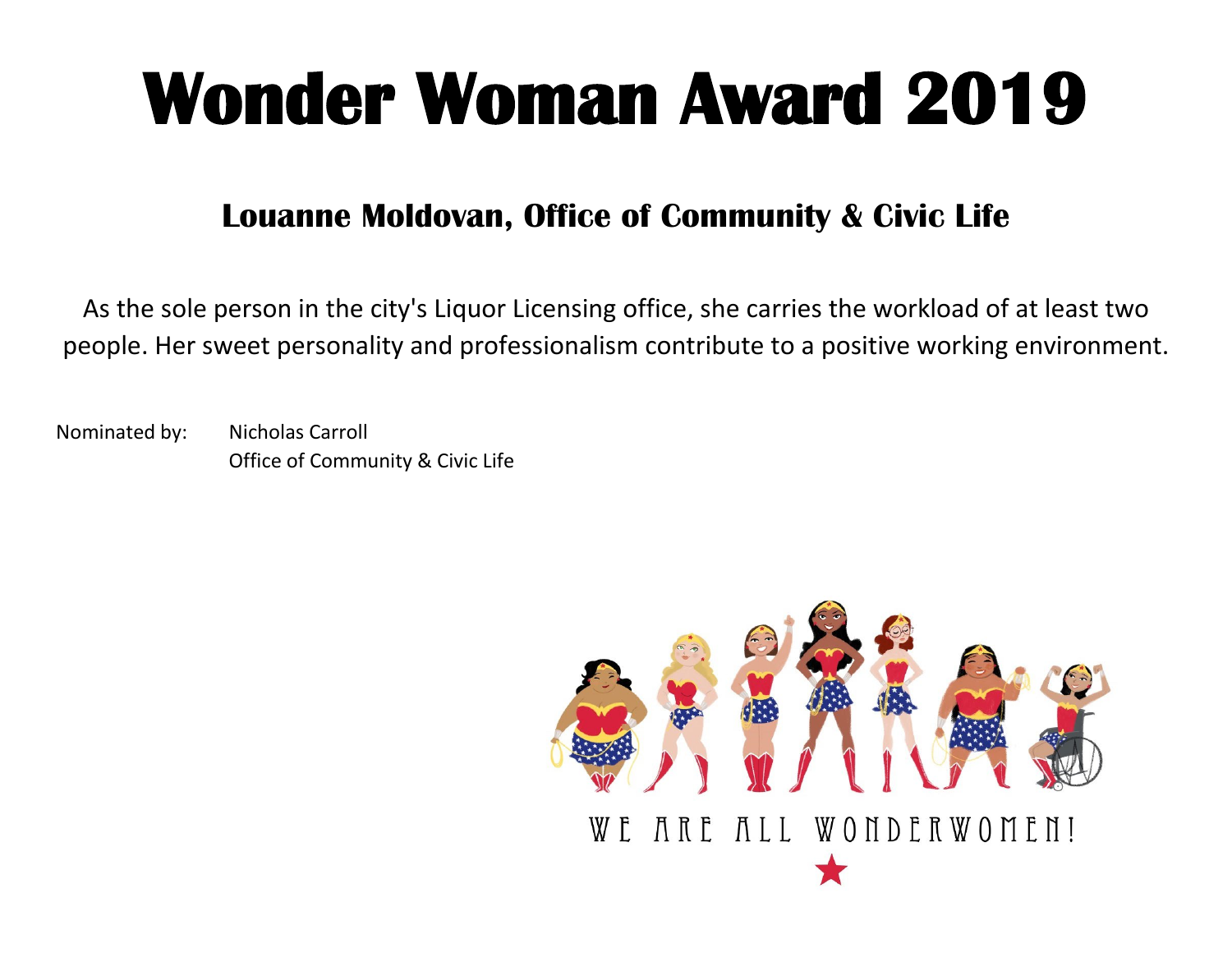# Wonder Woman Award 2019

## Louanne Moldovan, Office of Community & Civic Life

As the sole person in the city's Liquor Licensing office, she carries the workload of at least two people. Her sweet personality and professionalism contribute to a positive working environment.

Nominated by: Nicholas Carroll
Office of Community & Civic Life

WE ARE ALL WONDERWOMEN!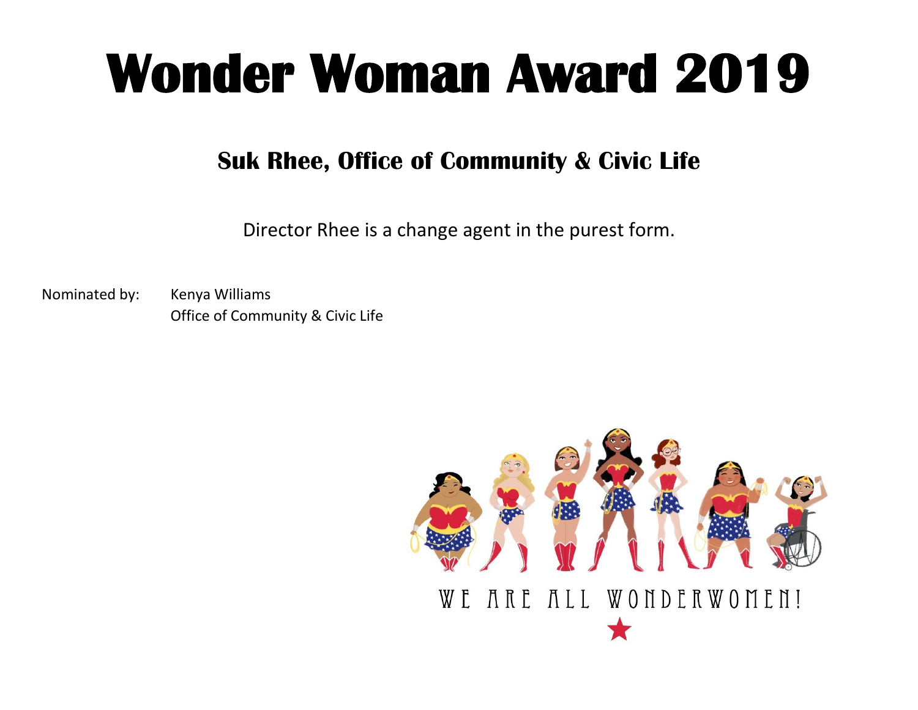# Wonder Woman Award 2019

## Suk Rhee, Office of Community & Civic Life

Director Rhee is a change agent in the purest form.

Nominated by: Kenya Williams
Office of Community & Civic Life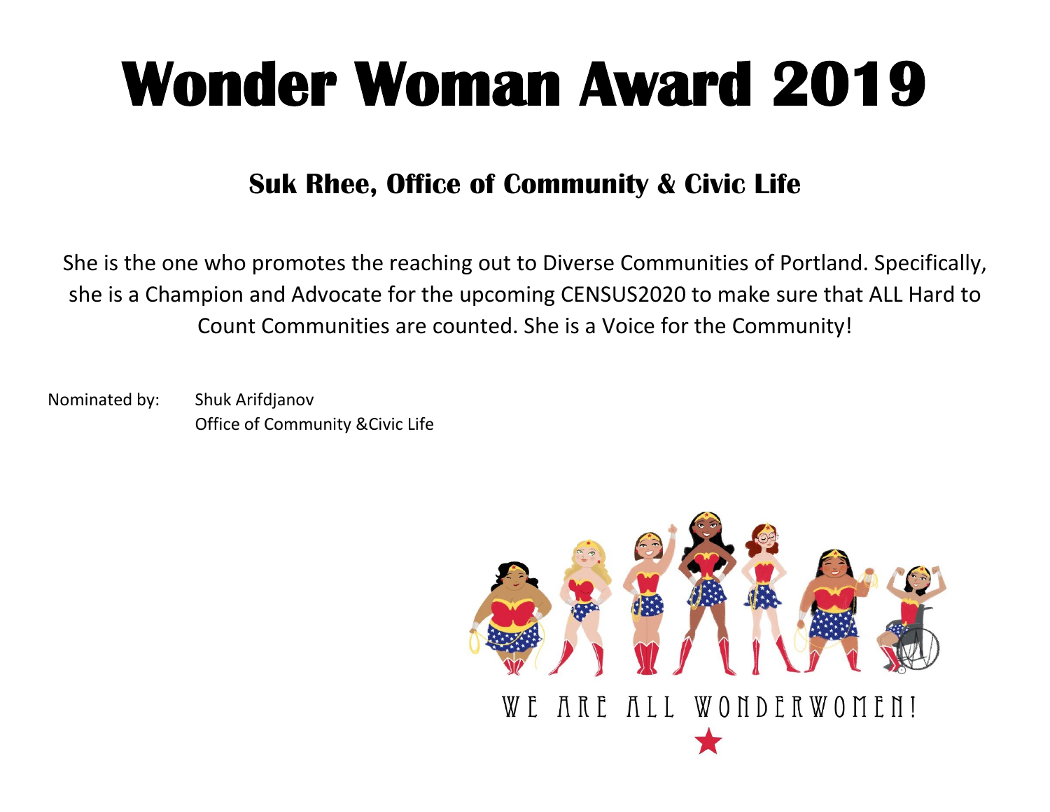# Wonder Woman Award 2019

## Suk Rhee, Office of Community & Civic Life

She is the one who promotes the reaching out to Diverse Communities of Portland. Specifically, she is a Champion and Advocate for the upcoming CENSUS2020 to make sure that ALL Hard to Count Communities are counted. She is a Voice for the Community!

Nominated by: Shuk Arifdjanov
Office of Community &Civic Life

WE ARE ALL WONDERWOMEN!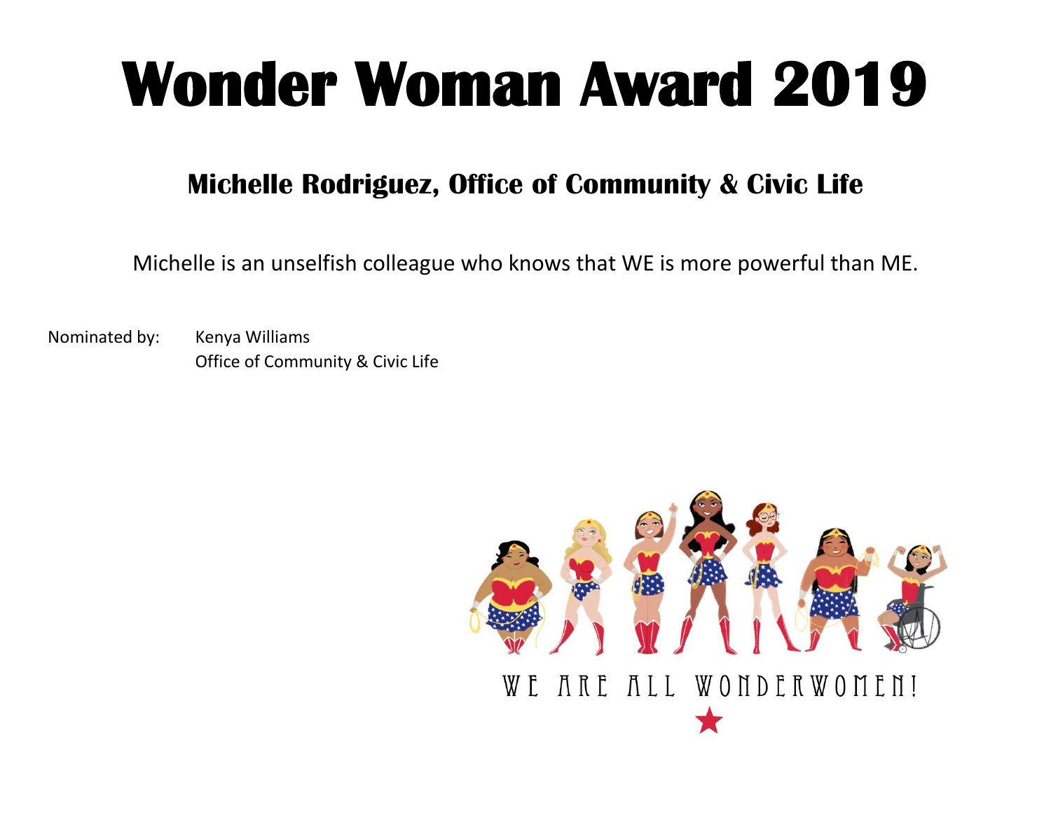# Wonder Woman Award 2019

## Michelle Rodriguez, Office of Community & Civic Life

Michelle is an unselfish colleague who knows that WE is more powerful than ME.

Nominated by: Kenya Williams
Office of Community & Civic Life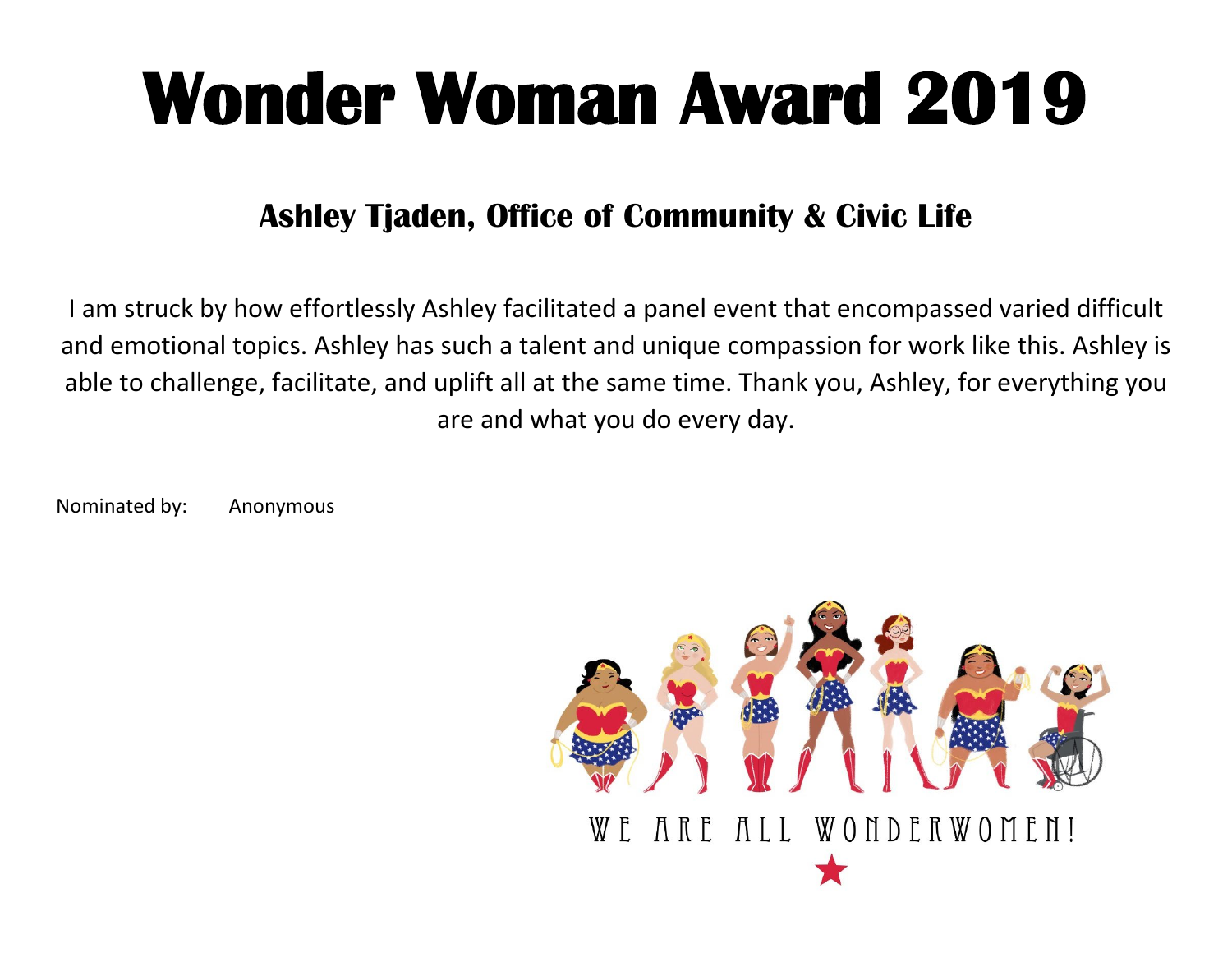# Wonder Woman Award 2019

## Ashley Tjaden, Office of Community & Civic Life

I am struck by how effortlessly Ashley facilitated a panel event that encompassed varied difficult and emotional topics. Ashley has such a talent and unique compassion for work like this. Ashley is able to challenge, facilitate, and uplift all at the same time. Thank you, Ashley, for everything you are and what you do every day.

Nominated by: Anonymous

WE ARE ALL WONDERWOMEN!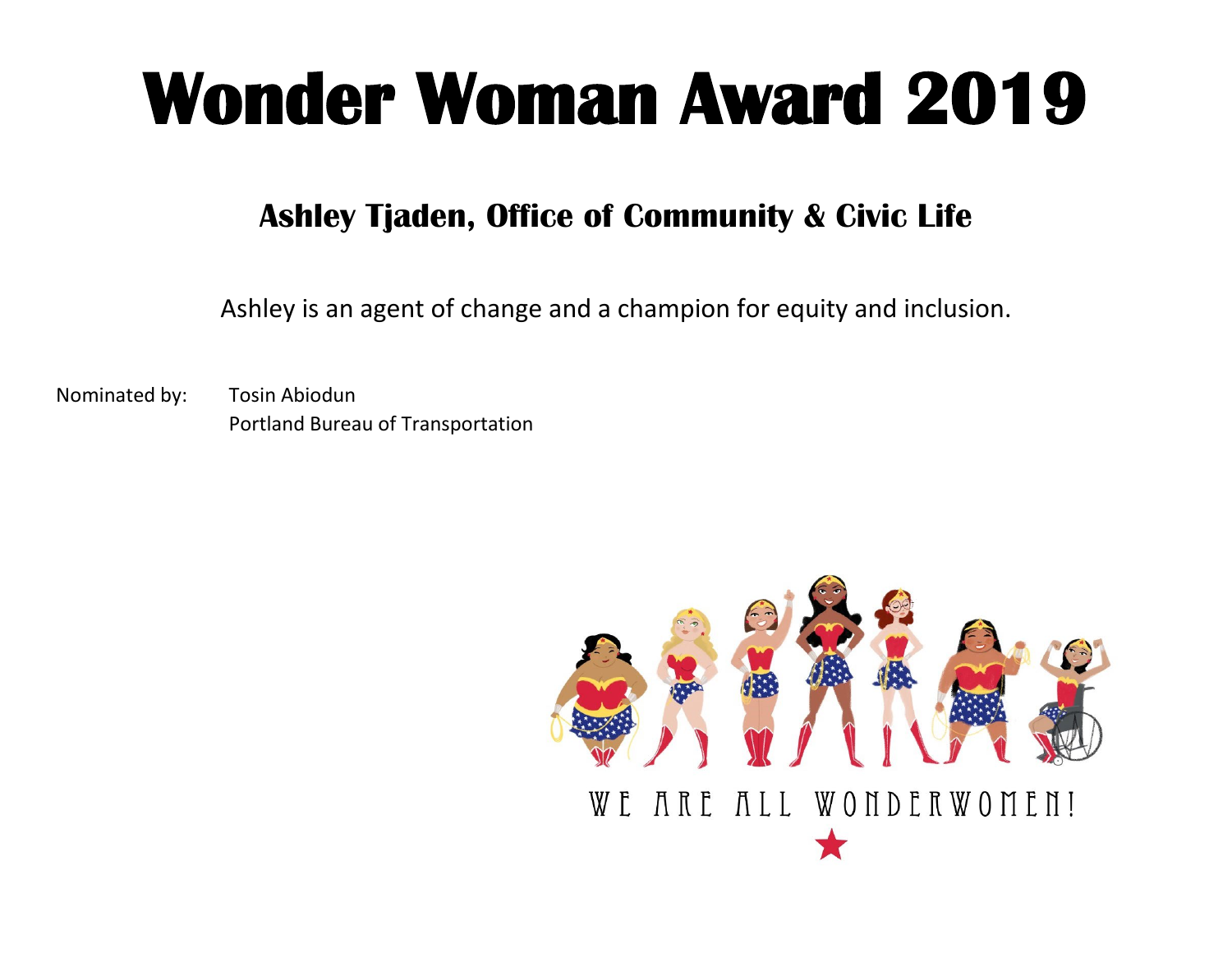# Wonder Woman Award 2019

## Ashley Tjaden, Office of Community & Civic Life

Ashley is an agent of change and a champion for equity and inclusion.

Nominated by: Tosin Abiodun
Portland Bureau of Transportation

WE ARE ALL WONDERWOMEN!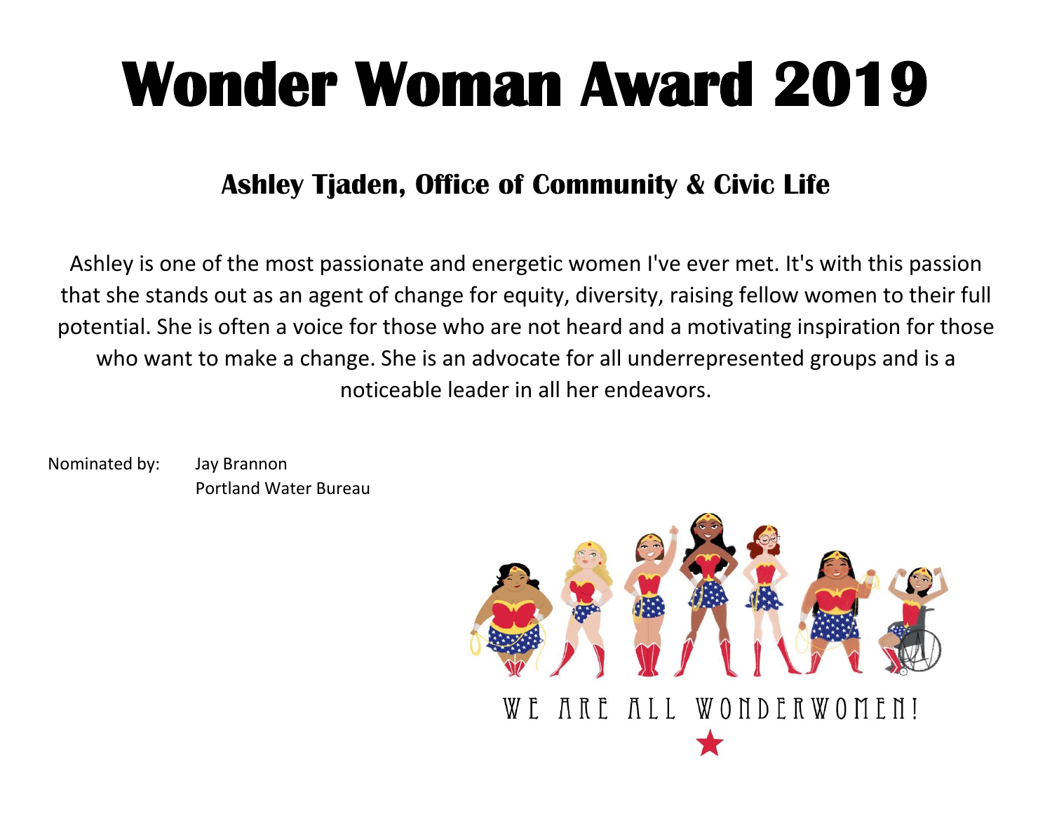# Wonder Woman Award 2019

## Ashley Tjaden, Office of Community & Civic Life

Ashley is one of the most passionate and energetic women I've ever met. It's with this passion that she stands out as an agent of change for equity, diversity, raising fellow women to their full potential. She is often a voice for those who are not heard and a motivating inspiration for those who want to make a change. She is an advocate for all underrepresented groups and is a noticeable leader in all her endeavors.

Nominated by: Jay Brannon
Portland Water Bureau

WE ARE ALL WONDERWOMEN!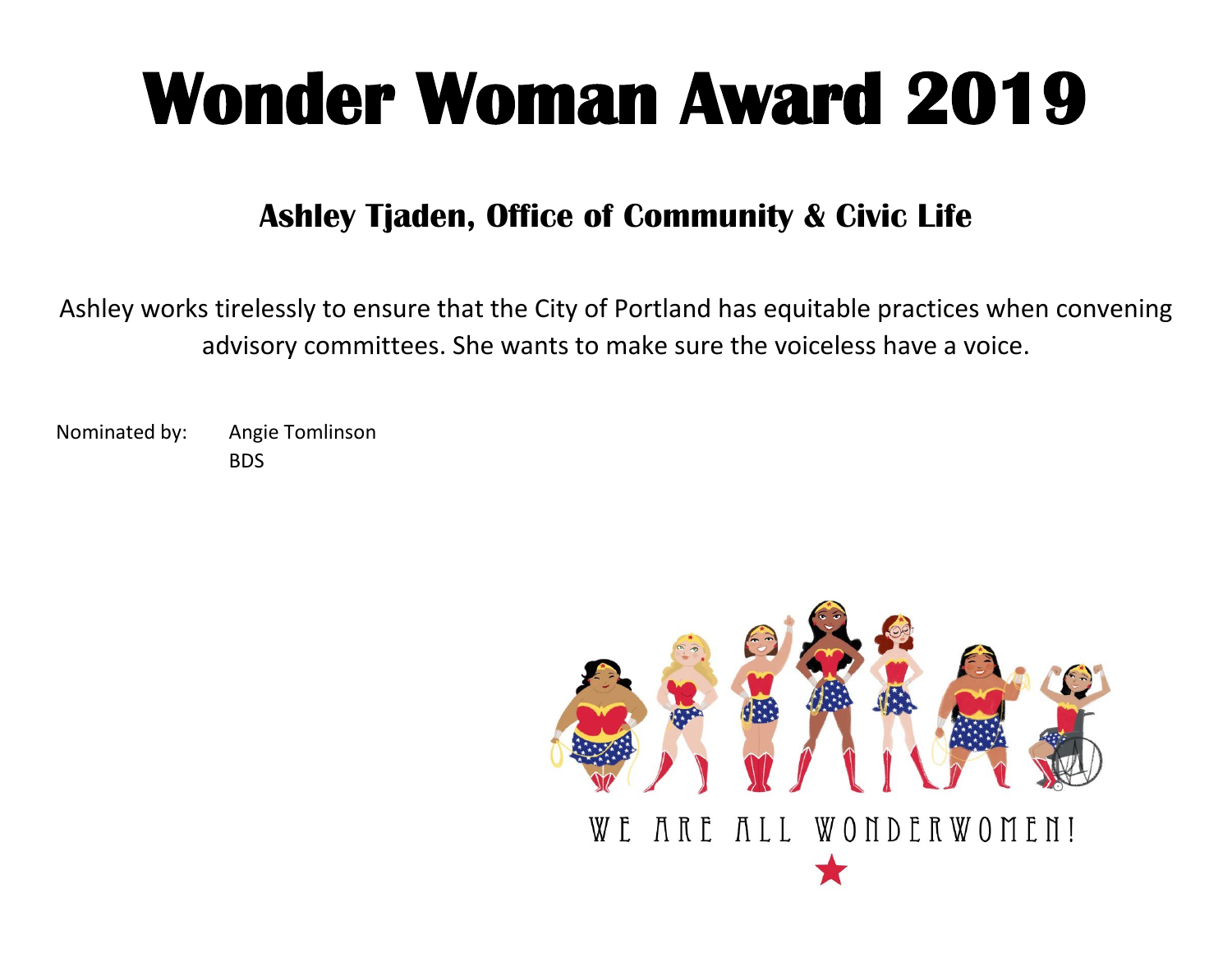# Wonder Woman Award 2019

## Ashley Tjaden, Office of Community & Civic Life

Ashley works tirelessly to ensure that the City of Portland has equitable practices when convening advisory committees. She wants to make sure the voiceless have a voice.

Nominated by: Angie Tomlinson
BDS

WE ARE ALL WONDERWOMEN!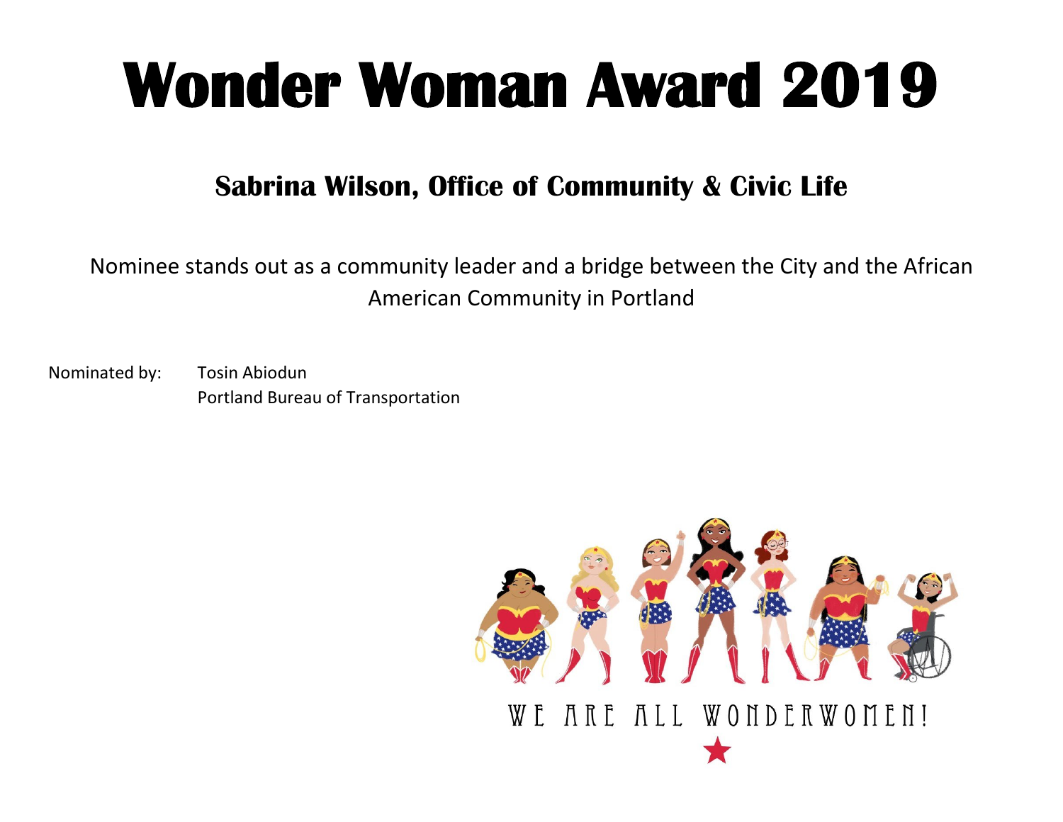# Wonder Woman Award 2019

## Sabrina Wilson, Office of Community & Civic Life

Nominee stands out as a community leader and a bridge between the City and the African American Community in Portland

Nominated by: Tosin Abiodun
Portland Bureau of Transportation

WE ARE ALL WONDERWOMEN!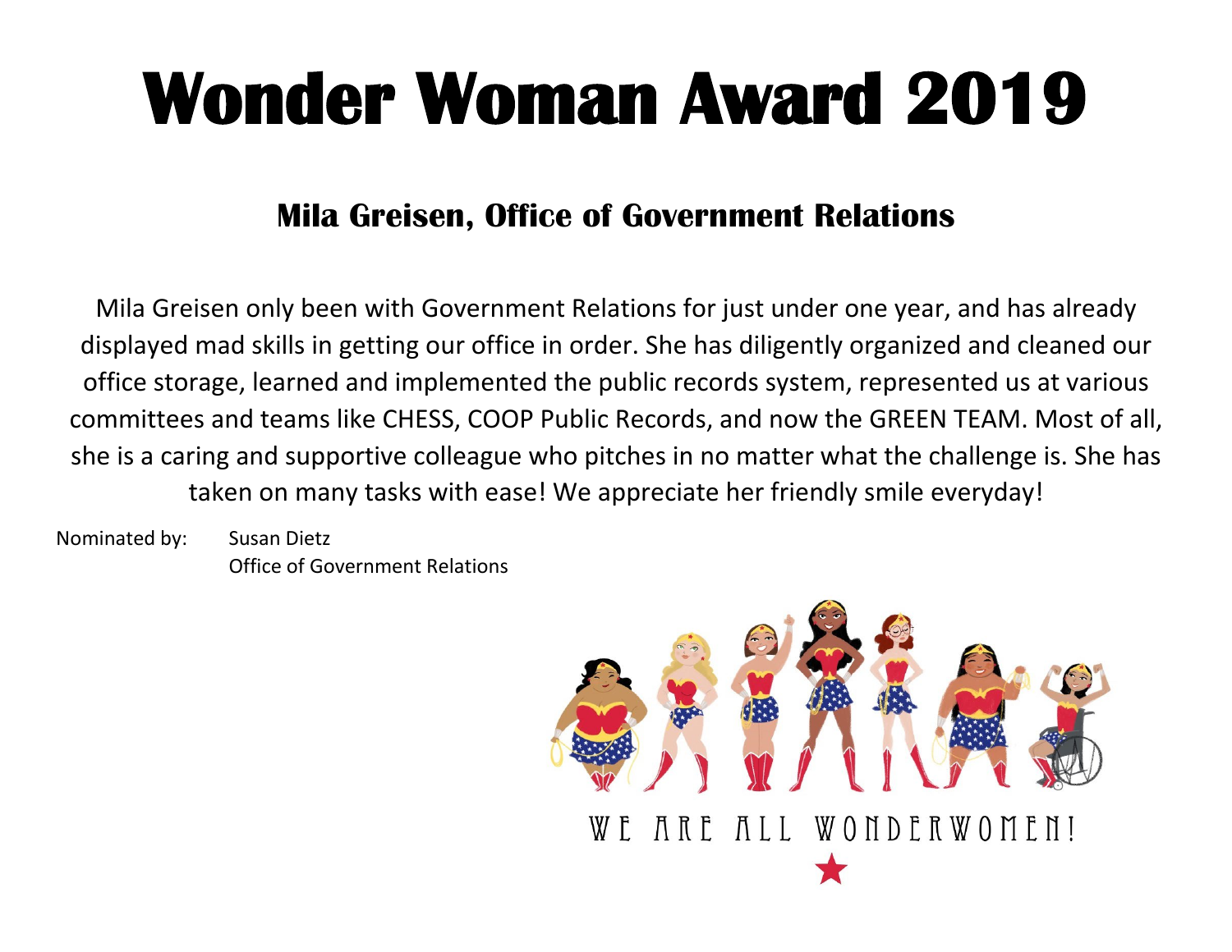# Wonder Woman Award 2019

## Mila Greisen, Office of Government Relations

Mila Greisen only been with Government Relations for just under one year, and has already displayed mad skills in getting our office in order. She has diligently organized and cleaned our office storage, learned and implemented the public records system, represented us at various committees and teams like CHESS, COOP Public Records, and now the GREEN TEAM. Most of all, she is a caring and supportive colleague who pitches in no matter what the challenge is. She has taken on many tasks with ease! We appreciate her friendly smile everyday!

Nominated by: Susan Dietz
Office of Government Relations

WE ARE ALL WONDERWOMEN!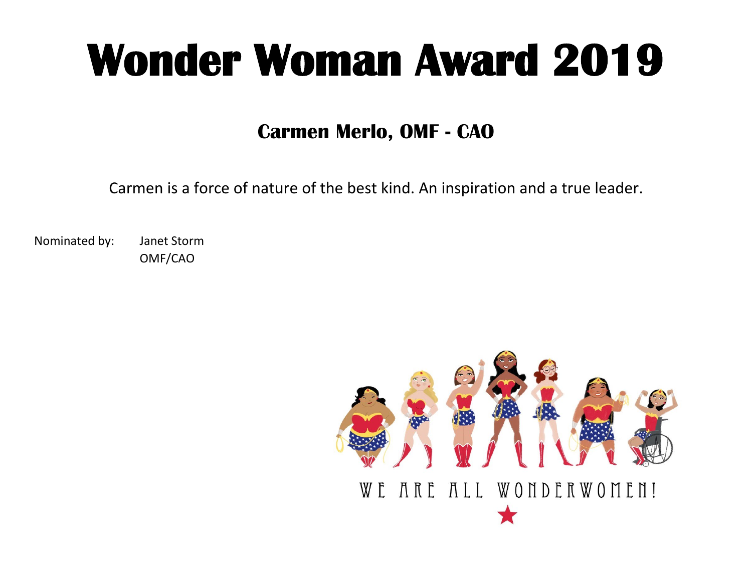# Wonder Woman Award 2019

## Carmen Merlo, OMF - CAO

Carmen is a force of nature of the best kind. An inspiration and a true leader.

Nominated by: Janet Storm
OMF/CAO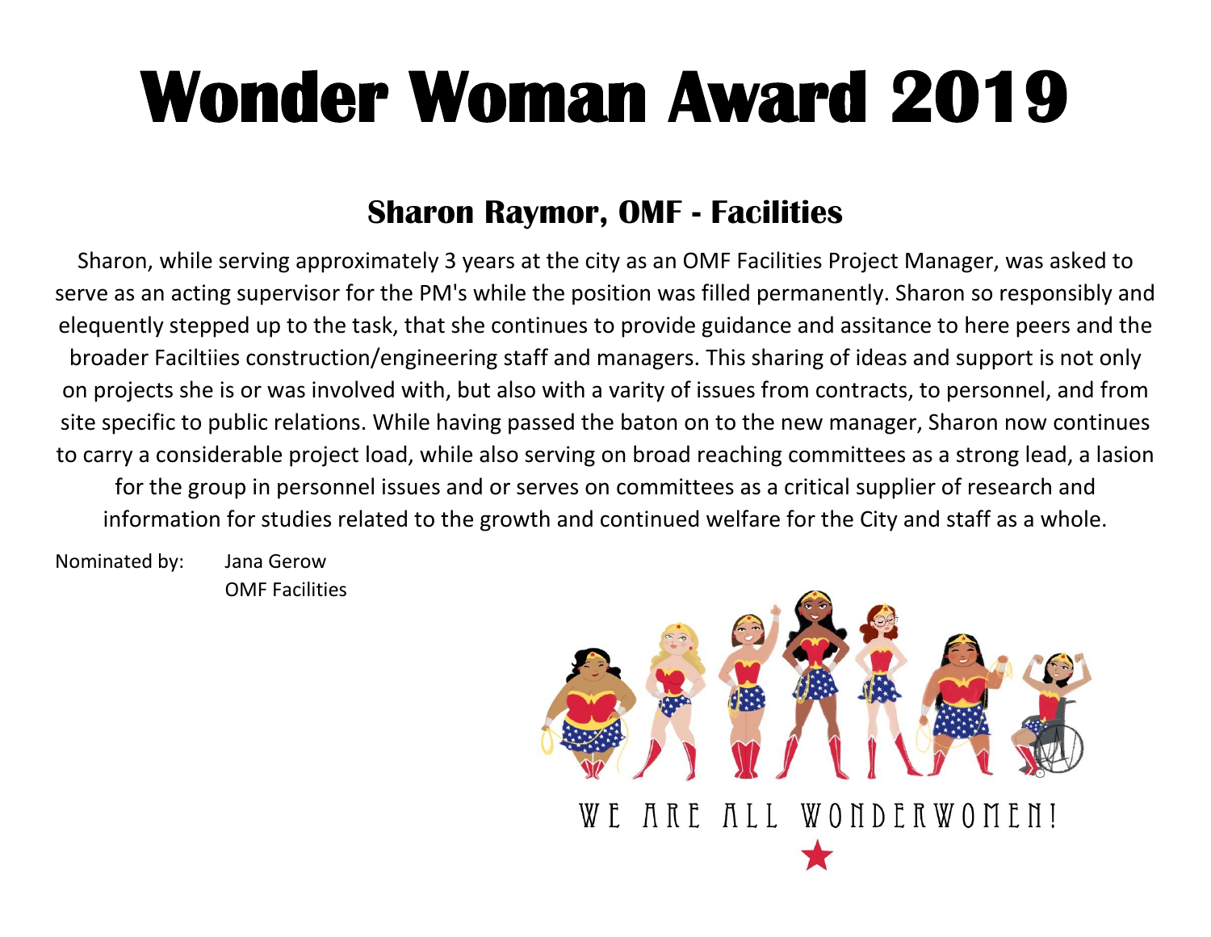# Wonder Woman Award 2019

## Sharon Raymor, OMF - Facilities

Sharon, while serving approximately 3 years at the city as an OMF Facilities Project Manager, was asked to serve as an acting supervisor for the PM's while the position was filled permanently. Sharon so responsibly and elequently stepped up to the task, that she continues to provide guidance and assitance to here peers and the broader Faciltiies construction/engineering staff and managers. This sharing of ideas and support is not only on projects she is or was involved with, but also with a varity of issues from contracts, to personnel, and from site specific to public relations. While having passed the baton on to the new manager, Sharon now continues to carry a considerable project load, while also serving on broad reaching committees as a strong lead, a lasion for the group in personnel issues and or serves on committees as a critical supplier of research and information for studies related to the growth and continued welfare for the City and staff as a whole.

Nominated by: Jana Gerow
OMF Facilities

WE ARE ALL WONDERWOMEN!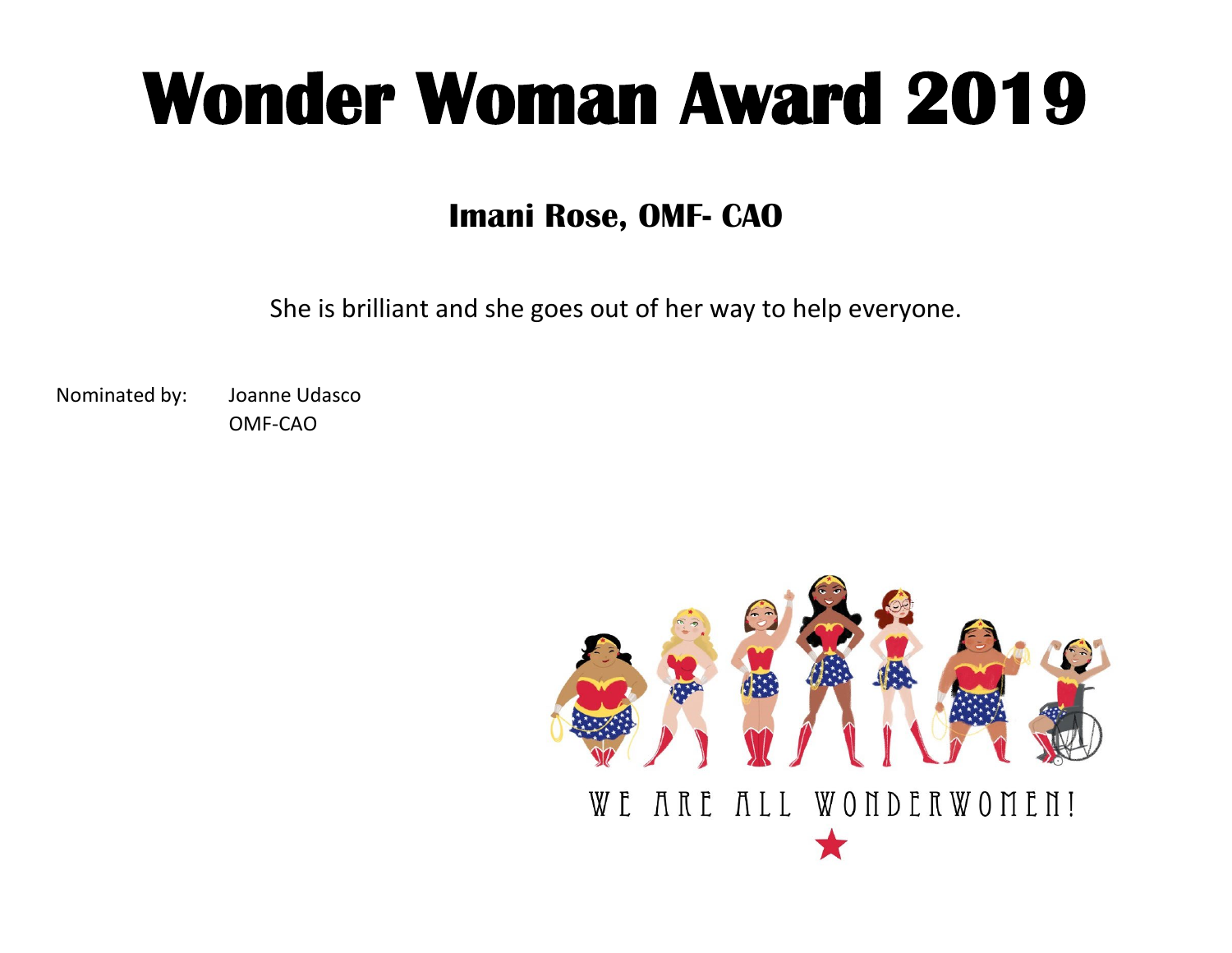# Wonder Woman Award 2019

## Imani Rose, OMF- CAO

She is brilliant and she goes out of her way to help everyone.

Nominated by: Joanne Udasco
OMF-CAO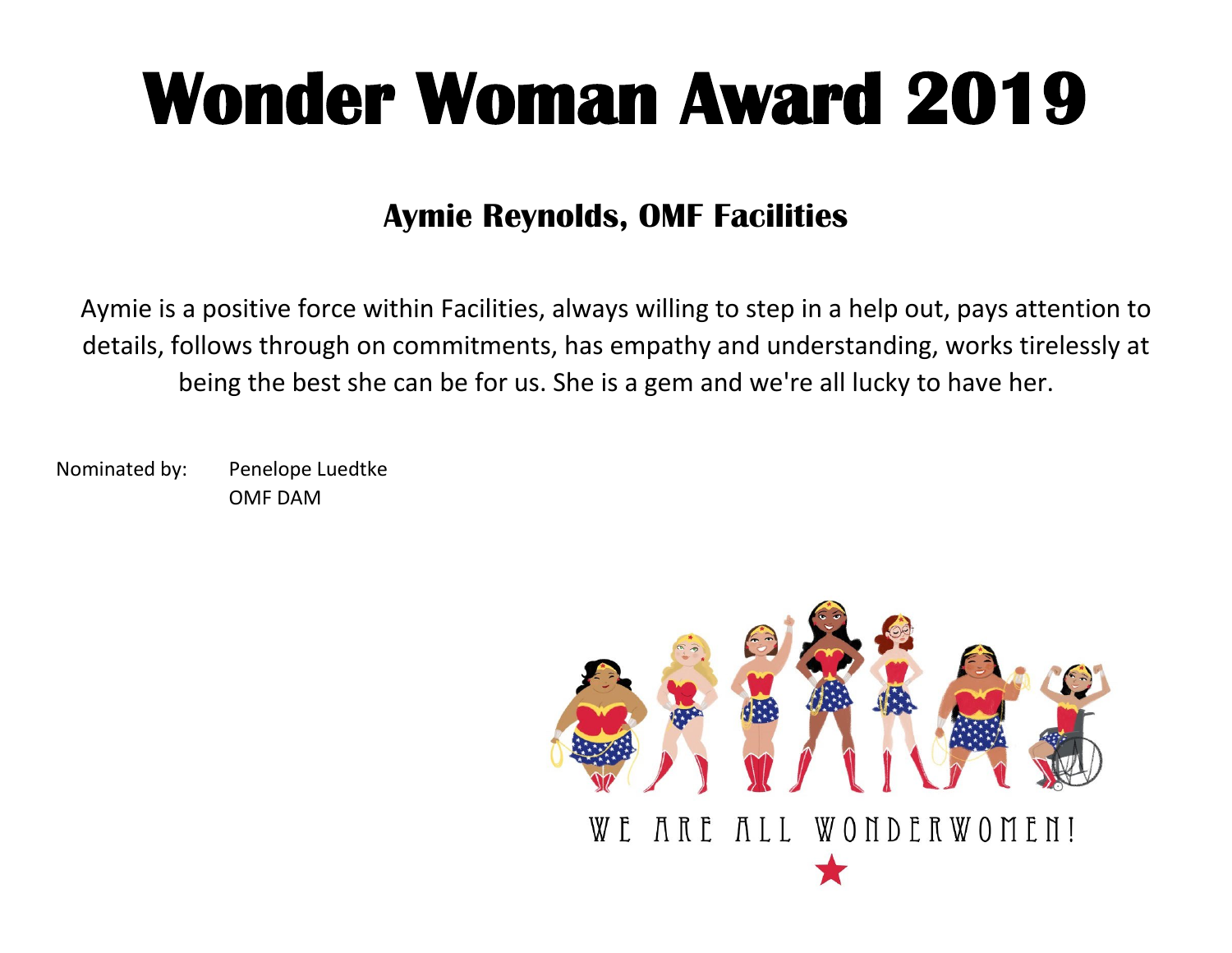# Wonder Woman Award 2019

## Aymie Reynolds, OMF Facilities

Aymie is a positive force within Facilities, always willing to step in a help out, pays attention to details, follows through on commitments, has empathy and understanding, works tirelessly at being the best she can be for us. She is a gem and we're all lucky to have her.

Nominated by: Penelope Luedtke
OMF DAM

WE ARE ALL WONDERWOMEN!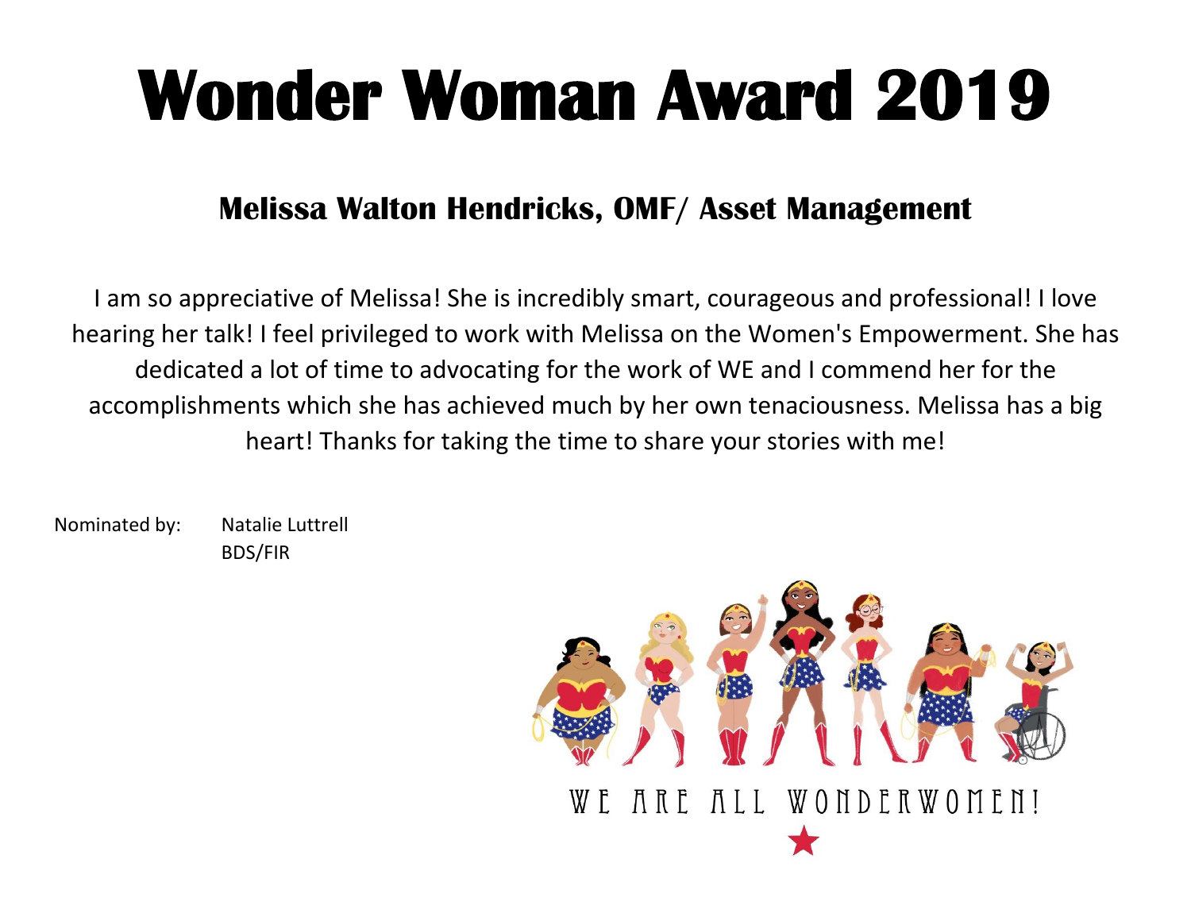# Wonder Woman Award 2019

## Melissa Walton Hendricks, OMF/ Asset Management

I am so appreciative of Melissa! She is incredibly smart, courageous and professional! I love hearing her talk! I feel privileged to work with Melissa on the Women's Empowerment. She has dedicated a lot of time to advocating for the work of WE and I commend her for the accomplishments which she has achieved much by her own tenaciousness. Melissa has a big heart! Thanks for taking the time to share your stories with me!

Nominated by: Natalie Luttrell
BDS/FIR

WE ARE ALL WONDERWOMEN!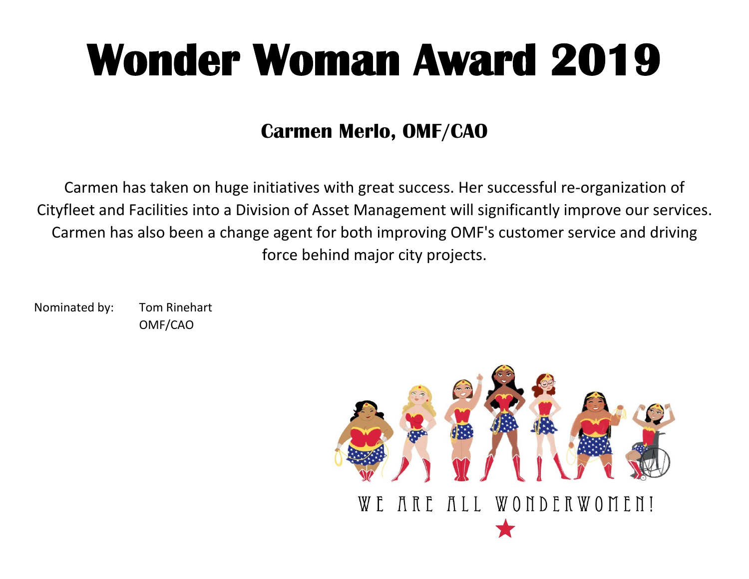# Wonder Woman Award 2019

## Carmen Merlo, OMF/CAO

Carmen has taken on huge initiatives with great success. Her successful re-organization of Cityfleet and Facilities into a Division of Asset Management will significantly improve our services. Carmen has also been a change agent for both improving OMF's customer service and driving force behind major city projects.

Nominated by: Tom Rinehart
OMF/CAO

WE ARE ALL WONDERWOMEN!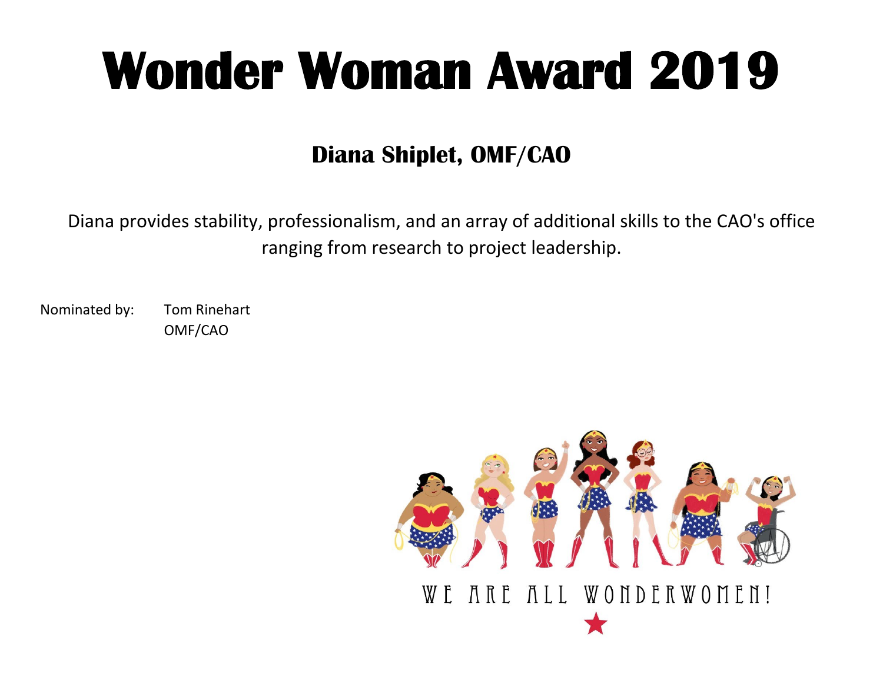# Wonder Woman Award 2019

## Diana Shiplet, OMF/CAO

Diana provides stability, professionalism, and an array of additional skills to the CAO's office ranging from research to project leadership.

Nominated by: Tom Rinehart
OMF/CAO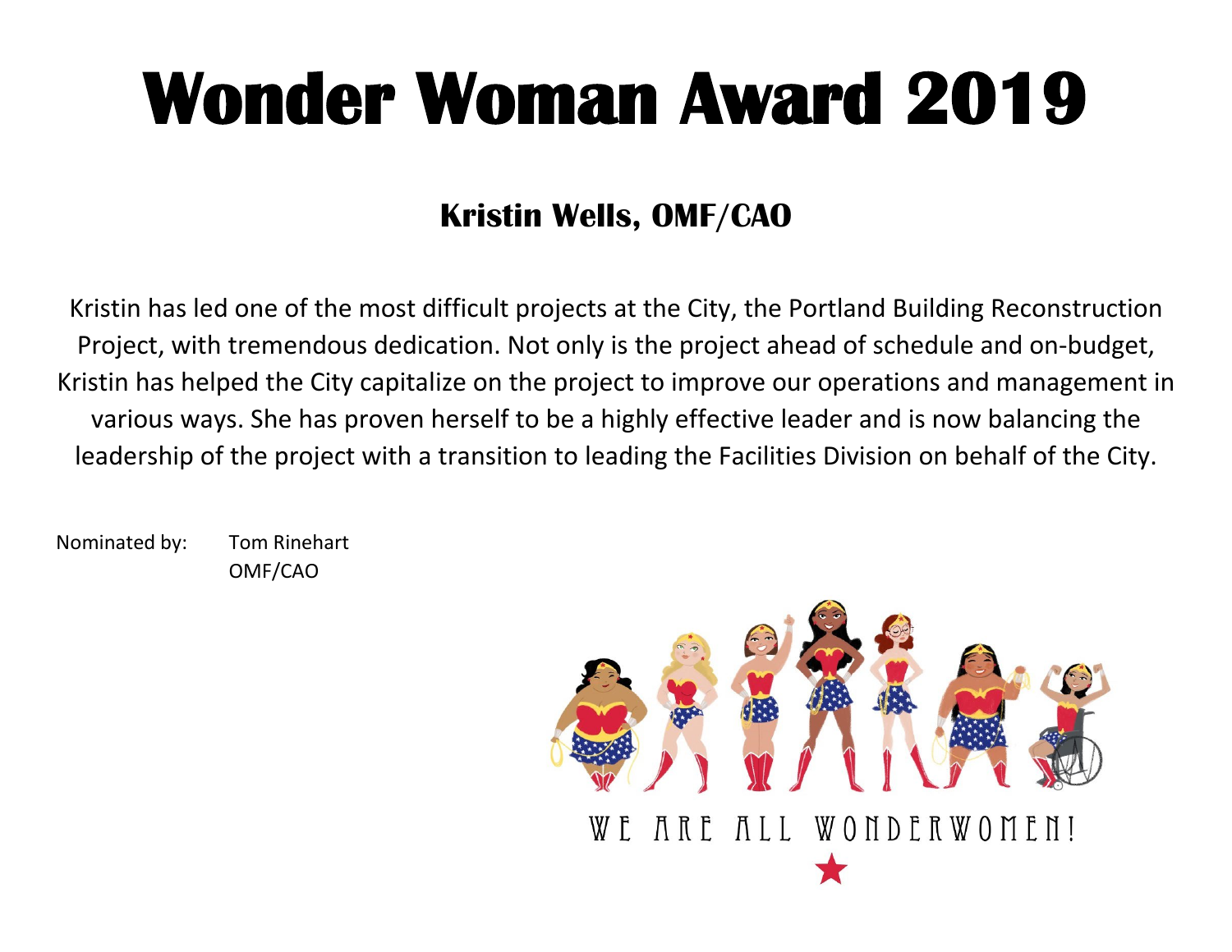# Wonder Woman Award 2019

## Kristin Wells, OMF/CAO

Kristin has led one of the most difficult projects at the City, the Portland Building Reconstruction Project, with tremendous dedication. Not only is the project ahead of schedule and on-budget, Kristin has helped the City capitalize on the project to improve our operations and management in various ways. She has proven herself to be a highly effective leader and is now balancing the leadership of the project with a transition to leading the Facilities Division on behalf of the City.

Nominated by: Tom Rinehart
OMF/CAO

WE ARE ALL WONDERWOMEN!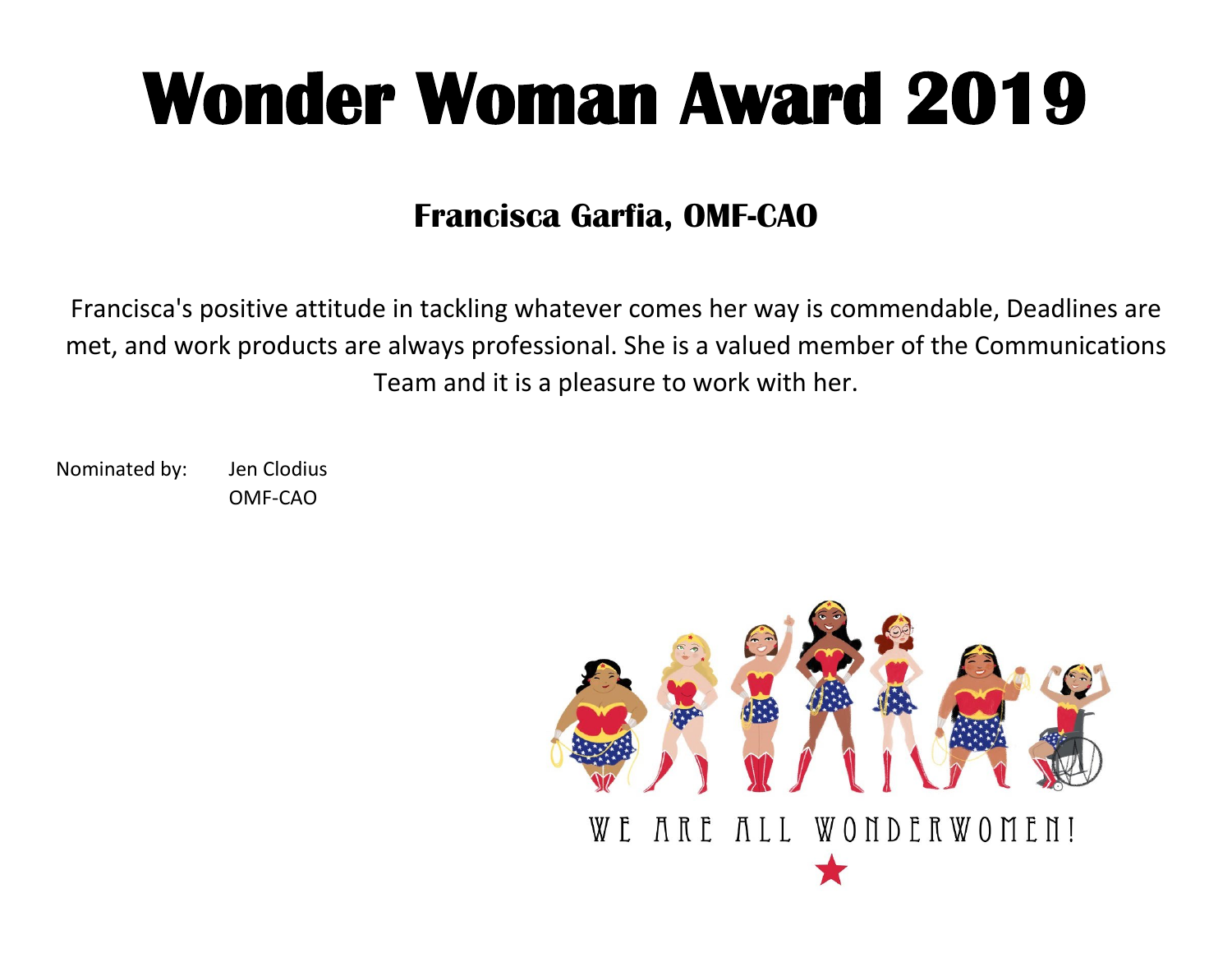# Wonder Woman Award 2019

## Francisca Garfia, OMF-CAO

Francisca's positive attitude in tackling whatever comes her way is commendable, Deadlines are met, and work products are always professional. She is a valued member of the Communications Team and it is a pleasure to work with her.

Nominated by: Jen Clodius
OMF-CAO

WE ARE ALL WONDERWOMEN!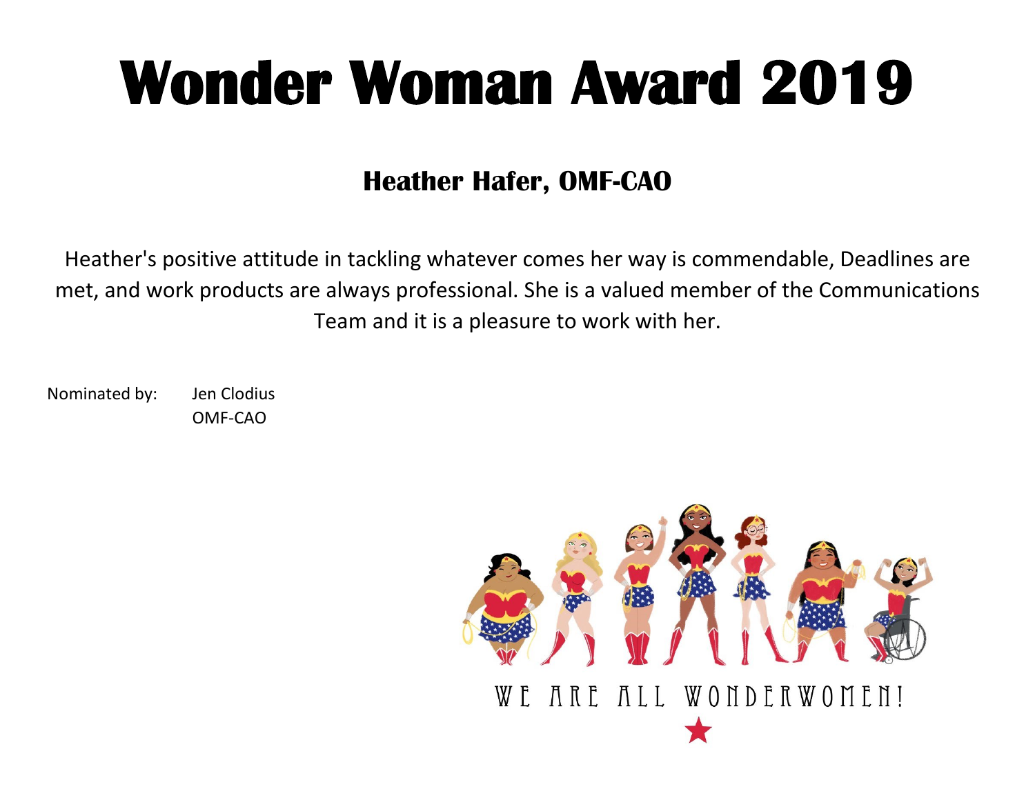# Wonder Woman Award 2019

## Heather Hafer, OMF-CAO

Heather's positive attitude in tackling whatever comes her way is commendable, Deadlines are met, and work products are always professional. She is a valued member of the Communications Team and it is a pleasure to work with her.

Nominated by: Jen Clodius
OMF-CAO

WE ARE ALL WONDERWOMEN!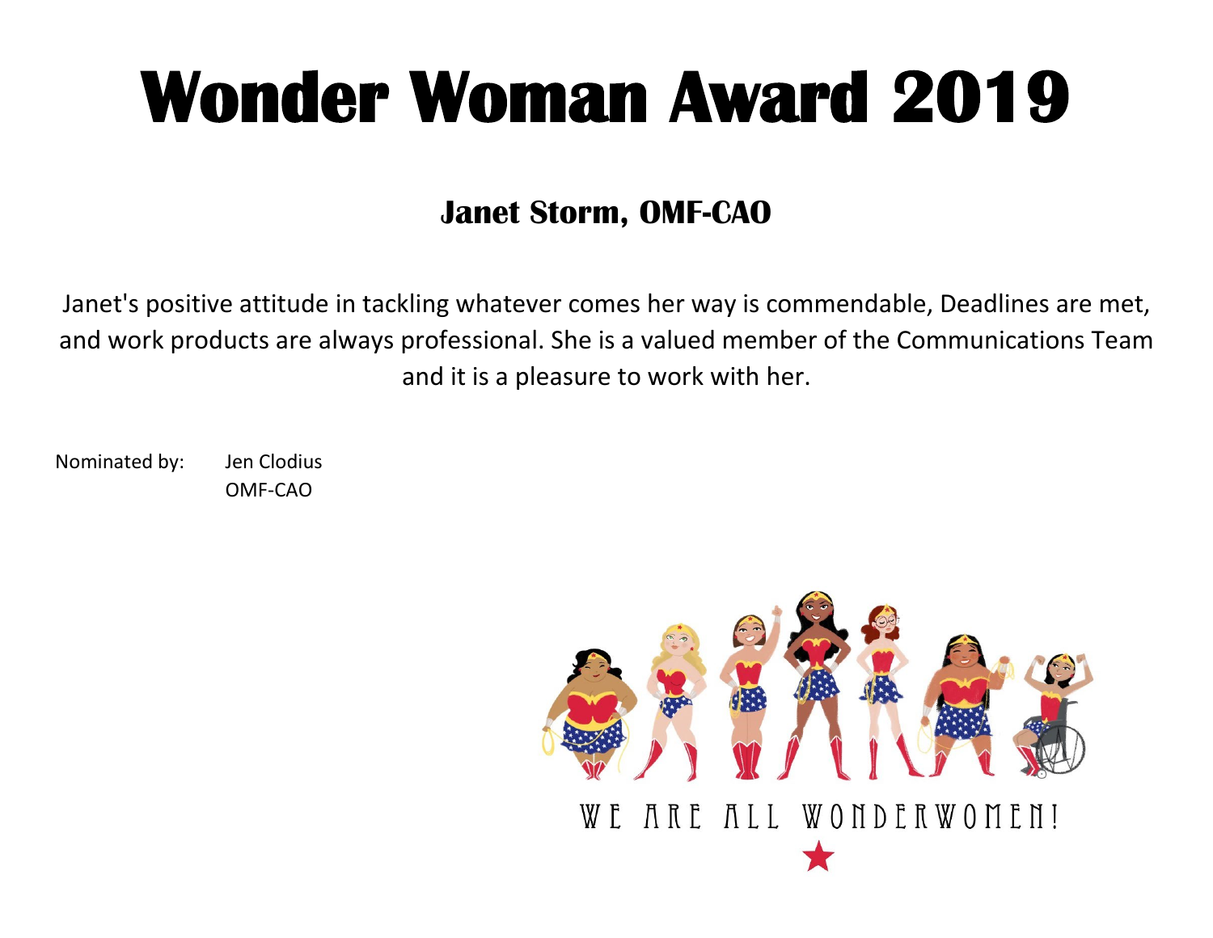# Wonder Woman Award 2019

## Janet Storm, OMF-CAO

Janet's positive attitude in tackling whatever comes her way is commendable, Deadlines are met, and work products are always professional. She is a valued member of the Communications Team and it is a pleasure to work with her.

Nominated by: Jen Clodius
OMF-CAO

WE ARE ALL WONDERWOMEN!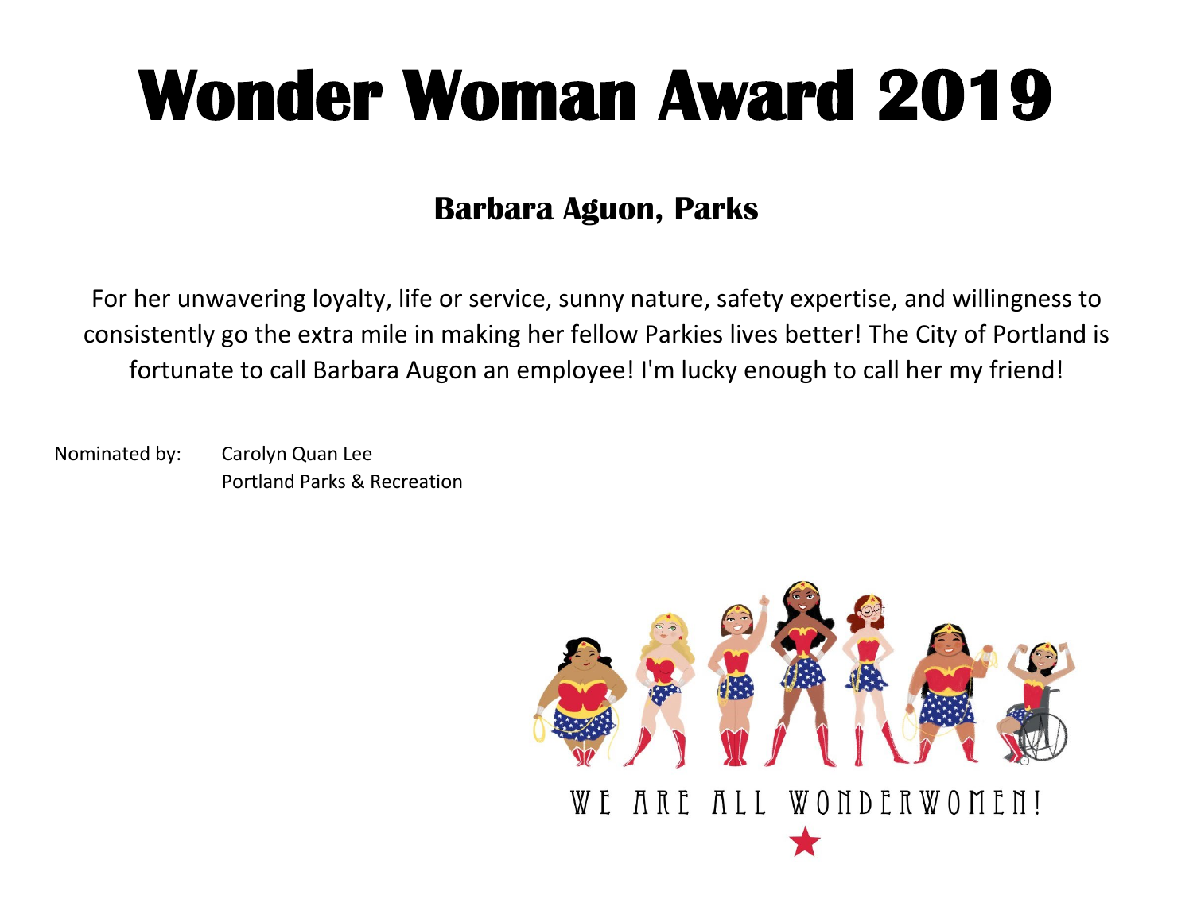# Wonder Woman Award 2019

## Barbara Aguon, Parks

For her unwavering loyalty, life or service, sunny nature, safety expertise, and willingness to consistently go the extra mile in making her fellow Parkies lives better! The City of Portland is fortunate to call Barbara Augon an employee! I'm lucky enough to call her my friend!

Nominated by: Carolyn Quan Lee
Portland Parks & Recreation

WE ARE ALL WONDERWOMEN!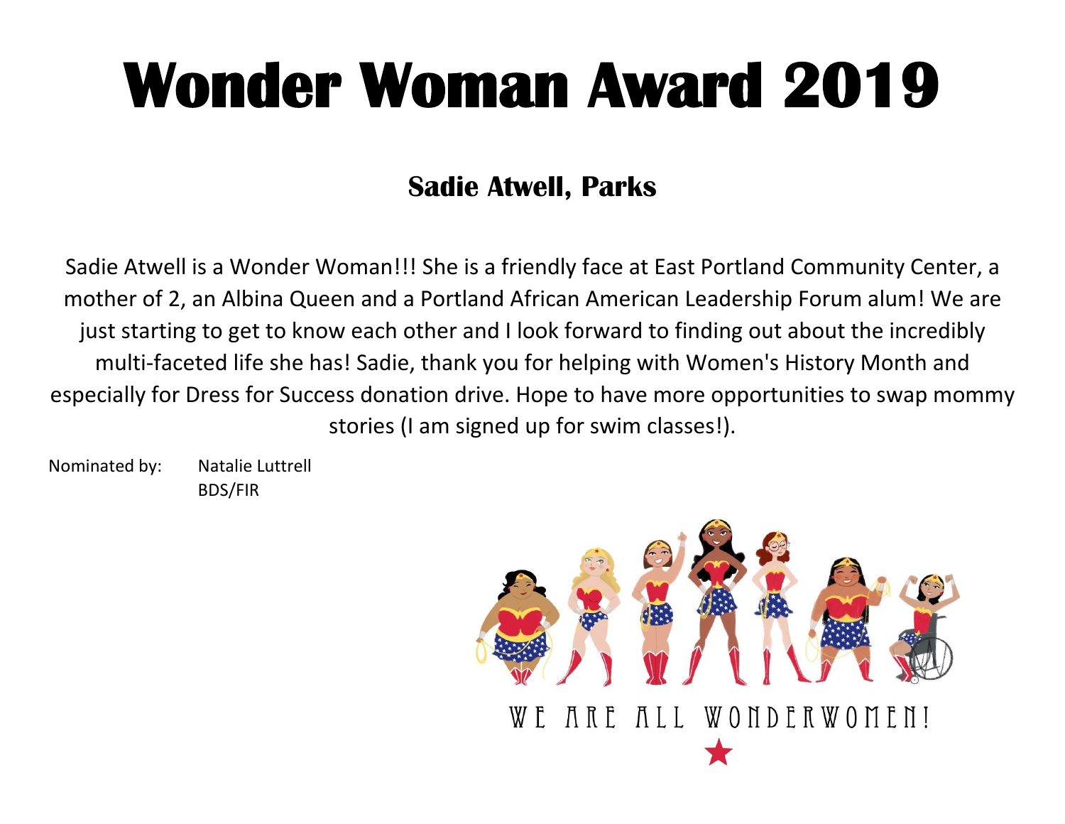# Wonder Woman Award 2019

## Sadie Atwell, Parks

Sadie Atwell is a Wonder Woman!!! She is a friendly face at East Portland Community Center, a mother of 2, an Albina Queen and a Portland African American Leadership Forum alum! We are just starting to get to know each other and I look forward to finding out about the incredibly multi-faceted life she has! Sadie, thank you for helping with Women's History Month and especially for Dress for Success donation drive. Hope to have more opportunities to swap mommy stories (I am signed up for swim classes!).

Nominated by: Natalie Luttrell
BDS/FIR

WE ARE ALL WONDERWOMEN!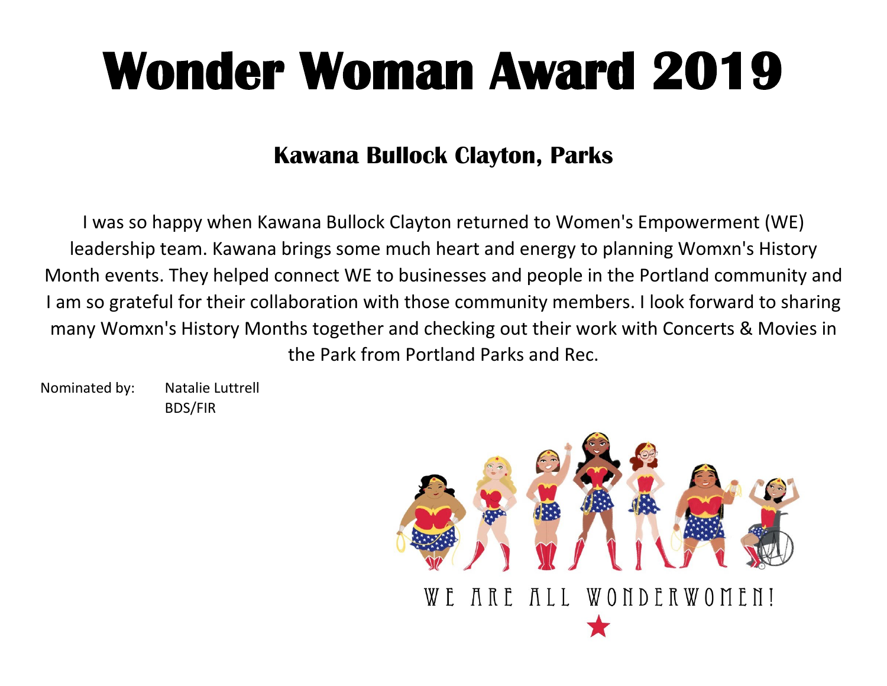# Wonder Woman Award 2019

## Kawana Bullock Clayton, Parks

I was so happy when Kawana Bullock Clayton returned to Women's Empowerment (WE) leadership team. Kawana brings some much heart and energy to planning Womxn's History Month events. They helped connect WE to businesses and people in the Portland community and I am so grateful for their collaboration with those community members. I look forward to sharing many Womxn's History Months together and checking out their work with Concerts & Movies in the Park from Portland Parks and Rec.

Nominated by: Natalie Luttrell
BDS/FIR

WE ARE ALL WONDERWOMEN!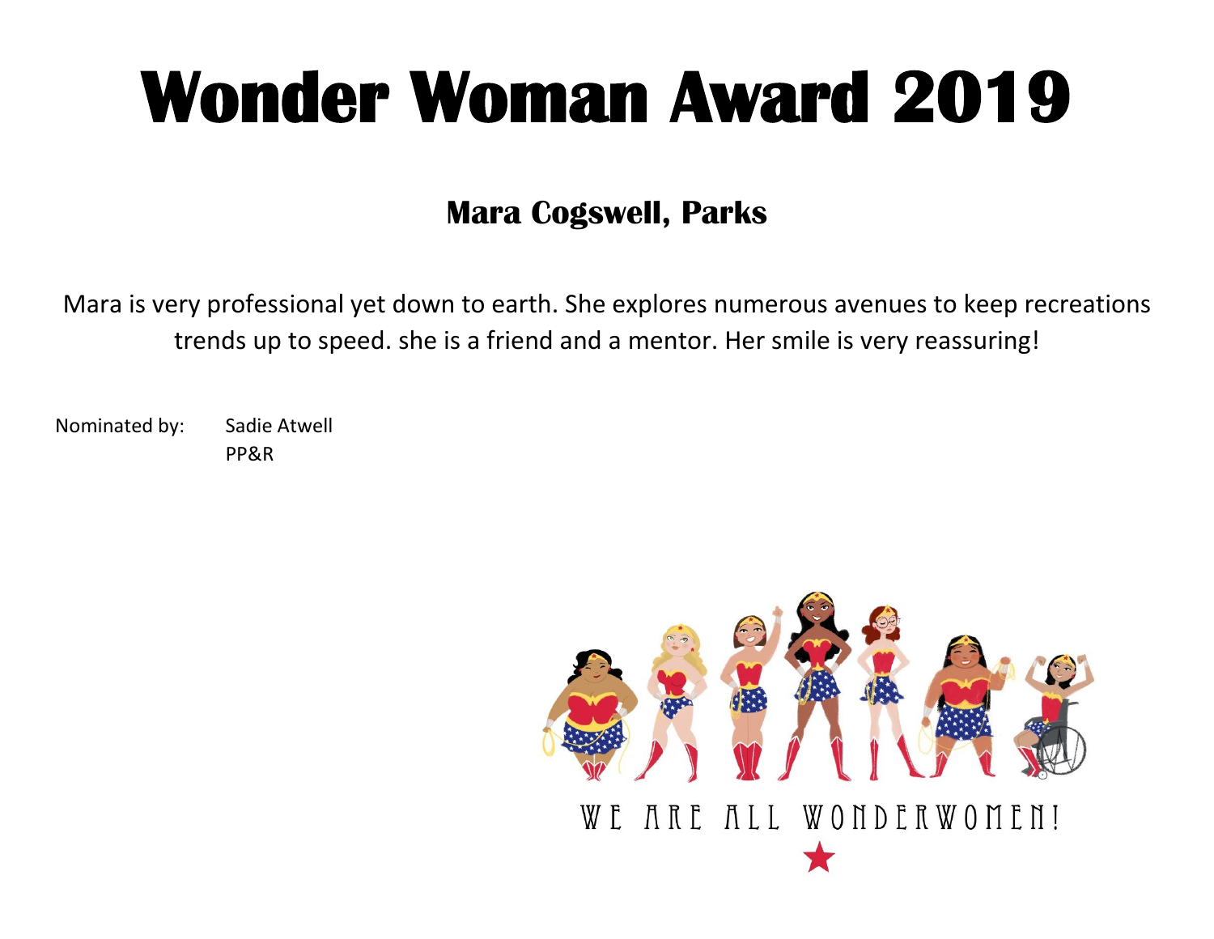# Wonder Woman Award 2019

**Mara Cogswell, Parks**

Mara is very professional yet down to earth. She explores numerous avenues to keep recreations trends up to speed. she is a friend and a mentor. Her smile is very reassuring!

Nominated by: Sadie Atwell
PP&R

WE ARE ALL WONDERWOMEN!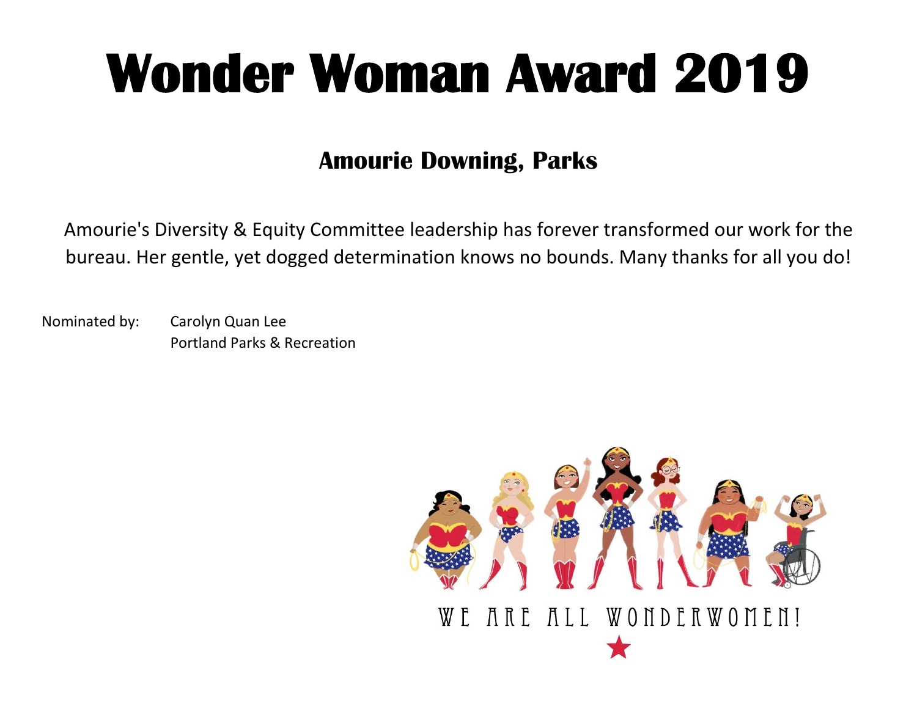# Wonder Woman Award 2019

## Amourie Downing, Parks

Amourie's Diversity & Equity Committee leadership has forever transformed our work for the bureau. Her gentle, yet dogged determination knows no bounds. Many thanks for all you do!

Nominated by: Carolyn Quan Lee
Portland Parks & Recreation

WE ARE ALL WONDERWOMEN!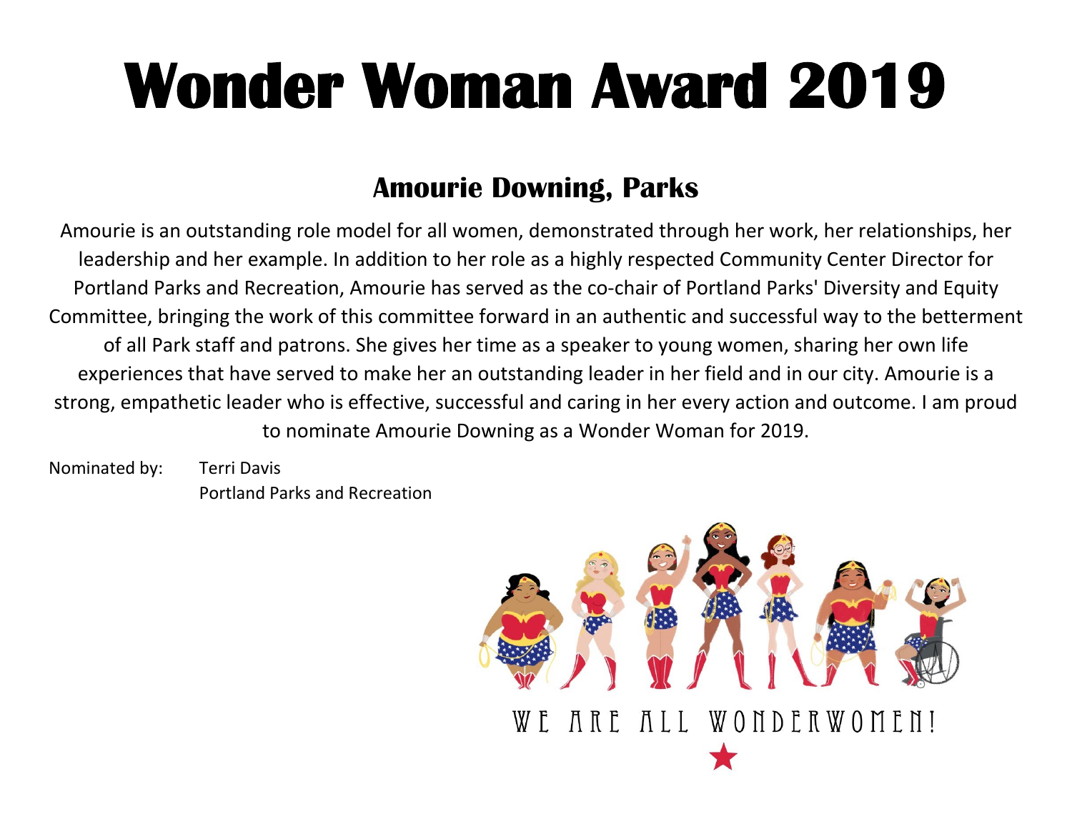# Wonder Woman Award 2019

## Amourie Downing, Parks

Amourie is an outstanding role model for all women, demonstrated through her work, her relationships, her leadership and her example. In addition to her role as a highly respected Community Center Director for Portland Parks and Recreation, Amourie has served as the co-chair of Portland Parks' Diversity and Equity Committee, bringing the work of this committee forward in an authentic and successful way to the betterment of all Park staff and patrons. She gives her time as a speaker to young women, sharing her own life experiences that have served to make her an outstanding leader in her field and in our city. Amourie is a strong, empathetic leader who is effective, successful and caring in her every action and outcome. I am proud to nominate Amourie Downing as a Wonder Woman for 2019.

Nominated by: Terri Davis
Portland Parks and Recreation

WE ARE ALL WONDERWOMEN!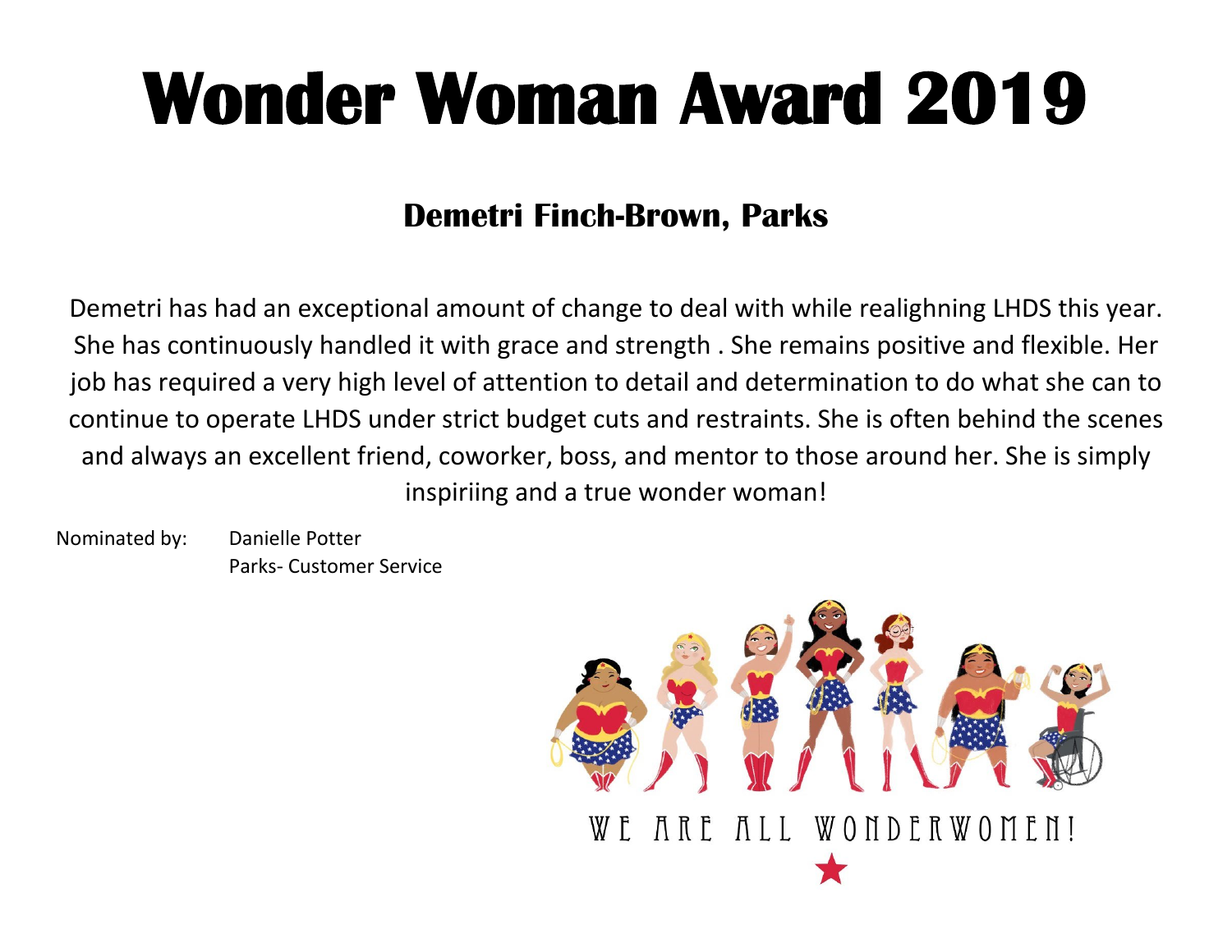# Wonder Woman Award 2019

## Demetri Finch-Brown, Parks

Demetri has had an exceptional amount of change to deal with while realighning LHDS this year. She has continuously handled it with grace and strength . She remains positive and flexible. Her job has required a very high level of attention to detail and determination to do what she can to continue to operate LHDS under strict budget cuts and restraints. She is often behind the scenes and always an excellent friend, coworker, boss, and mentor to those around her. She is simply inspiriing and a true wonder woman!

Nominated by: Danielle Potter
Parks- Customer Service

WE ARE ALL WONDERWOMEN!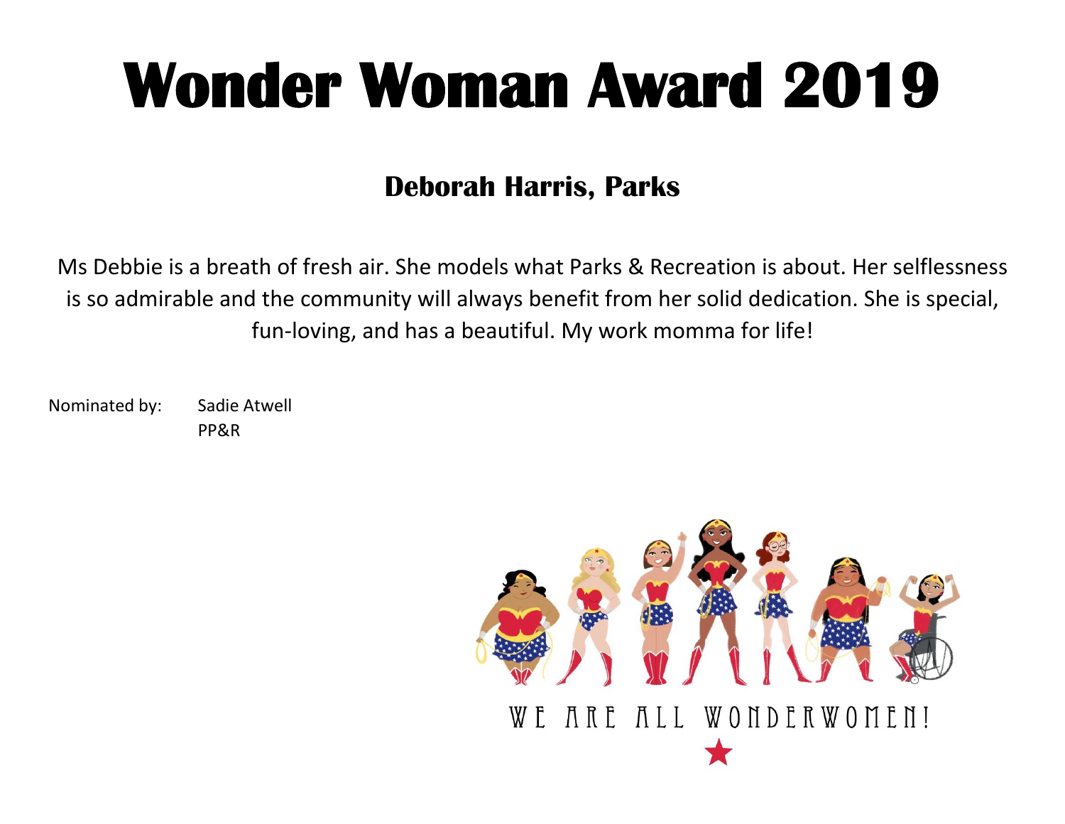# Wonder Woman Award 2019

## Deborah Harris, Parks

Ms Debbie is a breath of fresh air. She models what Parks & Recreation is about. Her selflessness is so admirable and the community will always benefit from her solid dedication. She is special, fun-loving, and has a beautiful. My work momma for life!

Nominated by: Sadie Atwell
PP&R

WE ARE ALL WONDERWOMEN!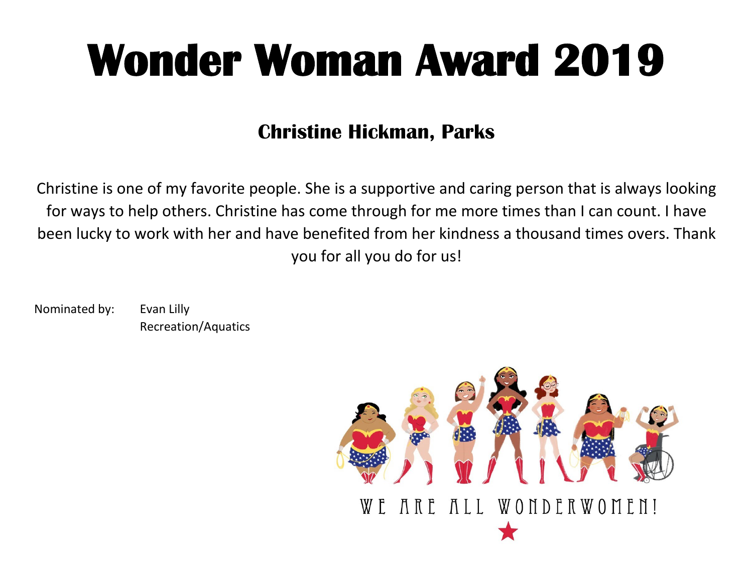# Wonder Woman Award 2019

## Christine Hickman, Parks

Christine is one of my favorite people. She is a supportive and caring person that is always looking for ways to help others. Christine has come through for me more times than I can count. I have been lucky to work with her and have benefited from her kindness a thousand times overs. Thank you for all you do for us!

Nominated by: Evan Lilly
Recreation/Aquatics

WE ARE ALL WONDERWOMEN!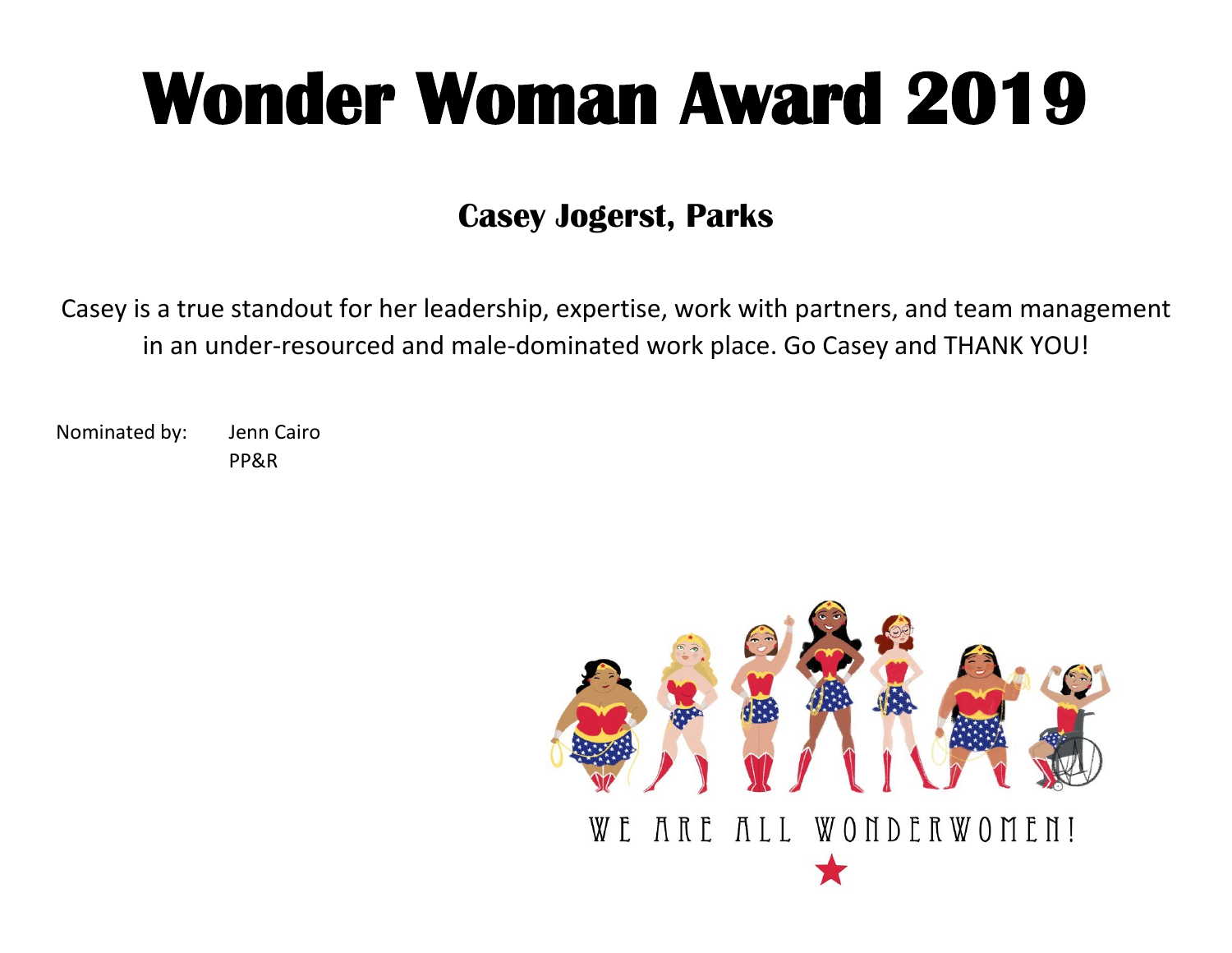# Wonder Woman Award 2019

**Casey Jogerst, Parks**

Casey is a true standout for her leadership, expertise, work with partners, and team management in an under-resourced and male-dominated work place. Go Casey and THANK YOU!

Nominated by: Jenn Cairo
PP&R

WE ARE ALL WONDERWOMEN!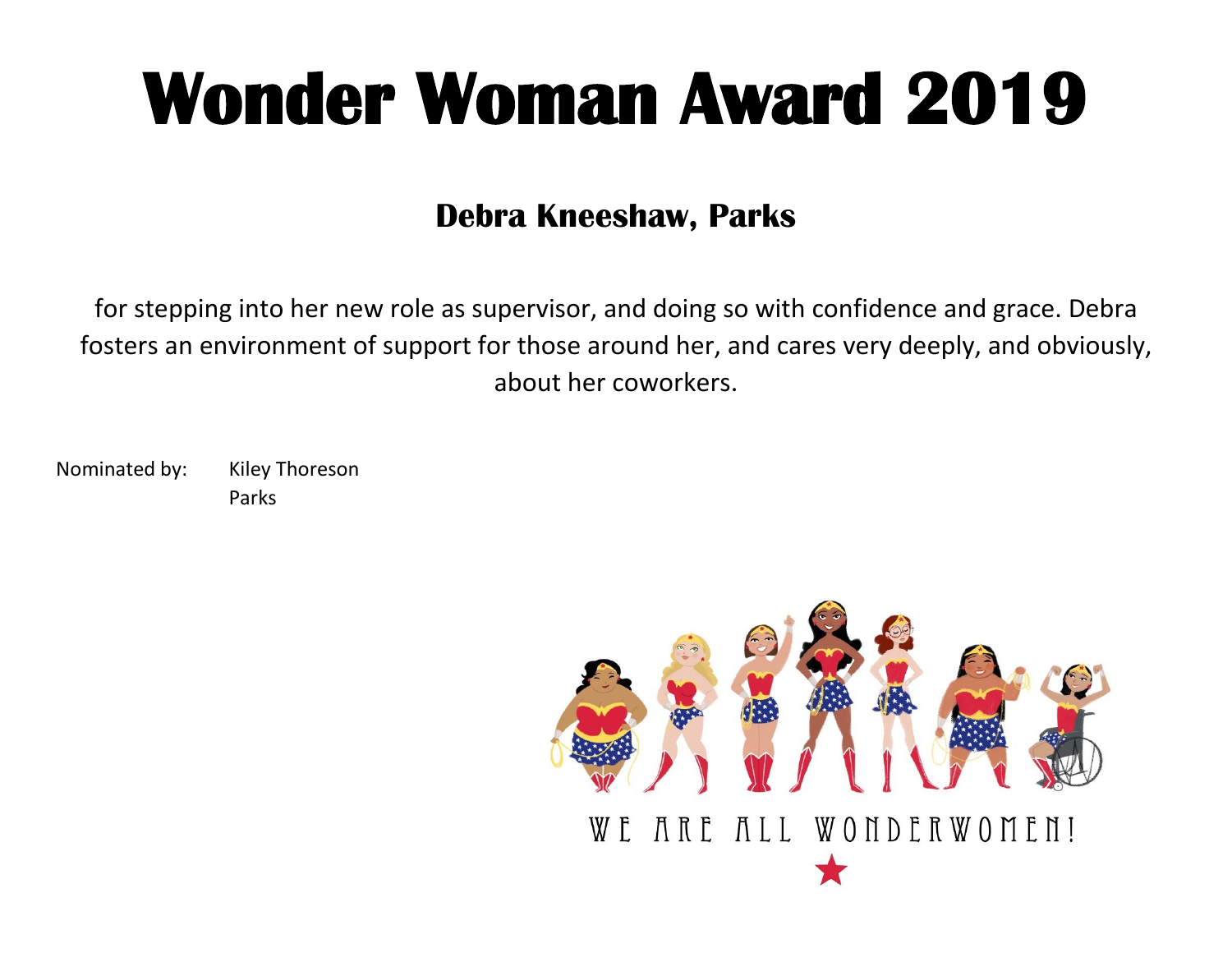# Wonder Woman Award 2019

**Debra Kneeshaw, Parks**

for stepping into her new role as supervisor, and doing so with confidence and grace. Debra fosters an environment of support for those around her, and cares very deeply, and obviously, about her coworkers.

Nominated by: Kiley Thoreson
Parks

WE ARE ALL WONDERWOMEN!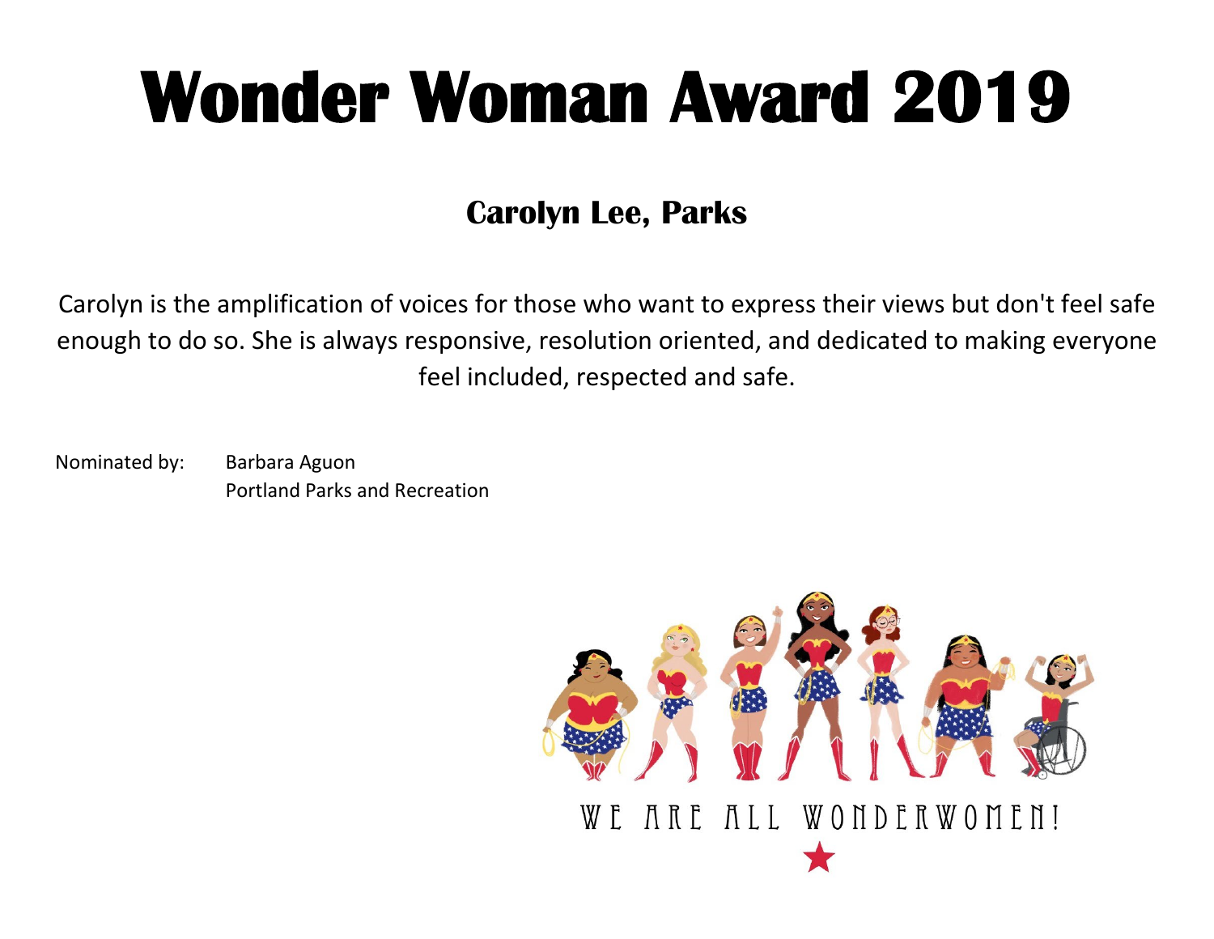# Wonder Woman Award 2019

## Carolyn Lee, Parks

Carolyn is the amplification of voices for those who want to express their views but don't feel safe enough to do so. She is always responsive, resolution oriented, and dedicated to making everyone feel included, respected and safe.

Nominated by: Barbara Aguon
Portland Parks and Recreation

WE ARE ALL WONDERWOMEN!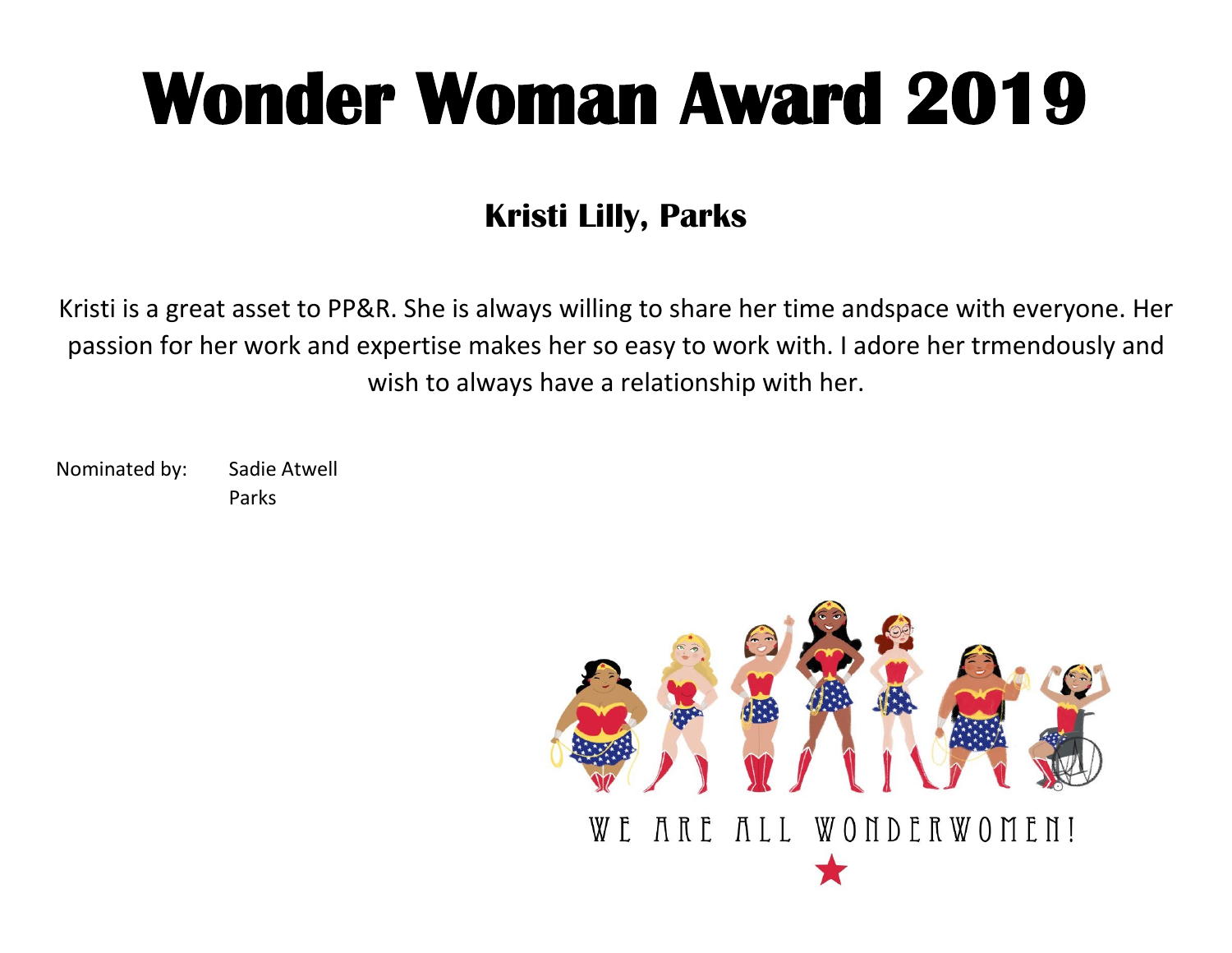# Wonder Woman Award 2019

## Kristi Lilly, Parks

Kristi is a great asset to PP&R. She is always willing to share her time andspace with everyone. Her passion for her work and expertise makes her so easy to work with. I adore her trmendously and wish to always have a relationship with her.

Nominated by: Sadie Atwell
Parks

WE ARE ALL WONDERWOMEN!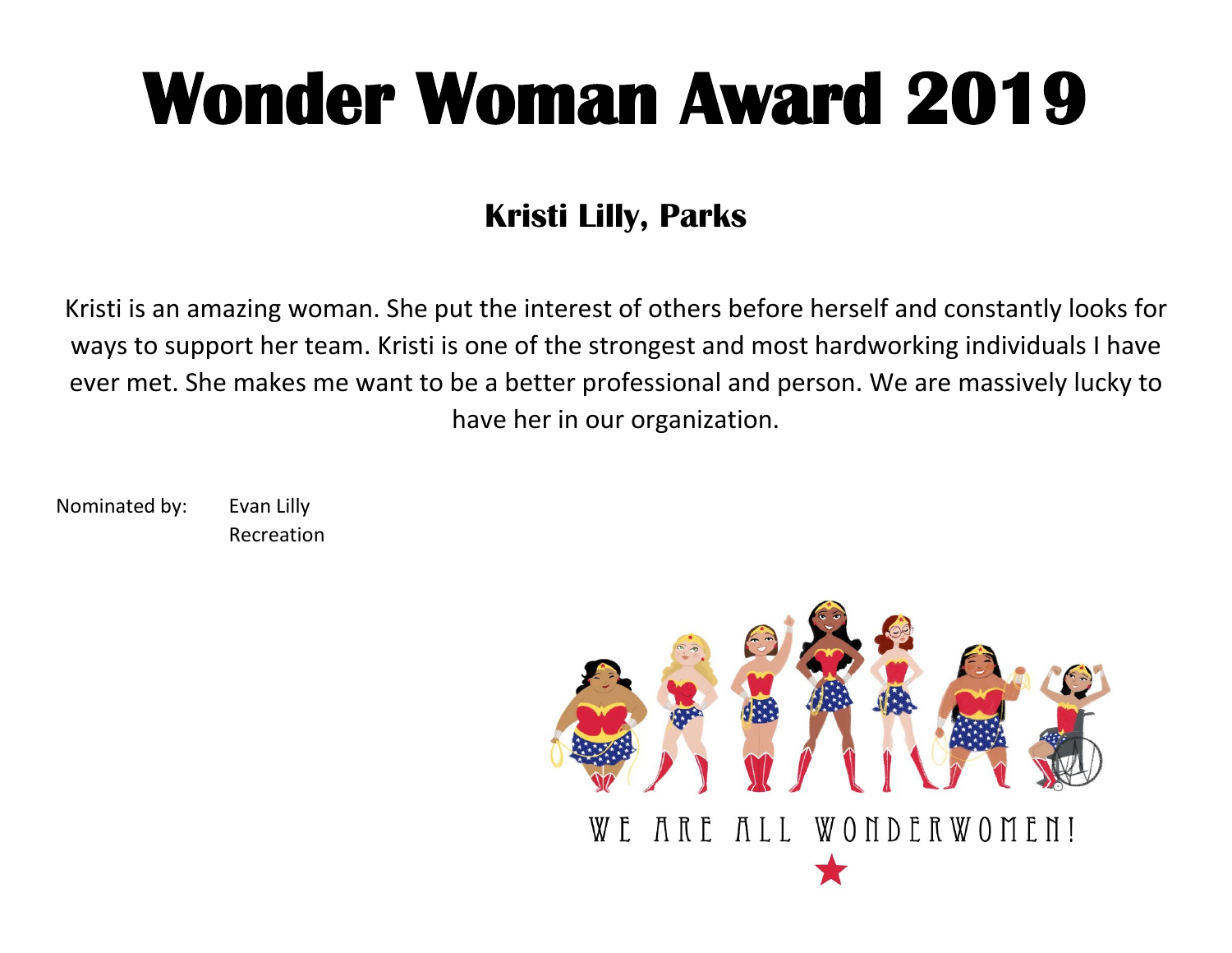# Wonder Woman Award 2019

**Kristi Lilly, Parks**

Kristi is an amazing woman. She put the interest of others before herself and constantly looks for ways to support her team. Kristi is one of the strongest and most hardworking individuals I have ever met. She makes me want to be a better professional and person. We are massively lucky to have her in our organization.

Nominated by: Evan Lilly
Recreation

WE ARE ALL WONDERWOMEN!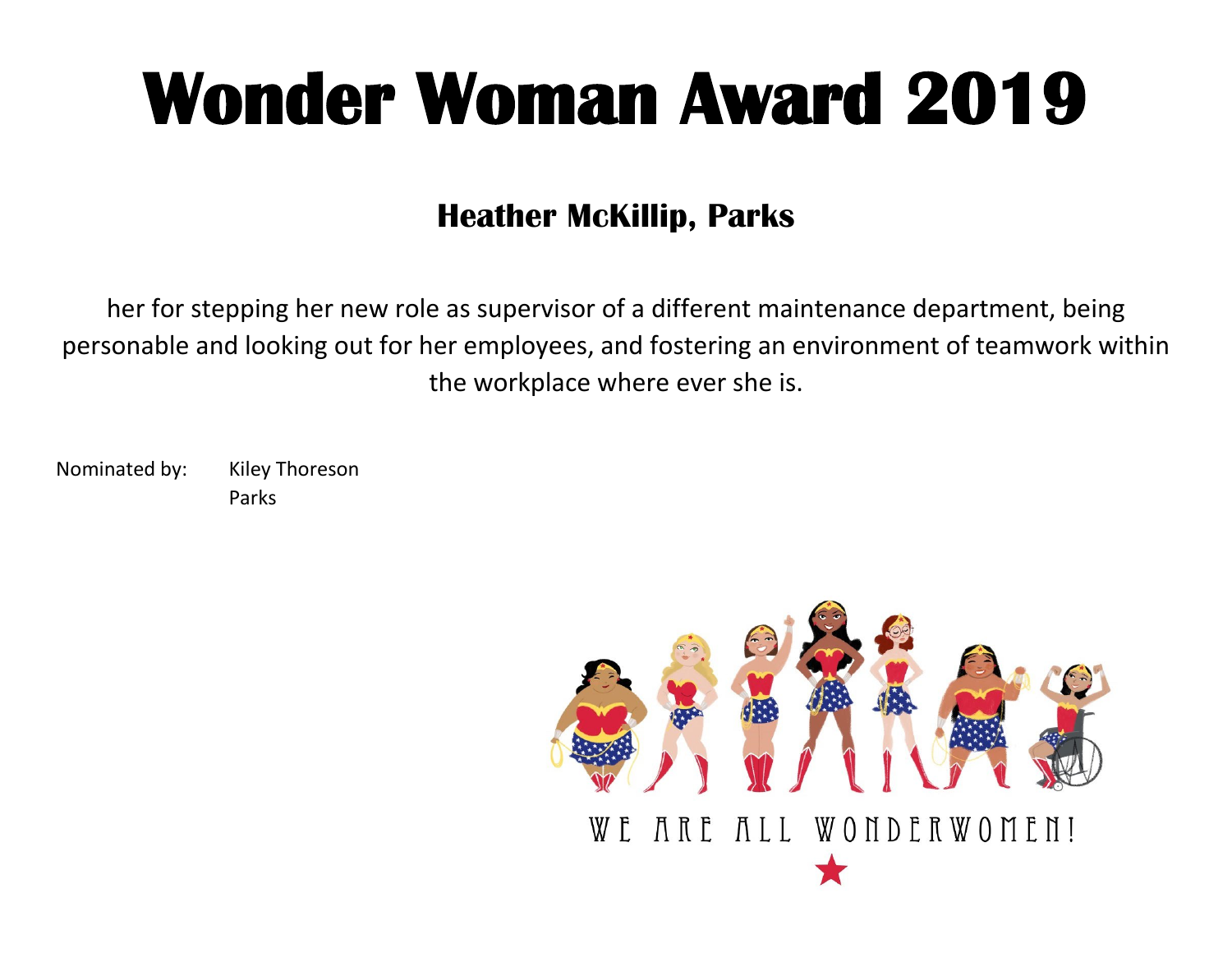# Wonder Woman Award 2019

## Heather McKillip, Parks

her for stepping her new role as supervisor of a different maintenance department, being personable and looking out for her employees, and fostering an environment of teamwork within the workplace where ever she is.

Nominated by: Kiley Thoreson
Parks

WE ARE ALL WONDERWOMEN!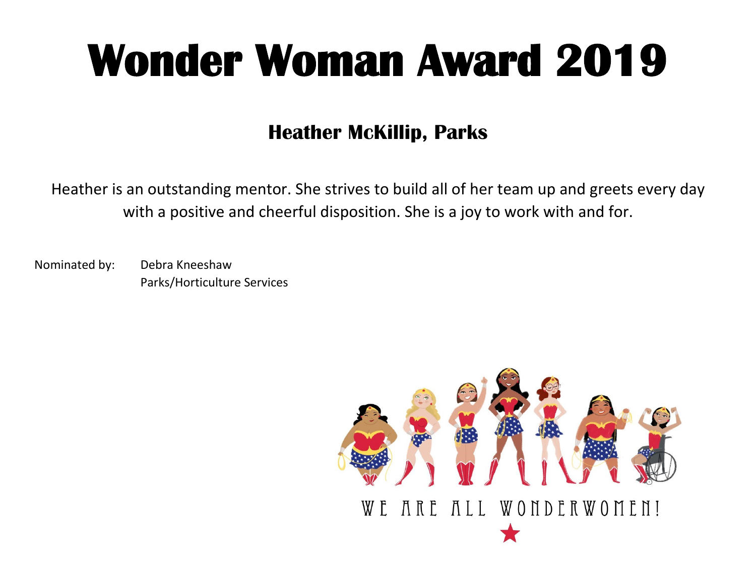# Wonder Woman Award 2019

## Heather McKillip, Parks

Heather is an outstanding mentor. She strives to build all of her team up and greets every day with a positive and cheerful disposition. She is a joy to work with and for.

Nominated by: Debra Kneeshaw
Parks/Horticulture Services

WE ARE ALL WONDERWOMEN!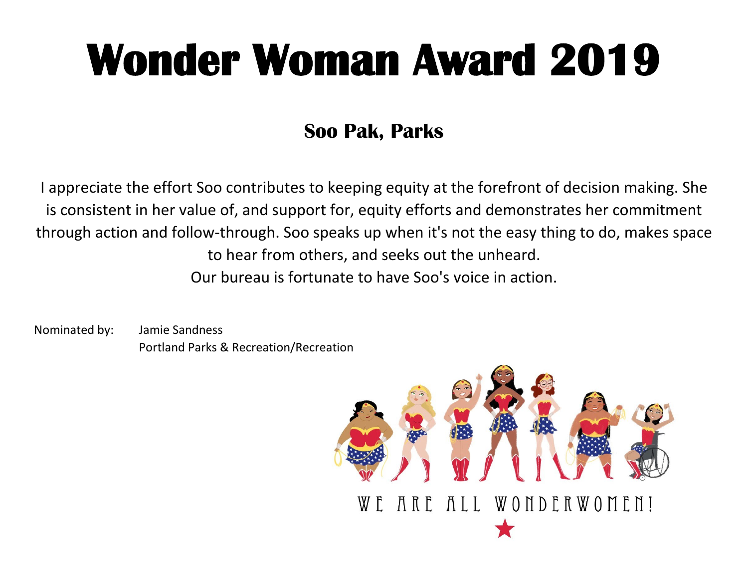# Wonder Woman Award 2019

## Soo Pak, Parks

I appreciate the effort Soo contributes to keeping equity at the forefront of decision making. She is consistent in her value of, and support for, equity efforts and demonstrates her commitment through action and follow-through. Soo speaks up when it's not the easy thing to do, makes space to hear from others, and seeks out the unheard.
Our bureau is fortunate to have Soo's voice in action.

Nominated by: Jamie Sandness
Portland Parks & Recreation/Recreation

WE ARE ALL WONDERWOMEN!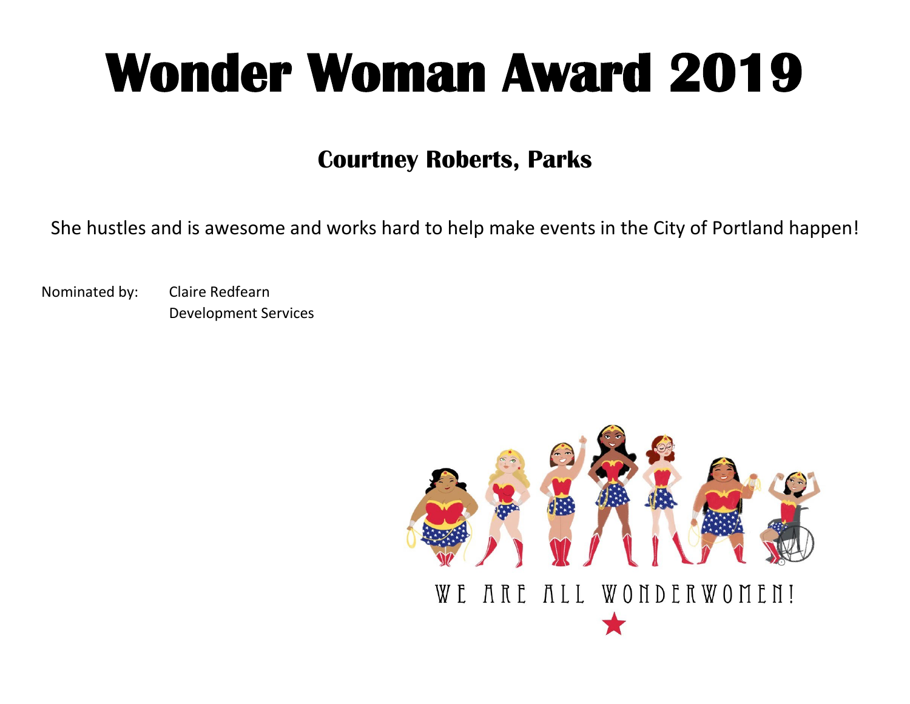# Wonder Woman Award 2019

## Courtney Roberts, Parks

She hustles and is awesome and works hard to help make events in the City of Portland happen!

Nominated by: Claire Redfearn
Development Services

WE ARE ALL WONDERWOMEN!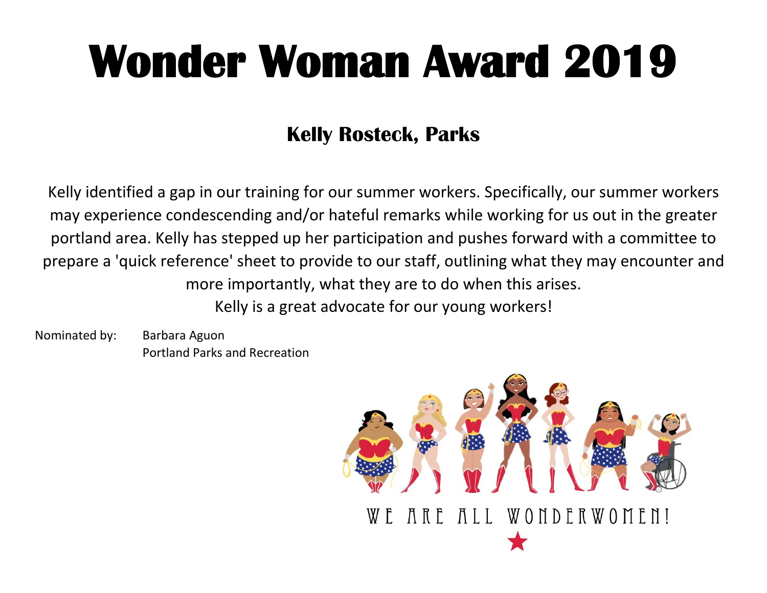# Wonder Woman Award 2019

### Kelly Rosteck, Parks

Kelly identified a gap in our training for our summer workers. Specifically, our summer workers may experience condescending and/or hateful remarks while working for us out in the greater portland area. Kelly has stepped up her participation and pushes forward with a committee to prepare a 'quick reference' sheet to provide to our staff, outlining what they may encounter and more importantly, what they are to do when this arises.
Kelly is a great advocate for our young workers!

Nominated by: Barbara Aguon
Portland Parks and Recreation

WE ARE ALL WONDERWOMEN!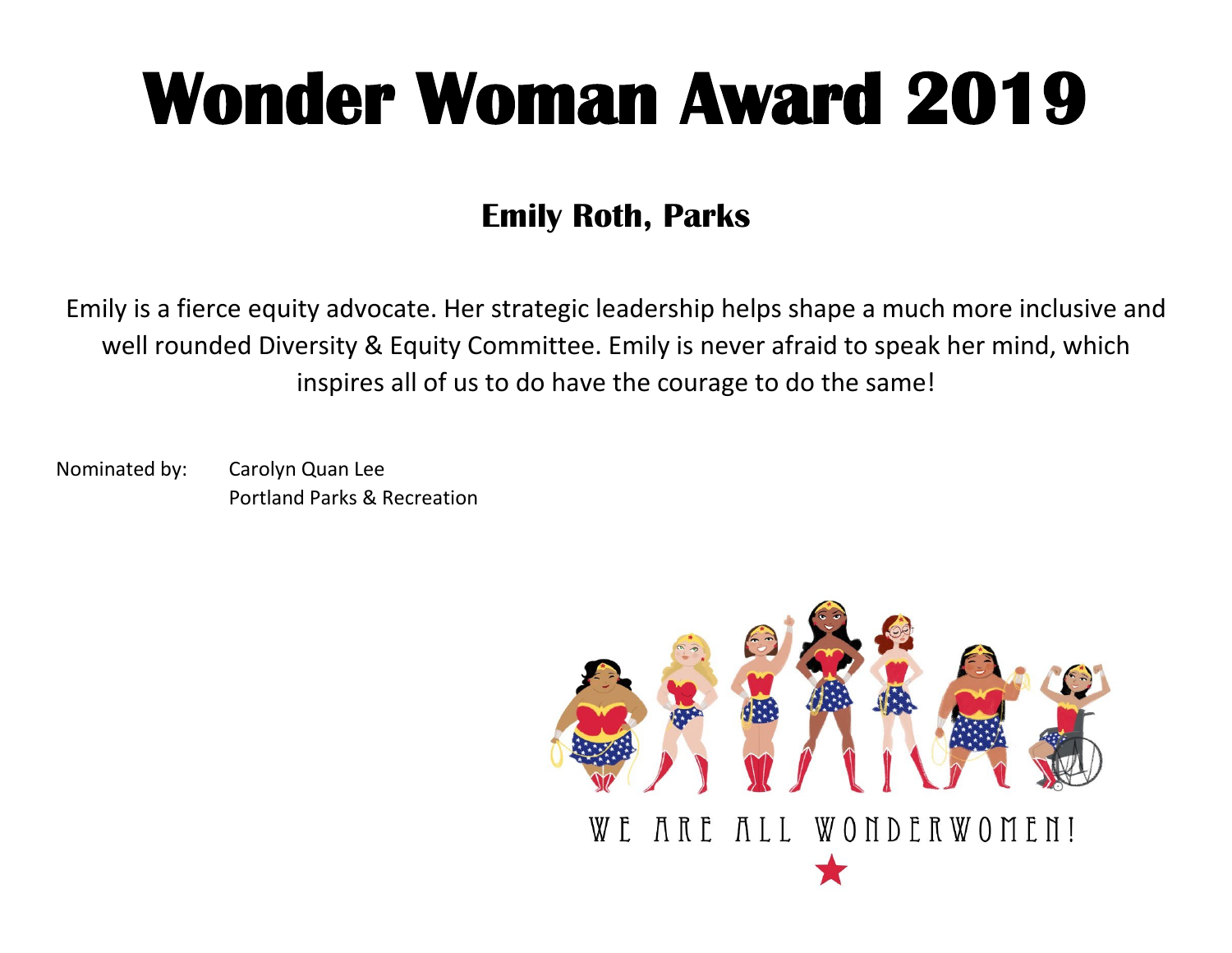# Wonder Woman Award 2019

**Emily Roth, Parks**

Emily is a fierce equity advocate. Her strategic leadership helps shape a much more inclusive and well rounded Diversity & Equity Committee. Emily is never afraid to speak her mind, which inspires all of us to do have the courage to do the same!

Nominated by: Carolyn Quan Lee
Portland Parks & Recreation

WE ARE ALL WONDERWOMEN!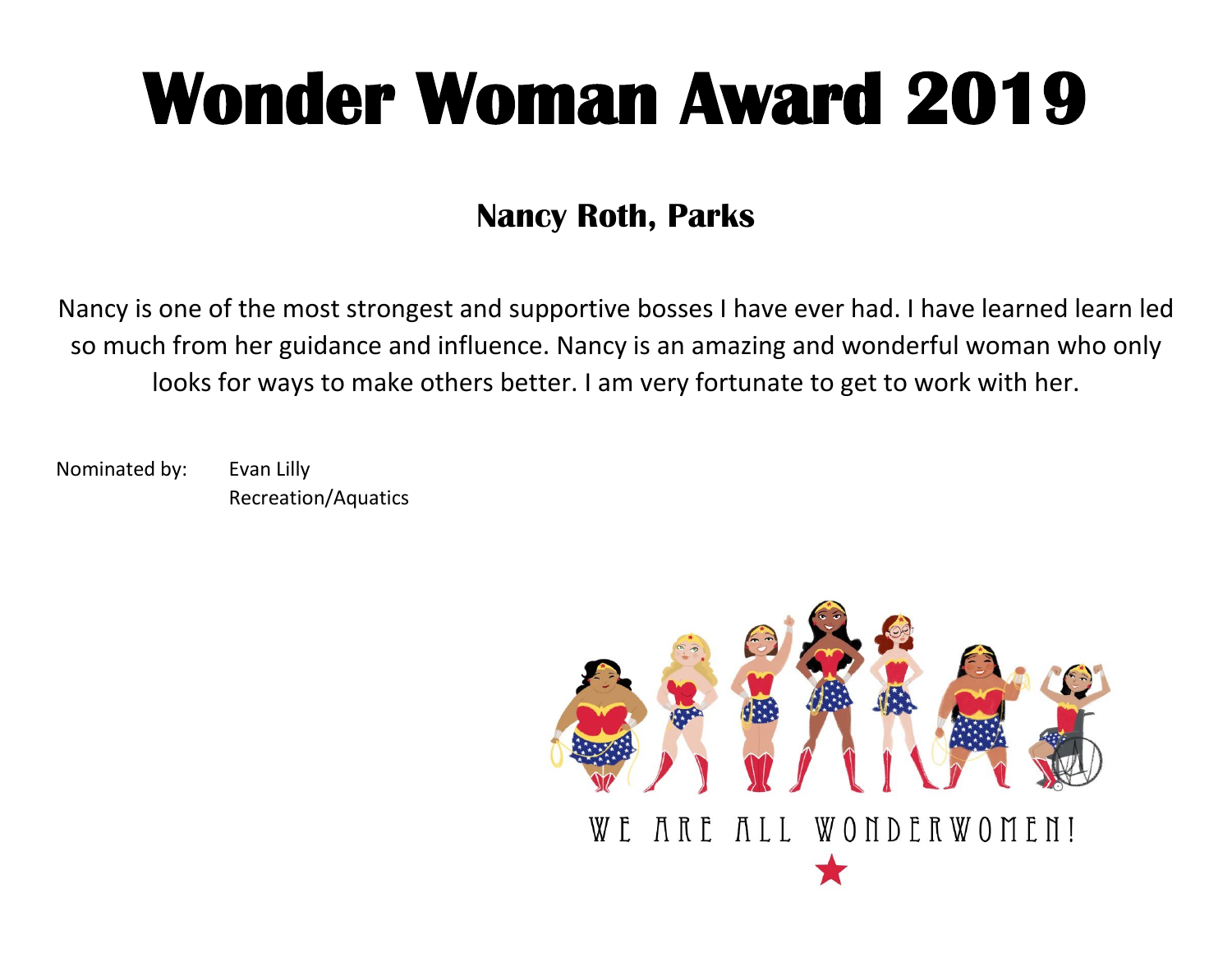# Wonder Woman Award 2019

## Nancy Roth, Parks

Nancy is one of the most strongest and supportive bosses I have ever had. I have learned learn led so much from her guidance and influence. Nancy is an amazing and wonderful woman who only looks for ways to make others better. I am very fortunate to get to work with her.

Nominated by: Evan Lilly
Recreation/Aquatics

WE ARE ALL WONDERWOMEN!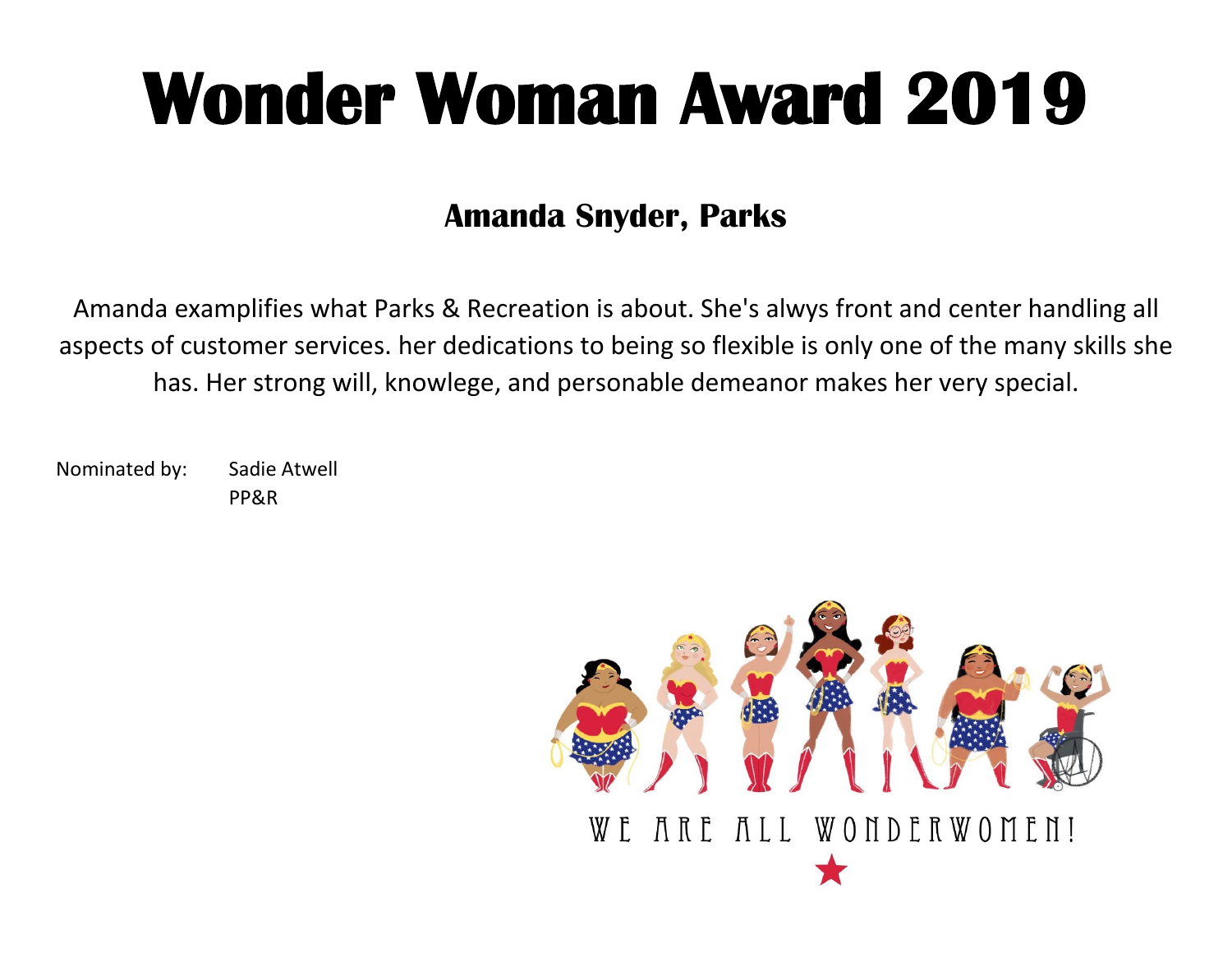# Wonder Woman Award 2019

## Amanda Snyder, Parks

Amanda examplifies what Parks & Recreation is about. She's alwys front and center handling all aspects of customer services. her dedications to being so flexible is only one of the many skills she has. Her strong will, knowlege, and personable demeanor makes her very special.

Nominated by: Sadie Atwell
PP&R

WE ARE ALL WONDERWOMEN!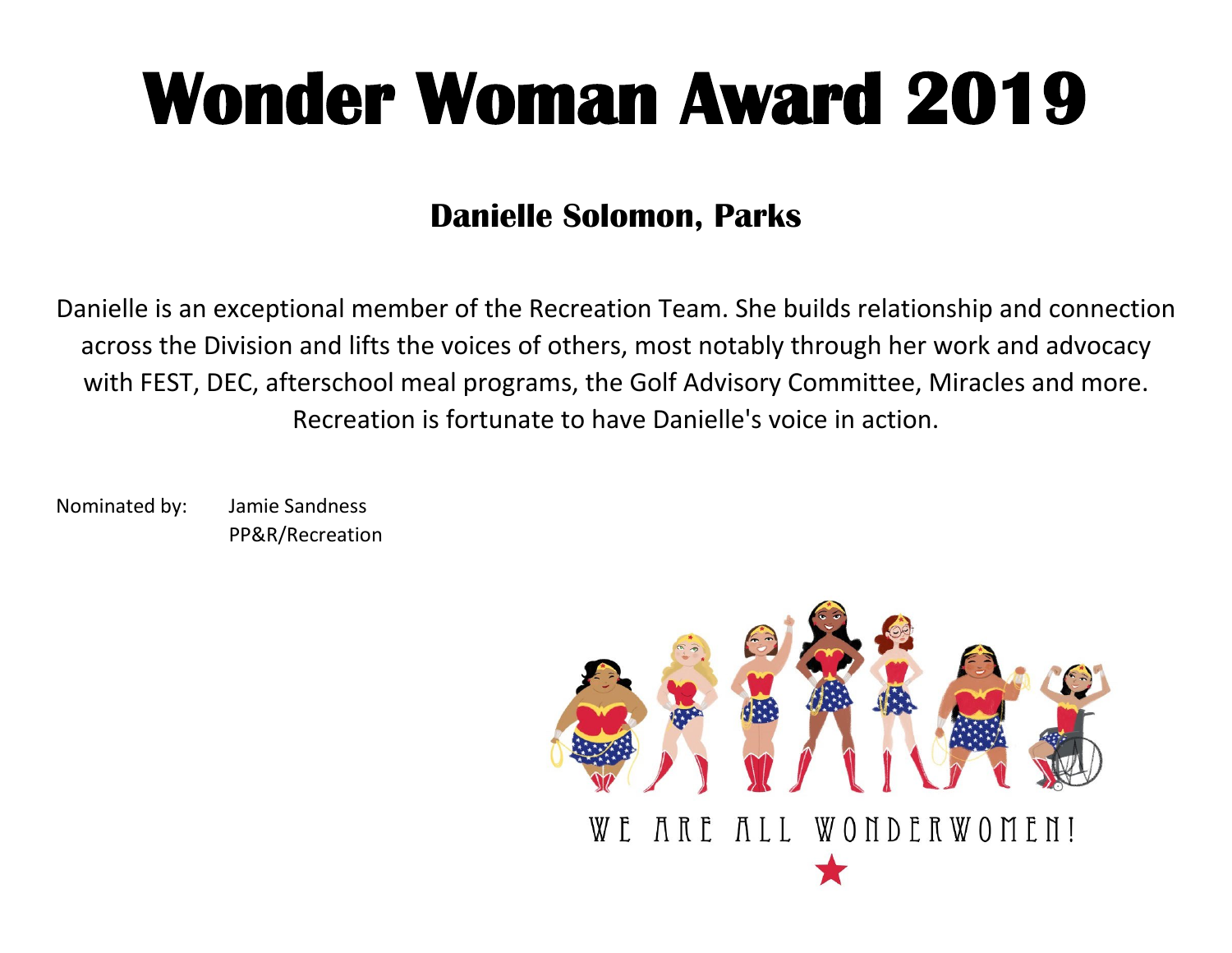# Wonder Woman Award 2019

## Danielle Solomon, Parks

Danielle is an exceptional member of the Recreation Team. She builds relationship and connection across the Division and lifts the voices of others, most notably through her work and advocacy with FEST, DEC, afterschool meal programs, the Golf Advisory Committee, Miracles and more. Recreation is fortunate to have Danielle's voice in action.

Nominated by: Jamie Sandness
PP&R/Recreation

WE ARE ALL WONDERWOMEN!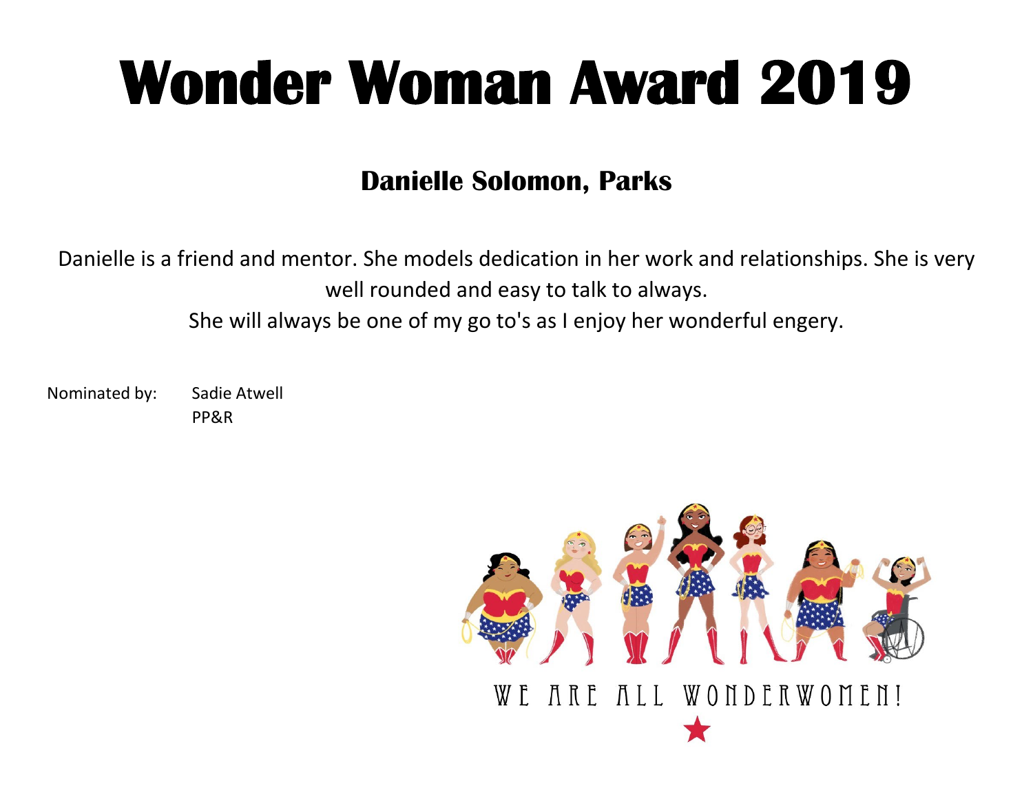# Wonder Woman Award 2019

## Danielle Solomon, Parks

Danielle is a friend and mentor. She models dedication in her work and relationships. She is very well rounded and easy to talk to always.
She will always be one of my go to's as I enjoy her wonderful engery.

Nominated by: Sadie Atwell
PP&R

WE ARE ALL WONDERWOMEN!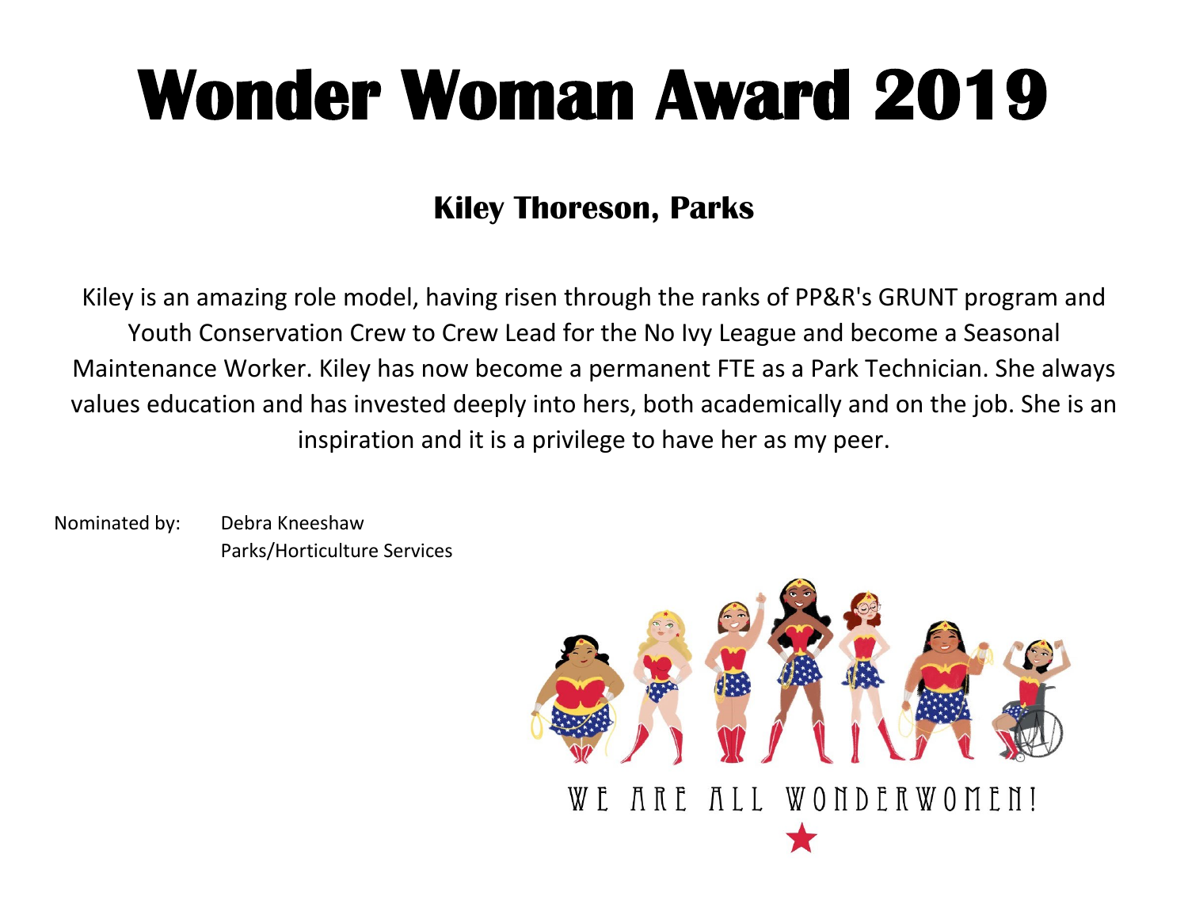# Wonder Woman Award 2019

## Kiley Thoreson, Parks

Kiley is an amazing role model, having risen through the ranks of PP&R's GRUNT program and Youth Conservation Crew to Crew Lead for the No Ivy League and become a Seasonal Maintenance Worker. Kiley has now become a permanent FTE as a Park Technician. She always values education and has invested deeply into hers, both academically and on the job. She is an inspiration and it is a privilege to have her as my peer.

Nominated by: Debra Kneeshaw
Parks/Horticulture Services

WE ARE ALL WONDERWOMEN!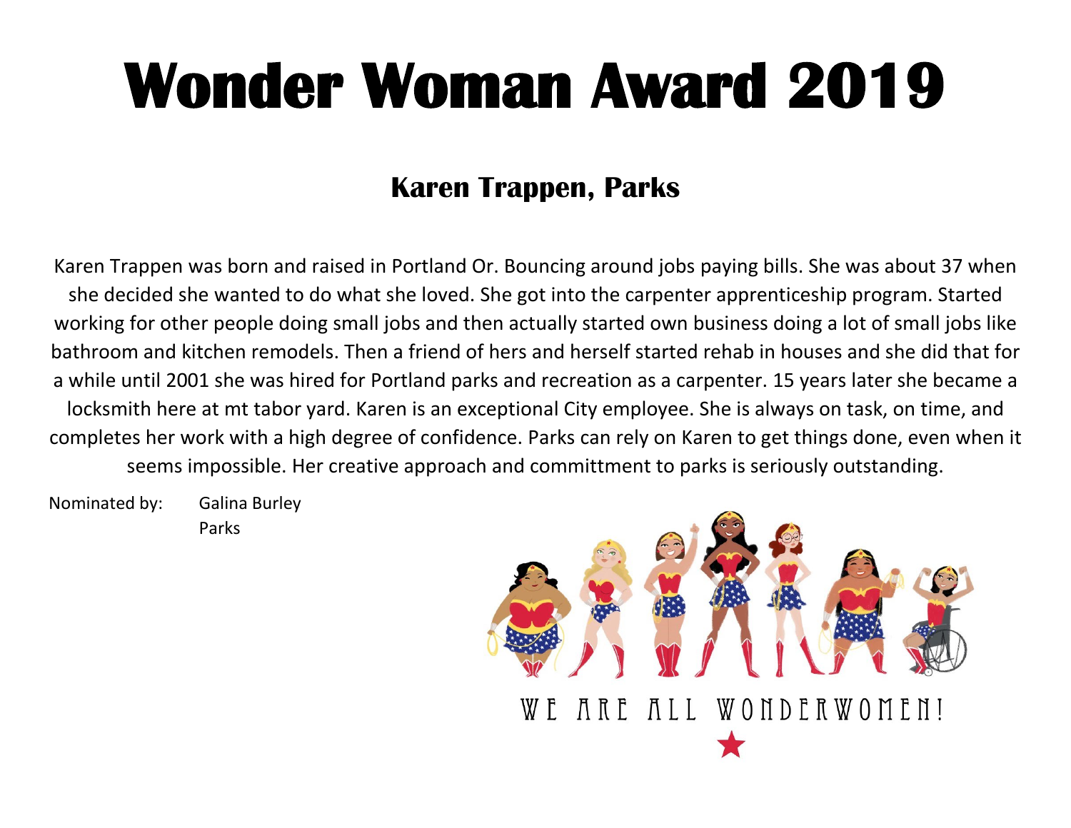# Wonder Woman Award 2019

## Karen Trappen, Parks

Karen Trappen was born and raised in Portland Or. Bouncing around jobs paying bills. She was about 37 when she decided she wanted to do what she loved. She got into the carpenter apprenticeship program. Started working for other people doing small jobs and then actually started own business doing a lot of small jobs like bathroom and kitchen remodels. Then a friend of hers and herself started rehab in houses and she did that for a while until 2001 she was hired for Portland parks and recreation as a carpenter. 15 years later she became a locksmith here at mt tabor yard. Karen is an exceptional City employee. She is always on task, on time, and completes her work with a high degree of confidence. Parks can rely on Karen to get things done, even when it seems impossible. Her creative approach and committment to parks is seriously outstanding.

Nominated by: Galina Burley
Parks

WE ARE ALL WONDERWOMEN!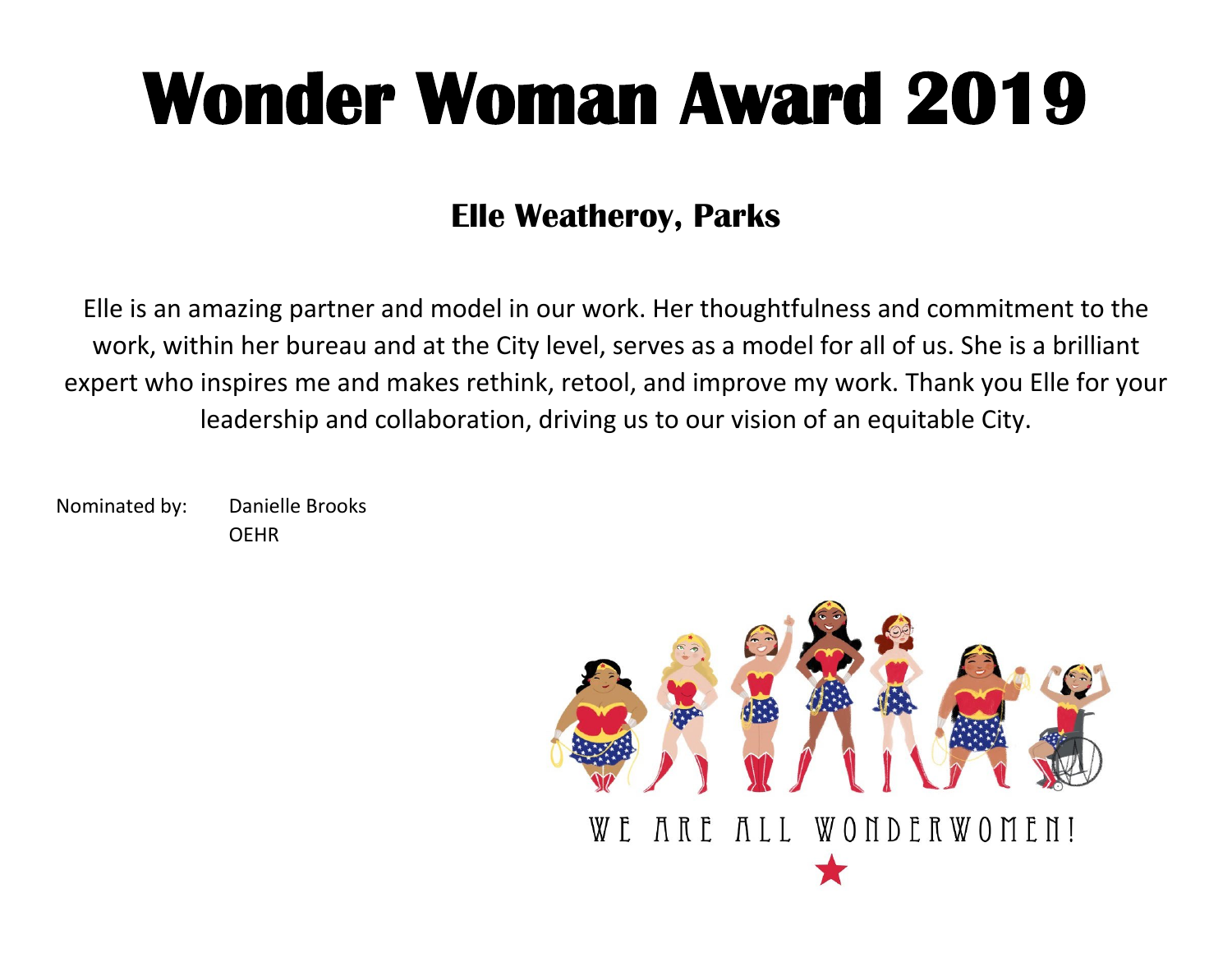# Wonder Woman Award 2019

## Elle Weatheroy, Parks

Elle is an amazing partner and model in our work. Her thoughtfulness and commitment to the work, within her bureau and at the City level, serves as a model for all of us. She is a brilliant expert who inspires me and makes rethink, retool, and improve my work. Thank you Elle for your leadership and collaboration, driving us to our vision of an equitable City.

Nominated by: Danielle Brooks
OEHR

WE ARE ALL WONDERWOMEN!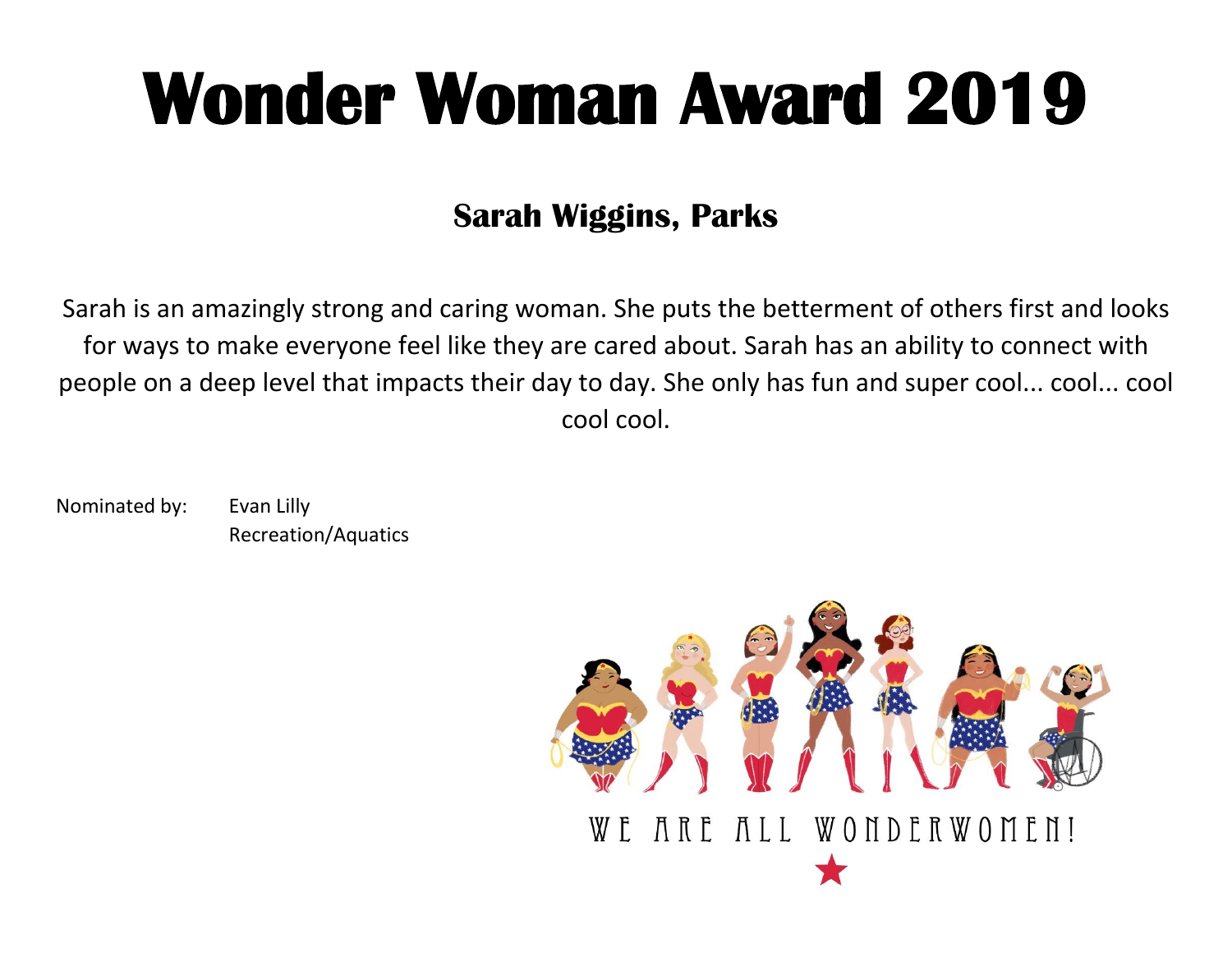# Wonder Woman Award 2019

## Sarah Wiggins, Parks

Sarah is an amazingly strong and caring woman. She puts the betterment of others first and looks for ways to make everyone feel like they are cared about. Sarah has an ability to connect with people on a deep level that impacts their day to day. She only has fun and super cool... cool... cool cool cool.

Nominated by: Evan Lilly
Recreation/Aquatics

WE ARE ALL WONDERWOMEN!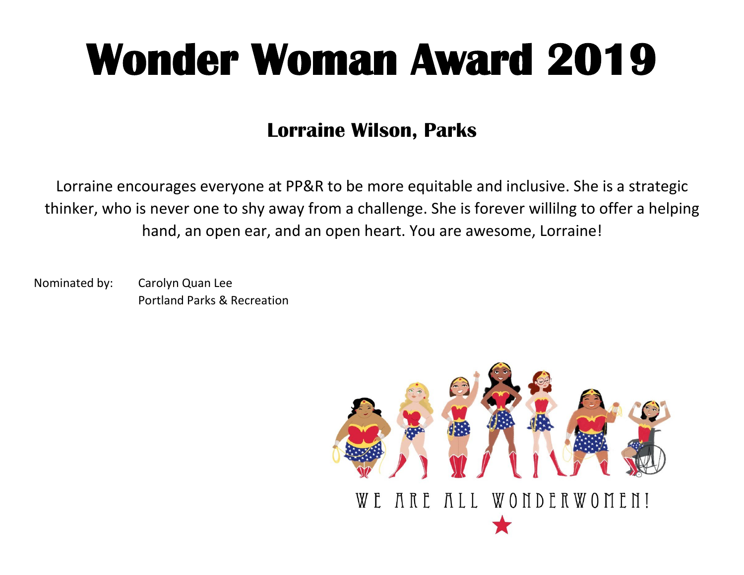# Wonder Woman Award 2019

## Lorraine Wilson, Parks

Lorraine encourages everyone at PP&R to be more equitable and inclusive. She is a strategic thinker, who is never one to shy away from a challenge. She is forever willilng to offer a helping hand, an open ear, and an open heart. You are awesome, Lorraine!

Nominated by: Carolyn Quan Lee
Portland Parks & Recreation

WE ARE ALL WONDERWOMEN!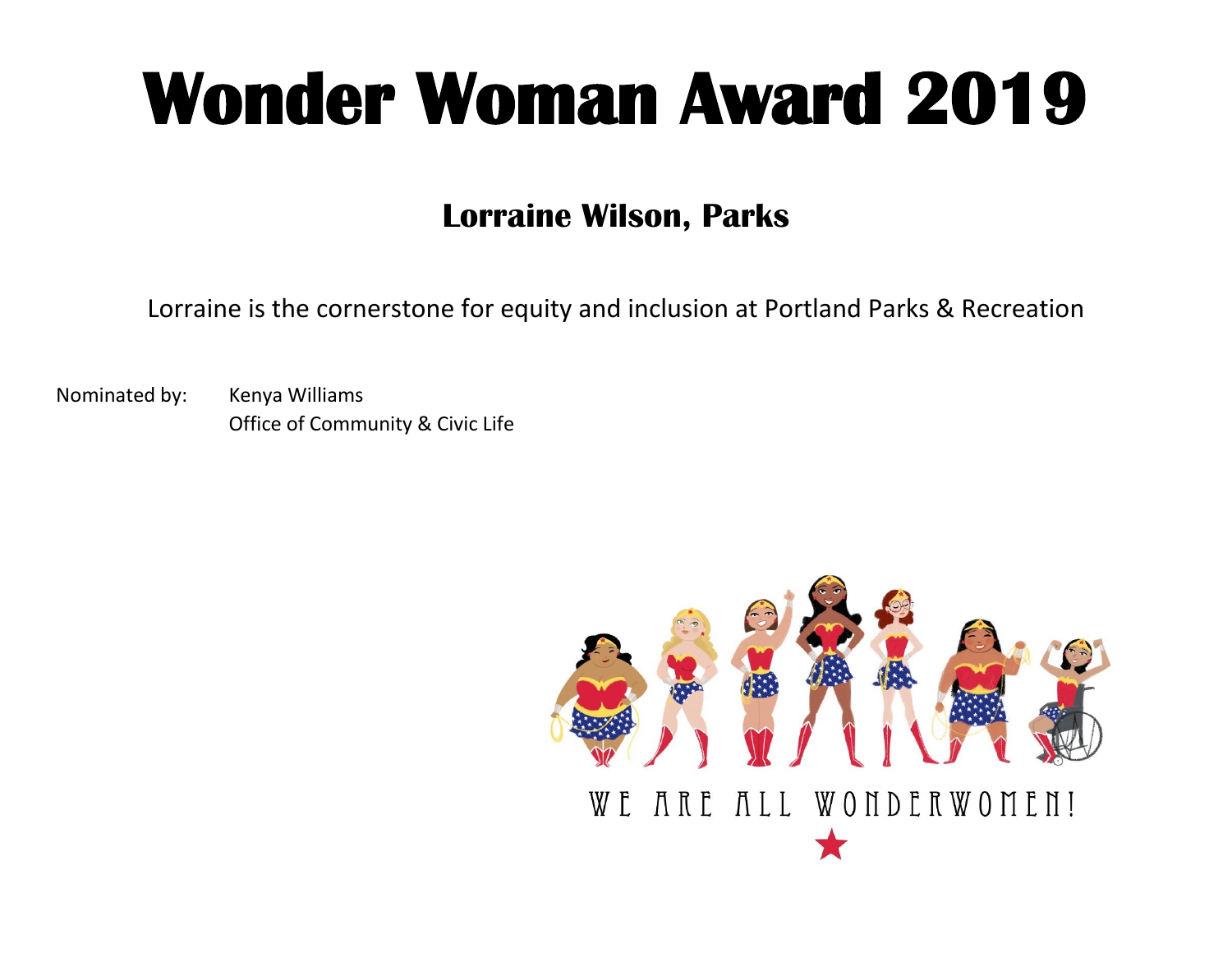# Wonder Woman Award 2019

## Lorraine Wilson, Parks

Lorraine is the cornerstone for equity and inclusion at Portland Parks & Recreation

Nominated by: Kenya Williams
Office of Community & Civic Life

WE ARE ALL WONDERWOMEN!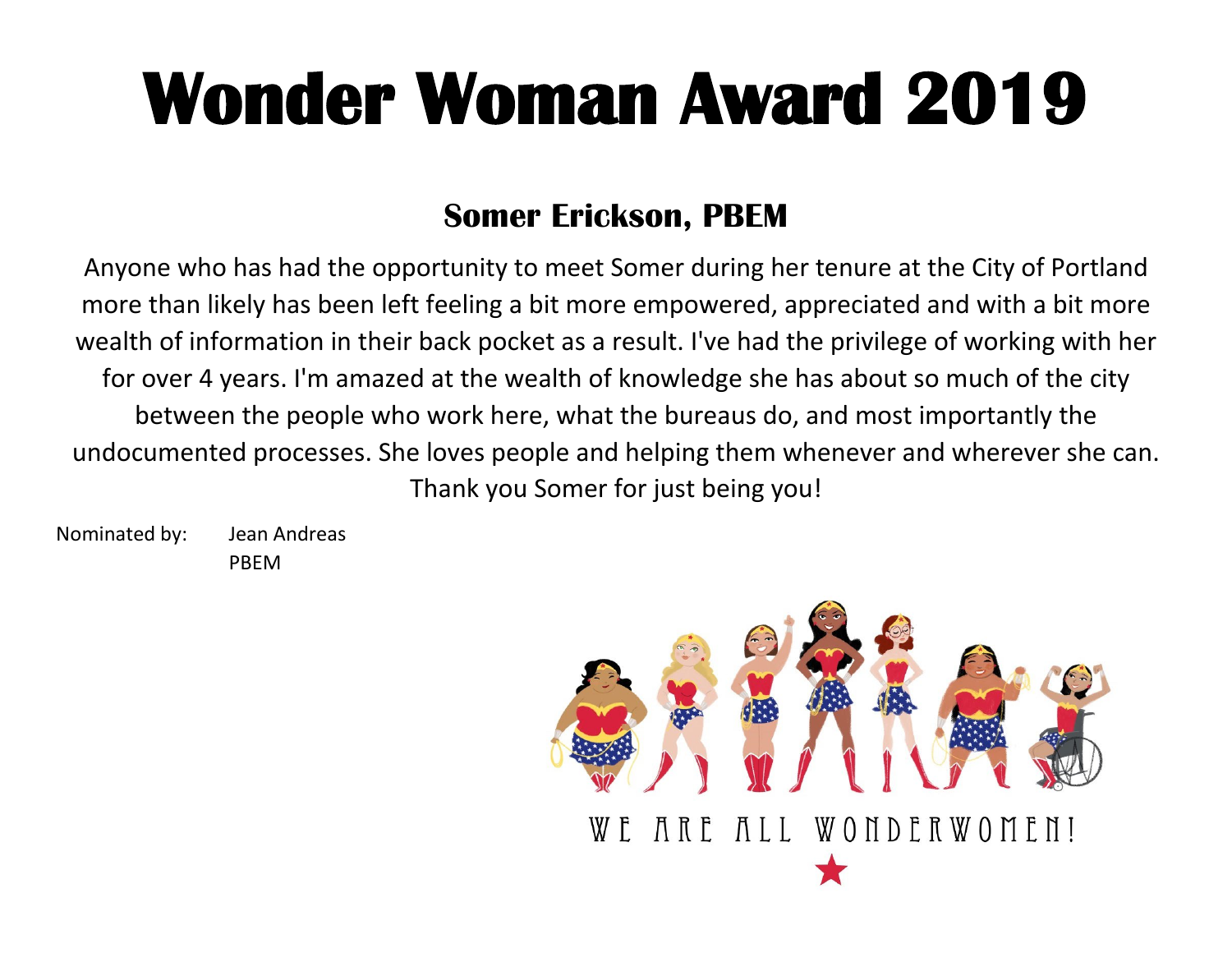# Wonder Woman Award 2019

## Somer Erickson, PBEM

Anyone who has had the opportunity to meet Somer during her tenure at the City of Portland more than likely has been left feeling a bit more empowered, appreciated and with a bit more wealth of information in their back pocket as a result. I've had the privilege of working with her for over 4 years. I'm amazed at the wealth of knowledge she has about so much of the city between the people who work here, what the bureaus do, and most importantly the undocumented processes. She loves people and helping them whenever and wherever she can. Thank you Somer for just being you!

Nominated by: Jean Andreas
PBEM

WE ARE ALL WONDERWOMEN!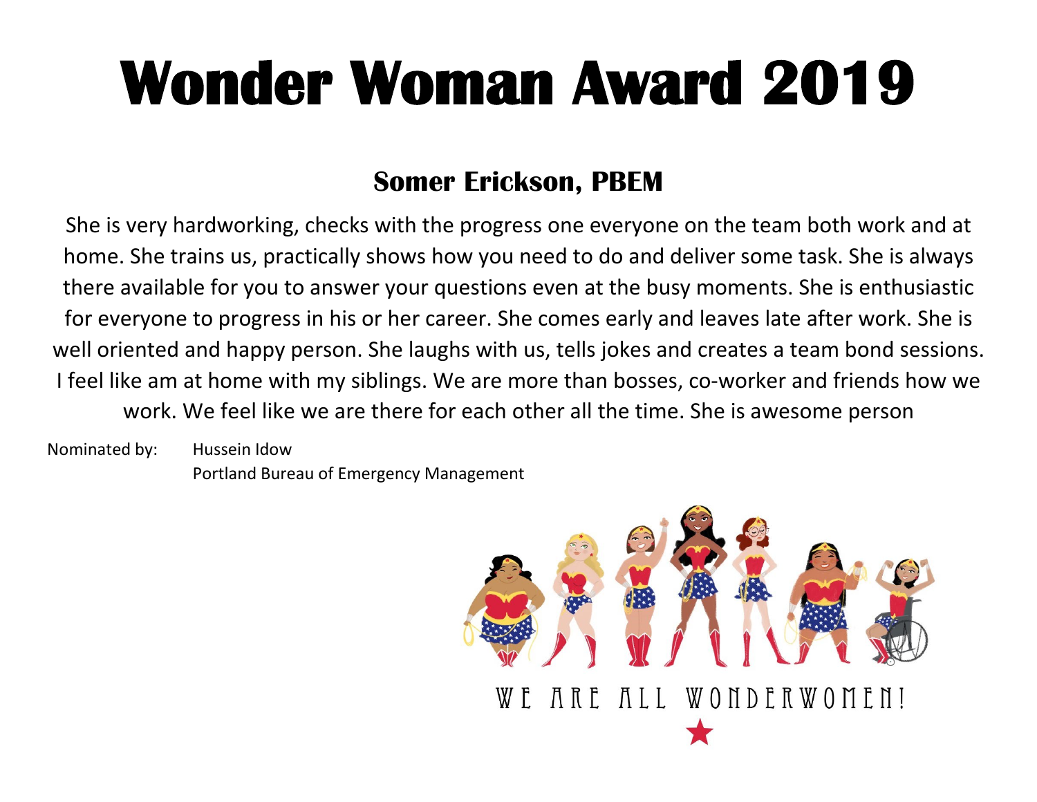# Wonder Woman Award 2019

## Somer Erickson, PBEM

She is very hardworking, checks with the progress one everyone on the team both work and at home. She trains us, practically shows how you need to do and deliver some task. She is always there available for you to answer your questions even at the busy moments. She is enthusiastic for everyone to progress in his or her career. She comes early and leaves late after work. She is well oriented and happy person. She laughs with us, tells jokes and creates a team bond sessions. I feel like am at home with my siblings. We are more than bosses, co-worker and friends how we work. We feel like we are there for each other all the time. She is awesome person

Nominated by: Hussein Idow
Portland Bureau of Emergency Management

WE ARE ALL WONDERWOMEN!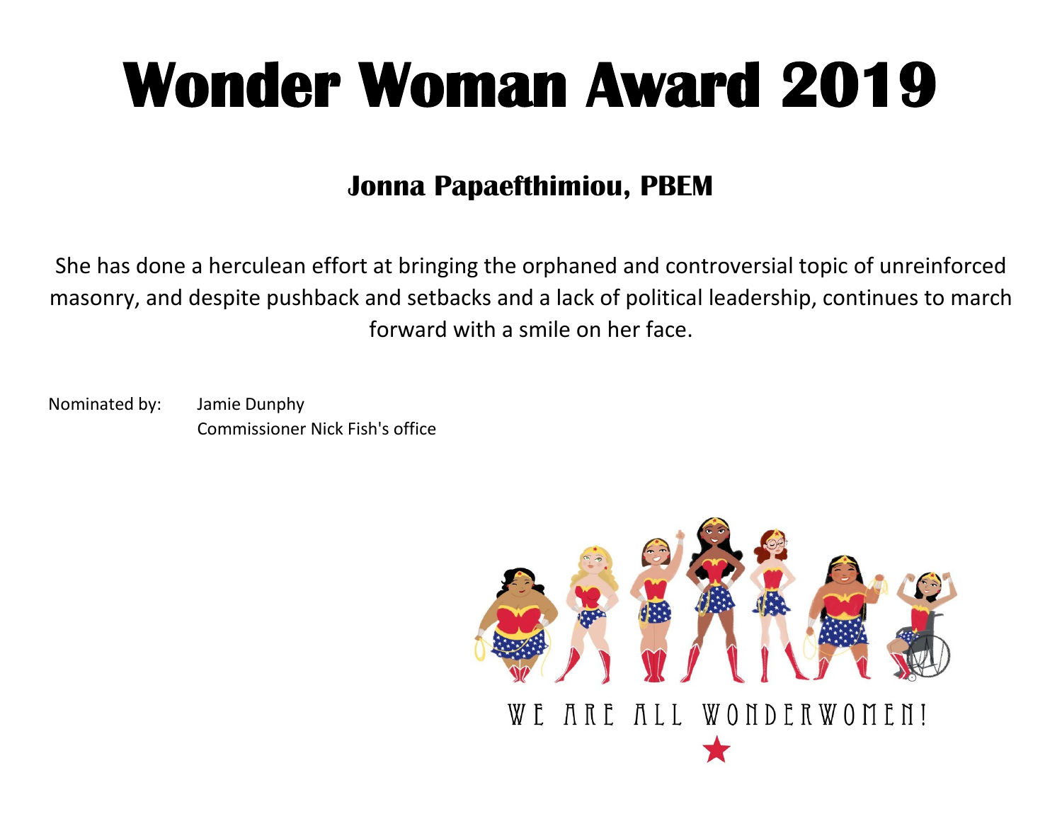# Wonder Woman Award 2019

## Jonna Papaefthimiou, PBEM

She has done a herculean effort at bringing the orphaned and controversial topic of unreinforced masonry, and despite pushback and setbacks and a lack of political leadership, continues to march forward with a smile on her face.

Nominated by: Jamie Dunphy
Commissioner Nick Fish's office

WE ARE ALL WONDERWOMEN!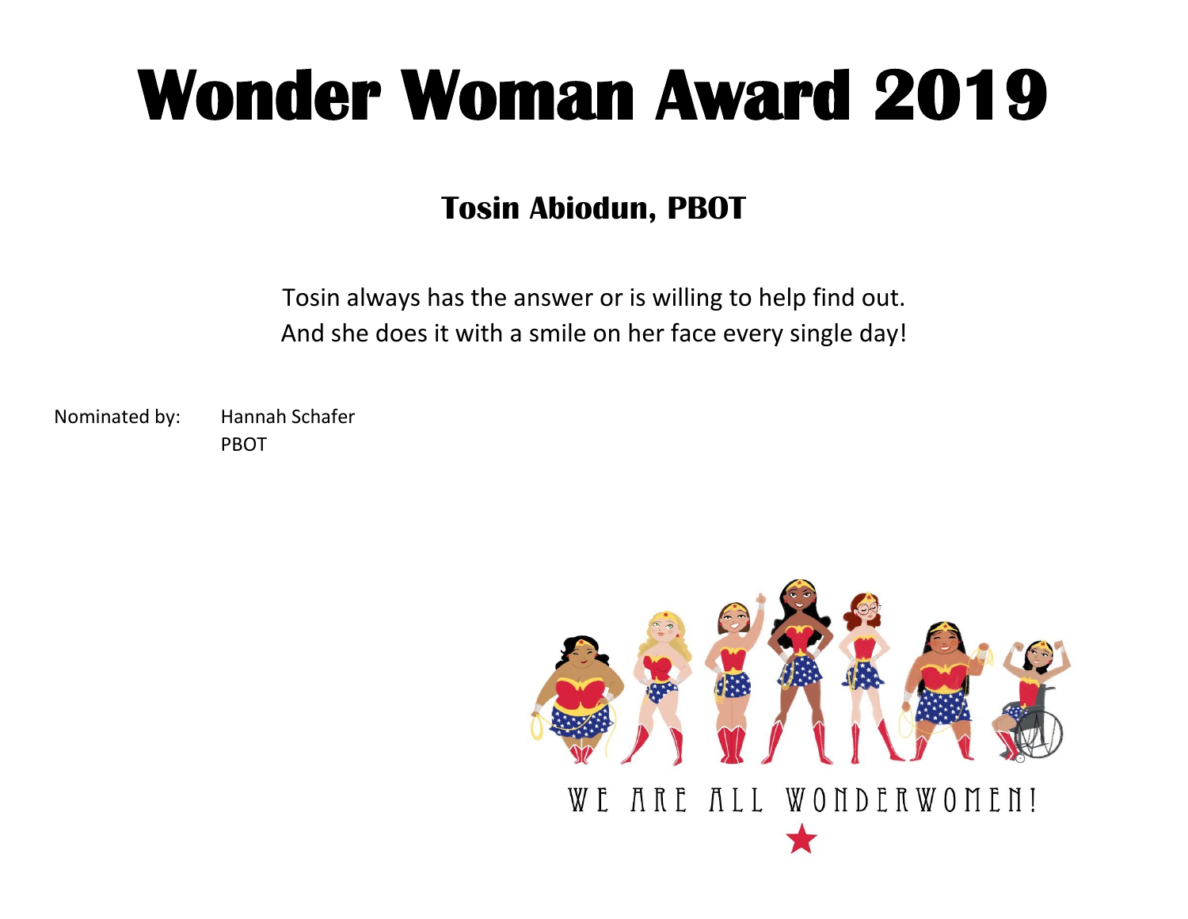# Wonder Woman Award 2019

**Tosin Abiodun, PBOT**

Tosin always has the answer or is willing to help find out.
And she does it with a smile on her face every single day!

Nominated by: Hannah Schafer
PBOT

WE ARE ALL WONDERWOMEN!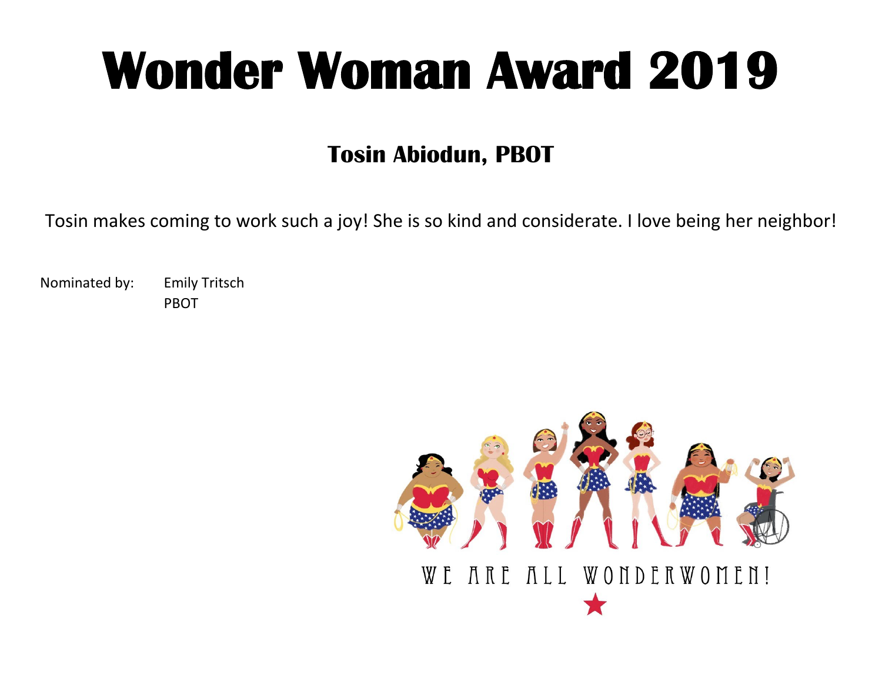# Wonder Woman Award 2019

## Tosin Abiodun, PBOT

Tosin makes coming to work such a joy! She is so kind and considerate. I love being her neighbor!

Nominated by: Emily Tritsch
PBOT

WE ARE ALL WONDERWOMEN!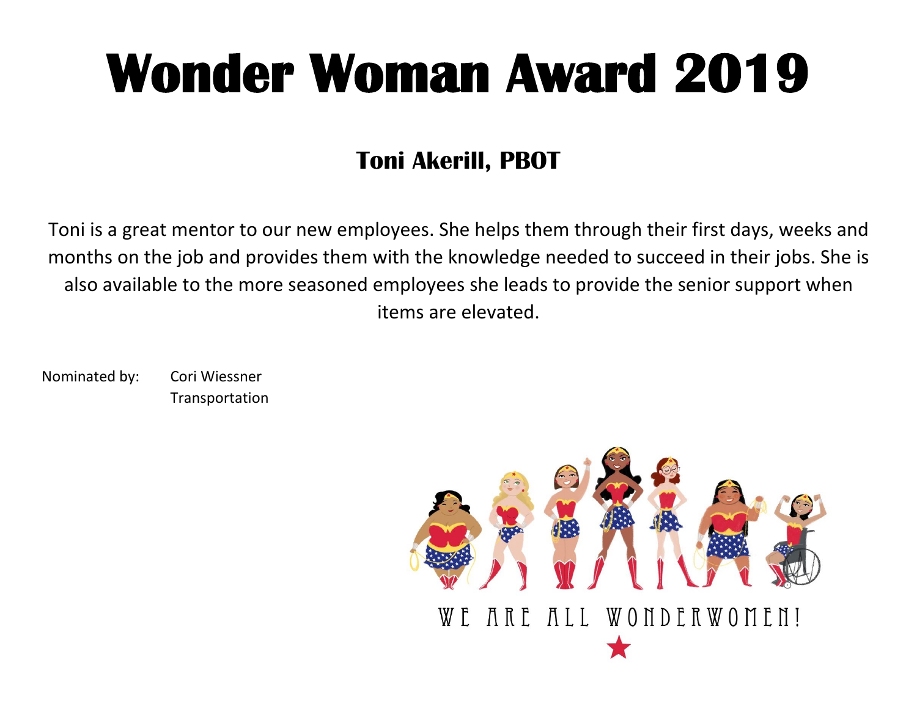# Wonder Woman Award 2019

## Toni Akerill, PBOT

Toni is a great mentor to our new employees. She helps them through their first days, weeks and months on the job and provides them with the knowledge needed to succeed in their jobs. She is also available to the more seasoned employees she leads to provide the senior support when items are elevated.

Nominated by: Cori Wiessner
Transportation

WE ARE ALL WONDERWOMEN!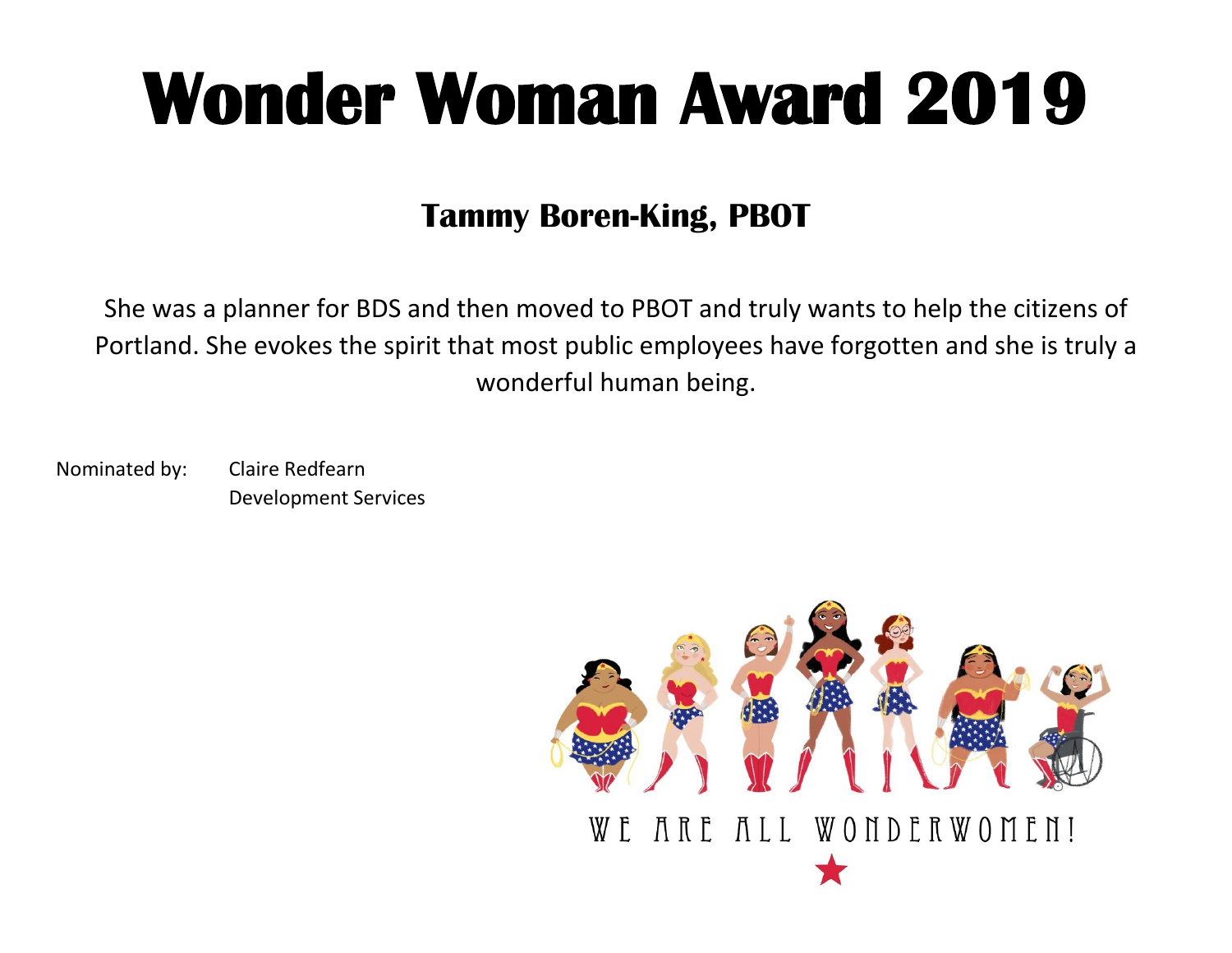# Wonder Woman Award 2019

## Tammy Boren-King, PBOT

She was a planner for BDS and then moved to PBOT and truly wants to help the citizens of Portland. She evokes the spirit that most public employees have forgotten and she is truly a wonderful human being.

Nominated by: Claire Redfearn
Development Services

WE ARE ALL WONDERWOMEN!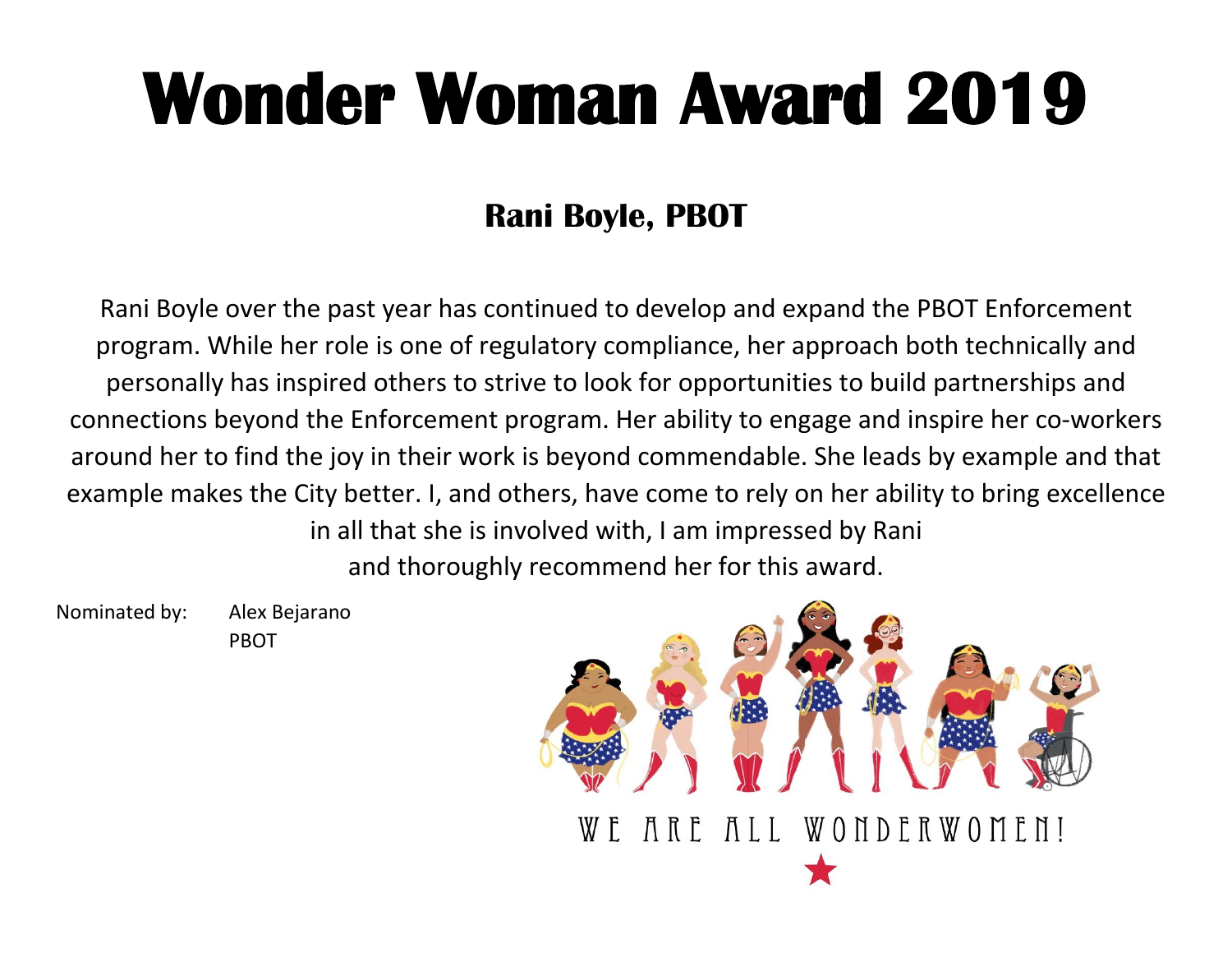# Wonder Woman Award 2019

## Rani Boyle, PBOT

Rani Boyle over the past year has continued to develop and expand the PBOT Enforcement program. While her role is one of regulatory compliance, her approach both technically and personally has inspired others to strive to look for opportunities to build partnerships and connections beyond the Enforcement program. Her ability to engage and inspire her co-workers around her to find the joy in their work is beyond commendable. She leads by example and that example makes the City better. I, and others, have come to rely on her ability to bring excellence in all that she is involved with, I am impressed by Rani and thoroughly recommend her for this award.

Nominated by: Alex Bejarano
PBOT

WE ARE ALL WONDERWOMEN!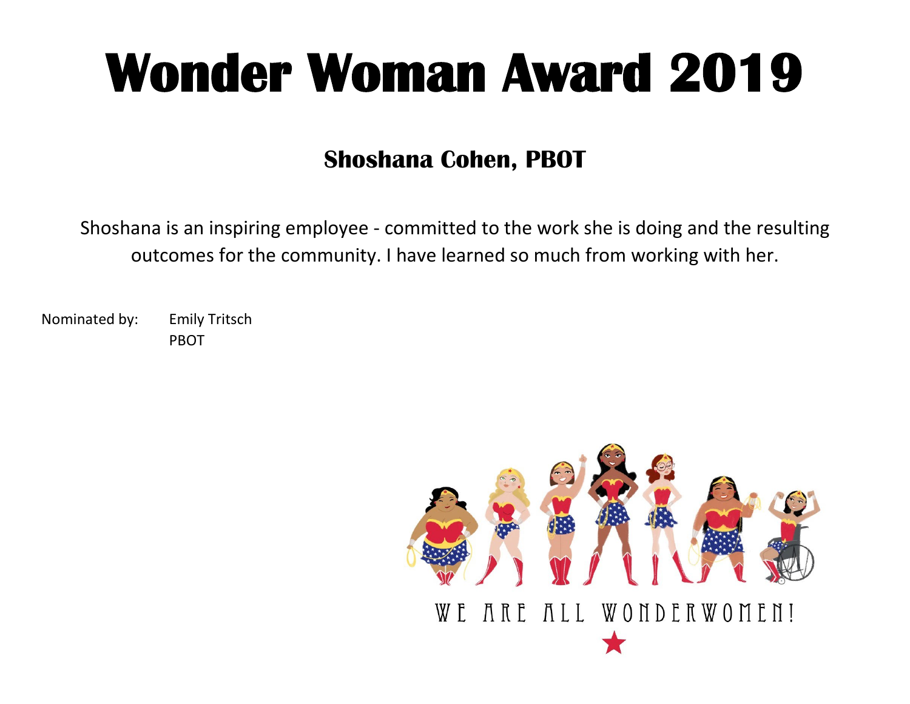# Wonder Woman Award 2019

## Shoshana Cohen, PBOT

Shoshana is an inspiring employee - committed to the work she is doing and the resulting outcomes for the community. I have learned so much from working with her.

Nominated by: Emily Tritsch
PBOT

WE ARE ALL WONDERWOMEN!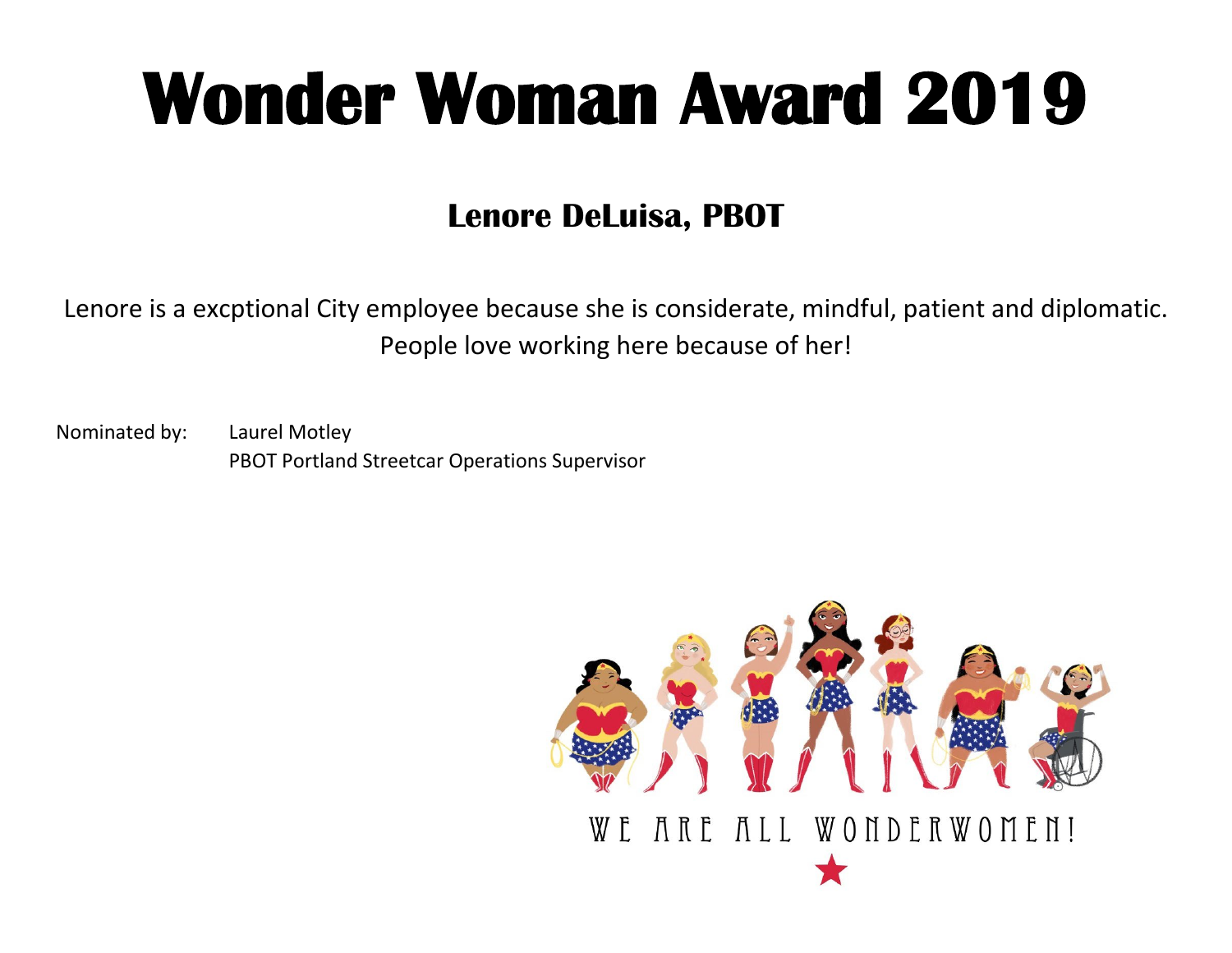# Wonder Woman Award 2019

## Lenore DeLuisa, PBOT

Lenore is a excptional City employee because she is considerate, mindful, patient and diplomatic. People love working here because of her!

Nominated by: Laurel Motley
PBOT Portland Streetcar Operations Supervisor

WE ARE ALL WONDERWOMEN!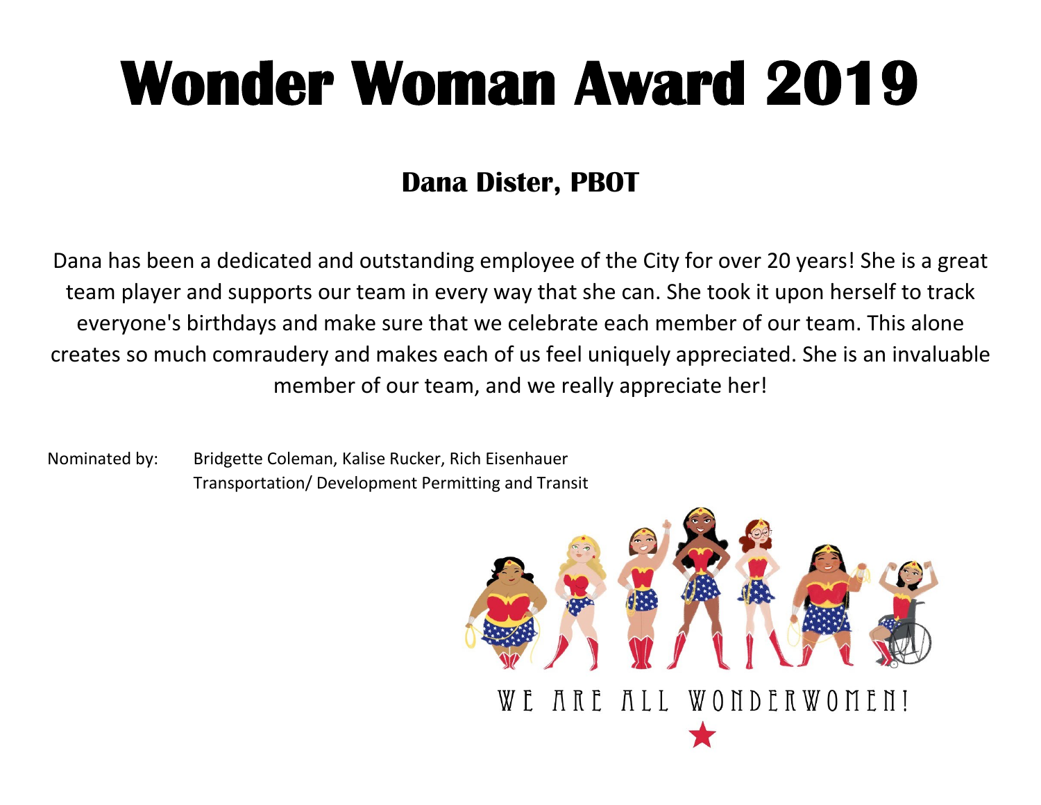# Wonder Woman Award 2019

## Dana Dister, PBOT

Dana has been a dedicated and outstanding employee of the City for over 20 years! She is a great team player and supports our team in every way that she can. She took it upon herself to track everyone's birthdays and make sure that we celebrate each member of our team. This alone creates so much comraudery and makes each of us feel uniquely appreciated. She is an invaluable member of our team, and we really appreciate her!

Nominated by: Bridgette Coleman, Kalise Rucker, Rich Eisenhauer
Transportation/ Development Permitting and Transit

WE ARE ALL WONDERWOMEN!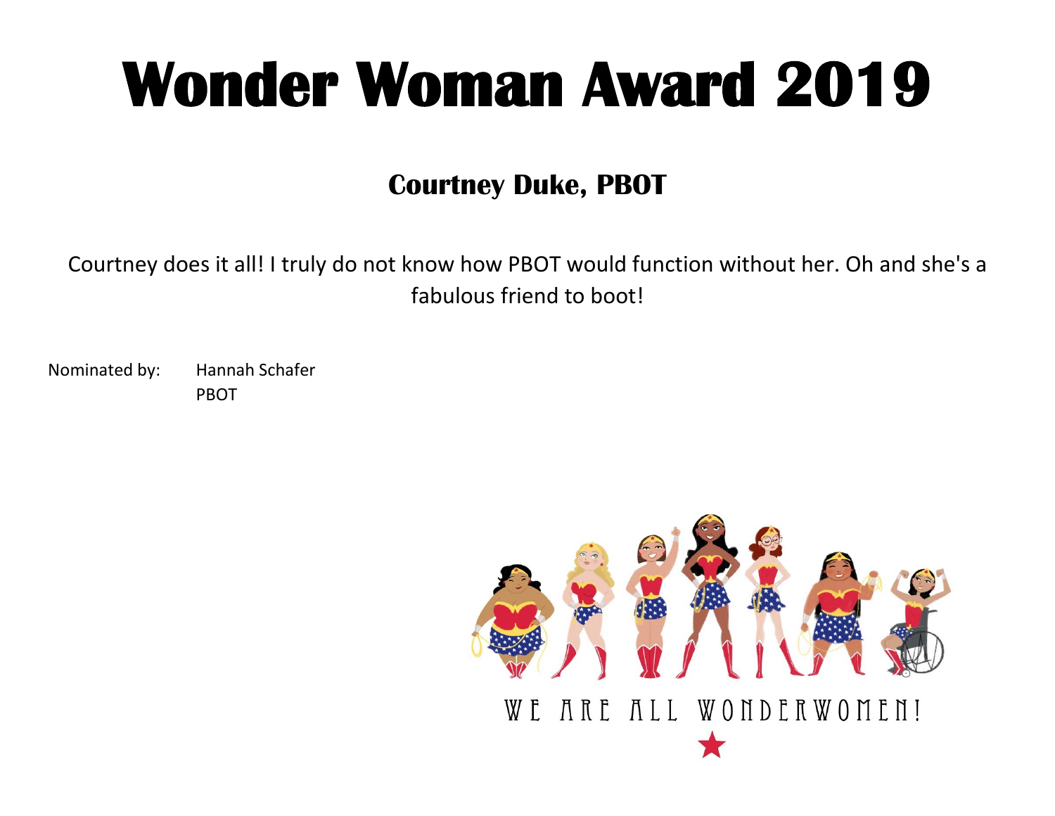# Wonder Woman Award 2019

## Courtney Duke, PBOT

Courtney does it all! I truly do not know how PBOT would function without her. Oh and she's a fabulous friend to boot!

Nominated by: Hannah Schafer
PBOT

WE ARE ALL WONDERWOMEN!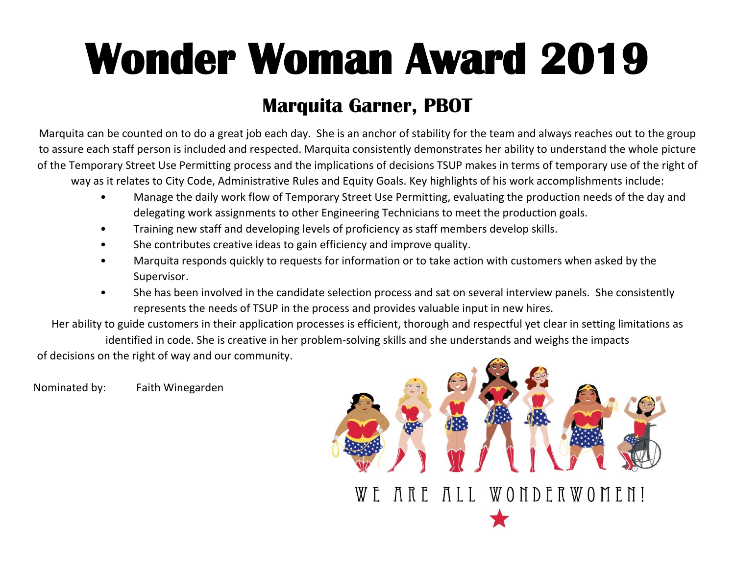# Wonder Woman Award 2019

## Marquita Garner, PBOT

Marquita can be counted on to do a great job each day. She is an anchor of stability for the team and always reaches out to the group to assure each staff person is included and respected. Marquita consistently demonstrates her ability to understand the whole picture of the Temporary Street Use Permitting process and the implications of decisions TSUP makes in terms of temporary use of the right of way as it relates to City Code, Administrative Rules and Equity Goals. Key highlights of his work accomplishments include:

- Manage the daily work flow of Temporary Street Use Permitting, evaluating the production needs of the day and delegating work assignments to other Engineering Technicians to meet the production goals.
- Training new staff and developing levels of proficiency as staff members develop skills.
- She contributes creative ideas to gain efficiency and improve quality.
- Marquita responds quickly to requests for information or to take action with customers when asked by the Supervisor.
- She has been involved in the candidate selection process and sat on several interview panels. She consistently represents the needs of TSUP in the process and provides valuable input in new hires.

Her ability to guide customers in their application processes is efficient, thorough and respectful yet clear in setting limitations as identified in code. She is creative in her problem-solving skills and she understands and weighs the impacts of decisions on the right of way and our community.

Nominated by: Faith Winegarden

WE ARE ALL WONDERWOMEN!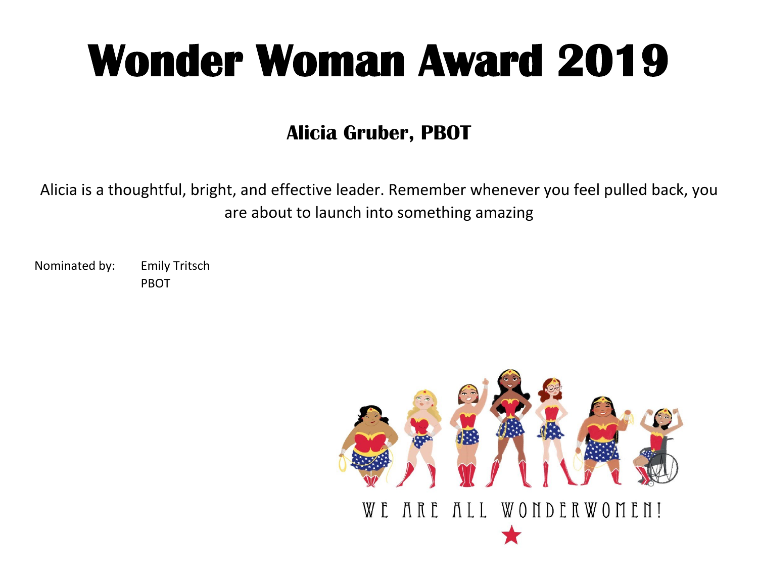# Wonder Woman Award 2019

## Alicia Gruber, PBOT

Alicia is a thoughtful, bright, and effective leader. Remember whenever you feel pulled back, you are about to launch into something amazing

Nominated by: Emily Tritsch
PBOT

WE ARE ALL WONDERWOMEN!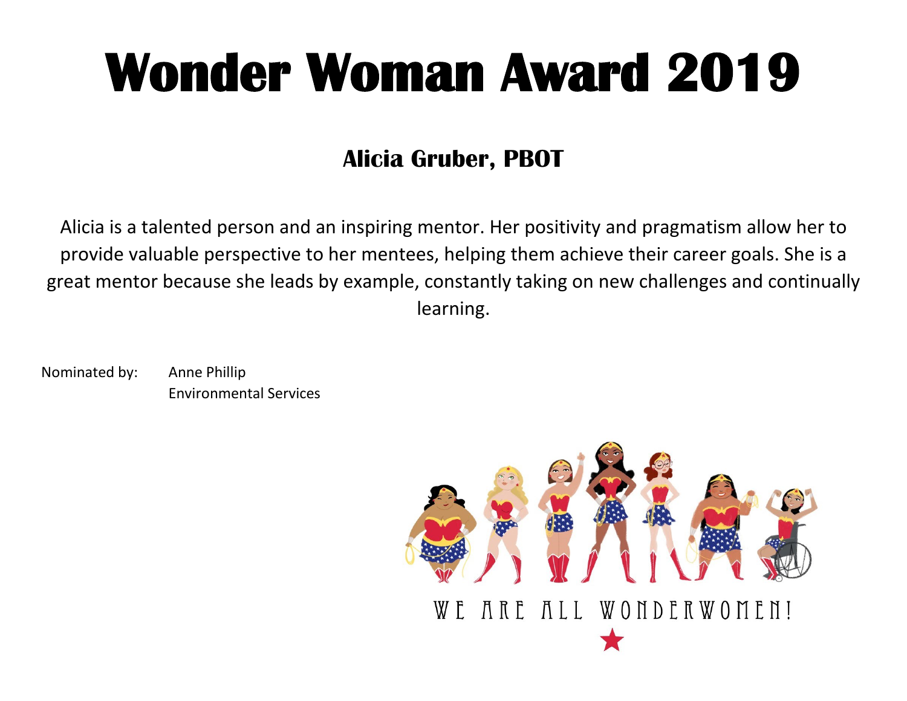# Wonder Woman Award 2019

## Alicia Gruber, PBOT

Alicia is a talented person and an inspiring mentor. Her positivity and pragmatism allow her to provide valuable perspective to her mentees, helping them achieve their career goals. She is a great mentor because she leads by example, constantly taking on new challenges and continually learning.

Nominated by: Anne Phillip
Environmental Services

WE ARE ALL WONDERWOMEN!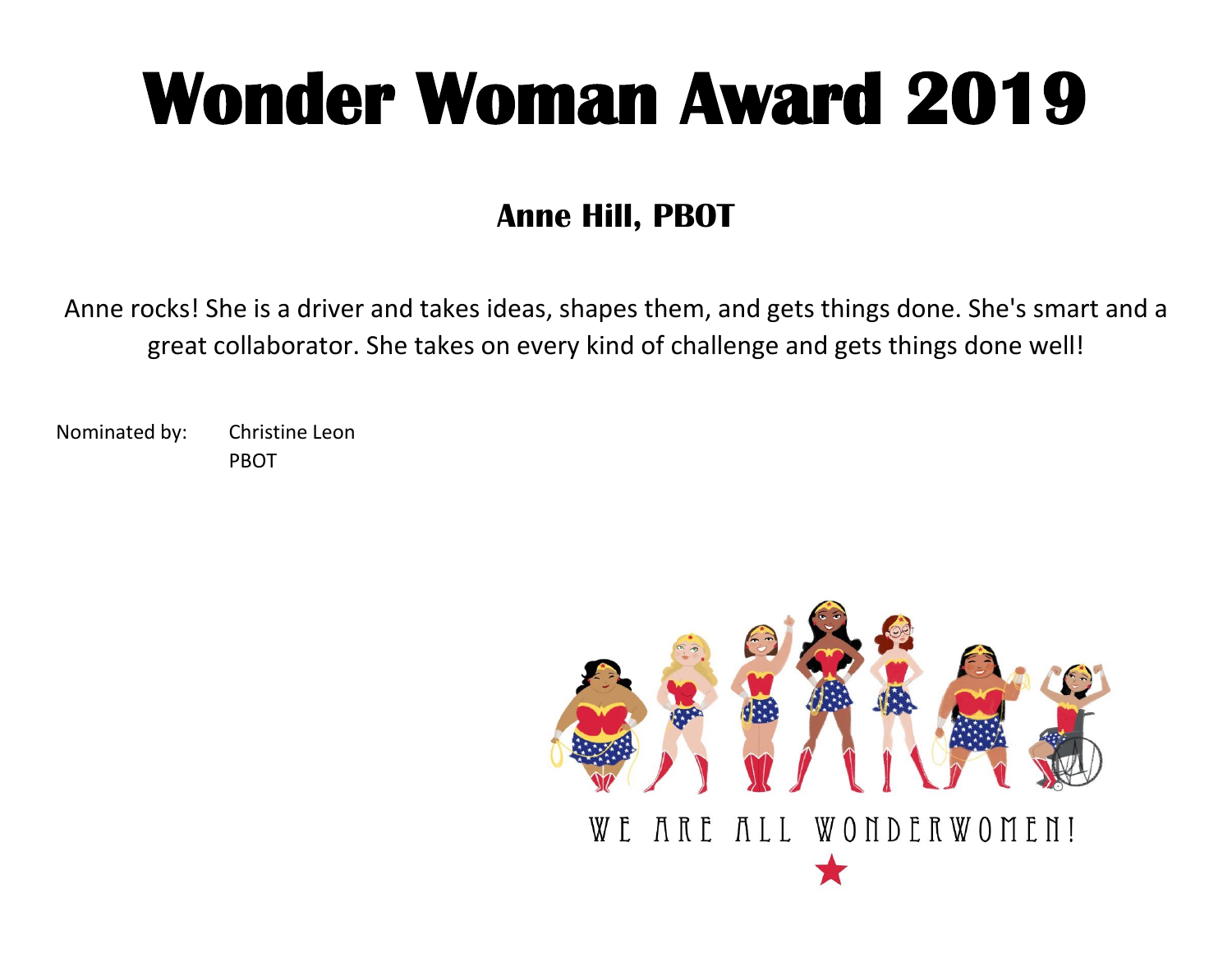# Wonder Woman Award 2019

## Anne Hill, PBOT

Anne rocks! She is a driver and takes ideas, shapes them, and gets things done. She's smart and a great collaborator. She takes on every kind of challenge and gets things done well!

Nominated by: Christine Leon
PBOT

WE ARE ALL WONDERWOMEN!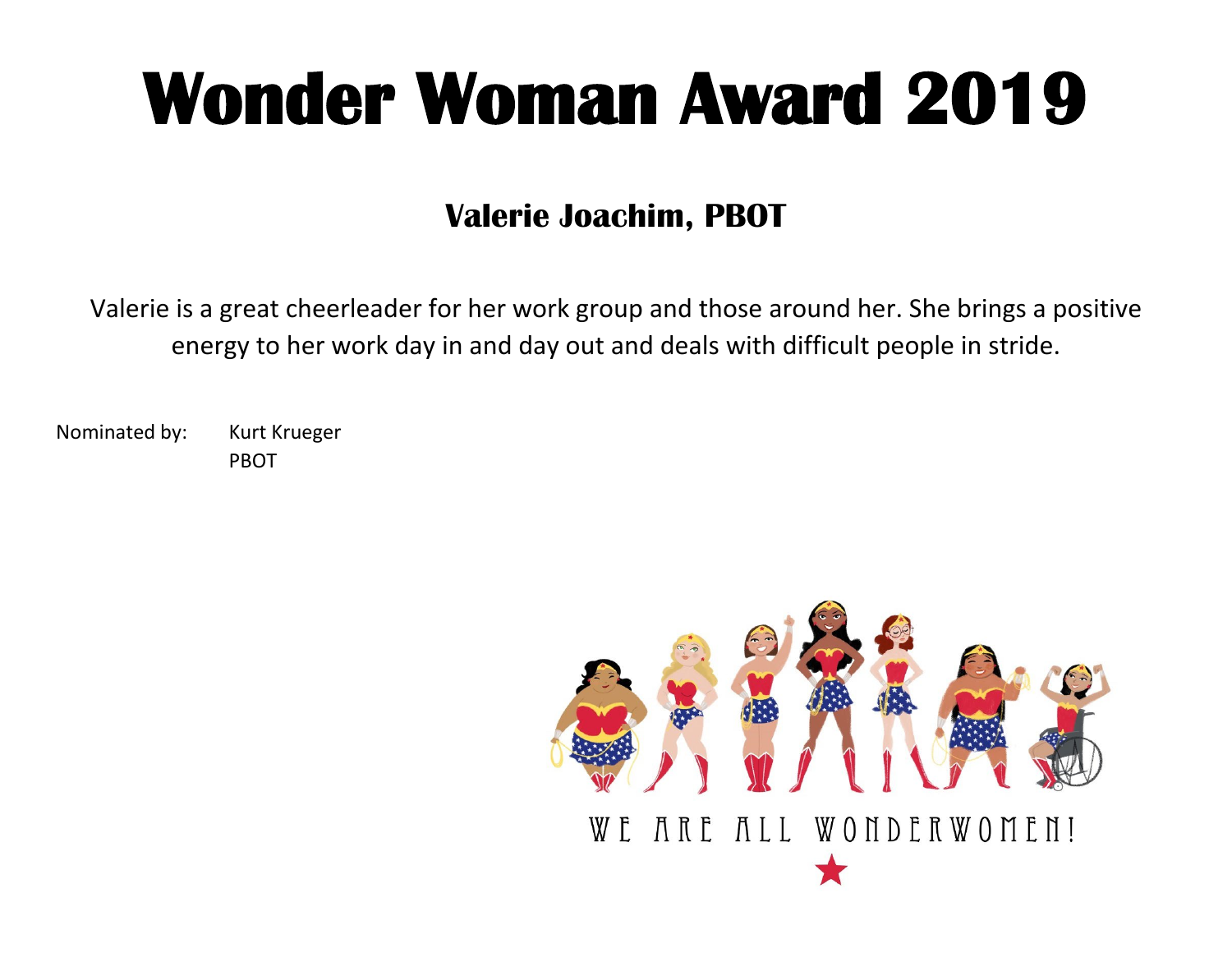# Wonder Woman Award 2019

## Valerie Joachim, PBOT

Valerie is a great cheerleader for her work group and those around her. She brings a positive energy to her work day in and day out and deals with difficult people in stride.

Nominated by: Kurt Krueger
PBOT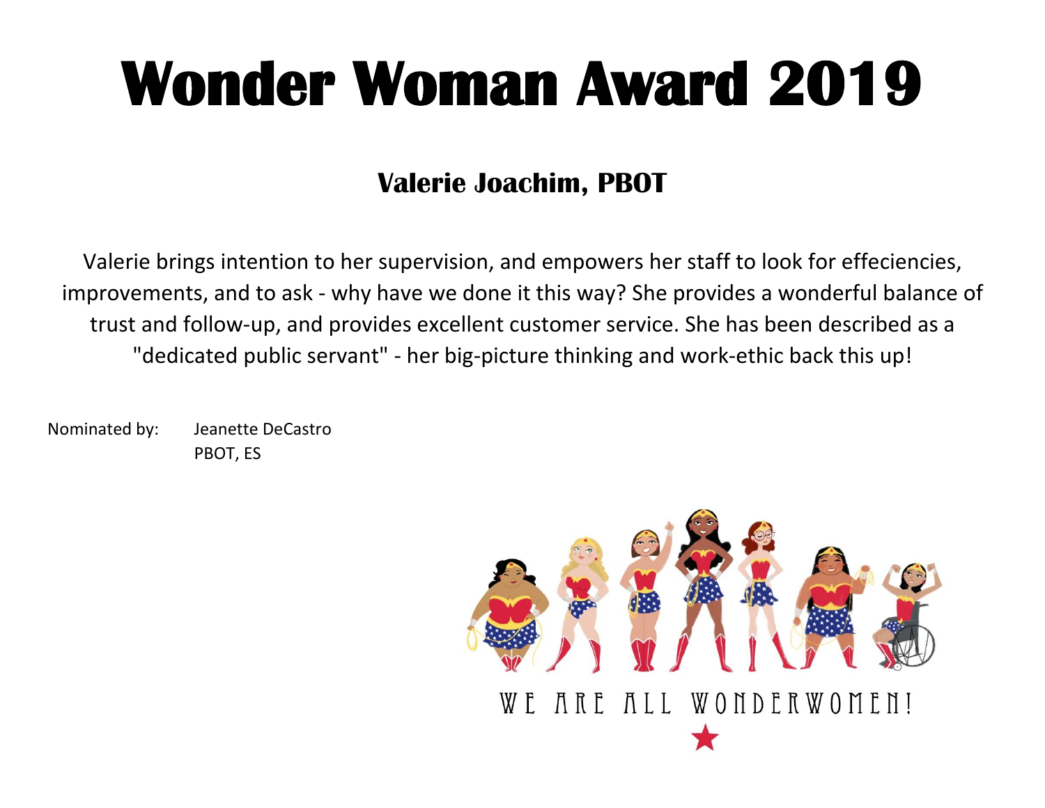# Wonder Woman Award 2019

## Valerie Joachim, PBOT

Valerie brings intention to her supervision, and empowers her staff to look for effeciencies, improvements, and to ask - why have we done it this way? She provides a wonderful balance of trust and follow-up, and provides excellent customer service. She has been described as a "dedicated public servant" - her big-picture thinking and work-ethic back this up!

Nominated by: Jeanette DeCastro
PBOT, ES

WE ARE ALL WONDERWOMEN!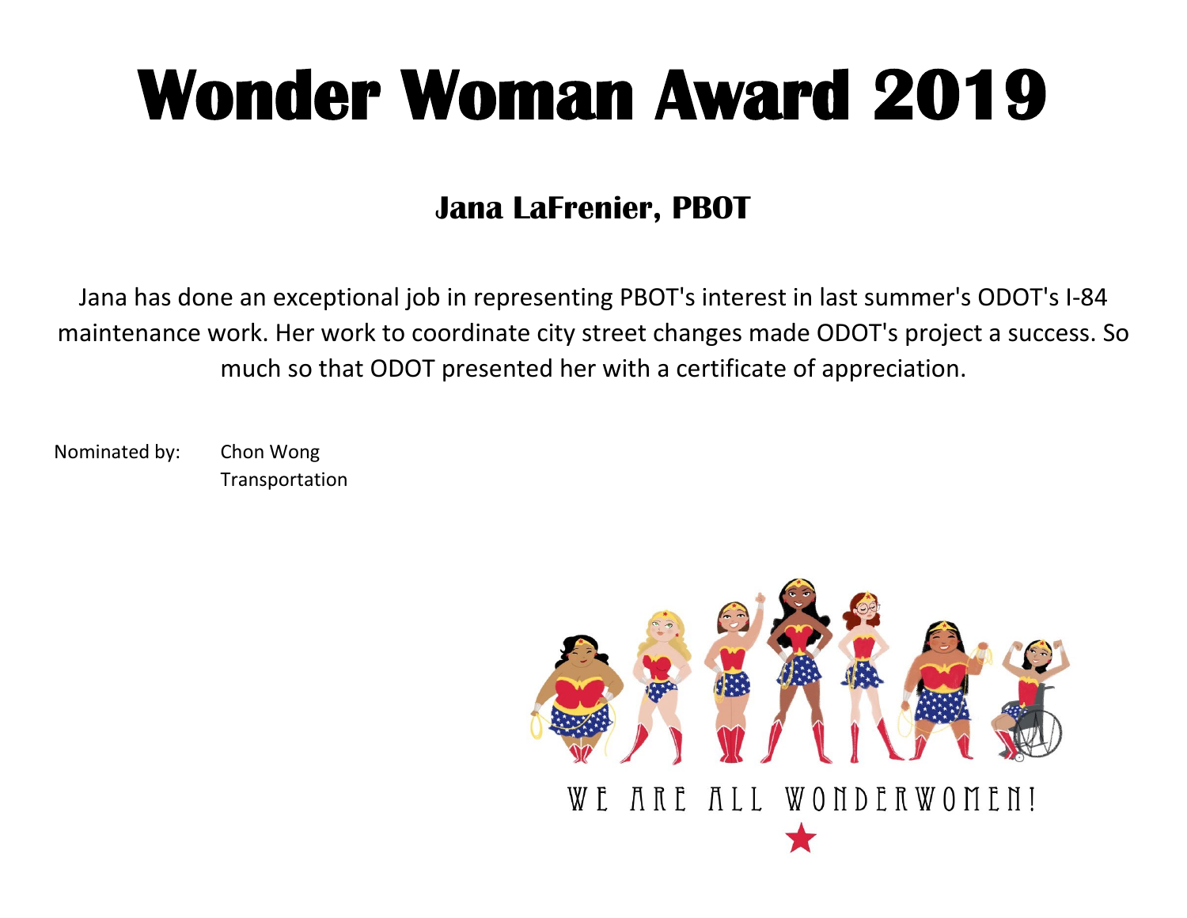# Wonder Woman Award 2019

## Jana LaFrenier, PBOT

Jana has done an exceptional job in representing PBOT's interest in last summer's ODOT's I-84 maintenance work. Her work to coordinate city street changes made ODOT's project a success. So much so that ODOT presented her with a certificate of appreciation.

Nominated by: Chon Wong
Transportation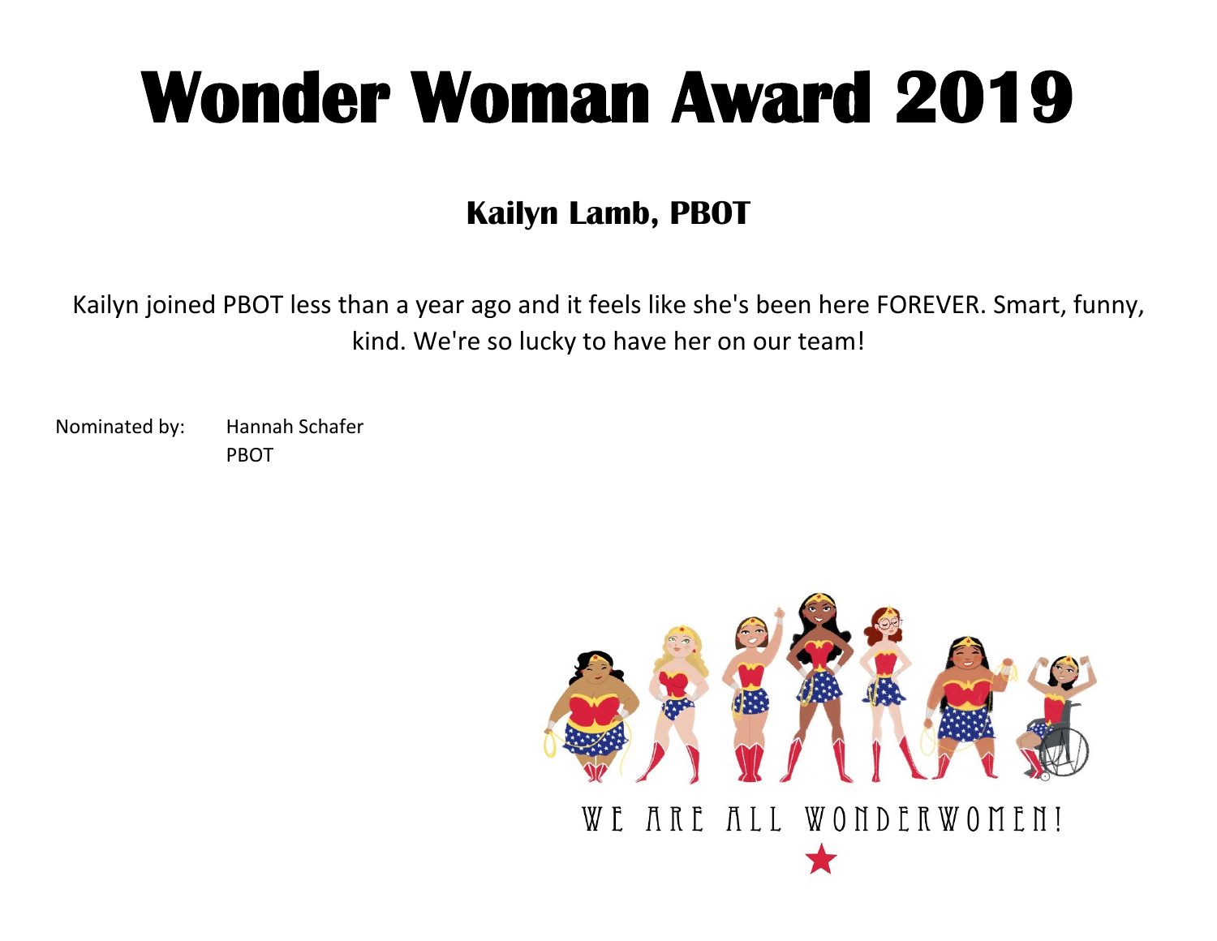# Wonder Woman Award 2019

## Kailyn Lamb, PBOT

Kailyn joined PBOT less than a year ago and it feels like she's been here FOREVER. Smart, funny, kind. We're so lucky to have her on our team!

Nominated by: Hannah Schafer
PBOT

WE ARE ALL WONDERWOMEN!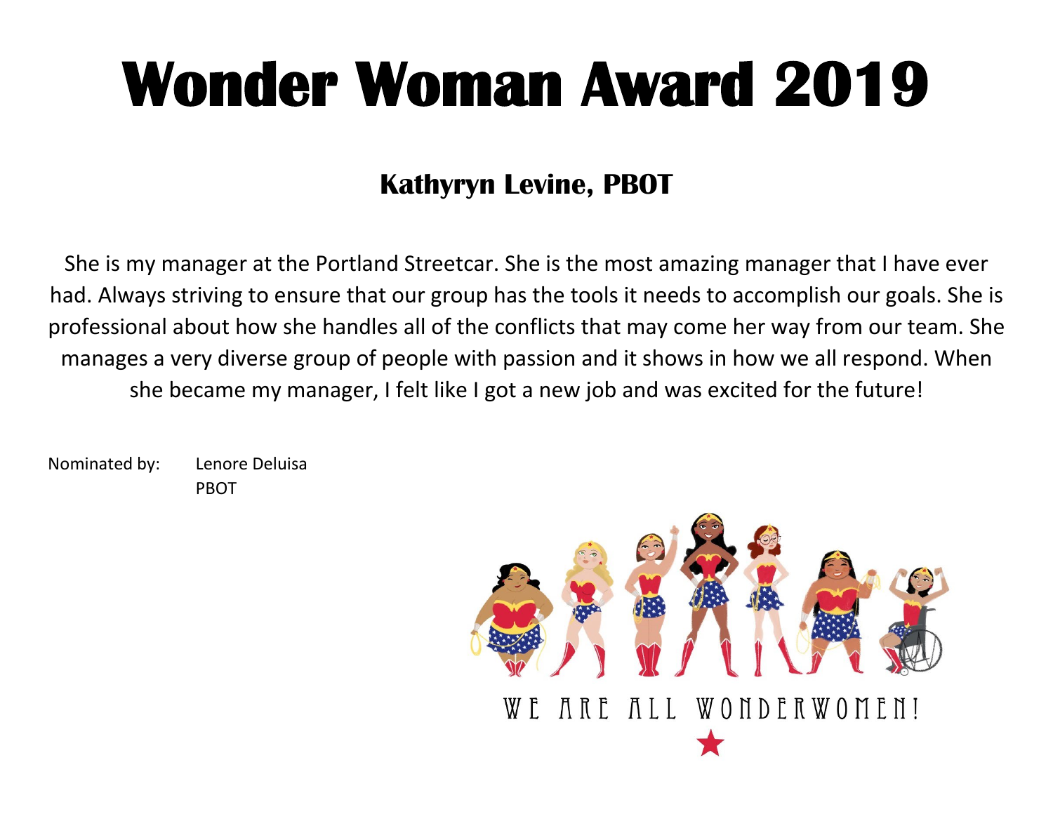# Wonder Woman Award 2019

## Kathyryn Levine, PBOT

She is my manager at the Portland Streetcar. She is the most amazing manager that I have ever had. Always striving to ensure that our group has the tools it needs to accomplish our goals. She is professional about how she handles all of the conflicts that may come her way from our team. She manages a very diverse group of people with passion and it shows in how we all respond. When she became my manager, I felt like I got a new job and was excited for the future!

Nominated by: Lenore Deluisa
PBOT

WE ARE ALL WONDERWOMEN!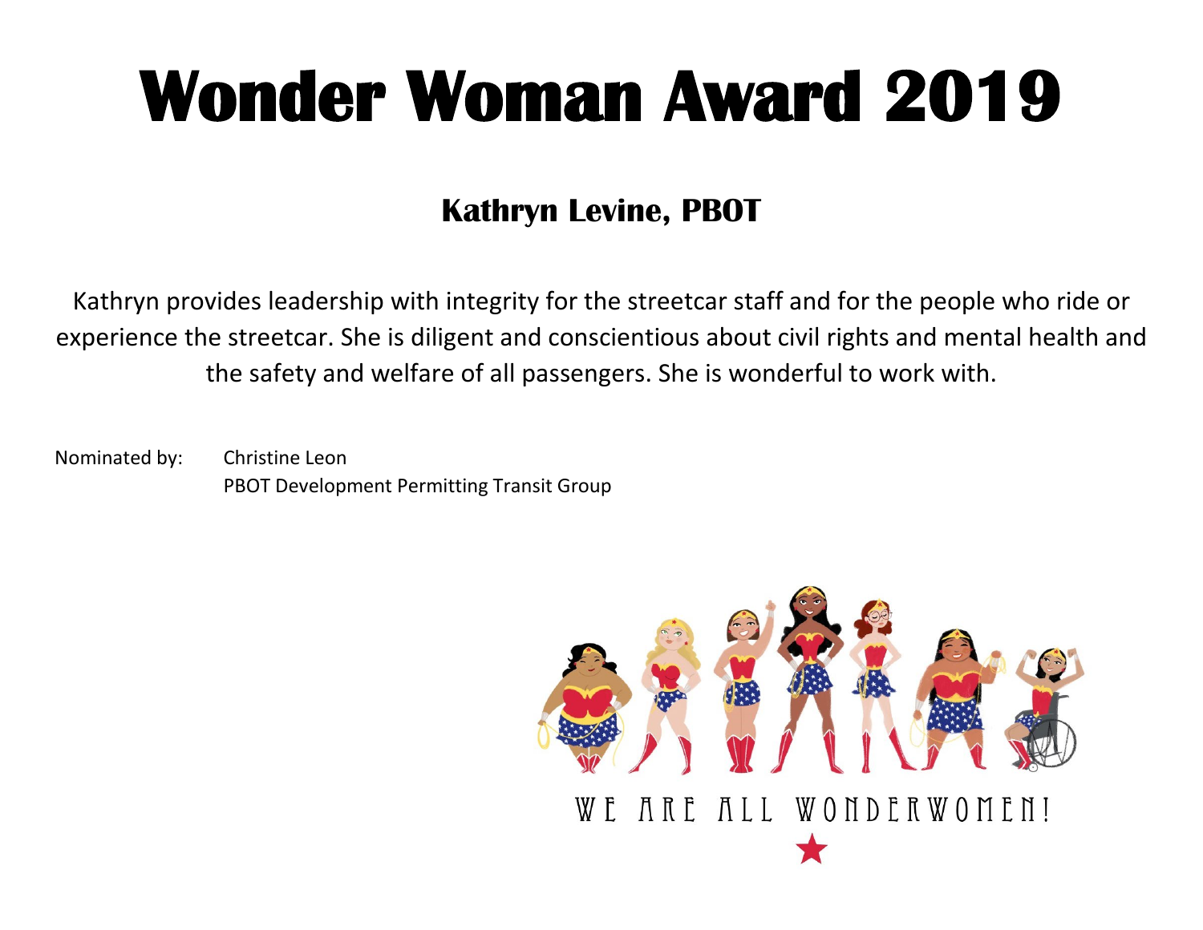# Wonder Woman Award 2019

## Kathryn Levine, PBOT

Kathryn provides leadership with integrity for the streetcar staff and for the people who ride or experience the streetcar. She is diligent and conscientious about civil rights and mental health and the safety and welfare of all passengers. She is wonderful to work with.

Nominated by: Christine Leon
PBOT Development Permitting Transit Group

WE ARE ALL WONDERWOMEN!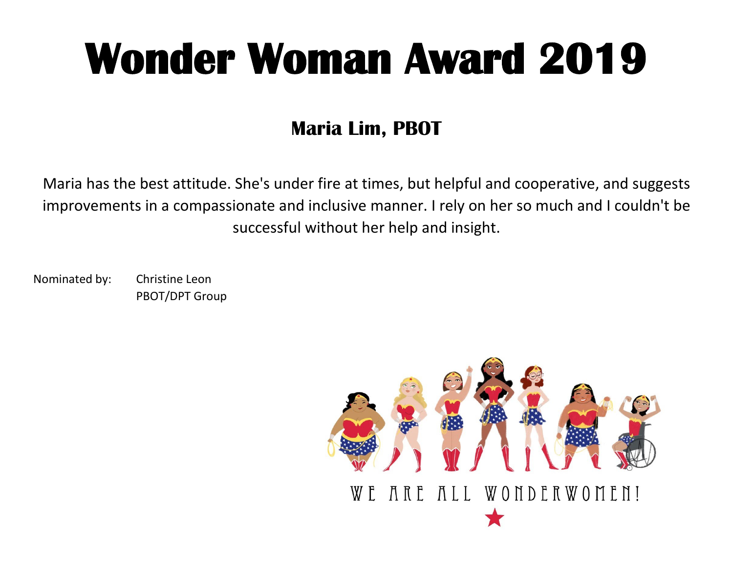# Wonder Woman Award 2019

## Maria Lim, PBOT

Maria has the best attitude. She's under fire at times, but helpful and cooperative, and suggests improvements in a compassionate and inclusive manner. I rely on her so much and I couldn't be successful without her help and insight.

Nominated by: Christine Leon
PBOT/DPT Group

WE ARE ALL WONDERWOMEN!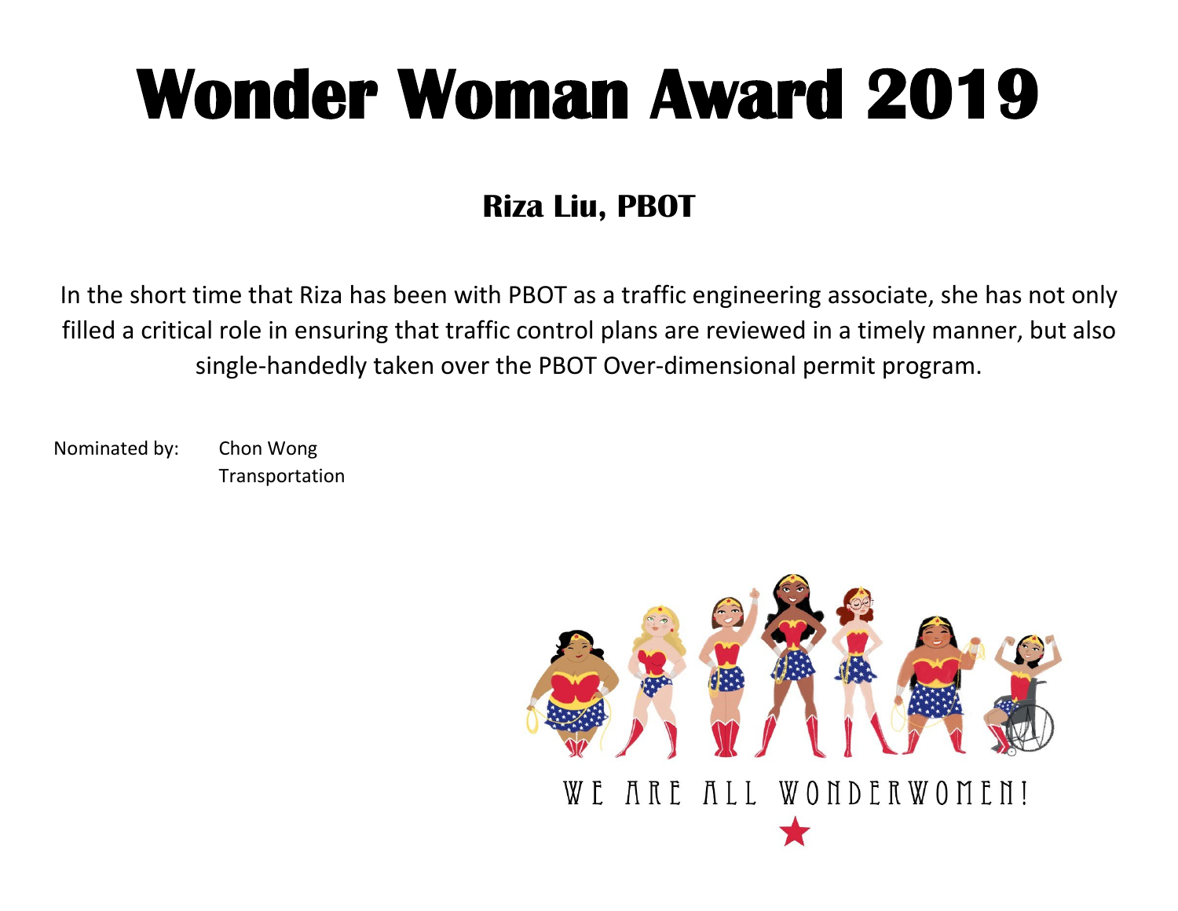# Wonder Woman Award 2019

## Riza Liu, PBOT

In the short time that Riza has been with PBOT as a traffic engineering associate, she has not only filled a critical role in ensuring that traffic control plans are reviewed in a timely manner, but also single-handedly taken over the PBOT Over-dimensional permit program.

Nominated by: Chon Wong
Transportation

WE ARE ALL WONDERWOMEN!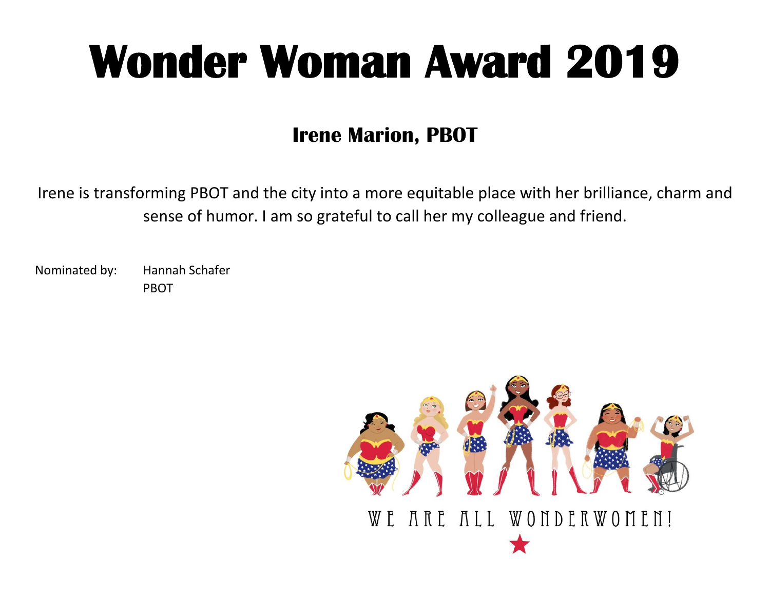# Wonder Woman Award 2019

## Irene Marion, PBOT

Irene is transforming PBOT and the city into a more equitable place with her brilliance, charm and sense of humor. I am so grateful to call her my colleague and friend.

Nominated by: Hannah Schafer
PBOT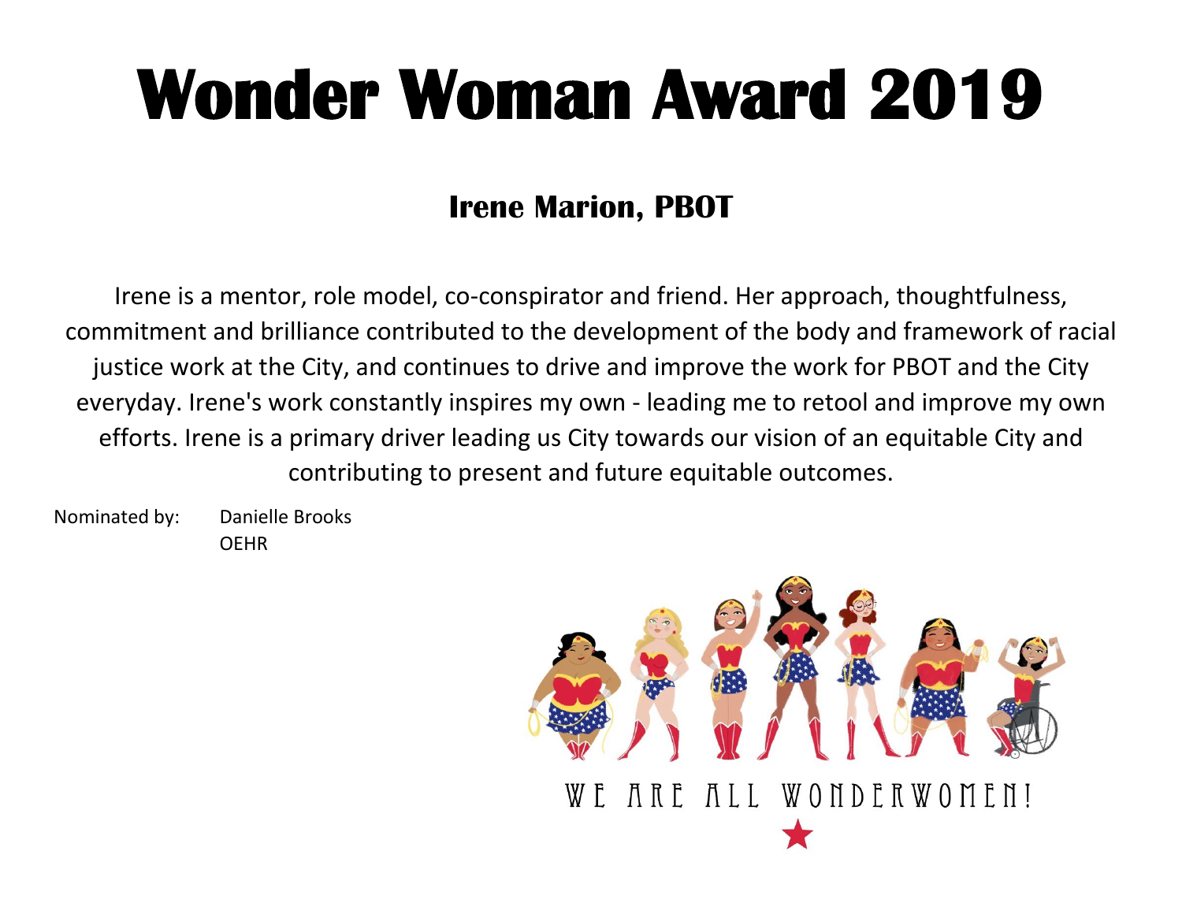# Wonder Woman Award 2019

## Irene Marion, PBOT

Irene is a mentor, role model, co-conspirator and friend. Her approach, thoughtfulness, commitment and brilliance contributed to the development of the body and framework of racial justice work at the City, and continues to drive and improve the work for PBOT and the City everyday. Irene's work constantly inspires my own - leading me to retool and improve my own efforts. Irene is a primary driver leading us City towards our vision of an equitable City and contributing to present and future equitable outcomes.

Nominated by: Danielle Brooks
OEHR

WE ARE ALL WONDERWOMEN!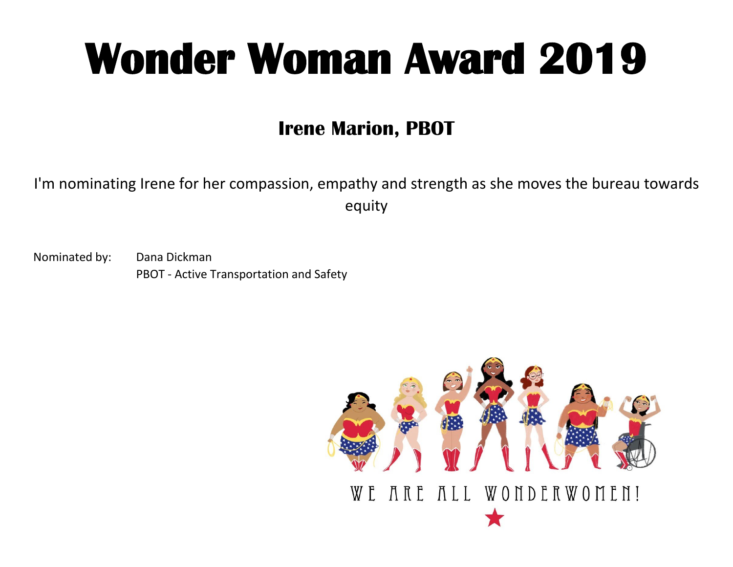# Wonder Woman Award 2019

## Irene Marion, PBOT

I'm nominating Irene for her compassion, empathy and strength as she moves the bureau towards equity

Nominated by: Dana Dickman
PBOT - Active Transportation and Safety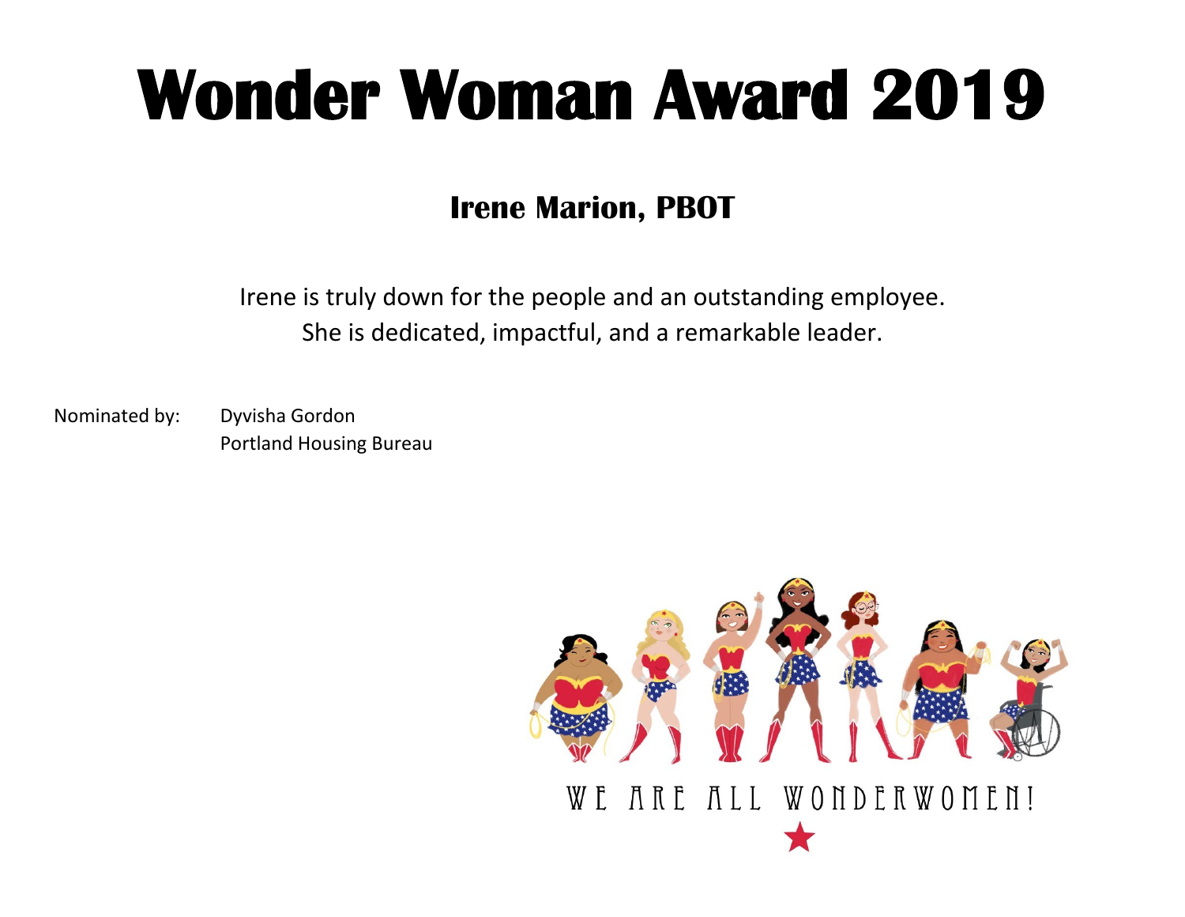# Wonder Woman Award 2019

**Irene Marion, PBOT**

Irene is truly down for the people and an outstanding employee.
She is dedicated, impactful, and a remarkable leader.

Nominated by: Dyvisha Gordon
Portland Housing Bureau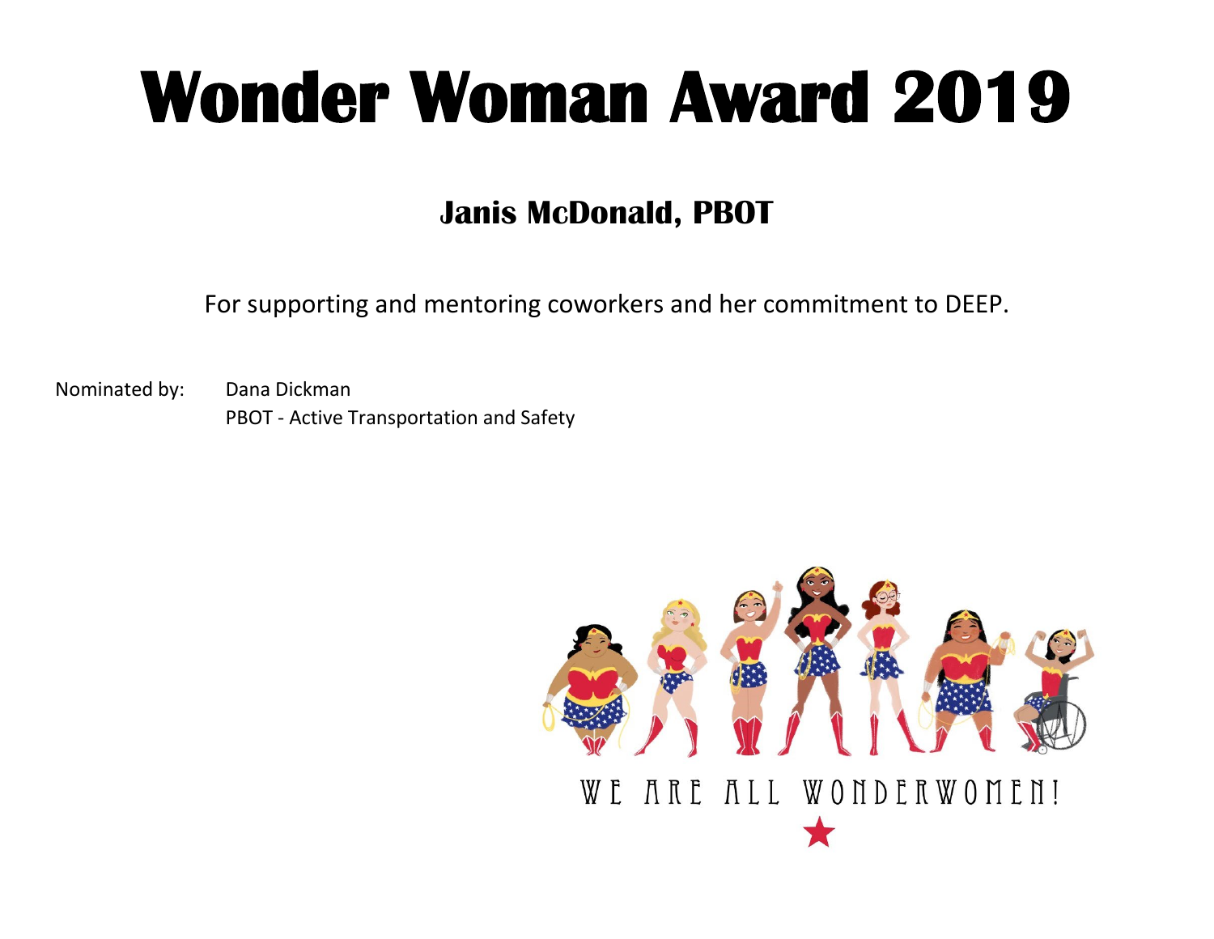# Wonder Woman Award 2019

## Janis McDonald, PBOT

For supporting and mentoring coworkers and her commitment to DEEP.

Nominated by: Dana Dickman
PBOT - Active Transportation and Safety

WE ARE ALL WONDERWOMEN!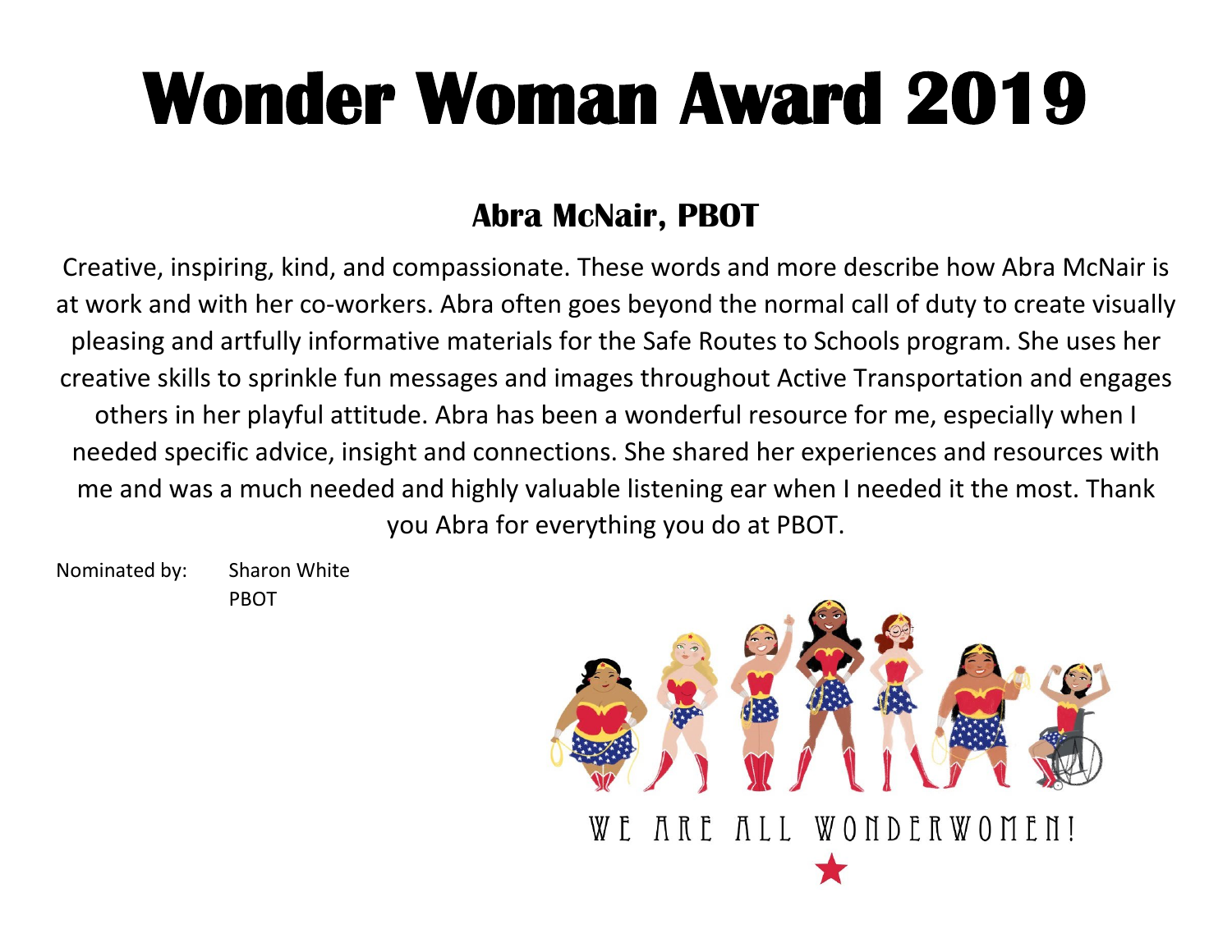# Wonder Woman Award 2019

## Abra McNair, PBOT

Creative, inspiring, kind, and compassionate. These words and more describe how Abra McNair is at work and with her co-workers. Abra often goes beyond the normal call of duty to create visually pleasing and artfully informative materials for the Safe Routes to Schools program. She uses her creative skills to sprinkle fun messages and images throughout Active Transportation and engages others in her playful attitude. Abra has been a wonderful resource for me, especially when I needed specific advice, insight and connections. She shared her experiences and resources with me and was a much needed and highly valuable listening ear when I needed it the most. Thank you Abra for everything you do at PBOT.

Nominated by: Sharon White
PBOT

WE ARE ALL WONDERWOMEN!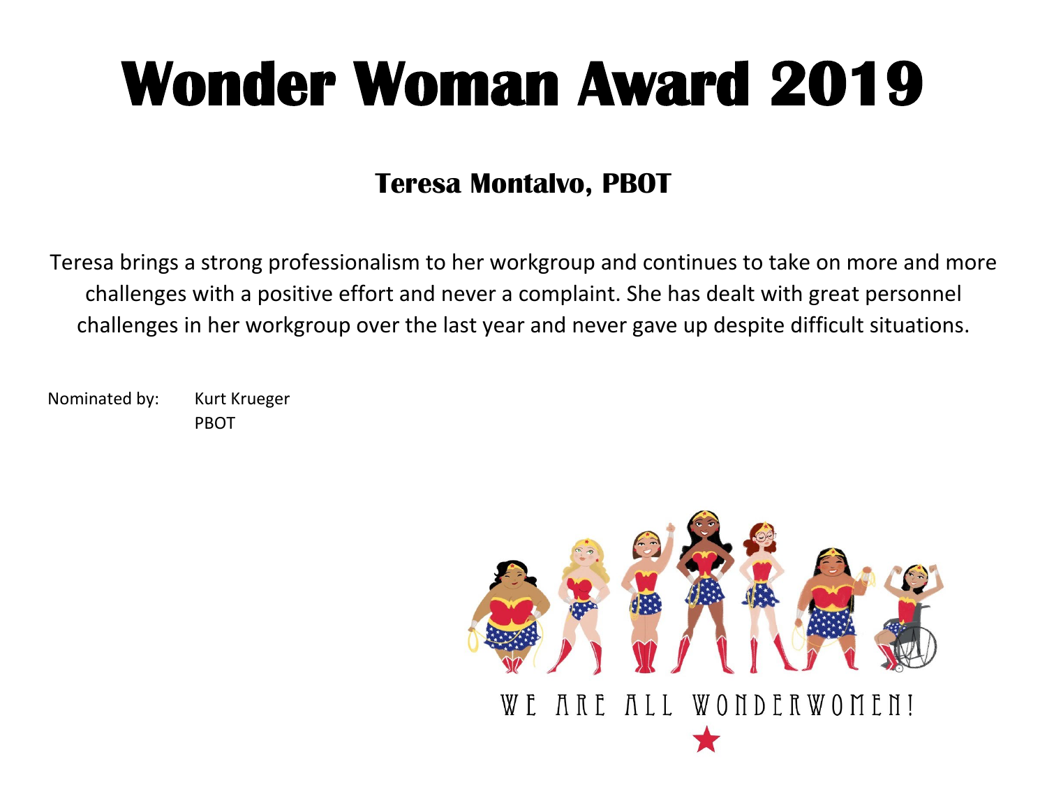# Wonder Woman Award 2019

## Teresa Montalvo, PBOT

Teresa brings a strong professionalism to her workgroup and continues to take on more and more challenges with a positive effort and never a complaint. She has dealt with great personnel challenges in her workgroup over the last year and never gave up despite difficult situations.

Nominated by: Kurt Krueger
PBOT

WE ARE ALL WONDERWOMEN!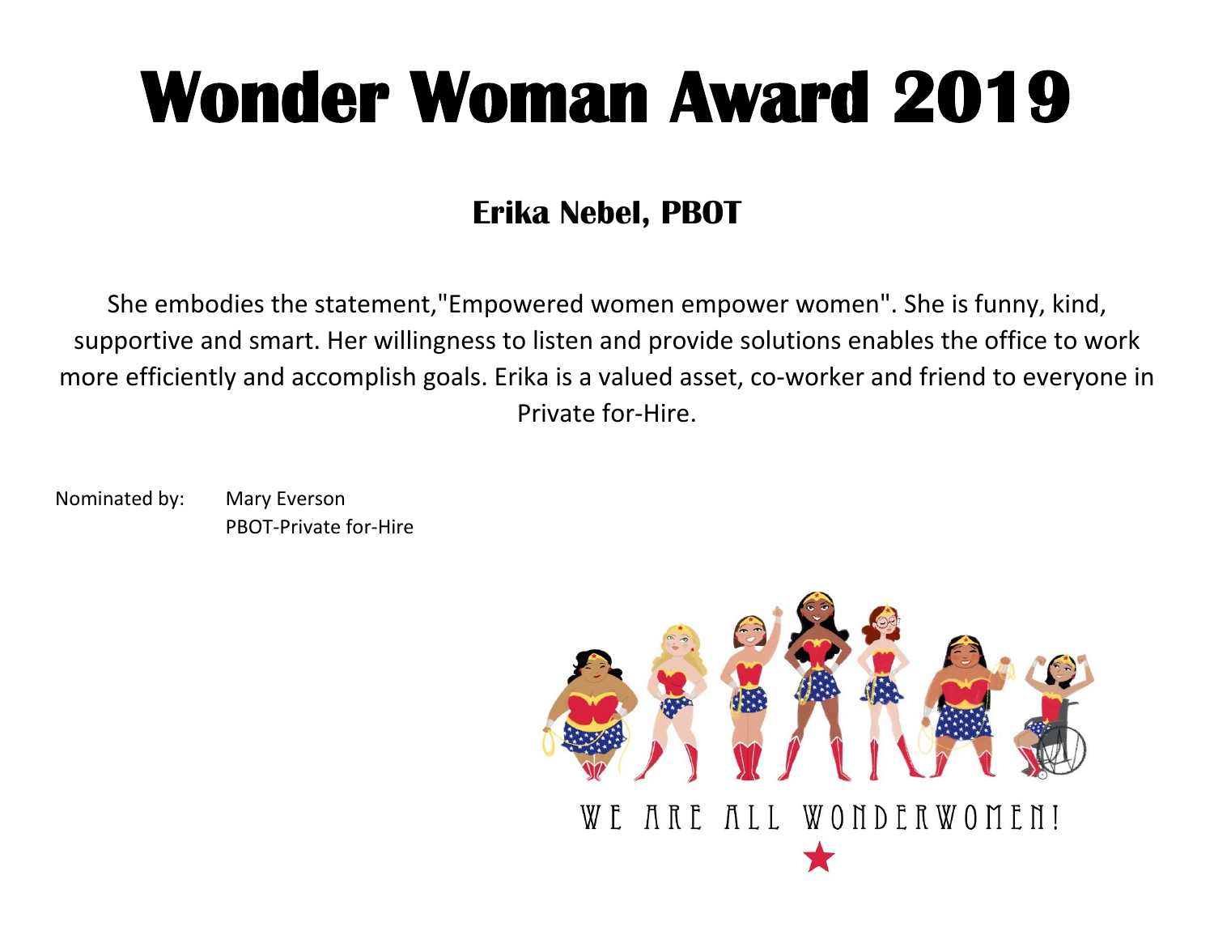# Wonder Woman Award 2019

## Erika Nebel, PBOT

She embodies the statement,"Empowered women empower women". She is funny, kind, supportive and smart. Her willingness to listen and provide solutions enables the office to work more efficiently and accomplish goals. Erika is a valued asset, co-worker and friend to everyone in Private for-Hire.

Nominated by: Mary Everson
PBOT-Private for-Hire

WE ARE ALL WONDERWOMEN!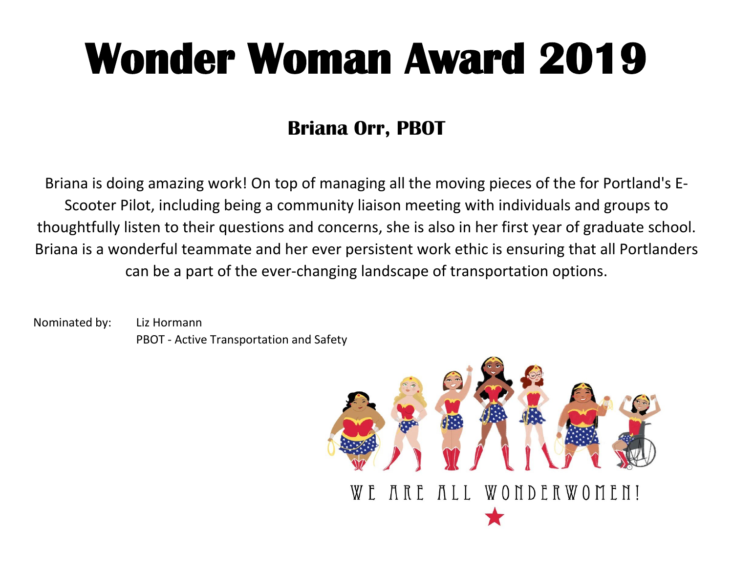# Wonder Woman Award 2019

## Briana Orr, PBOT

Briana is doing amazing work! On top of managing all the moving pieces of the for Portland's E-Scooter Pilot, including being a community liaison meeting with individuals and groups to thoughtfully listen to their questions and concerns, she is also in her first year of graduate school. Briana is a wonderful teammate and her ever persistent work ethic is ensuring that all Portlanders can be a part of the ever-changing landscape of transportation options.

Nominated by: Liz Hormann
PBOT - Active Transportation and Safety

WE ARE ALL WONDERWOMEN!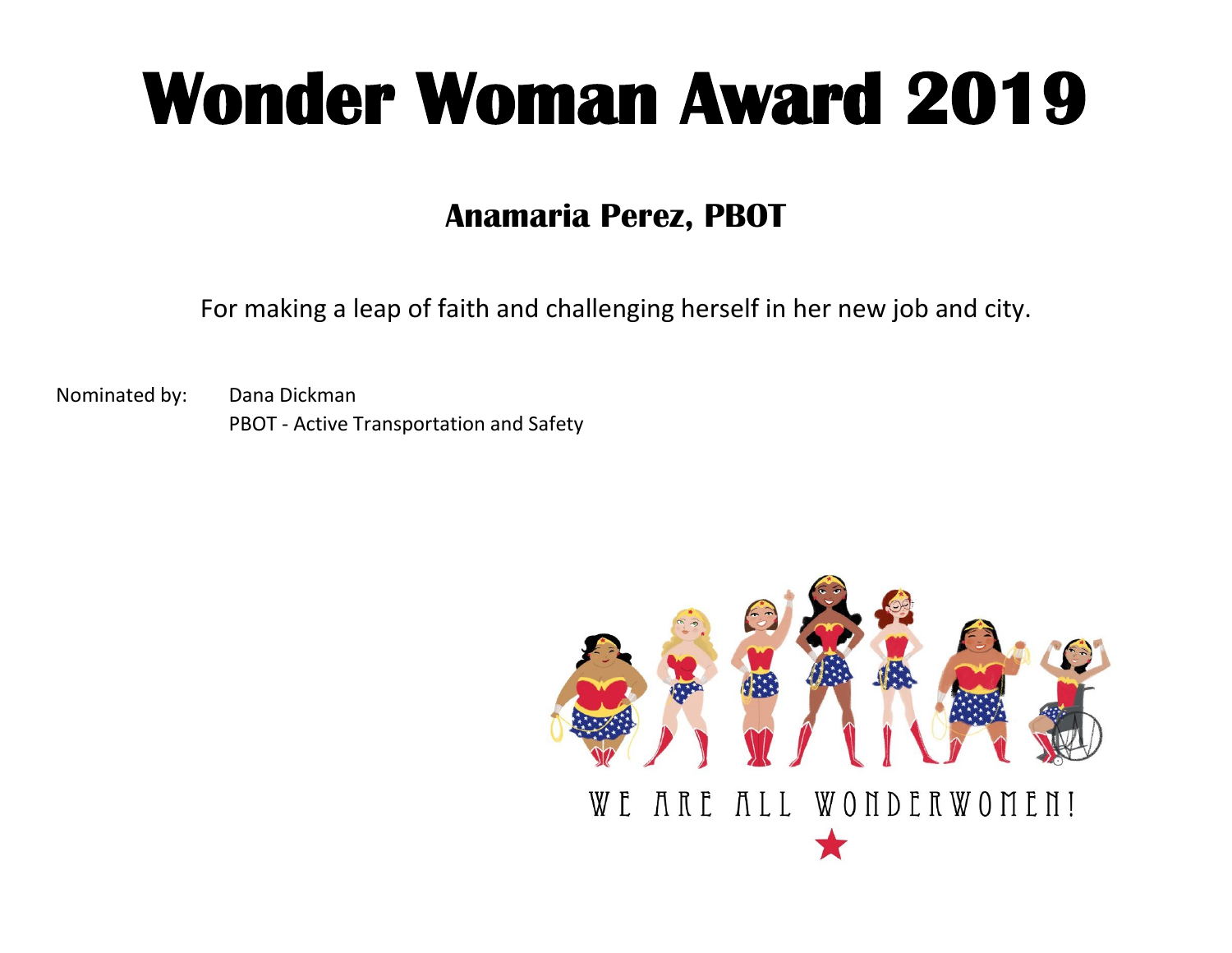# Wonder Woman Award 2019

## Anamaria Perez, PBOT

For making a leap of faith and challenging herself in her new job and city.

Nominated by: Dana Dickman
PBOT - Active Transportation and Safety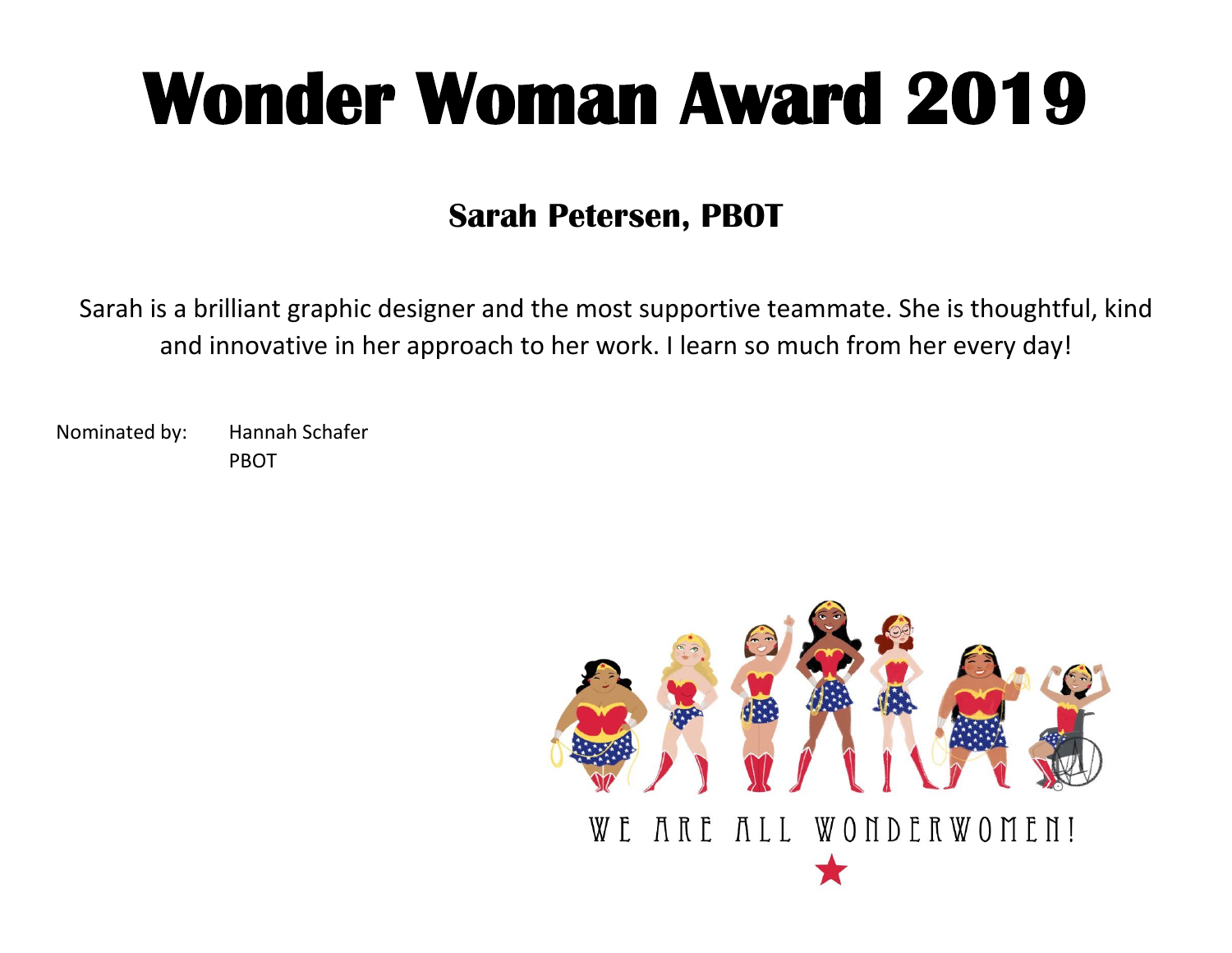# Wonder Woman Award 2019

## Sarah Petersen, PBOT

Sarah is a brilliant graphic designer and the most supportive teammate. She is thoughtful, kind and innovative in her approach to her work. I learn so much from her every day!

Nominated by: Hannah Schafer
PBOT

WE ARE ALL WONDERWOMEN!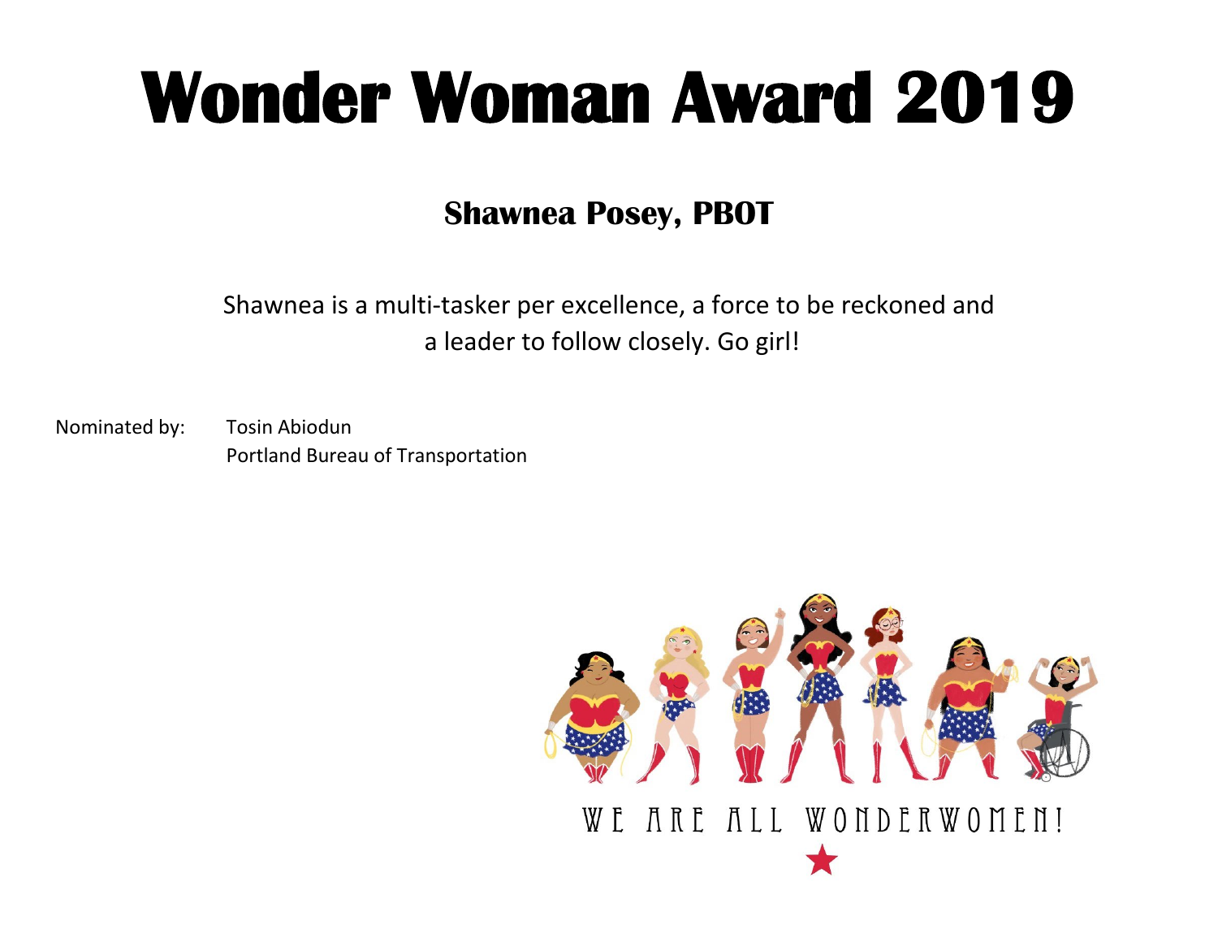# Wonder Woman Award 2019

**Shawnea Posey, PBOT**

Shawnea is a multi-tasker per excellence, a force to be reckoned and a leader to follow closely. Go girl!

Nominated by: Tosin Abiodun
Portland Bureau of Transportation

WE ARE ALL WONDERWOMEN!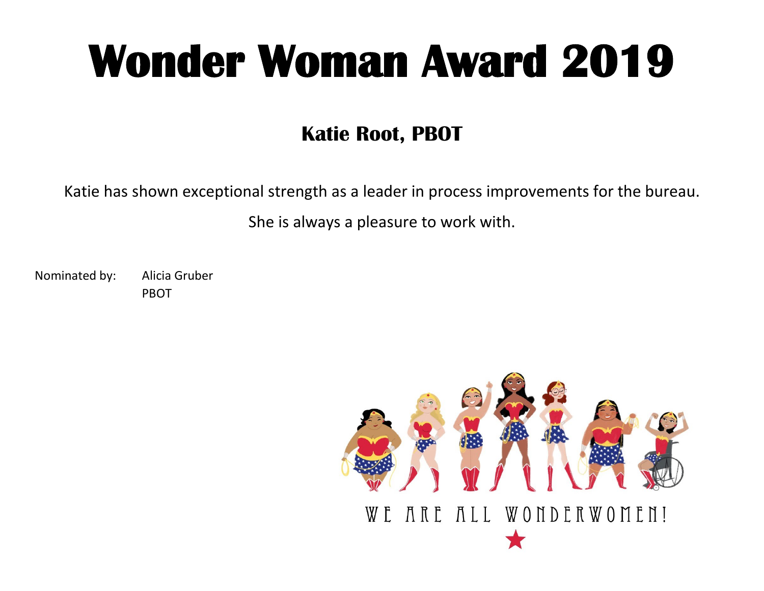# Wonder Woman Award 2019

## Katie Root, PBOT

Katie has shown exceptional strength as a leader in process improvements for the bureau.

She is always a pleasure to work with.

Nominated by: Alicia Gruber
PBOT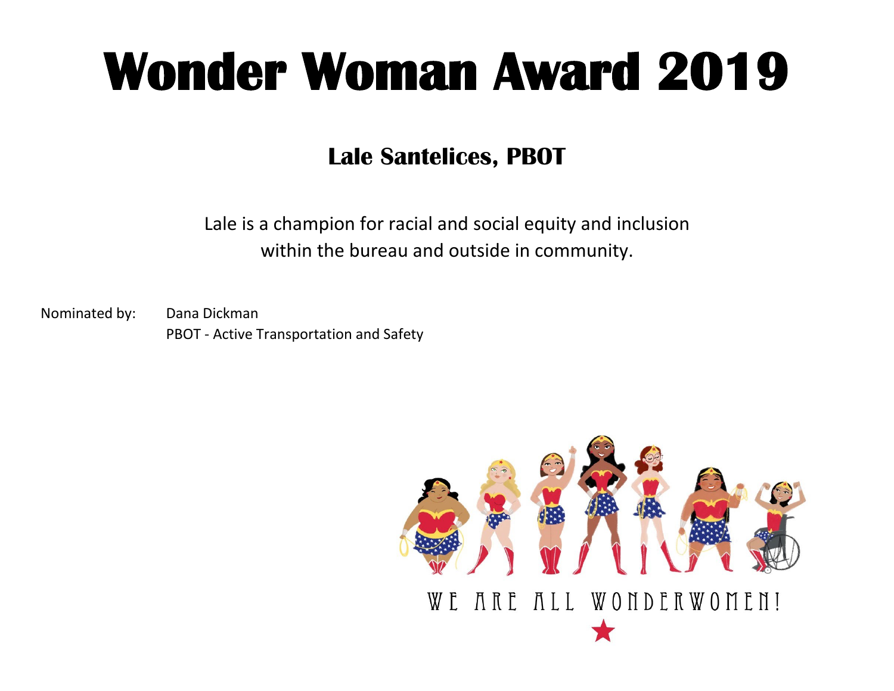# Wonder Woman Award 2019

## Lale Santelices, PBOT

Lale is a champion for racial and social equity and inclusion within the bureau and outside in community.

Nominated by: Dana Dickman
PBOT - Active Transportation and Safety

WE ARE ALL WONDERWOMEN!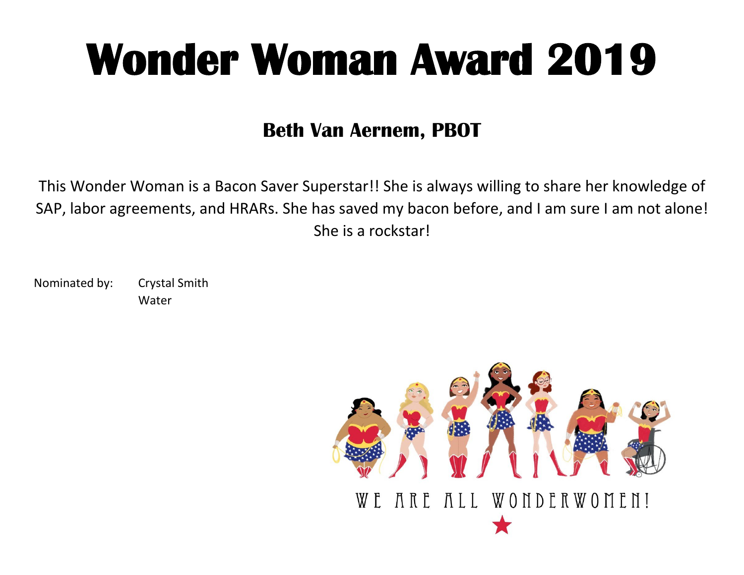# Wonder Woman Award 2019

## Beth Van Aernem, PBOT

This Wonder Woman is a Bacon Saver Superstar!! She is always willing to share her knowledge of SAP, labor agreements, and HRARs. She has saved my bacon before, and I am sure I am not alone! She is a rockstar!

Nominated by: Crystal Smith
Water

WE ARE ALL WONDERWOMEN!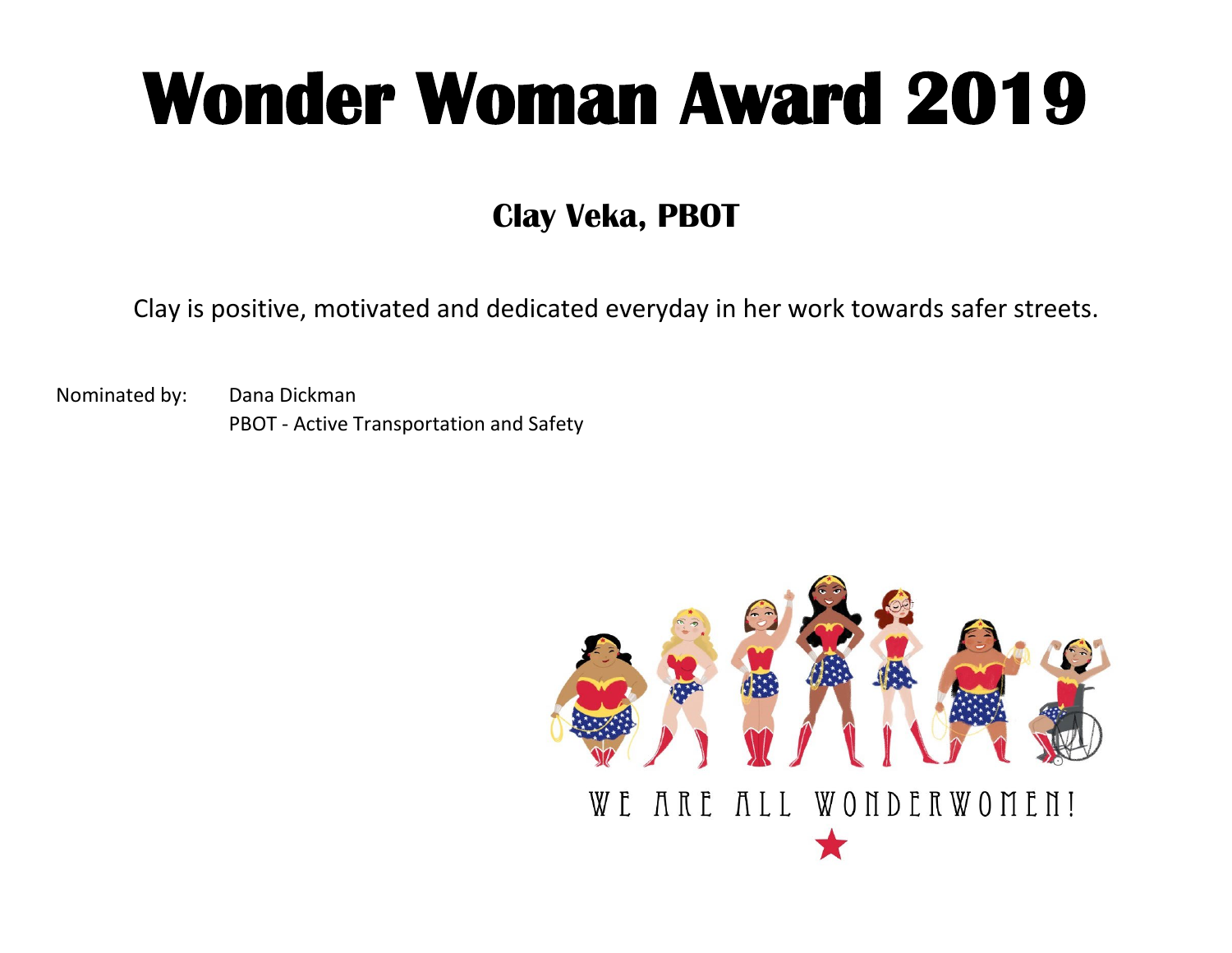# Wonder Woman Award 2019

## Clay Veka, PBOT

Clay is positive, motivated and dedicated everyday in her work towards safer streets.

Nominated by: Dana Dickman
PBOT - Active Transportation and Safety

WE ARE ALL WONDERWOMEN!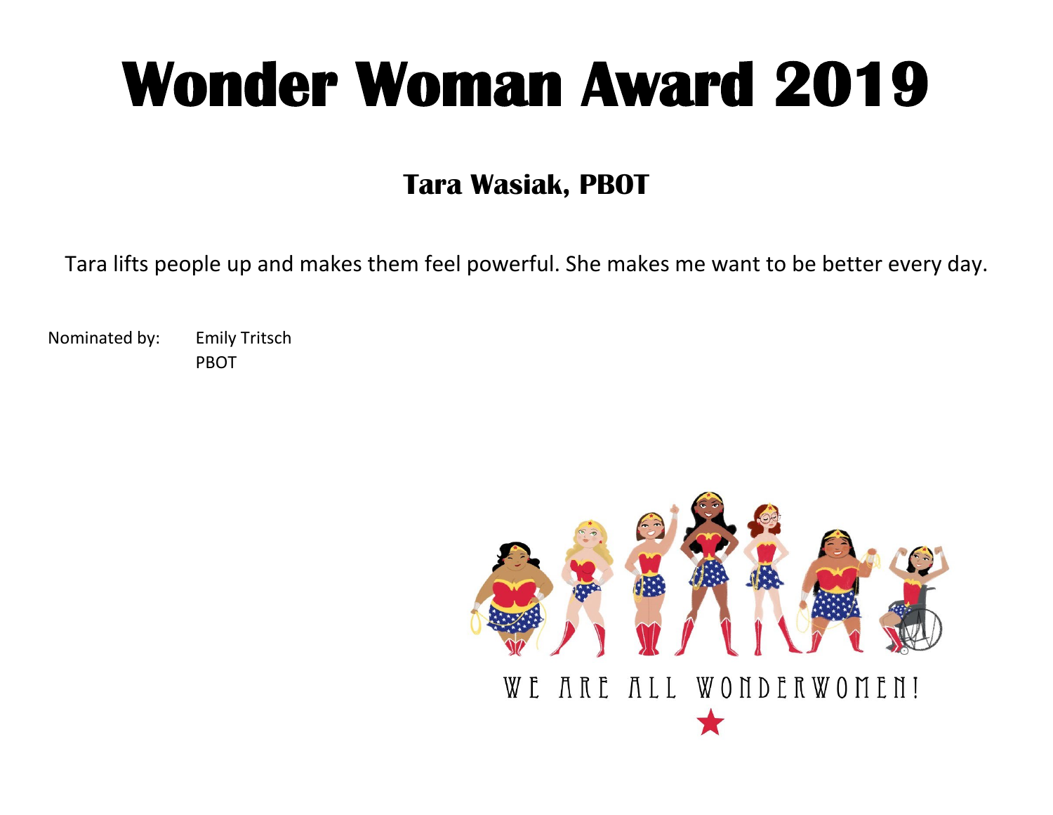# Wonder Woman Award 2019

## Tara Wasiak, PBOT

Tara lifts people up and makes them feel powerful. She makes me want to be better every day.

Nominated by: Emily Tritsch
PBOT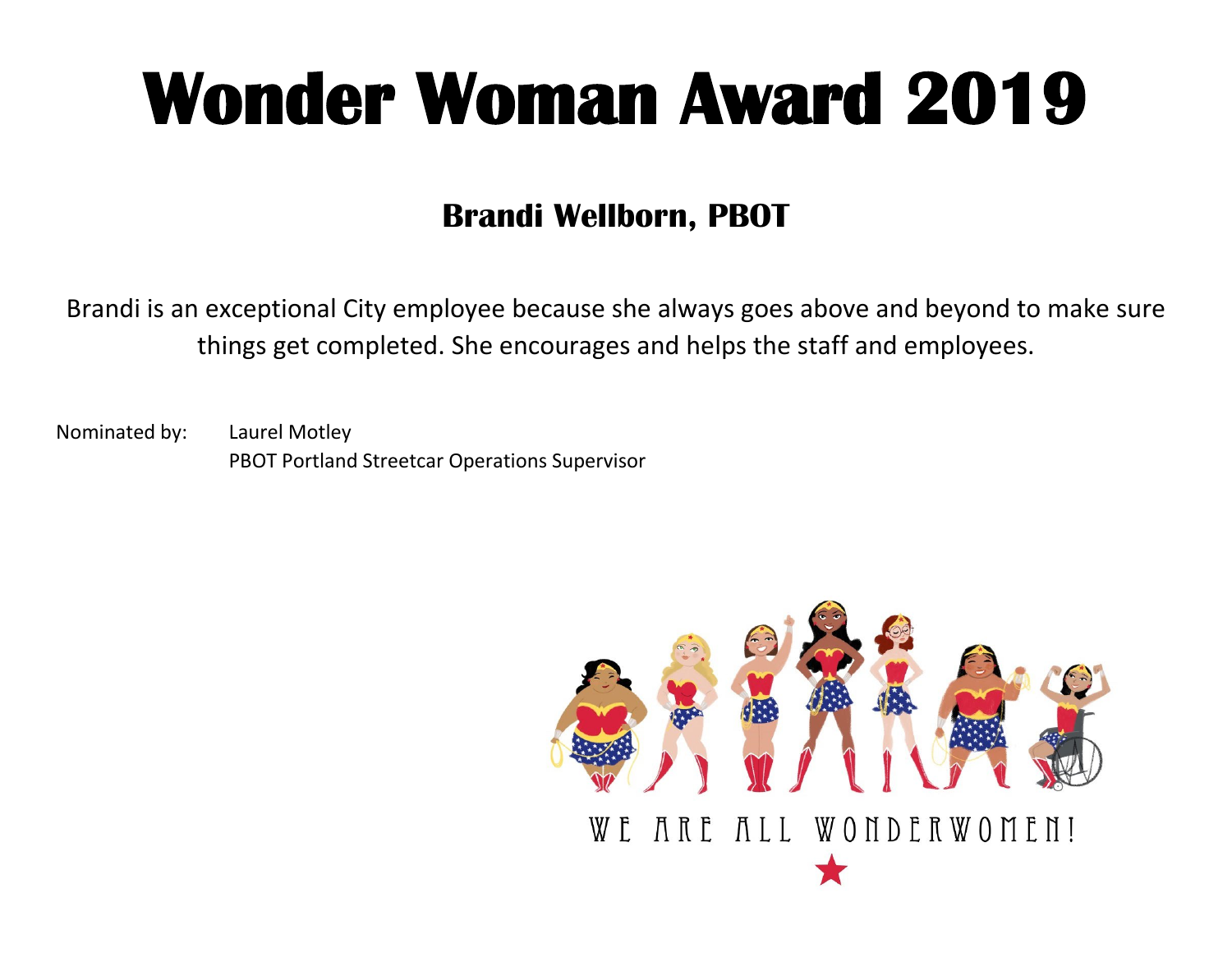# Wonder Woman Award 2019

## Brandi Wellborn, PBOT

Brandi is an exceptional City employee because she always goes above and beyond to make sure things get completed. She encourages and helps the staff and employees.

Nominated by: Laurel Motley
PBOT Portland Streetcar Operations Supervisor

WE ARE ALL WONDERWOMEN!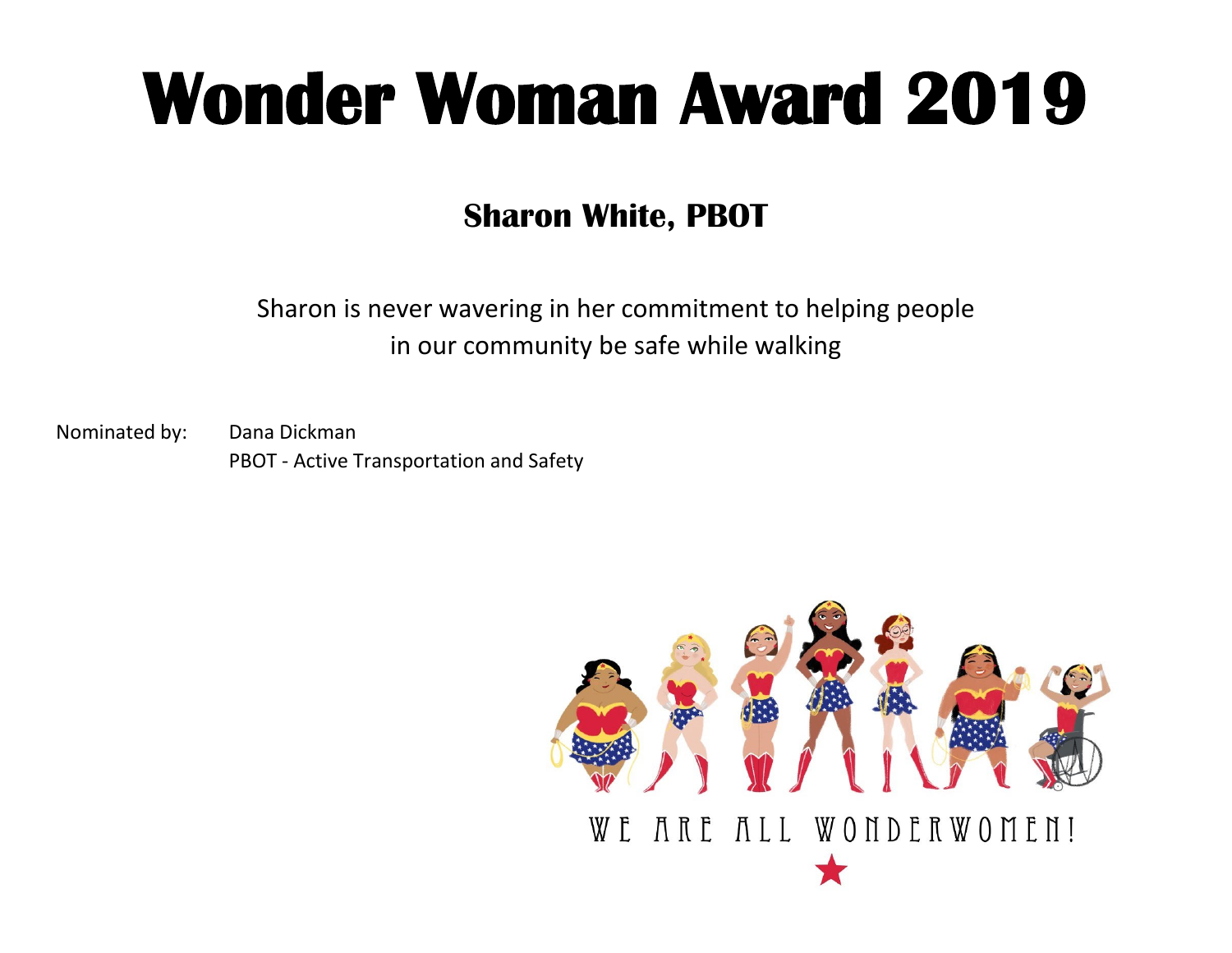# Wonder Woman Award 2019

**Sharon White, PBOT**

Sharon is never wavering in her commitment to helping people in our community be safe while walking

Nominated by: Dana Dickman
PBOT - Active Transportation and Safety

WE ARE ALL WONDERWOMEN!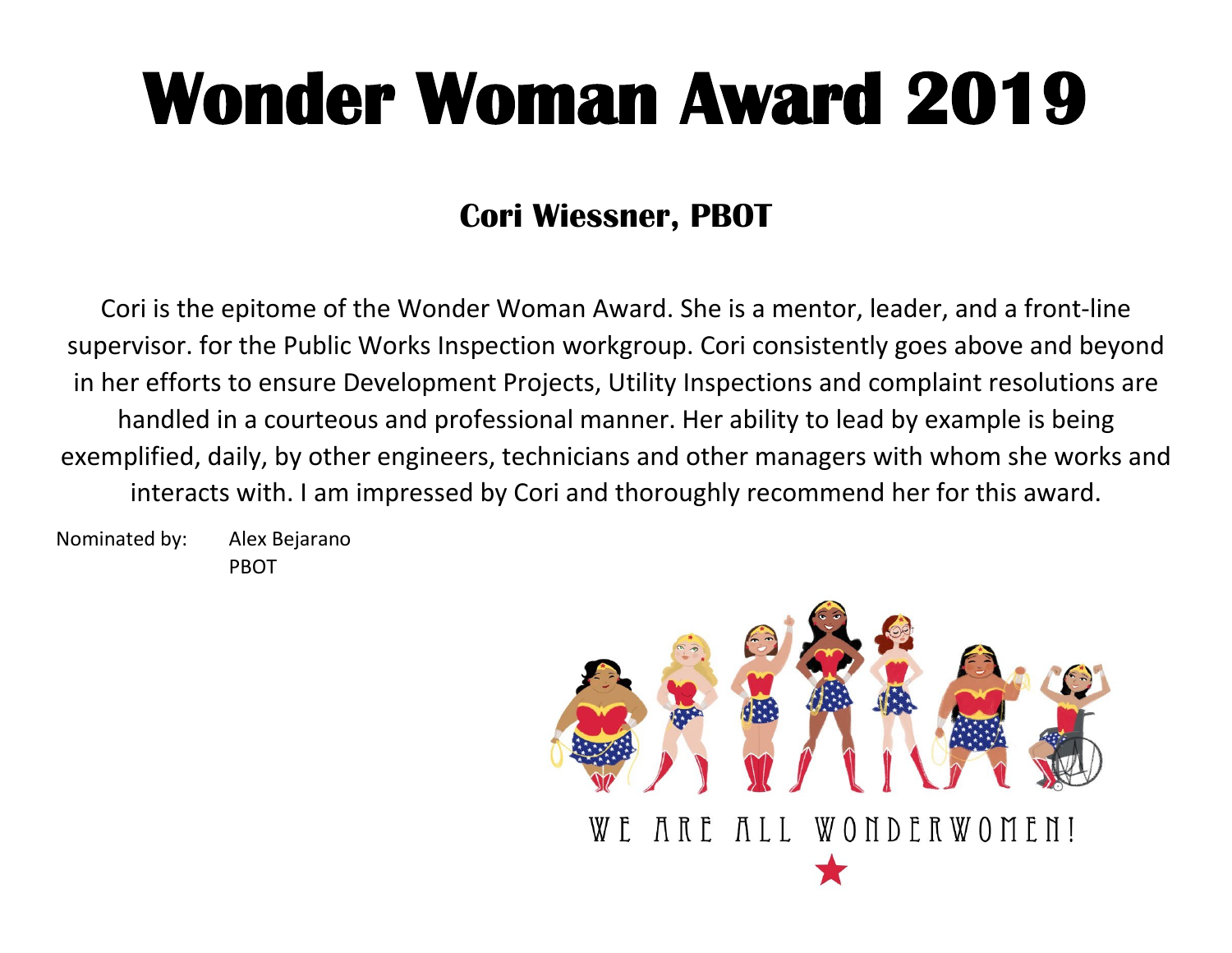# Wonder Woman Award 2019

## Cori Wiessner, PBOT

Cori is the epitome of the Wonder Woman Award. She is a mentor, leader, and a front-line supervisor. for the Public Works Inspection workgroup. Cori consistently goes above and beyond in her efforts to ensure Development Projects, Utility Inspections and complaint resolutions are handled in a courteous and professional manner. Her ability to lead by example is being exemplified, daily, by other engineers, technicians and other managers with whom she works and interacts with. I am impressed by Cori and thoroughly recommend her for this award.

Nominated by: Alex Bejarano
PBOT

WE ARE ALL WONDERWOMEN!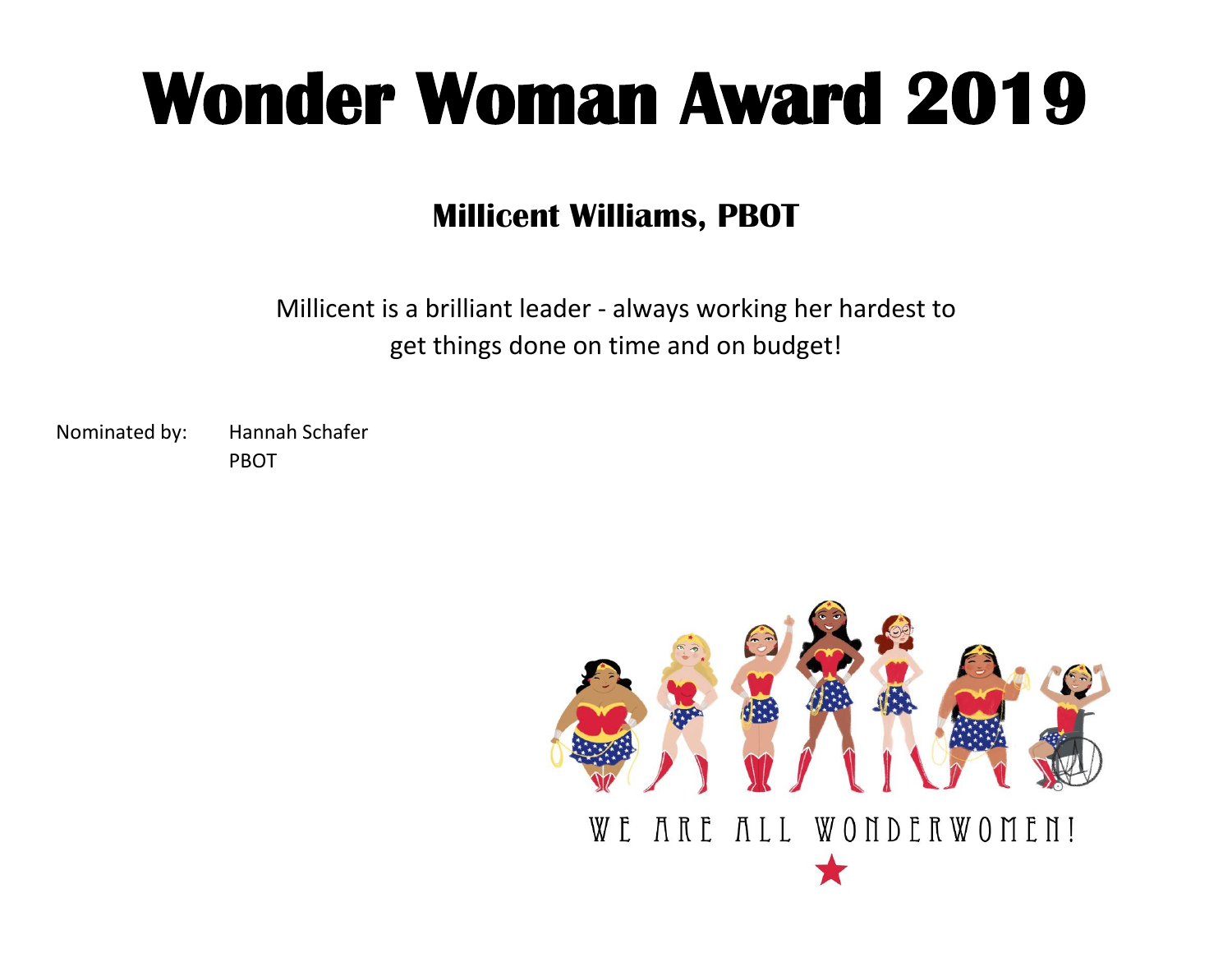# Wonder Woman Award 2019

## Millicent Williams, PBOT

Millicent is a brilliant leader - always working her hardest to get things done on time and on budget!

Nominated by: Hannah Schafer
PBOT

WE ARE ALL WONDERWOMEN!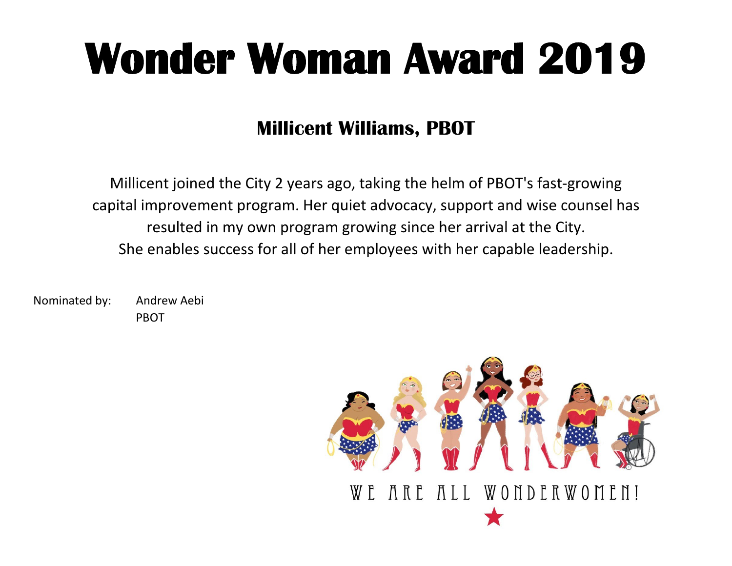# Wonder Woman Award 2019

## Millicent Williams, PBOT

Millicent joined the City 2 years ago, taking the helm of PBOT's fast-growing capital improvement program. Her quiet advocacy, support and wise counsel has resulted in my own program growing since her arrival at the City. She enables success for all of her employees with her capable leadership.

Nominated by: Andrew Aebi
PBOT

WE ARE ALL WONDERWOMEN!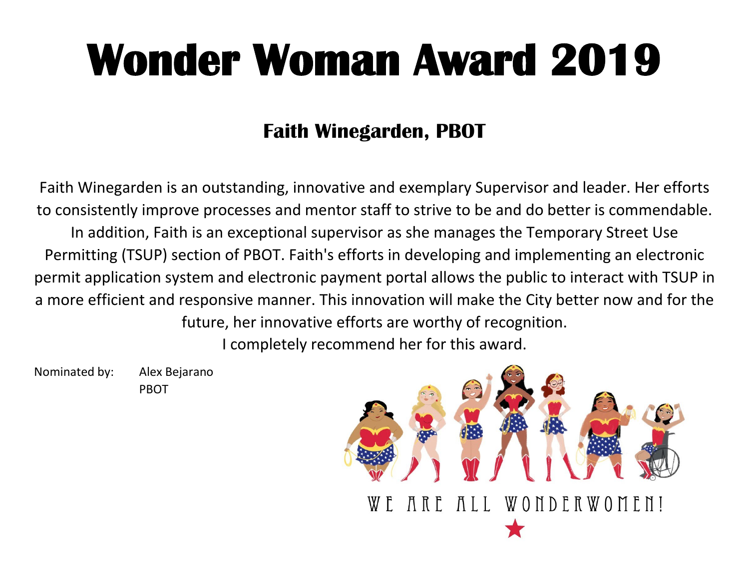# Wonder Woman Award 2019

## Faith Winegarden, PBOT

Faith Winegarden is an outstanding, innovative and exemplary Supervisor and leader. Her efforts to consistently improve processes and mentor staff to strive to be and do better is commendable. In addition, Faith is an exceptional supervisor as she manages the Temporary Street Use Permitting (TSUP) section of PBOT. Faith's efforts in developing and implementing an electronic permit application system and electronic payment portal allows the public to interact with TSUP in a more efficient and responsive manner. This innovation will make the City better now and for the future, her innovative efforts are worthy of recognition.
I completely recommend her for this award.

Nominated by: Alex Bejarano
PBOT

WE ARE ALL WONDERWOMEN!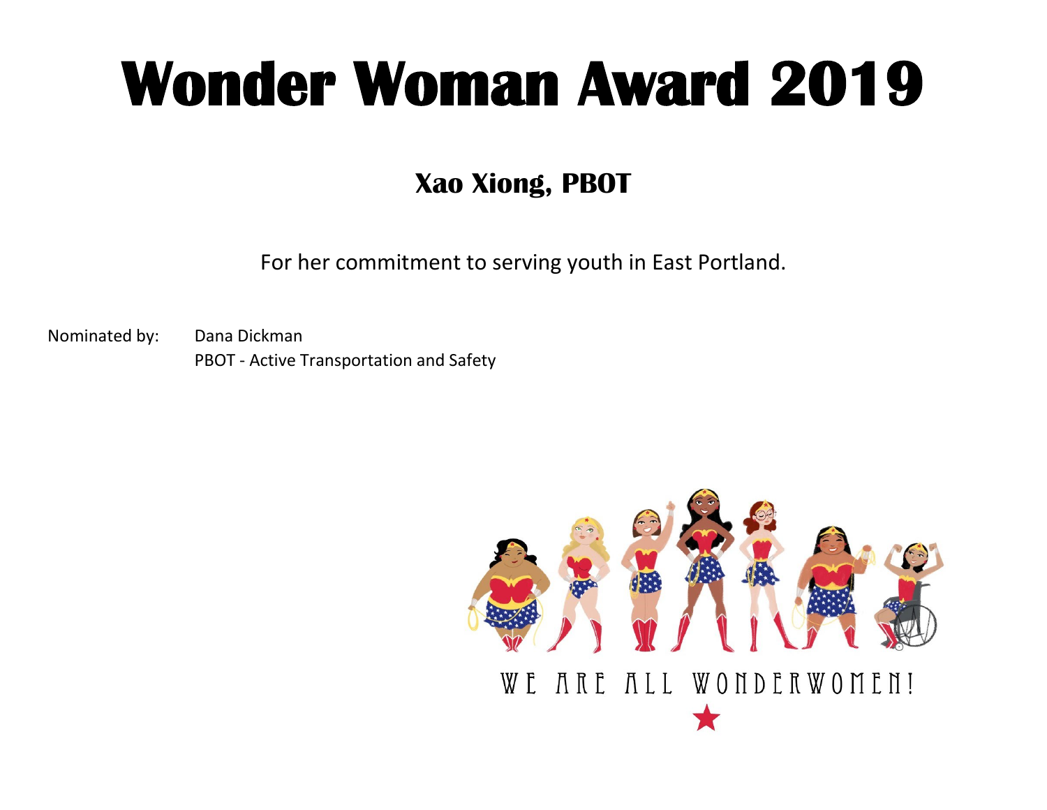# Wonder Woman Award 2019

## Xao Xiong, PBOT

For her commitment to serving youth in East Portland.

Nominated by: Dana Dickman
PBOT - Active Transportation and Safety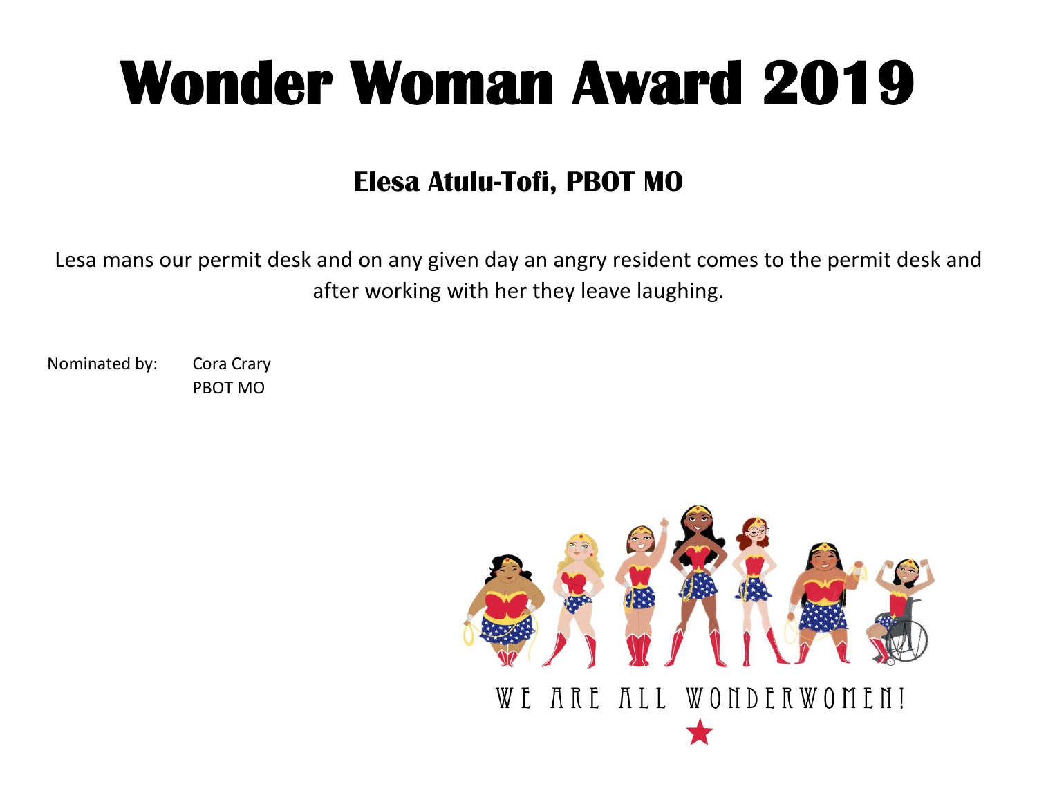# Wonder Woman Award 2019

## Elesa Atulu-Tofi, PBOT MO

Lesa mans our permit desk and on any given day an angry resident comes to the permit desk and after working with her they leave laughing.

Nominated by: Cora Crary
PBOT MO

WE ARE ALL WONDERWOMEN!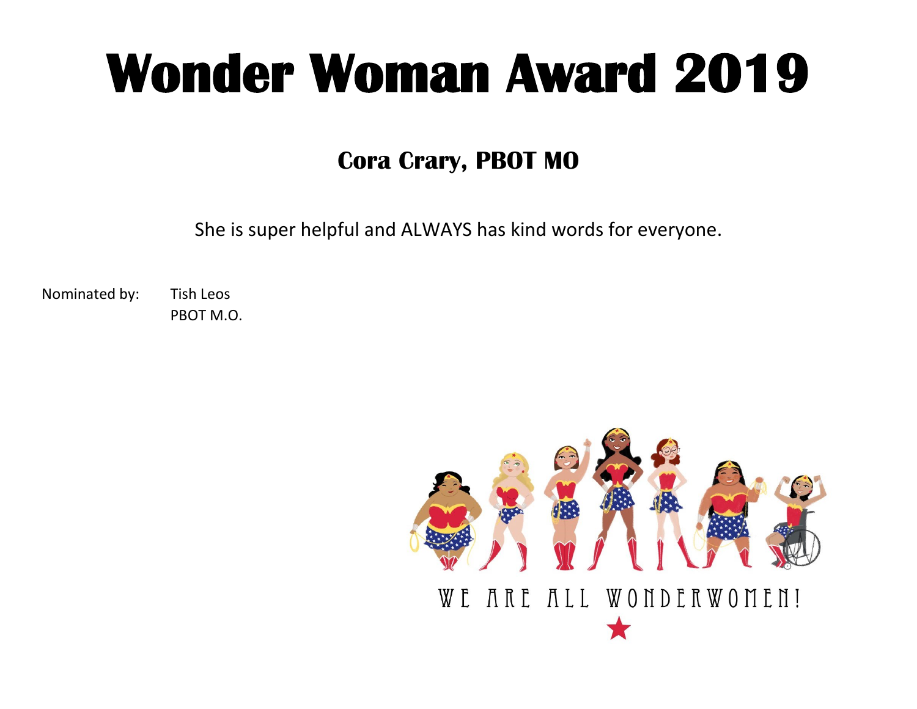# Wonder Woman Award 2019

## Cora Crary, PBOT MO

She is super helpful and ALWAYS has kind words for everyone.

Nominated by: Tish Leos
PBOT M.O.

WE ARE ALL WONDERWOMEN!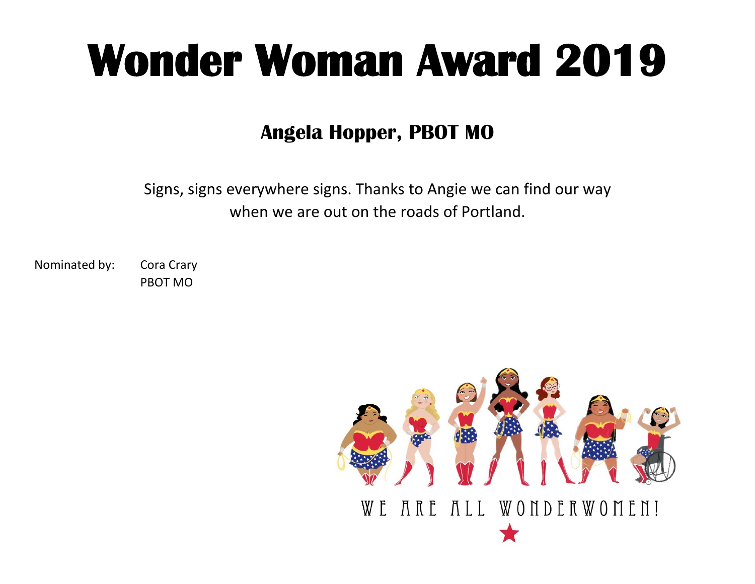# Wonder Woman Award 2019

**Angela Hopper, PBOT MO**

Signs, signs everywhere signs. Thanks to Angie we can find our way when we are out on the roads of Portland.

Nominated by: Cora Crary
PBOT MO

WE ARE ALL WONDERWOMEN!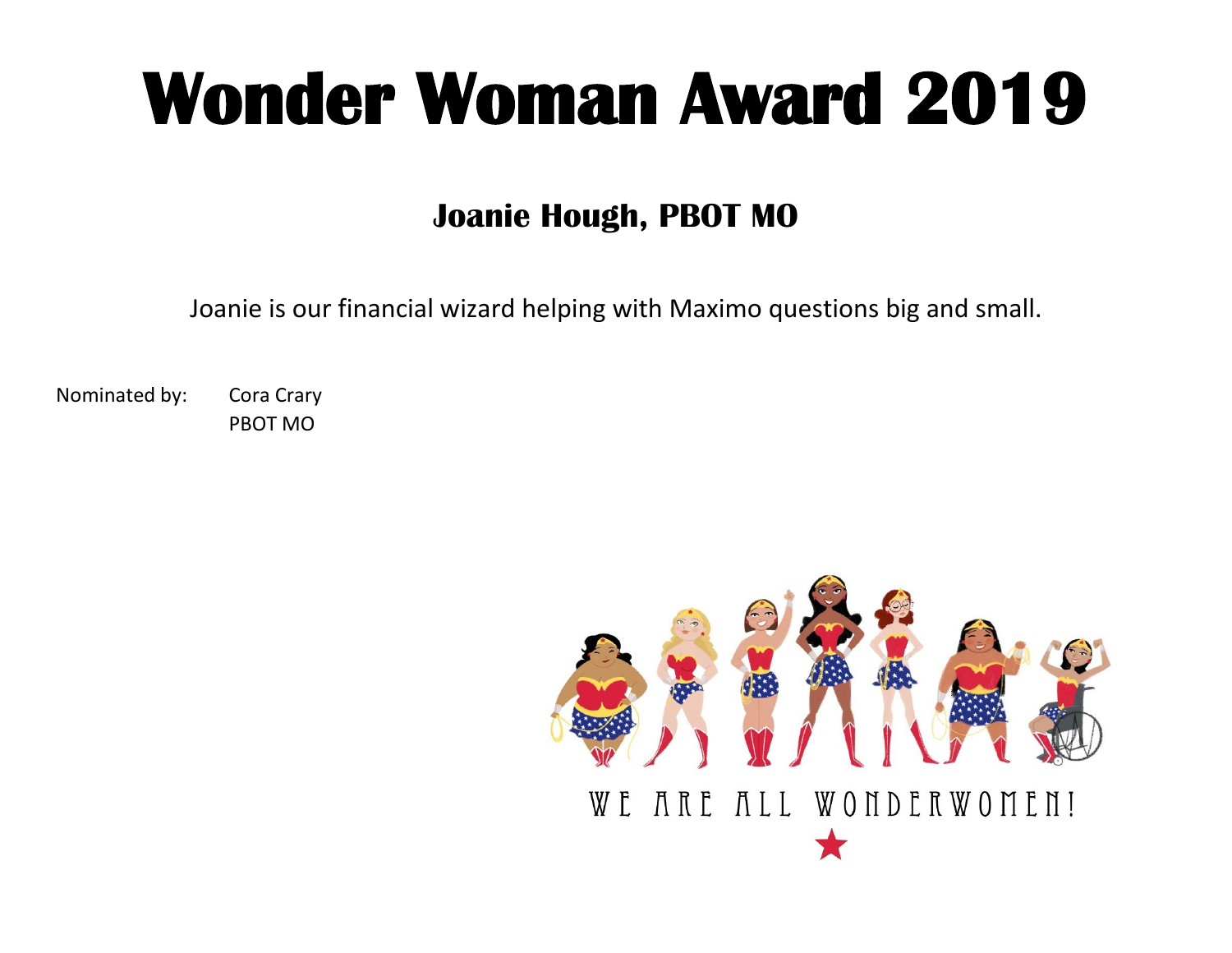# Wonder Woman Award 2019

## Joanie Hough, PBOT MO

Joanie is our financial wizard helping with Maximo questions big and small.

Nominated by: Cora Crary
PBOT MO

WE ARE ALL WONDERWOMEN!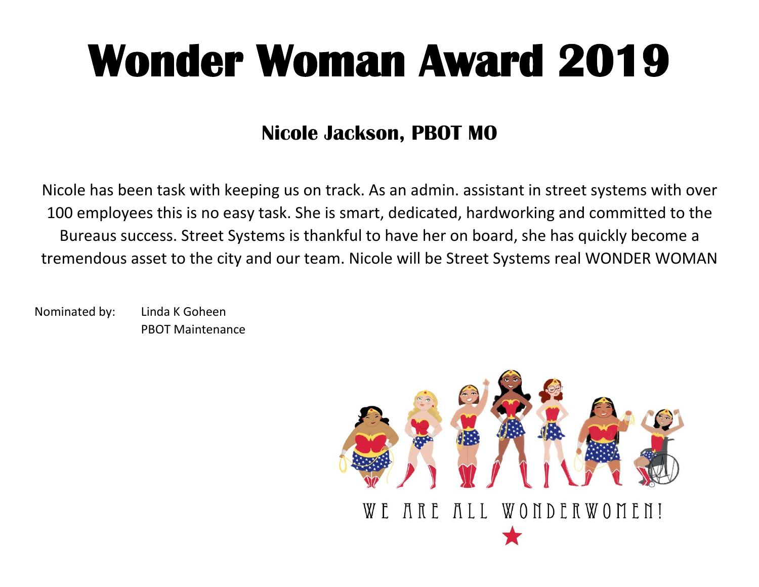# Wonder Woman Award 2019

## Nicole Jackson, PBOT MO

Nicole has been task with keeping us on track. As an admin. assistant in street systems with over 100 employees this is no easy task. She is smart, dedicated, hardworking and committed to the Bureaus success. Street Systems is thankful to have her on board, she has quickly become a tremendous asset to the city and our team. Nicole will be Street Systems real WONDER WOMAN

Nominated by: Linda K Goheen
PBOT Maintenance

WE ARE ALL WONDERWOMEN!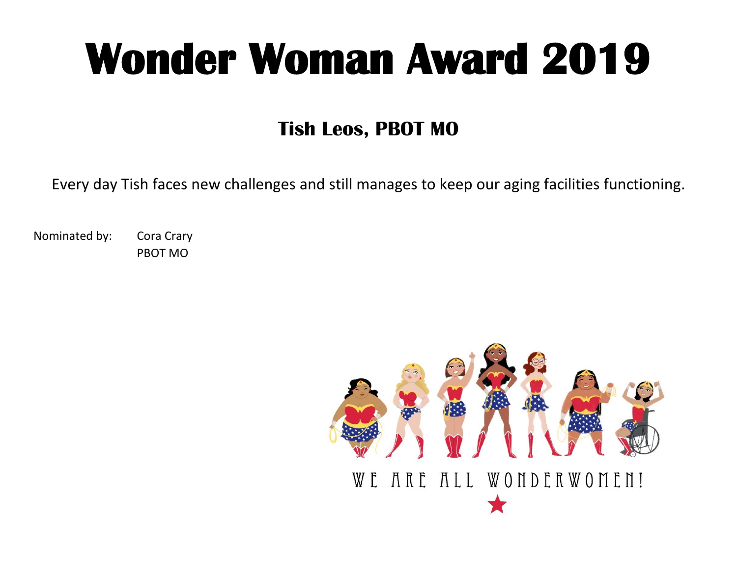# Wonder Woman Award 2019

**Tish Leos, PBOT MO**

Every day Tish faces new challenges and still manages to keep our aging facilities functioning.

Nominated by: Cora Crary
PBOT MO

WE ARE ALL WONDERWOMEN!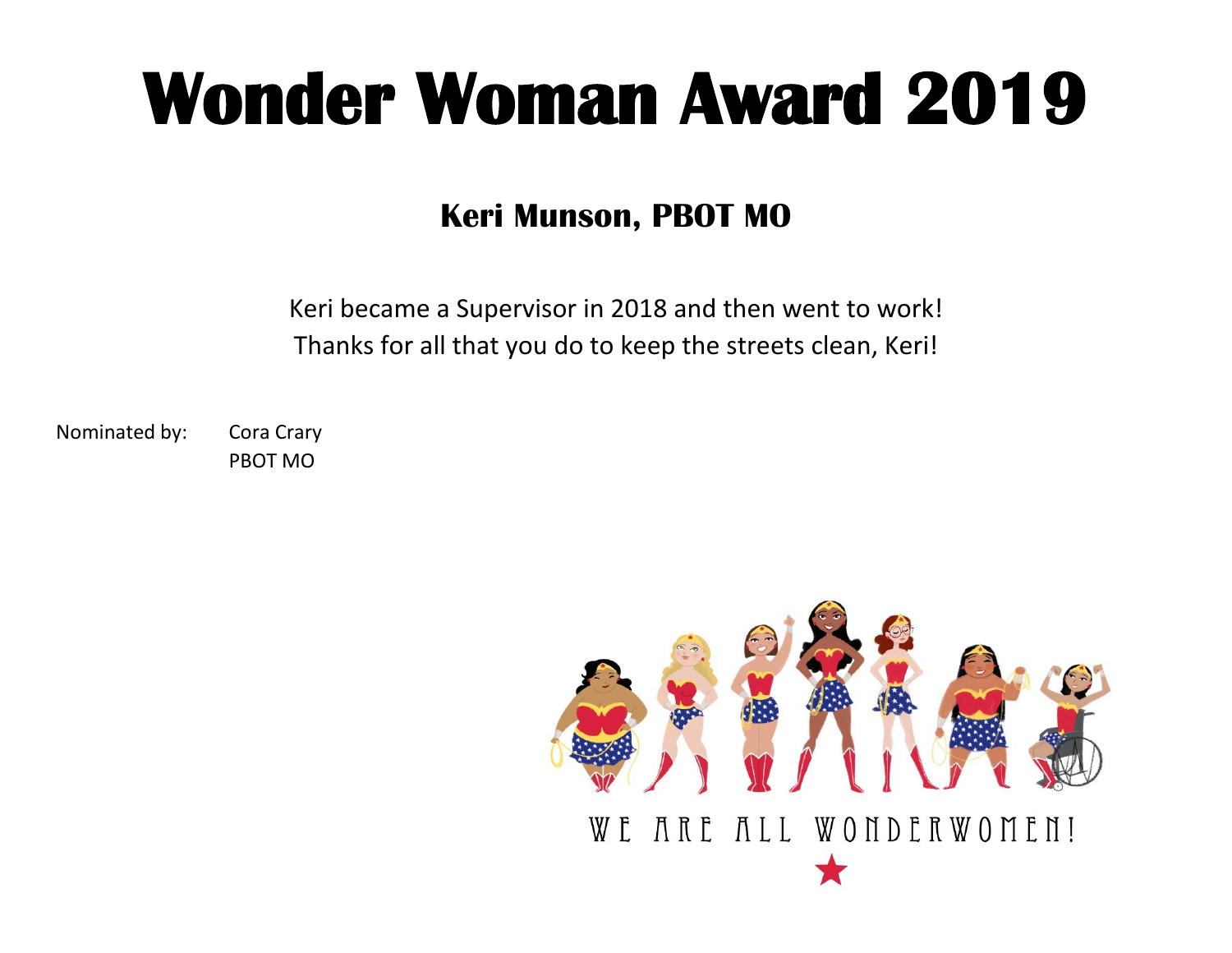# Wonder Woman Award 2019

## Keri Munson, PBOT MO

Keri became a Supervisor in 2018 and then went to work!
Thanks for all that you do to keep the streets clean, Keri!

Nominated by: Cora Crary
PBOT MO

WE ARE ALL WONDERWOMEN!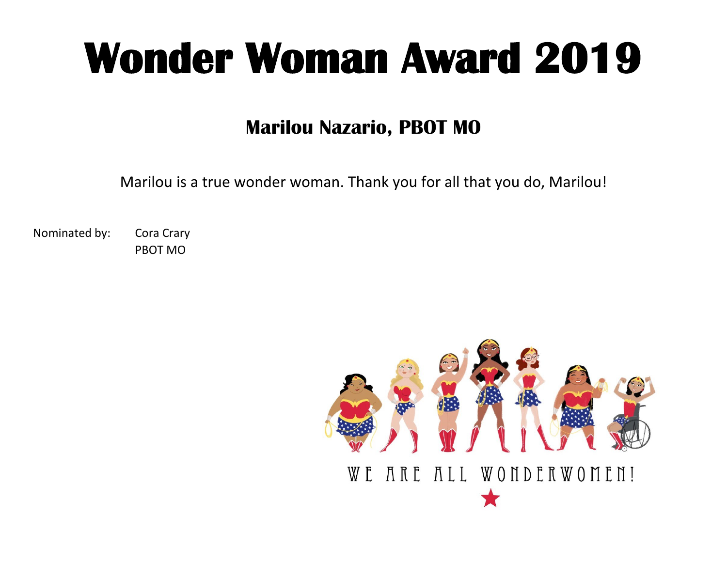# Wonder Woman Award 2019

## Marilou Nazario, PBOT MO

Marilou is a true wonder woman. Thank you for all that you do, Marilou!

Nominated by: Cora Crary
PBOT MO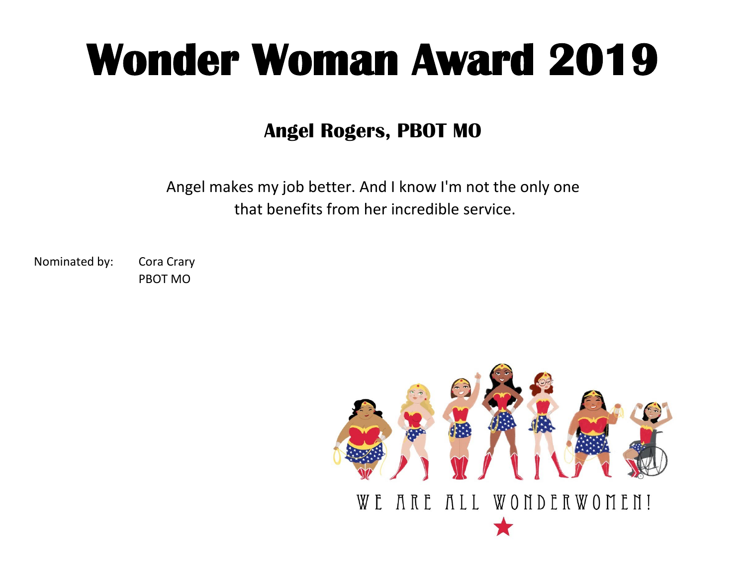# Wonder Woman Award 2019

## Angel Rogers, PBOT MO

Angel makes my job better. And I know I'm not the only one that benefits from her incredible service.

Nominated by: Cora Crary
PBOT MO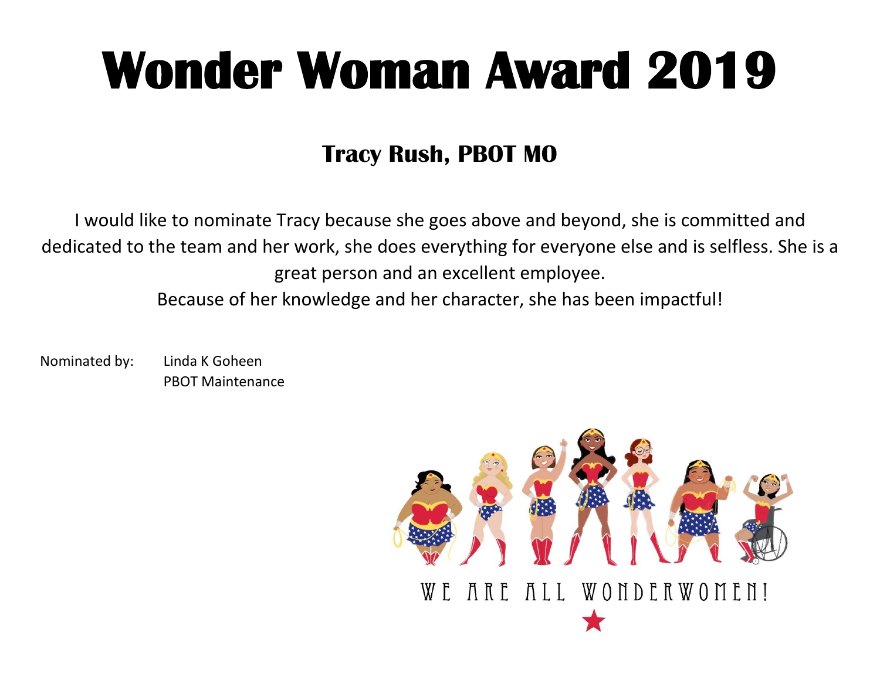# Wonder Woman Award 2019

## Tracy Rush, PBOT MO

I would like to nominate Tracy because she goes above and beyond, she is committed and dedicated to the team and her work, she does everything for everyone else and is selfless. She is a great person and an excellent employee.
Because of her knowledge and her character, she has been impactful!

Nominated by: Linda K Goheen
PBOT Maintenance

WE ARE ALL WONDERWOMEN!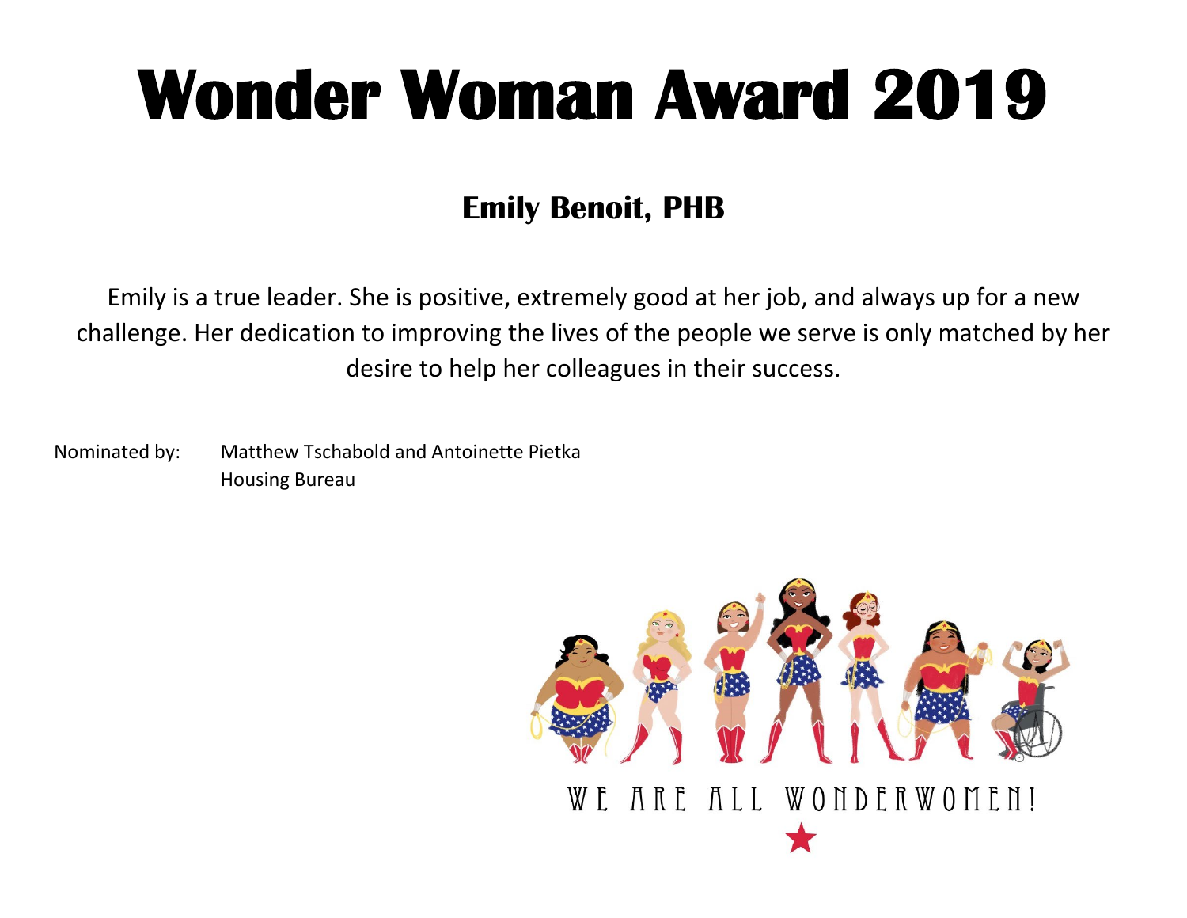# Wonder Woman Award 2019

## Emily Benoit, PHB

Emily is a true leader. She is positive, extremely good at her job, and always up for a new challenge. Her dedication to improving the lives of the people we serve is only matched by her desire to help her colleagues in their success.

Nominated by: Matthew Tschabold and Antoinette Pietka
Housing Bureau

WE ARE ALL WONDERWOMEN!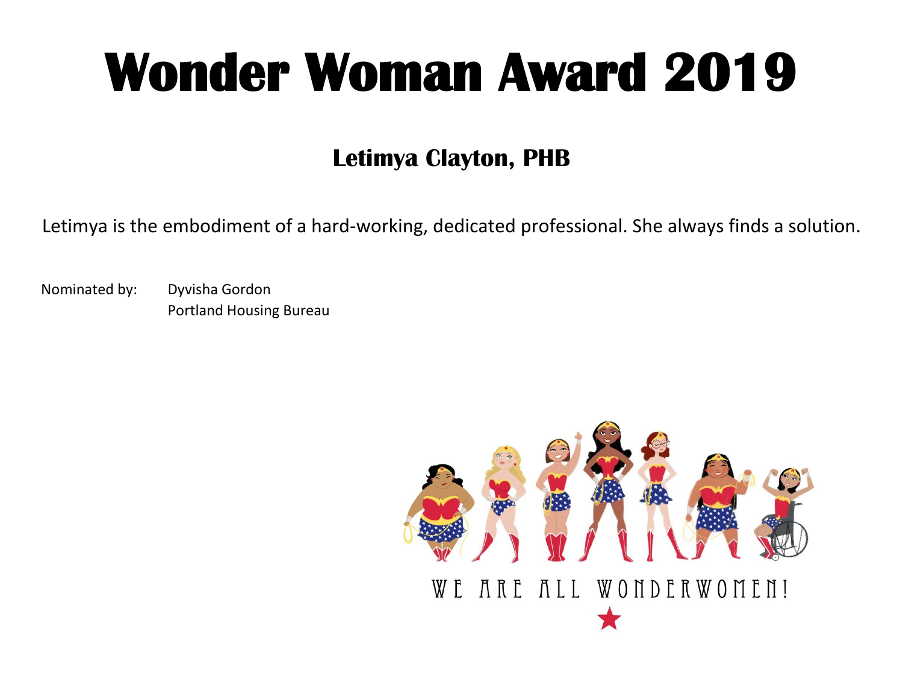# Wonder Woman Award 2019

## Letimya Clayton, PHB

Letimya is the embodiment of a hard-working, dedicated professional. She always finds a solution.

Nominated by: Dyvisha Gordon
Portland Housing Bureau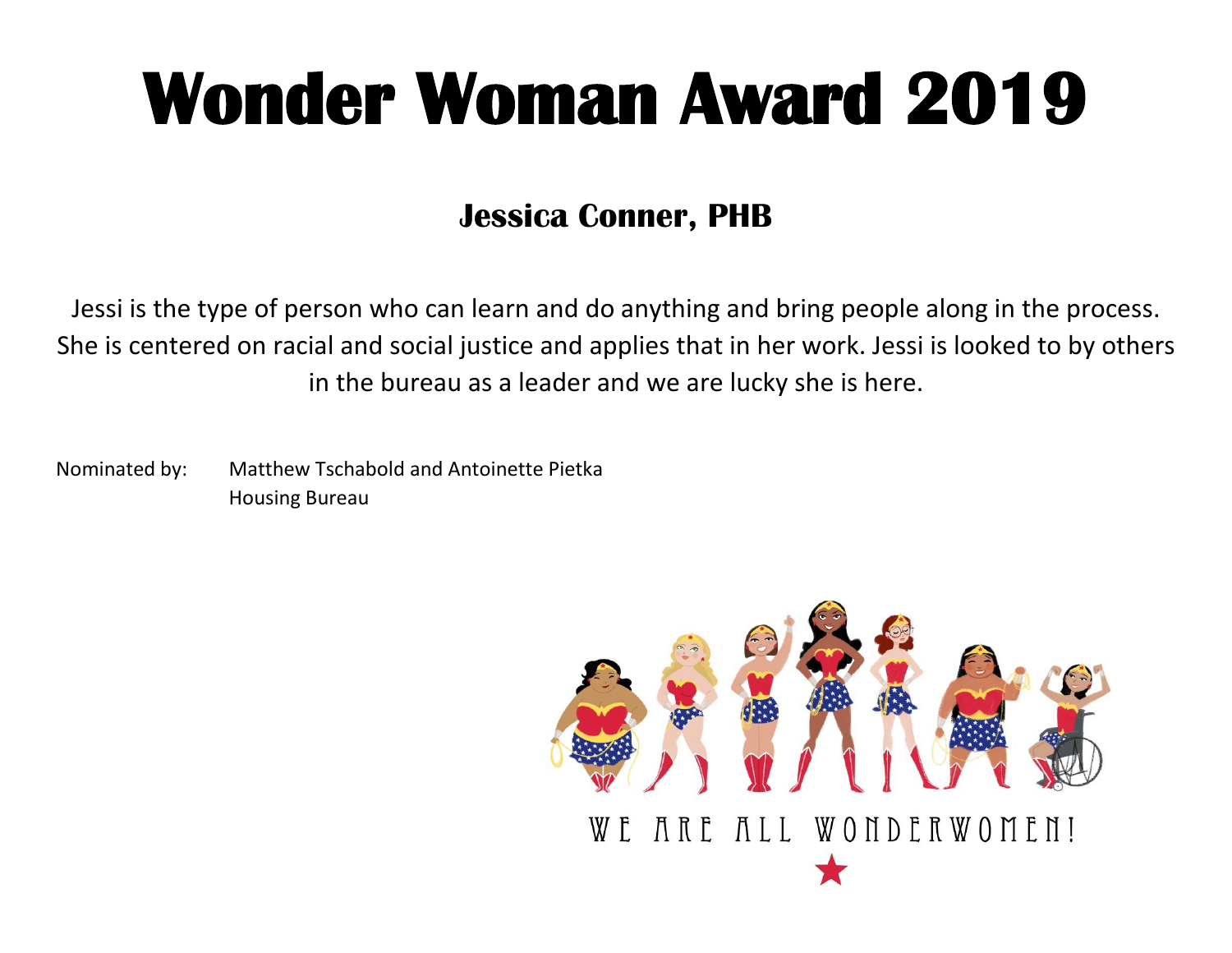# Wonder Woman Award 2019

## Jessica Conner, PHB

Jessi is the type of person who can learn and do anything and bring people along in the process. She is centered on racial and social justice and applies that in her work. Jessi is looked to by others in the bureau as a leader and we are lucky she is here.

Nominated by: Matthew Tschabold and Antoinette Pietka
Housing Bureau

WE ARE ALL WONDERWOMEN!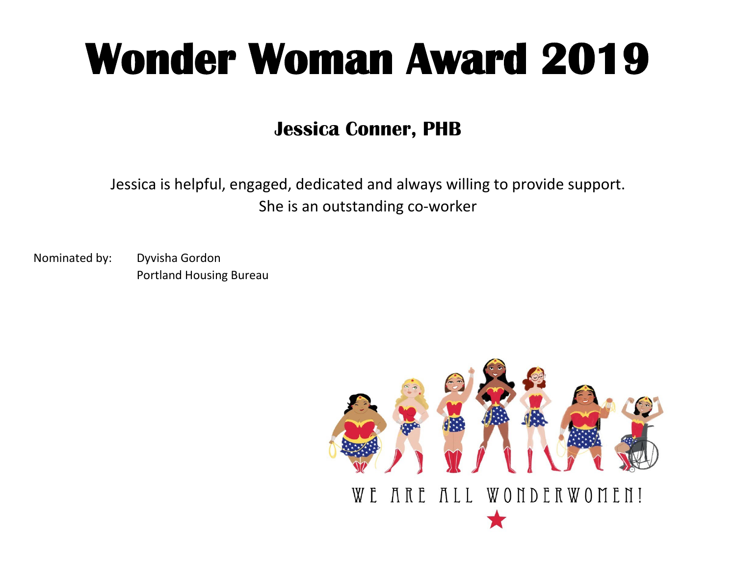# Wonder Woman Award 2019

**Jessica Conner, PHB**

Jessica is helpful, engaged, dedicated and always willing to provide support.
She is an outstanding co-worker

Nominated by: Dyvisha Gordon
Portland Housing Bureau

WE ARE ALL WONDERWOMEN!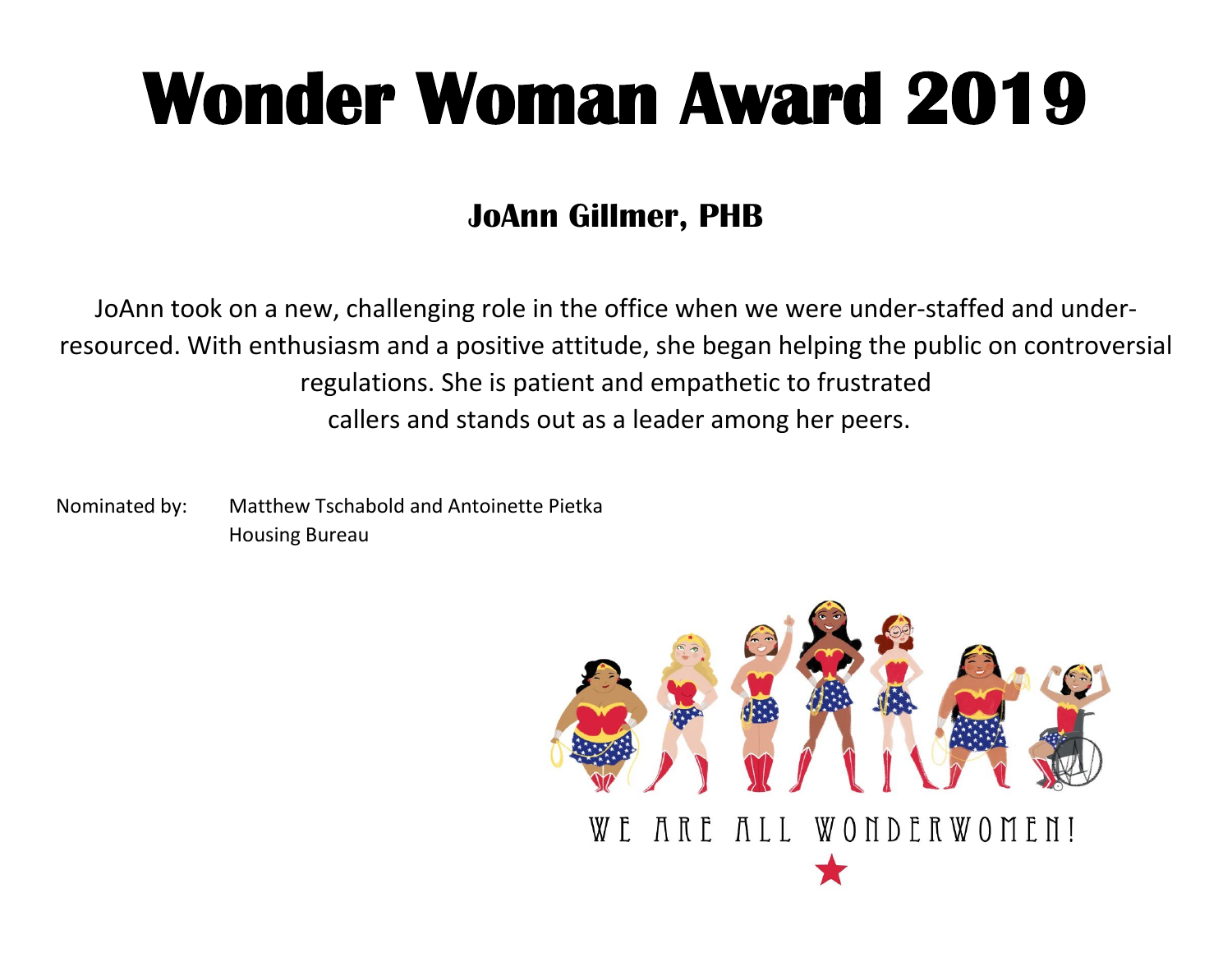# Wonder Woman Award 2019

**JoAnn Gillmer, PHB**

JoAnn took on a new, challenging role in the office when we were under-staffed and under-resourced. With enthusiasm and a positive attitude, she began helping the public on controversial regulations. She is patient and empathetic to frustrated callers and stands out as a leader among her peers.

Nominated by: Matthew Tschabold and Antoinette Pietka
Housing Bureau

WE ARE ALL WONDERWOMEN!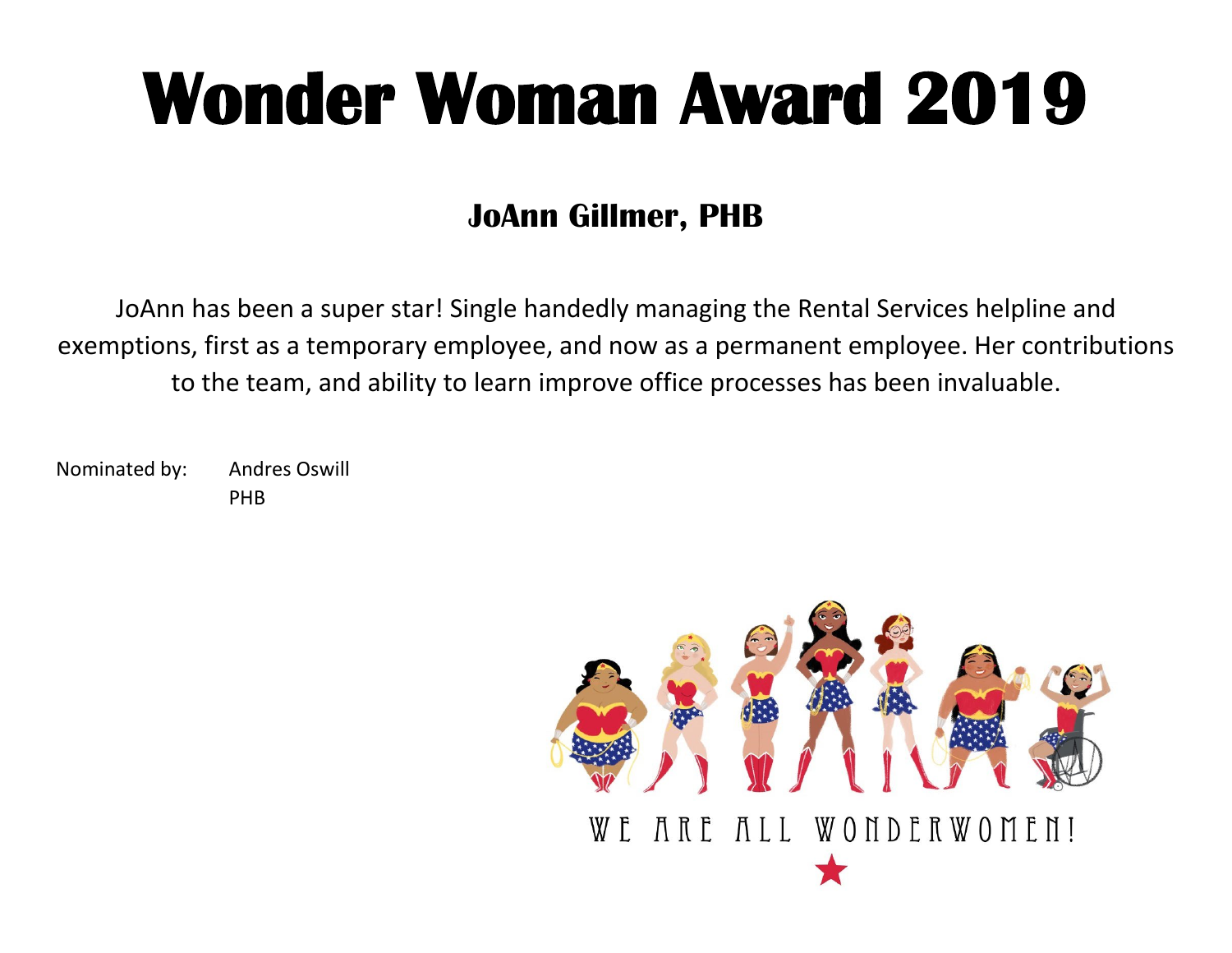# Wonder Woman Award 2019

## JoAnn Gillmer, PHB

JoAnn has been a super star! Single handedly managing the Rental Services helpline and exemptions, first as a temporary employee, and now as a permanent employee. Her contributions to the team, and ability to learn improve office processes has been invaluable.

Nominated by: Andres Oswill
PHB

WE ARE ALL WONDERWOMEN!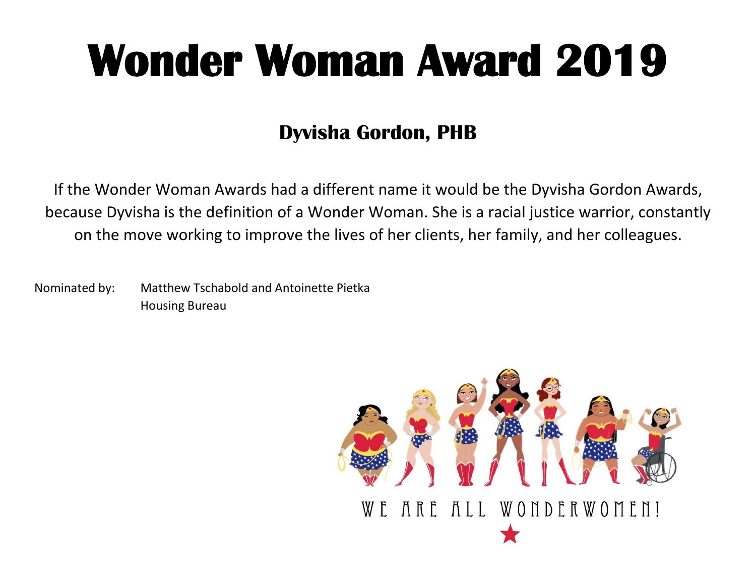# Wonder Woman Award 2019

## Dyvisha Gordon, PHB

If the Wonder Woman Awards had a different name it would be the Dyvisha Gordon Awards, because Dyvisha is the definition of a Wonder Woman. She is a racial justice warrior, constantly on the move working to improve the lives of her clients, her family, and her colleagues.

Nominated by: Matthew Tschabold and Antoinette Pietka
Housing Bureau

WE ARE ALL WONDERWOMEN!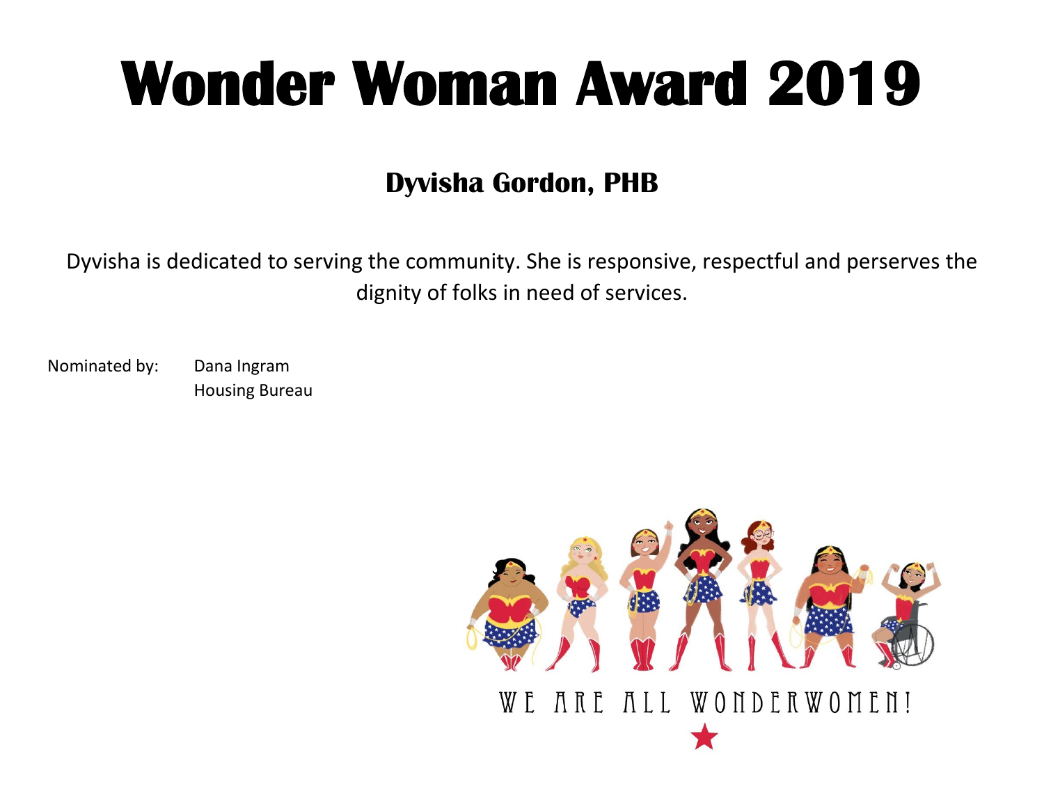# Wonder Woman Award 2019

## Dyvisha Gordon, PHB

Dyvisha is dedicated to serving the community. She is responsive, respectful and perserves the dignity of folks in need of services.

Nominated by: Dana Ingram
Housing Bureau

WE ARE ALL WONDERWOMEN!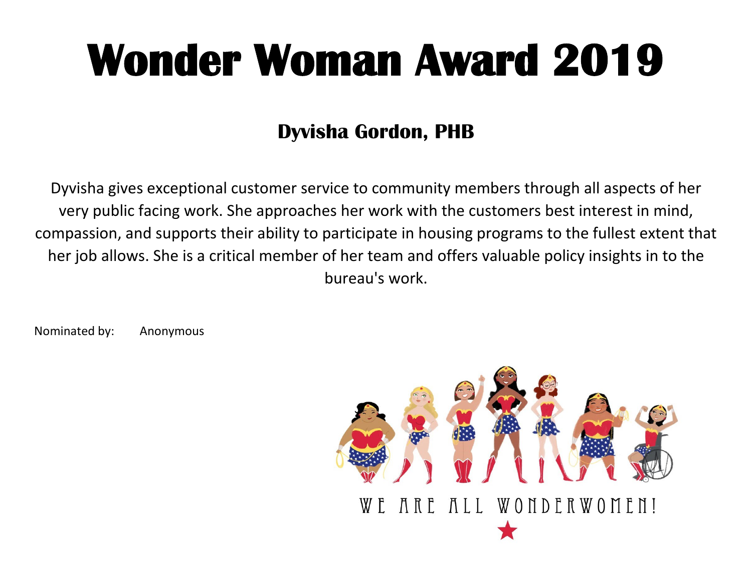# Wonder Woman Award 2019

## Dyvisha Gordon, PHB

Dyvisha gives exceptional customer service to community members through all aspects of her very public facing work. She approaches her work with the customers best interest in mind, compassion, and supports their ability to participate in housing programs to the fullest extent that her job allows. She is a critical member of her team and offers valuable policy insights in to the bureau's work.

Nominated by: Anonymous

WE ARE ALL WONDERWOMEN!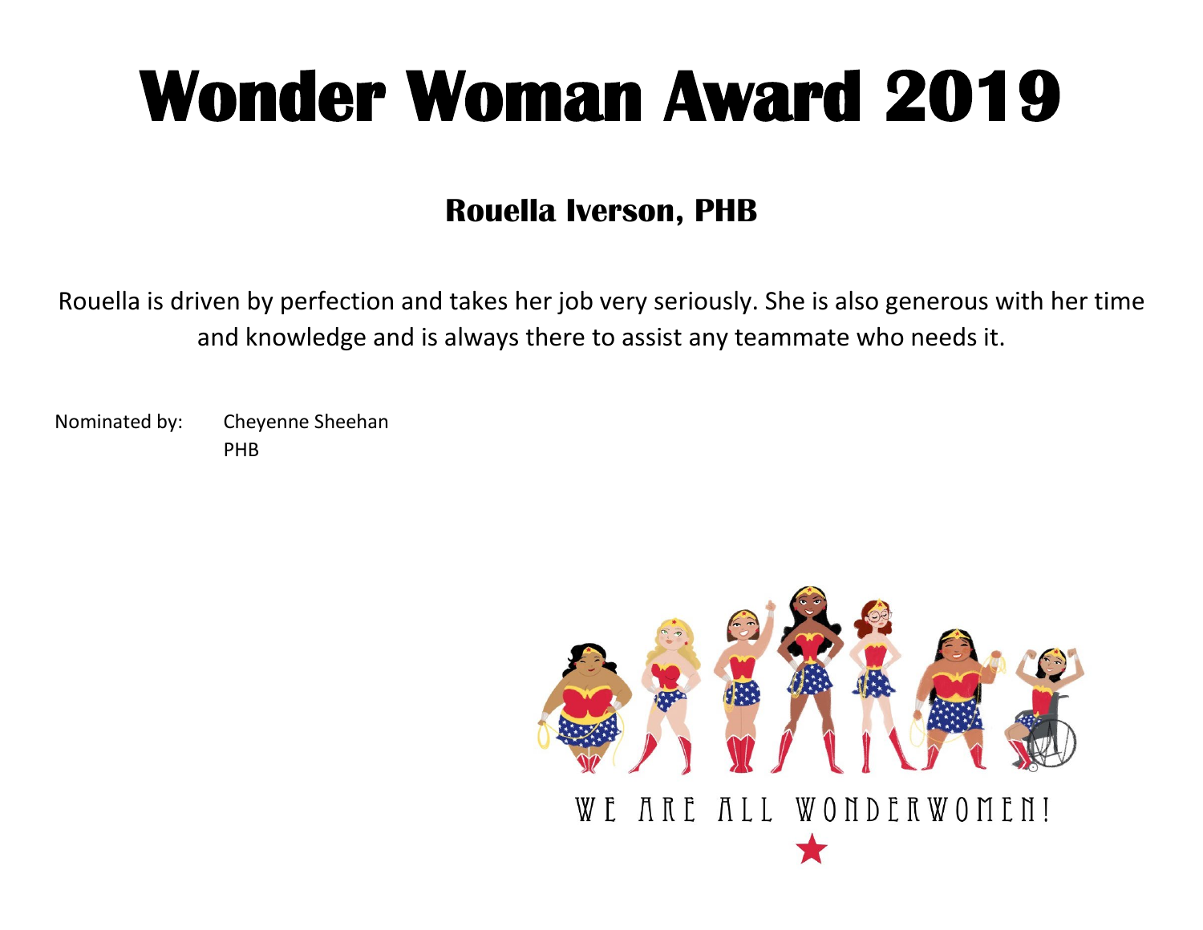# Wonder Woman Award 2019

## Rouella Iverson, PHB

Rouella is driven by perfection and takes her job very seriously. She is also generous with her time and knowledge and is always there to assist any teammate who needs it.

Nominated by: Cheyenne Sheehan
PHB

WE ARE ALL WONDERWOMEN!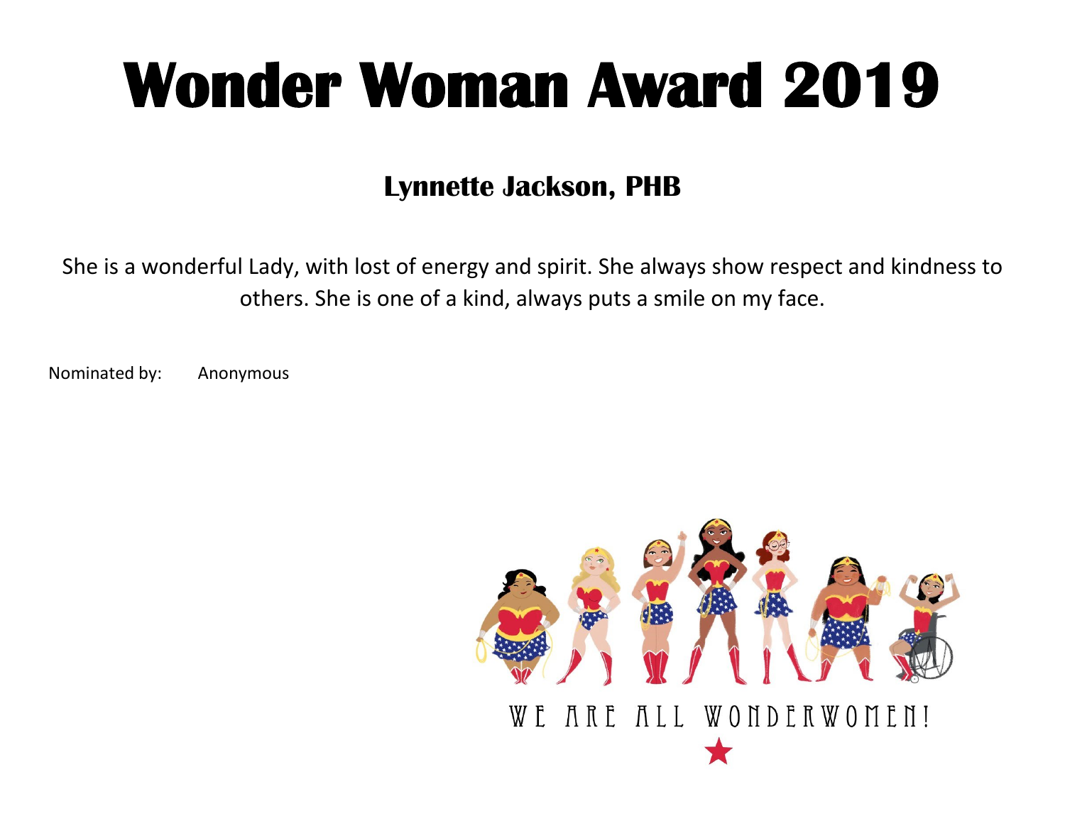# Wonder Woman Award 2019

## Lynnette Jackson, PHB

She is a wonderful Lady, with lost of energy and spirit. She always show respect and kindness to others. She is one of a kind, always puts a smile on my face.

Nominated by: Anonymous

WE ARE ALL WONDERWOMEN!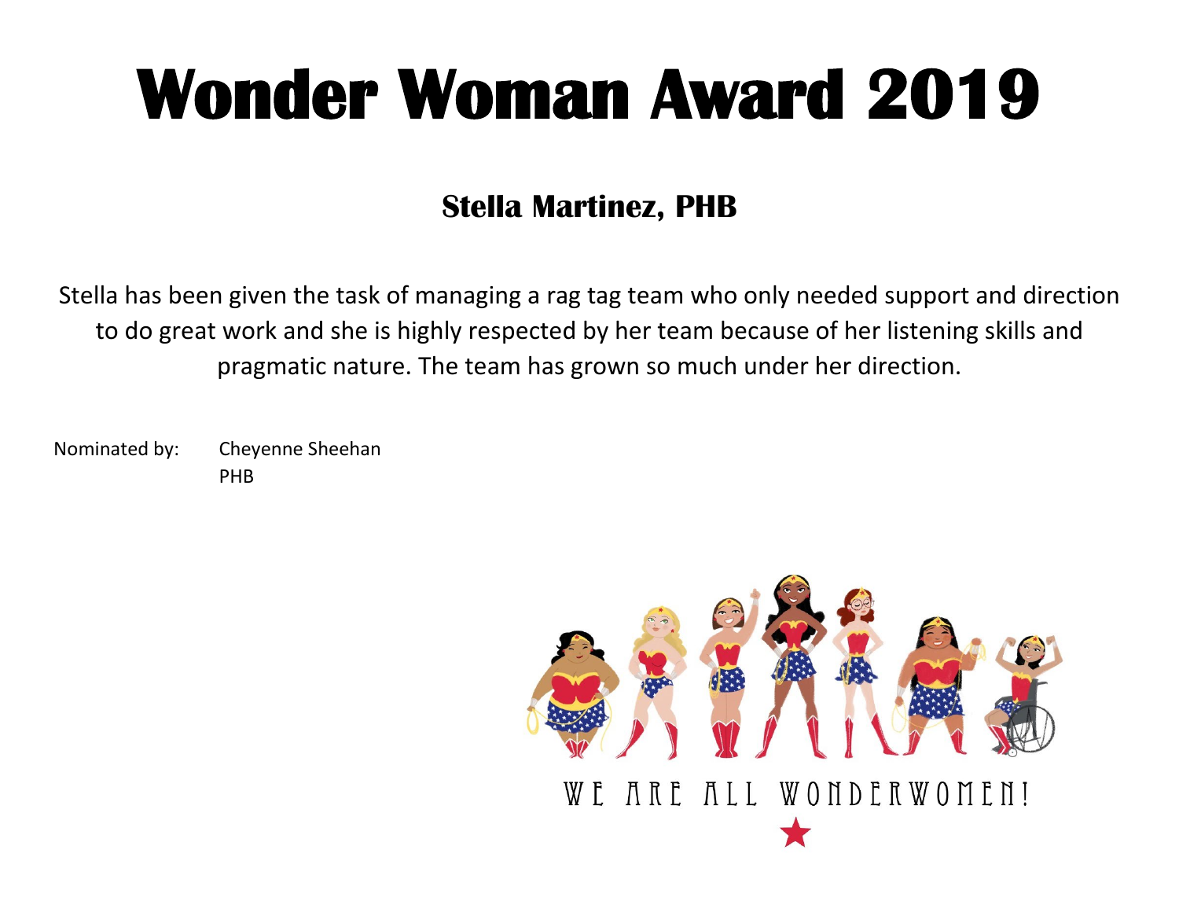# Wonder Woman Award 2019

## Stella Martinez, PHB

Stella has been given the task of managing a rag tag team who only needed support and direction to do great work and she is highly respected by her team because of her listening skills and pragmatic nature. The team has grown so much under her direction.

Nominated by: Cheyenne Sheehan
PHB

WE ARE ALL WONDERWOMEN!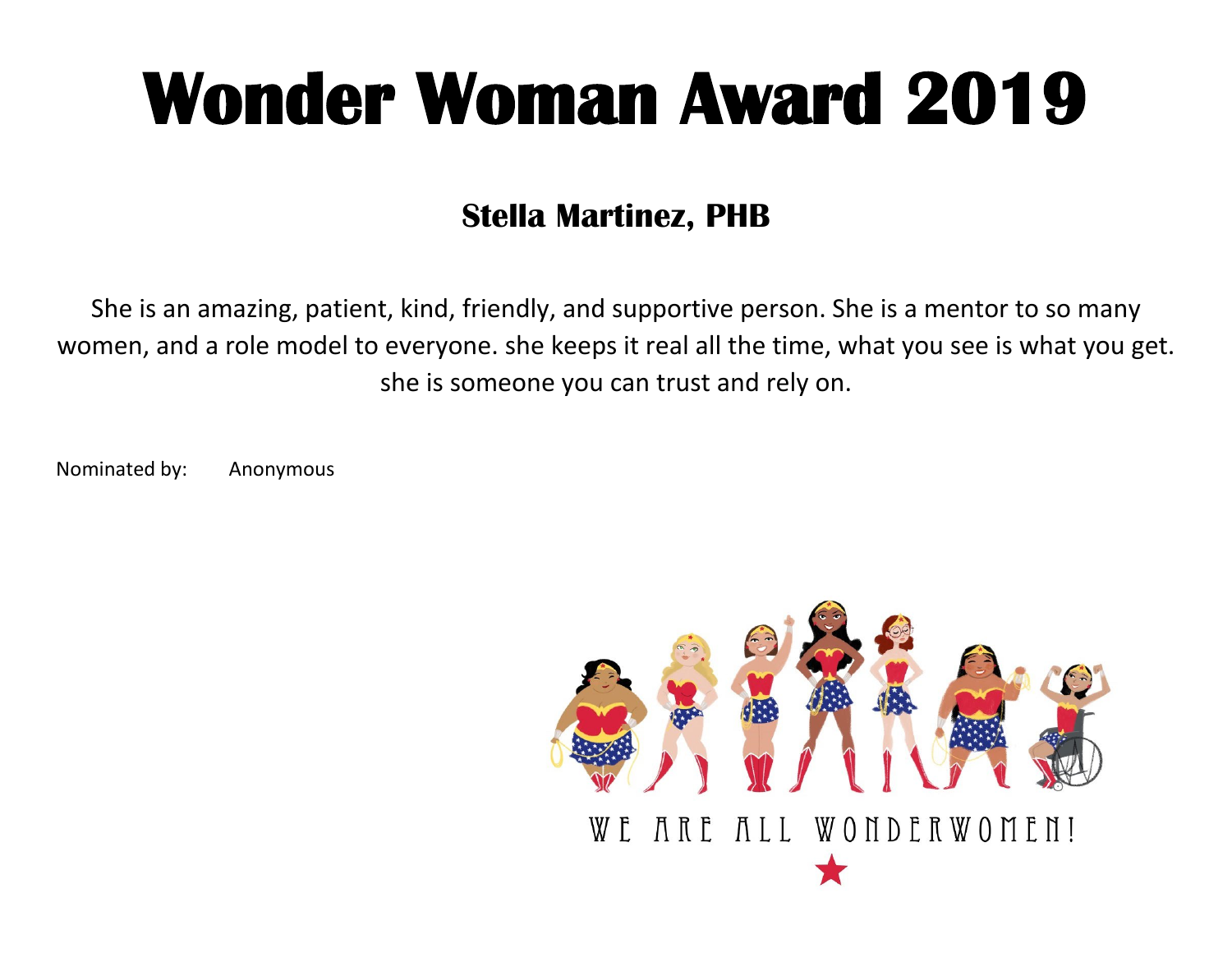# Wonder Woman Award 2019

## Stella Martinez, PHB

She is an amazing, patient, kind, friendly, and supportive person. She is a mentor to so many women, and a role model to everyone. she keeps it real all the time, what you see is what you get. she is someone you can trust and rely on.

Nominated by: Anonymous

WE ARE ALL WONDERWOMEN!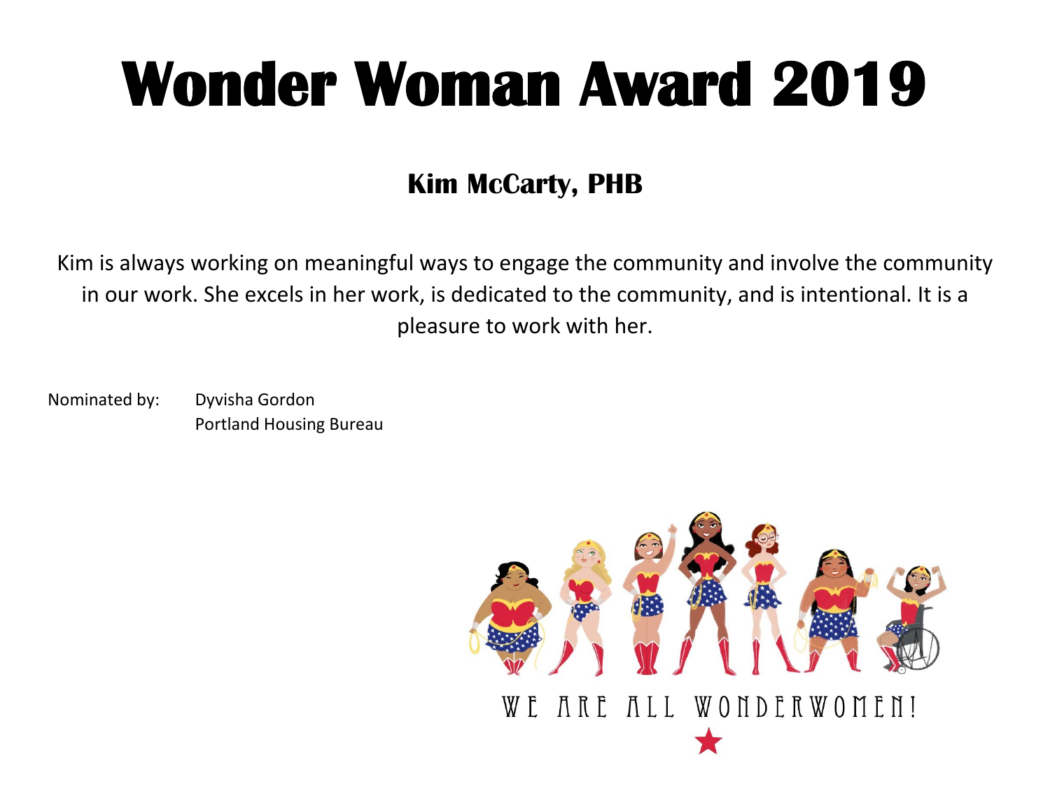# Wonder Woman Award 2019

**Kim McCarty, PHB**

Kim is always working on meaningful ways to engage the community and involve the community in our work. She excels in her work, is dedicated to the community, and is intentional. It is a pleasure to work with her.

Nominated by: Dyvisha Gordon
Portland Housing Bureau

WE ARE ALL WONDERWOMEN!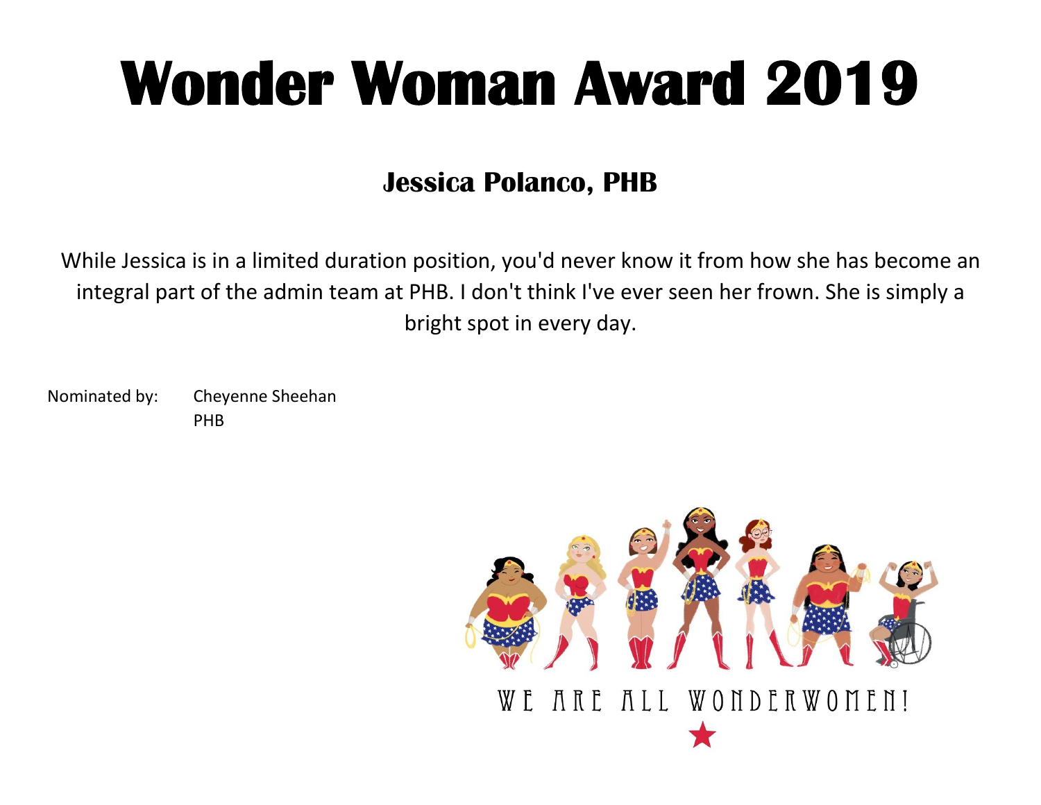# Wonder Woman Award 2019

## Jessica Polanco, PHB

While Jessica is in a limited duration position, you'd never know it from how she has become an integral part of the admin team at PHB. I don't think I've ever seen her frown. She is simply a bright spot in every day.

Nominated by: Cheyenne Sheehan
PHB

WE ARE ALL WONDERWOMEN!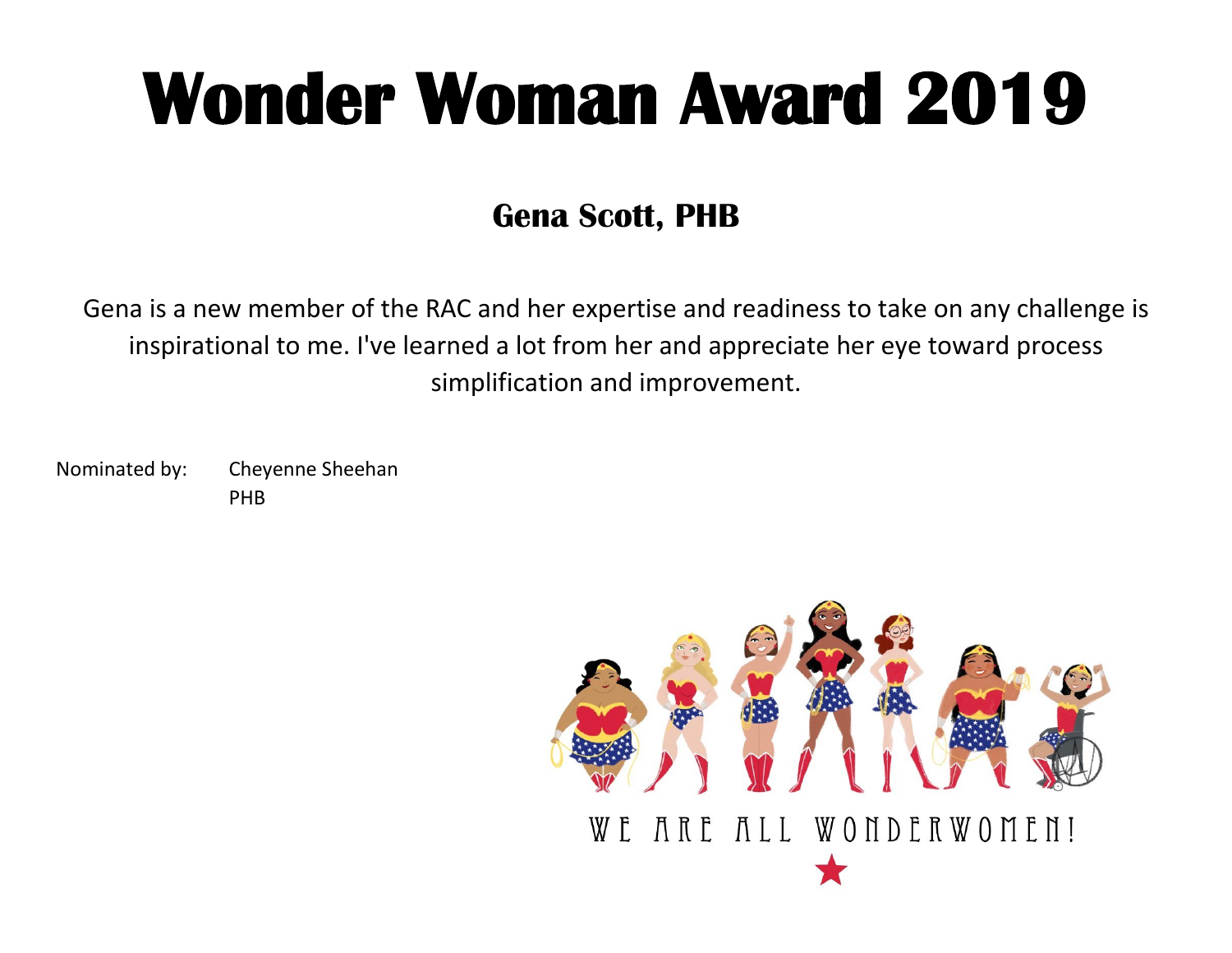# Wonder Woman Award 2019

## Gena Scott, PHB

Gena is a new member of the RAC and her expertise and readiness to take on any challenge is inspirational to me. I've learned a lot from her and appreciate her eye toward process simplification and improvement.

Nominated by: Cheyenne Sheehan
PHB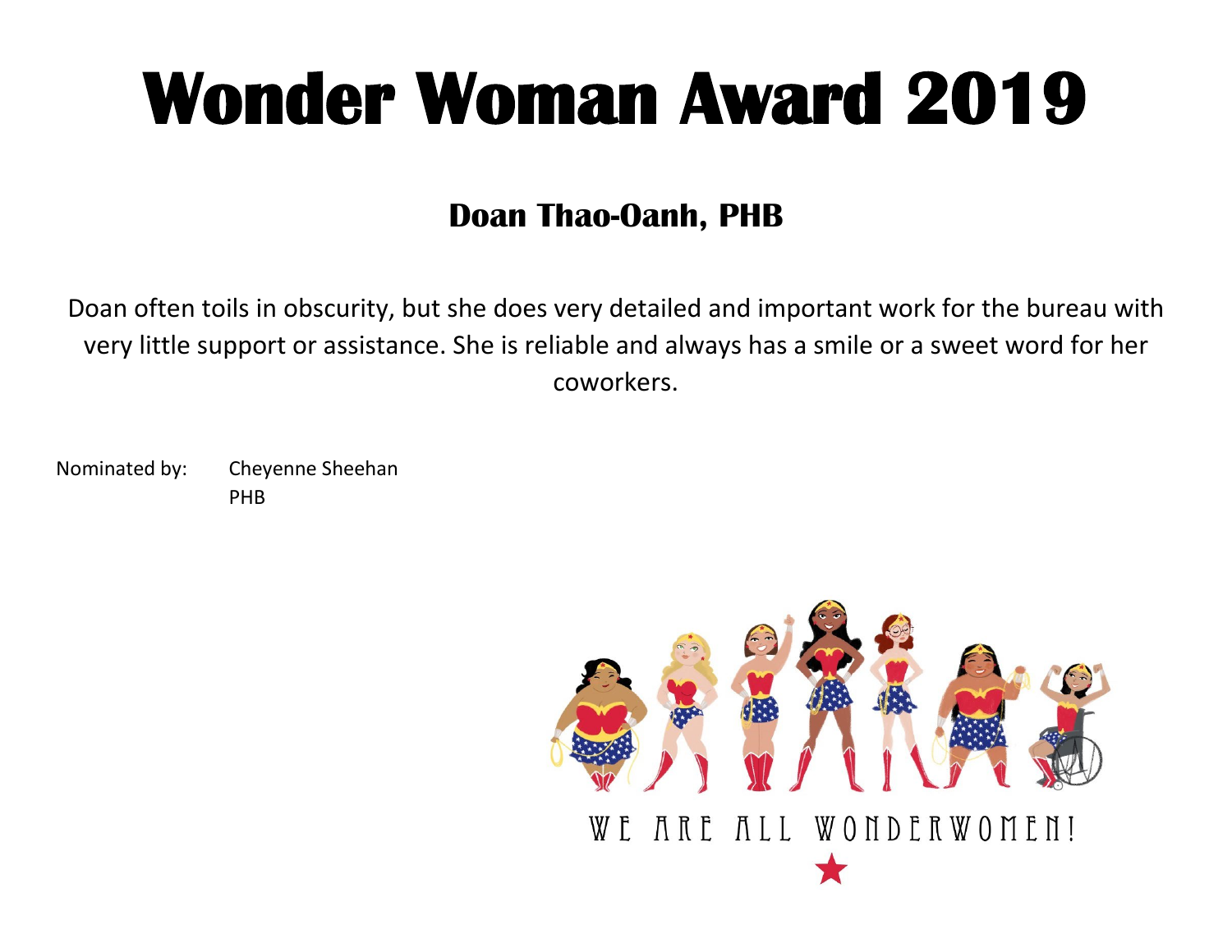# Wonder Woman Award 2019

## Doan Thao-Oanh, PHB

Doan often toils in obscurity, but she does very detailed and important work for the bureau with very little support or assistance. She is reliable and always has a smile or a sweet word for her coworkers.

Nominated by: Cheyenne Sheehan
PHB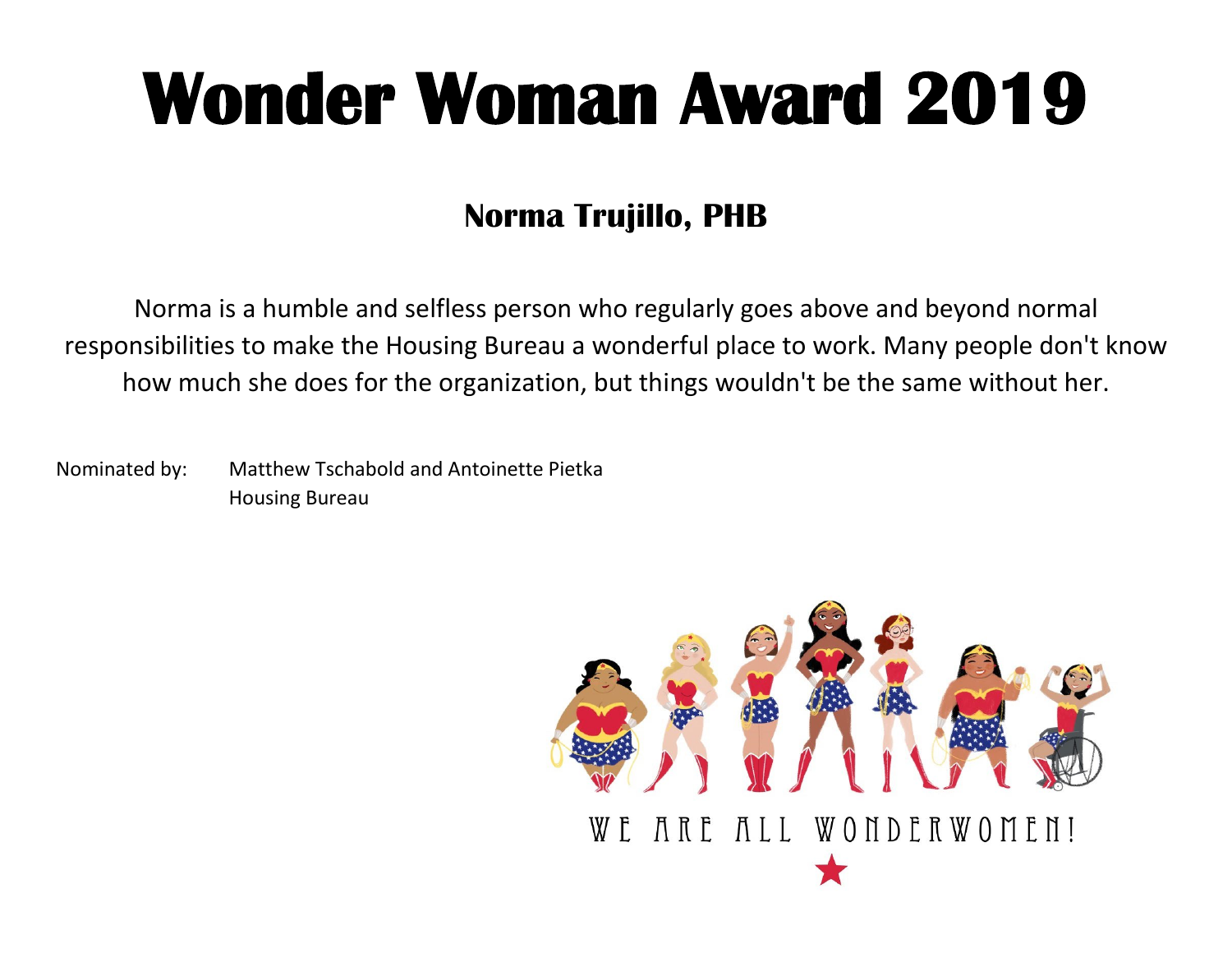# Wonder Woman Award 2019

## Norma Trujillo, PHB

Norma is a humble and selfless person who regularly goes above and beyond normal responsibilities to make the Housing Bureau a wonderful place to work. Many people don't know how much she does for the organization, but things wouldn't be the same without her.

Nominated by: Matthew Tschabold and Antoinette Pietka
Housing Bureau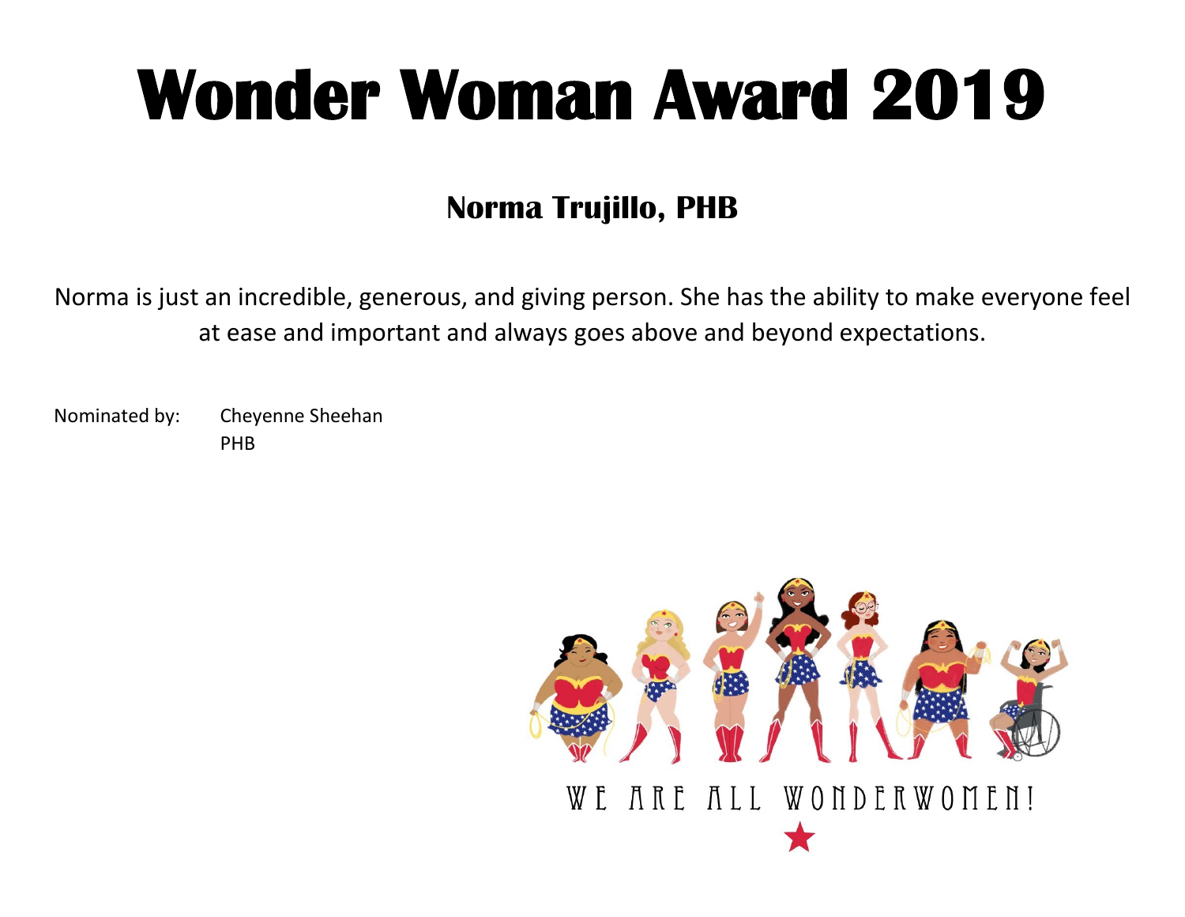# Wonder Woman Award 2019

## Norma Trujillo, PHB

Norma is just an incredible, generous, and giving person. She has the ability to make everyone feel at ease and important and always goes above and beyond expectations.

Nominated by: Cheyenne Sheehan
PHB

WE ARE ALL WONDERWOMEN!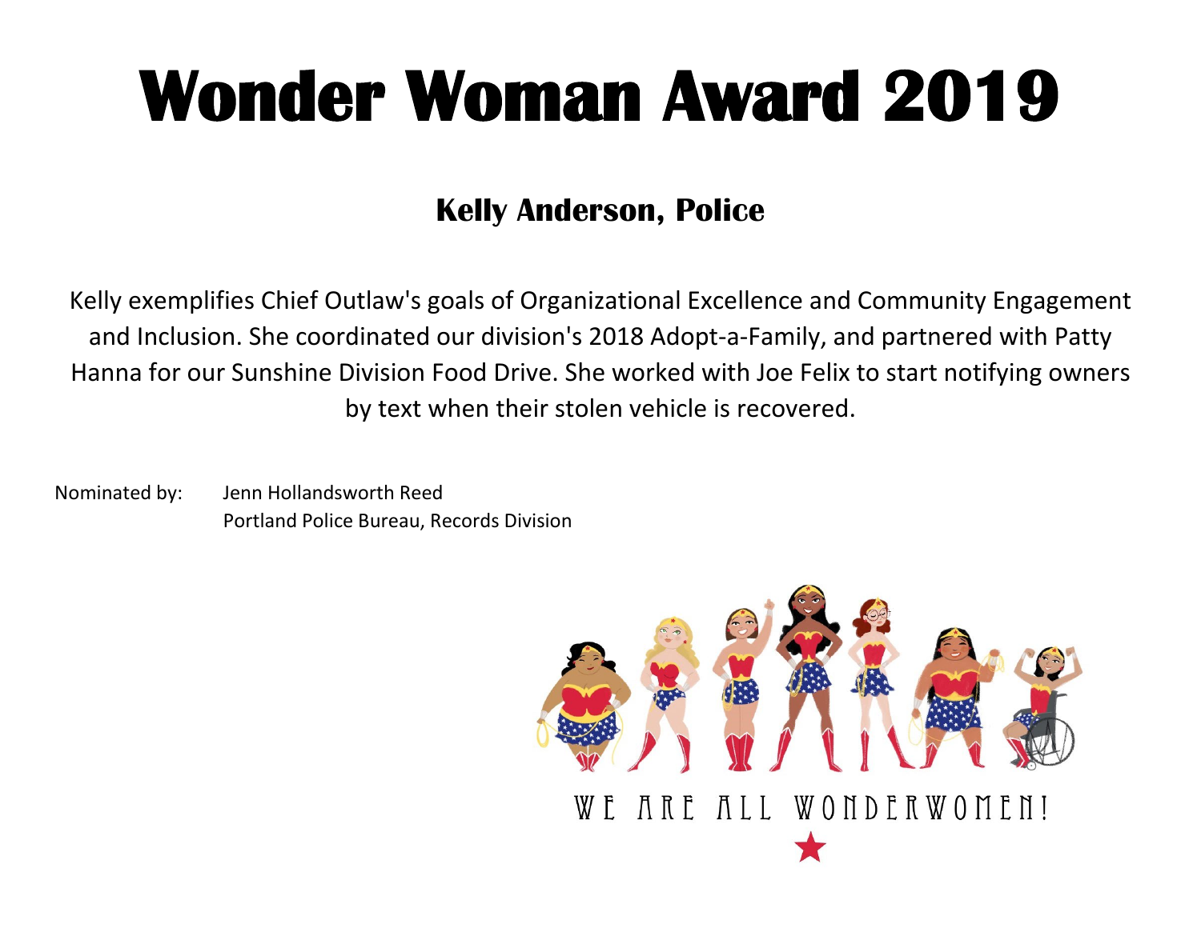# Wonder Woman Award 2019

## Kelly Anderson, Police

Kelly exemplifies Chief Outlaw's goals of Organizational Excellence and Community Engagement and Inclusion. She coordinated our division's 2018 Adopt-a-Family, and partnered with Patty Hanna for our Sunshine Division Food Drive. She worked with Joe Felix to start notifying owners by text when their stolen vehicle is recovered.

Nominated by: Jenn Hollandsworth Reed
Portland Police Bureau, Records Division

WE ARE ALL WONDERWOMEN!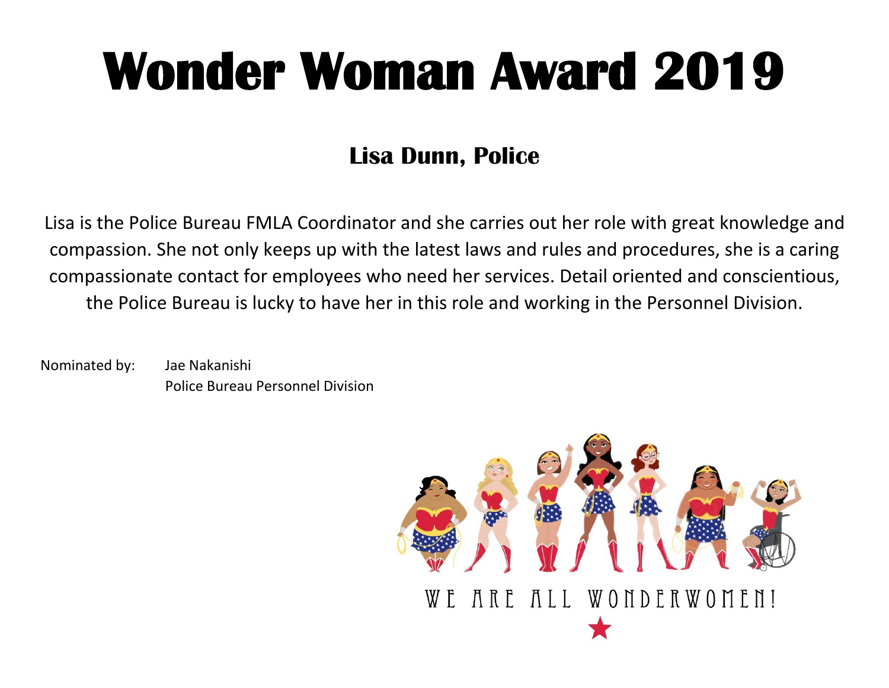# Wonder Woman Award 2019

## Lisa Dunn, Police

Lisa is the Police Bureau FMLA Coordinator and she carries out her role with great knowledge and compassion. She not only keeps up with the latest laws and rules and procedures, she is a caring compassionate contact for employees who need her services. Detail oriented and conscientious, the Police Bureau is lucky to have her in this role and working in the Personnel Division.

Nominated by: Jae Nakanishi
Police Bureau Personnel Division

WE ARE ALL WONDERWOMEN!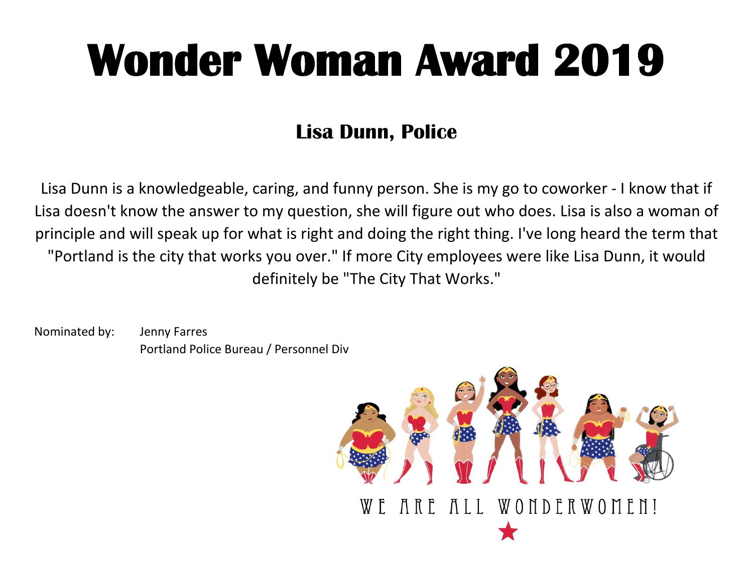# Wonder Woman Award 2019

## Lisa Dunn, Police

Lisa Dunn is a knowledgeable, caring, and funny person. She is my go to coworker - I know that if Lisa doesn't know the answer to my question, she will figure out who does. Lisa is also a woman of principle and will speak up for what is right and doing the right thing. I've long heard the term that "Portland is the city that works you over." If more City employees were like Lisa Dunn, it would definitely be "The City That Works."

Nominated by: Jenny Farres
Portland Police Bureau / Personnel Div

WE ARE ALL WONDERWOMEN!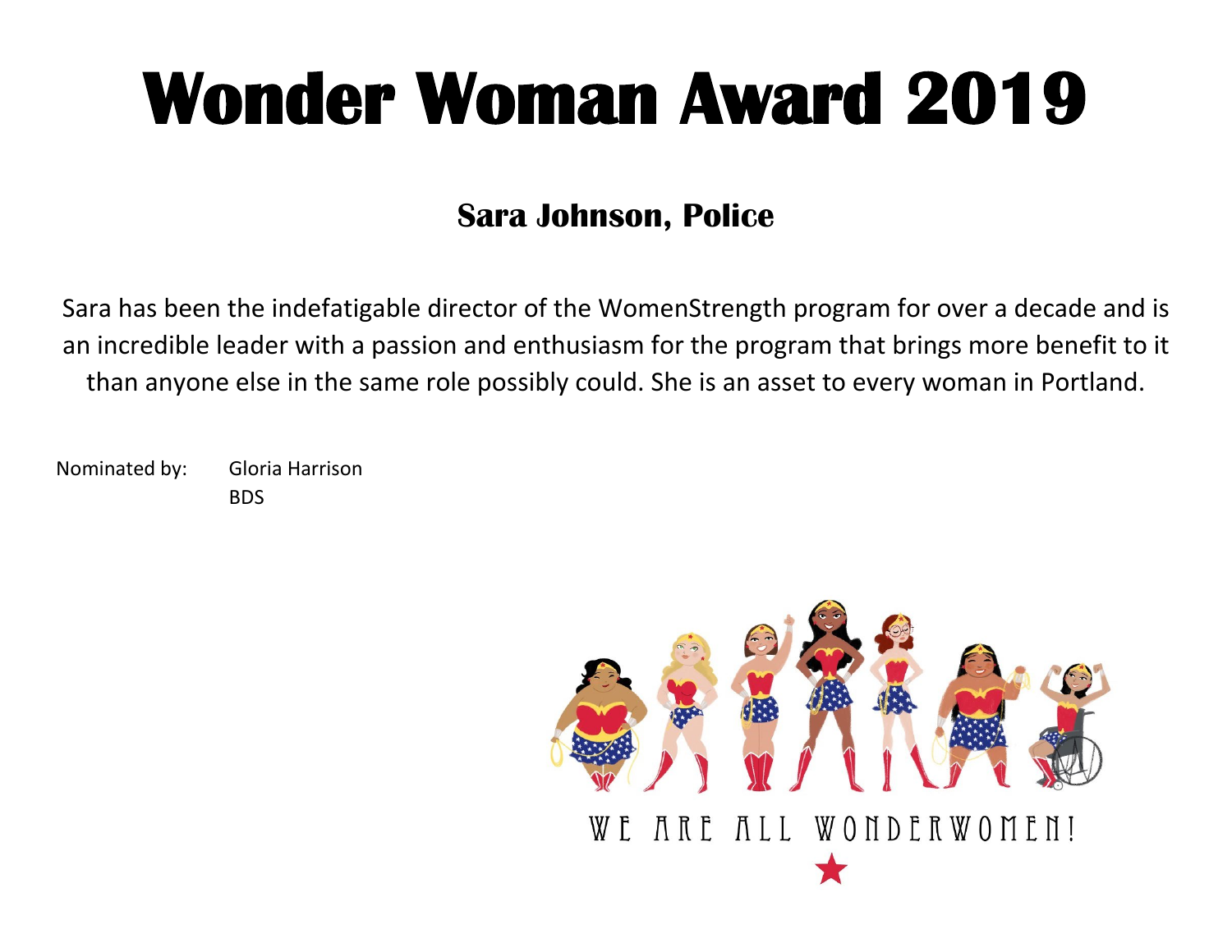# Wonder Woman Award 2019

## Sara Johnson, Police

Sara has been the indefatigable director of the WomenStrength program for over a decade and is an incredible leader with a passion and enthusiasm for the program that brings more benefit to it than anyone else in the same role possibly could. She is an asset to every woman in Portland.

Nominated by: Gloria Harrison
BDS

WE ARE ALL WONDERWOMEN!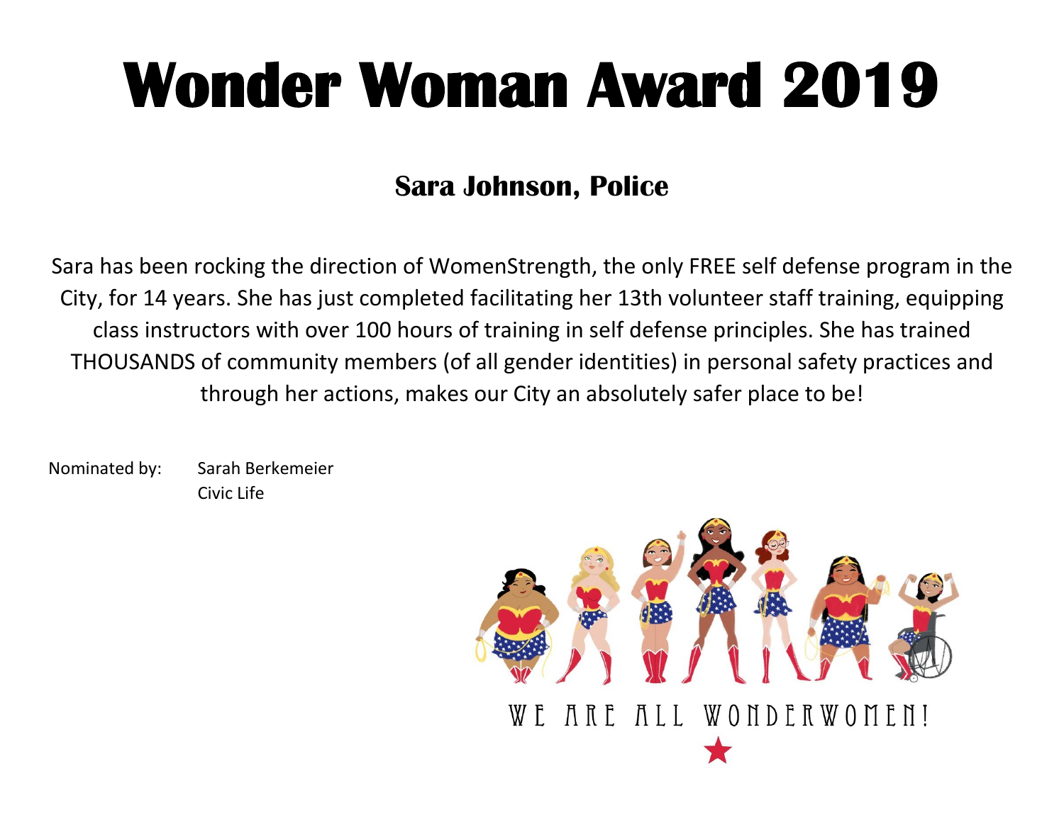# Wonder Woman Award 2019

## Sara Johnson, Police

Sara has been rocking the direction of WomenStrength, the only FREE self defense program in the City, for 14 years. She has just completed facilitating her 13th volunteer staff training, equipping class instructors with over 100 hours of training in self defense principles. She has trained THOUSANDS of community members (of all gender identities) in personal safety practices and through her actions, makes our City an absolutely safer place to be!

Nominated by: Sarah Berkemeier
Civic Life

WE ARE ALL WONDERWOMEN!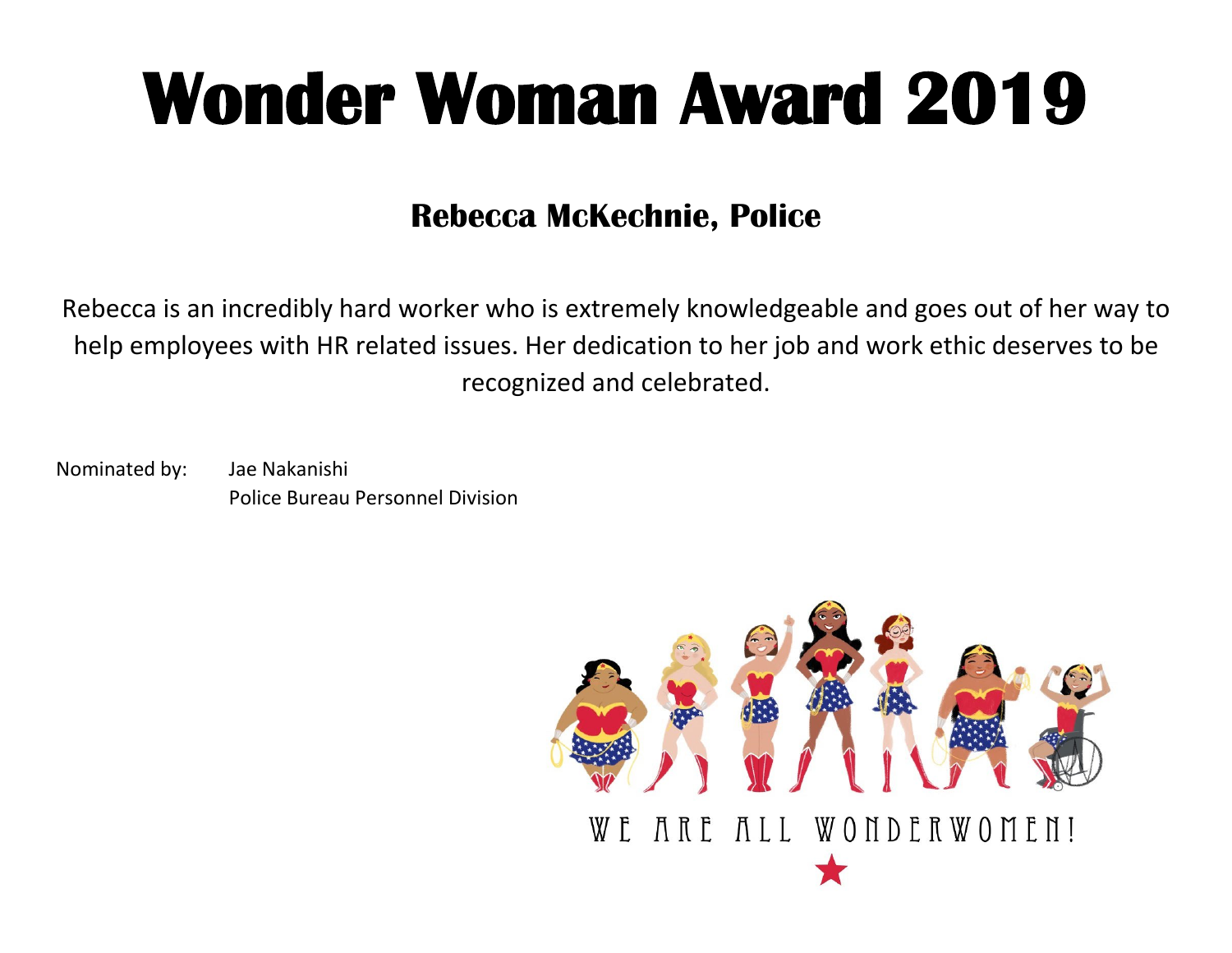# Wonder Woman Award 2019

**Rebecca McKechnie, Police**

Rebecca is an incredibly hard worker who is extremely knowledgeable and goes out of her way to help employees with HR related issues. Her dedication to her job and work ethic deserves to be recognized and celebrated.

Nominated by: Jae Nakanishi
Police Bureau Personnel Division

WE ARE ALL WONDERWOMEN!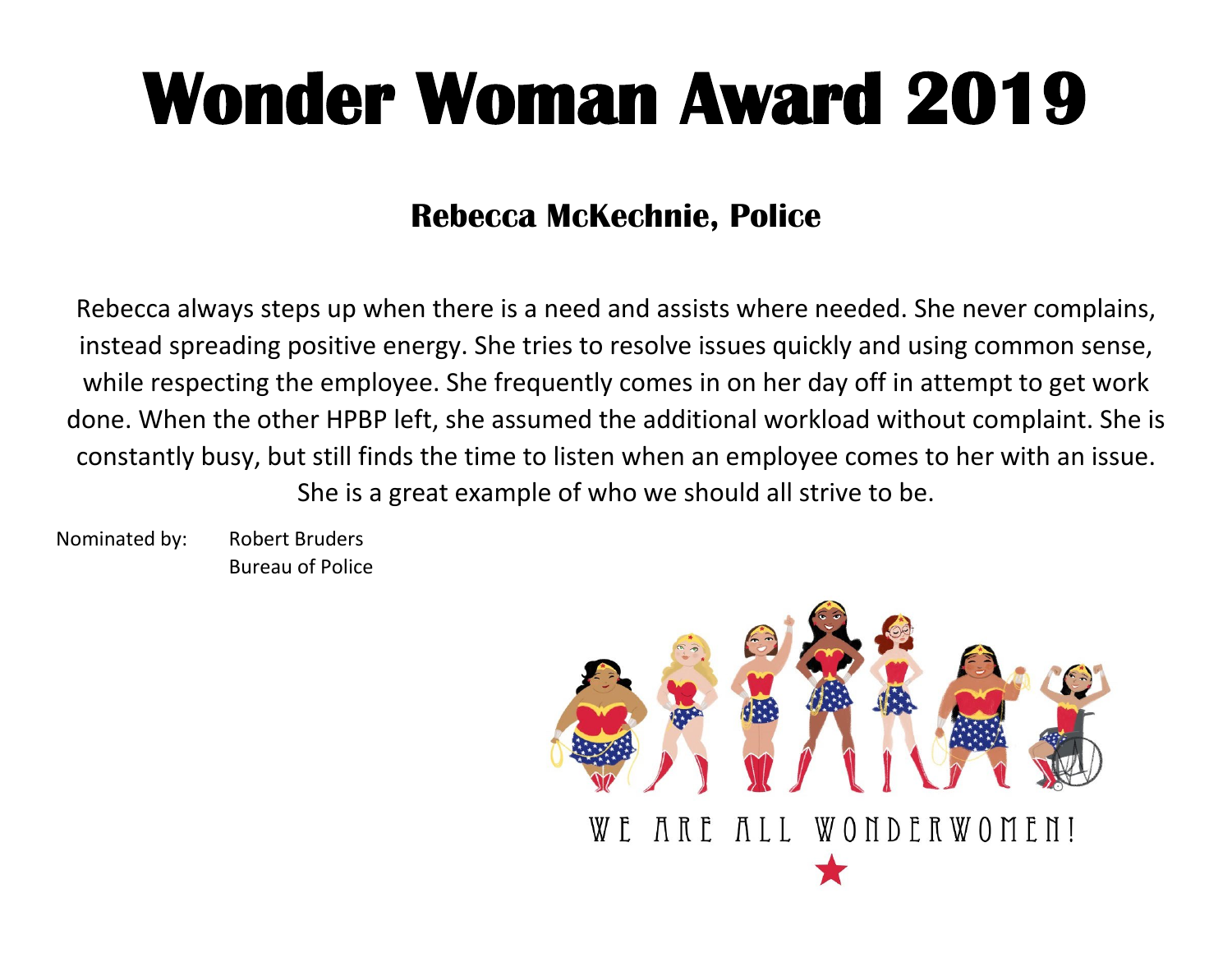# Wonder Woman Award 2019

## Rebecca McKechnie, Police

Rebecca always steps up when there is a need and assists where needed. She never complains, instead spreading positive energy. She tries to resolve issues quickly and using common sense, while respecting the employee. She frequently comes in on her day off in attempt to get work done. When the other HPBP left, she assumed the additional workload without complaint. She is constantly busy, but still finds the time to listen when an employee comes to her with an issue. She is a great example of who we should all strive to be.

Nominated by: Robert Bruders
Bureau of Police

WE ARE ALL WONDERWOMEN!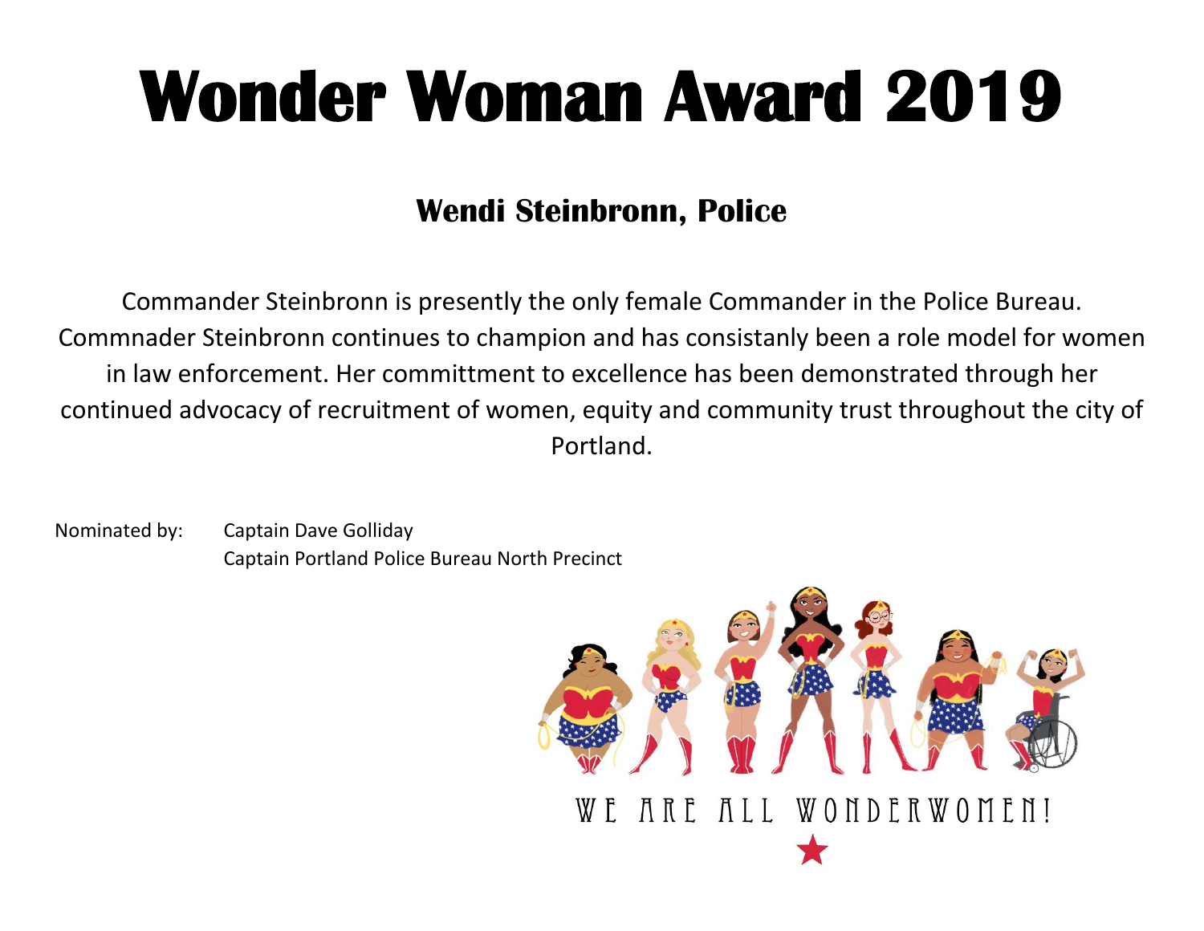# Wonder Woman Award 2019

## Wendi Steinbronn, Police

Commander Steinbronn is presently the only female Commander in the Police Bureau. Commnader Steinbronn continues to champion and has consistanly been a role model for women in law enforcement. Her committment to excellence has been demonstrated through her continued advocacy of recruitment of women, equity and community trust throughout the city of Portland.

Nominated by: Captain Dave Golliday
Captain Portland Police Bureau North Precinct

WE ARE ALL WONDERWOMEN!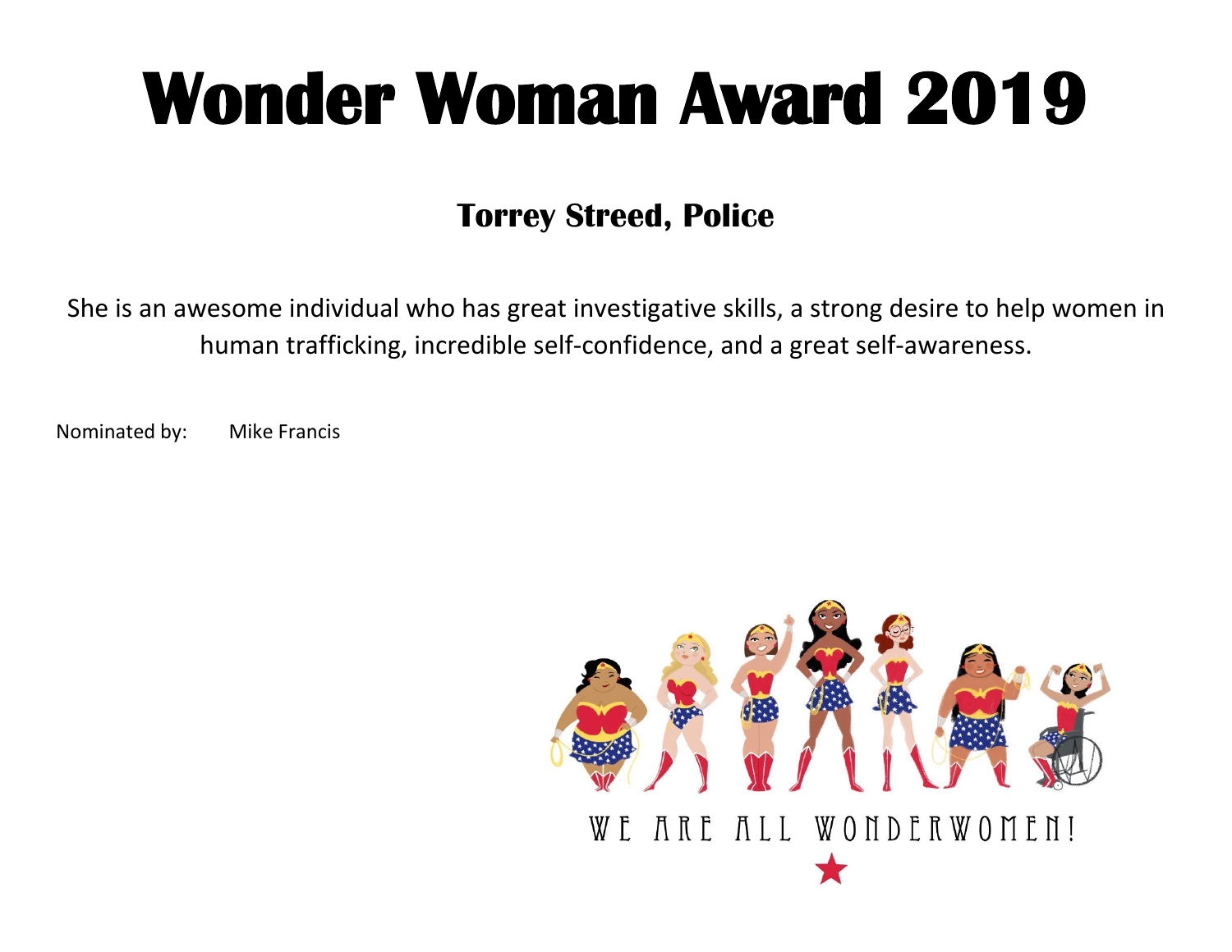# Wonder Woman Award 2019

**Torrey Streed, Police**

She is an awesome individual who has great investigative skills, a strong desire to help women in human trafficking, incredible self-confidence, and a great self-awareness.

Nominated by: Mike Francis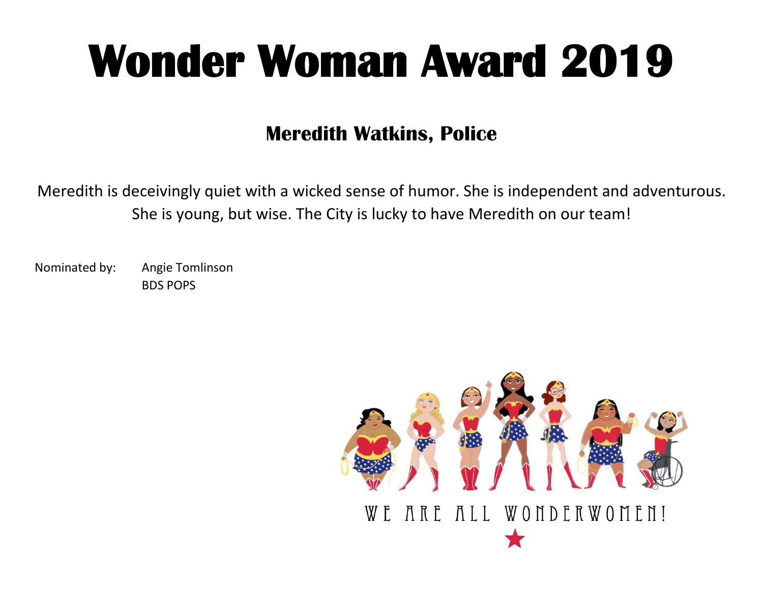# Wonder Woman Award 2019

## Meredith Watkins, Police

Meredith is deceivingly quiet with a wicked sense of humor. She is independent and adventurous. She is young, but wise. The City is lucky to have Meredith on our team!

Nominated by: Angie Tomlinson
BDS POPS

WE ARE ALL WONDERWOMEN!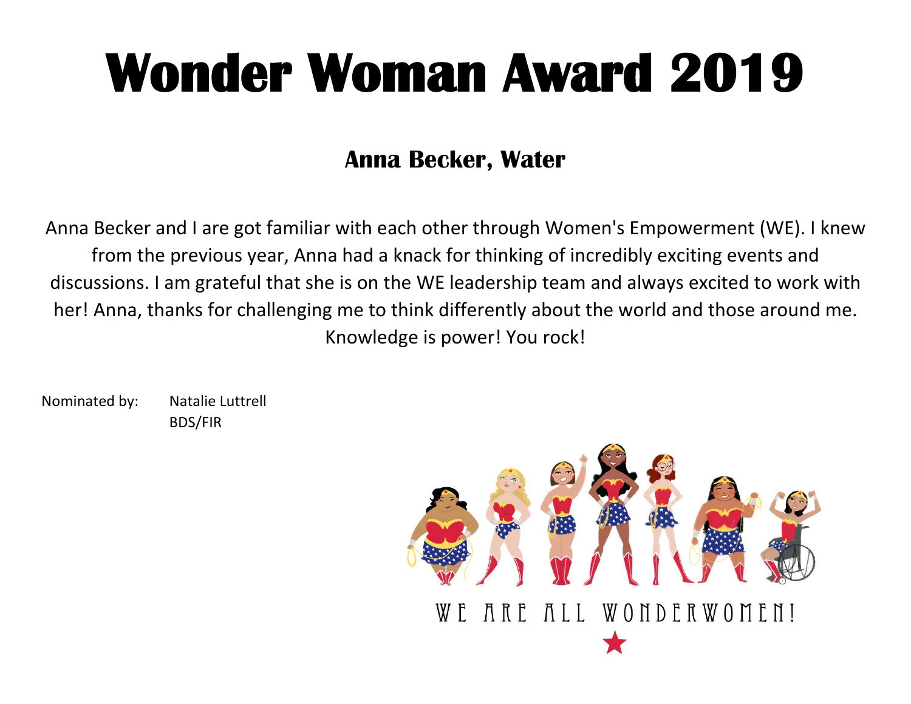# Wonder Woman Award 2019

## Anna Becker, Water

Anna Becker and I are got familiar with each other through Women's Empowerment (WE). I knew from the previous year, Anna had a knack for thinking of incredibly exciting events and discussions. I am grateful that she is on the WE leadership team and always excited to work with her! Anna, thanks for challenging me to think differently about the world and those around me. Knowledge is power! You rock!

Nominated by: Natalie Luttrell
BDS/FIR

WE ARE ALL WONDERWOMEN!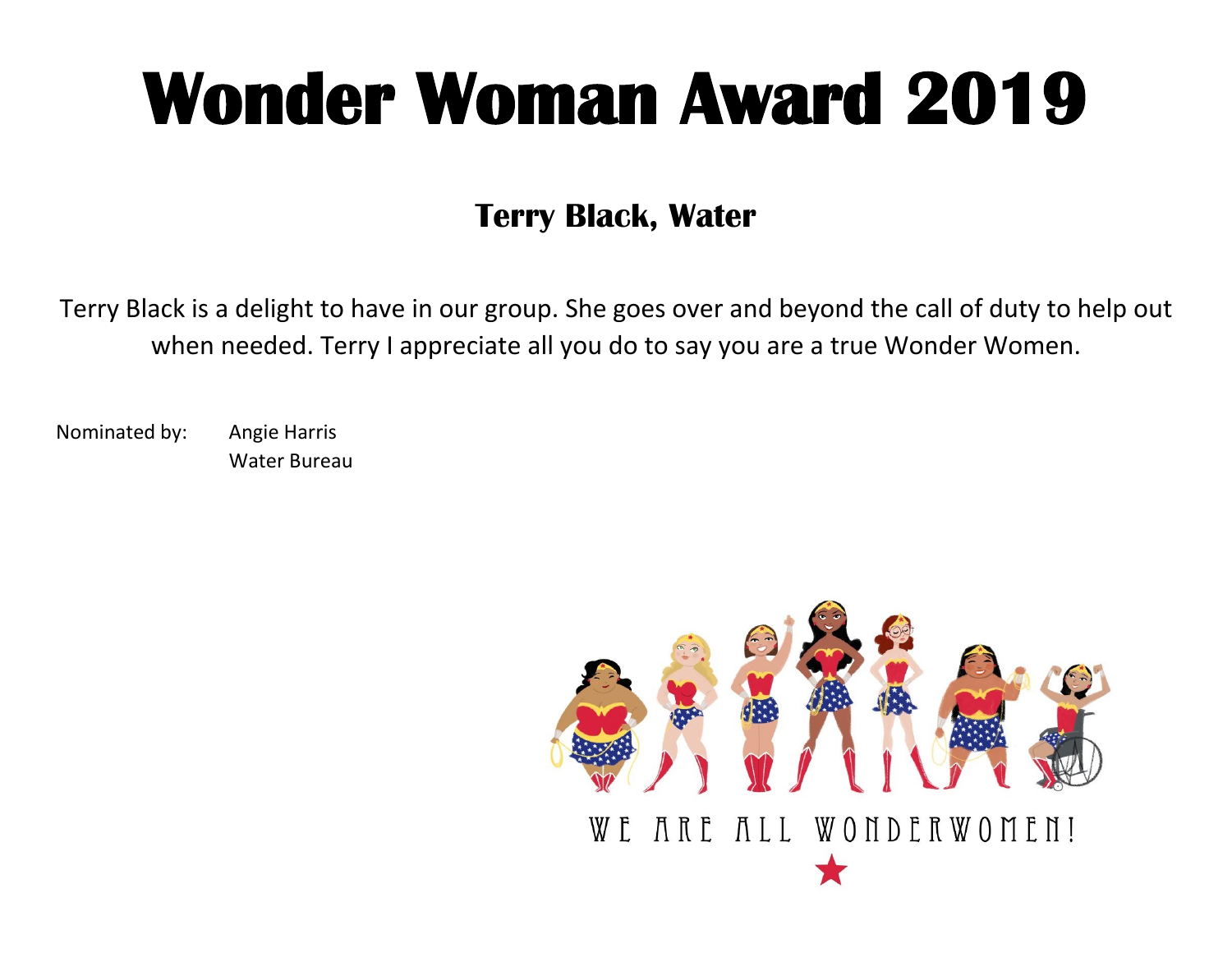# Wonder Woman Award 2019

## Terry Black, Water

Terry Black is a delight to have in our group. She goes over and beyond the call of duty to help out when needed. Terry I appreciate all you do to say you are a true Wonder Women.

Nominated by: Angie Harris
Water Bureau

WE ARE ALL WONDERWOMEN!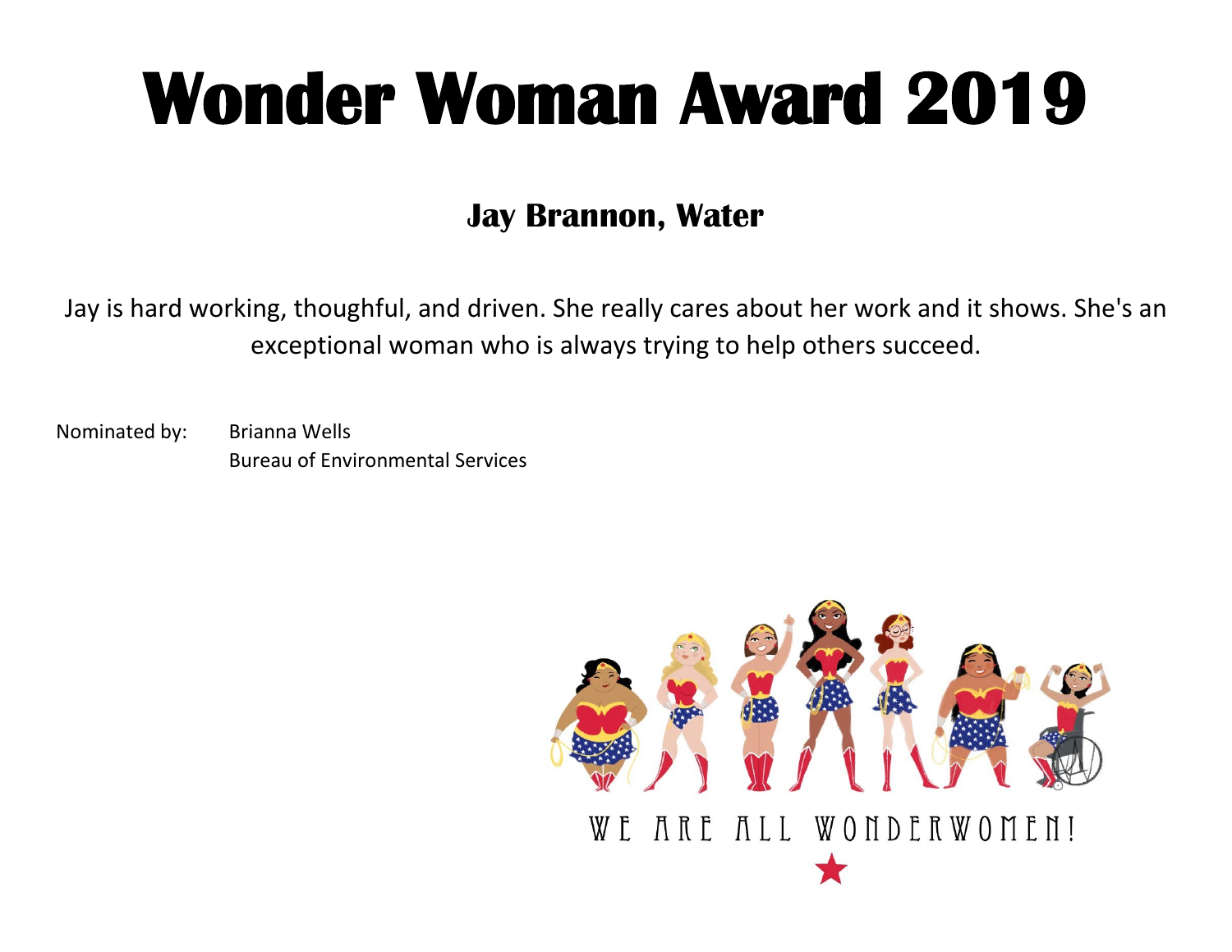# Wonder Woman Award 2019

## Jay Brannon, Water

Jay is hard working, thoughful, and driven. She really cares about her work and it shows. She's an exceptional woman who is always trying to help others succeed.

Nominated by: Brianna Wells
Bureau of Environmental Services

WE ARE ALL WONDERWOMEN!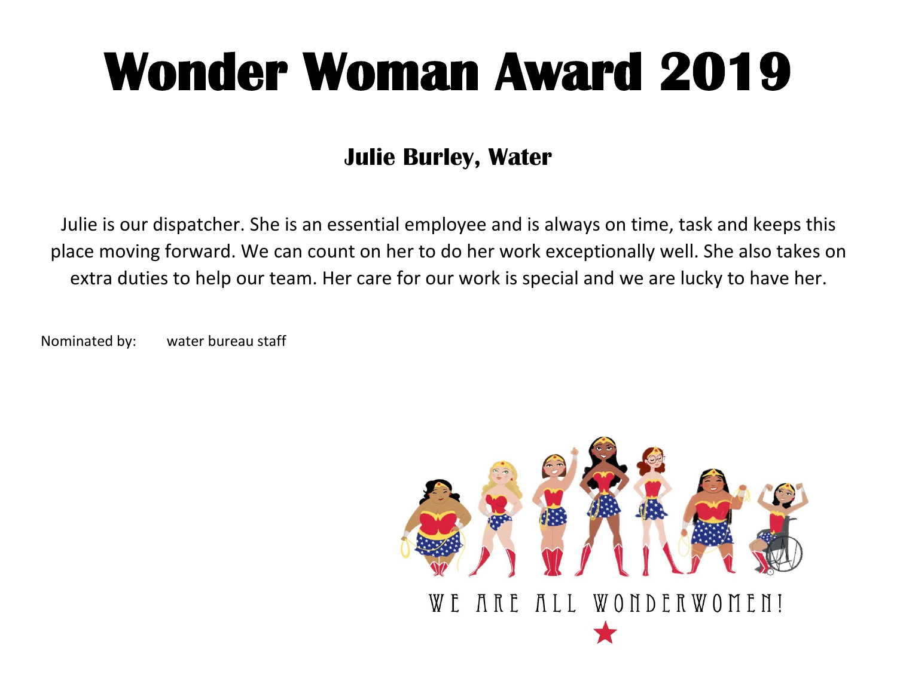# Wonder Woman Award 2019

## Julie Burley, Water

Julie is our dispatcher. She is an essential employee and is always on time, task and keeps this place moving forward. We can count on her to do her work exceptionally well. She also takes on extra duties to help our team. Her care for our work is special and we are lucky to have her.

Nominated by: water bureau staff

WE ARE ALL WONDERWOMEN!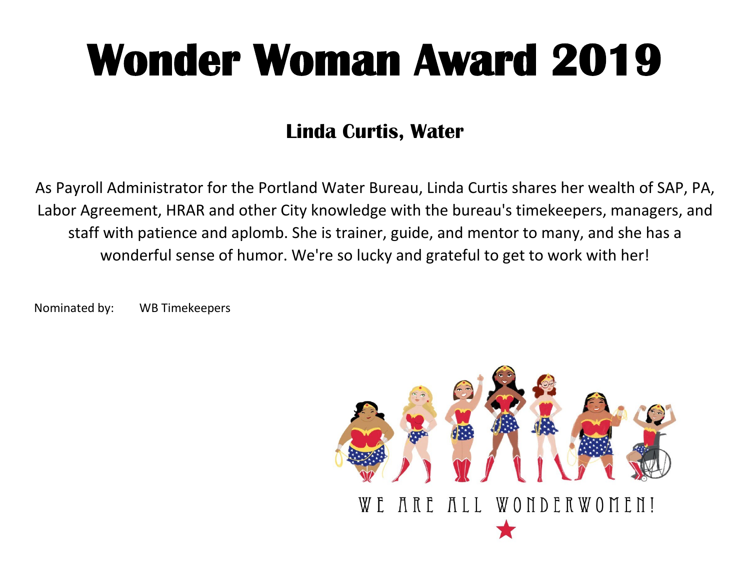# Wonder Woman Award 2019

### Linda Curtis, Water

As Payroll Administrator for the Portland Water Bureau, Linda Curtis shares her wealth of SAP, PA, Labor Agreement, HRAR and other City knowledge with the bureau's timekeepers, managers, and staff with patience and aplomb. She is trainer, guide, and mentor to many, and she has a wonderful sense of humor. We're so lucky and grateful to get to work with her!

Nominated by: WB Timekeepers

WE ARE ALL WONDERWOMEN!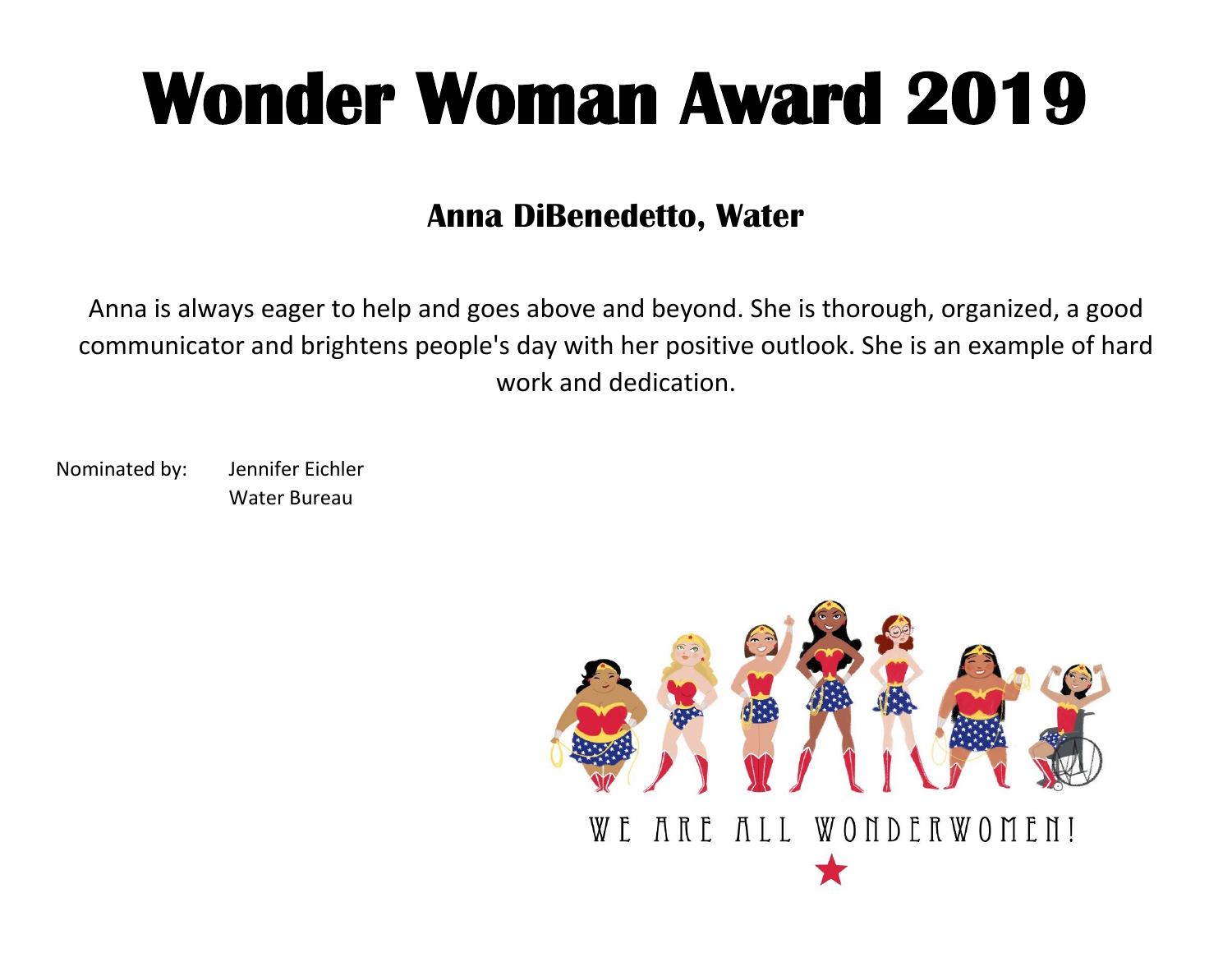# Wonder Woman Award 2019

## Anna DiBenedetto, Water

Anna is always eager to help and goes above and beyond. She is thorough, organized, a good communicator and brightens people's day with her positive outlook. She is an example of hard work and dedication.

Nominated by: Jennifer Eichler
Water Bureau

WE ARE ALL WONDERWOMEN!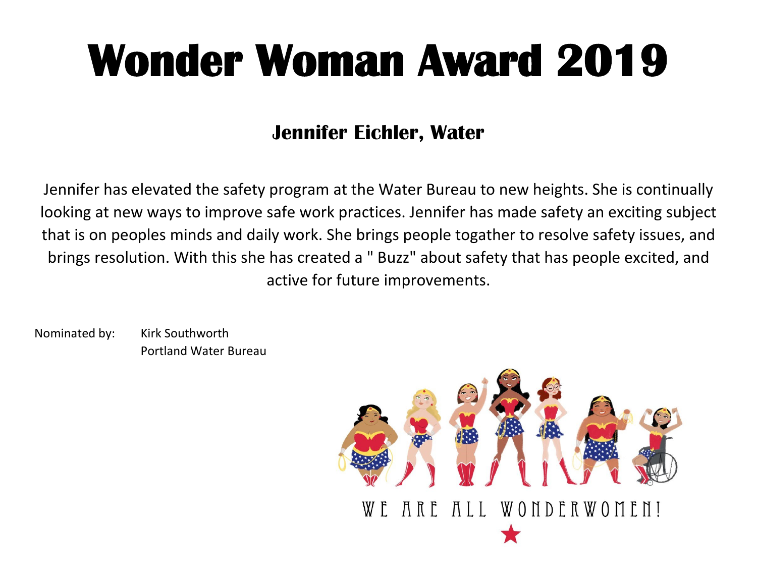# Wonder Woman Award 2019

## Jennifer Eichler, Water

Jennifer has elevated the safety program at the Water Bureau to new heights. She is continually looking at new ways to improve safe work practices. Jennifer has made safety an exciting subject that is on peoples minds and daily work. She brings people togather to resolve safety issues, and brings resolution. With this she has created a " Buzz" about safety that has people excited, and active for future improvements.

Nominated by: Kirk Southworth
Portland Water Bureau

WE ARE ALL WONDERWOMEN!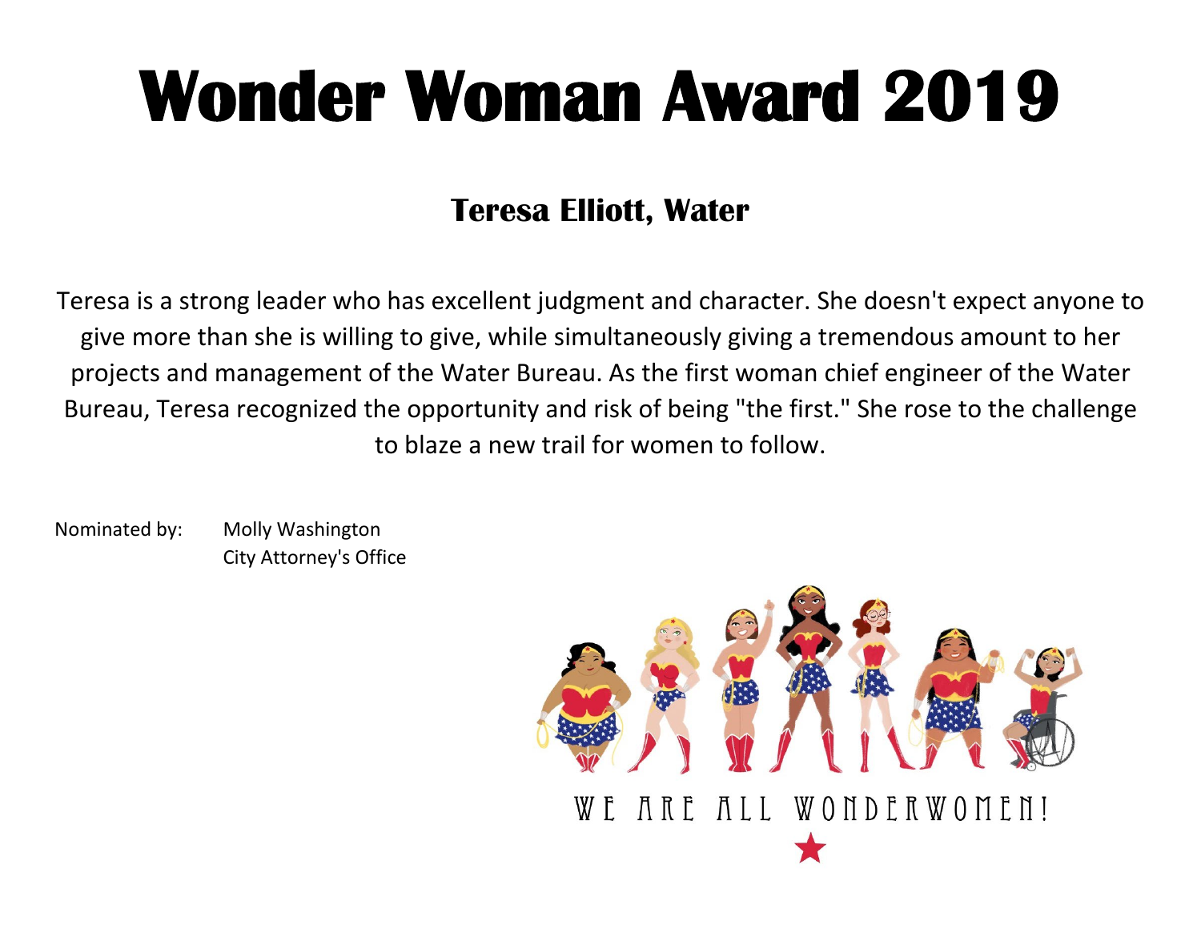# Wonder Woman Award 2019

## Teresa Elliott, Water

Teresa is a strong leader who has excellent judgment and character. She doesn't expect anyone to give more than she is willing to give, while simultaneously giving a tremendous amount to her projects and management of the Water Bureau. As the first woman chief engineer of the Water Bureau, Teresa recognized the opportunity and risk of being "the first." She rose to the challenge to blaze a new trail for women to follow.

Nominated by: Molly Washington
City Attorney's Office

WE ARE ALL WONDERWOMEN!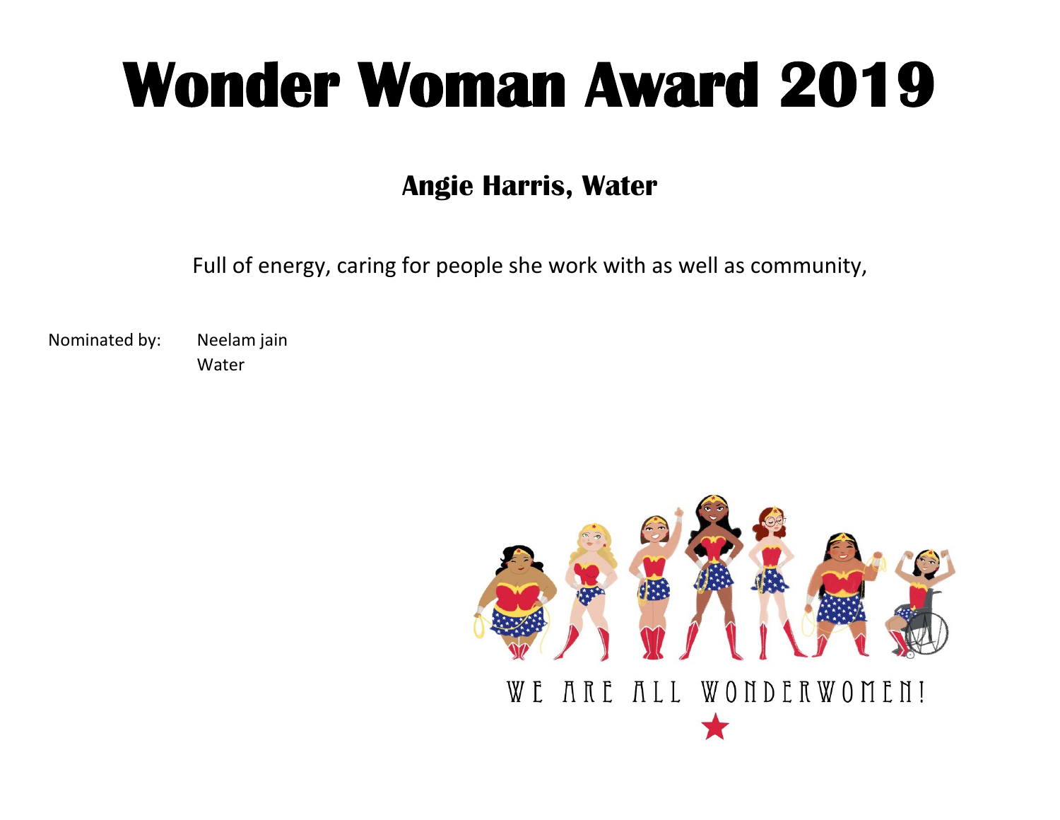# Wonder Woman Award 2019

## Angie Harris, Water

Full of energy, caring for people she work with as well as community,

Nominated by: Neelam jain
Water

WE ARE ALL WONDERWOMEN!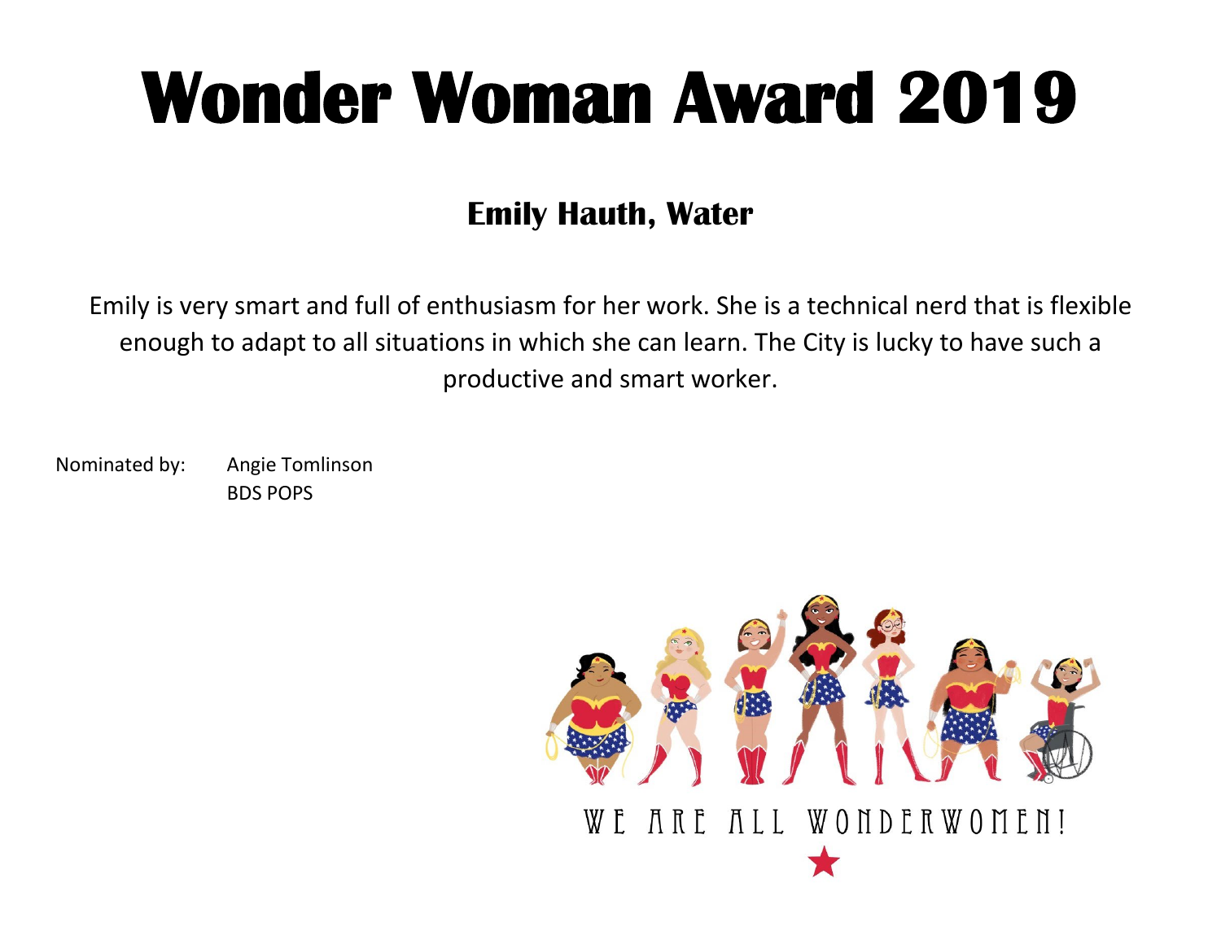# Wonder Woman Award 2019

**Emily Hauth, Water**

Emily is very smart and full of enthusiasm for her work. She is a technical nerd that is flexible enough to adapt to all situations in which she can learn. The City is lucky to have such a productive and smart worker.

Nominated by: Angie Tomlinson
BDS POPS

WE ARE ALL WONDERWOMEN!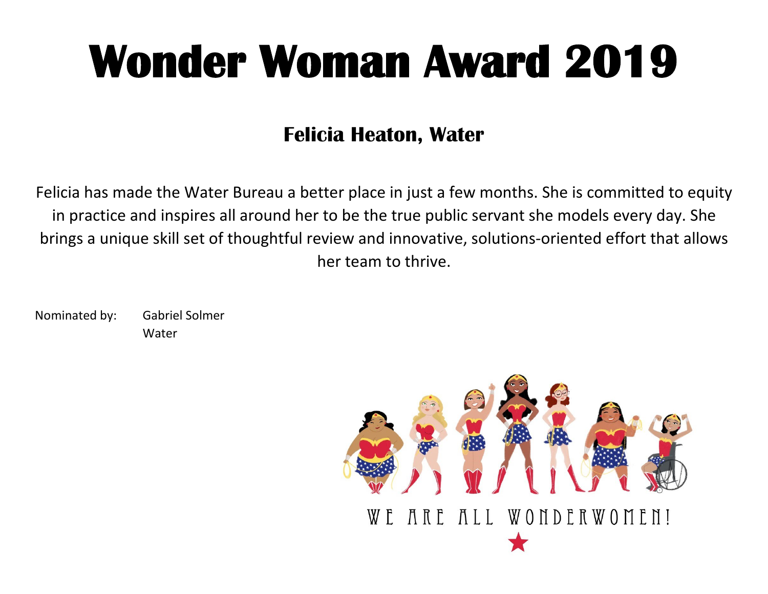# Wonder Woman Award 2019

### Felicia Heaton, Water

Felicia has made the Water Bureau a better place in just a few months. She is committed to equity in practice and inspires all around her to be the true public servant she models every day. She brings a unique skill set of thoughtful review and innovative, solutions-oriented effort that allows her team to thrive.

Nominated by: Gabriel Solmer
Water

WE ARE ALL WONDERWOMEN!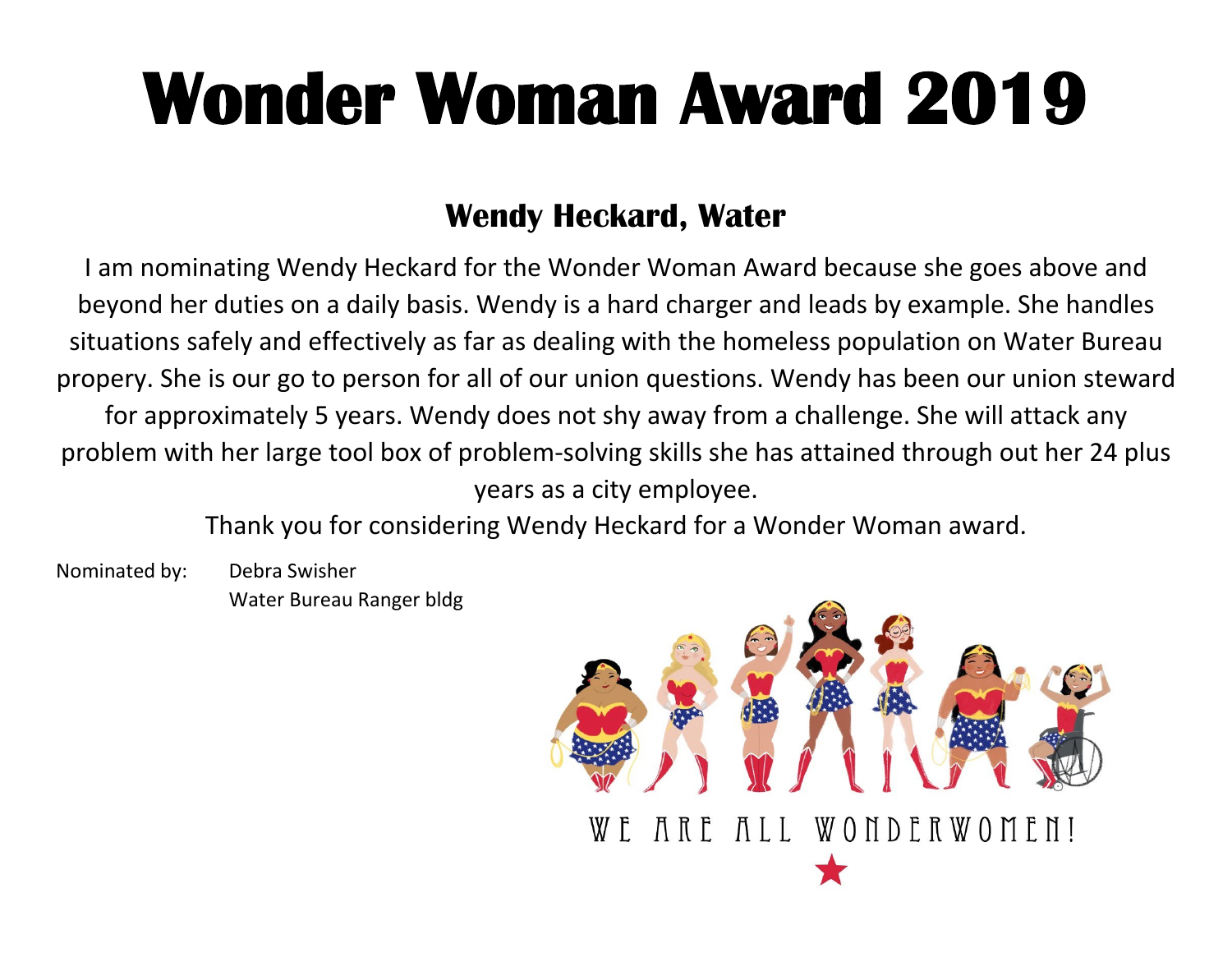# Wonder Woman Award 2019

## Wendy Heckard, Water

I am nominating Wendy Heckard for the Wonder Woman Award because she goes above and beyond her duties on a daily basis. Wendy is a hard charger and leads by example. She handles situations safely and effectively as far as dealing with the homeless population on Water Bureau propery. She is our go to person for all of our union questions. Wendy has been our union steward for approximately 5 years. Wendy does not shy away from a challenge. She will attack any problem with her large tool box of problem-solving skills she has attained through out her 24 plus years as a city employee.

Thank you for considering Wendy Heckard for a Wonder Woman award.

Nominated by: Debra Swisher
Water Bureau Ranger bldg

WE ARE ALL WONDERWOMEN!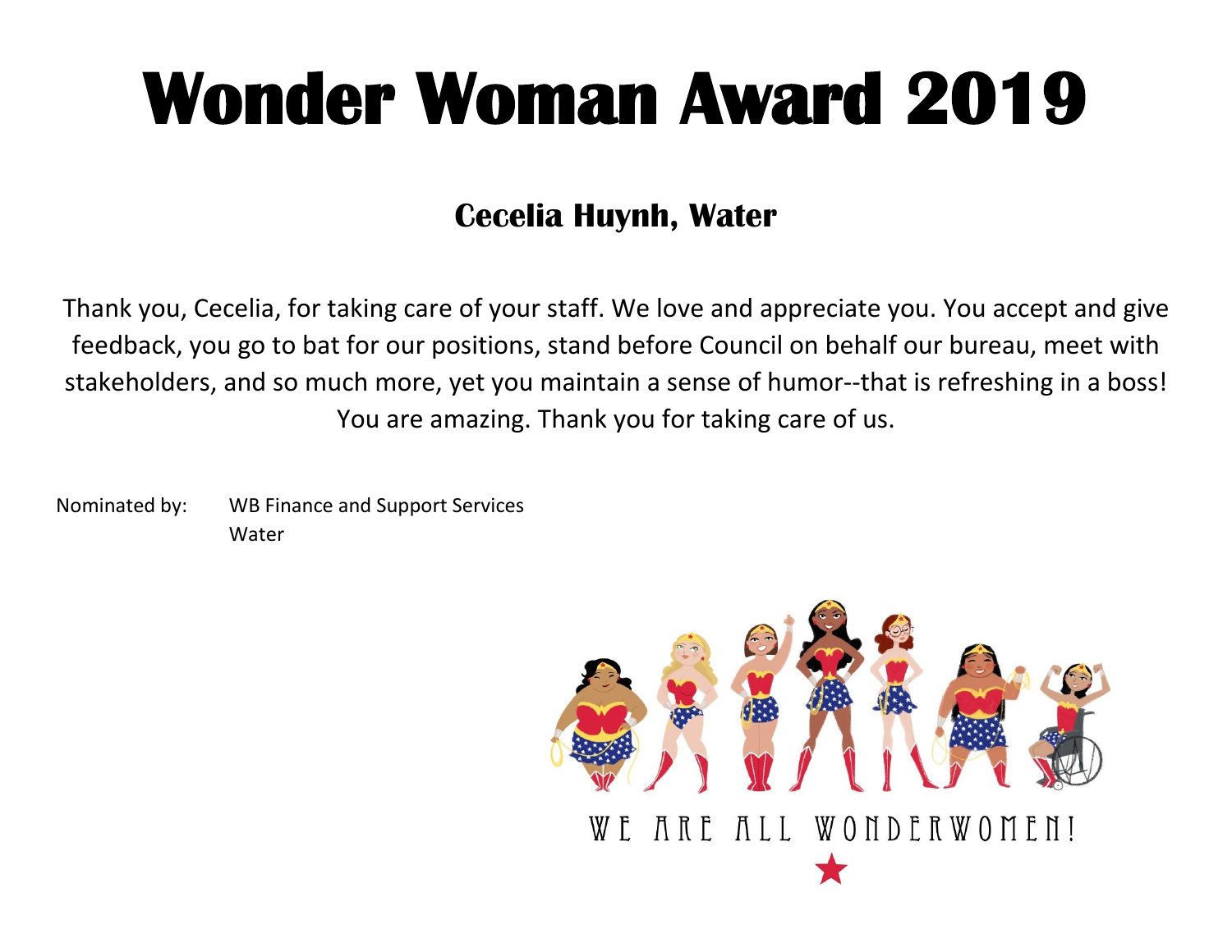# Wonder Woman Award 2019

## Cecelia Huynh, Water

Thank you, Cecelia, for taking care of your staff. We love and appreciate you. You accept and give feedback, you go to bat for our positions, stand before Council on behalf our bureau, meet with stakeholders, and so much more, yet you maintain a sense of humor--that is refreshing in a boss! You are amazing. Thank you for taking care of us.

Nominated by: WB Finance and Support Services
Water

WE ARE ALL WONDERWOMEN!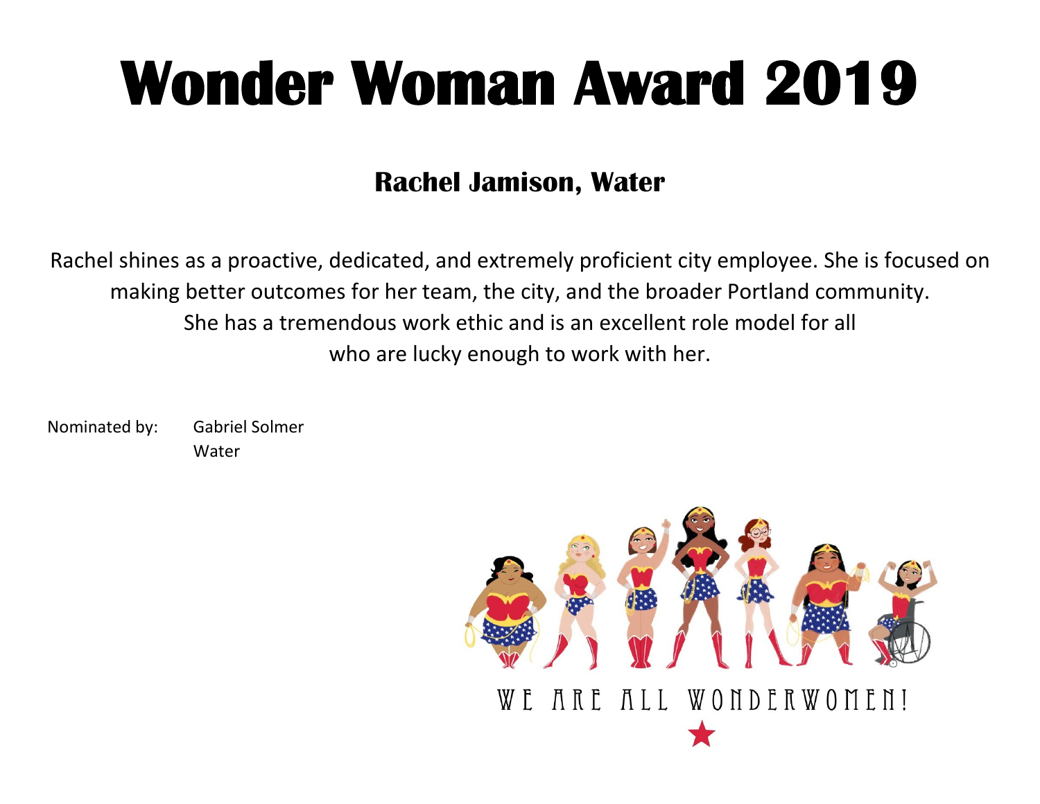# Wonder Woman Award 2019

## Rachel Jamison, Water

Rachel shines as a proactive, dedicated, and extremely proficient city employee. She is focused on making better outcomes for her team, the city, and the broader Portland community. She has a tremendous work ethic and is an excellent role model for all who are lucky enough to work with her.

Nominated by: Gabriel Solmer
Water

WE ARE ALL WONDERWOMEN!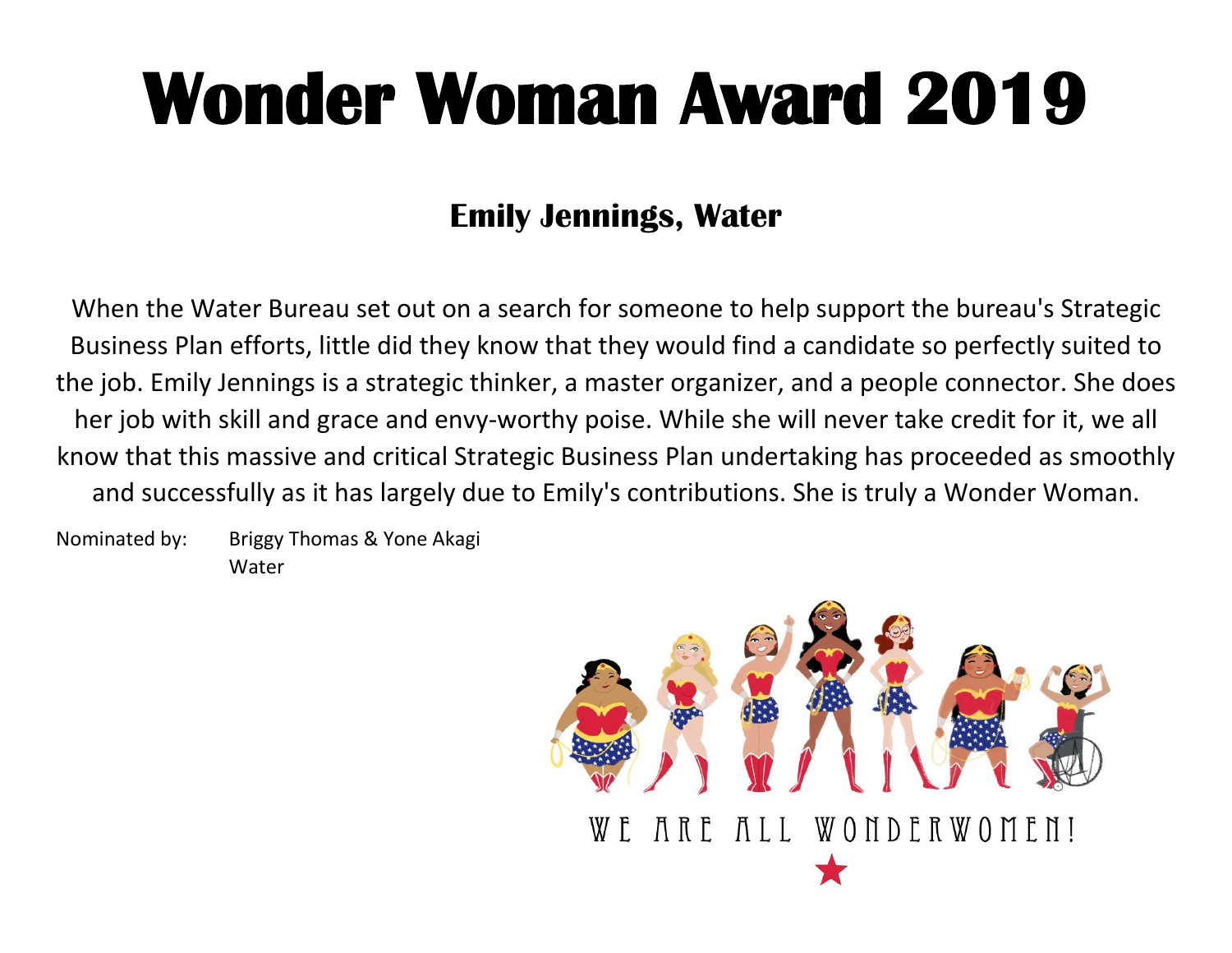# Wonder Woman Award 2019

## Emily Jennings, Water

When the Water Bureau set out on a search for someone to help support the bureau's Strategic Business Plan efforts, little did they know that they would find a candidate so perfectly suited to the job. Emily Jennings is a strategic thinker, a master organizer, and a people connector. She does her job with skill and grace and envy-worthy poise. While she will never take credit for it, we all know that this massive and critical Strategic Business Plan undertaking has proceeded as smoothly and successfully as it has largely due to Emily's contributions. She is truly a Wonder Woman.

Nominated by: Briggy Thomas & Yone Akagi
Water

WE ARE ALL WONDERWOMEN!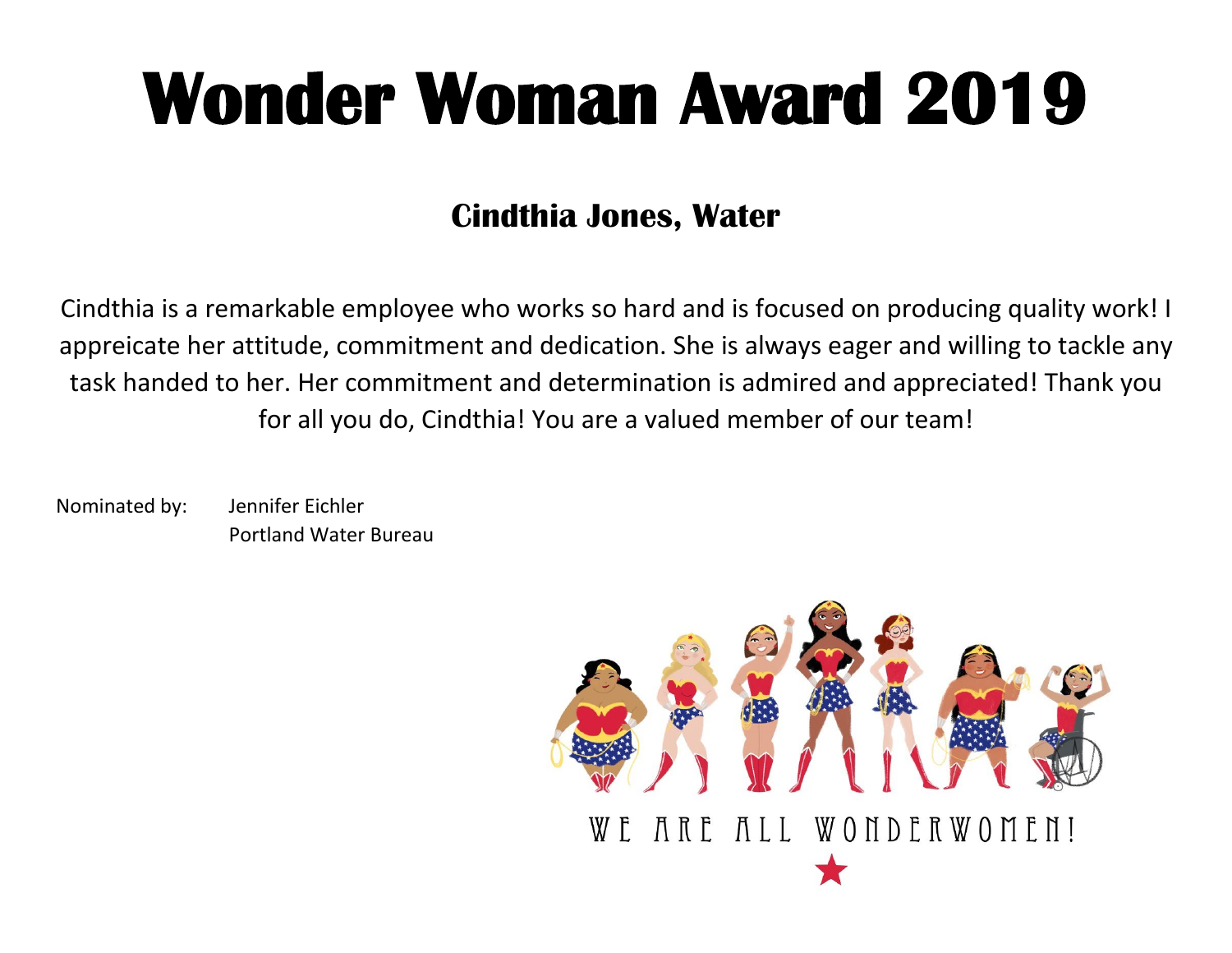# Wonder Woman Award 2019

## Cindthia Jones, Water

Cindthia is a remarkable employee who works so hard and is focused on producing quality work! I appreicate her attitude, commitment and dedication. She is always eager and willing to tackle any task handed to her. Her commitment and determination is admired and appreciated! Thank you for all you do, Cindthia! You are a valued member of our team!

Nominated by: Jennifer Eichler
Portland Water Bureau

WE ARE ALL WONDERWOMEN!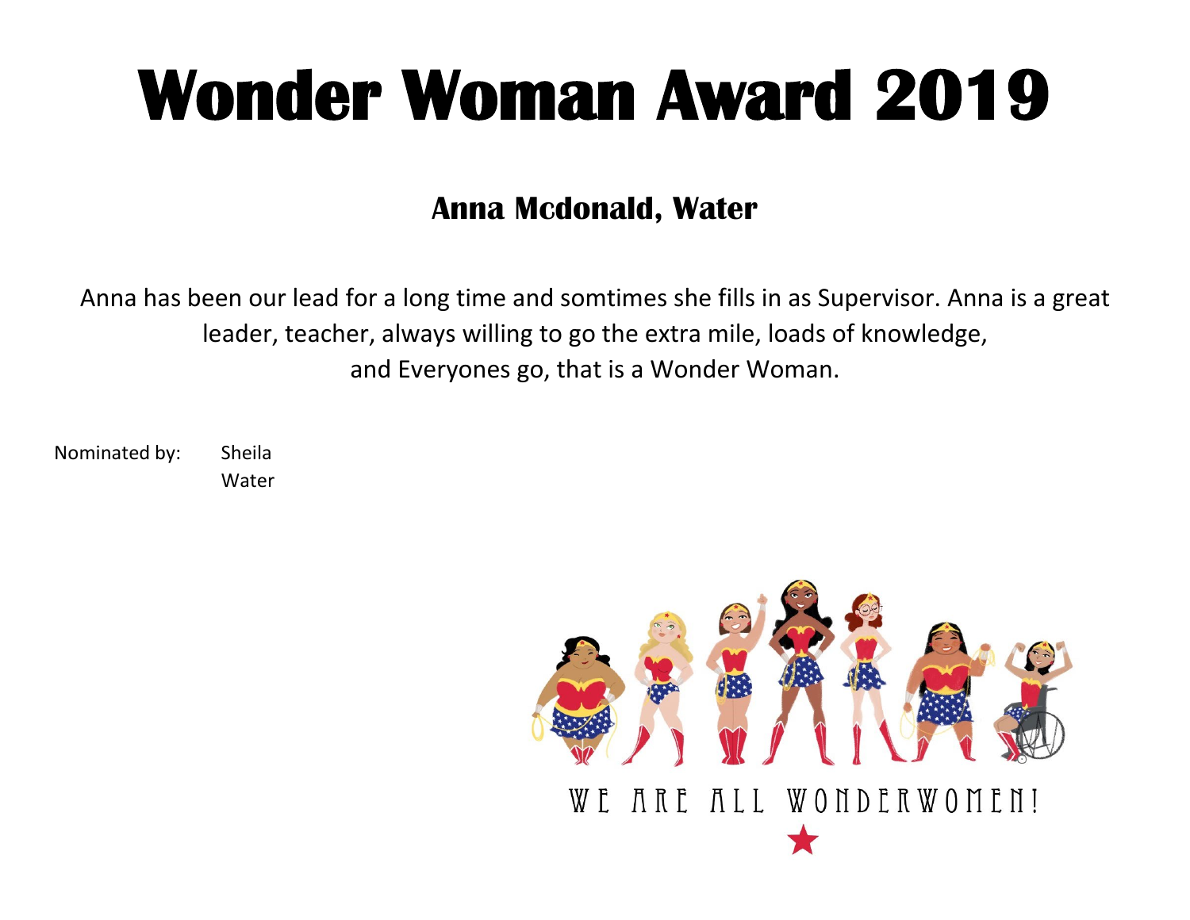# Wonder Woman Award 2019

**Anna Mcdonald, Water**

Anna has been our lead for a long time and somtimes she fills in as Supervisor. Anna is a great leader, teacher, always willing to go the extra mile, loads of knowledge, and Everyones go, that is a Wonder Woman.

Nominated by: Sheila
Water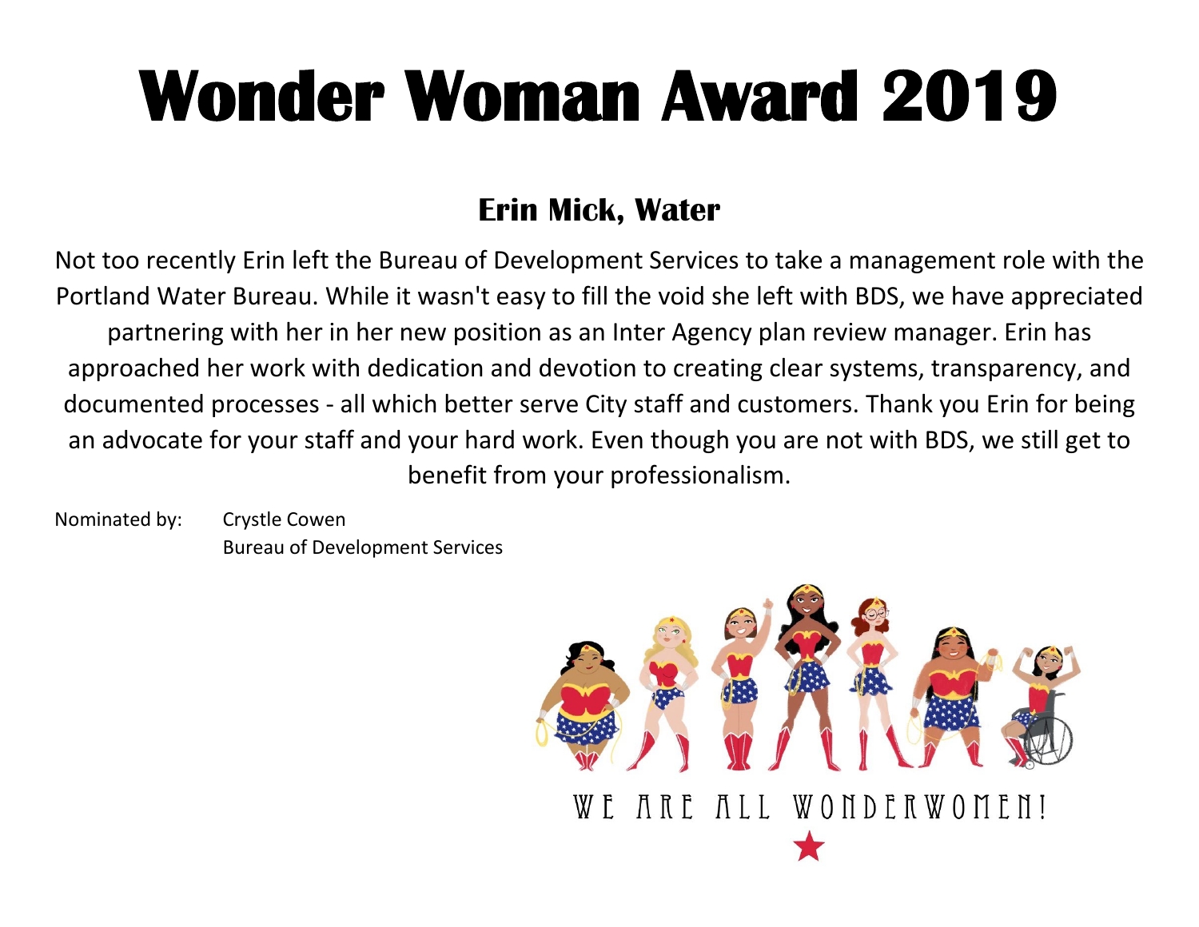# Wonder Woman Award 2019

## Erin Mick, Water

Not too recently Erin left the Bureau of Development Services to take a management role with the Portland Water Bureau. While it wasn't easy to fill the void she left with BDS, we have appreciated partnering with her in her new position as an Inter Agency plan review manager. Erin has approached her work with dedication and devotion to creating clear systems, transparency, and documented processes - all which better serve City staff and customers. Thank you Erin for being an advocate for your staff and your hard work. Even though you are not with BDS, we still get to benefit from your professionalism.

Nominated by: Crystle Cowen
Bureau of Development Services

WE ARE ALL WONDERWOMEN!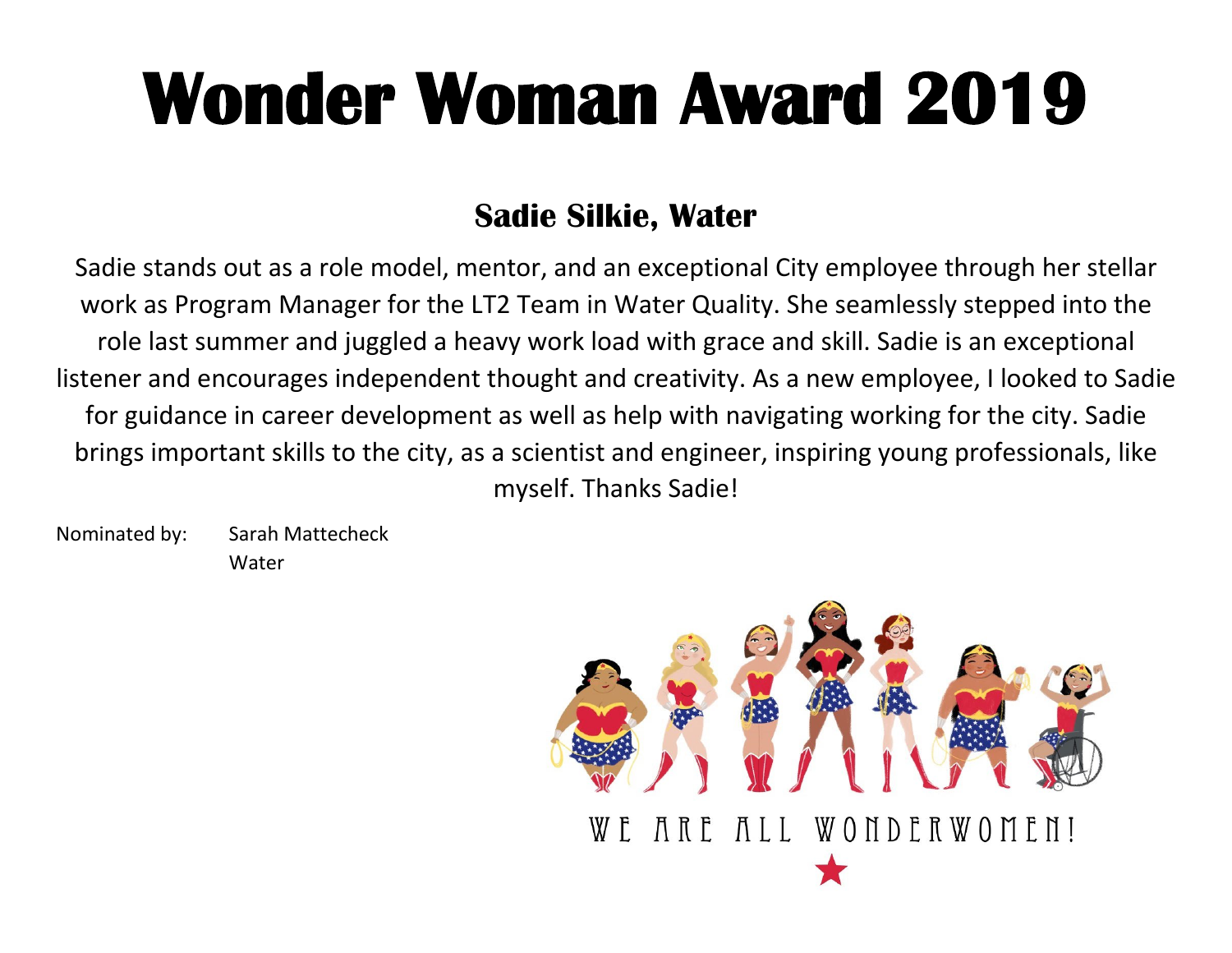# Wonder Woman Award 2019

## Sadie Silkie, Water

Sadie stands out as a role model, mentor, and an exceptional City employee through her stellar work as Program Manager for the LT2 Team in Water Quality. She seamlessly stepped into the role last summer and juggled a heavy work load with grace and skill. Sadie is an exceptional listener and encourages independent thought and creativity. As a new employee, I looked to Sadie for guidance in career development as well as help with navigating working for the city. Sadie brings important skills to the city, as a scientist and engineer, inspiring young professionals, like myself. Thanks Sadie!

Nominated by: Sarah Mattecheck
Water

WE ARE ALL WONDERWOMEN!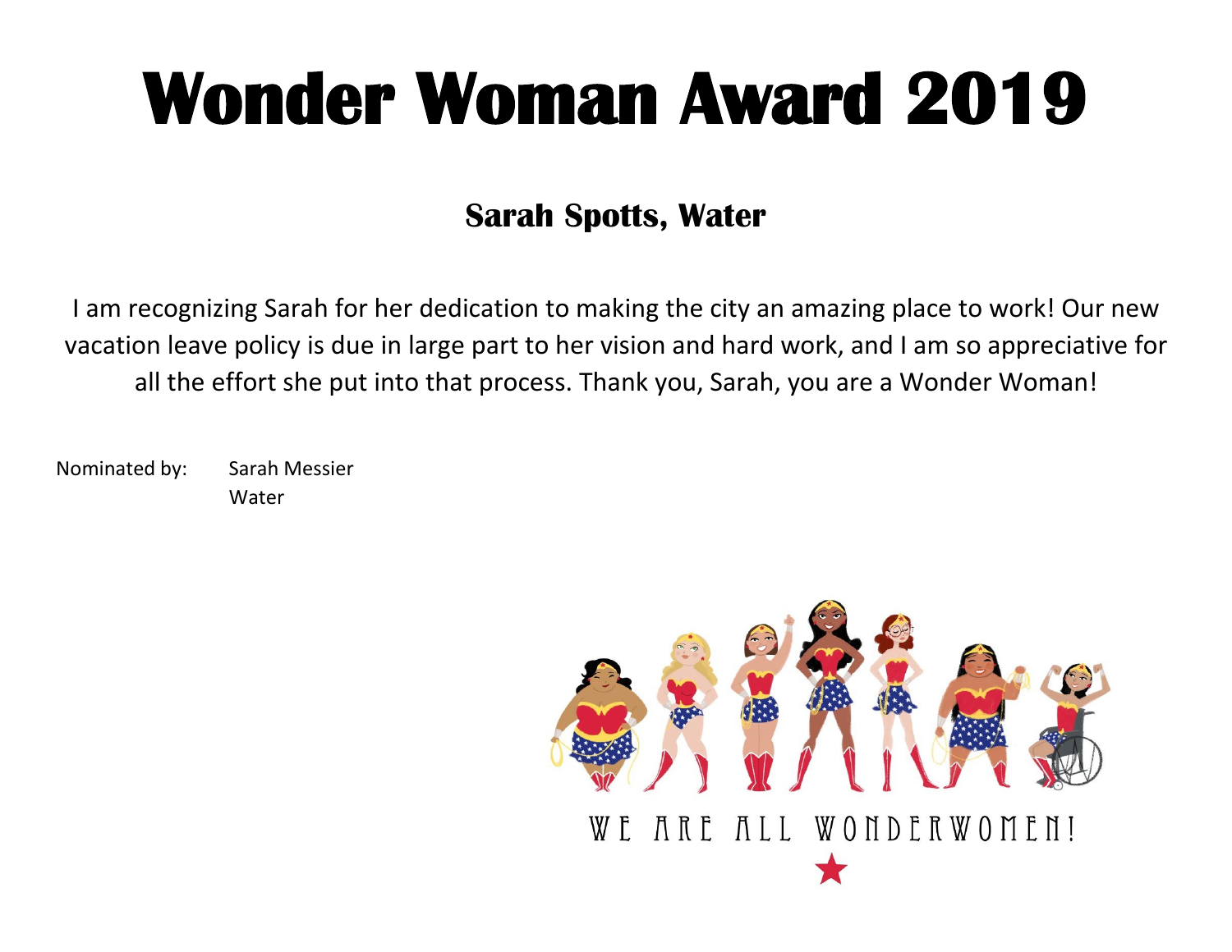# Wonder Woman Award 2019

**Sarah Spotts, Water**

I am recognizing Sarah for her dedication to making the city an amazing place to work! Our new vacation leave policy is due in large part to her vision and hard work, and I am so appreciative for all the effort she put into that process. Thank you, Sarah, you are a Wonder Woman!

Nominated by: Sarah Messier
Water

WE ARE ALL WONDERWOMEN!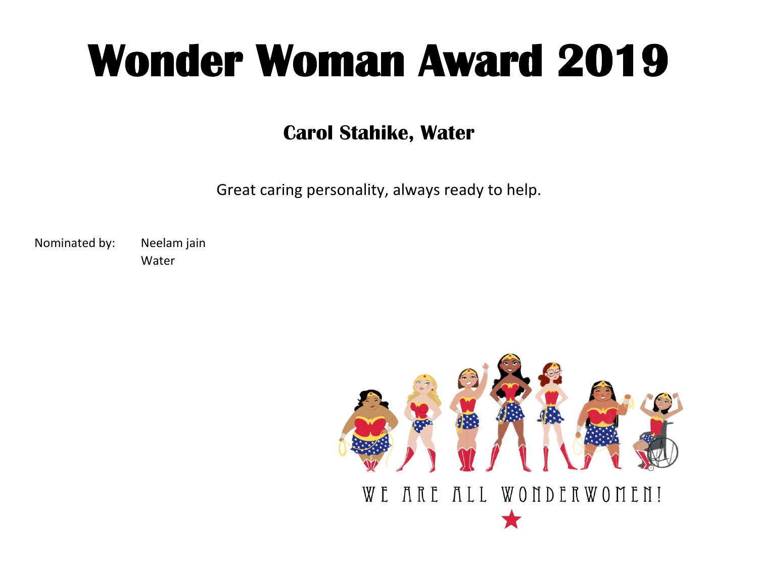# Wonder Woman Award 2019

## Carol Stahike, Water

Great caring personality, always ready to help.

Nominated by: Neelam jain
Water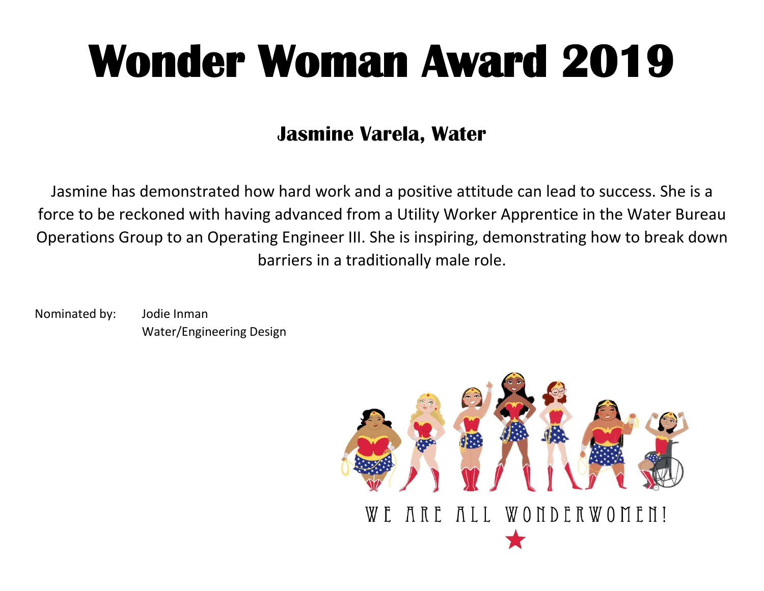# Wonder Woman Award 2019

## Jasmine Varela, Water

Jasmine has demonstrated how hard work and a positive attitude can lead to success. She is a force to be reckoned with having advanced from a Utility Worker Apprentice in the Water Bureau Operations Group to an Operating Engineer III. She is inspiring, demonstrating how to break down barriers in a traditionally male role.

Nominated by: Jodie Inman
Water/Engineering Design

WE ARE ALL WONDERWOMEN!